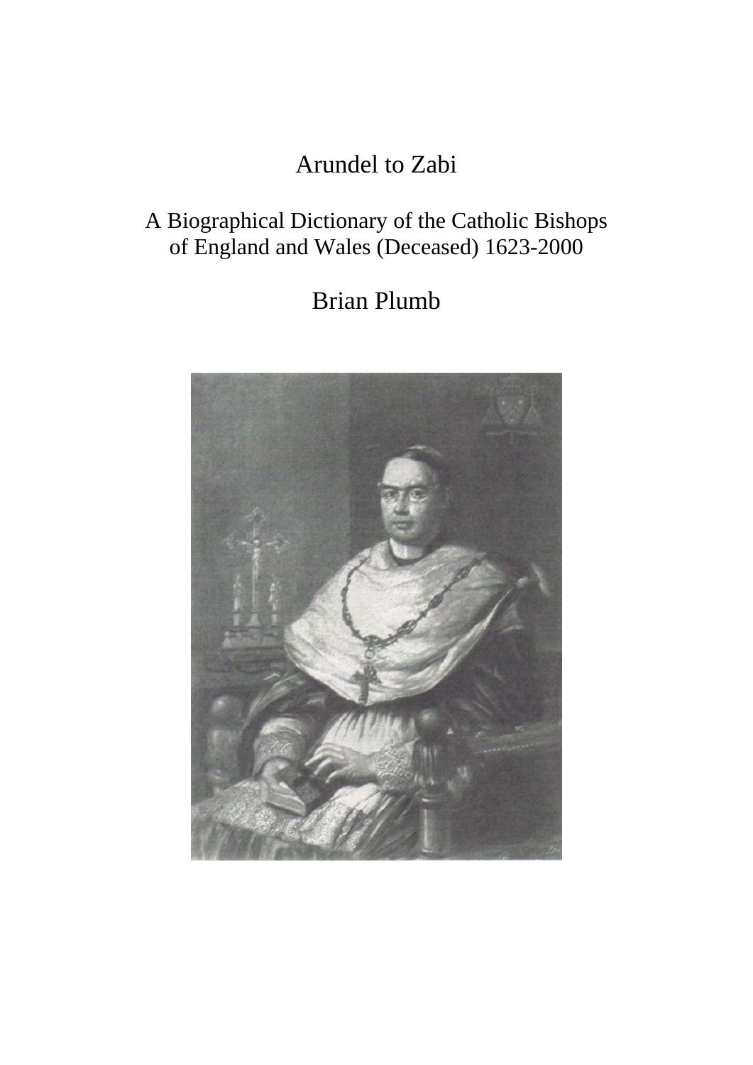# Arundel to Zabi

## A Biographical Dictionary of the Catholic Bishops of England and Wales (Deceased) 1623-2000

## Brian Plumb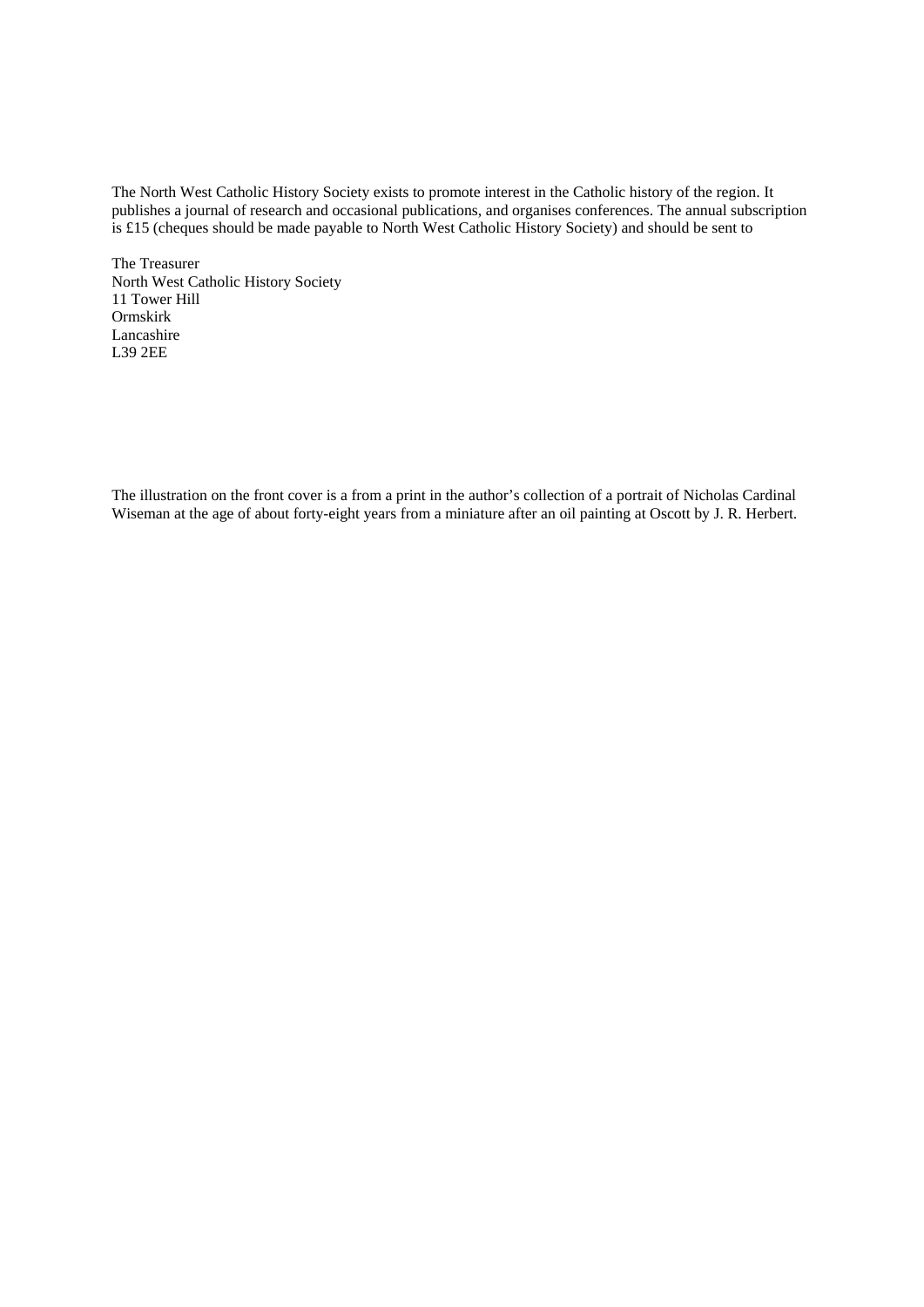The North West Catholic History Society exists to promote interest in the Catholic history of the region. It publishes a journal of research and occasional publications, and organises conferences. The annual subscription is £15 (cheques should be made payable to North West Catholic History Society) and should be sent to

The Treasurer
North West Catholic History Society
11 Tower Hill
Ormskirk
Lancashire
L39 2EE

The illustration on the front cover is a from a print in the author's collection of a portrait of Nicholas Cardinal Wiseman at the age of about forty-eight years from a miniature after an oil painting at Oscott by J. R. Herbert.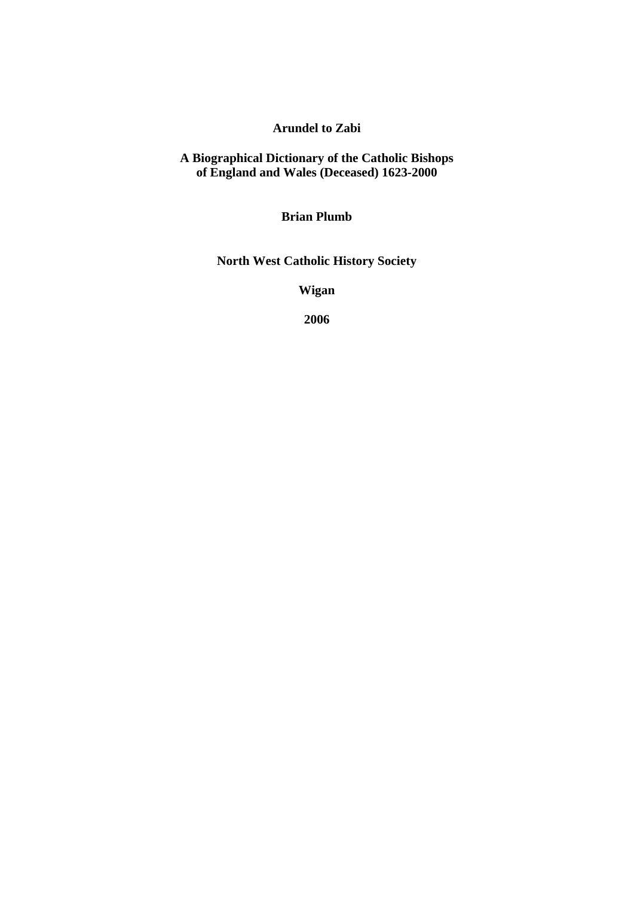# Arundel to Zabi

## A Biographical Dictionary of the Catholic Bishops of England and Wales (Deceased) 1623-2000

**Brian Plumb**

**North West Catholic History Society**

**Wigan**

**2006**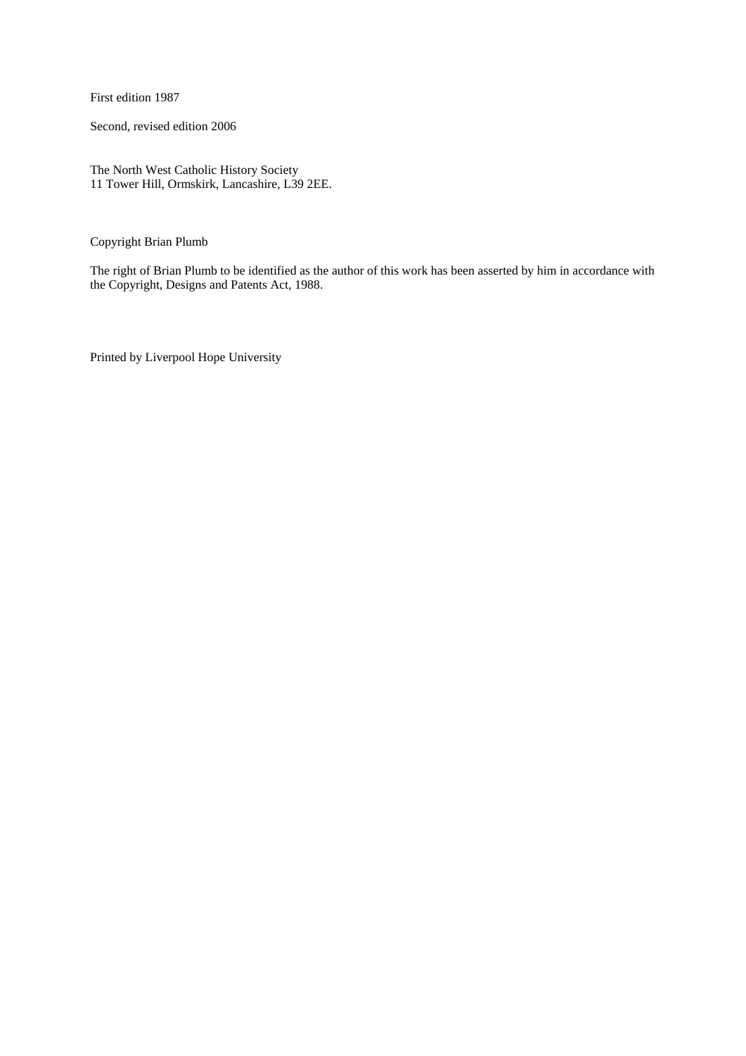First edition 1987

Second, revised edition 2006

The North West Catholic History Society
11 Tower Hill, Ormskirk, Lancashire, L39 2EE.

Copyright Brian Plumb

The right of Brian Plumb to be identified as the author of this work has been asserted by him in accordance with the Copyright, Designs and Patents Act, 1988.

Printed by Liverpool Hope University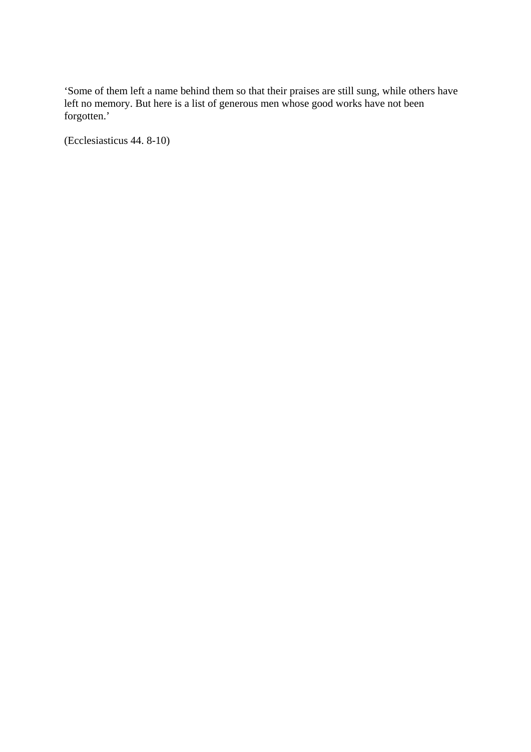'Some of them left a name behind them so that their praises are still sung, while others have left no memory. But here is a list of generous men whose good works have not been forgotten.'

(Ecclesiasticus 44. 8-10)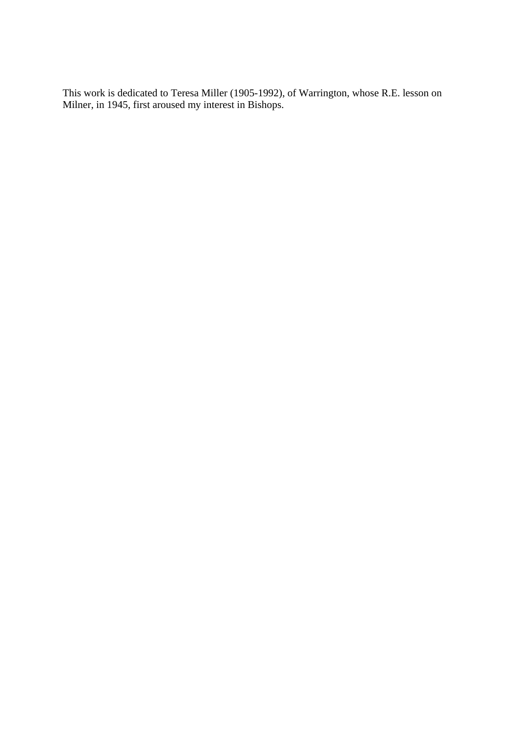This work is dedicated to Teresa Miller (1905-1992), of Warrington, whose R.E. lesson on Milner, in 1945, first aroused my interest in Bishops.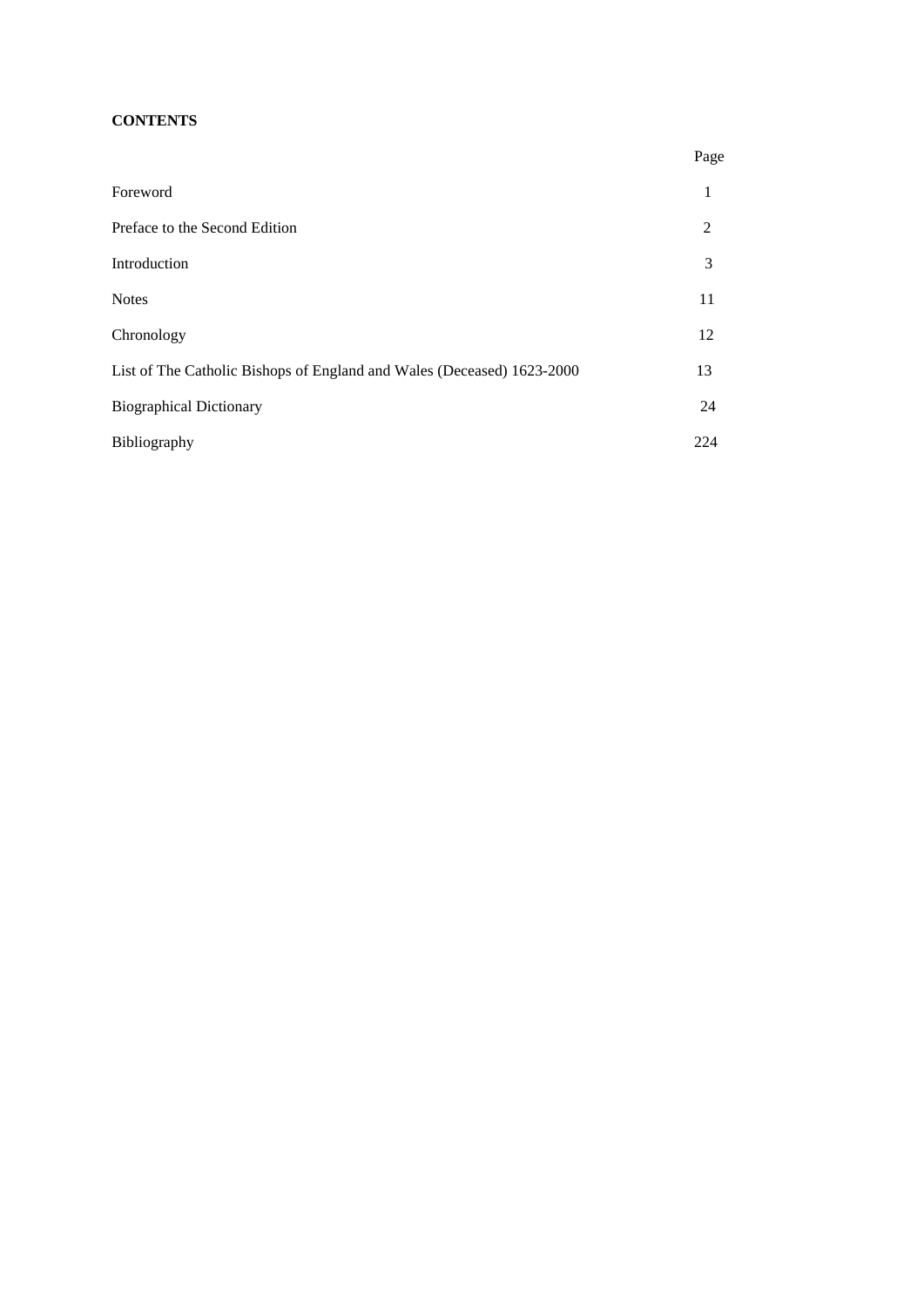**CONTENTS**

| | Page |
|---|---|
| Foreword | 1 |
| Preface to the Second Edition | 2 |
| Introduction | 3 |
| Notes | 11 |
| Chronology | 12 |
| List of The Catholic Bishops of England and Wales (Deceased) 1623-2000 | 13 |
| Biographical Dictionary | 24 |
| Bibliography | 224 |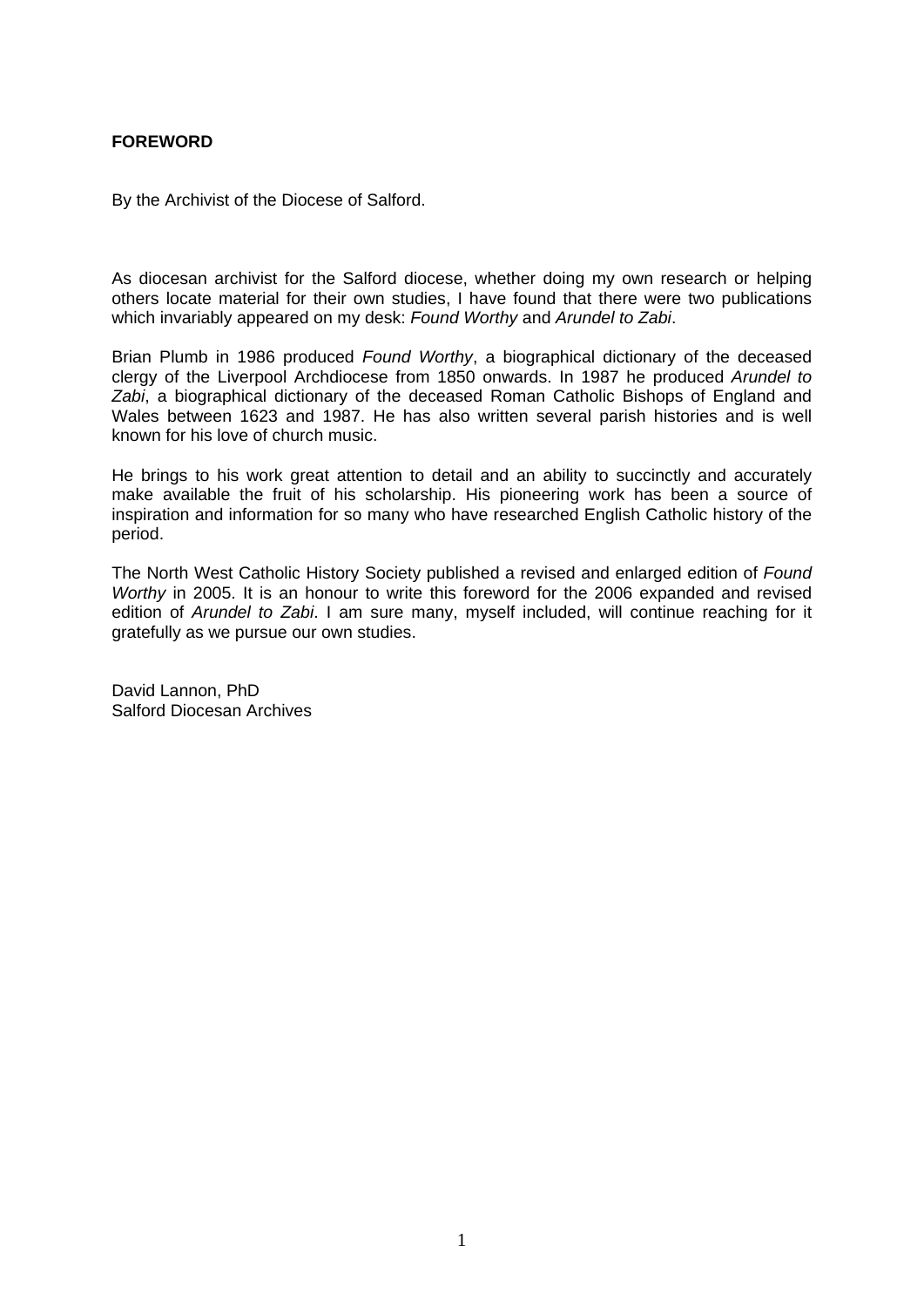# FOREWORD

By the Archivist of the Diocese of Salford.

As diocesan archivist for the Salford diocese, whether doing my own research or helping others locate material for their own studies, I have found that there were two publications which invariably appeared on my desk: *Found Worthy* and *Arundel to Zabi*.

Brian Plumb in 1986 produced *Found Worthy*, a biographical dictionary of the deceased clergy of the Liverpool Archdiocese from 1850 onwards. In 1987 he produced *Arundel to Zabi*, a biographical dictionary of the deceased Roman Catholic Bishops of England and Wales between 1623 and 1987. He has also written several parish histories and is well known for his love of church music.

He brings to his work great attention to detail and an ability to succinctly and accurately make available the fruit of his scholarship. His pioneering work has been a source of inspiration and information for so many who have researched English Catholic history of the period.

The North West Catholic History Society published a revised and enlarged edition of *Found Worthy* in 2005. It is an honour to write this foreword for the 2006 expanded and revised edition of *Arundel to Zabi*. I am sure many, myself included, will continue reaching for it gratefully as we pursue our own studies.

David Lannon, PhD
Salford Diocesan Archives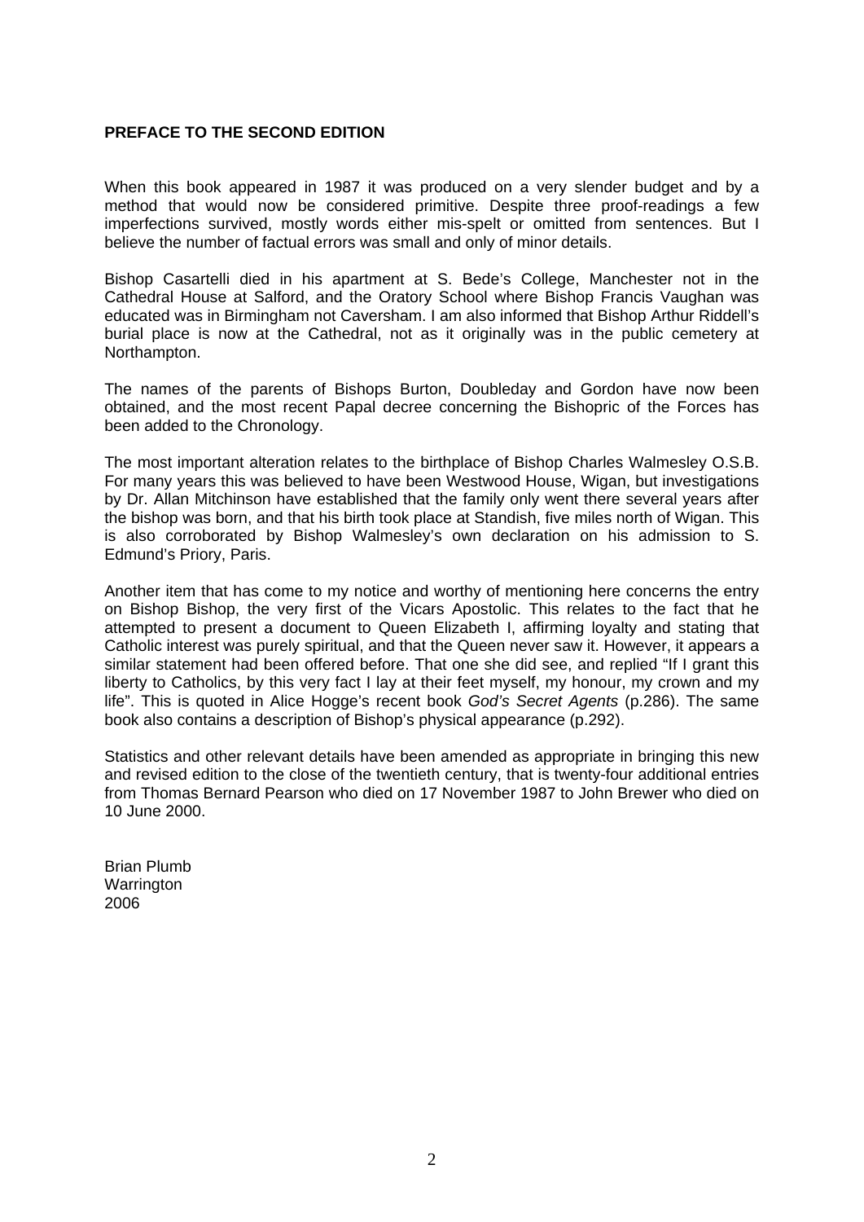**PREFACE TO THE SECOND EDITION**

When this book appeared in 1987 it was produced on a very slender budget and by a method that would now be considered primitive. Despite three proof-readings a few imperfections survived, mostly words either mis-spelt or omitted from sentences. But I believe the number of factual errors was small and only of minor details.

Bishop Casartelli died in his apartment at S. Bede's College, Manchester not in the Cathedral House at Salford, and the Oratory School where Bishop Francis Vaughan was educated was in Birmingham not Caversham. I am also informed that Bishop Arthur Riddell's burial place is now at the Cathedral, not as it originally was in the public cemetery at Northampton.

The names of the parents of Bishops Burton, Doubleday and Gordon have now been obtained, and the most recent Papal decree concerning the Bishopric of the Forces has been added to the Chronology.

The most important alteration relates to the birthplace of Bishop Charles Walmesley O.S.B. For many years this was believed to have been Westwood House, Wigan, but investigations by Dr. Allan Mitchinson have established that the family only went there several years after the bishop was born, and that his birth took place at Standish, five miles north of Wigan. This is also corroborated by Bishop Walmesley's own declaration on his admission to S. Edmund's Priory, Paris.

Another item that has come to my notice and worthy of mentioning here concerns the entry on Bishop Bishop, the very first of the Vicars Apostolic. This relates to the fact that he attempted to present a document to Queen Elizabeth I, affirming loyalty and stating that Catholic interest was purely spiritual, and that the Queen never saw it. However, it appears a similar statement had been offered before. That one she did see, and replied "If I grant this liberty to Catholics, by this very fact I lay at their feet myself, my honour, my crown and my life". This is quoted in Alice Hogge's recent book *God's Secret Agents* (p.286). The same book also contains a description of Bishop's physical appearance (p.292).

Statistics and other relevant details have been amended as appropriate in bringing this new and revised edition to the close of the twentieth century, that is twenty-four additional entries from Thomas Bernard Pearson who died on 17 November 1987 to John Brewer who died on 10 June 2000.

Brian Plumb
Warrington
2006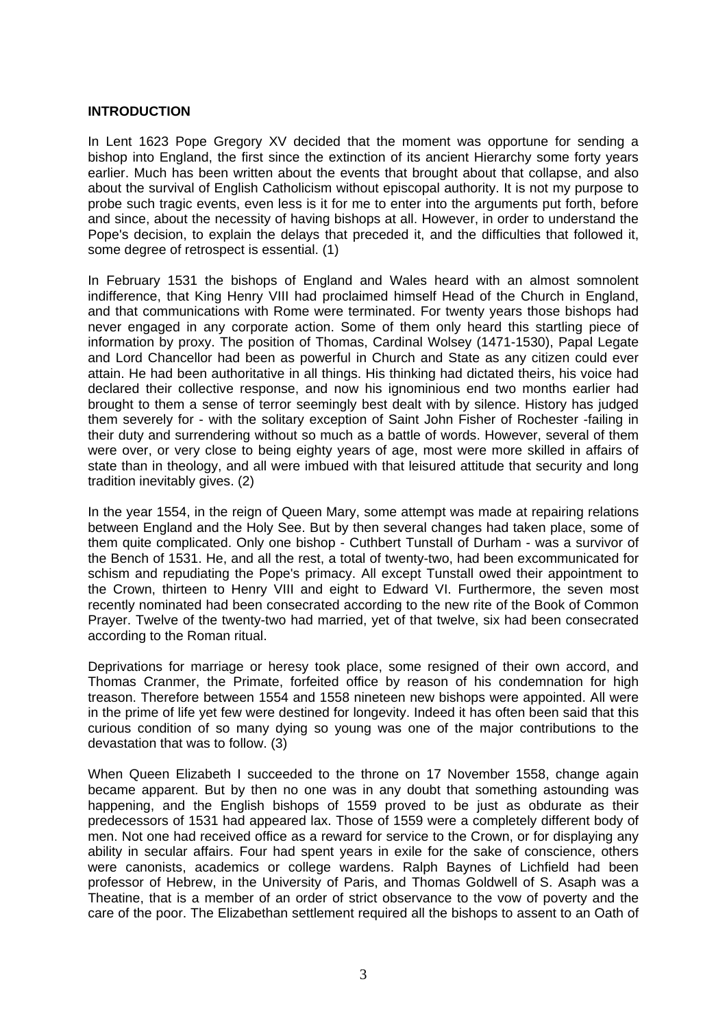**INTRODUCTION**

In Lent 1623 Pope Gregory XV decided that the moment was opportune for sending a bishop into England, the first since the extinction of its ancient Hierarchy some forty years earlier. Much has been written about the events that brought about that collapse, and also about the survival of English Catholicism without episcopal authority. It is not my purpose to probe such tragic events, even less is it for me to enter into the arguments put forth, before and since, about the necessity of having bishops at all. However, in order to understand the Pope's decision, to explain the delays that preceded it, and the difficulties that followed it, some degree of retrospect is essential. (1)

In February 1531 the bishops of England and Wales heard with an almost somnolent indifference, that King Henry VIII had proclaimed himself Head of the Church in England, and that communications with Rome were terminated. For twenty years those bishops had never engaged in any corporate action. Some of them only heard this startling piece of information by proxy. The position of Thomas, Cardinal Wolsey (1471-1530), Papal Legate and Lord Chancellor had been as powerful in Church and State as any citizen could ever attain. He had been authoritative in all things. His thinking had dictated theirs, his voice had declared their collective response, and now his ignominious end two months earlier had brought to them a sense of terror seemingly best dealt with by silence. History has judged them severely for - with the solitary exception of Saint John Fisher of Rochester -failing in their duty and surrendering without so much as a battle of words. However, several of them were over, or very close to being eighty years of age, most were more skilled in affairs of state than in theology, and all were imbued with that leisured attitude that security and long tradition inevitably gives. (2)

In the year 1554, in the reign of Queen Mary, some attempt was made at repairing relations between England and the Holy See. But by then several changes had taken place, some of them quite complicated. Only one bishop - Cuthbert Tunstall of Durham - was a survivor of the Bench of 1531. He, and all the rest, a total of twenty-two, had been excommunicated for schism and repudiating the Pope's primacy. All except Tunstall owed their appointment to the Crown, thirteen to Henry VIII and eight to Edward VI. Furthermore, the seven most recently nominated had been consecrated according to the new rite of the Book of Common Prayer. Twelve of the twenty-two had married, yet of that twelve, six had been consecrated according to the Roman ritual.

Deprivations for marriage or heresy took place, some resigned of their own accord, and Thomas Cranmer, the Primate, forfeited office by reason of his condemnation for high treason. Therefore between 1554 and 1558 nineteen new bishops were appointed. All were in the prime of life yet few were destined for longevity. Indeed it has often been said that this curious condition of so many dying so young was one of the major contributions to the devastation that was to follow. (3)

When Queen Elizabeth I succeeded to the throne on 17 November 1558, change again became apparent. But by then no one was in any doubt that something astounding was happening, and the English bishops of 1559 proved to be just as obdurate as their predecessors of 1531 had appeared lax. Those of 1559 were a completely different body of men. Not one had received office as a reward for service to the Crown, or for displaying any ability in secular affairs. Four had spent years in exile for the sake of conscience, others were canonists, academics or college wardens. Ralph Baynes of Lichfield had been professor of Hebrew, in the University of Paris, and Thomas Goldwell of S. Asaph was a Theatine, that is a member of an order of strict observance to the vow of poverty and the care of the poor. The Elizabethan settlement required all the bishops to assent to an Oath of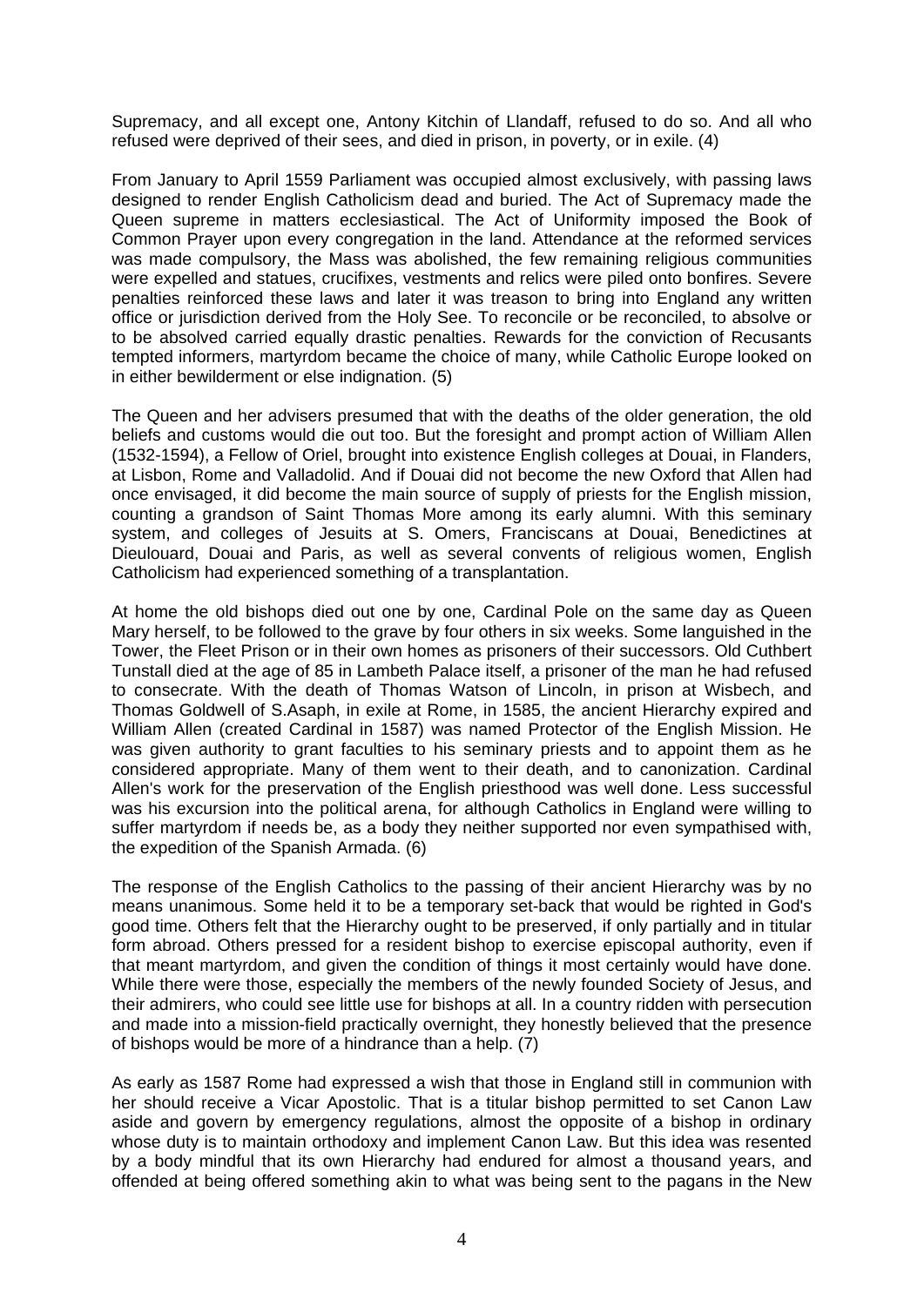Supremacy, and all except one, Antony Kitchin of Llandaff, refused to do so. And all who refused were deprived of their sees, and died in prison, in poverty, or in exile. (4)

From January to April 1559 Parliament was occupied almost exclusively, with passing laws designed to render English Catholicism dead and buried. The Act of Supremacy made the Queen supreme in matters ecclesiastical. The Act of Uniformity imposed the Book of Common Prayer upon every congregation in the land. Attendance at the reformed services was made compulsory, the Mass was abolished, the few remaining religious communities were expelled and statues, crucifixes, vestments and relics were piled onto bonfires. Severe penalties reinforced these laws and later it was treason to bring into England any written office or jurisdiction derived from the Holy See. To reconcile or be reconciled, to absolve or to be absolved carried equally drastic penalties. Rewards for the conviction of Recusants tempted informers, martyrdom became the choice of many, while Catholic Europe looked on in either bewilderment or else indignation. (5)

The Queen and her advisers presumed that with the deaths of the older generation, the old beliefs and customs would die out too. But the foresight and prompt action of William Allen (1532-1594), a Fellow of Oriel, brought into existence English colleges at Douai, in Flanders, at Lisbon, Rome and Valladolid. And if Douai did not become the new Oxford that Allen had once envisaged, it did become the main source of supply of priests for the English mission, counting a grandson of Saint Thomas More among its early alumni. With this seminary system, and colleges of Jesuits at S. Omers, Franciscans at Douai, Benedictines at Dieulouard, Douai and Paris, as well as several convents of religious women, English Catholicism had experienced something of a transplantation.

At home the old bishops died out one by one, Cardinal Pole on the same day as Queen Mary herself, to be followed to the grave by four others in six weeks. Some languished in the Tower, the Fleet Prison or in their own homes as prisoners of their successors. Old Cuthbert Tunstall died at the age of 85 in Lambeth Palace itself, a prisoner of the man he had refused to consecrate. With the death of Thomas Watson of Lincoln, in prison at Wisbech, and Thomas Goldwell of S.Asaph, in exile at Rome, in 1585, the ancient Hierarchy expired and William Allen (created Cardinal in 1587) was named Protector of the English Mission. He was given authority to grant faculties to his seminary priests and to appoint them as he considered appropriate. Many of them went to their death, and to canonization. Cardinal Allen's work for the preservation of the English priesthood was well done. Less successful was his excursion into the political arena, for although Catholics in England were willing to suffer martyrdom if needs be, as a body they neither supported nor even sympathised with, the expedition of the Spanish Armada. (6)

The response of the English Catholics to the passing of their ancient Hierarchy was by no means unanimous. Some held it to be a temporary set-back that would be righted in God's good time. Others felt that the Hierarchy ought to be preserved, if only partially and in titular form abroad. Others pressed for a resident bishop to exercise episcopal authority, even if that meant martyrdom, and given the condition of things it most certainly would have done. While there were those, especially the members of the newly founded Society of Jesus, and their admirers, who could see little use for bishops at all. In a country ridden with persecution and made into a mission-field practically overnight, they honestly believed that the presence of bishops would be more of a hindrance than a help. (7)

As early as 1587 Rome had expressed a wish that those in England still in communion with her should receive a Vicar Apostolic. That is a titular bishop permitted to set Canon Law aside and govern by emergency regulations, almost the opposite of a bishop in ordinary whose duty is to maintain orthodoxy and implement Canon Law. But this idea was resented by a body mindful that its own Hierarchy had endured for almost a thousand years, and offended at being offered something akin to what was being sent to the pagans in the New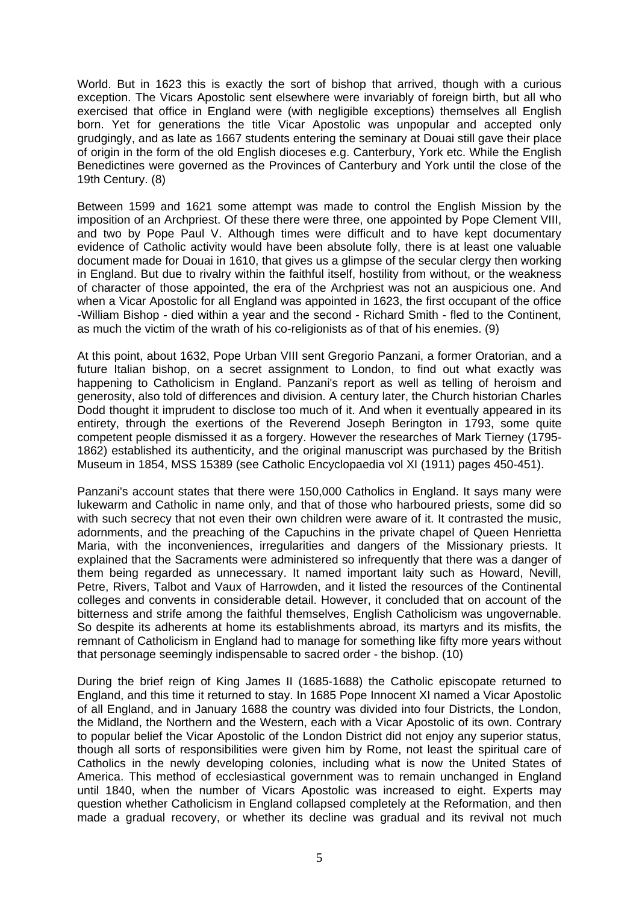World. But in 1623 this is exactly the sort of bishop that arrived, though with a curious exception. The Vicars Apostolic sent elsewhere were invariably of foreign birth, but all who exercised that office in England were (with negligible exceptions) themselves all English born. Yet for generations the title Vicar Apostolic was unpopular and accepted only grudgingly, and as late as 1667 students entering the seminary at Douai still gave their place of origin in the form of the old English dioceses e.g. Canterbury, York etc. While the English Benedictines were governed as the Provinces of Canterbury and York until the close of the 19th Century. (8)

Between 1599 and 1621 some attempt was made to control the English Mission by the imposition of an Archpriest. Of these there were three, one appointed by Pope Clement VIII, and two by Pope Paul V. Although times were difficult and to have kept documentary evidence of Catholic activity would have been absolute folly, there is at least one valuable document made for Douai in 1610, that gives us a glimpse of the secular clergy then working in England. But due to rivalry within the faithful itself, hostility from without, or the weakness of character of those appointed, the era of the Archpriest was not an auspicious one. And when a Vicar Apostolic for all England was appointed in 1623, the first occupant of the office -William Bishop - died within a year and the second - Richard Smith - fled to the Continent, as much the victim of the wrath of his co-religionists as of that of his enemies. (9)

At this point, about 1632, Pope Urban VIII sent Gregorio Panzani, a former Oratorian, and a future Italian bishop, on a secret assignment to London, to find out what exactly was happening to Catholicism in England. Panzani's report as well as telling of heroism and generosity, also told of differences and division. A century later, the Church historian Charles Dodd thought it imprudent to disclose too much of it. And when it eventually appeared in its entirety, through the exertions of the Reverend Joseph Berington in 1793, some quite competent people dismissed it as a forgery. However the researches of Mark Tierney (1795-1862) established its authenticity, and the original manuscript was purchased by the British Museum in 1854, MSS 15389 (see Catholic Encyclopaedia vol XI (1911) pages 450-451).

Panzani's account states that there were 150,000 Catholics in England. It says many were lukewarm and Catholic in name only, and that of those who harboured priests, some did so with such secrecy that not even their own children were aware of it. It contrasted the music, adornments, and the preaching of the Capuchins in the private chapel of Queen Henrietta Maria, with the inconveniences, irregularities and dangers of the Missionary priests. It explained that the Sacraments were administered so infrequently that there was a danger of them being regarded as unnecessary. It named important laity such as Howard, Nevill, Petre, Rivers, Talbot and Vaux of Harrowden, and it listed the resources of the Continental colleges and convents in considerable detail. However, it concluded that on account of the bitterness and strife among the faithful themselves, English Catholicism was ungovernable. So despite its adherents at home its establishments abroad, its martyrs and its misfits, the remnant of Catholicism in England had to manage for something like fifty more years without that personage seemingly indispensable to sacred order - the bishop. (10)

During the brief reign of King James II (1685-1688) the Catholic episcopate returned to England, and this time it returned to stay. In 1685 Pope Innocent XI named a Vicar Apostolic of all England, and in January 1688 the country was divided into four Districts, the London, the Midland, the Northern and the Western, each with a Vicar Apostolic of its own. Contrary to popular belief the Vicar Apostolic of the London District did not enjoy any superior status, though all sorts of responsibilities were given him by Rome, not least the spiritual care of Catholics in the newly developing colonies, including what is now the United States of America. This method of ecclesiastical government was to remain unchanged in England until 1840, when the number of Vicars Apostolic was increased to eight. Experts may question whether Catholicism in England collapsed completely at the Reformation, and then made a gradual recovery, or whether its decline was gradual and its revival not much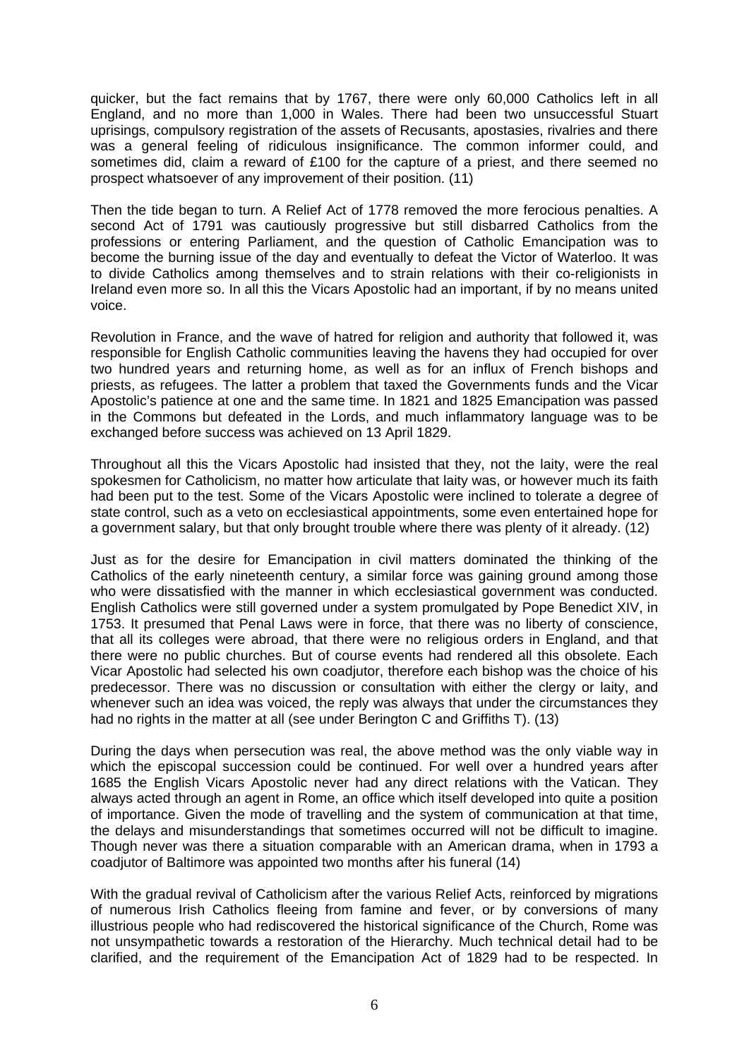quicker, but the fact remains that by 1767, there were only 60,000 Catholics left in all England, and no more than 1,000 in Wales. There had been two unsuccessful Stuart uprisings, compulsory registration of the assets of Recusants, apostasies, rivalries and there was a general feeling of ridiculous insignificance. The common informer could, and sometimes did, claim a reward of £100 for the capture of a priest, and there seemed no prospect whatsoever of any improvement of their position. (11)

Then the tide began to turn. A Relief Act of 1778 removed the more ferocious penalties. A second Act of 1791 was cautiously progressive but still disbarred Catholics from the professions or entering Parliament, and the question of Catholic Emancipation was to become the burning issue of the day and eventually to defeat the Victor of Waterloo. It was to divide Catholics among themselves and to strain relations with their co-religionists in Ireland even more so. In all this the Vicars Apostolic had an important, if by no means united voice.

Revolution in France, and the wave of hatred for religion and authority that followed it, was responsible for English Catholic communities leaving the havens they had occupied for over two hundred years and returning home, as well as for an influx of French bishops and priests, as refugees. The latter a problem that taxed the Governments funds and the Vicar Apostolic's patience at one and the same time. In 1821 and 1825 Emancipation was passed in the Commons but defeated in the Lords, and much inflammatory language was to be exchanged before success was achieved on 13 April 1829.

Throughout all this the Vicars Apostolic had insisted that they, not the laity, were the real spokesmen for Catholicism, no matter how articulate that laity was, or however much its faith had been put to the test. Some of the Vicars Apostolic were inclined to tolerate a degree of state control, such as a veto on ecclesiastical appointments, some even entertained hope for a government salary, but that only brought trouble where there was plenty of it already. (12)

Just as for the desire for Emancipation in civil matters dominated the thinking of the Catholics of the early nineteenth century, a similar force was gaining ground among those who were dissatisfied with the manner in which ecclesiastical government was conducted. English Catholics were still governed under a system promulgated by Pope Benedict XIV, in 1753. It presumed that Penal Laws were in force, that there was no liberty of conscience, that all its colleges were abroad, that there were no religious orders in England, and that there were no public churches. But of course events had rendered all this obsolete. Each Vicar Apostolic had selected his own coadjutor, therefore each bishop was the choice of his predecessor. There was no discussion or consultation with either the clergy or laity, and whenever such an idea was voiced, the reply was always that under the circumstances they had no rights in the matter at all (see under Berington C and Griffiths T). (13)

During the days when persecution was real, the above method was the only viable way in which the episcopal succession could be continued. For well over a hundred years after 1685 the English Vicars Apostolic never had any direct relations with the Vatican. They always acted through an agent in Rome, an office which itself developed into quite a position of importance. Given the mode of travelling and the system of communication at that time, the delays and misunderstandings that sometimes occurred will not be difficult to imagine. Though never was there a situation comparable with an American drama, when in 1793 a coadjutor of Baltimore was appointed two months after his funeral (14)

With the gradual revival of Catholicism after the various Relief Acts, reinforced by migrations of numerous Irish Catholics fleeing from famine and fever, or by conversions of many illustrious people who had rediscovered the historical significance of the Church, Rome was not unsympathetic towards a restoration of the Hierarchy. Much technical detail had to be clarified, and the requirement of the Emancipation Act of 1829 had to be respected. In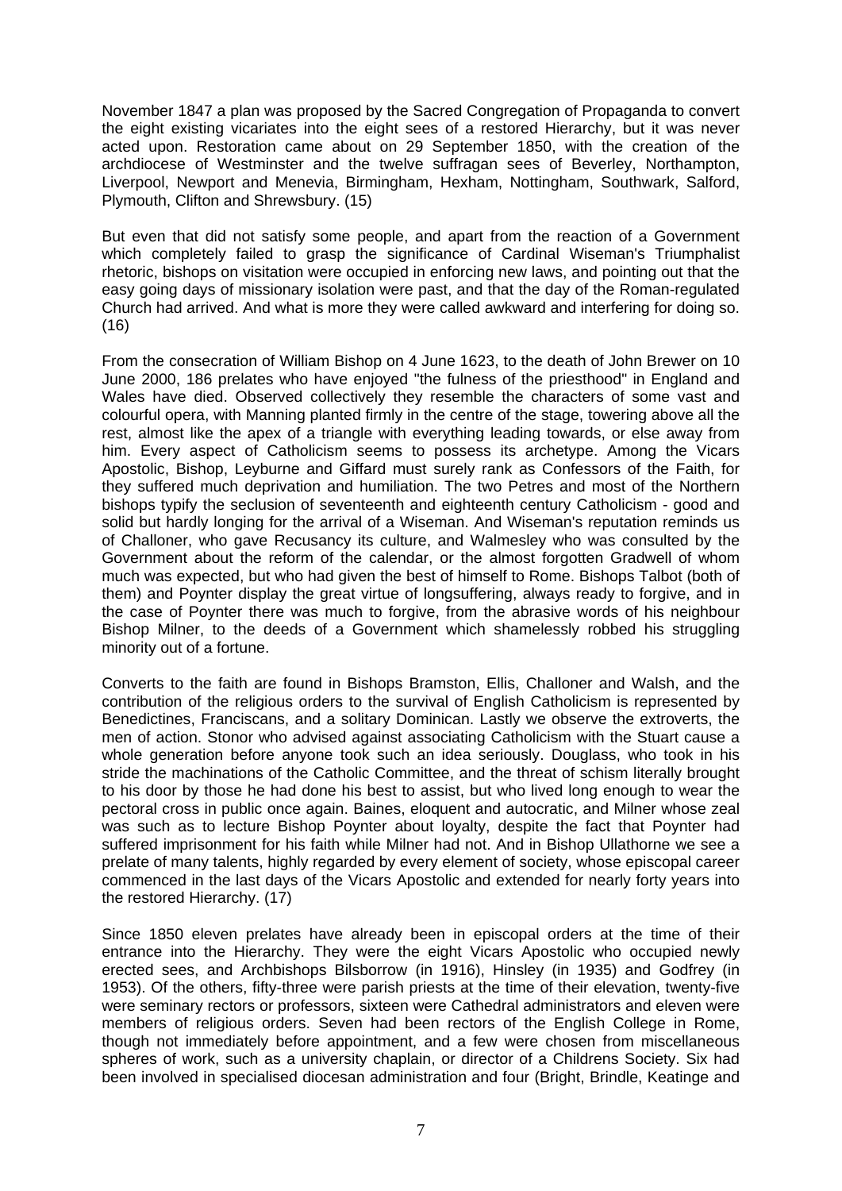November 1847 a plan was proposed by the Sacred Congregation of Propaganda to convert the eight existing vicariates into the eight sees of a restored Hierarchy, but it was never acted upon. Restoration came about on 29 September 1850, with the creation of the archdiocese of Westminster and the twelve suffragan sees of Beverley, Northampton, Liverpool, Newport and Menevia, Birmingham, Hexham, Nottingham, Southwark, Salford, Plymouth, Clifton and Shrewsbury. (15)

But even that did not satisfy some people, and apart from the reaction of a Government which completely failed to grasp the significance of Cardinal Wiseman's Triumphalist rhetoric, bishops on visitation were occupied in enforcing new laws, and pointing out that the easy going days of missionary isolation were past, and that the day of the Roman-regulated Church had arrived. And what is more they were called awkward and interfering for doing so. (16)

From the consecration of William Bishop on 4 June 1623, to the death of John Brewer on 10 June 2000, 186 prelates who have enjoyed "the fulness of the priesthood" in England and Wales have died. Observed collectively they resemble the characters of some vast and colourful opera, with Manning planted firmly in the centre of the stage, towering above all the rest, almost like the apex of a triangle with everything leading towards, or else away from him. Every aspect of Catholicism seems to possess its archetype. Among the Vicars Apostolic, Bishop, Leyburne and Giffard must surely rank as Confessors of the Faith, for they suffered much deprivation and humiliation. The two Petres and most of the Northern bishops typify the seclusion of seventeenth and eighteenth century Catholicism - good and solid but hardly longing for the arrival of a Wiseman. And Wiseman's reputation reminds us of Challoner, who gave Recusancy its culture, and Walmesley who was consulted by the Government about the reform of the calendar, or the almost forgotten Gradwell of whom much was expected, but who had given the best of himself to Rome. Bishops Talbot (both of them) and Poynter display the great virtue of longsuffering, always ready to forgive, and in the case of Poynter there was much to forgive, from the abrasive words of his neighbour Bishop Milner, to the deeds of a Government which shamelessly robbed his struggling minority out of a fortune.

Converts to the faith are found in Bishops Bramston, Ellis, Challoner and Walsh, and the contribution of the religious orders to the survival of English Catholicism is represented by Benedictines, Franciscans, and a solitary Dominican. Lastly we observe the extroverts, the men of action. Stonor who advised against associating Catholicism with the Stuart cause a whole generation before anyone took such an idea seriously. Douglass, who took in his stride the machinations of the Catholic Committee, and the threat of schism literally brought to his door by those he had done his best to assist, but who lived long enough to wear the pectoral cross in public once again. Baines, eloquent and autocratic, and Milner whose zeal was such as to lecture Bishop Poynter about loyalty, despite the fact that Poynter had suffered imprisonment for his faith while Milner had not. And in Bishop Ullathorne we see a prelate of many talents, highly regarded by every element of society, whose episcopal career commenced in the last days of the Vicars Apostolic and extended for nearly forty years into the restored Hierarchy. (17)

Since 1850 eleven prelates have already been in episcopal orders at the time of their entrance into the Hierarchy. They were the eight Vicars Apostolic who occupied newly erected sees, and Archbishops Bilsborrow (in 1916), Hinsley (in 1935) and Godfrey (in 1953). Of the others, fifty-three were parish priests at the time of their elevation, twenty-five were seminary rectors or professors, sixteen were Cathedral administrators and eleven were members of religious orders. Seven had been rectors of the English College in Rome, though not immediately before appointment, and a few were chosen from miscellaneous spheres of work, such as a university chaplain, or director of a Childrens Society. Six had been involved in specialised diocesan administration and four (Bright, Brindle, Keatinge and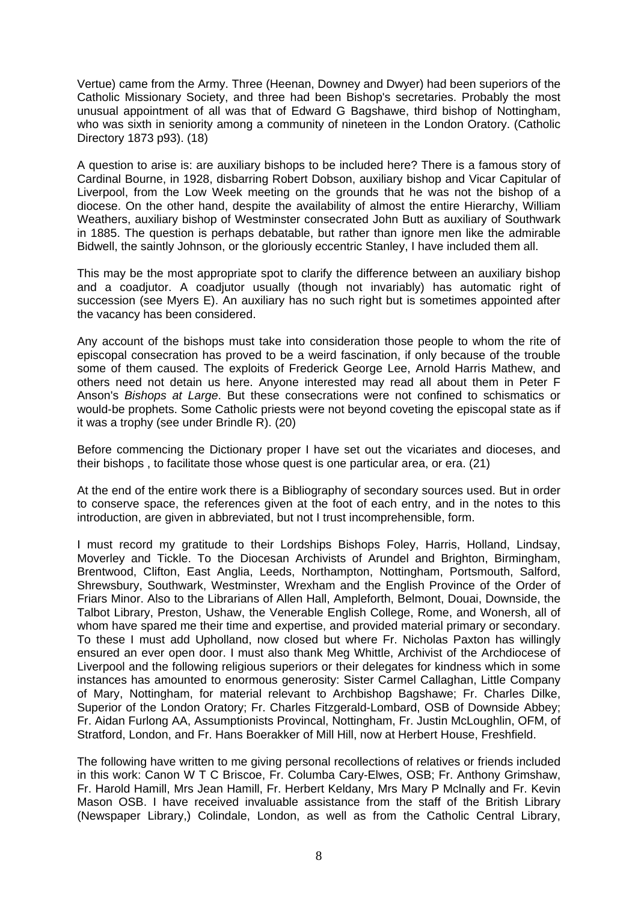Vertue) came from the Army. Three (Heenan, Downey and Dwyer) had been superiors of the Catholic Missionary Society, and three had been Bishop's secretaries. Probably the most unusual appointment of all was that of Edward G Bagshawe, third bishop of Nottingham, who was sixth in seniority among a community of nineteen in the London Oratory. (Catholic Directory 1873 p93). (18)

A question to arise is: are auxiliary bishops to be included here? There is a famous story of Cardinal Bourne, in 1928, disbarring Robert Dobson, auxiliary bishop and Vicar Capitular of Liverpool, from the Low Week meeting on the grounds that he was not the bishop of a diocese. On the other hand, despite the availability of almost the entire Hierarchy, William Weathers, auxiliary bishop of Westminster consecrated John Butt as auxiliary of Southwark in 1885. The question is perhaps debatable, but rather than ignore men like the admirable Bidwell, the saintly Johnson, or the gloriously eccentric Stanley, I have included them all.

This may be the most appropriate spot to clarify the difference between an auxiliary bishop and a coadjutor. A coadjutor usually (though not invariably) has automatic right of succession (see Myers E). An auxiliary has no such right but is sometimes appointed after the vacancy has been considered.

Any account of the bishops must take into consideration those people to whom the rite of episcopal consecration has proved to be a weird fascination, if only because of the trouble some of them caused. The exploits of Frederick George Lee, Arnold Harris Mathew, and others need not detain us here. Anyone interested may read all about them in Peter F Anson's *Bishops at Large*. But these consecrations were not confined to schismatics or would-be prophets. Some Catholic priests were not beyond coveting the episcopal state as if it was a trophy (see under Brindle R). (20)

Before commencing the Dictionary proper I have set out the vicariates and dioceses, and their bishops , to facilitate those whose quest is one particular area, or era. (21)

At the end of the entire work there is a Bibliography of secondary sources used. But in order to conserve space, the references given at the foot of each entry, and in the notes to this introduction, are given in abbreviated, but not I trust incomprehensible, form.

I must record my gratitude to their Lordships Bishops Foley, Harris, Holland, Lindsay, Moverley and Tickle. To the Diocesan Archivists of Arundel and Brighton, Birmingham, Brentwood, Clifton, East Anglia, Leeds, Northampton, Nottingham, Portsmouth, Salford, Shrewsbury, Southwark, Westminster, Wrexham and the English Province of the Order of Friars Minor. Also to the Librarians of Allen Hall, Ampleforth, Belmont, Douai, Downside, the Talbot Library, Preston, Ushaw, the Venerable English College, Rome, and Wonersh, all of whom have spared me their time and expertise, and provided material primary or secondary. To these I must add Upholland, now closed but where Fr. Nicholas Paxton has willingly ensured an ever open door. I must also thank Meg Whittle, Archivist of the Archdiocese of Liverpool and the following religious superiors or their delegates for kindness which in some instances has amounted to enormous generosity: Sister Carmel Callaghan, Little Company of Mary, Nottingham, for material relevant to Archbishop Bagshawe; Fr. Charles Dilke, Superior of the London Oratory; Fr. Charles Fitzgerald-Lombard, OSB of Downside Abbey; Fr. Aidan Furlong AA, Assumptionists Provincal, Nottingham, Fr. Justin McLoughlin, OFM, of Stratford, London, and Fr. Hans Boerakker of Mill Hill, now at Herbert House, Freshfield.

The following have written to me giving personal recollections of relatives or friends included in this work: Canon W T C Briscoe, Fr. Columba Cary-Elwes, OSB; Fr. Anthony Grimshaw, Fr. Harold Hamill, Mrs Jean Hamill, Fr. Herbert Keldany, Mrs Mary P Mclnally and Fr. Kevin Mason OSB. I have received invaluable assistance from the staff of the British Library (Newspaper Library,) Colindale, London, as well as from the Catholic Central Library,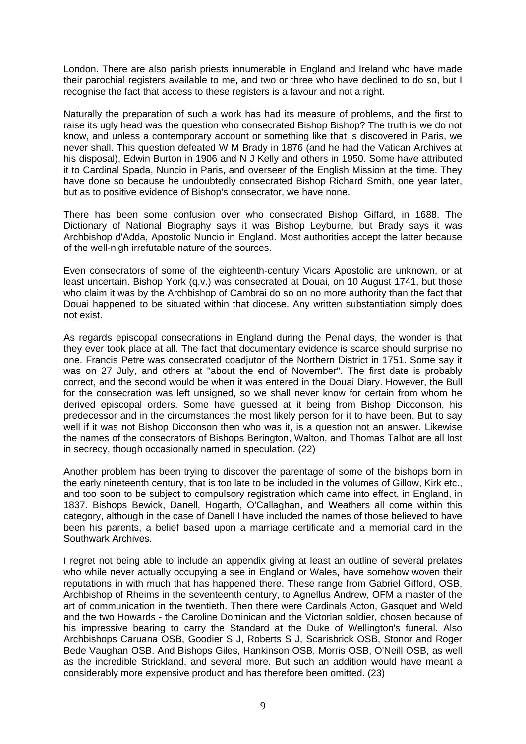London. There are also parish priests innumerable in England and Ireland who have made their parochial registers available to me, and two or three who have declined to do so, but I recognise the fact that access to these registers is a favour and not a right.

Naturally the preparation of such a work has had its measure of problems, and the first to raise its ugly head was the question who consecrated Bishop Bishop? The truth is we do not know, and unless a contemporary account or something like that is discovered in Paris, we never shall. This question defeated W M Brady in 1876 (and he had the Vatican Archives at his disposal), Edwin Burton in 1906 and N J Kelly and others in 1950. Some have attributed it to Cardinal Spada, Nuncio in Paris, and overseer of the English Mission at the time. They have done so because he undoubtedly consecrated Bishop Richard Smith, one year later, but as to positive evidence of Bishop's consecrator, we have none.

There has been some confusion over who consecrated Bishop Giffard, in 1688. The Dictionary of National Biography says it was Bishop Leyburne, but Brady says it was Archbishop d'Adda, Apostolic Nuncio in England. Most authorities accept the latter because of the well-nigh irrefutable nature of the sources.

Even consecrators of some of the eighteenth-century Vicars Apostolic are unknown, or at least uncertain. Bishop York (q.v.) was consecrated at Douai, on 10 August 1741, but those who claim it was by the Archbishop of Cambrai do so on no more authority than the fact that Douai happened to be situated within that diocese. Any written substantiation simply does not exist.

As regards episcopal consecrations in England during the Penal days, the wonder is that they ever took place at all. The fact that documentary evidence is scarce should surprise no one. Francis Petre was consecrated coadjutor of the Northern District in 1751. Some say it was on 27 July, and others at "about the end of November". The first date is probably correct, and the second would be when it was entered in the Douai Diary. However, the Bull for the consecration was left unsigned, so we shall never know for certain from whom he derived episcopal orders. Some have guessed at it being from Bishop Dicconson, his predecessor and in the circumstances the most likely person for it to have been. But to say well if it was not Bishop Dicconson then who was it, is a question not an answer. Likewise the names of the consecrators of Bishops Berington, Walton, and Thomas Talbot are all lost in secrecy, though occasionally named in speculation. (22)

Another problem has been trying to discover the parentage of some of the bishops born in the early nineteenth century, that is too late to be included in the volumes of Gillow, Kirk etc., and too soon to be subject to compulsory registration which came into effect, in England, in 1837. Bishops Bewick, Danell, Hogarth, O'Callaghan, and Weathers all come within this category, although in the case of Danell I have included the names of those believed to have been his parents, a belief based upon a marriage certificate and a memorial card in the Southwark Archives.

I regret not being able to include an appendix giving at least an outline of several prelates who while never actually occupying a see in England or Wales, have somehow woven their reputations in with much that has happened there. These range from Gabriel Gifford, OSB, Archbishop of Rheims in the seventeenth century, to Agnellus Andrew, OFM a master of the art of communication in the twentieth. Then there were Cardinals Acton, Gasquet and Weld and the two Howards - the Caroline Dominican and the Victorian soldier, chosen because of his impressive bearing to carry the Standard at the Duke of Wellington's funeral. Also Archbishops Caruana OSB, Goodier S J, Roberts S J, Scarisbrick OSB, Stonor and Roger Bede Vaughan OSB. And Bishops Giles, Hankinson OSB, Morris OSB, O'Neill OSB, as well as the incredible Strickland, and several more. But such an addition would have meant a considerably more expensive product and has therefore been omitted. (23)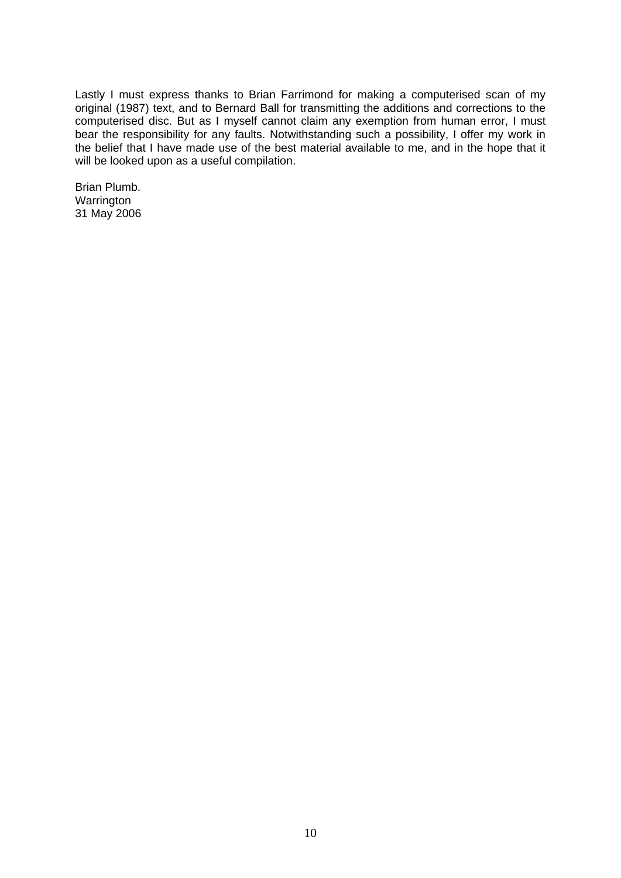Lastly I must express thanks to Brian Farrimond for making a computerised scan of my original (1987) text, and to Bernard Ball for transmitting the additions and corrections to the computerised disc. But as I myself cannot claim any exemption from human error, I must bear the responsibility for any faults. Notwithstanding such a possibility, I offer my work in the belief that I have made use of the best material available to me, and in the hope that it will be looked upon as a useful compilation.

Brian Plumb.
Warrington
31 May 2006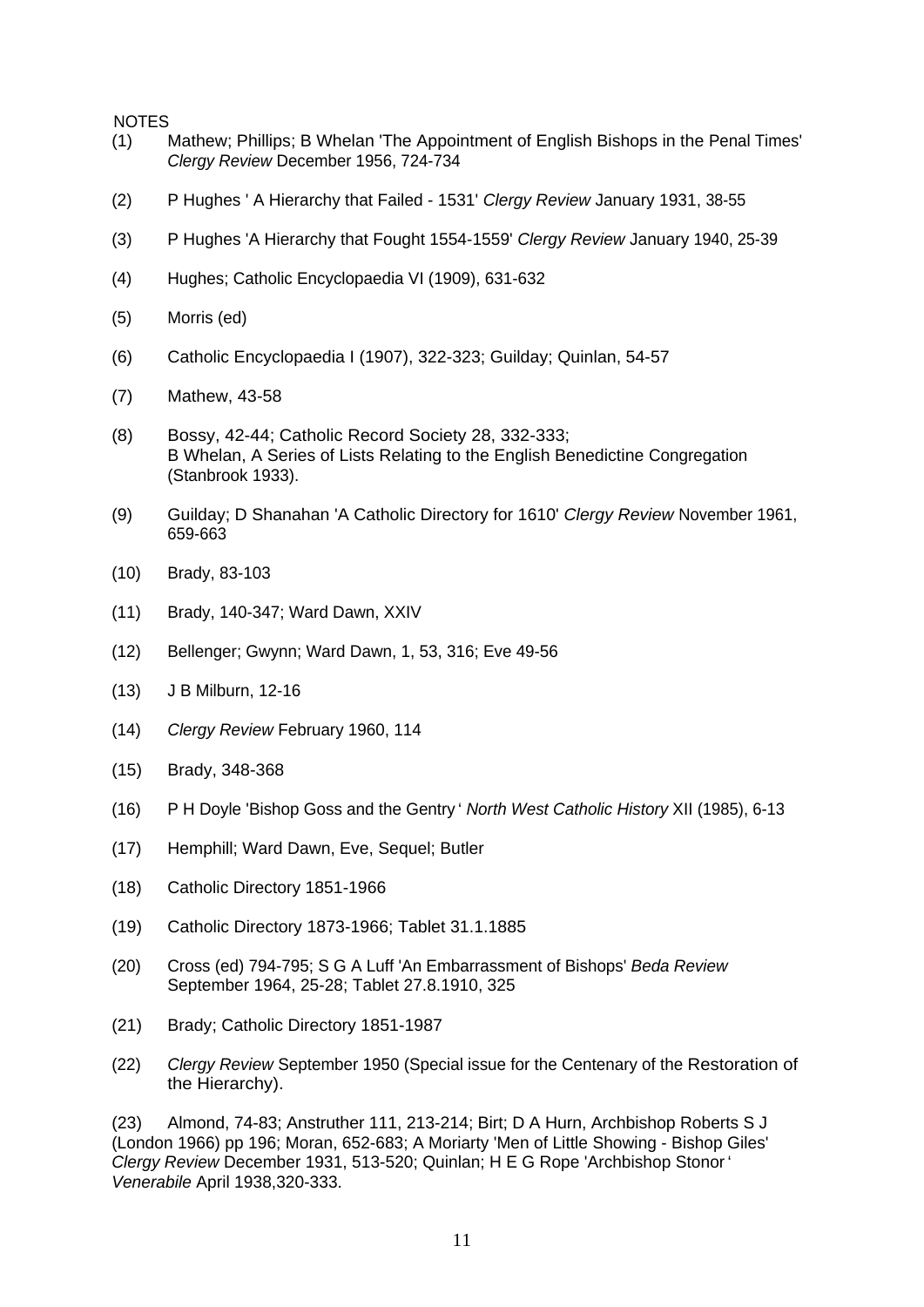NOTES

(1) Mathew; Phillips; B Whelan 'The Appointment of English Bishops in the Penal Times' *Clergy Review* December 1956, 724-734

(2) P Hughes ' A Hierarchy that Failed - 1531' *Clergy Review* January 1931, 38-55

(3) P Hughes 'A Hierarchy that Fought 1554-1559' *Clergy Review* January 1940, 25-39

(4) Hughes; Catholic Encyclopaedia VI (1909), 631-632

(5) Morris (ed)

(6) Catholic Encyclopaedia I (1907), 322-323; Guilday; Quinlan, 54-57

(7) Mathew, 43-58

(8) Bossy, 42-44; Catholic Record Society 28, 332-333; B Whelan, A Series of Lists Relating to the English Benedictine Congregation (Stanbrook 1933).

(9) Guilday; D Shanahan 'A Catholic Directory for 1610' *Clergy Review* November 1961, 659-663

(10) Brady, 83-103

(11) Brady, 140-347; Ward Dawn, XXIV

(12) Bellenger; Gwynn; Ward Dawn, 1, 53, 316; Eve 49-56

(13) J B Milburn, 12-16

(14) *Clergy Review* February 1960, 114

(15) Brady, 348-368

(16) P H Doyle 'Bishop Goss and the Gentry' *North West Catholic History* XII (1985), 6-13

(17) Hemphill; Ward Dawn, Eve, Sequel; Butler

(18) Catholic Directory 1851-1966

(19) Catholic Directory 1873-1966; Tablet 31.1.1885

(20) Cross (ed) 794-795; S G A Luff 'An Embarrassment of Bishops' *Beda Review* September 1964, 25-28; Tablet 27.8.1910, 325

(21) Brady; Catholic Directory 1851-1987

(22) *Clergy Review* September 1950 (Special issue for the Centenary of the Restoration of the Hierarchy).

(23) Almond, 74-83; Anstruther 111, 213-214; Birt; D A Hurn, Archbishop Roberts S J (London 1966) pp 196; Moran, 652-683; A Moriarty 'Men of Little Showing - Bishop Giles' *Clergy Review* December 1931, 513-520; Quinlan; H E G Rope 'Archbishop Stonor' *Venerabile* April 1938,320-333.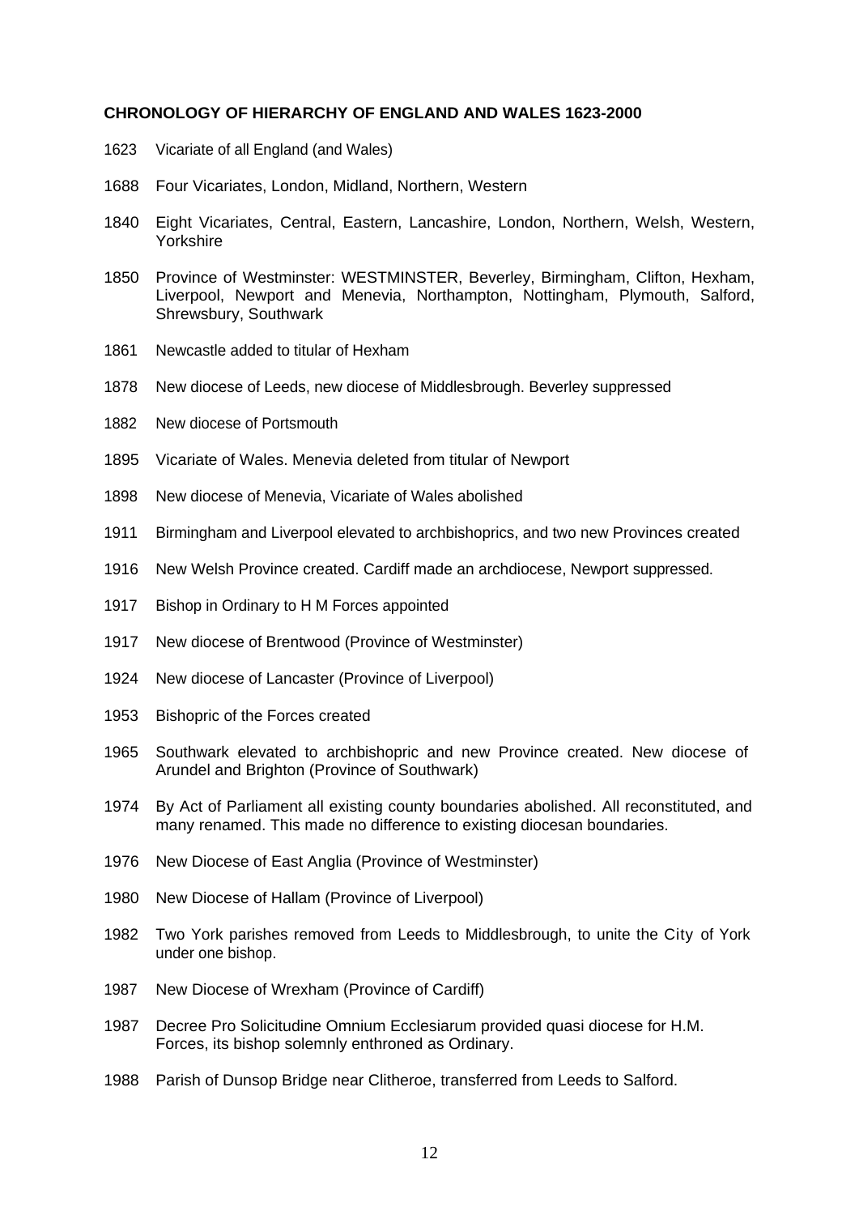**CHRONOLOGY OF HIERARCHY OF ENGLAND AND WALES 1623-2000**

1623 Vicariate of all England (and Wales)

1688 Four Vicariates, London, Midland, Northern, Western

1840 Eight Vicariates, Central, Eastern, Lancashire, London, Northern, Welsh, Western, Yorkshire

1850 Province of Westminster: WESTMINSTER, Beverley, Birmingham, Clifton, Hexham, Liverpool, Newport and Menevia, Northampton, Nottingham, Plymouth, Salford, Shrewsbury, Southwark

1861 Newcastle added to titular of Hexham

1878 New diocese of Leeds, new diocese of Middlesbrough. Beverley suppressed

1882 New diocese of Portsmouth

1895 Vicariate of Wales. Menevia deleted from titular of Newport

1898 New diocese of Menevia, Vicariate of Wales abolished

1911 Birmingham and Liverpool elevated to archbishoprics, and two new Provinces created

1916 New Welsh Province created. Cardiff made an archdiocese, Newport suppressed.

1917 Bishop in Ordinary to H M Forces appointed

1917 New diocese of Brentwood (Province of Westminster)

1924 New diocese of Lancaster (Province of Liverpool)

1953 Bishopric of the Forces created

1965 Southwark elevated to archbishopric and new Province created. New diocese of Arundel and Brighton (Province of Southwark)

1974 By Act of Parliament all existing county boundaries abolished. All reconstituted, and many renamed. This made no difference to existing diocesan boundaries.

1976 New Diocese of East Anglia (Province of Westminster)

1980 New Diocese of Hallam (Province of Liverpool)

1982 Two York parishes removed from Leeds to Middlesbrough, to unite the City of York under one bishop.

1987 New Diocese of Wrexham (Province of Cardiff)

1987 Decree Pro Solicitudine Omnium Ecclesiarum provided quasi diocese for H.M. Forces, its bishop solemnly enthroned as Ordinary.

1988 Parish of Dunsop Bridge near Clitheroe, transferred from Leeds to Salford.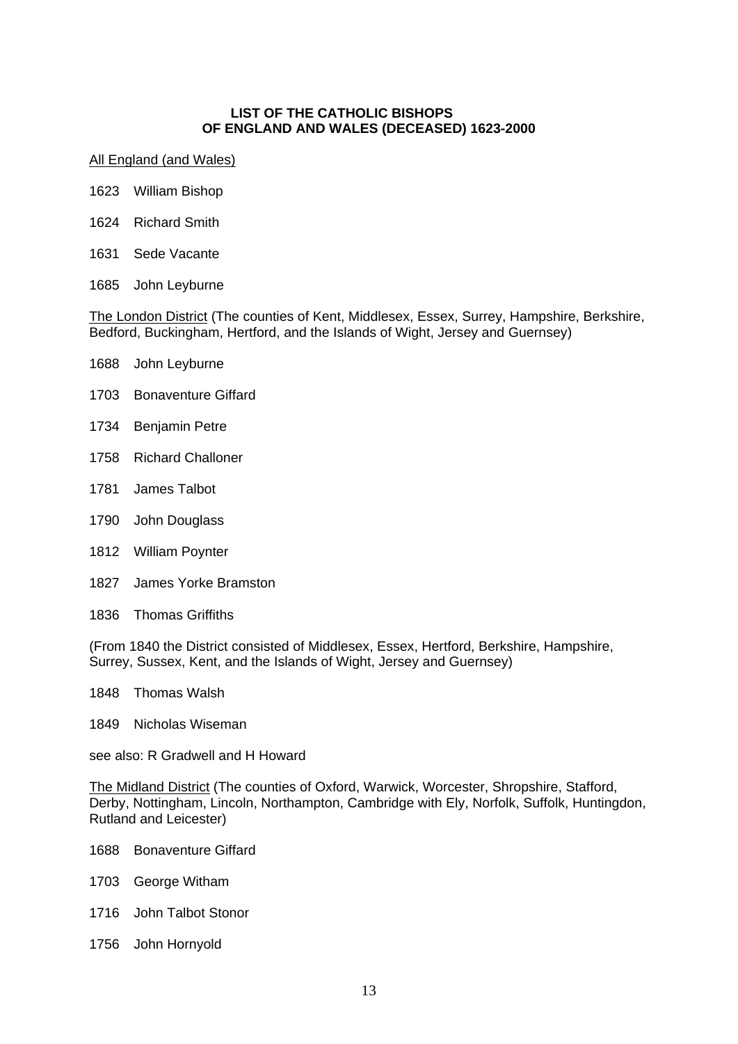# LIST OF THE CATHOLIC BISHOPS OF ENGLAND AND WALES (DECEASED) 1623-2000

All England (and Wales)

1623 William Bishop

1624 Richard Smith

1631 Sede Vacante

1685 John Leyburne

The London District (The counties of Kent, Middlesex, Essex, Surrey, Hampshire, Berkshire, Bedford, Buckingham, Hertford, and the Islands of Wight, Jersey and Guernsey)

1688 John Leyburne

1703 Bonaventure Giffard

1734 Benjamin Petre

1758 Richard Challoner

1781 James Talbot

1790 John Douglass

1812 William Poynter

1827 James Yorke Bramston

1836 Thomas Griffiths

(From 1840 the District consisted of Middlesex, Essex, Hertford, Berkshire, Hampshire, Surrey, Sussex, Kent, and the Islands of Wight, Jersey and Guernsey)

1848 Thomas Walsh

1849 Nicholas Wiseman

see also: R Gradwell and H Howard

The Midland District (The counties of Oxford, Warwick, Worcester, Shropshire, Stafford, Derby, Nottingham, Lincoln, Northampton, Cambridge with Ely, Norfolk, Suffolk, Huntingdon, Rutland and Leicester)

1688 Bonaventure Giffard

1703 George Witham

1716 John Talbot Stonor

1756 John Hornyold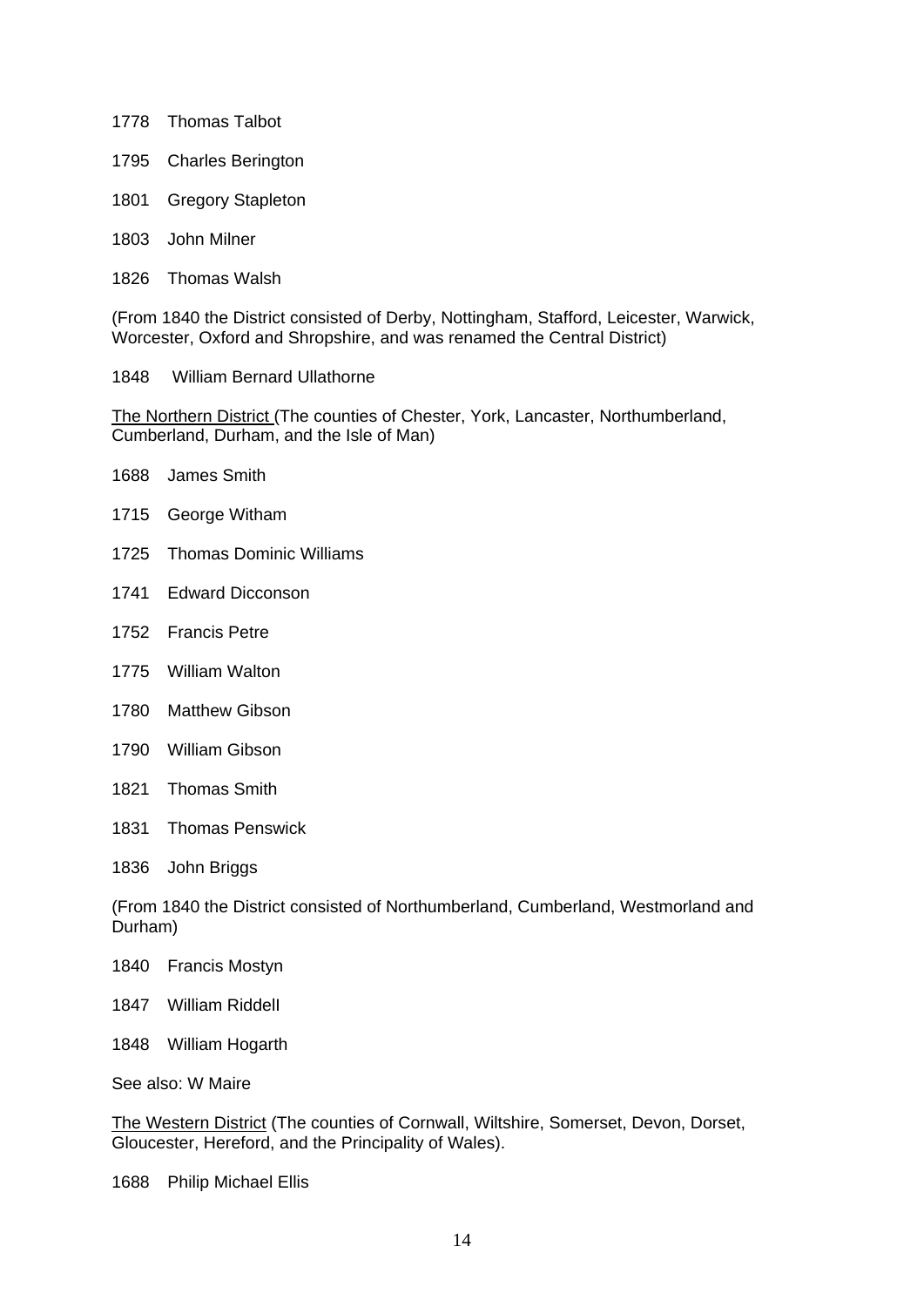1778 Thomas Talbot

1795 Charles Berington

1801 Gregory Stapleton

1803 John Milner

1826 Thomas Walsh

(From 1840 the District consisted of Derby, Nottingham, Stafford, Leicester, Warwick, Worcester, Oxford and Shropshire, and was renamed the Central District)

1848 William Bernard Ullathorne

<u>The Northern District</u> (The counties of Chester, York, Lancaster, Northumberland, Cumberland, Durham, and the Isle of Man)

1688 James Smith

1715 George Witham

1725 Thomas Dominic Williams

1741 Edward Dicconson

1752 Francis Petre

1775 William Walton

1780 Matthew Gibson

1790 William Gibson

1821 Thomas Smith

1831 Thomas Penswick

1836 John Briggs

(From 1840 the District consisted of Northumberland, Cumberland, Westmorland and Durham)

1840 Francis Mostyn

1847 William Riddell

1848 William Hogarth

See also: W Maire

<u>The Western District</u> (The counties of Cornwall, Wiltshire, Somerset, Devon, Dorset, Gloucester, Hereford, and the Principality of Wales).

1688 Philip Michael Ellis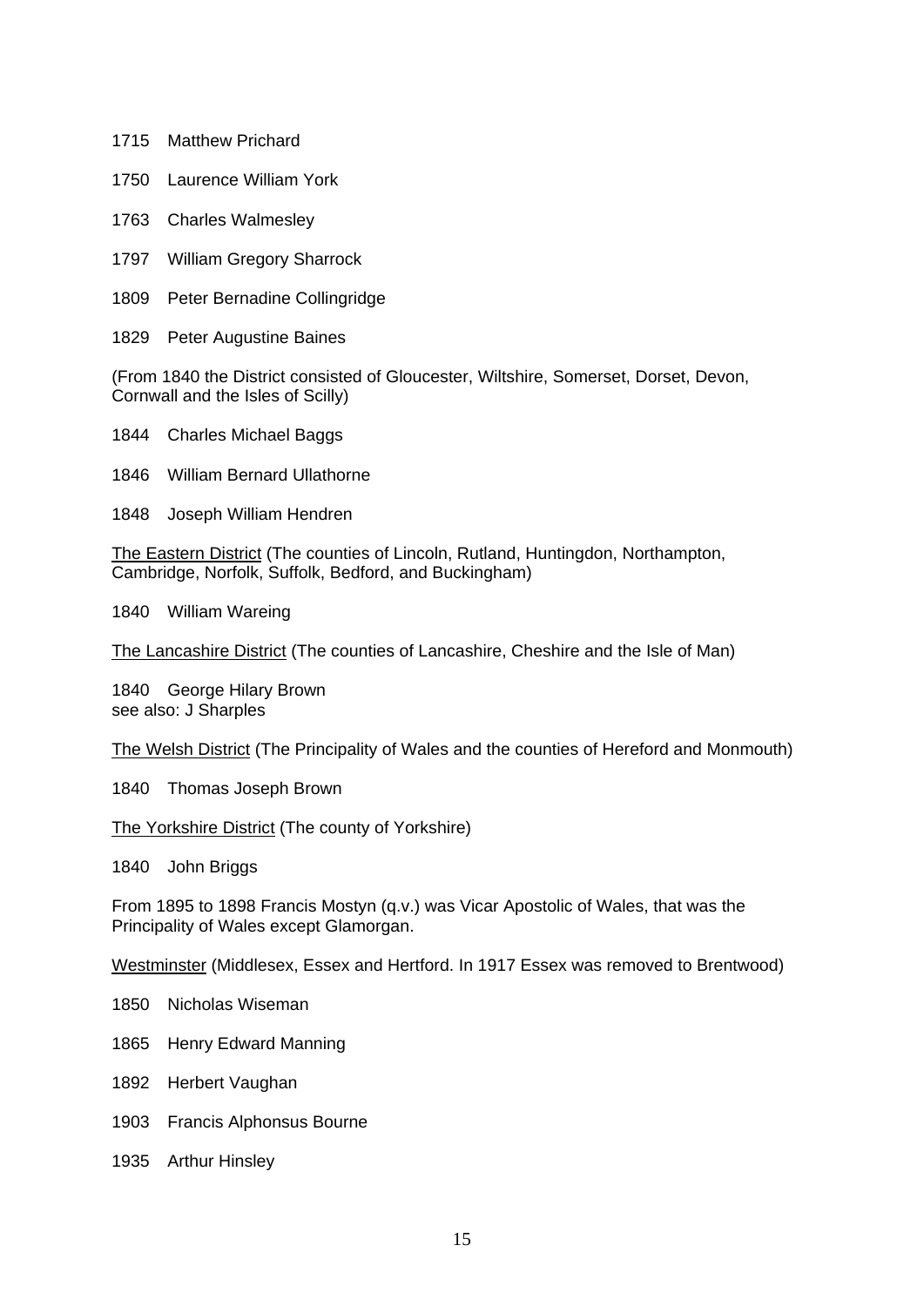1715 Matthew Prichard

1750 Laurence William York

1763 Charles Walmesley

1797 William Gregory Sharrock

1809 Peter Bernadine Collingridge

1829 Peter Augustine Baines

(From 1840 the District consisted of Gloucester, Wiltshire, Somerset, Dorset, Devon, Cornwall and the Isles of Scilly)

1844 Charles Michael Baggs

1846 William Bernard Ullathorne

1848 Joseph William Hendren

The Eastern District (The counties of Lincoln, Rutland, Huntingdon, Northampton, Cambridge, Norfolk, Suffolk, Bedford, and Buckingham)

1840 William Wareing

The Lancashire District (The counties of Lancashire, Cheshire and the Isle of Man)

1840 George Hilary Brown
see also: J Sharples

The Welsh District (The Principality of Wales and the counties of Hereford and Monmouth)

1840 Thomas Joseph Brown

The Yorkshire District (The county of Yorkshire)

1840 John Briggs

From 1895 to 1898 Francis Mostyn (q.v.) was Vicar Apostolic of Wales, that was the Principality of Wales except Glamorgan.

Westminster (Middlesex, Essex and Hertford. In 1917 Essex was removed to Brentwood)

1850 Nicholas Wiseman

1865 Henry Edward Manning

1892 Herbert Vaughan

1903 Francis Alphonsus Bourne

1935 Arthur Hinsley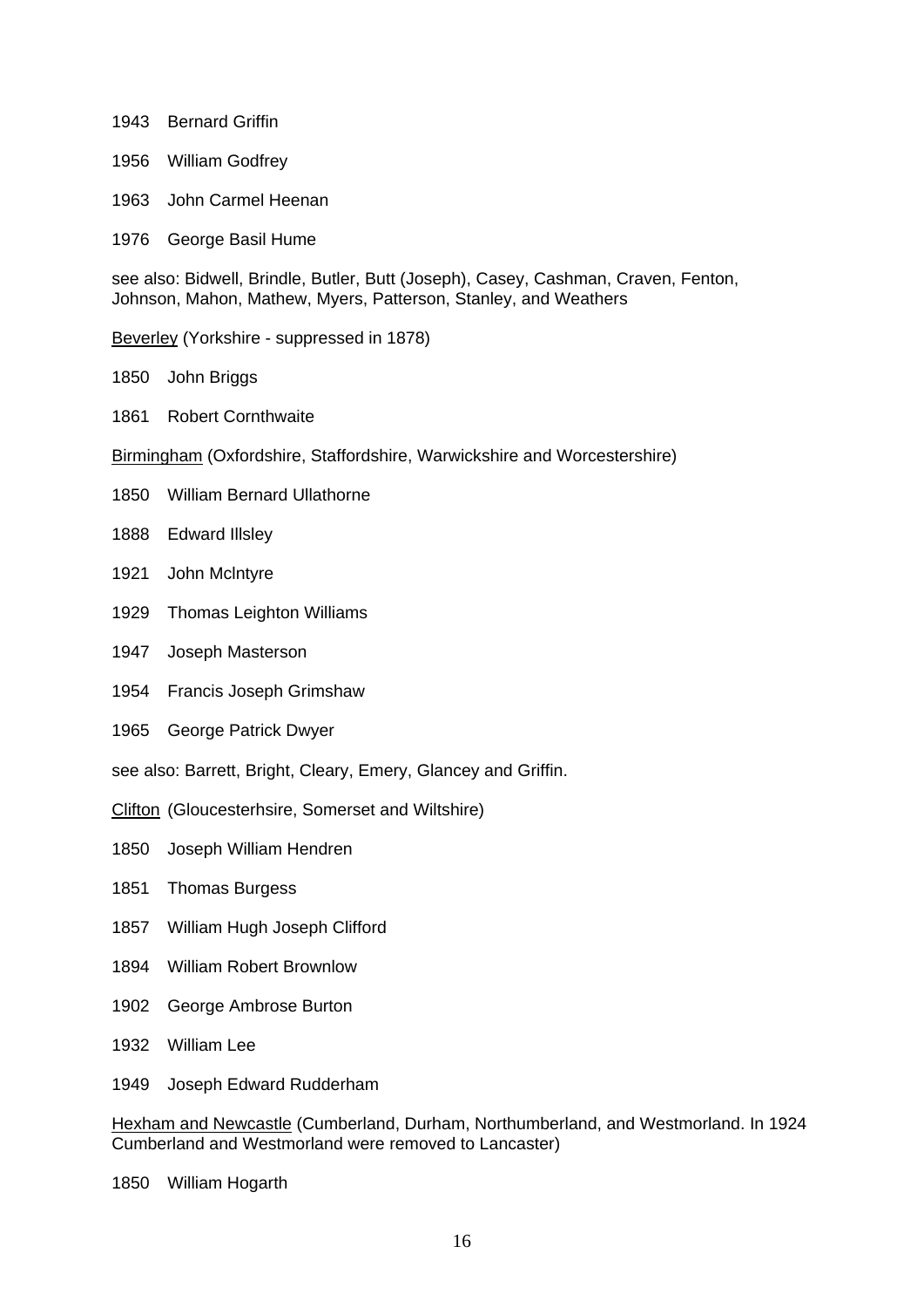1943 Bernard Griffin

1956 William Godfrey

1963 John Carmel Heenan

1976 George Basil Hume

see also: Bidwell, Brindle, Butler, Butt (Joseph), Casey, Cashman, Craven, Fenton, Johnson, Mahon, Mathew, Myers, Patterson, Stanley, and Weathers

<u>Beverley</u> (Yorkshire - suppressed in 1878)

1850 John Briggs

1861 Robert Cornthwaite

<u>Birmingham</u> (Oxfordshire, Staffordshire, Warwickshire and Worcestershire)

1850 William Bernard Ullathorne

1888 Edward Illsley

1921 John Mclntyre

1929 Thomas Leighton Williams

1947 Joseph Masterson

1954 Francis Joseph Grimshaw

1965 George Patrick Dwyer

see also: Barrett, Bright, Cleary, Emery, Glancey and Griffin.

<u>Clifton</u> (Gloucesterhsire, Somerset and Wiltshire)

1850 Joseph William Hendren

1851 Thomas Burgess

1857 William Hugh Joseph Clifford

1894 William Robert Brownlow

1902 George Ambrose Burton

1932 William Lee

1949 Joseph Edward Rudderham

<u>Hexham and Newcastle</u> (Cumberland, Durham, Northumberland, and Westmorland. In 1924 Cumberland and Westmorland were removed to Lancaster)

1850 William Hogarth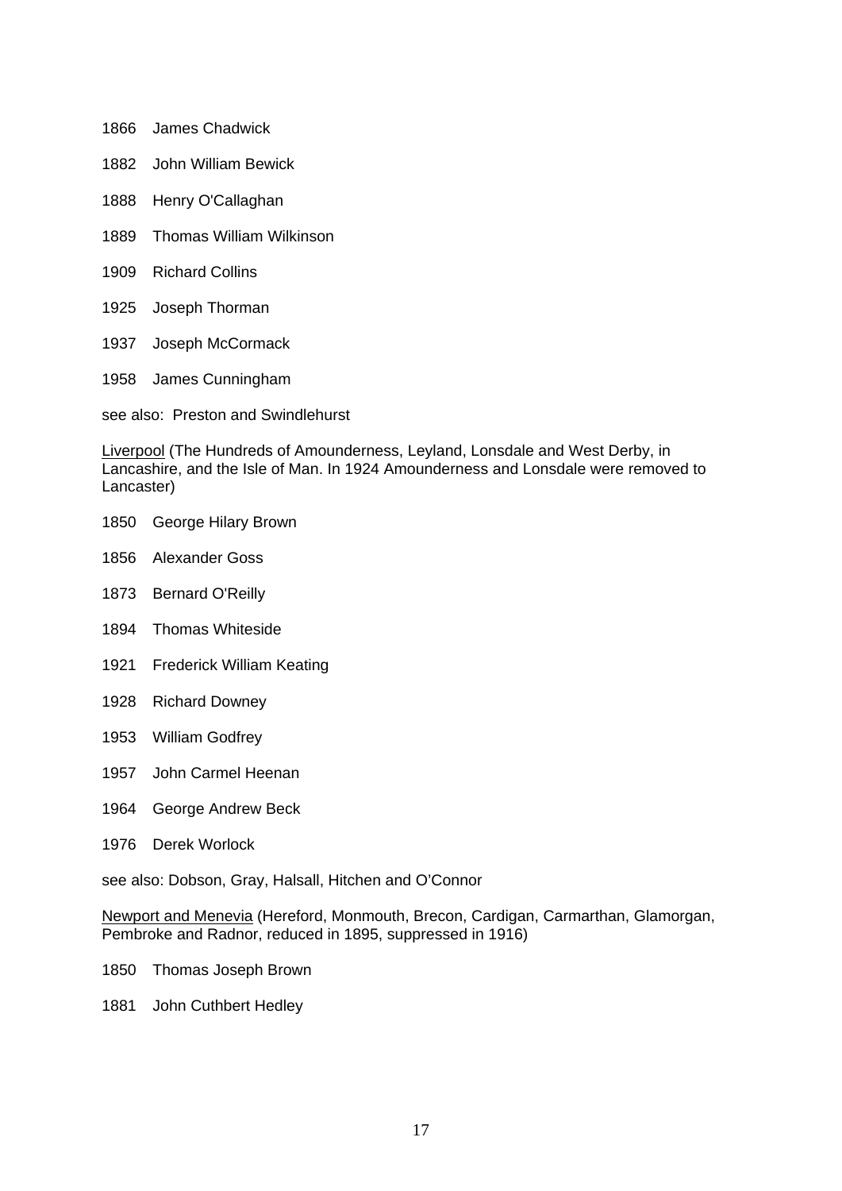1866 James Chadwick

1882 John William Bewick

1888 Henry O'Callaghan

1889 Thomas William Wilkinson

1909 Richard Collins

1925 Joseph Thorman

1937 Joseph McCormack

1958 James Cunningham

see also: Preston and Swindlehurst

Liverpool (The Hundreds of Amounderness, Leyland, Lonsdale and West Derby, in Lancashire, and the Isle of Man. In 1924 Amounderness and Lonsdale were removed to Lancaster)

1850 George Hilary Brown

1856 Alexander Goss

1873 Bernard O'Reilly

1894 Thomas Whiteside

1921 Frederick William Keating

1928 Richard Downey

1953 William Godfrey

1957 John Carmel Heenan

1964 George Andrew Beck

1976 Derek Worlock

see also: Dobson, Gray, Halsall, Hitchen and O'Connor

Newport and Menevia (Hereford, Monmouth, Brecon, Cardigan, Carmarthan, Glamorgan, Pembroke and Radnor, reduced in 1895, suppressed in 1916)

1850 Thomas Joseph Brown

1881 John Cuthbert Hedley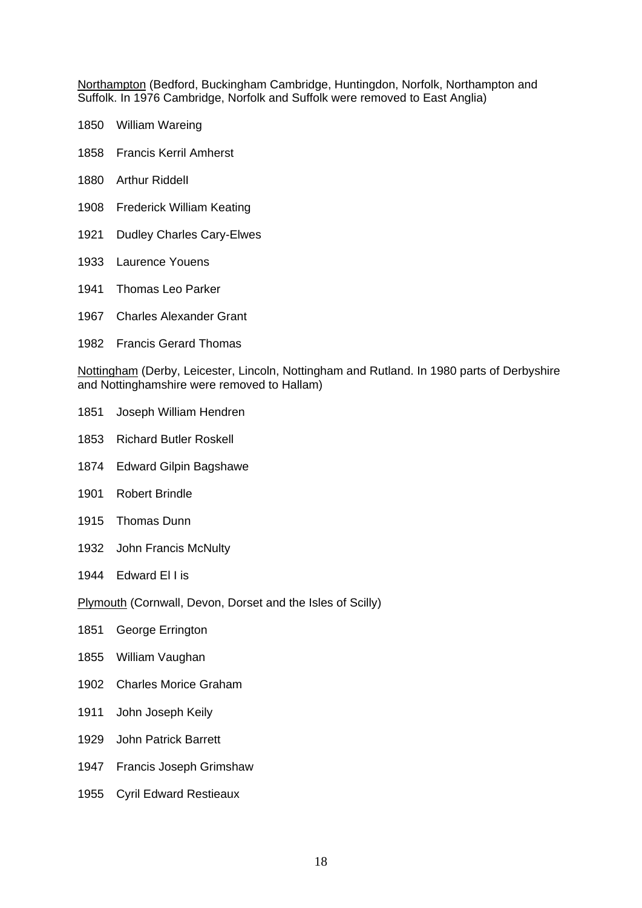Northampton (Bedford, Buckingham Cambridge, Huntingdon, Norfolk, Northampton and Suffolk. In 1976 Cambridge, Norfolk and Suffolk were removed to East Anglia)

1850 William Wareing

1858 Francis Kerril Amherst

1880 Arthur Riddell

1908 Frederick William Keating

1921 Dudley Charles Cary-Elwes

1933 Laurence Youens

1941 Thomas Leo Parker

1967 Charles Alexander Grant

1982 Francis Gerard Thomas

Nottingham (Derby, Leicester, Lincoln, Nottingham and Rutland. In 1980 parts of Derbyshire and Nottinghamshire were removed to Hallam)

1851 Joseph William Hendren

1853 Richard Butler Roskell

1874 Edward Gilpin Bagshawe

1901 Robert Brindle

1915 Thomas Dunn

1932 John Francis McNulty

1944 Edward El l is

Plymouth (Cornwall, Devon, Dorset and the Isles of Scilly)

1851 George Errington

1855 William Vaughan

1902 Charles Morice Graham

1911 John Joseph Keily

1929 John Patrick Barrett

1947 Francis Joseph Grimshaw

1955 Cyril Edward Restieaux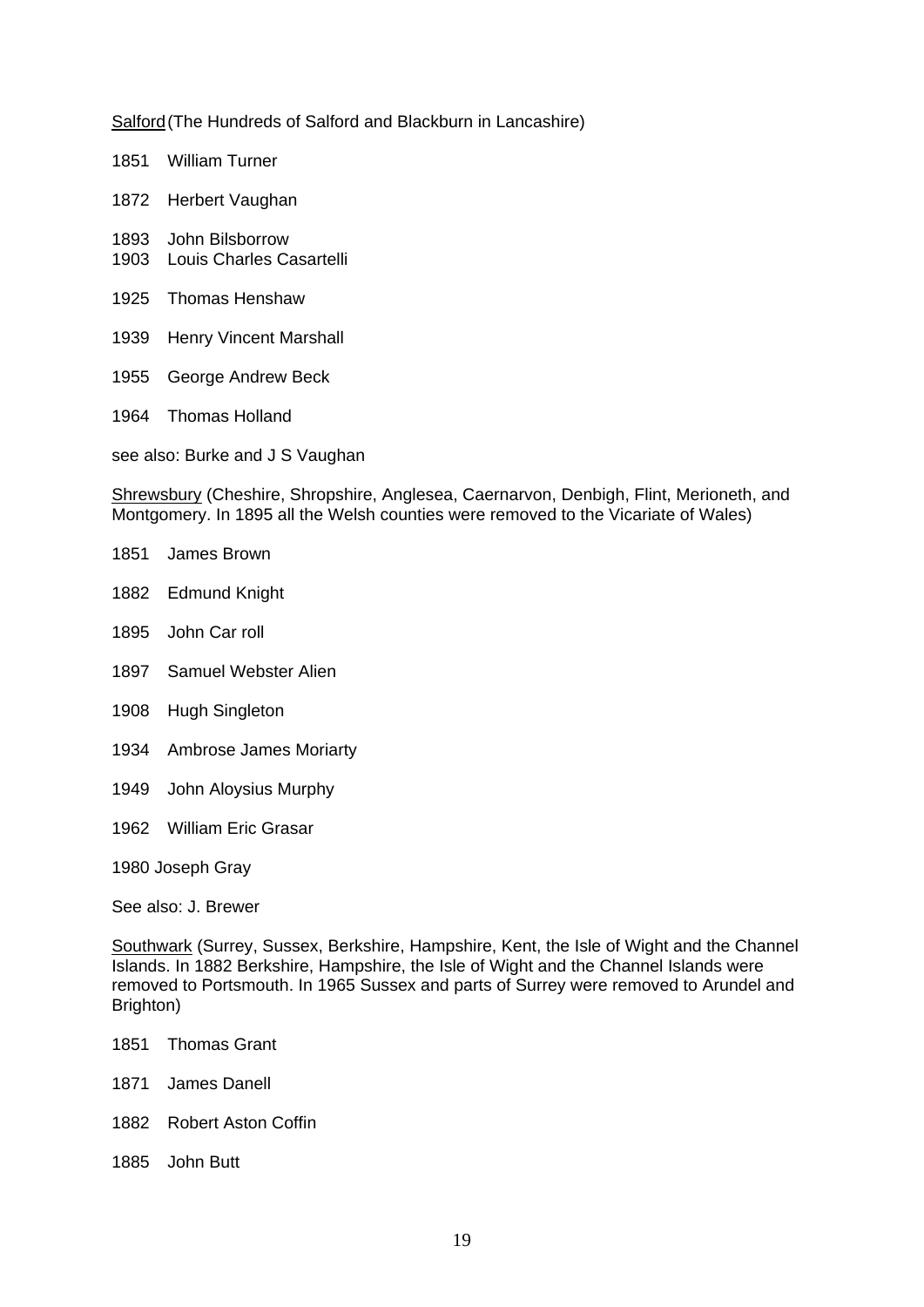<u>Salford</u> (The Hundreds of Salford and Blackburn in Lancashire)

1851 William Turner

1872 Herbert Vaughan

1893 John Bilsborrow
1903 Louis Charles Casartelli

1925 Thomas Henshaw

1939 Henry Vincent Marshall

1955 George Andrew Beck

1964 Thomas Holland

see also: Burke and J S Vaughan

<u>Shrewsbury</u> (Cheshire, Shropshire, Anglesea, Caernarvon, Denbigh, Flint, Merioneth, and Montgomery. In 1895 all the Welsh counties were removed to the Vicariate of Wales)

1851 James Brown

1882 Edmund Knight

1895 John Car roll

1897 Samuel Webster Alien

1908 Hugh Singleton

1934 Ambrose James Moriarty

1949 John Aloysius Murphy

1962 William Eric Grasar

1980 Joseph Gray

See also: J. Brewer

<u>Southwark</u> (Surrey, Sussex, Berkshire, Hampshire, Kent, the Isle of Wight and the Channel Islands. In 1882 Berkshire, Hampshire, the Isle of Wight and the Channel Islands were removed to Portsmouth. In 1965 Sussex and parts of Surrey were removed to Arundel and Brighton)

1851 Thomas Grant

1871 James Danell

1882 Robert Aston Coffin

1885 John Butt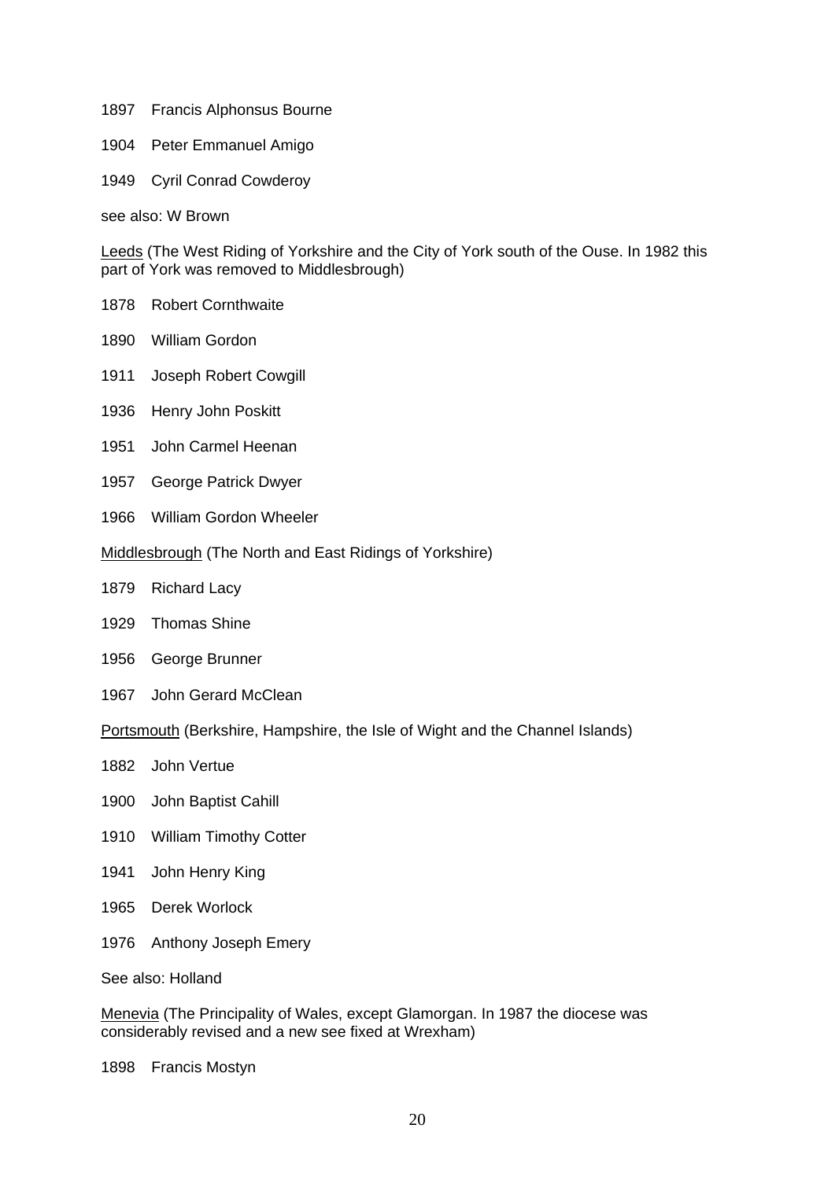1897 Francis Alphonsus Bourne

1904 Peter Emmanuel Amigo

1949 Cyril Conrad Cowderoy

see also: W Brown

<u>Leeds</u> (The West Riding of Yorkshire and the City of York south of the Ouse. In 1982 this part of York was removed to Middlesbrough)

1878 Robert Cornthwaite

1890 William Gordon

1911 Joseph Robert Cowgill

1936 Henry John Poskitt

1951 John Carmel Heenan

1957 George Patrick Dwyer

1966 William Gordon Wheeler

<u>Middlesbrough</u> (The North and East Ridings of Yorkshire)

1879 Richard Lacy

1929 Thomas Shine

1956 George Brunner

1967 John Gerard McClean

<u>Portsmouth</u> (Berkshire, Hampshire, the Isle of Wight and the Channel Islands)

1882 John Vertue

1900 John Baptist Cahill

1910 William Timothy Cotter

1941 John Henry King

1965 Derek Worlock

1976 Anthony Joseph Emery

See also: Holland

<u>Menevia</u> (The Principality of Wales, except Glamorgan. In 1987 the diocese was considerably revised and a new see fixed at Wrexham)

1898 Francis Mostyn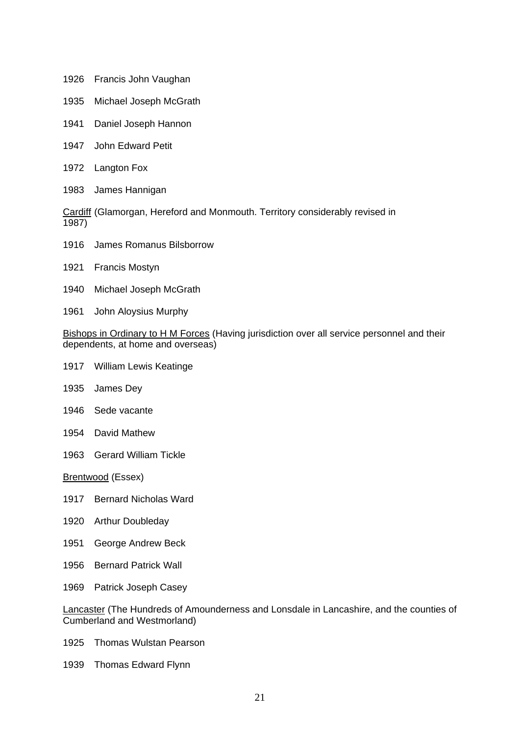1926 Francis John Vaughan

1935 Michael Joseph McGrath

1941 Daniel Joseph Hannon

1947 John Edward Petit

1972 Langton Fox

1983 James Hannigan

<u>Cardiff</u> (Glamorgan, Hereford and Monmouth. Territory considerably revised in 1987)

1916 James Romanus Bilsborrow

1921 Francis Mostyn

1940 Michael Joseph McGrath

1961 John Aloysius Murphy

<u>Bishops in Ordinary to H M Forces</u> (Having jurisdiction over all service personnel and their dependents, at home and overseas)

1917 William Lewis Keatinge

1935 James Dey

1946 Sede vacante

1954 David Mathew

1963 Gerard William Tickle

<u>Brentwood</u> (Essex)

1917 Bernard Nicholas Ward

1920 Arthur Doubleday

1951 George Andrew Beck

1956 Bernard Patrick Wall

1969 Patrick Joseph Casey

<u>Lancaster</u> (The Hundreds of Amounderness and Lonsdale in Lancashire, and the counties of Cumberland and Westmorland)

1925 Thomas Wulstan Pearson

1939 Thomas Edward Flynn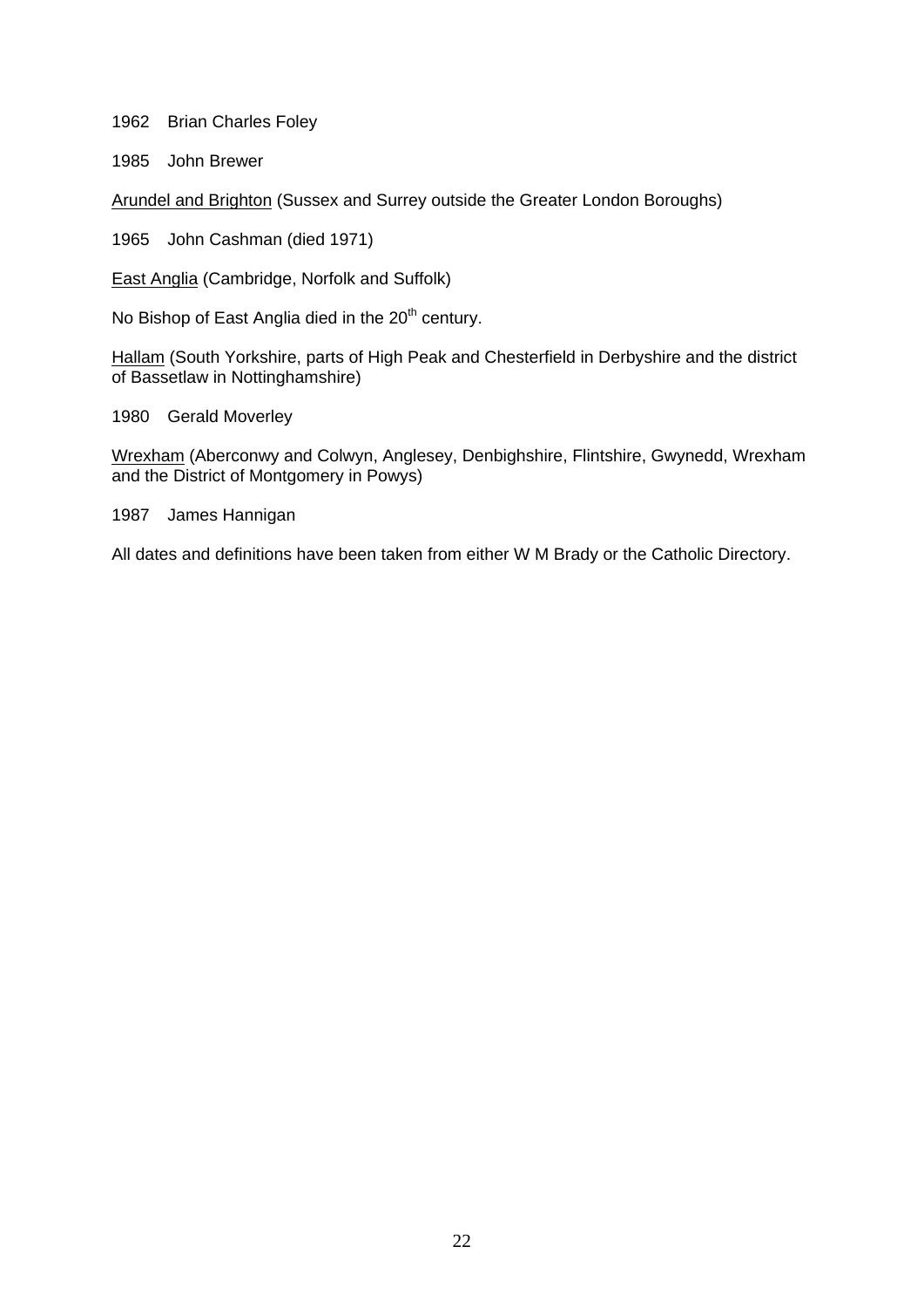1962 Brian Charles Foley

1985 John Brewer

<u>Arundel and Brighton</u> (Sussex and Surrey outside the Greater London Boroughs)

1965 John Cashman (died 1971)

<u>East Anglia</u> (Cambridge, Norfolk and Suffolk)

No Bishop of East Anglia died in the 20th century.

<u>Hallam</u> (South Yorkshire, parts of High Peak and Chesterfield in Derbyshire and the district of Bassetlaw in Nottinghamshire)

1980 Gerald Moverley

<u>Wrexham</u> (Aberconwy and Colwyn, Anglesey, Denbighshire, Flintshire, Gwynedd, Wrexham and the District of Montgomery in Powys)

1987 James Hannigan

All dates and definitions have been taken from either W M Brady or the Catholic Directory.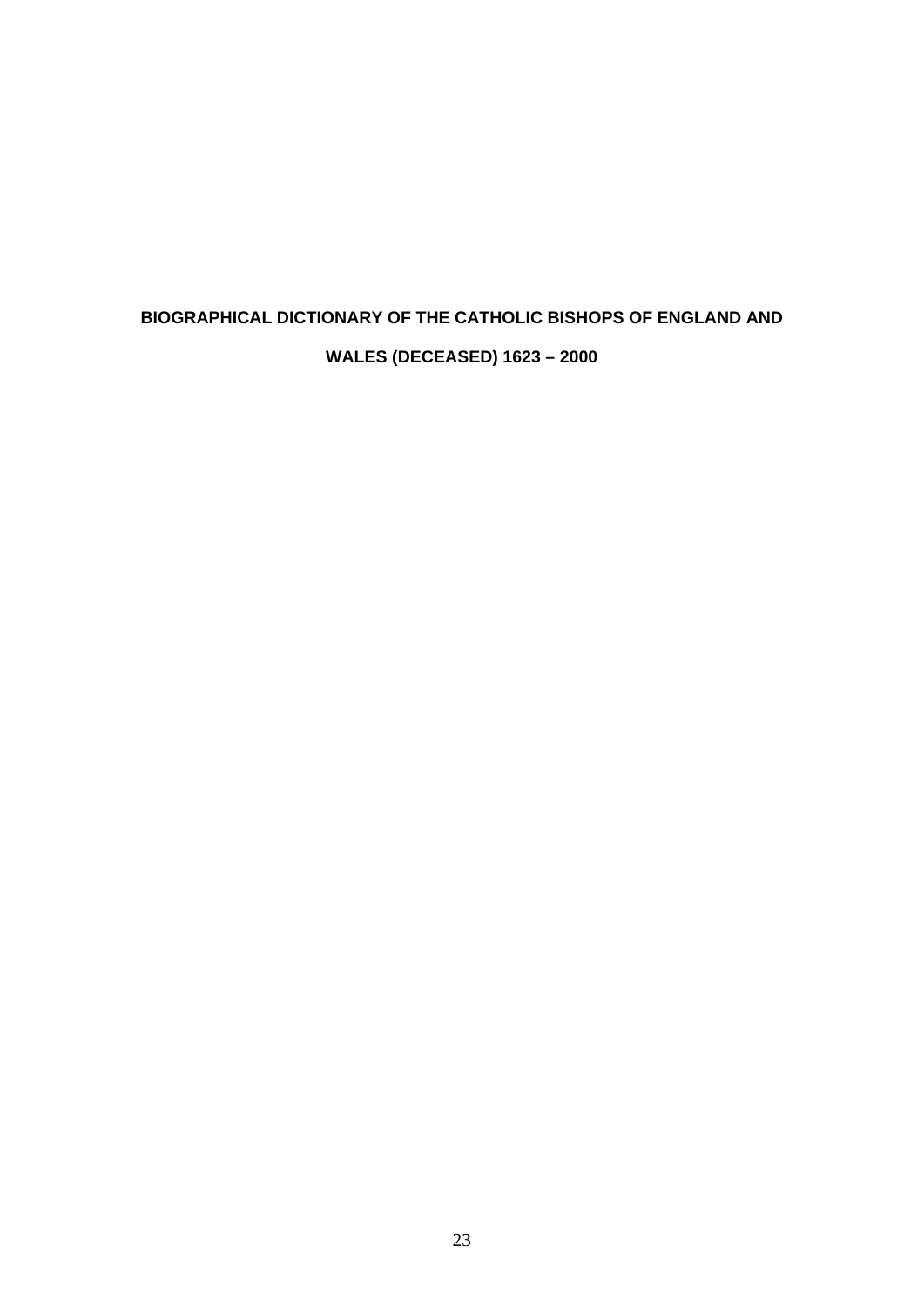# BIOGRAPHICAL DICTIONARY OF THE CATHOLIC BISHOPS OF ENGLAND AND WALES (DECEASED) 1623 – 2000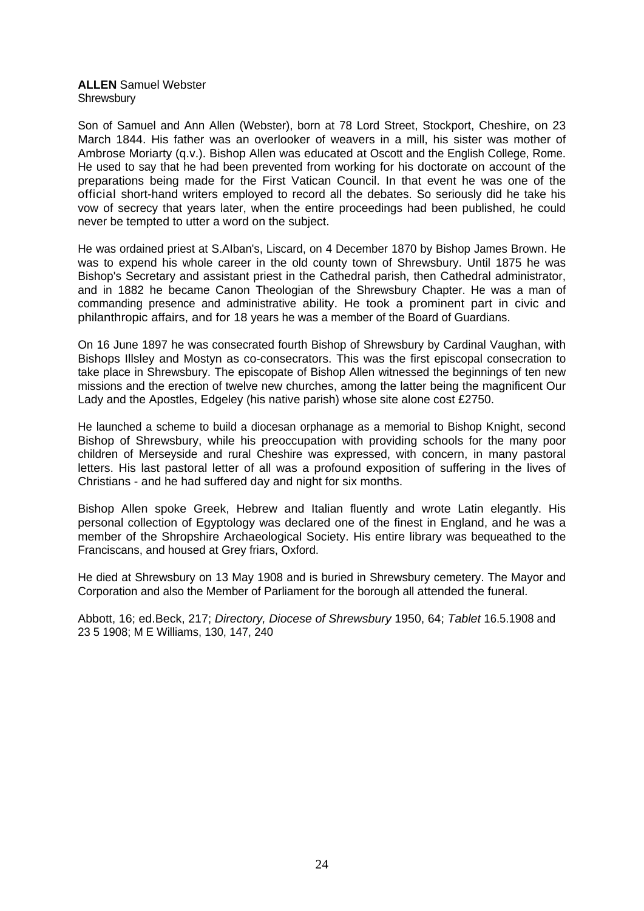**ALLEN** Samuel Webster
Shrewsbury

Son of Samuel and Ann Allen (Webster), born at 78 Lord Street, Stockport, Cheshire, on 23 March 1844. His father was an overlooker of weavers in a mill, his sister was mother of Ambrose Moriarty (q.v.). Bishop Allen was educated at Oscott and the English College, Rome. He used to say that he had been prevented from working for his doctorate on account of the preparations being made for the First Vatican Council. In that event he was one of the official short-hand writers employed to record all the debates. So seriously did he take his vow of secrecy that years later, when the entire proceedings had been published, he could never be tempted to utter a word on the subject.

He was ordained priest at S.Alban's, Liscard, on 4 December 1870 by Bishop James Brown. He was to expend his whole career in the old county town of Shrewsbury. Until 1875 he was Bishop's Secretary and assistant priest in the Cathedral parish, then Cathedral administrator, and in 1882 he became Canon Theologian of the Shrewsbury Chapter. He was a man of commanding presence and administrative ability. He took a prominent part in civic and philanthropic affairs, and for 18 years he was a member of the Board of Guardians.

On 16 June 1897 he was consecrated fourth Bishop of Shrewsbury by Cardinal Vaughan, with Bishops Illsley and Mostyn as co-consecrators. This was the first episcopal consecration to take place in Shrewsbury. The episcopate of Bishop Allen witnessed the beginnings of ten new missions and the erection of twelve new churches, among the latter being the magnificent Our Lady and the Apostles, Edgeley (his native parish) whose site alone cost £2750.

He launched a scheme to build a diocesan orphanage as a memorial to Bishop Knight, second Bishop of Shrewsbury, while his preoccupation with providing schools for the many poor children of Merseyside and rural Cheshire was expressed, with concern, in many pastoral letters. His last pastoral letter of all was a profound exposition of suffering in the lives of Christians - and he had suffered day and night for six months.

Bishop Allen spoke Greek, Hebrew and Italian fluently and wrote Latin elegantly. His personal collection of Egyptology was declared one of the finest in England, and he was a member of the Shropshire Archaeological Society. His entire library was bequeathed to the Franciscans, and housed at Grey friars, Oxford.

He died at Shrewsbury on 13 May 1908 and is buried in Shrewsbury cemetery. The Mayor and Corporation and also the Member of Parliament for the borough all attended the funeral.

Abbott, 16; ed.Beck, 217; *Directory, Diocese of Shrewsbury* 1950, 64; *Tablet* 16.5.1908 and 23 5 1908; M E Williams, 130, 147, 240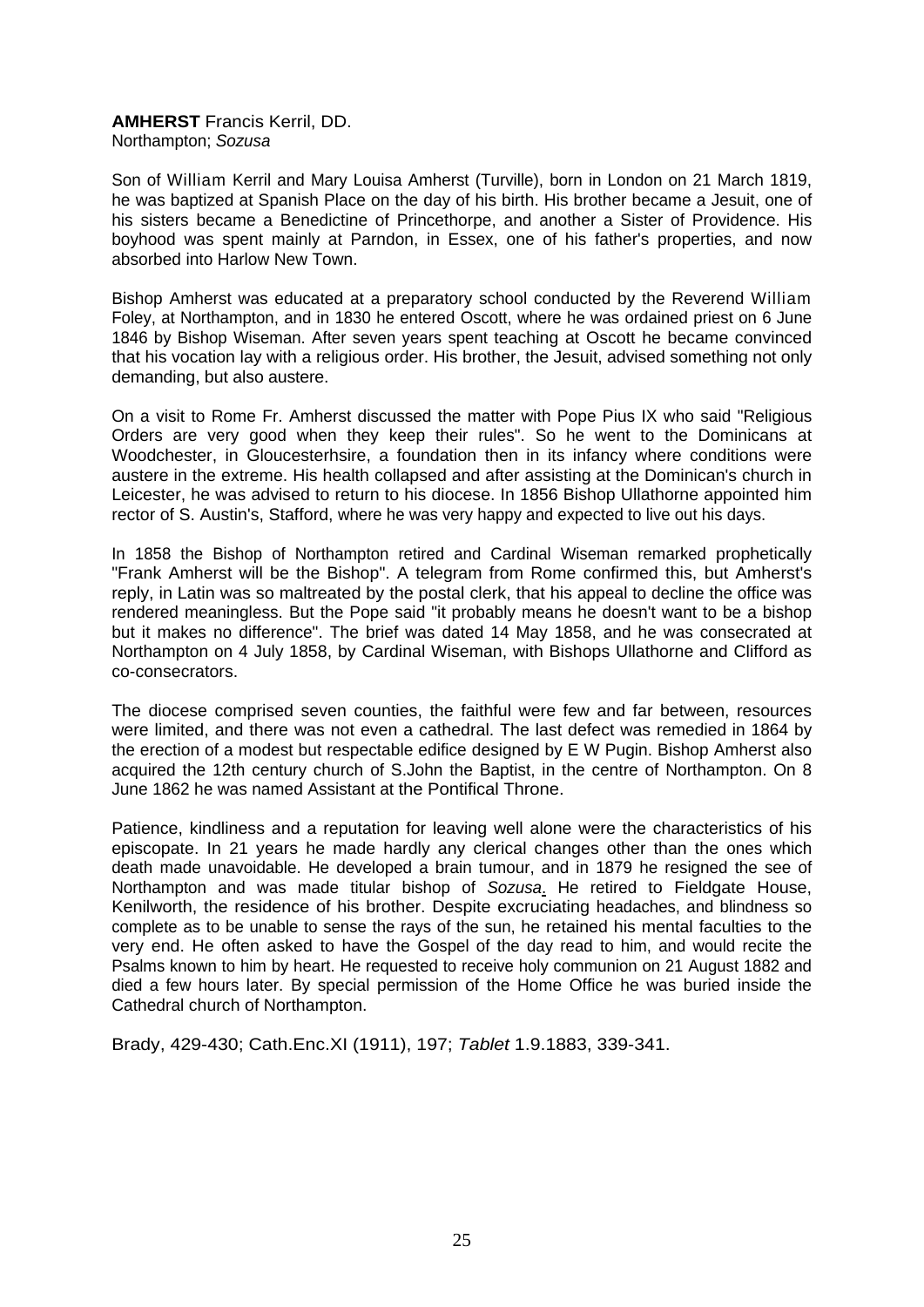**AMHERST** Francis Kerril, DD.
Northampton; *Sozusa*

Son of William Kerril and Mary Louisa Amherst (Turville), born in London on 21 March 1819, he was baptized at Spanish Place on the day of his birth. His brother became a Jesuit, one of his sisters became a Benedictine of Princethorpe, and another a Sister of Providence. His boyhood was spent mainly at Parndon, in Essex, one of his father's properties, and now absorbed into Harlow New Town.

Bishop Amherst was educated at a preparatory school conducted by the Reverend William Foley, at Northampton, and in 1830 he entered Oscott, where he was ordained priest on 6 June 1846 by Bishop Wiseman. After seven years spent teaching at Oscott he became convinced that his vocation lay with a religious order. His brother, the Jesuit, advised something not only demanding, but also austere.

On a visit to Rome Fr. Amherst discussed the matter with Pope Pius IX who said "Religious Orders are very good when they keep their rules". So he went to the Dominicans at Woodchester, in Gloucesterhsire, a foundation then in its infancy where conditions were austere in the extreme. His health collapsed and after assisting at the Dominican's church in Leicester, he was advised to return to his diocese. In 1856 Bishop Ullathorne appointed him rector of S. Austin's, Stafford, where he was very happy and expected to live out his days.

In 1858 the Bishop of Northampton retired and Cardinal Wiseman remarked prophetically "Frank Amherst will be the Bishop". A telegram from Rome confirmed this, but Amherst's reply, in Latin was so maltreated by the postal clerk, that his appeal to decline the office was rendered meaningless. But the Pope said "it probably means he doesn't want to be a bishop but it makes no difference". The brief was dated 14 May 1858, and he was consecrated at Northampton on 4 July 1858, by Cardinal Wiseman, with Bishops Ullathorne and Clifford as co-consecrators.

The diocese comprised seven counties, the faithful were few and far between, resources were limited, and there was not even a cathedral. The last defect was remedied in 1864 by the erection of a modest but respectable edifice designed by E W Pugin. Bishop Amherst also acquired the 12th century church of S.John the Baptist, in the centre of Northampton. On 8 June 1862 he was named Assistant at the Pontifical Throne.

Patience, kindliness and a reputation for leaving well alone were the characteristics of his episcopate. In 21 years he made hardly any clerical changes other than the ones which death made unavoidable. He developed a brain tumour, and in 1879 he resigned the see of Northampton and was made titular bishop of *Sozusa*. He retired to Fieldgate House, Kenilworth, the residence of his brother. Despite excruciating headaches, and blindness so complete as to be unable to sense the rays of the sun, he retained his mental faculties to the very end. He often asked to have the Gospel of the day read to him, and would recite the Psalms known to him by heart. He requested to receive holy communion on 21 August 1882 and died a few hours later. By special permission of the Home Office he was buried inside the Cathedral church of Northampton.

Brady, 429-430; Cath.Enc.XI (1911), 197; *Tablet* 1.9.1883, 339-341.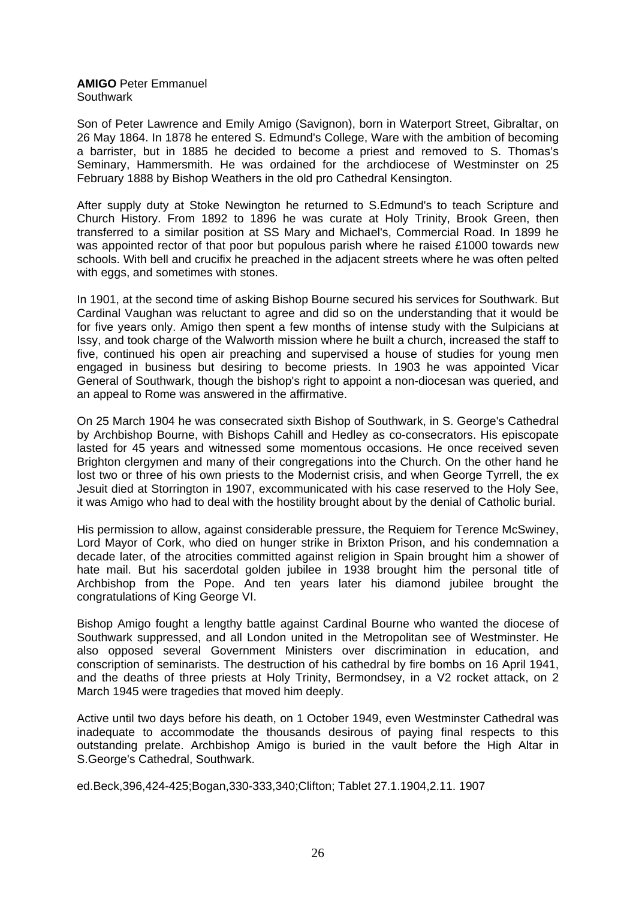**AMIGO** Peter Emmanuel
Southwark

Son of Peter Lawrence and Emily Amigo (Savignon), born in Waterport Street, Gibraltar, on 26 May 1864. In 1878 he entered S. Edmund's College, Ware with the ambition of becoming a barrister, but in 1885 he decided to become a priest and removed to S. Thomas's Seminary, Hammersmith. He was ordained for the archdiocese of Westminster on 25 February 1888 by Bishop Weathers in the old pro Cathedral Kensington.

After supply duty at Stoke Newington he returned to S.Edmund's to teach Scripture and Church History. From 1892 to 1896 he was curate at Holy Trinity, Brook Green, then transferred to a similar position at SS Mary and Michael's, Commercial Road. In 1899 he was appointed rector of that poor but populous parish where he raised £1000 towards new schools. With bell and crucifix he preached in the adjacent streets where he was often pelted with eggs, and sometimes with stones.

In 1901, at the second time of asking Bishop Bourne secured his services for Southwark. But Cardinal Vaughan was reluctant to agree and did so on the understanding that it would be for five years only. Amigo then spent a few months of intense study with the Sulpicians at Issy, and took charge of the Walworth mission where he built a church, increased the staff to five, continued his open air preaching and supervised a house of studies for young men engaged in business but desiring to become priests. In 1903 he was appointed Vicar General of Southwark, though the bishop's right to appoint a non-diocesan was queried, and an appeal to Rome was answered in the affirmative.

On 25 March 1904 he was consecrated sixth Bishop of Southwark, in S. George's Cathedral by Archbishop Bourne, with Bishops Cahill and Hedley as co-consecrators. His episcopate lasted for 45 years and witnessed some momentous occasions. He once received seven Brighton clergymen and many of their congregations into the Church. On the other hand he lost two or three of his own priests to the Modernist crisis, and when George Tyrrell, the ex Jesuit died at Storrington in 1907, excommunicated with his case reserved to the Holy See, it was Amigo who had to deal with the hostility brought about by the denial of Catholic burial.

His permission to allow, against considerable pressure, the Requiem for Terence McSwiney, Lord Mayor of Cork, who died on hunger strike in Brixton Prison, and his condemnation a decade later, of the atrocities committed against religion in Spain brought him a shower of hate mail. But his sacerdotal golden jubilee in 1938 brought him the personal title of Archbishop from the Pope. And ten years later his diamond jubilee brought the congratulations of King George VI.

Bishop Amigo fought a lengthy battle against Cardinal Bourne who wanted the diocese of Southwark suppressed, and all London united in the Metropolitan see of Westminster. He also opposed several Government Ministers over discrimination in education, and conscription of seminarists. The destruction of his cathedral by fire bombs on 16 April 1941, and the deaths of three priests at Holy Trinity, Bermondsey, in a V2 rocket attack, on 2 March 1945 were tragedies that moved him deeply.

Active until two days before his death, on 1 October 1949, even Westminster Cathedral was inadequate to accommodate the thousands desirous of paying final respects to this outstanding prelate. Archbishop Amigo is buried in the vault before the High Altar in S.George's Cathedral, Southwark.

ed.Beck,396,424-425;Bogan,330-333,340;Clifton; Tablet 27.1.1904,2.11. 1907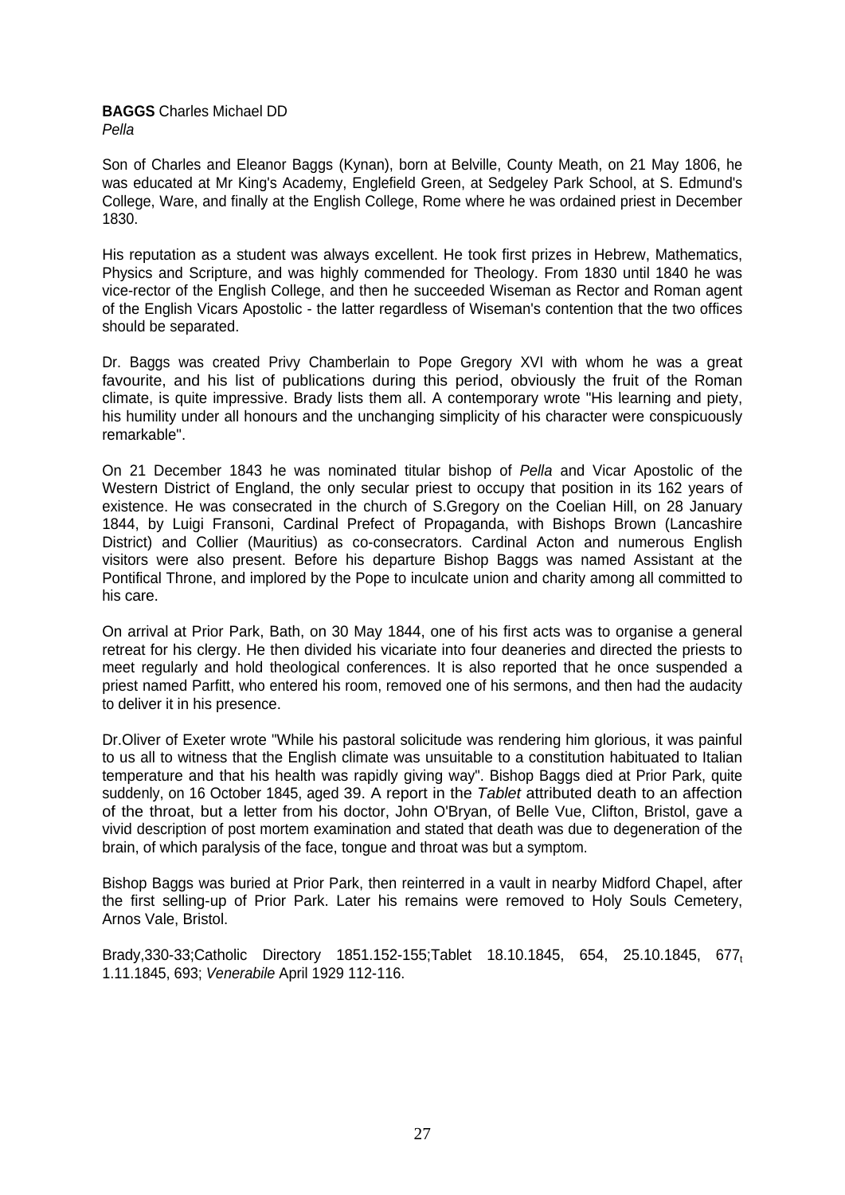**BAGGS** Charles Michael DD
*Pella*

Son of Charles and Eleanor Baggs (Kynan), born at Belville, County Meath, on 21 May 1806, he was educated at Mr King's Academy, Englefield Green, at Sedgeley Park School, at S. Edmund's College, Ware, and finally at the English College, Rome where he was ordained priest in December 1830.

His reputation as a student was always excellent. He took first prizes in Hebrew, Mathematics, Physics and Scripture, and was highly commended for Theology. From 1830 until 1840 he was vice-rector of the English College, and then he succeeded Wiseman as Rector and Roman agent of the English Vicars Apostolic - the latter regardless of Wiseman's contention that the two offices should be separated.

Dr. Baggs was created Privy Chamberlain to Pope Gregory XVI with whom he was a great favourite, and his list of publications during this period, obviously the fruit of the Roman climate, is quite impressive. Brady lists them all. A contemporary wrote "His learning and piety, his humility under all honours and the unchanging simplicity of his character were conspicuously remarkable".

On 21 December 1843 he was nominated titular bishop of *Pella* and Vicar Apostolic of the Western District of England, the only secular priest to occupy that position in its 162 years of existence. He was consecrated in the church of S.Gregory on the Coelian Hill, on 28 January 1844, by Luigi Fransoni, Cardinal Prefect of Propaganda, with Bishops Brown (Lancashire District) and Collier (Mauritius) as co-consecrators. Cardinal Acton and numerous English visitors were also present. Before his departure Bishop Baggs was named Assistant at the Pontifical Throne, and implored by the Pope to inculcate union and charity among all committed to his care.

On arrival at Prior Park, Bath, on 30 May 1844, one of his first acts was to organise a general retreat for his clergy. He then divided his vicariate into four deaneries and directed the priests to meet regularly and hold theological conferences. It is also reported that he once suspended a priest named Parfitt, who entered his room, removed one of his sermons, and then had the audacity to deliver it in his presence.

Dr.Oliver of Exeter wrote "While his pastoral solicitude was rendering him glorious, it was painful to us all to witness that the English climate was unsuitable to a constitution habituated to Italian temperature and that his health was rapidly giving way". Bishop Baggs died at Prior Park, quite suddenly, on 16 October 1845, aged 39. A report in the *Tablet* attributed death to an affection of the throat, but a letter from his doctor, John O'Bryan, of Belle Vue, Clifton, Bristol, gave a vivid description of post mortem examination and stated that death was due to degeneration of the brain, of which paralysis of the face, tongue and throat was but a symptom.

Bishop Baggs was buried at Prior Park, then reinterred in a vault in nearby Midford Chapel, after the first selling-up of Prior Park. Later his remains were removed to Holy Souls Cemetery, Arnos Vale, Bristol.

Brady,330-33;Catholic Directory 1851.152-155;Tablet 18.10.1845, 654, 25.10.1845, 677, 1.11.1845, 693; *Venerabile* April 1929 112-116.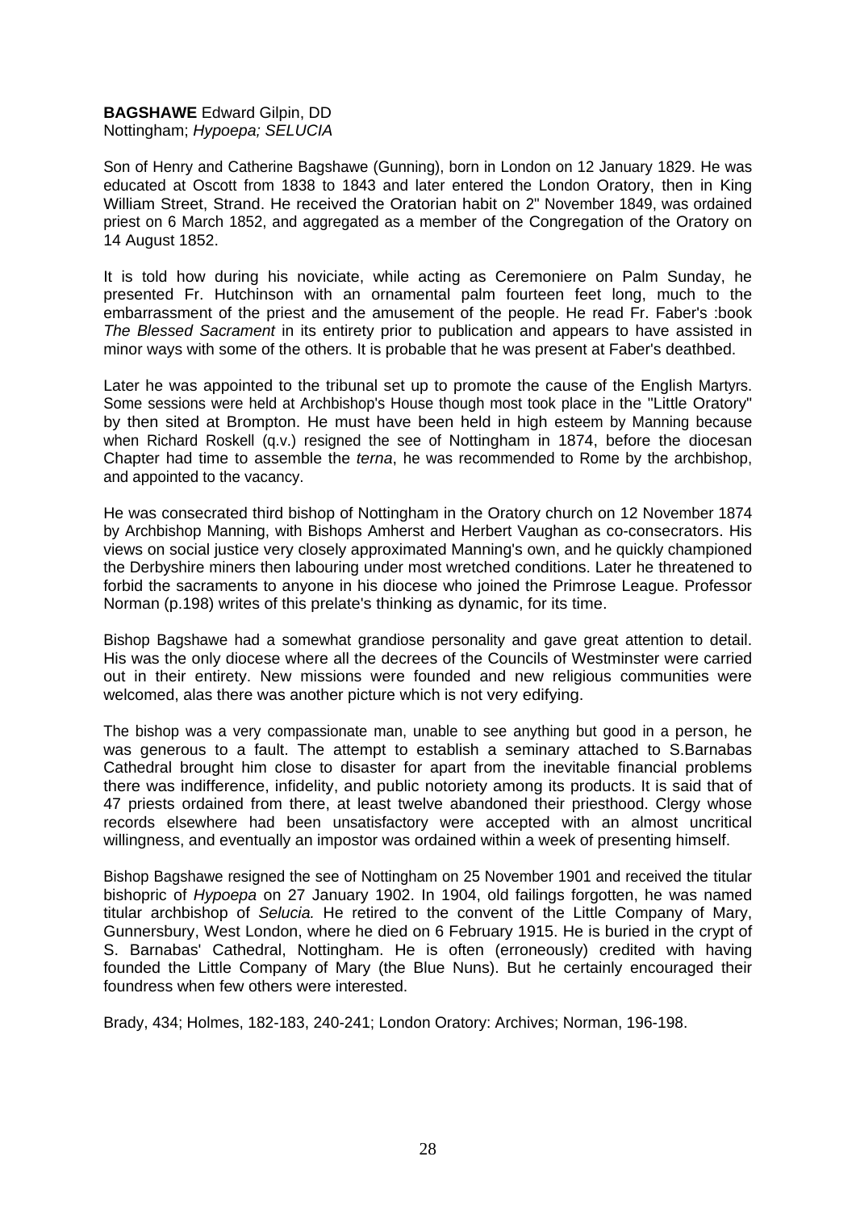**BAGSHAWE** Edward Gilpin, DD
Nottingham; *Hypoepa; SELUCIA*

Son of Henry and Catherine Bagshawe (Gunning), born in London on 12 January 1829. He was educated at Oscott from 1838 to 1843 and later entered the London Oratory, then in King William Street, Strand. He received the Oratorian habit on 2" November 1849, was ordained priest on 6 March 1852, and aggregated as a member of the Congregation of the Oratory on 14 August 1852.

It is told how during his noviciate, while acting as Ceremoniere on Palm Sunday, he presented Fr. Hutchinson with an ornamental palm fourteen feet long, much to the embarrassment of the priest and the amusement of the people. He read Fr. Faber's :book *The Blessed Sacrament* in its entirety prior to publication and appears to have assisted in minor ways with some of the others. It is probable that he was present at Faber's deathbed.

Later he was appointed to the tribunal set up to promote the cause of the English Martyrs. Some sessions were held at Archbishop's House though most took place in the "Little Oratory" by then sited at Brompton. He must have been held in high esteem by Manning because when Richard Roskell (q.v.) resigned the see of Nottingham in 1874, before the diocesan Chapter had time to assemble the *terna*, he was recommended to Rome by the archbishop, and appointed to the vacancy.

He was consecrated third bishop of Nottingham in the Oratory church on 12 November 1874 by Archbishop Manning, with Bishops Amherst and Herbert Vaughan as co-consecrators. His views on social justice very closely approximated Manning's own, and he quickly championed the Derbyshire miners then labouring under most wretched conditions. Later he threatened to forbid the sacraments to anyone in his diocese who joined the Primrose League. Professor Norman (p.198) writes of this prelate's thinking as dynamic, for its time.

Bishop Bagshawe had a somewhat grandiose personality and gave great attention to detail. His was the only diocese where all the decrees of the Councils of Westminster were carried out in their entirety. New missions were founded and new religious communities were welcomed, alas there was another picture which is not very edifying.

The bishop was a very compassionate man, unable to see anything but good in a person, he was generous to a fault. The attempt to establish a seminary attached to S.Barnabas Cathedral brought him close to disaster for apart from the inevitable financial problems there was indifference, infidelity, and public notoriety among its products. It is said that of 47 priests ordained from there, at least twelve abandoned their priesthood. Clergy whose records elsewhere had been unsatisfactory were accepted with an almost uncritical willingness, and eventually an impostor was ordained within a week of presenting himself.

Bishop Bagshawe resigned the see of Nottingham on 25 November 1901 and received the titular bishopric of *Hypoepa* on 27 January 1902. In 1904, old failings forgotten, he was named titular archbishop of *Selucia.* He retired to the convent of the Little Company of Mary, Gunnersbury, West London, where he died on 6 February 1915. He is buried in the crypt of S. Barnabas' Cathedral, Nottingham. He is often (erroneously) credited with having founded the Little Company of Mary (the Blue Nuns). But he certainly encouraged their foundress when few others were interested.

Brady, 434; Holmes, 182-183, 240-241; London Oratory: Archives; Norman, 196-198.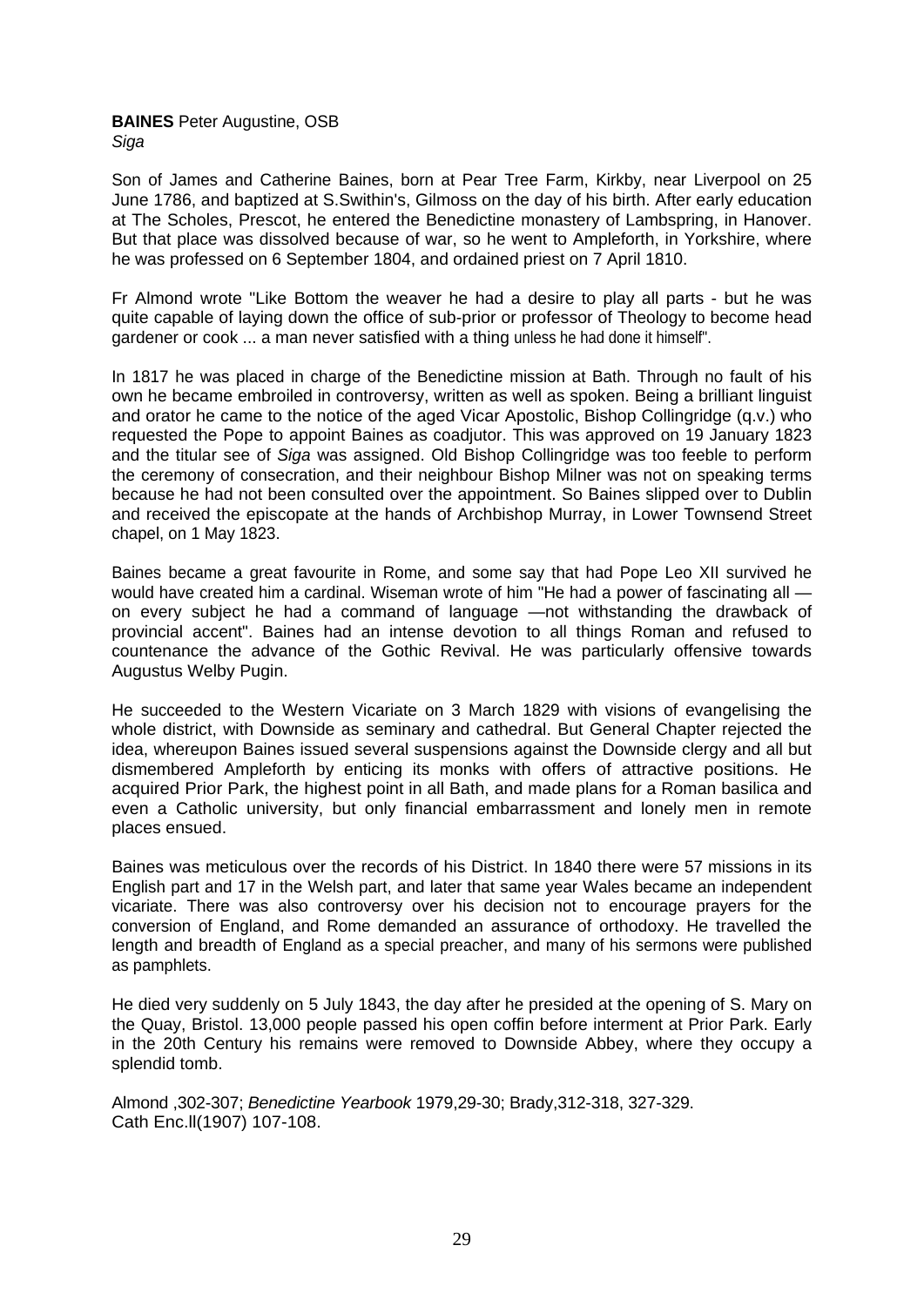**BAINES** Peter Augustine, OSB
*Siga*

Son of James and Catherine Baines, born at Pear Tree Farm, Kirkby, near Liverpool on 25 June 1786, and baptized at S.Swithin's, Gilmoss on the day of his birth. After early education at The Scholes, Prescot, he entered the Benedictine monastery of Lambspring, in Hanover. But that place was dissolved because of war, so he went to Ampleforth, in Yorkshire, where he was professed on 6 September 1804, and ordained priest on 7 April 1810.

Fr Almond wrote "Like Bottom the weaver he had a desire to play all parts - but he was quite capable of laying down the office of sub-prior or professor of Theology to become head gardener or cook ... a man never satisfied with a thing unless he had done it himself".

In 1817 he was placed in charge of the Benedictine mission at Bath. Through no fault of his own he became embroiled in controversy, written as well as spoken. Being a brilliant linguist and orator he came to the notice of the aged Vicar Apostolic, Bishop Collingridge (q.v.) who requested the Pope to appoint Baines as coadjutor. This was approved on 19 January 1823 and the titular see of *Siga* was assigned. Old Bishop Collingridge was too feeble to perform the ceremony of consecration, and their neighbour Bishop Milner was not on speaking terms because he had not been consulted over the appointment. So Baines slipped over to Dublin and received the episcopate at the hands of Archbishop Murray, in Lower Townsend Street chapel, on 1 May 1823.

Baines became a great favourite in Rome, and some say that had Pope Leo XII survived he would have created him a cardinal. Wiseman wrote of him "He had a power of fascinating all — on every subject he had a command of language —not withstanding the drawback of provincial accent". Baines had an intense devotion to all things Roman and refused to countenance the advance of the Gothic Revival. He was particularly offensive towards Augustus Welby Pugin.

He succeeded to the Western Vicariate on 3 March 1829 with visions of evangelising the whole district, with Downside as seminary and cathedral. But General Chapter rejected the idea, whereupon Baines issued several suspensions against the Downside clergy and all but dismembered Ampleforth by enticing its monks with offers of attractive positions. He acquired Prior Park, the highest point in all Bath, and made plans for a Roman basilica and even a Catholic university, but only financial embarrassment and lonely men in remote places ensued.

Baines was meticulous over the records of his District. In 1840 there were 57 missions in its English part and 17 in the Welsh part, and later that same year Wales became an independent vicariate. There was also controversy over his decision not to encourage prayers for the conversion of England, and Rome demanded an assurance of orthodoxy. He travelled the length and breadth of England as a special preacher, and many of his sermons were published as pamphlets.

He died very suddenly on 5 July 1843, the day after he presided at the opening of S. Mary on the Quay, Bristol. 13,000 people passed his open coffin before interment at Prior Park. Early in the 20th Century his remains were removed to Downside Abbey, where they occupy a splendid tomb.

Almond ,302-307; *Benedictine Yearbook* 1979,29-30; Brady,312-318, 327-329.
Cath Enc.ll(1907) 107-108.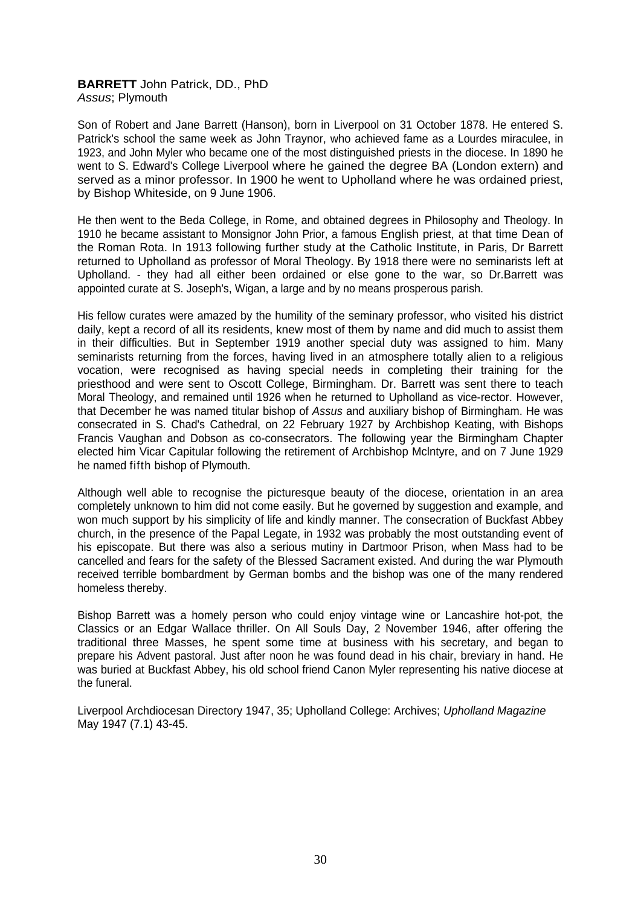**BARRETT** John Patrick, DD., PhD
*Assus*; Plymouth

Son of Robert and Jane Barrett (Hanson), born in Liverpool on 31 October 1878. He entered S. Patrick's school the same week as John Traynor, who achieved fame as a Lourdes miraculee, in 1923, and John Myler who became one of the most distinguished priests in the diocese. In 1890 he went to S. Edward's College Liverpool where he gained the degree BA (London extern) and served as a minor professor. In 1900 he went to Upholland where he was ordained priest, by Bishop Whiteside, on 9 June 1906.

He then went to the Beda College, in Rome, and obtained degrees in Philosophy and Theology. In 1910 he became assistant to Monsignor John Prior, a famous English priest, at that time Dean of the Roman Rota. In 1913 following further study at the Catholic Institute, in Paris, Dr Barrett returned to Upholland as professor of Moral Theology. By 1918 there were no seminarists left at Upholland. - they had all either been ordained or else gone to the war, so Dr.Barrett was appointed curate at S. Joseph's, Wigan, a large and by no means prosperous parish.

His fellow curates were amazed by the humility of the seminary professor, who visited his district daily, kept a record of all its residents, knew most of them by name and did much to assist them in their difficulties. But in September 1919 another special duty was assigned to him. Many seminarists returning from the forces, having lived in an atmosphere totally alien to a religious vocation, were recognised as having special needs in completing their training for the priesthood and were sent to Oscott College, Birmingham. Dr. Barrett was sent there to teach Moral Theology, and remained until 1926 when he returned to Upholland as vice-rector. However, that December he was named titular bishop of *Assus* and auxiliary bishop of Birmingham. He was consecrated in S. Chad's Cathedral, on 22 February 1927 by Archbishop Keating, with Bishops Francis Vaughan and Dobson as co-consecrators. The following year the Birmingham Chapter elected him Vicar Capitular following the retirement of Archbishop Mclntyre, and on 7 June 1929 he named fifth bishop of Plymouth.

Although well able to recognise the picturesque beauty of the diocese, orientation in an area completely unknown to him did not come easily. But he governed by suggestion and example, and won much support by his simplicity of life and kindly manner. The consecration of Buckfast Abbey church, in the presence of the Papal Legate, in 1932 was probably the most outstanding event of his episcopate. But there was also a serious mutiny in Dartmoor Prison, when Mass had to be cancelled and fears for the safety of the Blessed Sacrament existed. And during the war Plymouth received terrible bombardment by German bombs and the bishop was one of the many rendered homeless thereby.

Bishop Barrett was a homely person who could enjoy vintage wine or Lancashire hot-pot, the Classics or an Edgar Wallace thriller. On All Souls Day, 2 November 1946, after offering the traditional three Masses, he spent some time at business with his secretary, and began to prepare his Advent pastoral. Just after noon he was found dead in his chair, breviary in hand. He was buried at Buckfast Abbey, his old school friend Canon Myler representing his native diocese at the funeral.

Liverpool Archdiocesan Directory 1947, 35; Upholland College: Archives; *Upholland Magazine* May 1947 (7.1) 43-45.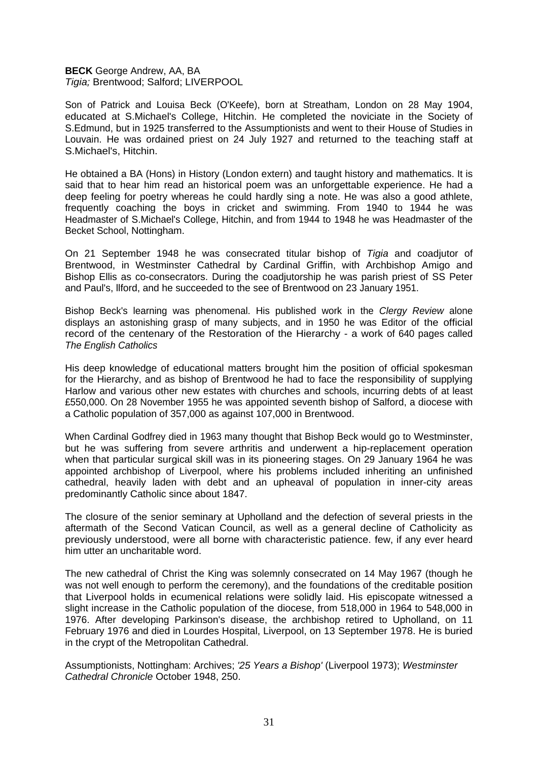**BECK** George Andrew, AA, BA
*Tigia;* Brentwood; Salford; LIVERPOOL

Son of Patrick and Louisa Beck (O'Keefe), born at Streatham, London on 28 May 1904, educated at S.Michael's College, Hitchin. He completed the noviciate in the Society of S.Edmund, but in 1925 transferred to the Assumptionists and went to their House of Studies in Louvain. He was ordained priest on 24 July 1927 and returned to the teaching staff at S.Michael's, Hitchin.

He obtained a BA (Hons) in History (London extern) and taught history and mathematics. It is said that to hear him read an historical poem was an unforgettable experience. He had a deep feeling for poetry whereas he could hardly sing a note. He was also a good athlete, frequently coaching the boys in cricket and swimming. From 1940 to 1944 he was Headmaster of S.Michael's College, Hitchin, and from 1944 to 1948 he was Headmaster of the Becket School, Nottingham.

On 21 September 1948 he was consecrated titular bishop of *Tigia* and coadjutor of Brentwood, in Westminster Cathedral by Cardinal Griffin, with Archbishop Amigo and Bishop Ellis as co-consecrators. During the coadjutorship he was parish priest of SS Peter and Paul's, llford, and he succeeded to the see of Brentwood on 23 January 1951.

Bishop Beck's learning was phenomenal. His published work in the *Clergy Review* alone displays an astonishing grasp of many subjects, and in 1950 he was Editor of the official record of the centenary of the Restoration of the Hierarchy - a work of 640 pages called *The English Catholics*

His deep knowledge of educational matters brought him the position of official spokesman for the Hierarchy, and as bishop of Brentwood he had to face the responsibility of supplying Harlow and various other new estates with churches and schools, incurring debts of at least £550,000. On 28 November 1955 he was appointed seventh bishop of Salford, a diocese with a Catholic population of 357,000 as against 107,000 in Brentwood.

When Cardinal Godfrey died in 1963 many thought that Bishop Beck would go to Westminster, but he was suffering from severe arthritis and underwent a hip-replacement operation when that particular surgical skill was in its pioneering stages. On 29 January 1964 he was appointed archbishop of Liverpool, where his problems included inheriting an unfinished cathedral, heavily laden with debt and an upheaval of population in inner-city areas predominantly Catholic since about 1847.

The closure of the senior seminary at Upholland and the defection of several priests in the aftermath of the Second Vatican Council, as well as a general decline of Catholicity as previously understood, were all borne with characteristic patience. few, if any ever heard him utter an uncharitable word.

The new cathedral of Christ the King was solemnly consecrated on 14 May 1967 (though he was not well enough to perform the ceremony), and the foundations of the creditable position that Liverpool holds in ecumenical relations were solidly laid. His episcopate witnessed a slight increase in the Catholic population of the diocese, from 518,000 in 1964 to 548,000 in 1976. After developing Parkinson's disease, the archbishop retired to Upholland, on 11 February 1976 and died in Lourdes Hospital, Liverpool, on 13 September 1978. He is buried in the crypt of the Metropolitan Cathedral.

Assumptionists, Nottingham: Archives; *'25 Years a Bishop'* (Liverpool 1973); *Westminster Cathedral Chronicle* October 1948, 250.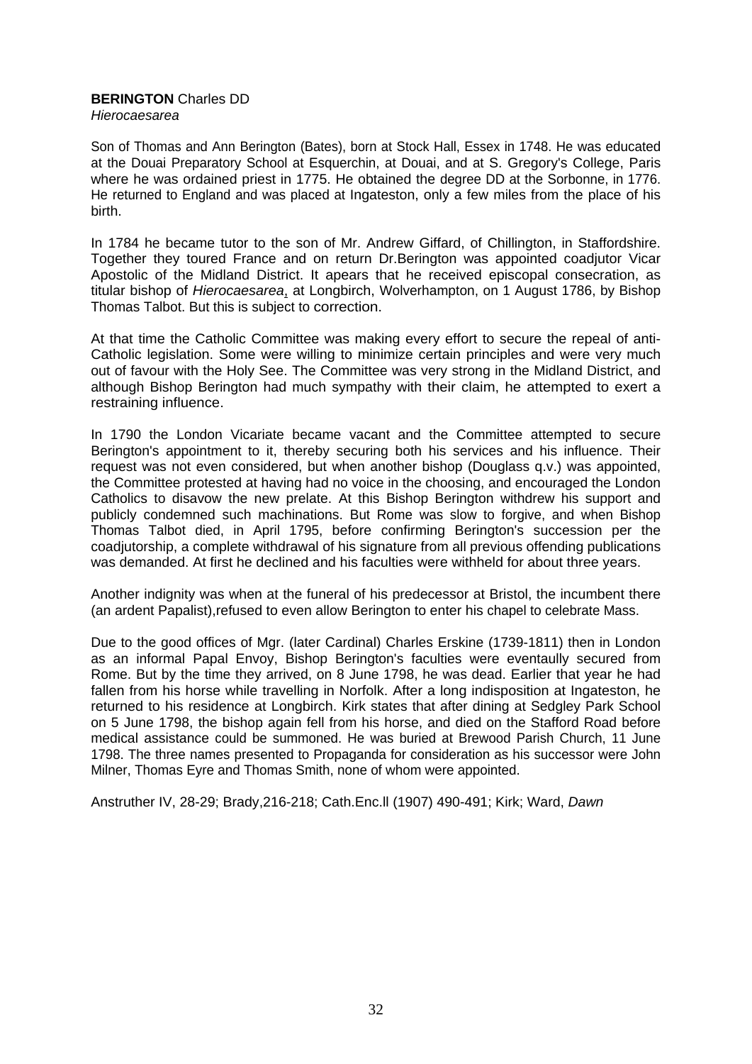**BERINGTON** Charles DD
*Hierocaesarea*

Son of Thomas and Ann Berington (Bates), born at Stock Hall, Essex in 1748. He was educated at the Douai Preparatory School at Esquerchin, at Douai, and at S. Gregory's College, Paris where he was ordained priest in 1775. He obtained the degree DD at the Sorbonne, in 1776. He returned to England and was placed at Ingateston, only a few miles from the place of his birth.

In 1784 he became tutor to the son of Mr. Andrew Giffard, of Chillington, in Staffordshire. Together they toured France and on return Dr.Berington was appointed coadjutor Vicar Apostolic of the Midland District. It apears that he received episcopal consecration, as titular bishop of *Hierocaesarea*, at Longbirch, Wolverhampton, on 1 August 1786, by Bishop Thomas Talbot. But this is subject to correction.

At that time the Catholic Committee was making every effort to secure the repeal of anti-Catholic legislation. Some were willing to minimize certain principles and were very much out of favour with the Holy See. The Committee was very strong in the Midland District, and although Bishop Berington had much sympathy with their claim, he attempted to exert a restraining influence.

In 1790 the London Vicariate became vacant and the Committee attempted to secure Berington's appointment to it, thereby securing both his services and his influence. Their request was not even considered, but when another bishop (Douglass q.v.) was appointed, the Committee protested at having had no voice in the choosing, and encouraged the London Catholics to disavow the new prelate. At this Bishop Berington withdrew his support and publicly condemned such machinations. But Rome was slow to forgive, and when Bishop Thomas Talbot died, in April 1795, before confirming Berington's succession per the coadjutorship, a complete withdrawal of his signature from all previous offending publications was demanded. At first he declined and his faculties were withheld for about three years.

Another indignity was when at the funeral of his predecessor at Bristol, the incumbent there (an ardent Papalist),refused to even allow Berington to enter his chapel to celebrate Mass.

Due to the good offices of Mgr. (later Cardinal) Charles Erskine (1739-1811) then in London as an informal Papal Envoy, Bishop Berington's faculties were eventaully secured from Rome. But by the time they arrived, on 8 June 1798, he was dead. Earlier that year he had fallen from his horse while travelling in Norfolk. After a long indisposition at Ingateston, he returned to his residence at Longbirch. Kirk states that after dining at Sedgley Park School on 5 June 1798, the bishop agai fell from his horse, and died on the Stafford Road before medical assistance could be summoned. He was buried at Brewood Parish Church, 11 June 1798. The three names presented to Propaganda for consideration as his successor were John Milner, Thomas Eyre and Thomas Smith, none of whom were appointed.

Anstruther IV, 28-29; Brady,216-218; Cath.Enc.ll (1907) 490-491; Kirk; Ward, *Dawn*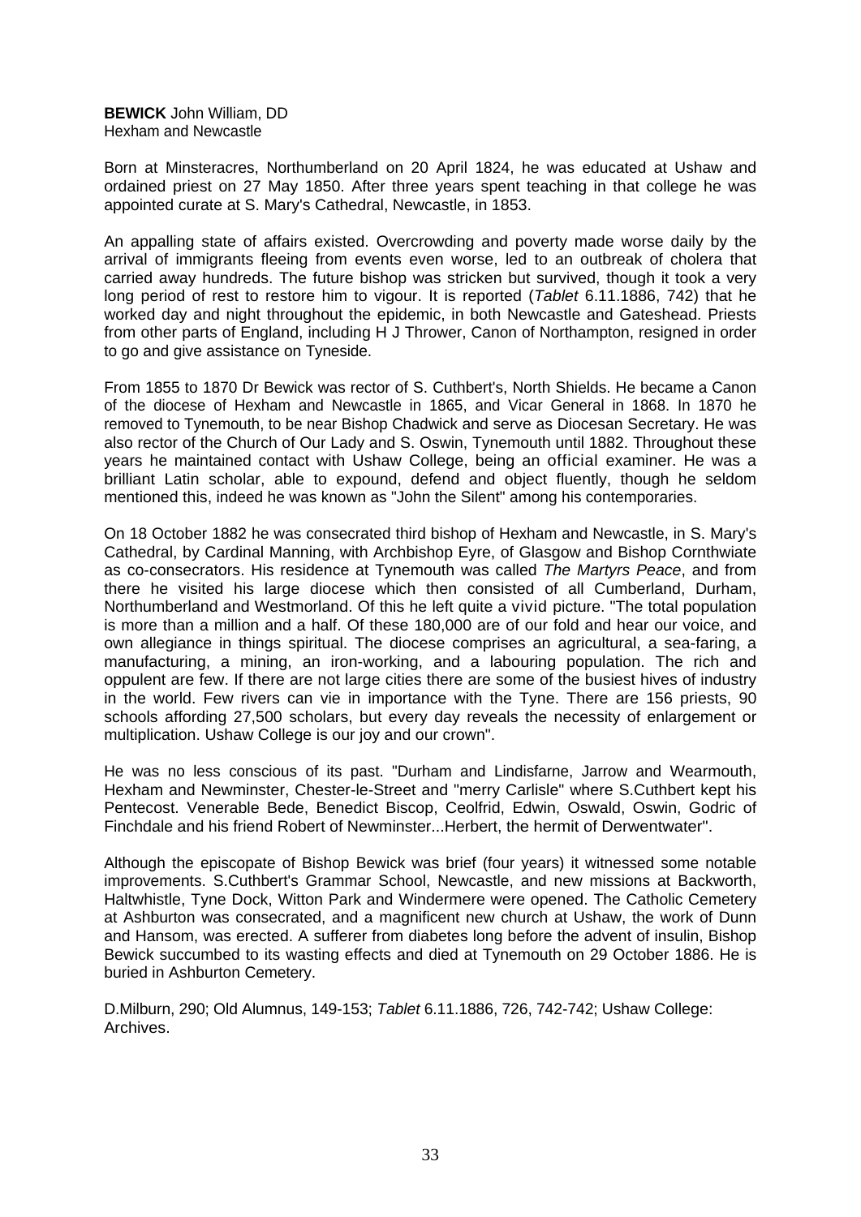**BEWICK** John William, DD
Hexham and Newcastle

Born at Minsteracres, Northumberland on 20 April 1824, he was educated at Ushaw and ordained priest on 27 May 1850. After three years spent teaching in that college he was appointed curate at S. Mary's Cathedral, Newcastle, in 1853.

An appalling state of affairs existed. Overcrowding and poverty made worse daily by the arrival of immigrants fleeing from events even worse, led to an outbreak of cholera that carried away hundreds. The future bishop was stricken but survived, though it took a very long period of rest to restore him to vigour. It is reported (*Tablet* 6.11.1886, 742) that he worked day and night throughout the epidemic, in both Newcastle and Gateshead. Priests from other parts of England, including H J Thrower, Canon of Northampton, resigned in order to go and give assistance on Tyneside.

From 1855 to 1870 Dr Bewick was rector of S. Cuthbert's, North Shields. He became a Canon of the diocese of Hexham and Newcastle in 1865, and Vicar General in 1868. In 1870 he removed to Tynemouth, to be near Bishop Chadwick and serve as Diocesan Secretary. He was also rector of the Church of Our Lady and S. Oswin, Tynemouth until 1882. Throughout these years he maintained contact with Ushaw College, being an official examiner. He was a brilliant Latin scholar, able to expound, defend and object fluently, though he seldom mentioned this, indeed he was known as "John the Silent" among his contemporaries.

On 18 October 1882 he was consecrated third bishop of Hexham and Newcastle, in S. Mary's Cathedral, by Cardinal Manning, with Archbishop Eyre, of Glasgow and Bishop Cornthwiate as co-consecrators. His residence at Tynemouth was called *The Martyrs Peace*, and from there he visited his large diocese which then consisted of all Cumberland, Durham, Northumberland and Westmorland. Of this he left quite a vivid picture. "The total population is more than a million and a half. Of these 180,000 are of our fold and hear our voice, and own allegiance in things spiritual. The diocese comprises an agricultural, a sea-faring, a manufacturing, a mining, an iron-working, and a labouring population. The rich and oppulent are few. If there are not large cities there are some of the busiest hives of industry in the world. Few rivers can vie in importance with the Tyne. There are 156 priests, 90 schools affording 27,500 scholars, but every day reveals the necessity of enlargement or multiplication. Ushaw College is our joy and our crown".

He was no less conscious of its past. "Durham and Lindisfarne, Jarrow and Wearmouth, Hexham and Newminster, Chester-le-Street and "merry Carlisle" where S.Cuthbert kept his Pentecost. Venerable Bede, Benedict Biscop, Ceolfrid, Edwin, Oswald, Oswin, Godric of Finchdale and his friend Robert of Newminster...Herbert, the hermit of Derwentwater".

Although the episcopate of Bishop Bewick was brief (four years) it witnessed some notable improvements. S.Cuthbert's Grammar School, Newcastle, and new missions at Backworth, Haltwhistle, Tyne Dock, Witton Park and Windermere were opened. The Catholic Cemetery at Ashburton was consecrated, and a magnificent new church at Ushaw, the work of Dunn and Hansom, was erected. A sufferer from diabetes long before the advent of insulin, Bishop Bewick succumbed to its wasting effects and died at Tynemouth on 29 October 1886. He is buried in Ashburton Cemetery.

D.Milburn, 290; Old Alumnus, 149-153; *Tablet* 6.11.1886, 726, 742-742; Ushaw College: Archives.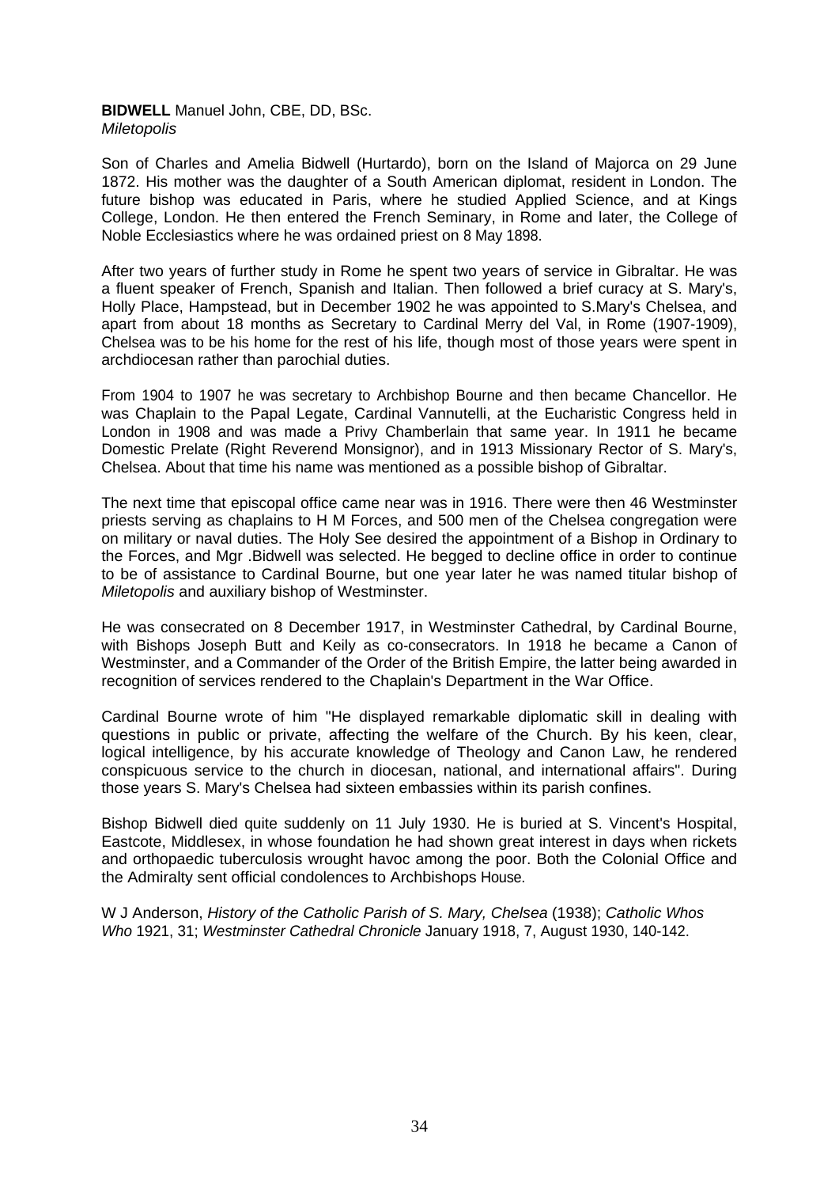**BIDWELL** Manuel John, CBE, DD, BSc.
*Miletopolis*

Son of Charles and Amelia Bidwell (Hurtardo), born on the Island of Majorca on 29 June 1872. His mother was the daughter of a South American diplomat, resident in London. The future bishop was educated in Paris, where he studied Applied Science, and at Kings College, London. He then entered the French Seminary, in Rome and later, the College of Noble Ecclesiastics where he was ordained priest on 8 May 1898.

After two years of further study in Rome he spent two years of service in Gibraltar. He was a fluent speaker of French, Spanish and Italian. Then followed a brief curacy at S. Mary's, Holly Place, Hampstead, but in December 1902 he was appointed to S.Mary's Chelsea, and apart from about 18 months as Secretary to Cardinal Merry del Val, in Rome (1907-1909), Chelsea was to be his home for the rest of his life, though most of those years were spent in archdiocesan rather than parochial duties.

From 1904 to 1907 he was secretary to Archbishop Bourne and then became Chancellor. He was Chaplain to the Papal Legate, Cardinal Vannutelli, at the Eucharistic Congress held in London in 1908 and was made a Privy Chamberlain that same year. In 1911 he became Domestic Prelate (Right Reverend Monsignor), and in 1913 Missionary Rector of S. Mary's, Chelsea. About that time his name was mentioned as a possible bishop of Gibraltar.

The next time that episcopal office came near was in 1916. There were then 46 Westminster priests serving as chaplains to H M Forces, and 500 men of the Chelsea congregation were on military or naval duties. The Holy See desired the appointment of a Bishop in Ordinary to the Forces, and Mgr .Bidwell was selected. He begged to decline office in order to continue to be of assistance to Cardinal Bourne, but one year later he was named titular bishop of *Miletopolis* and auxiliary bishop of Westminster.

He was consecrated on 8 December 1917, in Westminster Cathedral, by Cardinal Bourne, with Bishops Joseph Butt and Keily as co-consecrators. In 1918 he became a Canon of Westminster, and a Commander of the Order of the British Empire, the latter being awarded in recognition of services rendered to the Chaplain's Department in the War Office.

Cardinal Bourne wrote of him "He displayed remarkable diplomatic skill in dealing with questions in public or private, affecting the welfare of the Church. By his keen, clear, logical intelligence, by his accurate knowledge of Theology and Canon Law, he rendered conspicuous service to the church in diocesan, national, and international affairs". During those years S. Mary's Chelsea had sixteen embassies within its parish confines.

Bishop Bidwell died quite suddenly on 11 July 1930. He is buried at S. Vincent's Hospital, Eastcote, Middlesex, in whose foundation he had shown great interest in days when rickets and orthopaedic tuberculosis wrought havoc among the poor. Both the Colonial Office and the Admiralty sent official condolences to Archbishops House.

W J Anderson, *History of the Catholic Parish of S. Mary, Chelsea* (1938); *Catholic Whos Who* 1921, 31; *Westminster Cathedral Chronicle* January 1918, 7, August 1930, 140-142.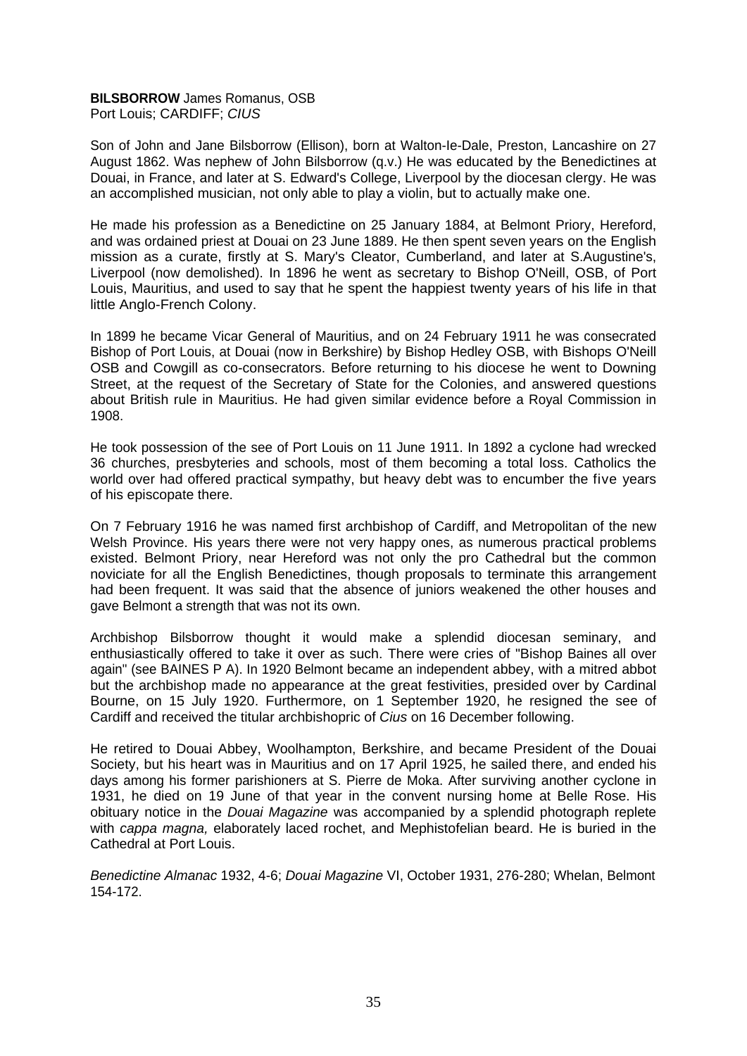**BILSBORROW** James Romanus, OSB
Port Louis; CARDIFF; *CIUS*

Son of John and Jane Bilsborrow (Ellison), born at Walton-Ie-Dale, Preston, Lancashire on 27 August 1862. Was nephew of John Bilsborrow (q.v.) He was educated by the Benedictines at Douai, in France, and later at S. Edward's College, Liverpool by the diocesan clergy. He was an accomplished musician, not only able to play a violin, but to actually make one.

He made his profession as a Benedictine on 25 January 1884, at Belmont Priory, Hereford, and was ordained priest at Douai on 23 June 1889. He then spent seven years on the English mission as a curate, firstly at S. Mary's Cleator, Cumberland, and later at S.Augustine's, Liverpool (now demolished). In 1896 he went as secretary to Bishop O'Neill, OSB, of Port Louis, Mauritius, and used to say that he spent the happiest twenty years of his life in that little Anglo-French Colony.

In 1899 he became Vicar General of Mauritius, and on 24 February 1911 he was consecrated Bishop of Port Louis, at Douai (now in Berkshire) by Bishop Hedley OSB, with Bishops O'Neill OSB and Cowgill as co-consecrators. Before returning to his diocese he went to Downing Street, at the request of the Secretary of State for the Colonies, and answered questions about British rule in Mauritius. He had given similar evidence before a Royal Commission in 1908.

He took possession of the see of Port Louis on 11 June 1911. In 1892 a cyclone had wrecked 36 churches, presbyteries and schools, most of them becoming a total loss. Catholics the world over had offered practical sympathy, but heavy debt was to encumber the five years of his episcopate there.

On 7 February 1916 he was named first archbishop of Cardiff, and Metropolitan of the new Welsh Province. His years there were not very happy ones, as numerous practical problems existed. Belmont Priory, near Hereford was not only the pro Cathedral but the common noviciate for all the English Benedictines, though proposals to terminate this arrangement had been frequent. It was said that the absence of juniors weakened the other houses and gave Belmont a strength that was not its own.

Archbishop Bilsborrow thought it would make a splendid diocesan seminary, and enthusiastically offered to take it over as such. There were cries of "Bishop Baines all over again" (see BAINES P A). In 1920 Belmont became an independent abbey, with a mitred abbot but the archbishop made no appearance at the great festivities, presided over by Cardinal Bourne, on 15 July 1920. Furthermore, on 1 September 1920, he resigned the see of Cardiff and received the titular archbishopric of *Cius* on 16 December following.

He retired to Douai Abbey, Woolhampton, Berkshire, and became President of the Douai Society, but his heart was in Mauritius and on 17 April 1925, he sailed there, and ended his days among his former parishioners at S. Pierre de Moka. After surviving another cyclone in 1931, he died on 19 June of that year in the convent nursing home at Belle Rose. His obituary notice in the *Douai Magazine* was accompanied by a splendid photograph replete with *cappa magna,* elaborately laced rochet, and Mephistofelian beard. He is buried in the Cathedral at Port Louis.

*Benedictine Almanac* 1932, 4-6; *Douai Magazine* VI, October 1931, 276-280; Whelan, Belmont 154-172.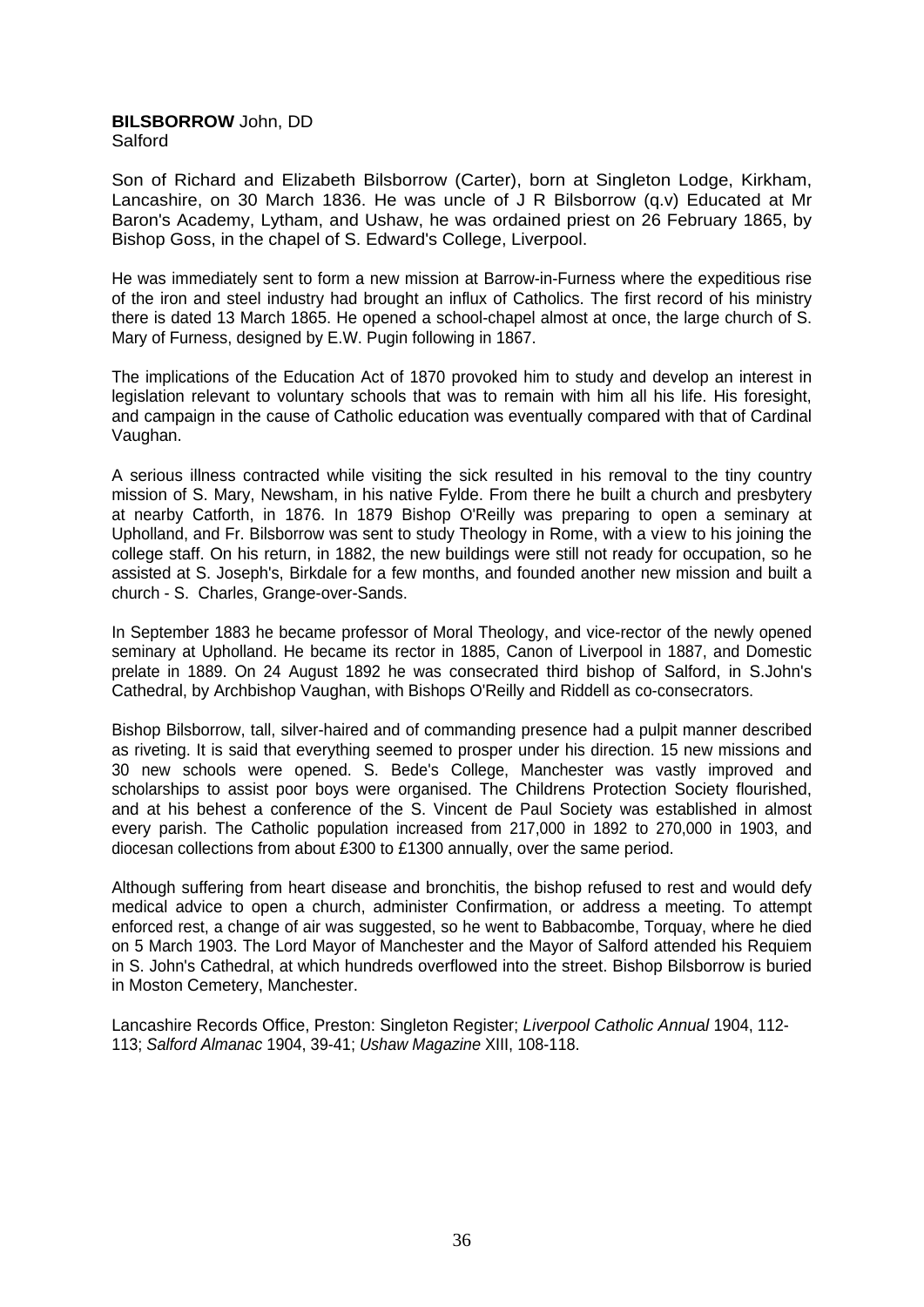**BILSBORROW** John, DD
Salford

Son of Richard and Elizabeth Bilsborrow (Carter), born at Singleton Lodge, Kirkham, Lancashire, on 30 March 1836. He was uncle of J R Bilsborrow (q.v) Educated at Mr Baron's Academy, Lytham, and Ushaw, he was ordained priest on 26 February 1865, by Bishop Goss, in the chapel of S. Edward's College, Liverpool.

He was immediately sent to form a new mission at Barrow-in-Furness where the expeditious rise of the iron and steel industry had brought an influx of Catholics. The first record of his ministry there is dated 13 March 1865. He opened a school-chapel almost at once, the large church of S. Mary of Furness, designed by E.W. Pugin following in 1867.

The implications of the Education Act of 1870 provoked him to study and develop an interest in legislation relevant to voluntary schools that was to remain with him all his life. His foresight, and campaign in the cause of Catholic education was eventually compared with that of Cardinal Vaughan.

A serious illness contracted while visiting the sick resulted in his removal to the tiny country mission of S. Mary, Newsham, in his native Fylde. From there he built a church and presbytery at nearby Catforth, in 1876. In 1879 Bishop O'Reilly was preparing to open a seminary at Upholland, and Fr. Bilsborrow was sent to study Theology in Rome, with a view to his joining the college staff. On his return, in 1882, the new buildings were still not ready for occupation, so he assisted at S. Joseph's, Birkdale for a few months, and founded another new mission and built a church - S. Charles, Grange-over-Sands.

In September 1883 he became professor of Moral Theology, and vice-rector of the newly opened seminary at Upholland. He became its rector in 1885, Canon of Liverpool in 1887, and Domestic prelate in 1889. On 24 August 1892 he was consecrated third bishop of Salford, in S.John's Cathedral, by Archbishop Vaughan, with Bishops O'Reilly and Riddell as co-consecrators.

Bishop Bilsborrow, tall, silver-haired and of commanding presence had a pulpit manner described as riveting. It is said that everything seemed to prosper under his direction. 15 new missions and 30 new schools were opened. S. Bede's College, Manchester was vastly improved and scholarships to assist poor boys were organised. The Childrens Protection Society flourished, and at his behest a conference of the S. Vincent de Paul Society was established in almost every parish. The Catholic population increased from 217,000 in 1892 to 270,000 in 1903, and diocesan collections from about £300 to £1300 annually, over the same period.

Although suffering from heart disease and bronchitis, the bishop refused to rest and would defy medical advice to open a church, administer Confirmation, or address a meeting. To attempt enforced rest, a change of air was suggested, so he went to Babbacombe, Torquay, where he died on 5 March 1903. The Lord Mayor of Manchester and the Mayor of Salford attended his Requiem in S. John's Cathedral, at which hundreds overflowed into the street. Bishop Bilsborrow is buried in Moston Cemetery, Manchester.

Lancashire Records Office, Preston: Singleton Register; *Liverpool Catholic Annual* 1904, 112-113; *Salford Almanac* 1904, 39-41; *Ushaw Magazine* XIII, 108-118.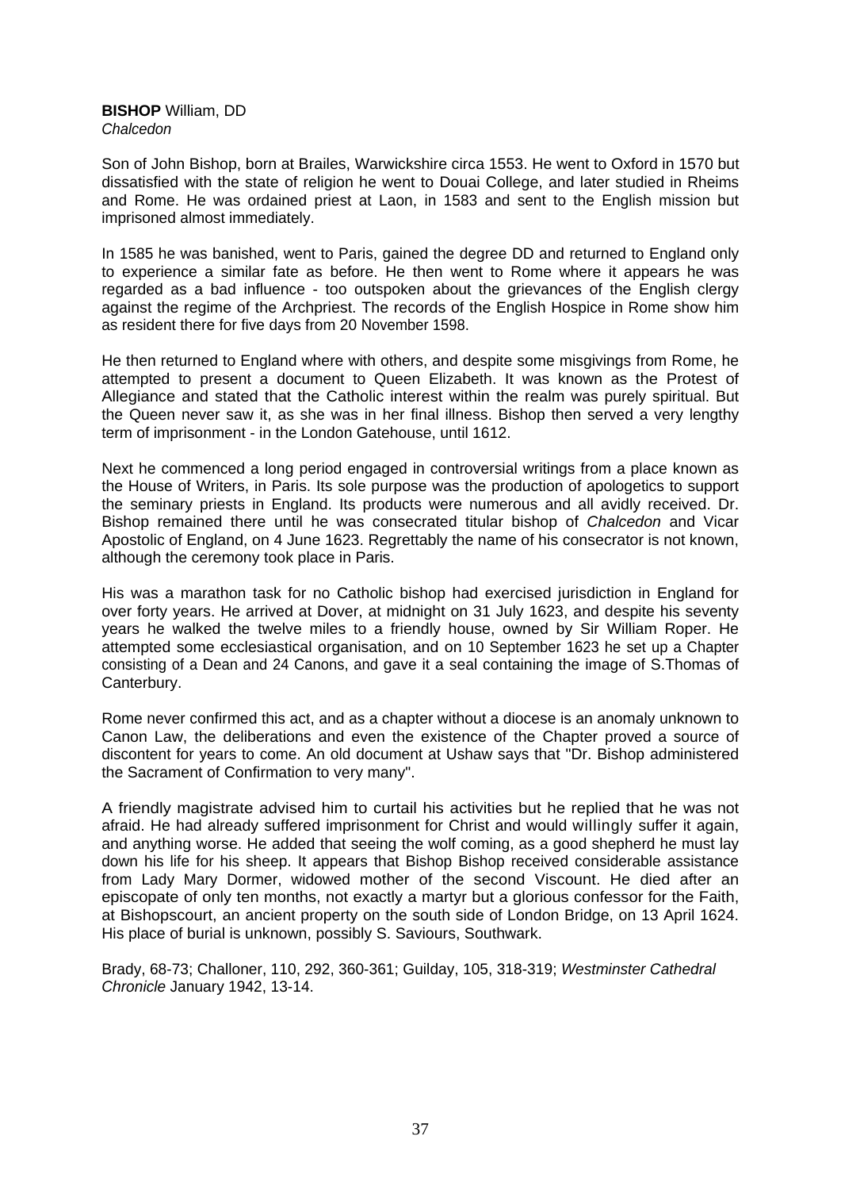**BISHOP** William, DD
*Chalcedon*

Son of John Bishop, born at Brailes, Warwickshire circa 1553. He went to Oxford in 1570 but dissatisfied with the state of religion he went to Douai College, and later studied in Rheims and Rome. He was ordained priest at Laon, in 1583 and sent to the English mission but imprisoned almost immediately.

In 1585 he was banished, went to Paris, gained the degree DD and returned to England only to experience a similar fate as before. He then went to Rome where it appears he was regarded as a bad influence - too outspoken about the grievances of the English clergy against the regime of the Archpriest. The records of the English Hospice in Rome show him as resident there for five days from 20 November 1598.

He then returned to England where with others, and despite some misgivings from Rome, he attempted to present a document to Queen Elizabeth. It was known as the Protest of Allegiance and stated that the Catholic interest within the realm was purely spiritual. But the Queen never saw it, as she was in her final illness. Bishop then served a very lengthy term of imprisonment - in the London Gatehouse, until 1612.

Next he commenced a long period engaged in controversial writings from a place known as the House of Writers, in Paris. Its sole purpose was the production of apologetics to support the seminary priests in England. Its products were numerous and all avidly received. Dr. Bishop remained there until he was consecrated titular bishop of *Chalcedon* and Vicar Apostolic of England, on 4 June 1623. Regrettably the name of his consecrator is not known, although the ceremony took place in Paris.

His was a marathon task for no Catholic bishop had exercised jurisdiction in England for over forty years. He arrived at Dover, at midnight on 31 July 1623, and despite his seventy years he walked the twelve miles to a friendly house, owned by Sir William Roper. He attempted some ecclesiastical organisation, and on 10 September 1623 he set up a Chapter consisting of a Dean and 24 Canons, and gave it a seal containing the image of S.Thomas of Canterbury.

Rome never confirmed this act, and as a chapter without a diocese is an anomaly unknown to Canon Law, the deliberations and even the existence of the Chapter proved a source of discontent for years to come. An old document at Ushaw says that "Dr. Bishop administered the Sacrament of Confirmation to very many".

A friendly magistrate advised him to curtail his activities but he replied that he was not afraid. He had already suffered imprisonment for Christ and would willingly suffer it again, and anything worse. He added that seeing the wolf coming, as a good shepherd he must lay down his life for his sheep. It appears that Bishop Bishop received considerable assistance from Lady Mary Dormer, widowed mother of the second Viscount. He died after an episcopate of only ten months, not exactly a martyr but a glorious confessor for the Faith, at Bishopscourt, an ancient property on the south side of London Bridge, on 13 April 1624. His place of burial is unknown, possibly S. Saviours, Southwark.

Brady, 68-73; Challoner, 110, 292, 360-361; Guilday, 105, 318-319; *Westminster Cathedral Chronicle* January 1942, 13-14.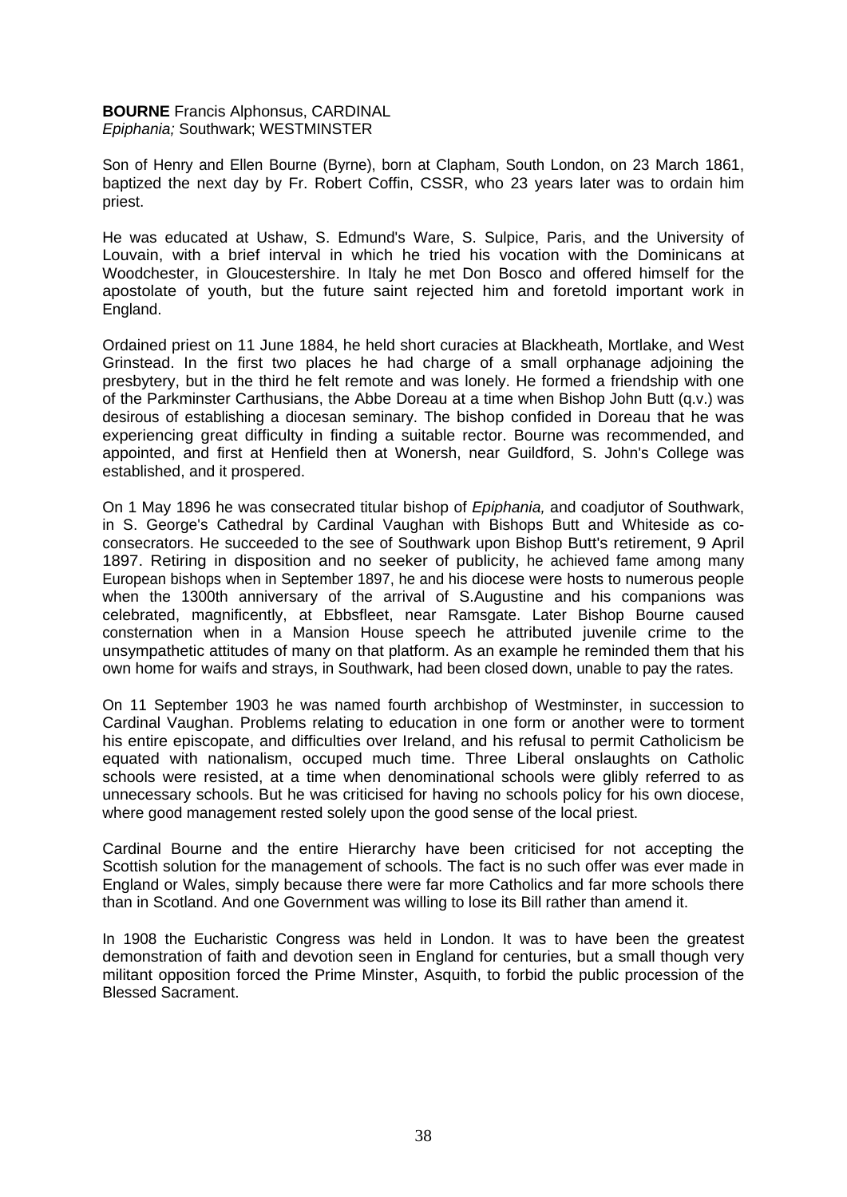**BOURNE** Francis Alphonsus, CARDINAL
*Epiphania;* Southwark; WESTMINSTER

Son of Henry and Ellen Bourne (Byrne), born at Clapham, South London, on 23 March 1861, baptized the next day by Fr. Robert Coffin, CSSR, who 23 years later was to ordain him priest.

He was educated at Ushaw, S. Edmund's Ware, S. Sulpice, Paris, and the University of Louvain, with a brief interval in which he tried his vocation with the Dominicans at Woodchester, in Gloucestershire. In Italy he met Don Bosco and offered himself for the apostolate of youth, but the future saint rejected him and foretold important work in England.

Ordained priest on 11 June 1884, he held short curacies at Blackheath, Mortlake, and West Grinstead. In the first two places he had charge of a small orphanage adjoining the presbytery, but in the third he felt remote and was lonely. He formed a friendship with one of the Parkminster Carthusians, the Abbe Doreau at a time when Bishop John Butt (q.v.) was desirous of establishing a diocesan seminary. The bishop confided in Doreau that he was experiencing great difficulty in finding a suitable rector. Bourne was recommended, and appointed, and first at Henfield then at Wonersh, near Guildford, S. John's College was established, and it prospered.

On 1 May 1896 he was consecrated titular bishop of *Epiphania,* and coadjutor of Southwark, in S. George's Cathedral by Cardinal Vaughan with Bishops Butt and Whiteside as co-consecrators. He succeeded to the see of Southwark upon Bishop Butt's retirement, 9 April 1897. Retiring in disposition and no seeker of publicity, he achieved fame among many European bishops when in September 1897, he and his diocese were hosts to numerous people when the 1300th anniversary of the arrival of S.Augustine and his companions was celebrated, magnificently, at Ebbsfleet, near Ramsgate. Later Bishop Bourne caused consternation when in a Mansion House speech he attributed juvenile crime to the unsympathetic attitudes of many on that platform. As an example he reminded them that his own home for waifs and strays, in Southwark, had been closed down, unable to pay the rates.

On 11 September 1903 he was named fourth archbishop of Westminster, in succession to Cardinal Vaughan. Problems relating to education in one form or another were to torment his entire episcopate, and difficulties over Ireland, and his refusal to permit Catholicism be equated with nationalism, occuped much time. Three Liberal onslaughts on Catholic schools were resisted, at a time when denominational schools were glibly referred to as unnecessary schools. But he was criticised for having no schools policy for his own diocese, where good management rested solely upon the good sense of the local priest.

Cardinal Bourne and the entire Hierarchy have been criticised for not accepting the Scottish solution for the management of schools. The fact is no such offer was ever made in England or Wales, simply because there were far more Catholics and far more schools there than in Scotland. And one Government was willing to lose its Bill rather than amend it.

In 1908 the Eucharistic Congress was held in London. It was to have been the greatest demonstration of faith and devotion seen in England for centuries, but a small though very militant opposition forced the Prime Minster, Asquith, to forbid the public procession of the Blessed Sacrament.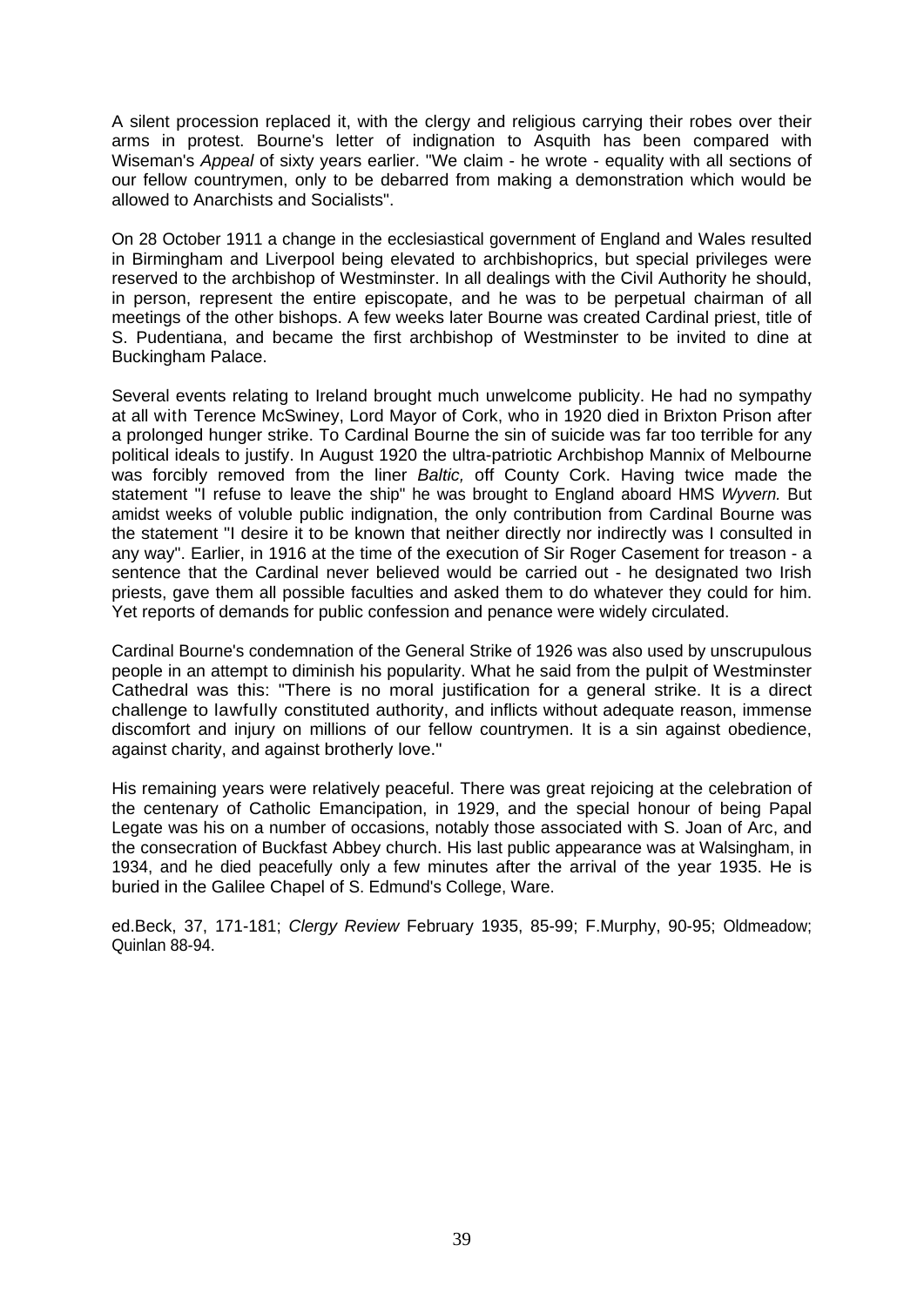A silent procession replaced it, with the clergy and religious carrying their robes over their arms in protest. Bourne's letter of indignation to Asquith has been compared with Wiseman's *Appeal* of sixty years earlier. "We claim - he wrote - equality with all sections of our fellow countrymen, only to be debarred from making a demonstration which would be allowed to Anarchists and Socialists".

On 28 October 1911 a change in the ecclesiastical government of England and Wales resulted in Birmingham and Liverpool being elevated to archbishoprics, but special privileges were reserved to the archbishop of Westminster. In all dealings with the Civil Authority he should, in person, represent the entire episcopate, and he was to be perpetual chairman of all meetings of the other bishops. A few weeks later Bourne was created Cardinal priest, title of S. Pudentiana, and became the first archbishop of Westminster to be invited to dine at Buckingham Palace.

Several events relating to Ireland brought much unwelcome publicity. He had no sympathy at all with Terence McSwiney, Lord Mayor of Cork, who in 1920 died in Brixton Prison after a prolonged hunger strike. To Cardinal Bourne the sin of suicide was far too terrible for any political ideals to justify. In August 1920 the ultra-patriotic Archbishop Mannix of Melbourne was forcibly removed from the liner *Baltic,* off County Cork. Having twice made the statement "I refuse to leave the ship" he was brought to England aboard HMS *Wyvern.* But amidst weeks of voluble public indignation, the only contribution from Cardinal Bourne was the statement "I desire it to be known that neither directly nor indirectly was I consulted in any way". Earlier, in 1916 at the time of the execution of Sir Roger Casement for treason - a sentence that the Cardinal never believed would be carried out - he designated two Irish priests, gave them all possible faculties and asked them to do whatever they could for him. Yet reports of demands for public confession and penance were widely circulated.

Cardinal Bourne's condemnation of the General Strike of 1926 was also used by unscrupulous people in an attempt to diminish his popularity. What he said from the pulpit of Westminster Cathedral was this: "There is no moral justification for a general strike. It is a direct challenge to lawfully constituted authority, and inflicts without adequate reason, immense discomfort and injury on millions of our fellow countrymen. It is a sin against obedience, against charity, and against brotherly love."

His remaining years were relatively peaceful. There was great rejoicing at the celebration of the centenary of Catholic Emancipation, in 1929, and the special honour of being Papal Legate was his on a number of occasions, notably those associated with S. Joan of Arc, and the consecration of Buckfast Abbey church. His last public appearance was at Walsingham, in 1934, and he died peacefully only a few minutes after the arrival of the year 1935. He is buried in the Galilee Chapel of S. Edmund's College, Ware.

ed.Beck, 37, 171-181; *Clergy Review* February 1935, 85-99; F.Murphy, 90-95; Oldmeadow; Quinlan 88-94.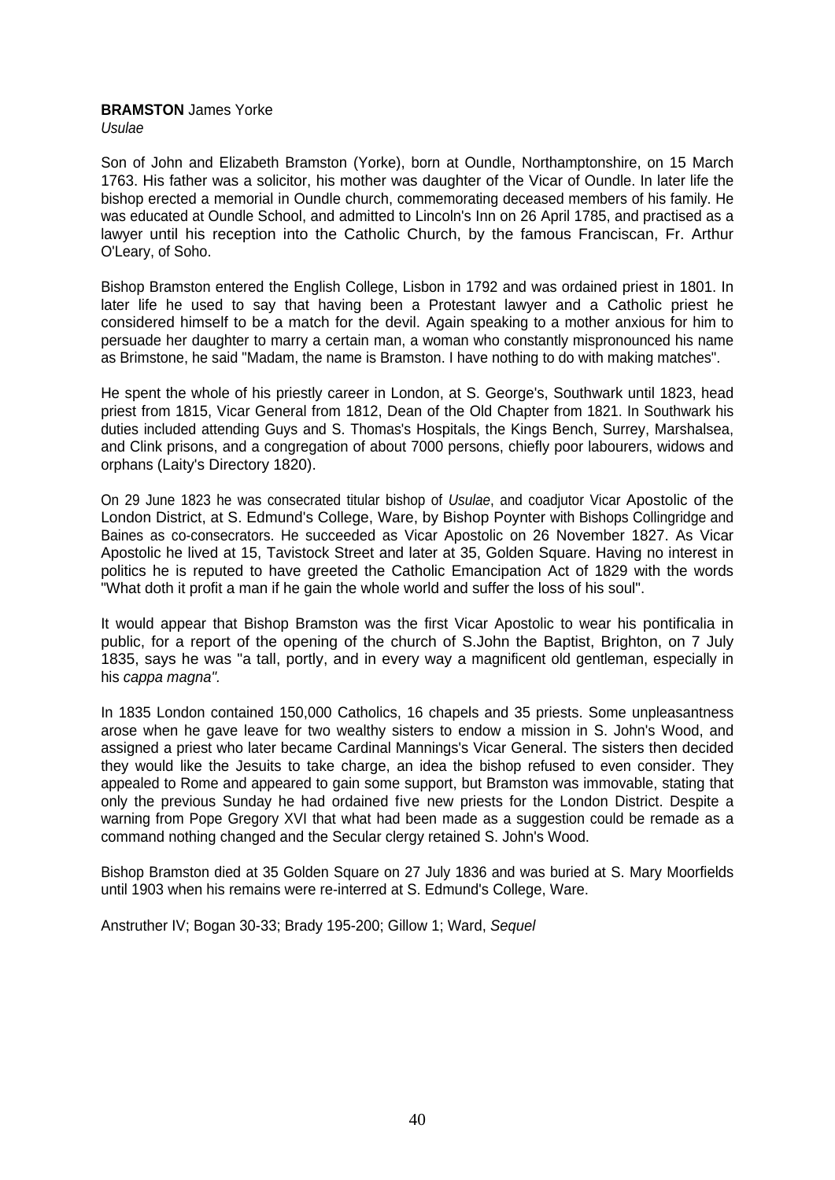**BRAMSTON** James Yorke
*Usulae*

Son of John and Elizabeth Bramston (Yorke), born at Oundle, Northamptonshire, on 15 March 1763. His father was a solicitor, his mother was daughter of the Vicar of Oundle. In later life the bishop erected a memorial in Oundle church, commemorating deceased members of his family. He was educated at Oundle School, and admitted to Lincoln's Inn on 26 April 1785, and practised as a lawyer until his reception into the Catholic Church, by the famous Franciscan, Fr. Arthur O'Leary, of Soho.

Bishop Bramston entered the English College, Lisbon in 1792 and was ordained priest in 1801. In later life he used to say that having been a Protestant lawyer and a Catholic priest he considered himself to be a match for the devil. Again speaking to a mother anxious for him to persuade her daughter to marry a certain man, a woman who constantly mispronounced his name as Brimstone, he said "Madam, the name is Bramston. I have nothing to do with making matches".

He spent the whole of his priestly career in London, at S. George's, Southwark until 1823, head priest from 1815, Vicar General from 1812, Dean of the Old Chapter from 1821. In Southwark his duties included attending Guys and S. Thomas's Hospitals, the Kings Bench, Surrey, Marshalsea, and Clink prisons, and a congregation of about 7000 persons, chiefly poor labourers, widows and orphans (Laity's Directory 1820).

On 29 June 1823 he was consecrated titular bishop of *Usulae*, and coadjutor Vicar Apostolic of the London District, at S. Edmund's College, Ware, by Bishop Poynter with Bishops Collingridge and Baines as co-consecrators. He succeeded as Vicar Apostolic on 26 November 1827. As Vicar Apostolic he lived at 15, Tavistock Street and later at 35, Golden Square. Having no interest in politics he is reputed to have greeted the Catholic Emancipation Act of 1829 with the words "What doth it profit a man if he gain the whole world and suffer the loss of his soul".

It would appear that Bishop Bramston was the first Vicar Apostolic to wear his pontificalia in public, for a report of the opening of the church of S.John the Baptist, Brighton, on 7 July 1835, says he was "a tall, portly, and in every way a magnificent old gentleman, especially in his *cappa magna"*.

In 1835 London contained 150,000 Catholics, 16 chapels and 35 priests. Some unpleasantness arose when he gave leave for two wealthy sisters to endow a mission in S. John's Wood, and assigned a priest who later became Cardinal Mannings's Vicar General. The sisters then decided they would like the Jesuits to take charge, an idea the bishop refused to even consider. They appealed to Rome and appeared to gain some support, but Bramston was immovable, stating that only the previous Sunday he had ordained five new priests for the London District. Despite a warning from Pope Gregory XVI that what had been made as a suggestion could be remade as a command nothing changed and the Secular clergy retained S. John's Wood.

Bishop Bramston died at 35 Golden Square on 27 July 1836 and was buried at S. Mary Moorfields until 1903 when his remains were re-interred at S. Edmund's College, Ware.

Anstruther IV; Bogan 30-33; Brady 195-200; Gillow 1; Ward, *Sequel*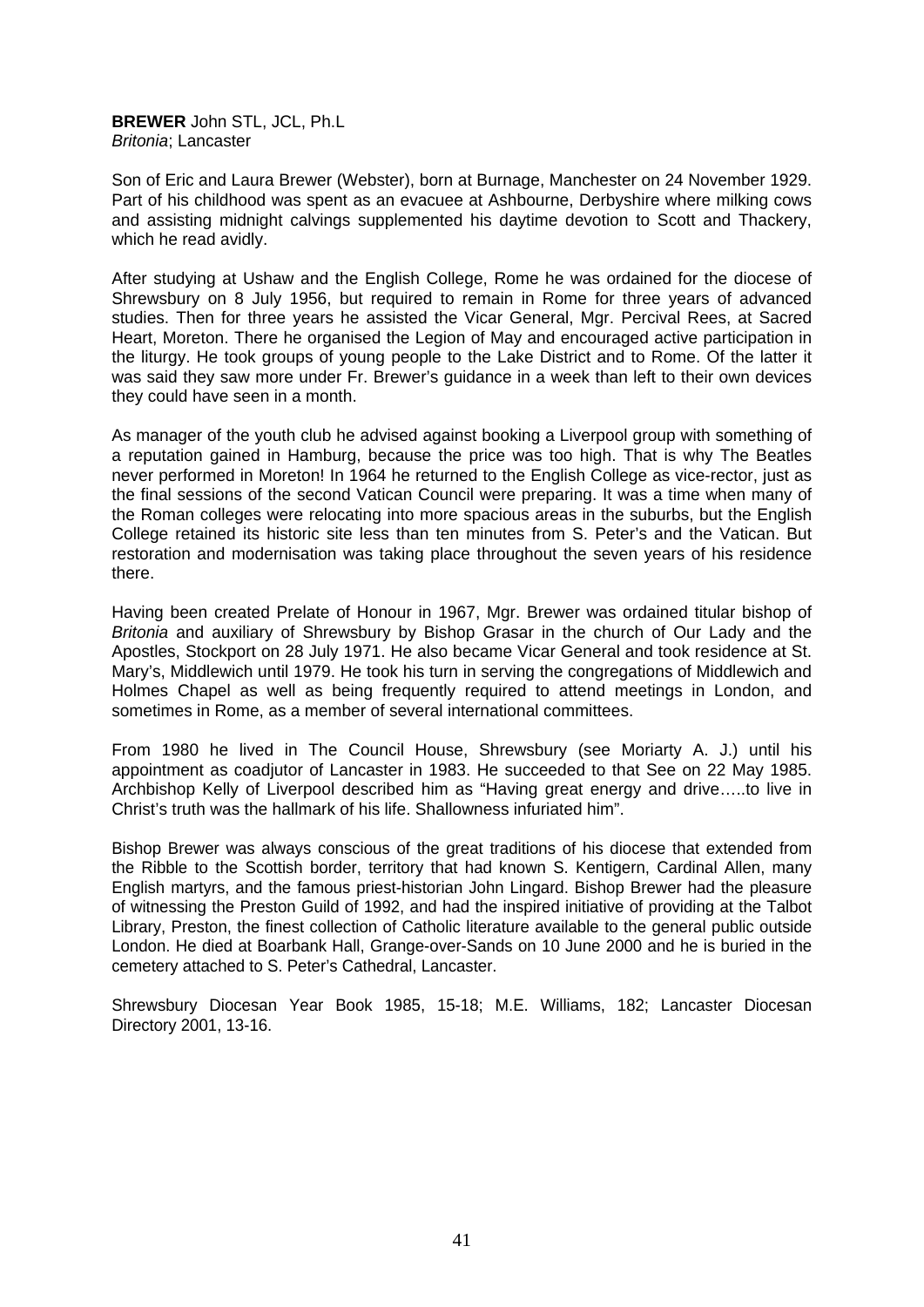**BREWER** John STL, JCL, Ph.L
*Britonia*; Lancaster

Son of Eric and Laura Brewer (Webster), born at Burnage, Manchester on 24 November 1929. Part of his childhood was spent as an evacuee at Ashbourne, Derbyshire where milking cows and assisting midnight calvings supplemented his daytime devotion to Scott and Thackery, which he read avidly.

After studying at Ushaw and the English College, Rome he was ordained for the diocese of Shrewsbury on 8 July 1956, but required to remain in Rome for three years of advanced studies. Then for three years he assisted the Vicar General, Mgr. Percival Rees, at Sacred Heart, Moreton. There he organised the Legion of May and encouraged active participation in the liturgy. He took groups of young people to the Lake District and to Rome. Of the latter it was said they saw more under Fr. Brewer's guidance in a week than left to their own devices they could have seen in a month.

As manager of the youth club he advised against booking a Liverpool group with something of a reputation gained in Hamburg, because the price was too high. That is why The Beatles never performed in Moreton! In 1964 he returned to the English College as vice-rector, just as the final sessions of the second Vatican Council were preparing. It was a time when many of the Roman colleges were relocating into more spacious areas in the suburbs, but the English College retained its historic site less than ten minutes from S. Peter's and the Vatican. But restoration and modernisation was taking place throughout the seven years of his residence there.

Having been created Prelate of Honour in 1967, Mgr. Brewer was ordained titular bishop of *Britonia* and auxiliary of Shrewsbury by Bishop Grasar in the church of Our Lady and the Apostles, Stockport on 28 July 1971. He also became Vicar General and took residence at St. Mary's, Middlewich until 1979. He took his turn in serving the congregations of Middlewich and Holmes Chapel as well as being frequently required to attend meetings in London, and sometimes in Rome, as a member of several international committees.

From 1980 he lived in The Council House, Shrewsbury (see Moriarty A. J.) until his appointment as coadjutor of Lancaster in 1983. He succeeded to that See on 22 May 1985. Archbishop Kelly of Liverpool described him as "Having great energy and drive…..to live in Christ's truth was the hallmark of his life. Shallowness infuriated him".

Bishop Brewer was always conscious of the great traditions of his diocese that extended from the Ribble to the Scottish border, territory that had known S. Kentigern, Cardinal Allen, many English martyrs, and the famous priest-historian John Lingard. Bishop Brewer had the pleasure of witnessing the Preston Guild of 1992, and had the inspired initiative of providing at the Talbot Library, Preston, the finest collection of Catholic literature available to the general public outside London. He died at Boarbank Hall, Grange-over-Sands on 10 June 2000 and he is buried in the cemetery attached to S. Peter's Cathedral, Lancaster.

Shrewsbury Diocesan Year Book 1985, 15-18; M.E. Williams, 182; Lancaster Diocesan Directory 2001, 13-16.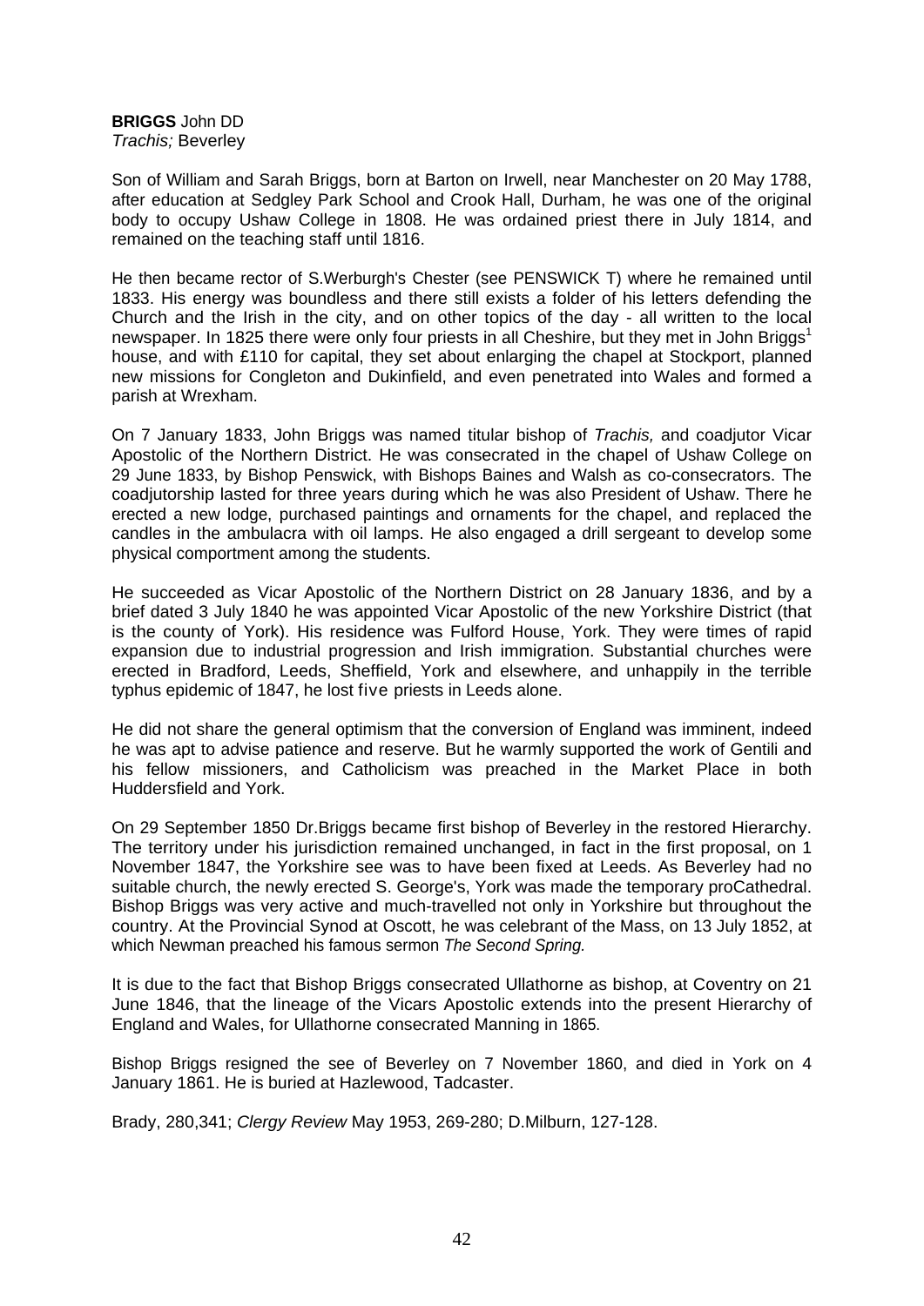**BRIGGS** John DD  
*Trachis;* Beverley

Son of William and Sarah Briggs, born at Barton on Irwell, near Manchester on 20 May 1788, after education at Sedgley Park School and Crook Hall, Durham, he was one of the original body to occupy Ushaw College in 1808. He was ordained priest there in July 1814, and remained on the teaching staff until 1816.

He then became rector of S.Werburgh's Chester (see PENSWICK T) where he remained until 1833. His energy was boundless and there still exists a folder of his letters defending the Church and the Irish in the city, and on other topics of the day - all written to the local newspaper. In 1825 there were only four priests in all Cheshire, but they met in John Briggs[1] house, and with £110 for capital, they set about enlarging the chapel at Stockport, planned new missions for Congleton and Dukinfield, and even penetrated into Wales and formed a parish at Wrexham.

On 7 January 1833, John Briggs was named titular bishop of *Trachis,* and coadjutor Vicar Apostolic of the Northern District. He was consecrated in the chapel of Ushaw College on 29 June 1833, by Bishop Penswick, with Bishops Baines and Walsh as co-consecrators. The coadjutorship lasted for three years during which he was also President of Ushaw. There he erected a new lodge, purchased paintings and ornaments for the chapel, and replaced the candles in the ambulacra with oil lamps. He also engaged a drill sergeant to develop some physical comportment among the students.

He succeeded as Vicar Apostolic of the Northern District on 28 January 1836, and by a brief dated 3 July 1840 he was appointed Vicar Apostolic of the new Yorkshire District (that is the county of York). His residence was Fulford House, York. They were times of rapid expansion due to industrial progression and Irish immigration. Substantial churches were erected in Bradford, Leeds, Sheffield, York and elsewhere, and unhappily in the terrible typhus epidemic of 1847, he lost five priests in Leeds alone.

He did not share the general optimism that the conversion of England was imminent, indeed he was apt to advise patience and reserve. But he warmly supported the work of Gentili and his fellow missioners, and Catholicism was preached in the Market Place in both Huddersfield and York.

On 29 September 1850 Dr.Briggs became first bishop of Beverley in the restored Hierarchy. The territory under his jurisdiction remained unchanged, in fact in the first proposal, on 1 November 1847, the Yorkshire see was to have been fixed at Leeds. As Beverley had no suitable church, the newly erected S. George's, York was made the temporary proCathedral. Bishop Briggs was very active and much-travelled not only in Yorkshire but throughout the country. At the Provincial Synod at Oscott, he was celebrant of the Mass, on 13 July 1852, at which Newman preached his famous sermon *The Second Spring.*

It is due to the fact that Bishop Briggs consecrated Ullathorne as bishop, at Coventry on 21 June 1846, that the lineage of the Vicars Apostolic extends into the present Hierarchy of England and Wales, for Ullathorne consecrated Manning in 1865.

Bishop Briggs resigned the see of Beverley on 7 November 1860, and died in York on 4 January 1861. He is buried at Hazlewood, Tadcaster.

Brady, 280,341; *Clergy Review* May 1953, 269-280; D.Milburn, 127-128.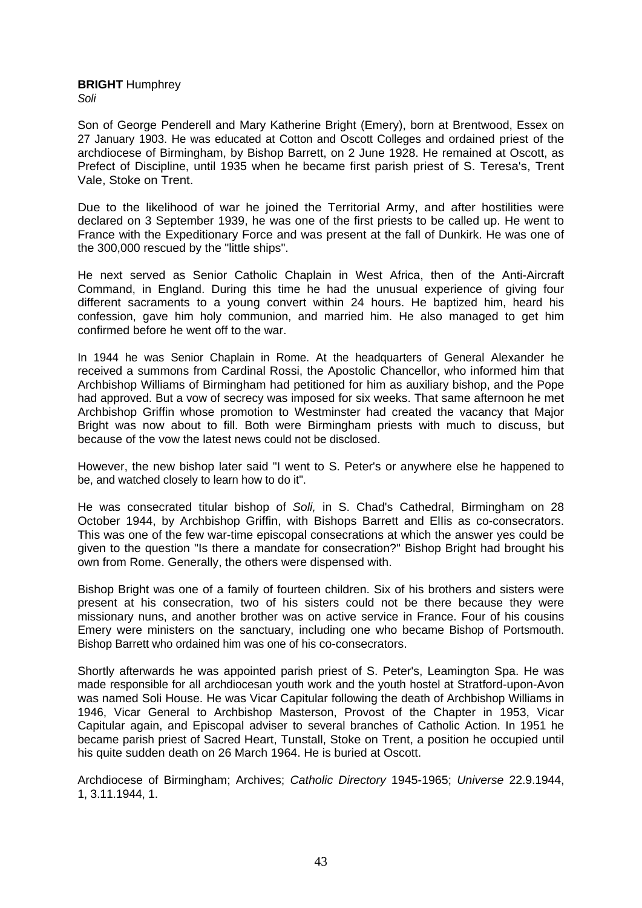**BRIGHT** Humphrey
*Soli*

Son of George Penderell and Mary Katherine Bright (Emery), born at Brentwood, Essex on 27 January 1903. He was educated at Cotton and Oscott Colleges and ordained priest of the archdiocese of Birmingham, by Bishop Barrett, on 2 June 1928. He remained at Oscott, as Prefect of Discipline, until 1935 when he became first parish priest of S. Teresa's, Trent Vale, Stoke on Trent.

Due to the likelihood of war he joined the Territorial Army, and after hostilities were declared on 3 September 1939, he was one of the first priests to be called up. He went to France with the Expeditionary Force and was present at the fall of Dunkirk. He was one of the 300,000 rescued by the "little ships".

He next served as Senior Catholic Chaplain in West Africa, then of the Anti-Aircraft Command, in England. During this time he had the unusual experience of giving four different sacraments to a young convert within 24 hours. He baptized him, heard his confession, gave him holy communion, and married him. He also managed to get him confirmed before he went off to the war.

In 1944 he was Senior Chaplain in Rome. At the headquarters of General Alexander he received a summons from Cardinal Rossi, the Apostolic Chancellor, who informed him that Archbishop Williams of Birmingham had petitioned for him as auxiliary bishop, and the Pope had approved. But a vow of secrecy was imposed for six weeks. That same afternoon he met Archbishop Griffin whose promotion to Westminster had created the vacancy that Major Bright was now about to fill. Both were Birmingham priests with much to discuss, but because of the vow the latest news could not be disclosed.

However, the new bishop later said "I went to S. Peter's or anywhere else he happened to be, and watched closely to learn how to do it".

He was consecrated titular bishop of *Soli,* in S. Chad's Cathedral, Birmingham on 28 October 1944, by Archbishop Griffin, with Bishops Barrett and Ellis as co-consecrators. This was one of the few war-time episcopal consecrations at which the answer yes could be given to the question "Is there a mandate for consecration?" Bishop Bright had brought his own from Rome. Generally, the others were dispensed with.

Bishop Bright was one of a family of fourteen children. Six of his brothers and sisters were present at his consecration, two of his sisters could not be there because they were missionary nuns, and another brother was on active service in France. Four of his cousins Emery were ministers on the sanctuary, including one who became Bishop of Portsmouth. Bishop Barrett who ordained him was one of his co-consecrators.

Shortly afterwards he was appointed parish priest of S. Peter's, Leamington Spa. He was made responsible for all archdiocesan youth work and the youth hostel at Stratford-upon-Avon was named Soli House. He was Vicar Capitular following the death of Archbishop Williams in 1946, Vicar General to Archbishop Masterson, Provost of the Chapter in 1953, Vicar Capitular again, and Episcopal adviser to several branches of Catholic Action. In 1951 he became parish priest of Sacred Heart, Tunstall, Stoke on Trent, a position he occupied until his quite sudden death on 26 March 1964. He is buried at Oscott.

Archdiocese of Birmingham; Archives; *Catholic Directory* 1945-1965; *Universe* 22.9.1944, 1, 3.11.1944, 1.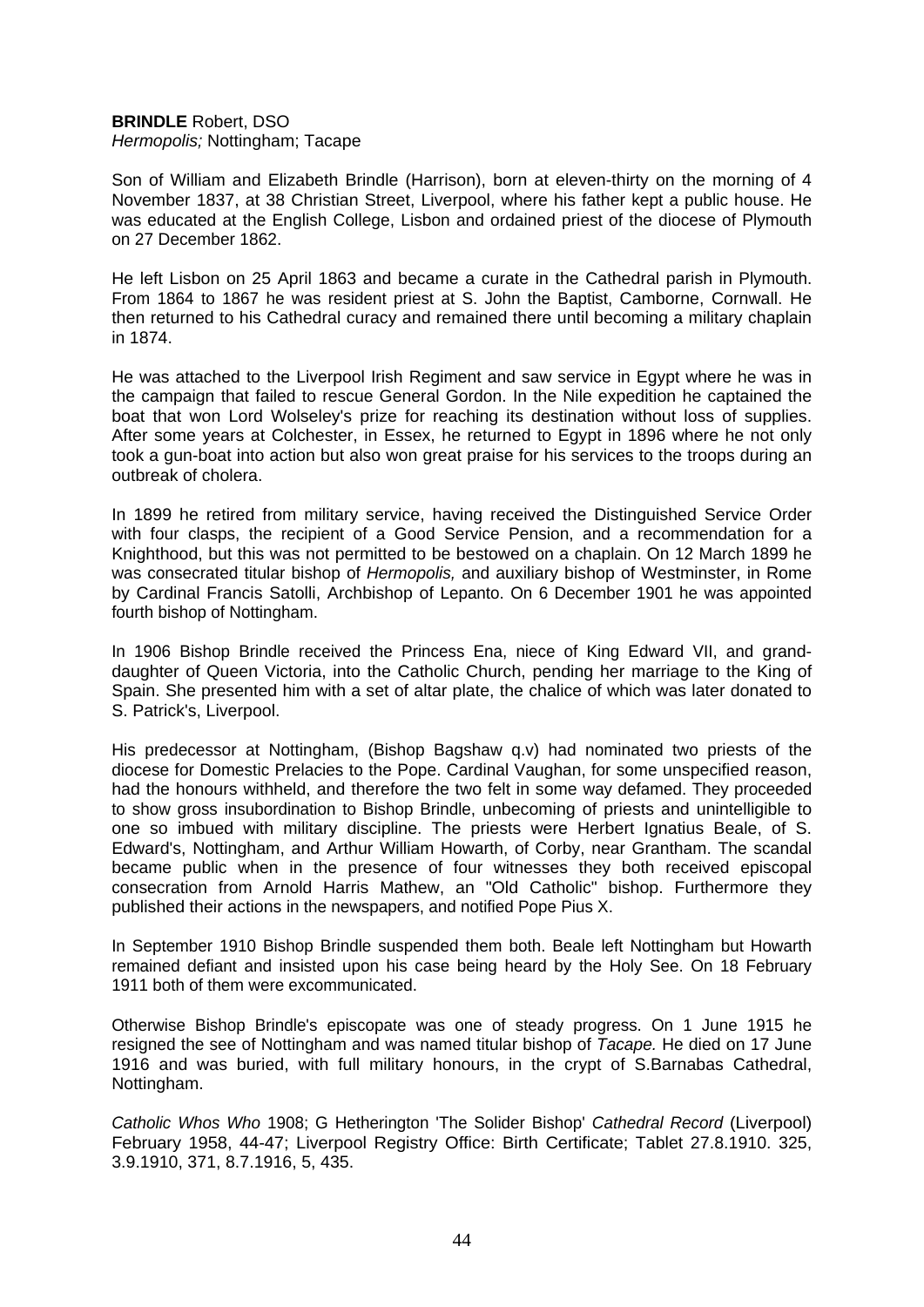**BRINDLE** Robert, DSO
*Hermopolis;* Nottingham; Tacape

Son of William and Elizabeth Brindle (Harrison), born at eleven-thirty on the morning of 4 November 1837, at 38 Christian Street, Liverpool, where his father kept a public house. He was educated at the English College, Lisbon and ordained priest of the diocese of Plymouth on 27 December 1862.

He left Lisbon on 25 April 1863 and became a curate in the Cathedral parish in Plymouth. From 1864 to 1867 he was resident priest at S. John the Baptist, Camborne, Cornwall. He then returned to his Cathedral curacy and remained there until becoming a military chaplain in 1874.

He was attached to the Liverpool Irish Regiment and saw service in Egypt where he was in the campaign that failed to rescue General Gordon. In the Nile expedition he captained the boat that won Lord Wolseley's prize for reaching its destination without loss of supplies. After some years at Colchester, in Essex, he returned to Egypt in 1896 where he not only took a gun-boat into action but also won great praise for his services to the troops during an outbreak of cholera.

In 1899 he retired from military service, having received the Distinguished Service Order with four clasps, the recipient of a Good Service Pension, and a recommendation for a Knighthood, but this was not permitted to be bestowed on a chaplain. On 12 March 1899 he was consecrated titular bishop of *Hermopolis,* and auxiliary bishop of Westminster, in Rome by Cardinal Francis Satolli, Archbishop of Lepanto. On 6 December 1901 he was appointed fourth bishop of Nottingham.

In 1906 Bishop Brindle received the Princess Ena, niece of King Edward VII, and grand-daughter of Queen Victoria, into the Catholic Church, pending her marriage to the King of Spain. She presented him with a set of altar plate, the chalice of which was later donated to S. Patrick's, Liverpool.

His predecessor at Nottingham, (Bishop Bagshaw q.v) had nominated two priests of the diocese for Domestic Prelacies to the Pope. Cardinal Vaughan, for some unspecified reason, had the honours withheld, and therefore the two felt in some way defamed. They proceeded to show gross insubordination to Bishop Brindle, unbecoming of priests and unintelligible to one so imbued with military discipline. The priests were Herbert Ignatius Beale, of S. Edward's, Nottingham, and Arthur William Howarth, of Corby, near Grantham. The scandal became public when in the presence of four witnesses they both received episcopal consecration from Arnold Harris Mathew, an "Old Catholic" bishop. Furthermore they published their actions in the newspapers, and notified Pope Pius X.

In September 1910 Bishop Brindle suspended them both. Beale left Nottingham but Howarth remained defiant and insisted upon his case being heard by the Holy See. On 18 February 1911 both of them were excommunicated.

Otherwise Bishop Brindle's episcopate was one of steady progress. On 1 June 1915 he resigned the see of Nottingham and was named titular bishop of *Tacape.* He died on 17 June 1916 and was buried, with full military honours, in the crypt of S.Barnabas Cathedral, Nottingham.

*Catholic Whos Who* 1908; G Hetherington 'The Solider Bishop' *Cathedral Record* (Liverpool) February 1958, 44-47; Liverpool Registry Office: Birth Certificate; Tablet 27.8.1910. 325, 3.9.1910, 371, 8.7.1916, 5, 435.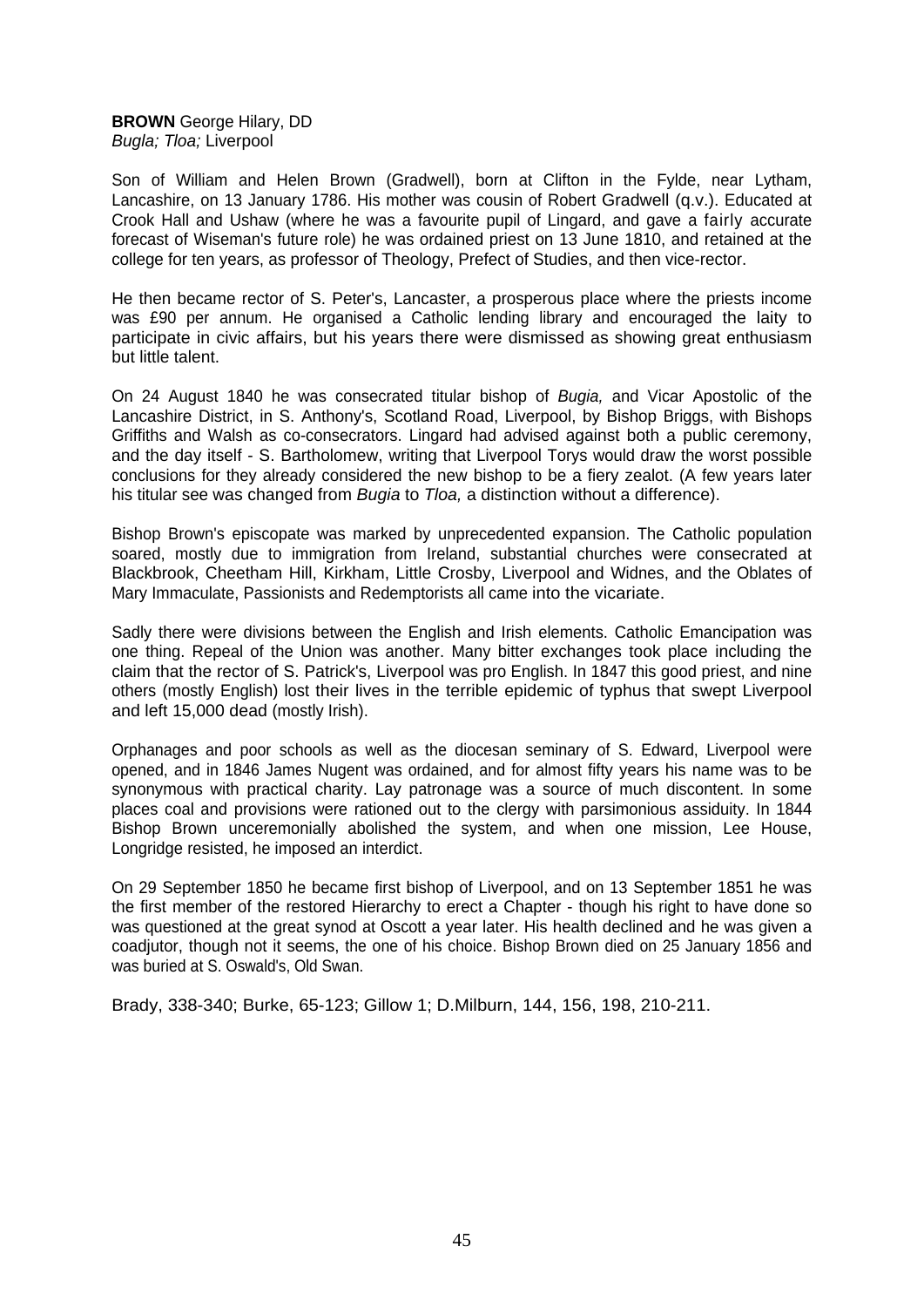**BROWN** George Hilary, DD
*Bugla; Tloa;* Liverpool

Son of William and Helen Brown (Gradwell), born at Clifton in the Fylde, near Lytham, Lancashire, on 13 January 1786. His mother was cousin of Robert Gradwell (q.v.). Educated at Crook Hall and Ushaw (where he was a favourite pupil of Lingard, and gave a fairly accurate forecast of Wiseman's future role) he was ordained priest on 13 June 1810, and retained at the college for ten years, as professor of Theology, Prefect of Studies, and then vice-rector.

He then became rector of S. Peter's, Lancaster, a prosperous place where the priests income was £90 per annum. He organised a Catholic lending library and encouraged the laity to participate in civic affairs, but his years there were dismissed as showing great enthusiasm but little talent.

On 24 August 1840 he was consecrated titular bishop of *Bugia,* and Vicar Apostolic of the Lancashire District, in S. Anthony's, Scotland Road, Liverpool, by Bishop Briggs, with Bishops Griffiths and Walsh as co-consecrators. Lingard had advised against both a public ceremony, and the day itself - S. Bartholomew, writing that Liverpool Torys would draw the worst possible conclusions for they already considered the new bishop to be a fiery zealot. (A few years later his titular see was changed from *Bugia* to *Tloa,* a distinction without a difference).

Bishop Brown's episcopate was marked by unprecedented expansion. The Catholic population soared, mostly due to immigration from Ireland, substantial churches were consecrated at Blackbrook, Cheetham Hill, Kirkham, Little Crosby, Liverpool and Widnes, and the Oblates of Mary Immaculate, Passionists and Redemptorists all came into the vicariate.

Sadly there were divisions between the English and Irish elements. Catholic Emancipation was one thing. Repeal of the Union was another. Many bitter exchanges took place including the claim that the rector of S. Patrick's, Liverpool was pro English. In 1847 this good priest, and nine others (mostly English) lost their lives in the terrible epidemic of typhus that swept Liverpool and left 15,000 dead (mostly Irish).

Orphanages and poor schools as well as the diocesan seminary of S. Edward, Liverpool were opened, and in 1846 James Nugent was ordained, and for almost fifty years his name was to be synonymous with practical charity. Lay patronage was a source of much discontent. In some places coal and provisions were rationed out to the clergy with parsimonious assiduity. In 1844 Bishop Brown unceremoniously abolished the system, and when one mission, Lee House, Longridge resisted, he imposed an interdict.

On 29 September 1850 he became first bishop of Liverpool, and on 13 September 1851 he was the first member of the restored Hierarchy to erect a Chapter - though his right to have done so was questioned at the great synod at Oscott a year later. His health declined and he was given a coadjutor, though not it seems, the one of his choice. Bishop Brown died on 25 January 1856 and was buried at S. Oswald's, Old Swan.

Brady, 338-340; Burke, 65-123; Gillow 1; D.Milburn, 144, 156, 198, 210-211.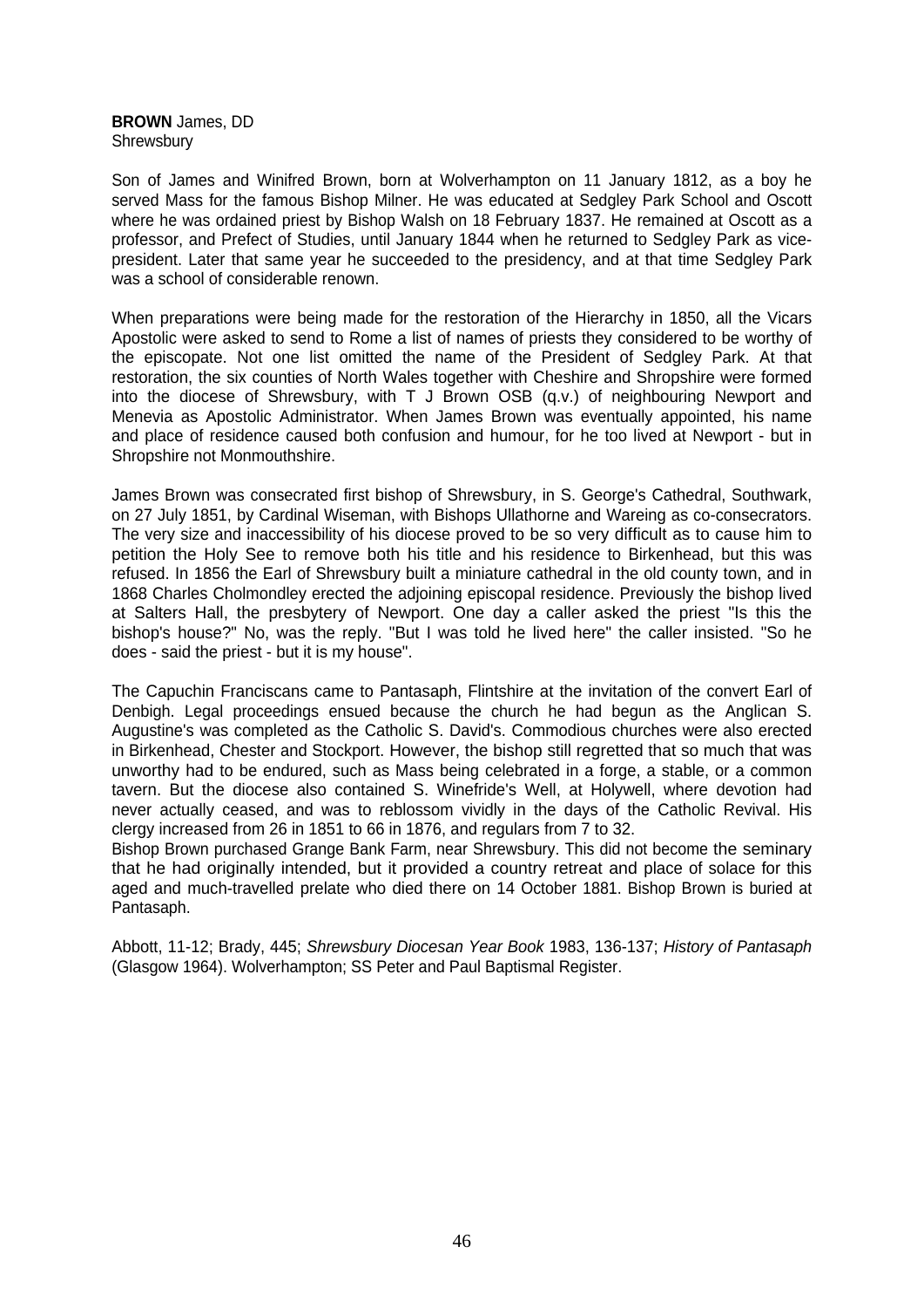**BROWN** James, DD
Shrewsbury

Son of James and Winifred Brown, born at Wolverhampton on 11 January 1812, as a boy he served Mass for the famous Bishop Milner. He was educated at Sedgley Park School and Oscott where he was ordained priest by Bishop Walsh on 18 February 1837. He remained at Oscott as a professor, and Prefect of Studies, until January 1844 when he returned to Sedgley Park as vice-president. Later that same year he succeeded to the presidency, and at that time Sedgley Park was a school of considerable renown.

When preparations were being made for the restoration of the Hierarchy in 1850, all the Vicars Apostolic were asked to send to Rome a list of names of priests they considered to be worthy of the episcopate. Not one list omitted the name of the President of Sedgley Park. At that restoration, the six counties of North Wales together with Cheshire and Shropshire were formed into the diocese of Shrewsbury, with T J Brown OSB (q.v.) of neighbouring Newport and Menevia as Apostolic Administrator. When James Brown was eventually appointed, his name and place of residence caused both confusion and humour, for he too lived at Newport - but in Shropshire not Monmouthshire.

James Brown was consecrated first bishop of Shrewsbury, in S. George's Cathedral, Southwark, on 27 July 1851, by Cardinal Wiseman, with Bishops Ullathorne and Wareing as co-consecrators. The very size and inaccessibility of his diocese proved to be so very difficult as to cause him to petition the Holy See to remove both his title and his residence to Birkenhead, but this was refused. In 1856 the Earl of Shrewsbury built a miniature cathedral in the old county town, and in 1868 Charles Cholmondley erected the adjoining episcopal residence. Previously the bishop lived at Salters Hall, the presbytery of Newport. One day a caller asked the priest "Is this the bishop's house?" No, was the reply. "But I was told he lived here" the caller insisted. "So he does - said the priest - but it is my house".

The Capuchin Franciscans came to Pantasaph, Flintshire at the invitation of the convert Earl of Denbigh. Legal proceedings ensued because the church he had begun as the Anglican S. Augustine's was completed as the Catholic S. David's. Commodious churches were also erected in Birkenhead, Chester and Stockport. However, the bishop still regretted that so much that was unworthy had to be endured, such as Mass being celebrated in a forge, a stable, or a common tavern. But the diocese also contained S. Winefride's Well, at Holywell, where devotion had never actually ceased, and was to reblossom vividly in the days of the Catholic Revival. His clergy increased from 26 in 1851 to 66 in 1876, and regulars from 7 to 32.
Bishop Brown purchased Grange Bank Farm, near Shrewsbury. This did not become the seminary that he had originally intended, but it provided a country retreat and place of solace for this aged and much-travelled prelate who died there on 14 October 1881. Bishop Brown is buried at Pantasaph.

Abbott, 11-12; Brady, 445; *Shrewsbury Diocesan Year Book* 1983, 136-137; *History of Pantasaph* (Glasgow 1964). Wolverhampton; SS Peter and Paul Baptismal Register.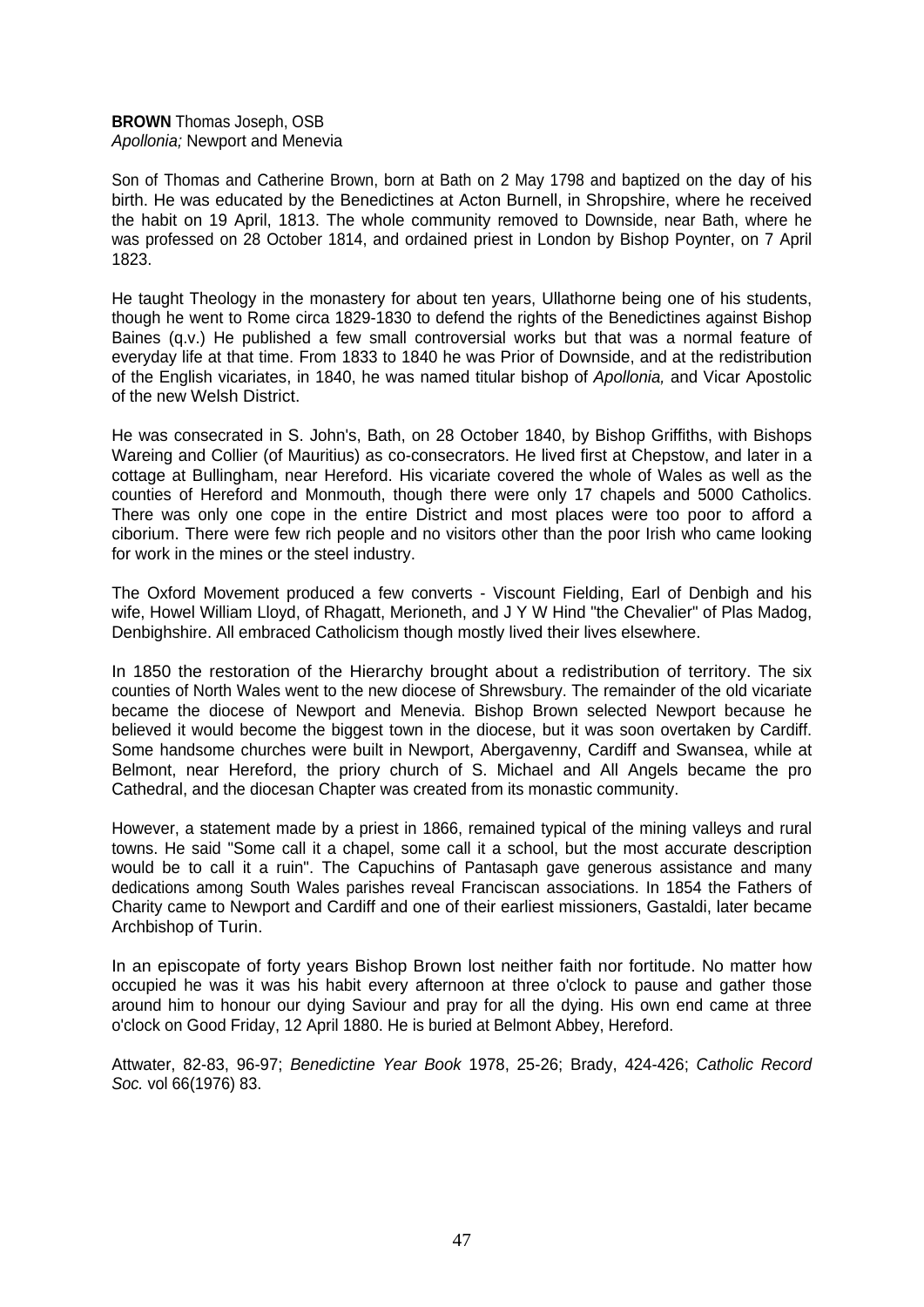**BROWN** Thomas Joseph, OSB
*Apollonia;* Newport and Menevia

Son of Thomas and Catherine Brown, born at Bath on 2 May 1798 and baptized on the day of his birth. He was educated by the Benedictines at Acton Burnell, in Shropshire, where he received the habit on 19 April, 1813. The whole community removed to Downside, near Bath, where he was professed on 28 October 1814, and ordained priest in London by Bishop Poynter, on 7 April 1823.

He taught Theology in the monastery for about ten years, Ullathorne being one of his students, though he went to Rome circa 1829-1830 to defend the rights of the Benedictines against Bishop Baines (q.v.) He published a few small controversial works but that was a normal feature of everyday life at that time. From 1833 to 1840 he was Prior of Downside, and at the redistribution of the English vicariates, in 1840, he was named titular bishop of *Apollonia,* and Vicar Apostolic of the new Welsh District.

He was consecrated in S. John's, Bath, on 28 October 1840, by Bishop Griffiths, with Bishops Wareing and Collier (of Mauritius) as co-consecrators. He lived first at Chepstow, and later in a cottage at Bullingham, near Hereford. His vicariate covered the whole of Wales as well as the counties of Hereford and Monmouth, though there were only 17 chapels and 5000 Catholics. There was only one cope in the entire District and most places were too poor to afford a ciborium. There were few rich people and no visitors other than the poor Irish who came looking for work in the mines or the steel industry.

The Oxford Movement produced a few converts - Viscount Fielding, Earl of Denbigh and his wife, Howel William Lloyd, of Rhagatt, Merioneth, and J Y W Hind "the Chevalier" of Plas Madog, Denbighshire. All embraced Catholicism though mostly lived their lives elsewhere.

In 1850 the restoration of the Hierarchy brought about a redistribution of territory. The six counties of North Wales went to the new diocese of Shrewsbury. The remainder of the old vicariate became the diocese of Newport and Menevia. Bishop Brown selected Newport because he believed it would become the biggest town in the diocese, but it was soon overtaken by Cardiff. Some handsome churches were built in Newport, Abergavenny, Cardiff and Swansea, while at Belmont, near Hereford, the priory church of S. Michael and All Angels became the pro Cathedral, and the diocesan Chapter was created from its monastic community.

However, a statement made by a priest in 1866, remained typical of the mining valleys and rural towns. He said "Some call it a chapel, some call it a school, but the most accurate description would be to call it a ruin". The Capuchins of Pantasaph gave generous assistance and many dedications among South Wales parishes reveal Franciscan associations. In 1854 the Fathers of Charity came to Newport and Cardiff and one of their earliest missioners, Gastaldi, later became Archbishop of Turin.

In an episcopate of forty years Bishop Brown lost neither faith nor fortitude. No matter how occupied he was it was his habit every afternoon at three o'clock to pause and gather those around him to honour our dying Saviour and pray for all the dying. His own end came at three o'clock on Good Friday, 12 April 1880. He is buried at Belmont Abbey, Hereford.

Attwater, 82-83, 96-97; *Benedictine Year Book* 1978, 25-26; Brady, 424-426; *Catholic Record Soc.* vol 66(1976) 83.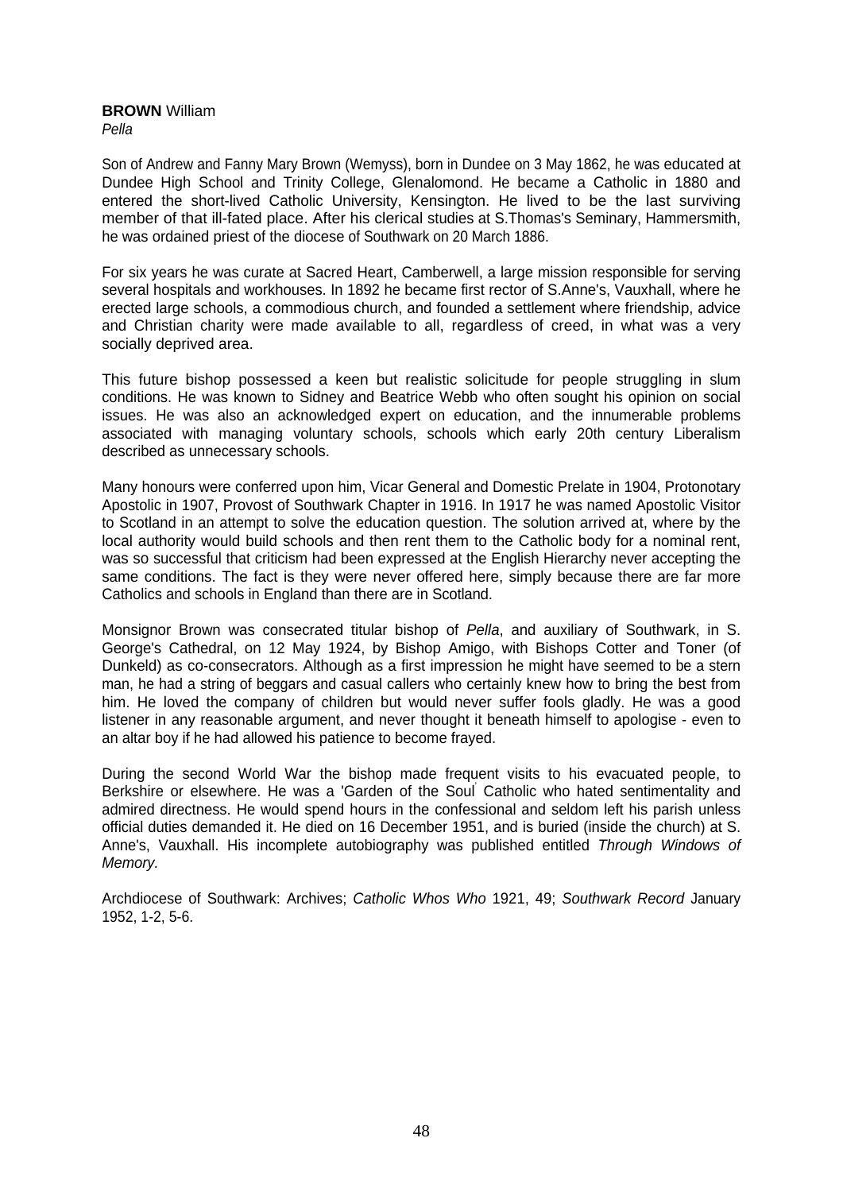**BROWN** William
*Pella*

Son of Andrew and Fanny Mary Brown (Wemyss), born in Dundee on 3 May 1862, he was educated at Dundee High School and Trinity College, Glenalomond. He became a Catholic in 1880 and entered the short-lived Catholic University, Kensington. He lived to be the last surviving member of that ill-fated place. After his clerical studies at S.Thomas's Seminary, Hammersmith, he was ordained priest of the diocese of Southwark on 20 March 1886.

For six years he was curate at Sacred Heart, Camberwell, a large mission responsible for serving several hospitals and workhouses. In 1892 he became first rector of S.Anne's, Vauxhall, where he erected large schools, a commodious church, and founded a settlement where friendship, advice and Christian charity were made available to all, regardless of creed, in what was a very socially deprived area.

This future bishop possessed a keen but realistic solicitude for people struggling in slum conditions. He was known to Sidney and Beatrice Webb who often sought his opinion on social issues. He was also an acknowledged expert on education, and the innumerable problems associated with managing voluntary schools, schools which early 20th century Liberalism described as unnecessary schools.

Many honours were conferred upon him, Vicar General and Domestic Prelate in 1904, Protonotary Apostolic in 1907, Provost of Southwark Chapter in 1916. In 1917 he was named Apostolic Visitor to Scotland in an attempt to solve the education question. The solution arrived at, where by the local authority would build schools and then rent them to the Catholic body for a nominal rent, was so successful that criticism had been expressed at the English Hierarchy never accepting the same conditions. The fact is they were never offered here, simply because there are far more Catholics and schools in England than there are in Scotland.

Monsignor Brown was consecrated titular bishop of *Pella*, and auxiliary of Southwark, in S. George's Cathedral, on 12 May 1924, by Bishop Amigo, with Bishops Cotter and Toner (of Dunkeld) as co-consecrators. Although as a first impression he might have seemed to be a stern man, he had a string of beggars and casual callers who certainly knew how to bring the best from him. He loved the company of children but would never suffer fools gladly. He was a good listener in any reasonable argument, and never thought it beneath himself to apologise - even to an altar boy if he had allowed his patience to become frayed.

During the second World War the bishop made frequent visits to his evacuated people, to Berkshire or elsewhere. He was a 'Garden of the Soul' Catholic who hated sentimentality and admired directness. He would spend hours in the confessional and seldom left his parish unless official duties demanded it. He died on 16 December 1951, and is buried (inside the church) at S. Anne's, Vauxhall. His incomplete autobiography was published entitled *Through Windows of Memory.*

Archdiocese of Southwark: Archives; *Catholic Whos Who* 1921, 49; *Southwark Record* January 1952, 1-2, 5-6.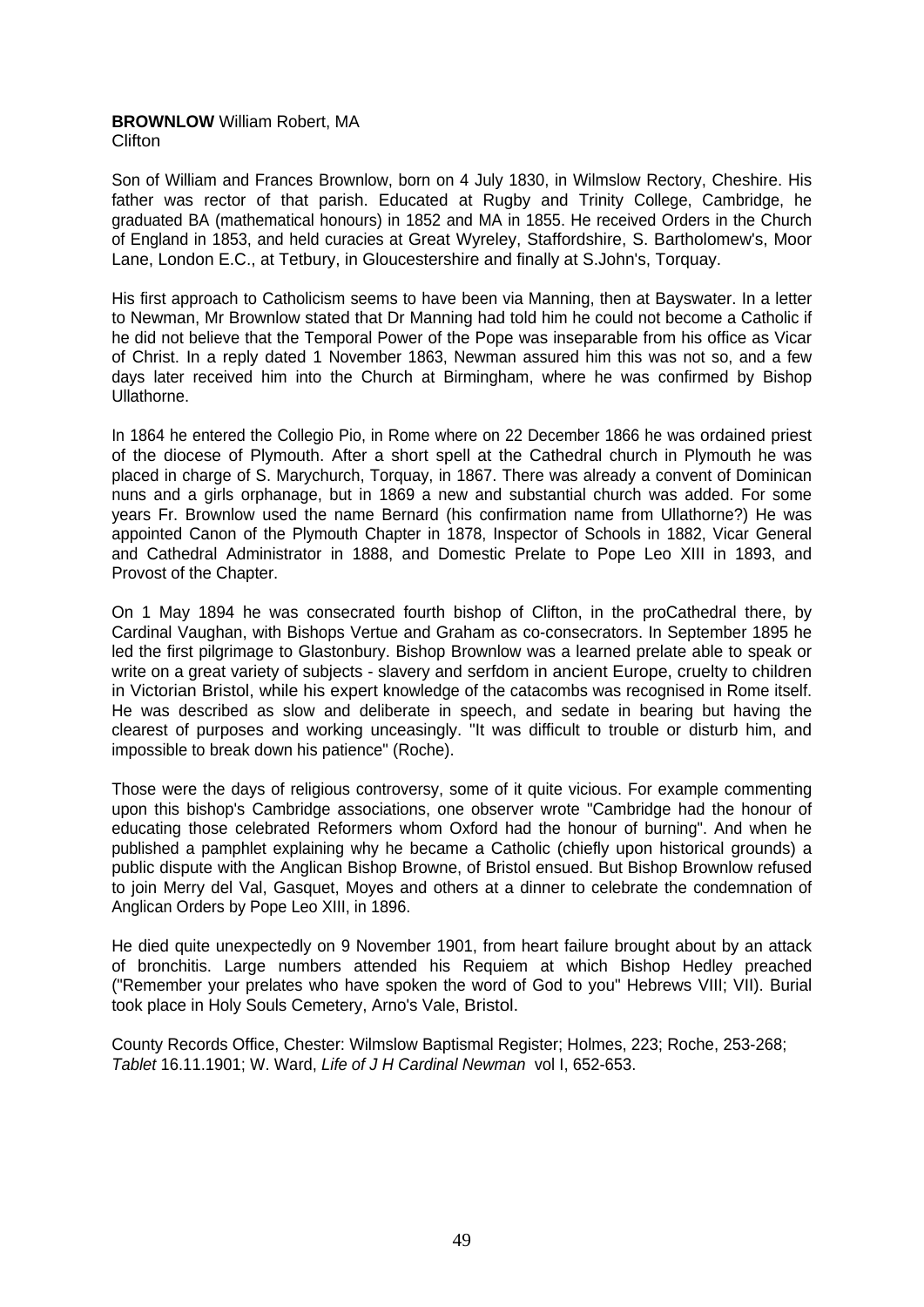**BROWNLOW** William Robert, MA
Clifton

Son of William and Frances Brownlow, born on 4 July 1830, in Wilmslow Rectory, Cheshire. His father was rector of that parish. Educated at Rugby and Trinity College, Cambridge, he graduated BA (mathematical honours) in 1852 and MA in 1855. He received Orders in the Church of England in 1853, and held curacies at Great Wyreley, Staffordshire, S. Bartholomew's, Moor Lane, London E.C., at Tetbury, in Gloucestershire and finally at S.John's, Torquay.

His first approach to Catholicism seems to have been via Manning, then at Bayswater. In a letter to Newman, Mr Brownlow stated that Dr Manning had told him he could not become a Catholic if he did not believe that the Temporal Power of the Pope was inseparable from his office as Vicar of Christ. In a reply dated 1 November 1863, Newman assured him this was not so, and a few days later received him into the Church at Birmingham, where he was confirmed by Bishop Ullathorne.

In 1864 he entered the Collegio Pio, in Rome where on 22 December 1866 he was ordained priest of the diocese of Plymouth. After a short spell at the Cathedral church in Plymouth he was placed in charge of S. Marychurch, Torquay, in 1867. There was already a convent of Dominican nuns and a girls orphanage, but in 1869 a new and substantial church was added. For some years Fr. Brownlow used the name Bernard (his confirmation name from Ullathorne?) He was appointed Canon of the Plymouth Chapter in 1878, Inspector of Schools in 1882, Vicar General and Cathedral Administrator in 1888, and Domestic Prelate to Pope Leo XIII in 1893, and Provost of the Chapter.

On 1 May 1894 he was consecrated fourth bishop of Clifton, in the proCathedral there, by Cardinal Vaughan, with Bishops Vertue and Graham as co-consecrators. In September 1895 he led the first pilgrimage to Glastonbury. Bishop Brownlow was a learned prelate able to speak or write on a great variety of subjects - slavery and serfdom in ancient Europe, cruelty to children in Victorian Bristol, while his expert knowledge of the catacombs was recognised in Rome itself. He was described as slow and deliberate in speech, and sedate in bearing but having the clearest of purposes and working unceasingly. "It was difficult to trouble or disturb him, and impossible to break down his patience" (Roche).

Those were the days of religious controversy, some of it quite vicious. For example commenting upon this bishop's Cambridge associations, one observer wrote "Cambridge had the honour of educating those celebrated Reformers whom Oxford had the honour of burning". And when he published a pamphlet explaining why he became a Catholic (chiefly upon historical grounds) a public dispute with the Anglican Bishop Browne, of Bristol ensued. But Bishop Brownlow refused to join Merry del Val, Gasquet, Moyes and others at a dinner to celebrate the condemnation of Anglican Orders by Pope Leo XIII, in 1896.

He died quite unexpectedly on 9 November 1901, from heart failure brought about by an attack of bronchitis. Large numbers attended his Requiem at which Bishop Hedley preached ("Remember your prelates who have spoken the word of God to you" Hebrews VIII; VII). Burial took place in Holy Souls Cemetery, Arno's Vale, Bristol.

County Records Office, Chester: Wilmslow Baptismal Register; Holmes, 223; Roche, 253-268; *Tablet* 16.11.1901; W. Ward, *Life of J H Cardinal Newman* vol I, 652-653.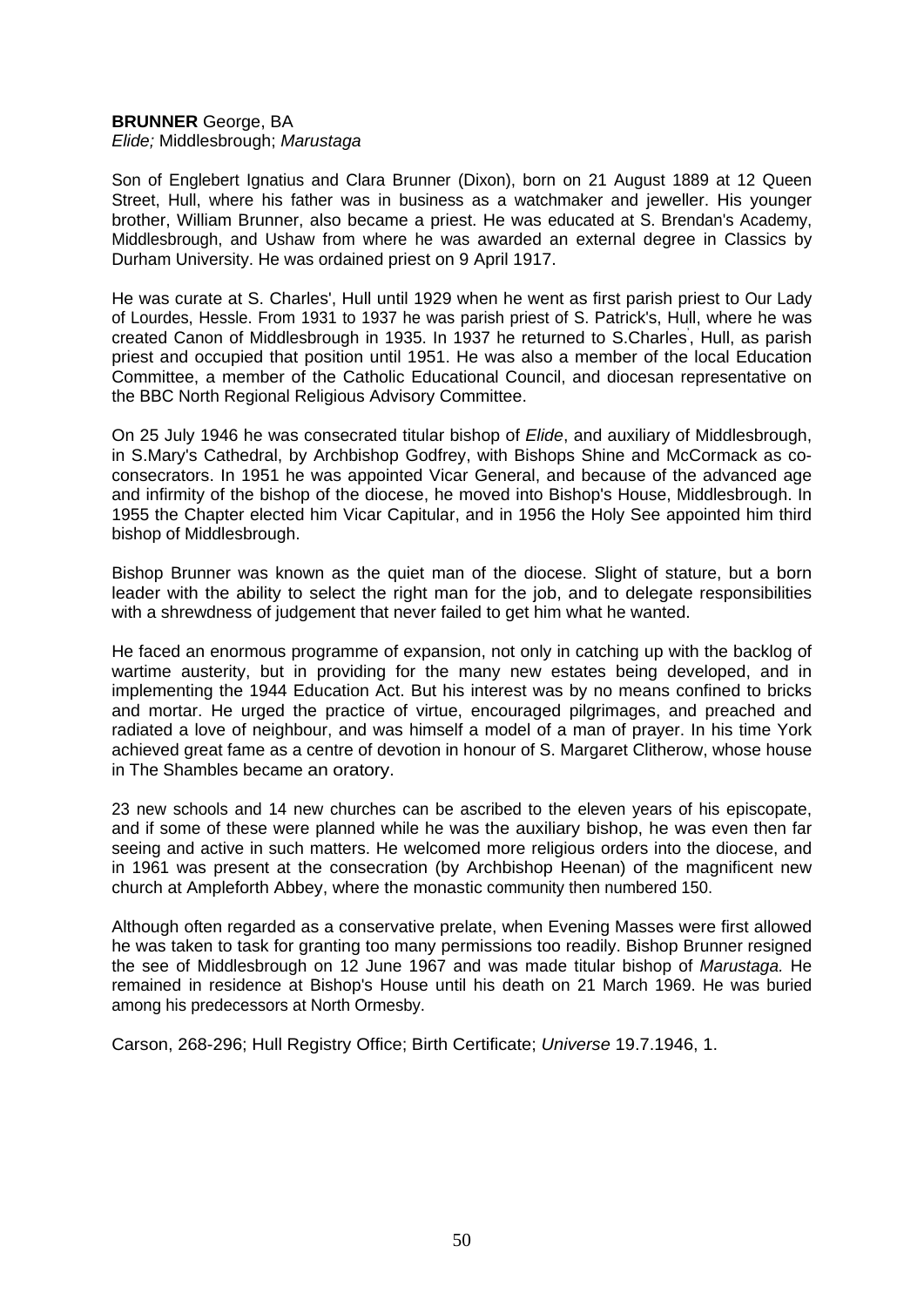**BRUNNER** George, BA
*Elide;* Middlesbrough; *Marustaga*

Son of Englebert Ignatius and Clara Brunner (Dixon), born on 21 August 1889 at 12 Queen Street, Hull, where his father was in business as a watchmaker and jeweller. His younger brother, William Brunner, also became a priest. He was educated at S. Brendan's Academy, Middlesbrough, and Ushaw from where he was awarded an external degree in Classics by Durham University. He was ordained priest on 9 April 1917.

He was curate at S. Charles', Hull until 1929 when he went as first parish priest to Our Lady of Lourdes, Hessle. From 1931 to 1937 he was parish priest of S. Patrick's, Hull, where he was created Canon of Middlesbrough in 1935. In 1937 he returned to S.Charles', Hull, as parish priest and occupied that position until 1951. He was also a member of the local Education Committee, a member of the Catholic Educational Council, and diocesan representative on the BBC North Regional Religious Advisory Committee.

On 25 July 1946 he was consecrated titular bishop of *Elide*, and auxiliary of Middlesbrough, in S.Mary's Cathedral, by Archbishop Godfrey, with Bishops Shine and McCormack as co-consecrators. In 1951 he was appointed Vicar General, and because of the advanced age and infirmity of the bishop of the diocese, he moved into Bishop's House, Middlesbrough. In 1955 the Chapter elected him Vicar Capitular, and in 1956 the Holy See appointed him third bishop of Middlesbrough.

Bishop Brunner was known as the quiet man of the diocese. Slight of stature, but a born leader with the ability to select the right man for the job, and to delegate responsibilities with a shrewdness of judgement that never failed to get him what he wanted.

He faced an enormous programme of expansion, not only in catching up with the backlog of wartime austerity, but in providing for the many new estates being developed, and in implementing the 1944 Education Act. But his interest was by no means confined to bricks and mortar. He urged the practice of virtue, encouraged pilgrimages, and preached and radiated a love of neighbour, and was himself a model of a man of prayer. In his time York achieved great fame as a centre of devotion in honour of S. Margaret Clitherow, whose house in The Shambles became an oratory.

23 new schools and 14 new churches can be ascribed to the eleven years of his episcopate, and if some of these were planned while he was the auxiliary bishop, he was even then far seeing and active in such matters. He welcomed more religious orders into the diocese, and in 1961 was present at the consecration (by Archbishop Heenan) of the magnificent new church at Ampleforth Abbey, where the monastic community then numbered 150.

Although often regarded as a conservative prelate, when Evening Masses were first allowed he was taken to task for granting too many permissions too readily. Bishop Brunner resigned the see of Middlesbrough on 12 June 1967 and was made titular bishop of *Marustaga.* He remained in residence at Bishop's House until his death on 21 March 1969. He was buried among his predecessors at North Ormesby.

Carson, 268-296; Hull Registry Office; Birth Certificate; *Universe* 19.7.1946, 1.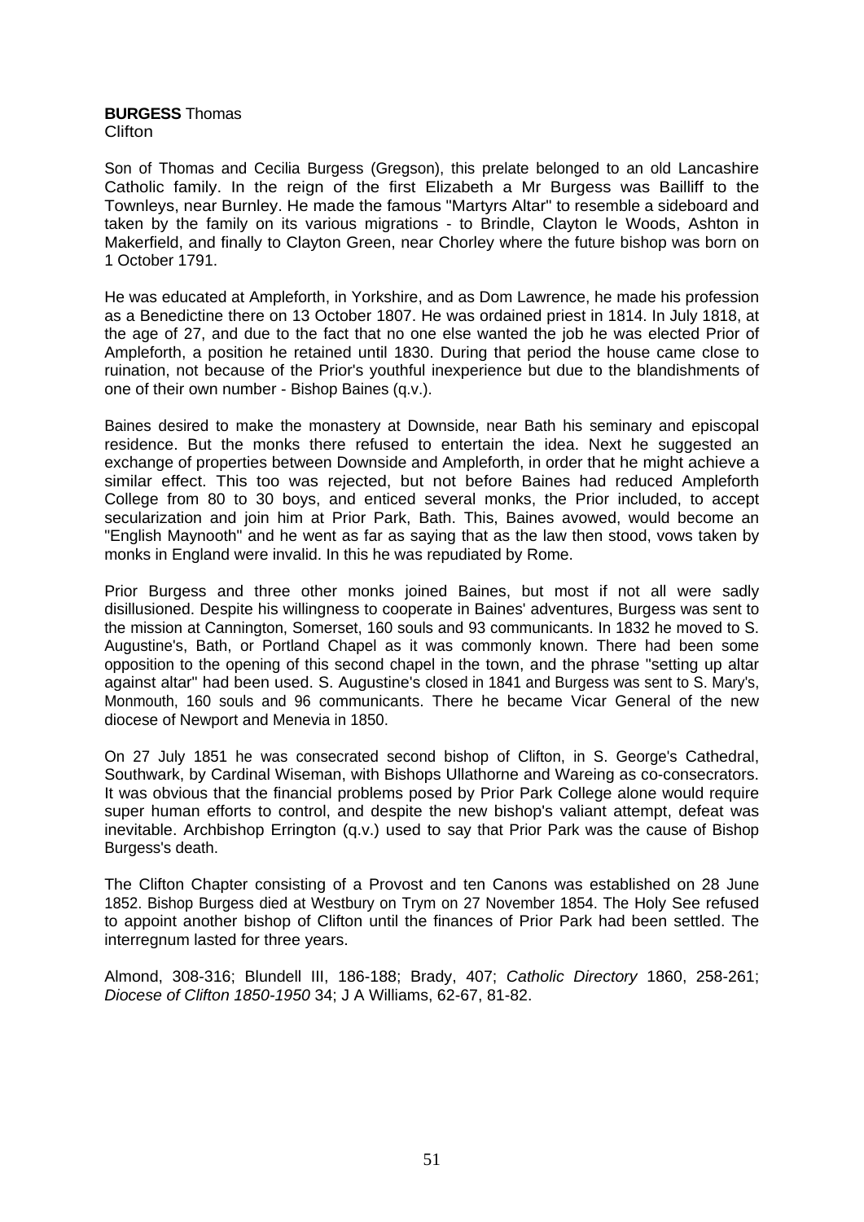**BURGESS** Thomas
Clifton

Son of Thomas and Cecilia Burgess (Gregson), this prelate belonged to an old Lancashire Catholic family. In the reign of the first Elizabeth a Mr Burgess was Bailliff to the Townleys, near Burnley. He made the famous "Martyrs Altar" to resemble a sideboard and taken by the family on its various migrations - to Brindle, Clayton le Woods, Ashton in Makerfield, and finally to Clayton Green, near Chorley where the future bishop was born on 1 October 1791.

He was educated at Ampleforth, in Yorkshire, and as Dom Lawrence, he made his profession as a Benedictine there on 13 October 1807. He was ordained priest in 1814. In July 1818, at the age of 27, and due to the fact that no one else wanted the job he was elected Prior of Ampleforth, a position he retained until 1830. During that period the house came close to ruination, not because of the Prior's youthful inexperience but due to the blandishments of one of their own number - Bishop Baines (q.v.).

Baines desired to make the monastery at Downside, near Bath his seminary and episcopal residence. But the monks there refused to entertain the idea. Next he suggested an exchange of properties between Downside and Ampleforth, in order that he might achieve a similar effect. This too was rejected, but not before Baines had reduced Ampleforth College from 80 to 30 boys, and enticed several monks, the Prior included, to accept secularization and join him at Prior Park, Bath. This, Baines avowed, would become an "English Maynooth" and he went as far as saying that as the law then stood, vows taken by monks in England were invalid. In this he was repudiated by Rome.

Prior Burgess and three other monks joined Baines, but most if not all were sadly disillusioned. Despite his willingness to cooperate in Baines' adventures, Burgess was sent to the mission at Cannington, Somerset, 160 souls and 93 communicants. In 1832 he moved to S. Augustine's, Bath, or Portland Chapel as it was commonly known. There had been some opposition to the opening of this second chapel in the town, and the phrase "setting up altar against altar" had been used. S. Augustine's closed in 1841 and Burgess was sent to S. Mary's, Monmouth, 160 souls and 96 communicants. There he became Vicar General of the new diocese of Newport and Menevia in 1850.

On 27 July 1851 he was consecrated second bishop of Clifton, in S. George's Cathedral, Southwark, by Cardinal Wiseman, with Bishops Ullathorne and Wareing as co-consecrators. It was obvious that the financial problems posed by Prior Park College alone would require super human efforts to control, and despite the new bishop's valiant attempt, defeat was inevitable. Archbishop Errington (q.v.) used to say that Prior Park was the cause of Bishop Burgess's death.

The Clifton Chapter consisting of a Provost and ten Canons was established on 28 June 1852. Bishop Burgess died at Westbury on Trym on 27 November 1854. The Holy See refused to appoint another bishop of Clifton until the finances of Prior Park had been settled. The interregnum lasted for three years.

Almond, 308-316; Blundell III, 186-188; Brady, 407; *Catholic Directory* 1860, 258-261; *Diocese of Clifton 1850-1950* 34; J A Williams, 62-67, 81-82.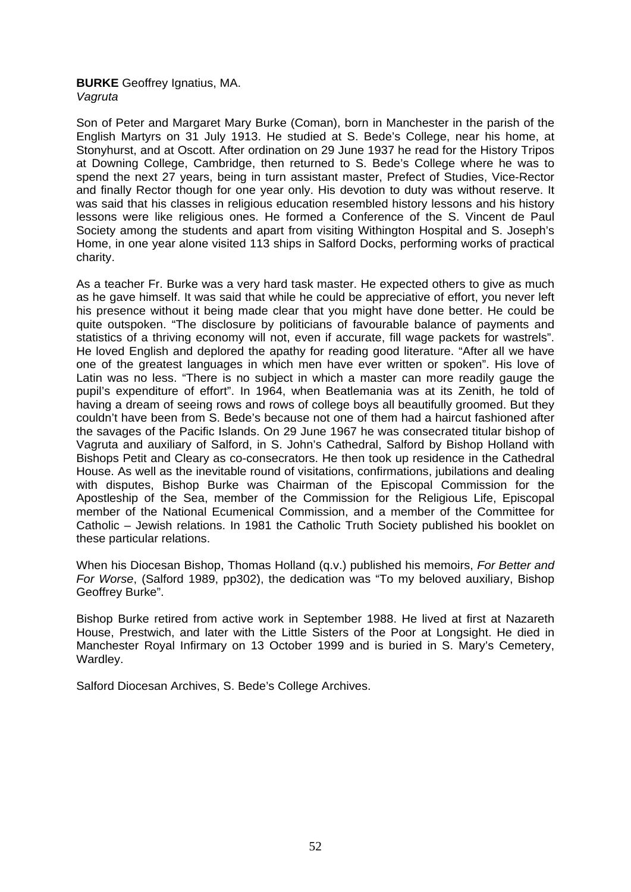**BURKE** Geoffrey Ignatius, MA.
*Vagruta*

Son of Peter and Margaret Mary Burke (Coman), born in Manchester in the parish of the English Martyrs on 31 July 1913. He studied at S. Bede's College, near his home, at Stonyhurst, and at Oscott. After ordination on 29 June 1937 he read for the History Tripos at Downing College, Cambridge, then returned to S. Bede's College where he was to spend the next 27 years, being in turn assistant master, Prefect of Studies, Vice-Rector and finally Rector though for one year only. His devotion to duty was without reserve. It was said that his classes in religious education resembled history lessons and his history lessons were like religious ones. He formed a Conference of the S. Vincent de Paul Society among the students and apart from visiting Withington Hospital and S. Joseph's Home, in one year alone visited 113 ships in Salford Docks, performing works of practical charity.

As a teacher Fr. Burke was a very hard task master. He expected others to give as much as he gave himself. It was said that while he could be appreciative of effort, you never left his presence without it being made clear that you might have done better. He could be quite outspoken. "The disclosure by politicians of favourable balance of payments and statistics of a thriving economy will not, even if accurate, fill wage packets for wastrels". He loved English and deplored the apathy for reading good literature. "After all we have one of the greatest languages in which men have ever written or spoken". His love of Latin was no less. "There is no subject in which a master can more readily gauge the pupil's expenditure of effort". In 1964, when Beatlemania was at its Zenith, he told of having a dream of seeing rows and rows of college boys all beautifully groomed. But they couldn't have been from S. Bede's because not one of them had a haircut fashioned after the savages of the Pacific Islands. On 29 June 1967 he was consecrated titular bishop of Vagruta and auxiliary of Salford, in S. John's Cathedral, Salford by Bishop Holland with Bishops Petit and Cleary as co-consecrators. He then took up residence in the Cathedral House. As well as the inevitable round of visitations, confirmations, jubilations and dealing with disputes, Bishop Burke was Chairman of the Episcopal Commission for the Apostleship of the Sea, member of the Commission for the Religious Life, Episcopal member of the National Ecumenical Commission, and a member of the Committee for Catholic – Jewish relations. In 1981 the Catholic Truth Society published his booklet on these particular relations.

When his Diocesan Bishop, Thomas Holland (q.v.) published his memoirs, *For Better and For Worse*, (Salford 1989, pp302), the dedication was "To my beloved auxiliary, Bishop Geoffrey Burke".

Bishop Burke retired from active work in September 1988. He lived at first at Nazareth House, Prestwich, and later with the Little Sisters of the Poor at Longsight. He died in Manchester Royal Infirmary on 13 October 1999 and is buried in S. Mary's Cemetery, Wardley.

Salford Diocesan Archives, S. Bede's College Archives.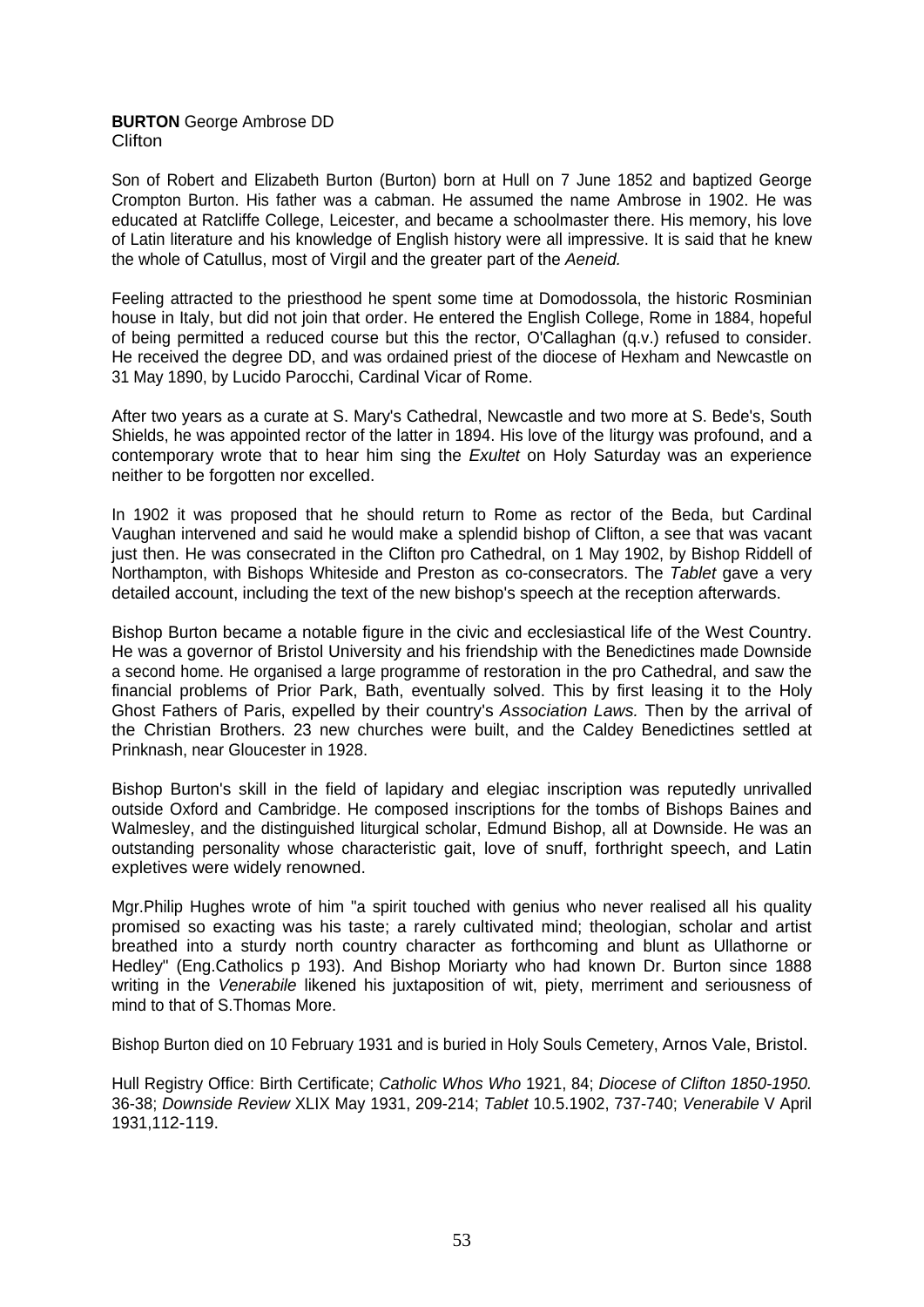**BURTON** George Ambrose DD
Clifton

Son of Robert and Elizabeth Burton (Burton) born at Hull on 7 June 1852 and baptized George Crompton Burton. His father was a cabman. He assumed the name Ambrose in 1902. He was educated at Ratcliffe College, Leicester, and became a schoolmaster there. His memory, his love of Latin literature and his knowledge of English history were all impressive. It is said that he knew the whole of Catullus, most of Virgil and the greater part of the *Aeneid.*

Feeling attracted to the priesthood he spent some time at Domodossola, the historic Rosminian house in Italy, but did not join that order. He entered the English College, Rome in 1884, hopeful of being permitted a reduced course but this the rector, O'Callaghan (q.v.) refused to consider. He received the degree DD, and was ordained priest of the diocese of Hexham and Newcastle on 31 May 1890, by Lucido Parocchi, Cardinal Vicar of Rome.

After two years as a curate at S. Mary's Cathedral, Newcastle and two more at S. Bede's, South Shields, he was appointed rector of the latter in 1894. His love of the liturgy was profound, and a contemporary wrote that to hear him sing the *Exultet* on Holy Saturday was an experience neither to be forgotten nor excelled.

In 1902 it was proposed that he should return to Rome as rector of the Beda, but Cardinal Vaughan intervened and said he would make a splendid bishop of Clifton, a see that was vacant just then. He was consecrated in the Clifton pro Cathedral, on 1 May 1902, by Bishop Riddell of Northampton, with Bishops Whiteside and Preston as co-consecrators. The *Tablet* gave a very detailed account, including the text of the new bishop's speech at the reception afterwards.

Bishop Burton became a notable figure in the civic and ecclesiastical life of the West Country. He was a governor of Bristol University and his friendship with the Benedictines made Downside a second home. He organised a large programme of restoration in the pro Cathedral, and saw the financial problems of Prior Park, Bath, eventually solved. This by first leasing it to the Holy Ghost Fathers of Paris, expelled by their country's *Association Laws.* Then by the arrival of the Christian Brothers. 23 new churches were built, and the Caldey Benedictines settled at Prinknash, near Gloucester in 1928.

Bishop Burton's skill in the field of lapidary and elegiac inscription was reputedly unrivalled outside Oxford and Cambridge. He composed inscriptions for the tombs of Bishops Baines and Walmesley, and the distinguished liturgical scholar, Edmund Bishop, all at Downside. He was an outstanding personality whose characteristic gait, love of snuff, forthright speech, and Latin expletives were widely renowned.

Mgr.Philip Hughes wrote of him "a spirit touched with genius who never realised all his quality promised so exacting was his taste; a rarely cultivated mind; theologian, scholar and artist breathed into a sturdy north country character as forthcoming and blunt as Ullathorne or Hedley" (Eng.Catholics p 193). And Bishop Moriarty who had known Dr. Burton since 1888 writing in the *Venerabile* likened his juxtaposition of wit, piety, merriment and seriousness of mind to that of S.Thomas More.

Bishop Burton died on 10 February 1931 and is buried in Holy Souls Cemetery, Arnos Vale, Bristol.

Hull Registry Office: Birth Certificate; *Catholic Whos Who* 1921, 84; *Diocese of Clifton 1850-1950.* 36-38; *Downside Review* XLIX May 1931, 209-214; *Tablet* 10.5.1902, 737-740; *Venerabile* V April 1931,112-119.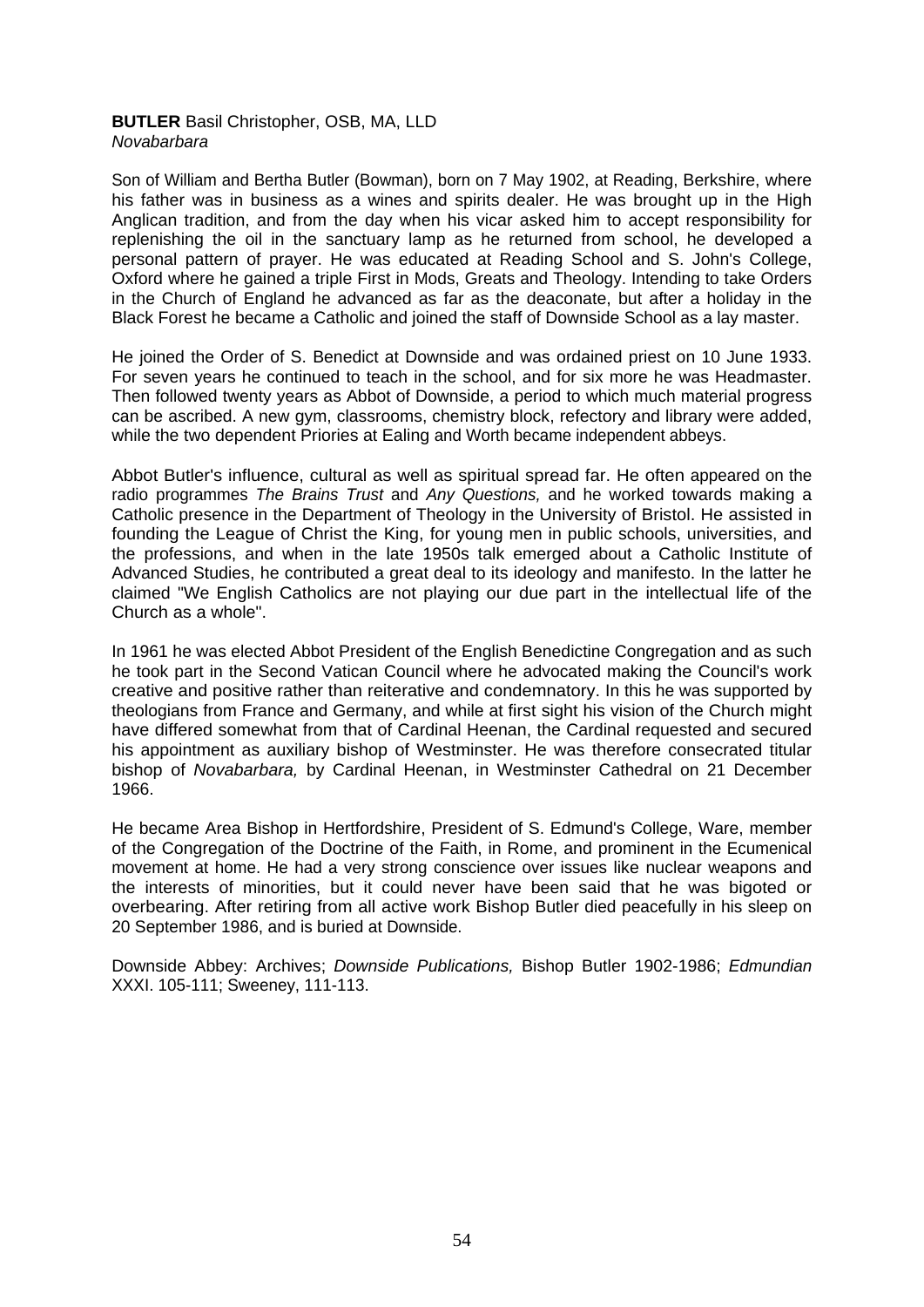**BUTLER** Basil Christopher, OSB, MA, LLD
*Novabarbara*

Son of William and Bertha Butler (Bowman), born on 7 May 1902, at Reading, Berkshire, where his father was in business as a wines and spirits dealer. He was brought up in the High Anglican tradition, and from the day when his vicar asked him to accept responsibility for replenishing the oil in the sanctuary lamp as he returned from school, he developed a personal pattern of prayer. He was educated at Reading School and S. John's College, Oxford where he gained a triple First in Mods, Greats and Theology. Intending to take Orders in the Church of England he advanced as far as the deaconate, but after a holiday in the Black Forest he became a Catholic and joined the staff of Downside School as a lay master.

He joined the Order of S. Benedict at Downside and was ordained priest on 10 June 1933. For seven years he continued to teach in the school, and for six more he was Headmaster. Then followed twenty years as Abbot of Downside, a period to which much material progress can be ascribed. A new gym, classrooms, chemistry block, refectory and library were added, while the two dependent Priories at Ealing and Worth became independent abbeys.

Abbot Butler's influence, cultural as well as spiritual spread far. He often appeared on the radio programmes *The Brains Trust* and *Any Questions,* and he worked towards making a Catholic presence in the Department of Theology in the University of Bristol. He assisted in founding the League of Christ the King, for young men in public schools, universities, and the professions, and when in the late 1950s talk emerged about a Catholic Institute of Advanced Studies, he contributed a great deal to its ideology and manifesto. In the latter he claimed "We English Catholics are not playing our due part in the intellectual life of the Church as a whole".

In 1961 he was elected Abbot President of the English Benedictine Congregation and as such he took part in the Second Vatican Council where he advocated making the Council's work creative and positive rather than reiterative and condemnatory. In this he was supported by theologians from France and Germany, and while at first sight his vision of the Church might have differed somewhat from that of Cardinal Heenan, the Cardinal requested and secured his appointment as auxiliary bishop of Westminster. He was therefore consecrated titular bishop of *Novabarbara,* by Cardinal Heenan, in Westminster Cathedral on 21 December 1966.

He became Area Bishop in Hertfordshire, President of S. Edmund's College, Ware, member of the Congregation of the Doctrine of the Faith, in Rome, and prominent in the Ecumenical movement at home. He had a very strong conscience over issues like nuclear weapons and the interests of minorities, but it could never have been said that he was bigoted or overbearing. After retiring from all active work Bishop Butler died peacefully in his sleep on 20 September 1986, and is buried at Downside.

Downside Abbey: Archives; *Downside Publications,* Bishop Butler 1902-1986; *Edmundian* XXXI. 105-111; Sweeney, 111-113.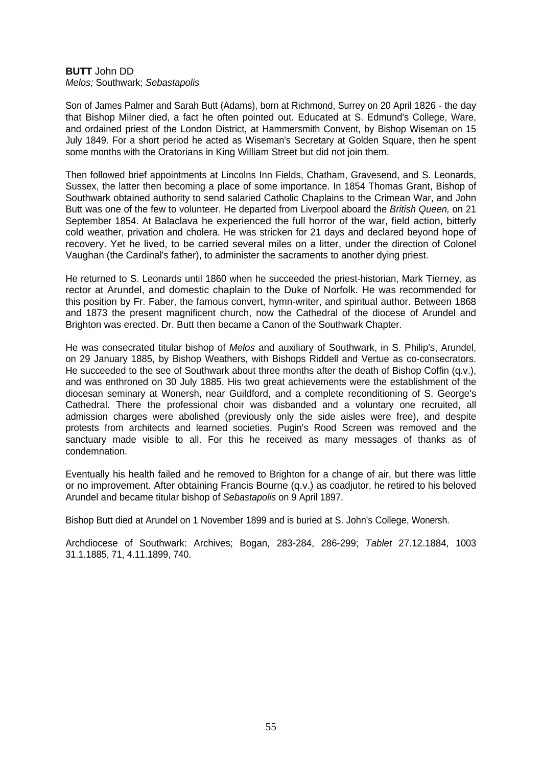**BUTT** John DD
*Melos;* Southwark; *Sebastapolis*

Son of James Palmer and Sarah Butt (Adams), born at Richmond, Surrey on 20 April 1826 - the day that Bishop Milner died, a fact he often pointed out. Educated at S. Edmund's College, Ware, and ordained priest of the London District, at Hammersmith Convent, by Bishop Wiseman on 15 July 1849. For a short period he acted as Wiseman's Secretary at Golden Square, then he spent some months with the Oratorians in King William Street but did not join them.

Then followed brief appointments at Lincolns Inn Fields, Chatham, Gravesend, and S. Leonards, Sussex, the latter then becoming a place of some importance. In 1854 Thomas Grant, Bishop of Southwark obtained authority to send salaried Catholic Chaplains to the Crimean War, and John Butt was one of the few to volunteer. He departed from Liverpool aboard the *British Queen,* on 21 September 1854. At Balaclava he experienced the full horror of the war, field action, bitterly cold weather, privation and cholera. He was stricken for 21 days and declared beyond hope of recovery. Yet he lived, to be carried several miles on a litter, under the direction of Colonel Vaughan (the Cardinal's father), to administer the sacraments to another dying priest.

He returned to S. Leonards until 1860 when he succeeded the priest-historian, Mark Tierney, as rector at Arundel, and domestic chaplain to the Duke of Norfolk. He was recommended for this position by Fr. Faber, the famous convert, hymn-writer, and spiritual author. Between 1868 and 1873 the present magnificent church, now the Cathedral of the diocese of Arundel and Brighton was erected. Dr. Butt then became a Canon of the Southwark Chapter.

He was consecrated titular bishop of *Melos* and auxiliary of Southwark, in S. Philip's, Arundel, on 29 January 1885, by Bishop Weathers, with Bishops Riddell and Vertue as co-consecrators. He succeeded to the see of Southwark about three months after the death of Bishop Coffin (q.v.), and was enthroned on 30 July 1885. His two great achievements were the establishment of the diocesan seminary at Wonersh, near Guildford, and a complete reconditioning of S. George's Cathedral. There the professional choir was disbanded and a voluntary one recruited, all admission charges were abolished (previously only the side aisles were free), and despite protests from architects and learned societies, Pugin's Rood Screen was removed and the sanctuary made visible to all. For this he received as many messages of thanks as of condemnation.

Eventually his health failed and he removed to Brighton for a change of air, but there was little or no improvement. After obtaining Francis Bourne (q.v.) as coadjutor, he retired to his beloved Arundel and became titular bishop of *Sebastapolis* on 9 April 1897.

Bishop Butt died at Arundel on 1 November 1899 and is buried at S. John's College, Wonersh.

Archdiocese of Southwark: Archives; Bogan, 283-284, 286-299; *Tablet* 27.12.1884, 1003 31.1.1885, 71, 4.11.1899, 740.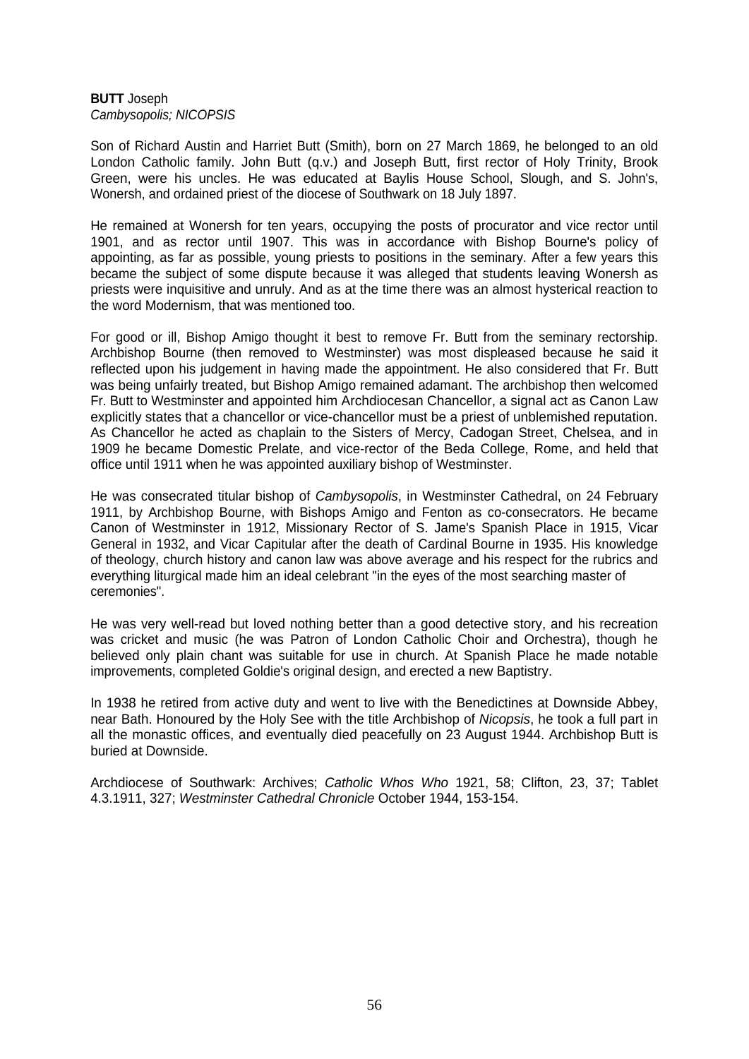**BUTT** Joseph
*Cambysopolis; NICOPSIS*

Son of Richard Austin and Harriet Butt (Smith), born on 27 March 1869, he belonged to an old London Catholic family. John Butt (q.v.) and Joseph Butt, first rector of Holy Trinity, Brook Green, were his uncles. He was educated at Baylis House School, Slough, and S. John's, Wonersh, and ordained priest of the diocese of Southwark on 18 July 1897.

He remained at Wonersh for ten years, occupying the posts of procurator and vice rector until 1901, and as rector until 1907. This was in accordance with Bishop Bourne's policy of appointing, as far as possible, young priests to positions in the seminary. After a few years this became the subject of some dispute because it was alleged that students leaving Wonersh as priests were inquisitive and unruly. And as at the time there was an almost hysterical reaction to the word Modernism, that was mentioned too.

For good or ill, Bishop Amigo thought it best to remove Fr. Butt from the seminary rectorship. Archbishop Bourne (then removed to Westminster) was most displeased because he said it reflected upon his judgement in having made the appointment. He also considered that Fr. Butt was being unfairly treated, but Bishop Amigo remained adamant. The archbishop then welcomed Fr. Butt to Westminster and appointed him Archdiocesan Chancellor, a signal act as Canon Law explicitly states that a chancellor or vice-chancellor must be a priest of unblemished reputation. As Chancellor he acted as chaplain to the Sisters of Mercy, Cadogan Street, Chelsea, and in 1909 he became Domestic Prelate, and vice-rector of the Beda College, Rome, and held that office until 1911 when he was appointed auxiliary bishop of Westminster.

He was consecrated titular bishop of *Cambysopolis*, in Westminster Cathedral, on 24 February 1911, by Archbishop Bourne, with Bishops Amigo and Fenton as co-consecrators. He became Canon of Westminster in 1912, Missionary Rector of S. Jame's Spanish Place in 1915, Vicar General in 1932, and Vicar Capitular after the death of Cardinal Bourne in 1935. His knowledge of theology, church history and canon law was above average and his respect for the rubrics and everything liturgical made him an ideal celebrant "in the eyes of the most searching master of ceremonies".

He was very well-read but loved nothing better than a good detective story, and his recreation was cricket and music (he was Patron of London Catholic Choir and Orchestra), though he believed only plain chant was suitable for use in church. At Spanish Place he made notable improvements, completed Goldie's original design, and erected a new Baptistry.

In 1938 he retired from active duty and went to live with the Benedictines at Downside Abbey, near Bath. Honoured by the Holy See with the title Archbishop of *Nicopsis*, he took a full part in all the monastic offices, and eventually died peacefully on 23 August 1944. Archbishop Butt is buried at Downside.

Archdiocese of Southwark: Archives; *Catholic Whos Who* 1921, 58; Clifton, 23, 37; Tablet 4.3.1911, 327; *Westminster Cathedral Chronicle* October 1944, 153-154.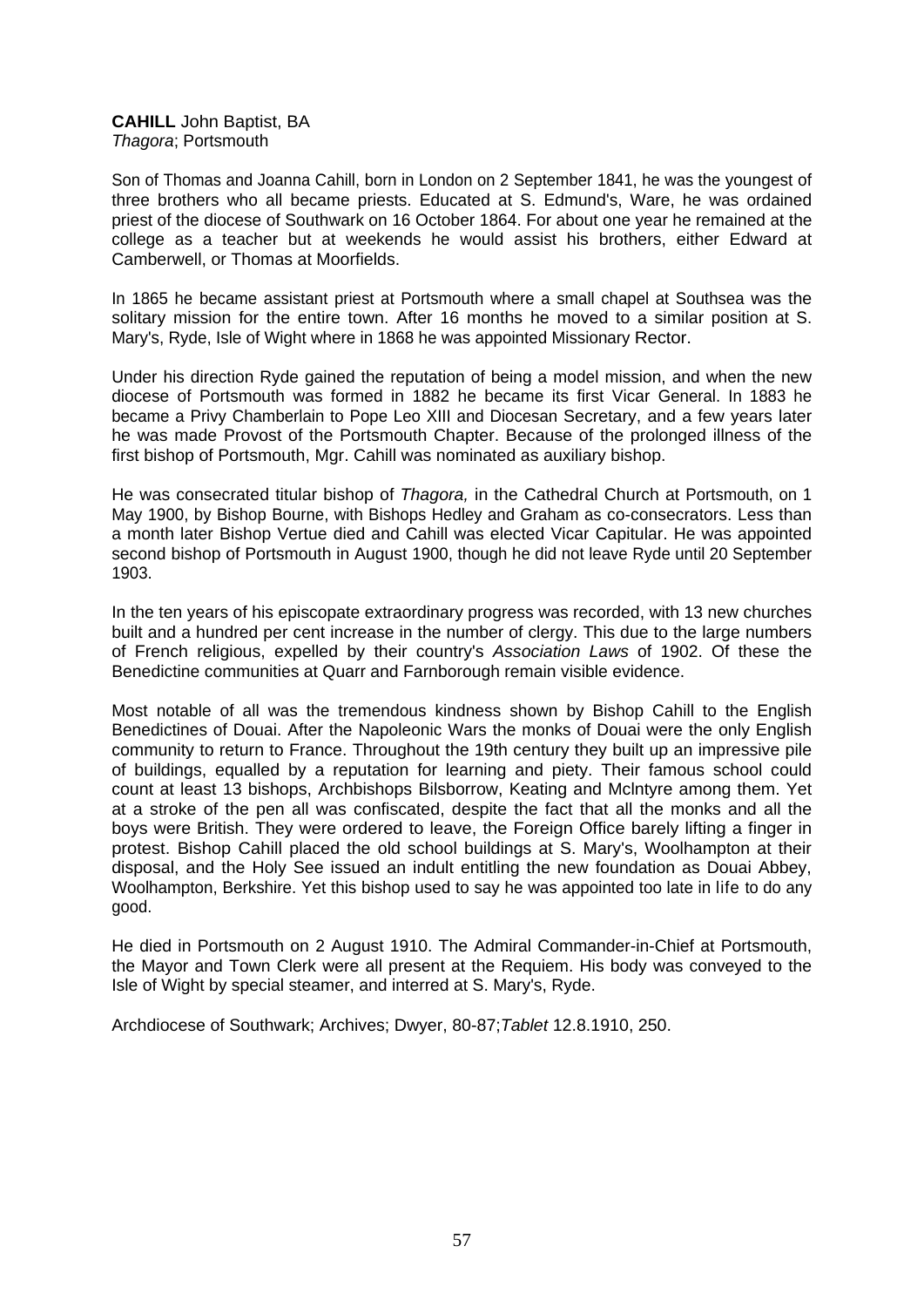**CAHILL** John Baptist, BA
*Thagora*; Portsmouth

Son of Thomas and Joanna Cahill, born in London on 2 September 1841, he was the youngest of three brothers who all became priests. Educated at S. Edmund's, Ware, he was ordained priest of the diocese of Southwark on 16 October 1864. For about one year he remained at the college as a teacher but at weekends he would assist his brothers, either Edward at Camberwell, or Thomas at Moorfields.

In 1865 he became assistant priest at Portsmouth where a small chapel at Southsea was the solitary mission for the entire town. After 16 months he moved to a similar position at S. Mary's, Ryde, Isle of Wight where in 1868 he was appointed Missionary Rector.

Under his direction Ryde gained the reputation of being a model mission, and when the new diocese of Portsmouth was formed in 1882 he became its first Vicar General. In 1883 he became a Privy Chamberlain to Pope Leo XIII and Diocesan Secretary, and a few years later he was made Provost of the Portsmouth Chapter. Because of the prolonged illness of the first bishop of Portsmouth, Mgr. Cahill was nominated as auxiliary bishop.

He was consecrated titular bishop of *Thagora,* in the Cathedral Church at Portsmouth, on 1 May 1900, by Bishop Bourne, with Bishops Hedley and Graham as co-consecrators. Less than a month later Bishop Vertue died and Cahill was elected Vicar Capitular. He was appointed second bishop of Portsmouth in August 1900, though he did not leave Ryde until 20 September 1903.

In the ten years of his episcopate extraordinary progress was recorded, with 13 new churches built and a hundred per cent increase in the number of clergy. This due to the large numbers of French religious, expelled by their country's *Association Laws* of 1902. Of these the Benedictine communities at Quarr and Farnborough remain visible evidence.

Most notable of all was the tremendous kindness shown by Bishop Cahill to the English Benedictines of Douai. After the Napoleonic Wars the monks of Douai were the only English community to return to France. Throughout the 19th century they built up an impressive pile of buildings, equalled by a reputation for learning and piety. Their famous school could count at least 13 bishops, Archbishops Bilsborrow, Keating and McIntyre among them. Yet at a stroke of the pen all was confiscated, despite the fact that all the monks and all the boys were British. They were ordered to leave, the Foreign Office barely lifting a finger in protest. Bishop Cahill placed the old school buildings at S. Mary's, Woolhampton at their disposal, and the Holy See issued an indult entitling the new foundation as Douai Abbey, Woolhampton, Berkshire. Yet this bishop used to say he was appointed too late in life to do any good.

He died in Portsmouth on 2 August 1910. The Admiral Commander-in-Chief at Portsmouth, the Mayor and Town Clerk were all present at the Requiem. His body was conveyed to the Isle of Wight by special steamer, and interred at S. Mary's, Ryde.

Archdiocese of Southwark; Archives; Dwyer, 80-87;*Tablet* 12.8.1910, 250.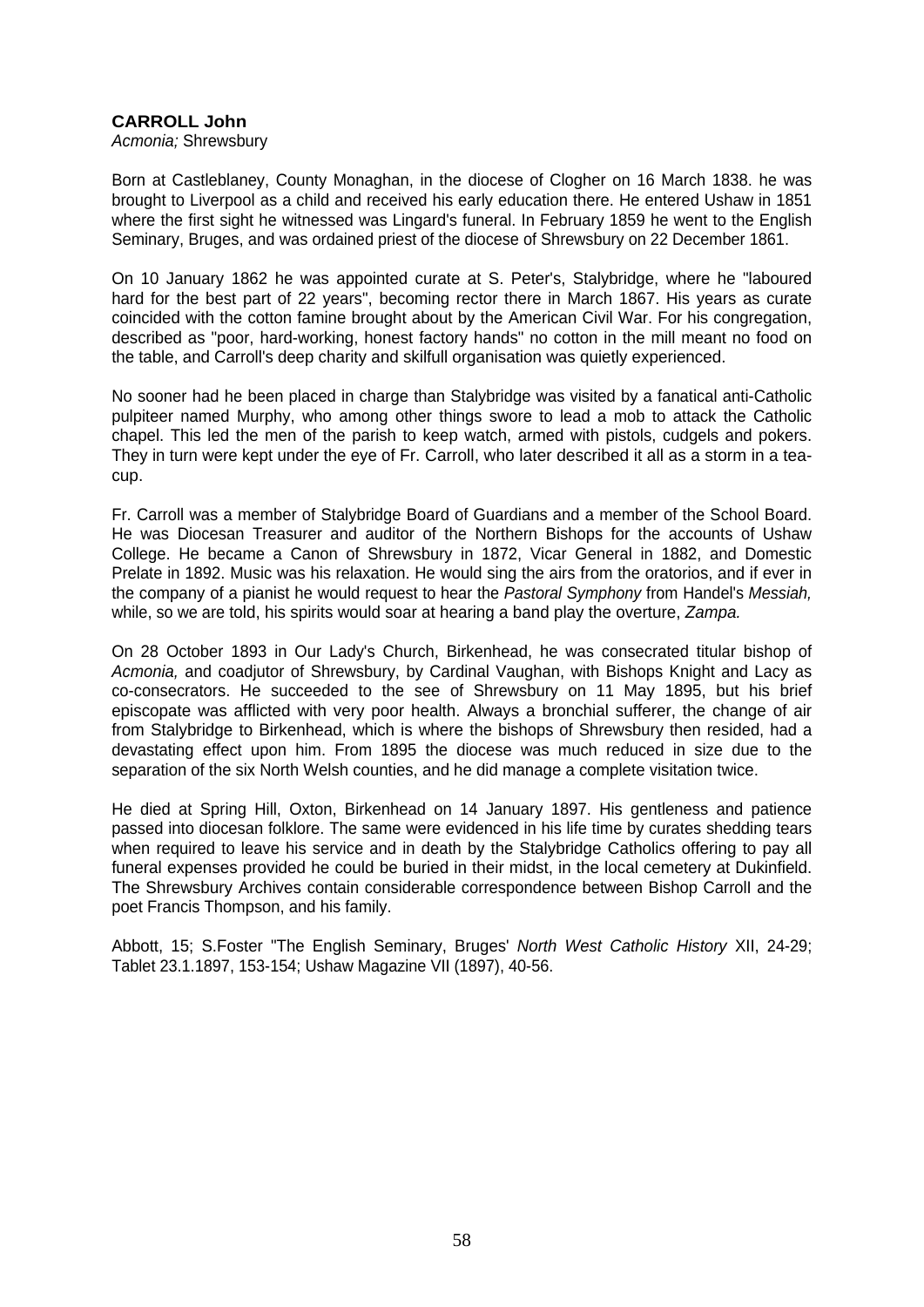**CARROLL John**
*Acmonia;* Shrewsbury

Born at Castleblaney, County Monaghan, in the diocese of Clogher on 16 March 1838. he was brought to Liverpool as a child and received his early education there. He entered Ushaw in 1851 where the first sight he witnessed was Lingard's funeral. In February 1859 he went to the English Seminary, Bruges, and was ordained priest of the diocese of Shrewsbury on 22 December 1861.

On 10 January 1862 he was appointed curate at S. Peter's, Stalybridge, where he "laboured hard for the best part of 22 years", becoming rector there in March 1867. His years as curate coincided with the cotton famine brought about by the American Civil War. For his congregation, described as "poor, hard-working, honest factory hands" no cotton in the mill meant no food on the table, and Carroll's deep charity and skilfull organisation was quietly experienced.

No sooner had he been placed in charge than Stalybridge was visited by a fanatical anti-Catholic pulpiteer named Murphy, who among other things swore to lead a mob to attack the Catholic chapel. This led the men of the parish to keep watch, armed with pistols, cudgels and pokers. They in turn were kept under the eye of Fr. Carroll, who later described it all as a storm in a tea-cup.

Fr. Carroll was a member of Stalybridge Board of Guardians and a member of the School Board. He was Diocesan Treasurer and auditor of the Northern Bishops for the accounts of Ushaw College. He became a Canon of Shrewsbury in 1872, Vicar General in 1882, and Domestic Prelate in 1892. Music was his relaxation. He would sing the airs from the oratorios, and if ever in the company of a pianist he would request to hear the *Pastoral Symphony* from Handel's *Messiah,* while, so we are told, his spirits would soar at hearing a band play the overture, *Zampa.*

On 28 October 1893 in Our Lady's Church, Birkenhead, he was consecrated titular bishop of *Acmonia,* and coadjutor of Shrewsbury, by Cardinal Vaughan, with Bishops Knight and Lacy as co-consecrators. He succeeded to the see of Shrewsbury on 11 May 1895, but his brief episcopate was afflicted with very poor health. Always a bronchial sufferer, the change of air from Stalybridge to Birkenhead, which is where the bishops of Shrewsbury then resided, had a devastating effect upon him. From 1895 the diocese was much reduced in size due to the separation of the six North Welsh counties, and he did manage a complete visitation twice.

He died at Spring Hill, Oxton, Birkenhead on 14 January 1897. His gentleness and patience passed into diocesan folklore. The same were evidenced in his life time by curates shedding tears when required to leave his service and in death by the Stalybridge Catholics offering to pay all funeral expenses provided he could be buried in their midst, in the local cemetery at Dukinfield. The Shrewsbury Archives contain considerable correspondence between Bishop Carroll and the poet Francis Thompson, and his family.

Abbott, 15; S.Foster "The English Seminary, Bruges' *North West Catholic History* XII, 24-29; Tablet 23.1.1897, 153-154; Ushaw Magazine VII (1897), 40-56.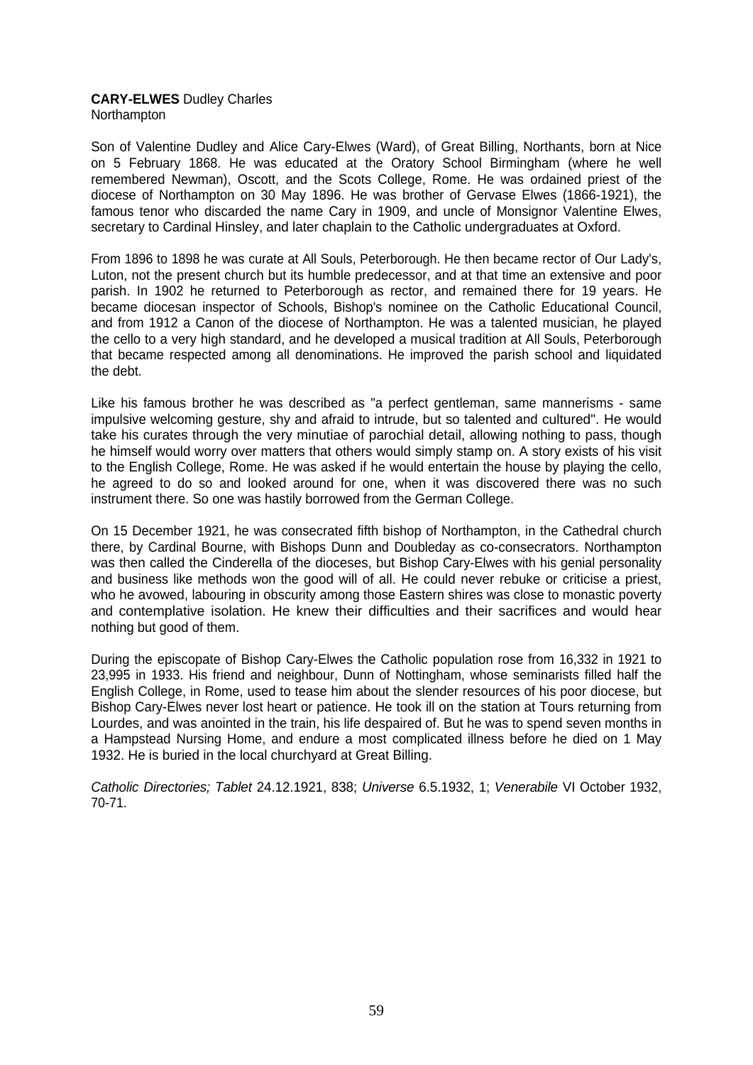**CARY-ELWES** Dudley Charles
Northampton

Son of Valentine Dudley and Alice Cary-Elwes (Ward), of Great Billing, Northants, born at Nice on 5 February 1868. He was educated at the Oratory School Birmingham (where he well remembered Newman), Oscott, and the Scots College, Rome. He was ordained priest of the diocese of Northampton on 30 May 1896. He was brother of Gervase Elwes (1866-1921), the famous tenor who discarded the name Cary in 1909, and uncle of Monsignor Valentine Elwes, secretary to Cardinal Hinsley, and later chaplain to the Catholic undergraduates at Oxford.

From 1896 to 1898 he was curate at All Souls, Peterborough. He then became rector of Our Lady's, Luton, not the present church but its humble predecessor, and at that time an extensive and poor parish. In 1902 he returned to Peterborough as rector, and remained there for 19 years. He became diocesan inspector of Schools, Bishop's nominee on the Catholic Educational Council, and from 1912 a Canon of the diocese of Northampton. He was a talented musician, he played the cello to a very high standard, and he developed a musical tradition at All Souls, Peterborough that became respected among all denominations. He improved the parish school and liquidated the debt.

Like his famous brother he was described as "a perfect gentleman, same mannerisms - same impulsive welcoming gesture, shy and afraid to intrude, but so talented and cultured". He would take his curates through the very minutiae of parochial detail, allowing nothing to pass, though he himself would worry over matters that others would simply stamp on. A story exists of his visit to the English College, Rome. He was asked if he would entertain the house by playing the cello, he agreed to do so and looked around for one, when it was discovered there was no such instrument there. So one was hastily borrowed from the German College.

On 15 December 1921, he was consecrated fifth bishop of Northampton, in the Cathedral church there, by Cardinal Bourne, with Bishops Dunn and Doubleday as co-consecrators. Northampton was then called the Cinderella of the dioceses, but Bishop Cary-Elwes with his genial personality and business like methods won the good will of all. He could never rebuke or criticise a priest, who he avowed, labouring in obscurity among those Eastern shires was close to monastic poverty and contemplative isolation. He knew their difficulties and their sacrifices and would hear nothing but good of them.

During the episcopate of Bishop Cary-Elwes the Catholic population rose from 16,332 in 1921 to 23,995 in 1933. His friend and neighbour, Dunn of Nottingham, whose seminarists filled half the English College, in Rome, used to tease him about the slender resources of his poor diocese, but Bishop Cary-Elwes never lost heart or patience. He took ill on the station at Tours returning from Lourdes, and was anointed in the train, his life despaired of. But he was to spend seven months in a Hampstead Nursing Home, and endure a most complicated illness before he died on 1 May 1932. He is buried in the local churchyard at Great Billing.

*Catholic Directories; Tablet* 24.12.1921, 838; *Universe* 6.5.1932, 1; *Venerabile* VI October 1932, 70-71.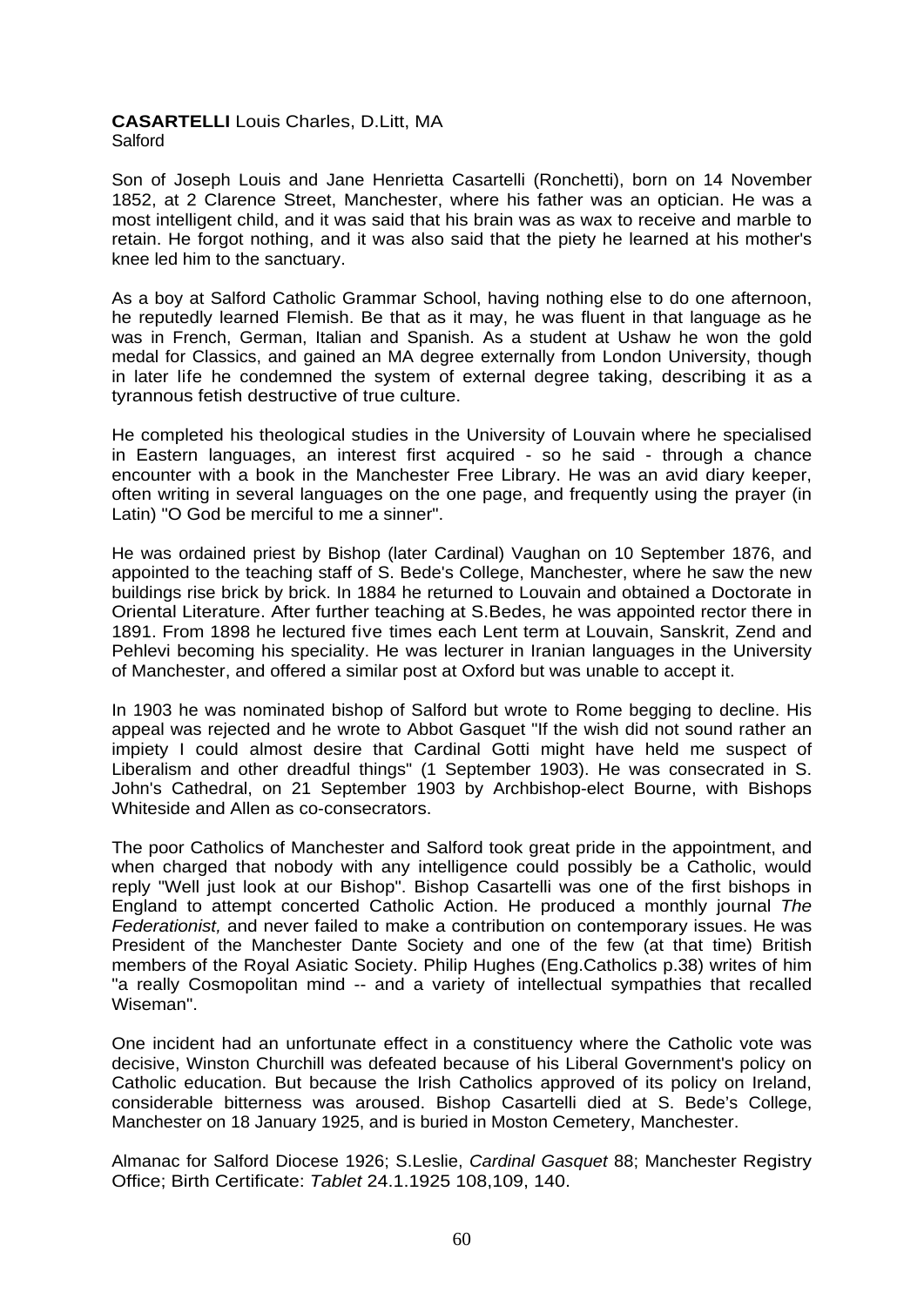**CASARTELLI** Louis Charles, D.Litt, MA
Salford

Son of Joseph Louis and Jane Henrietta Casartelli (Ronchetti), born on 14 November 1852, at 2 Clarence Street, Manchester, where his father was an optician. He was a most intelligent child, and it was said that his brain was as wax to receive and marble to retain. He forgot nothing, and it was also said that the piety he learned at his mother's knee led him to the sanctuary.

As a boy at Salford Catholic Grammar School, having nothing else to do one afternoon, he reputedly learned Flemish. Be that as it may, he was fluent in that language as he was in French, German, Italian and Spanish. As a student at Ushaw he won the gold medal for Classics, and gained an MA degree externally from London University, though in later life he condemned the system of external degree taking, describing it as a tyrannous fetish destructive of true culture.

He completed his theological studies in the University of Louvain where he specialised in Eastern languages, an interest first acquired - so he said - through a chance encounter with a book in the Manchester Free Library. He was an avid diary keeper, often writing in several languages on the one page, and frequently using the prayer (in Latin) "O God be merciful to me a sinner".

He was ordained priest by Bishop (later Cardinal) Vaughan on 10 September 1876, and appointed to the teaching staff of S. Bede's College, Manchester, where he saw the new buildings rise brick by brick. In 1884 he returned to Louvain and obtained a Doctorate in Oriental Literature. After further teaching at S.Bedes, he was appointed rector there in 1891. From 1898 he lectured five times each Lent term at Louvain, Sanskrit, Zend and Pehlevi becoming his speciality. He was lecturer in Iranian languages in the University of Manchester, and offered a similar post at Oxford but was unable to accept it.

In 1903 he was nominated bishop of Salford but wrote to Rome begging to decline. His appeal was rejected and he wrote to Abbot Gasquet "If the wish did not sound rather an impiety I could almost desire that Cardinal Gotti might have held me suspect of Liberalism and other dreadful things" (1 September 1903). He was consecrated in S. John's Cathedral, on 21 September 1903 by Archbishop-elect Bourne, with Bishops Whiteside and Allen as co-consecrators.

The poor Catholics of Manchester and Salford took great pride in the appointment, and when charged that nobody with any intelligence could possibly be a Catholic, would reply "Well just look at our Bishop". Bishop Casartelli was one of the first bishops in England to attempt concerted Catholic Action. He produced a monthly journal *The Federationist,* and never failed to make a contribution on contemporary issues. He was President of the Manchester Dante Society and one of the few (at that time) British members of the Royal Asiatic Society. Philip Hughes (Eng.Catholics p.38) writes of him "a really Cosmopolitan mind -- and a variety of intellectual sympathies that recalled Wiseman".

One incident had an unfortunate effect in a constituency where the Catholic vote was decisive, Winston Churchill was defeated because of his Liberal Government's policy on Catholic education. But because the Irish Catholics approved of its policy on Ireland, considerable bitterness was aroused. Bishop Casartelli died at S. Bede's College, Manchester on 18 January 1925, and is buried in Moston Cemetery, Manchester.

Almanac for Salford Diocese 1926; S.Leslie, *Cardinal Gasquet* 88; Manchester Registry Office; Birth Certificate: *Tablet* 24.1.1925 108,109, 140.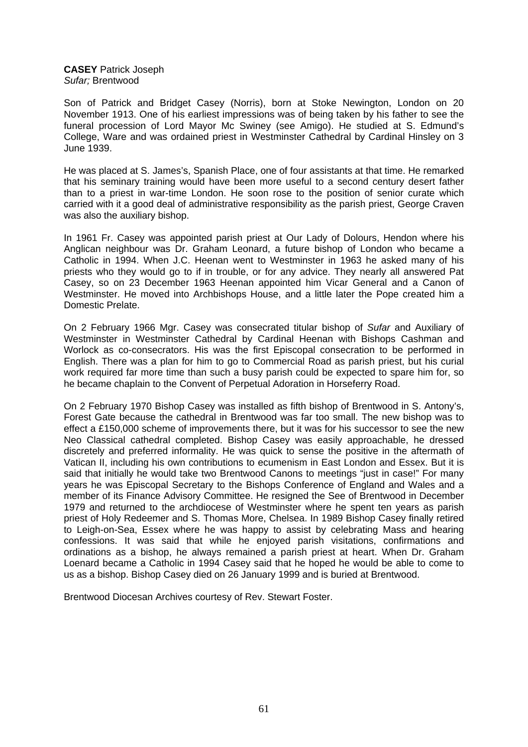**CASEY** Patrick Joseph
*Sufar;* Brentwood

Son of Patrick and Bridget Casey (Norris), born at Stoke Newington, London on 20 November 1913. One of his earliest impressions was of being taken by his father to see the funeral procession of Lord Mayor Mc Swiney (see Amigo). He studied at S. Edmund's College, Ware and was ordained priest in Westminster Cathedral by Cardinal Hinsley on 3 June 1939.

He was placed at S. James's, Spanish Place, one of four assistants at that time. He remarked that his seminary training would have been more useful to a second century desert father than to a priest in war-time London. He soon rose to the position of senior curate which carried with it a good deal of administrative responsibility as the parish priest, George Craven was also the auxiliary bishop.

In 1961 Fr. Casey was appointed parish priest at Our Lady of Dolours, Hendon where his Anglican neighbour was Dr. Graham Leonard, a future bishop of London who became a Catholic in 1994. When J.C. Heenan went to Westminster in 1963 he asked many of his priests who they would go to if in trouble, or for any advice. They nearly all answered Pat Casey, so on 23 December 1963 Heenan appointed him Vicar General and a Canon of Westminster. He moved into Archbishops House, and a little later the Pope created him a Domestic Prelate.

On 2 February 1966 Mgr. Casey was consecrated titular bishop of *Sufar* and Auxiliary of Westminster in Westminster Cathedral by Cardinal Heenan with Bishops Cashman and Worlock as co-consecrators. His was the first Episcopal consecration to be performed in English. There was a plan for him to go to Commercial Road as parish priest, but his curial work required far more time than such a busy parish could be expected to spare him for, so he became chaplain to the Convent of Perpetual Adoration in Horseferry Road.

On 2 February 1970 Bishop Casey was installed as fifth bishop of Brentwood in S. Antony's, Forest Gate because the cathedral in Brentwood was far too small. The new bishop was to effect a £150,000 scheme of improvements there, but it was for his successor to see the new Neo Classical cathedral completed. Bishop Casey was easily approachable, he dressed discretely and preferred informality. He was quick to sense the positive in the aftermath of Vatican II, including his own contributions to ecumenism in East London and Essex. But it is said that initially he would take two Brentwood Canons to meetings "just in case!" For many years he was Episcopal Secretary to the Bishops Conference of England and Wales and a member of its Finance Advisory Committee. He resigned the See of Brentwood in December 1979 and returned to the archdiocese of Westminster where he spent ten years as parish priest of Holy Redeemer and S. Thomas More, Chelsea. In 1989 Bishop Casey finally retired to Leigh-on-Sea, Essex where he was happy to assist by celebrating Mass and hearing confessions. It was said that while he enjoyed parish visitations, confirmations and ordinations as a bishop, he always remained a parish priest at heart. When Dr. Graham Loenard became a Catholic in 1994 Casey said that he hoped he would be able to come to us as a bishop. Bishop Casey died on 26 January 1999 and is buried at Brentwood.

Brentwood Diocesan Archives courtesy of Rev. Stewart Foster.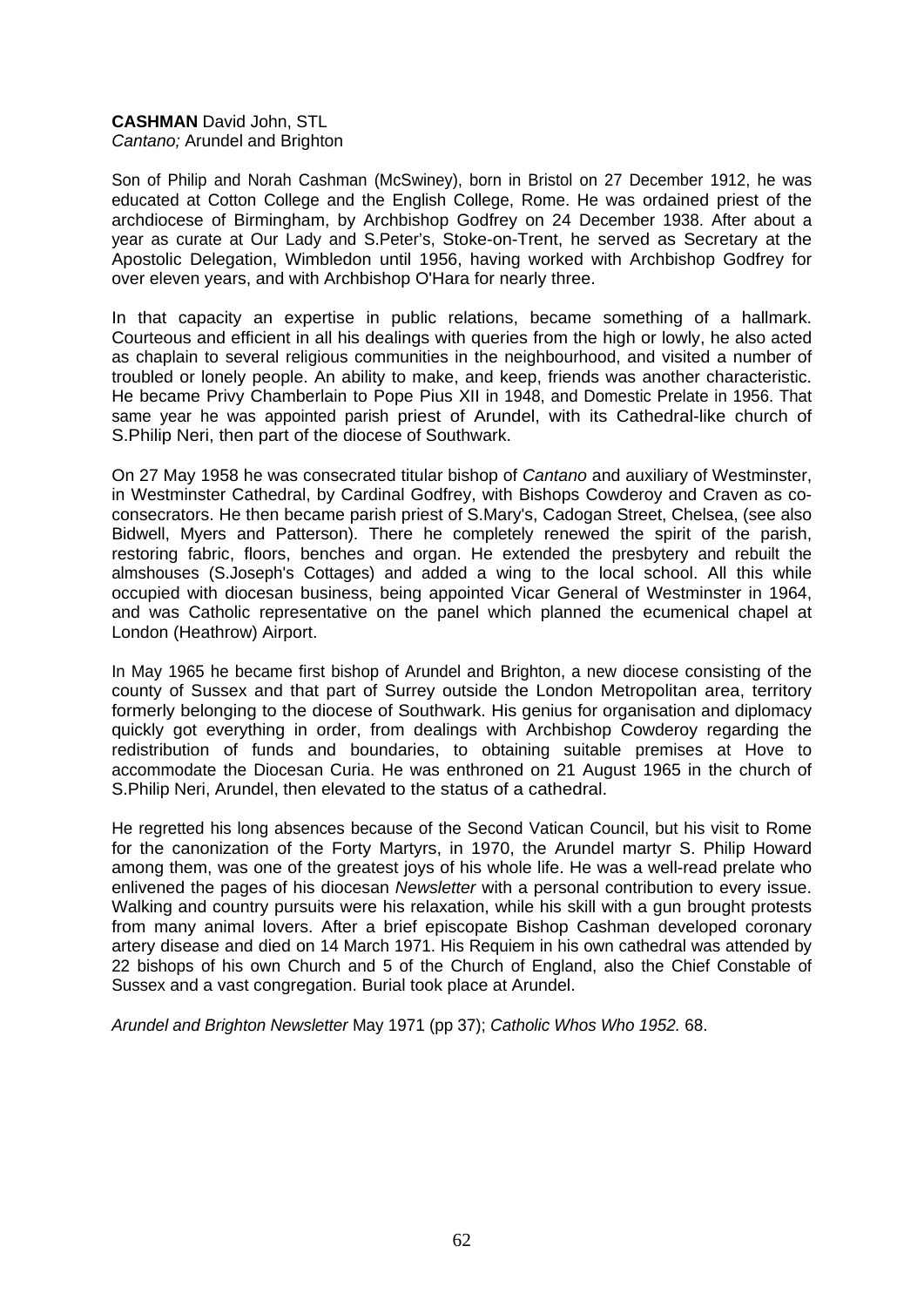**CASHMAN** David John, STL
*Cantano;* Arundel and Brighton

Son of Philip and Norah Cashman (McSwiney), born in Bristol on 27 December 1912, he was educated at Cotton College and the English College, Rome. He was ordained priest of the archdiocese of Birmingham, by Archbishop Godfrey on 24 December 1938. After about a year as curate at Our Lady and S.Peter's, Stoke-on-Trent, he served as Secretary at the Apostolic Delegation, Wimbledon until 1956, having worked with Archbishop Godfrey for over eleven years, and with Archbishop O'Hara for nearly three.

In that capacity an expertise in public relations, became something of a hallmark. Courteous and efficient in all his dealings with queries from the high or lowly, he also acted as chaplain to several religious communities in the neighbourhood, and visited a number of troubled or lonely people. An ability to make, and keep, friends was another characteristic. He became Privy Chamberlain to Pope Pius XII in 1948, and Domestic Prelate in 1956. That same year he was appointed parish priest of Arundel, with its Cathedral-like church of S.Philip Neri, then part of the diocese of Southwark.

On 27 May 1958 he was consecrated titular bishop of *Cantano* and auxiliary of Westminster, in Westminster Cathedral, by Cardinal Godfrey, with Bishops Cowderoy and Craven as co-consecrators. He then became parish priest of S.Mary's, Cadogan Street, Chelsea, (see also Bidwell, Myers and Patterson). There he completely renewed the spirit of the parish, restoring fabric, floors, benches and organ. He extended the presbytery and rebuilt the almshouses (S.Joseph's Cottages) and added a wing to the local school. All this while occupied with diocesan business, being appointed Vicar General of Westminster in 1964, and was Catholic representative on the panel which planned the ecumenical chapel at London (Heathrow) Airport.

In May 1965 he became first bishop of Arundel and Brighton, a new diocese consisting of the county of Sussex and that part of Surrey outside the London Metropolitan area, territory formerly belonging to the diocese of Southwark. His genius for organisation and diplomacy quickly got everything in order, from dealings with Archbishop Cowderoy regarding the redistribution of funds and boundaries, to obtaining suitable premises at Hove to accommodate the Diocesan Curia. He was enthroned on 21 August 1965 in the church of S.Philip Neri, Arundel, then elevated to the status of a cathedral.

He regretted his long absences because of the Second Vatican Council, but his visit to Rome for the canonization of the Forty Martyrs, in 1970, the Arundel martyr S. Philip Howard among them, was one of the greatest joys of his whole life. He was a well-read prelate who enlivened the pages of his diocesan *Newsletter* with a personal contribution to every issue. Walking and country pursuits were his relaxation, while his skill with a gun brought protests from many animal lovers. After a brief episcopate Bishop Cashman developed coronary artery disease and died on 14 March 1971. His Requiem in his own cathedral was attended by 22 bishops of his own Church and 5 of the Church of England, also the Chief Constable of Sussex and a vast congregation. Burial took place at Arundel.

*Arundel and Brighton Newsletter* May 1971 (pp 37); *Catholic Whos Who 1952.* 68.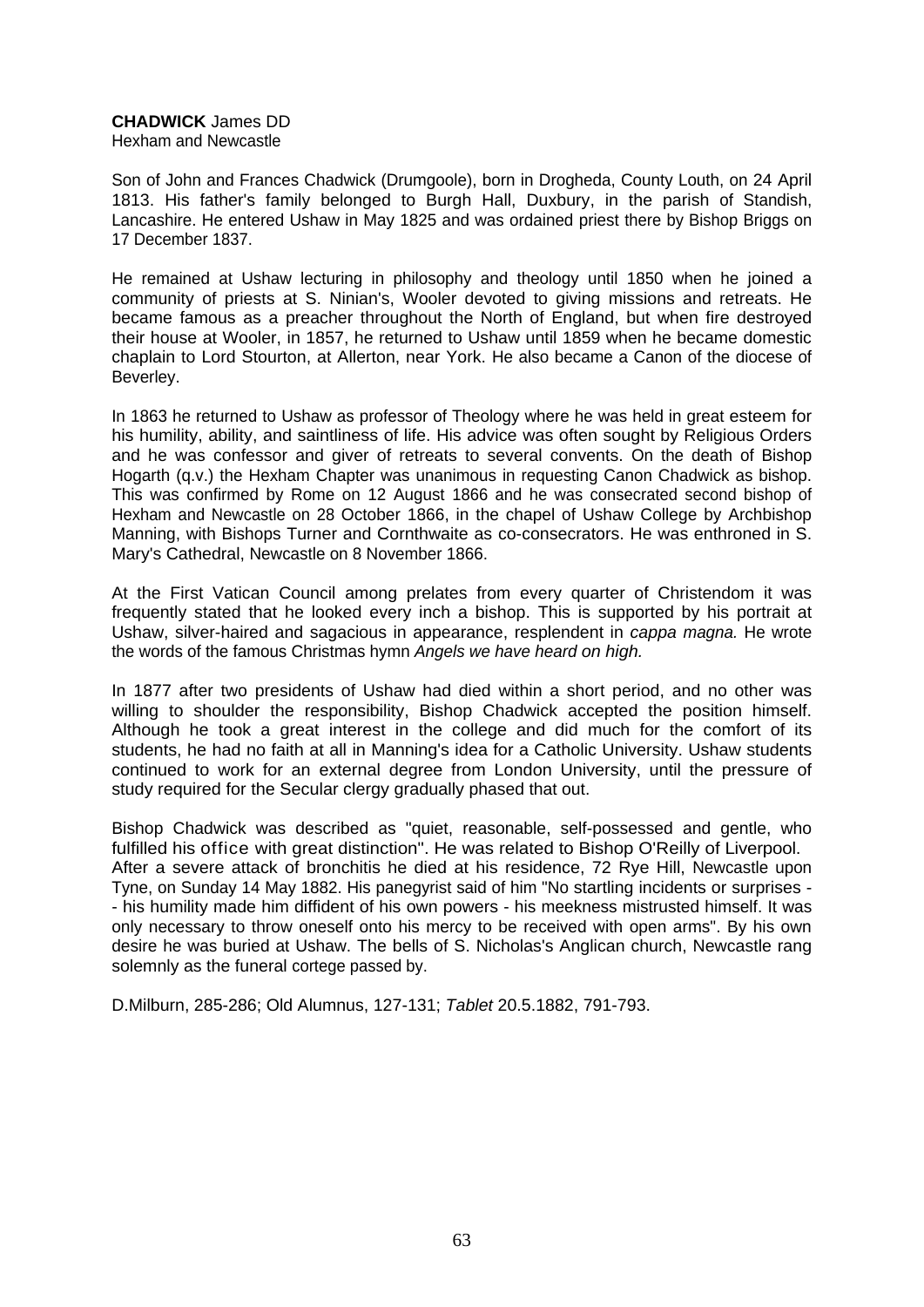**CHADWICK** James DD
Hexham and Newcastle

Son of John and Frances Chadwick (Drumgoole), born in Drogheda, County Louth, on 24 April 1813. His father's family belonged to Burgh Hall, Duxbury, in the parish of Standish, Lancashire. He entered Ushaw in May 1825 and was ordained priest there by Bishop Briggs on 17 December 1837.

He remained at Ushaw lecturing in philosophy and theology until 1850 when he joined a community of priests at S. Ninian's, Wooler devoted to giving missions and retreats. He became famous as a preacher throughout the North of England, but when fire destroyed their house at Wooler, in 1857, he returned to Ushaw until 1859 when he became domestic chaplain to Lord Stourton, at Allerton, near York. He also became a Canon of the diocese of Beverley.

In 1863 he returned to Ushaw as professor of Theology where he was held in great esteem for his humility, ability, and saintliness of life. His advice was often sought by Religious Orders and he was confessor and giver of retreats to several convents. On the death of Bishop Hogarth (q.v.) the Hexham Chapter was unanimous in requesting Canon Chadwick as bishop. This was confirmed by Rome on 12 August 1866 and he was consecrated second bishop of Hexham and Newcastle on 28 October 1866, in the chapel of Ushaw College by Archbishop Manning, with Bishops Turner and Cornthwaite as co-consecrators. He was enthroned in S. Mary's Cathedral, Newcastle on 8 November 1866.

At the First Vatican Council among prelates from every quarter of Christendom it was frequently stated that he looked every inch a bishop. This is supported by his portrait at Ushaw, silver-haired and sagacious in appearance, resplendent in *cappa magna.* He wrote the words of the famous Christmas hymn *Angels we have heard on high.*

In 1877 after two presidents of Ushaw had died within a short period, and no other was willing to shoulder the responsibility, Bishop Chadwick accepted the position himself. Although he took a great interest in the college and did much for the comfort of its students, he had no faith at all in Manning's idea for a Catholic University. Ushaw students continued to work for an external degree from London University, until the pressure of study required for the Secular clergy gradually phased that out.

Bishop Chadwick was described as "quiet, reasonable, self-possessed and gentle, who fulfilled his office with great distinction". He was related to Bishop O'Reilly of Liverpool. After a severe attack of bronchitis he died at his residence, 72 Rye Hill, Newcastle upon Tyne, on Sunday 14 May 1882. His panegyrist said of him "No startling incidents or surprises - - his humility made him diffident of his own powers - his meekness mistrusted himself. It was only necessary to throw oneself onto his mercy to be received with open arms". By his own desire he was buried at Ushaw. The bells of S. Nicholas's Anglican church, Newcastle rang solemnly as the funeral cortege passed by.

D.Milburn, 285-286; Old Alumnus, 127-131; *Tablet* 20.5.1882, 791-793.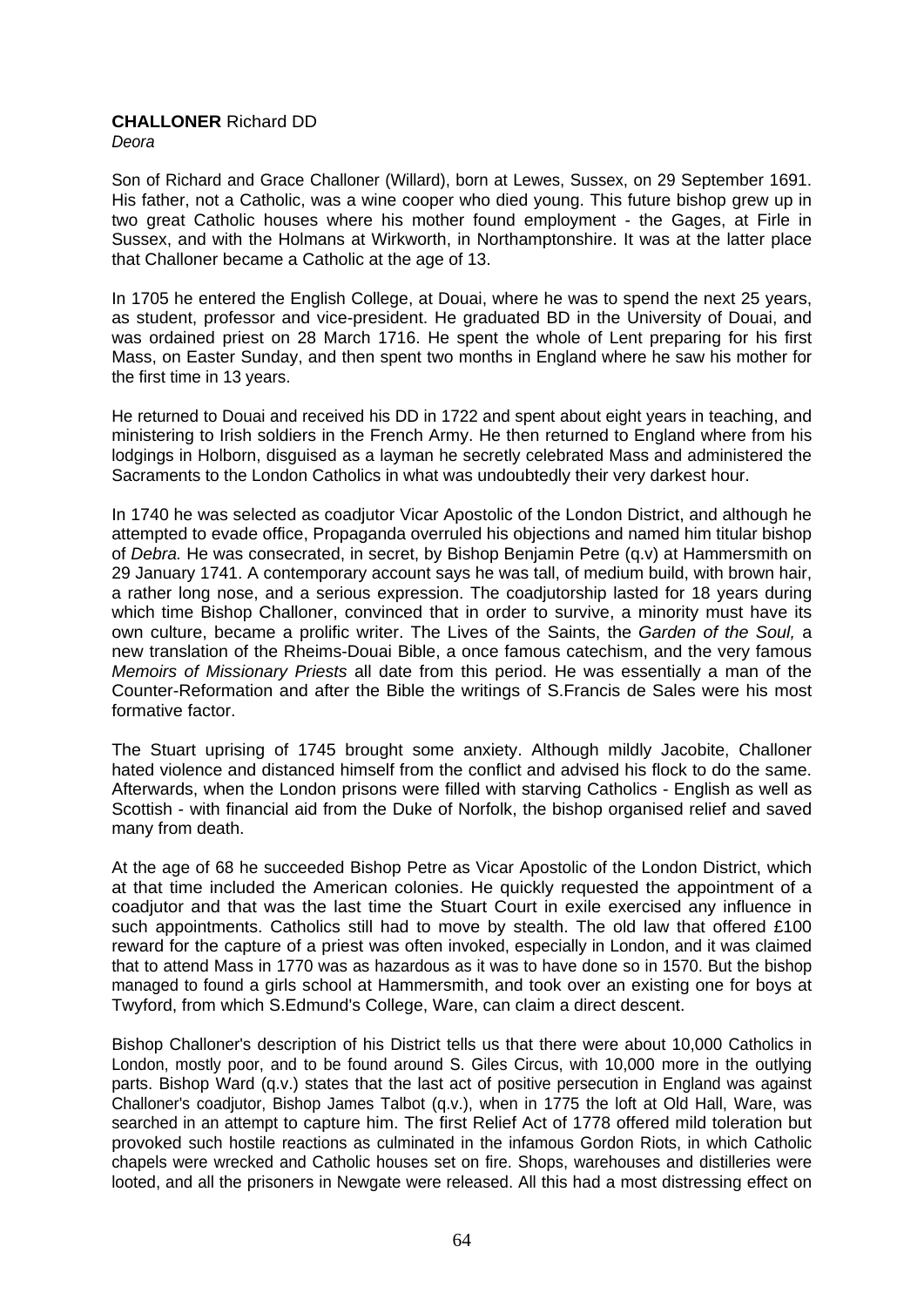**CHALLONER** Richard DD
*Deora*

Son of Richard and Grace Challoner (Willard), born at Lewes, Sussex, on 29 September 1691. His father, not a Catholic, was a wine cooper who died young. This future bishop grew up in two great Catholic houses where his mother found employment - the Gages, at Firle in Sussex, and with the Holmans at Wirkworth, in Northamptonshire. It was at the latter place that Challoner became a Catholic at the age of 13.

In 1705 he entered the English College, at Douai, where he was to spend the next 25 years, as student, professor and vice-president. He graduated BD in the University of Douai, and was ordained priest on 28 March 1716. He spent the whole of Lent preparing for his first Mass, on Easter Sunday, and then spent two months in England where he saw his mother for the first time in 13 years.

He returned to Douai and received his DD in 1722 and spent about eight years in teaching, and ministering to Irish soldiers in the French Army. He then returned to England where from his lodgings in Holborn, disguised as a layman he secretly celebrated Mass and administered the Sacraments to the London Catholics in what was undoubtedly their very darkest hour.

In 1740 he was selected as coadjutor Vicar Apostolic of the London District, and although he attempted to evade office, Propaganda overruled his objections and named him titular bishop of *Debra.* He was consecrated, in secret, by Bishop Benjamin Petre (q.v) at Hammersmith on 29 January 1741. A contemporary account says he was tall, of medium build, with brown hair, a rather long nose, and a serious expression. The coadjutorship lasted for 18 years during which time Bishop Challoner, convinced that in order to survive, a minority must have its own culture, became a prolific writer. The Lives of the Saints, the *Garden of the Soul,* a new translation of the Rheims-Douai Bible, a once famous catechism, and the very famous *Memoirs of Missionary Priests* all date from this period. He was essentially a man of the Counter-Reformation and after the Bible the writings of S.Francis de Sales were his most formative factor.

The Stuart uprising of 1745 brought some anxiety. Although mildly Jacobite, Challoner hated violence and distanced himself from the conflict and advised his flock to do the same. Afterwards, when the London prisons were filled with starving Catholics - English as well as Scottish - with financial aid from the Duke of Norfolk, the bishop organised relief and saved many from death.

At the age of 68 he succeeded Bishop Petre as Vicar Apostolic of the London District, which at that time included the American colonies. He quickly requested the appointment of a coadjutor and that was the last time the Stuart Court in exile exercised any influence in such appointments. Catholics still had to move by stealth. The old law that offered £100 reward for the capture of a priest was often invoked, especially in London, and it was claimed that to attend Mass in 1770 was as hazardous as it was to have done so in 1570. But the bishop managed to found a girls school at Hammersmith, and took over an existing one for boys at Twyford, from which S.Edmund's College, Ware, can claim a direct descent.

Bishop Challoner's description of his District tells us that there were about 10,000 Catholics in London, mostly poor, and to be found around S. Giles Circus, with 10,000 more in the outlying parts. Bishop Ward (q.v.) states that the last act of positive persecution in England was against Challoner's coadjutor, Bishop James Talbot (q.v.), when in 1775 the loft at Old Hall, Ware, was searched in an attempt to capture him. The first Relief Act of 1778 offered mild toleration but provoked such hostile reactions as culminated in the infamous Gordon Riots, in which Catholic chapels were wrecked and Catholic houses set on fire. Shops, warehouses and distilleries were looted, and all the prisoners in Newgate were released. All this had a most distressing effect on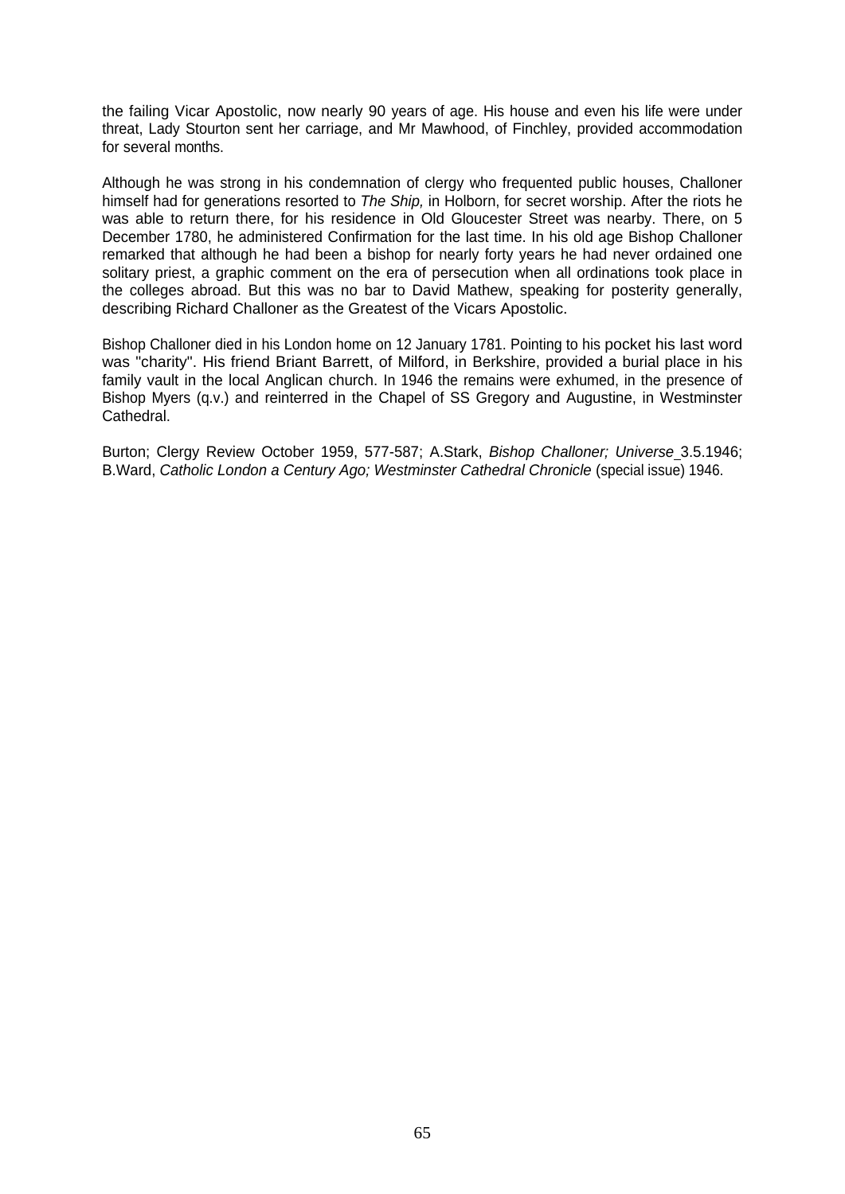the failing Vicar Apostolic, now nearly 90 years of age. His house and even his life were under threat, Lady Stourton sent her carriage, and Mr Mawhood, of Finchley, provided accommodation for several months.

Although he was strong in his condemnation of clergy who frequented public houses, Challoner himself had for generations resorted to *The Ship,* in Holborn, for secret worship. After the riots he was able to return there, for his residence in Old Gloucester Street was nearby. There, on 5 December 1780, he administered Confirmation for the last time. In his old age Bishop Challoner remarked that although he had been a bishop for nearly forty years he had never ordained one solitary priest, a graphic comment on the era of persecution when all ordinations took place in the colleges abroad. But this was no bar to David Mathew, speaking for posterity generally, describing Richard Challoner as the Greatest of the Vicars Apostolic.

Bishop Challoner died in his London home on 12 January 1781. Pointing to his pocket his last word was "charity". His friend Briant Barrett, of Milford, in Berkshire, provided a burial place in his family vault in the local Anglican church. In 1946 the remains were exhumed, in the presence of Bishop Myers (q.v.) and reinterred in the Chapel of SS Gregory and Augustine, in Westminster Cathedral.

Burton; Clergy Review October 1959, 577-587; A.Stark, *Bishop Challoner; Universe* 3.5.1946; B.Ward, *Catholic London a Century Ago; Westminster Cathedral Chronicle* (special issue) 1946.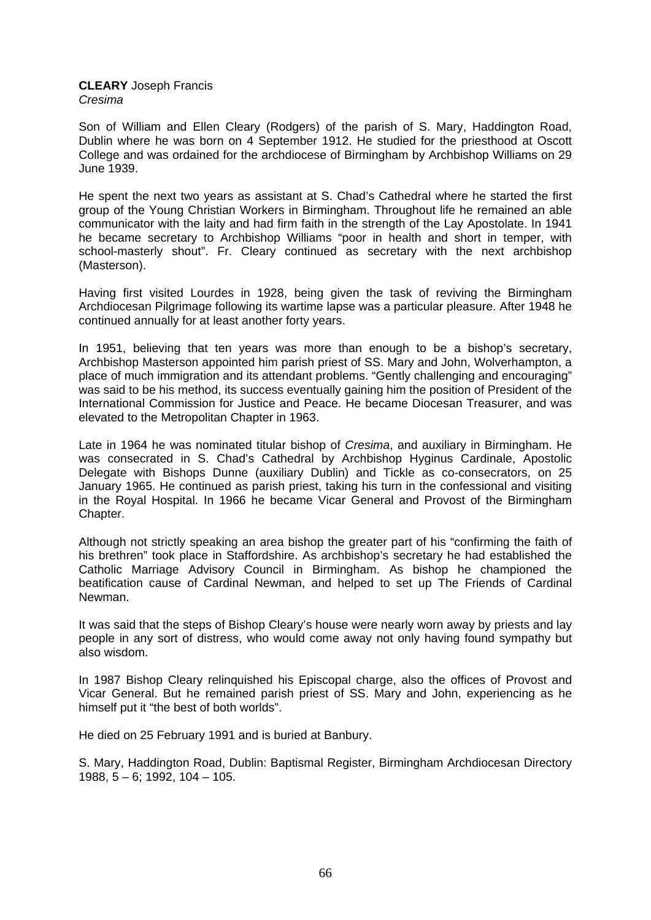**CLEARY** Joseph Francis
*Cresima*

Son of William and Ellen Cleary (Rodgers) of the parish of S. Mary, Haddington Road, Dublin where he was born on 4 September 1912. He studied for the priesthood at Oscott College and was ordained for the archdiocese of Birmingham by Archbishop Williams on 29 June 1939.

He spent the next two years as assistant at S. Chad's Cathedral where he started the first group of the Young Christian Workers in Birmingham. Throughout life he remained an able communicator with the laity and had firm faith in the strength of the Lay Apostolate. In 1941 he became secretary to Archbishop Williams "poor in health and short in temper, with school-masterly shout". Fr. Cleary continued as secretary with the next archbishop (Masterson).

Having first visited Lourdes in 1928, being given the task of reviving the Birmingham Archdiocesan Pilgrimage following its wartime lapse was a particular pleasure. After 1948 he continued annually for at least another forty years.

In 1951, believing that ten years was more than enough to be a bishop's secretary, Archbishop Masterson appointed him parish priest of SS. Mary and John, Wolverhampton, a place of much immigration and its attendant problems. "Gently challenging and encouraging" was said to be his method, its success eventually gaining him the position of President of the International Commission for Justice and Peace. He became Diocesan Treasurer, and was elevated to the Metropolitan Chapter in 1963.

Late in 1964 he was nominated titular bishop of *Cresima*, and auxiliary in Birmingham. He was consecrated in S. Chad's Cathedral by Archbishop Hyginus Cardinale, Apostolic Delegate with Bishops Dunne (auxiliary Dublin) and Tickle as co-consecrators, on 25 January 1965. He continued as parish priest, taking his turn in the confessional and visiting in the Royal Hospital. In 1966 he became Vicar General and Provost of the Birmingham Chapter.

Although not strictly speaking an area bishop the greater part of his "confirming the faith of his brethren" took place in Staffordshire. As archbishop's secretary he had established the Catholic Marriage Advisory Council in Birmingham. As bishop he championed the beatification cause of Cardinal Newman, and helped to set up The Friends of Cardinal Newman.

It was said that the steps of Bishop Cleary's house were nearly worn away by priests and lay people in any sort of distress, who would come away not only having found sympathy but also wisdom.

In 1987 Bishop Cleary relinquished his Episcopal charge, also the offices of Provost and Vicar General. But he remained parish priest of SS. Mary and John, experiencing as he himself put it "the best of both worlds".

He died on 25 February 1991 and is buried at Banbury.

S. Mary, Haddington Road, Dublin: Baptismal Register, Birmingham Archdiocesan Directory 1988, 5 – 6; 1992, 104 – 105.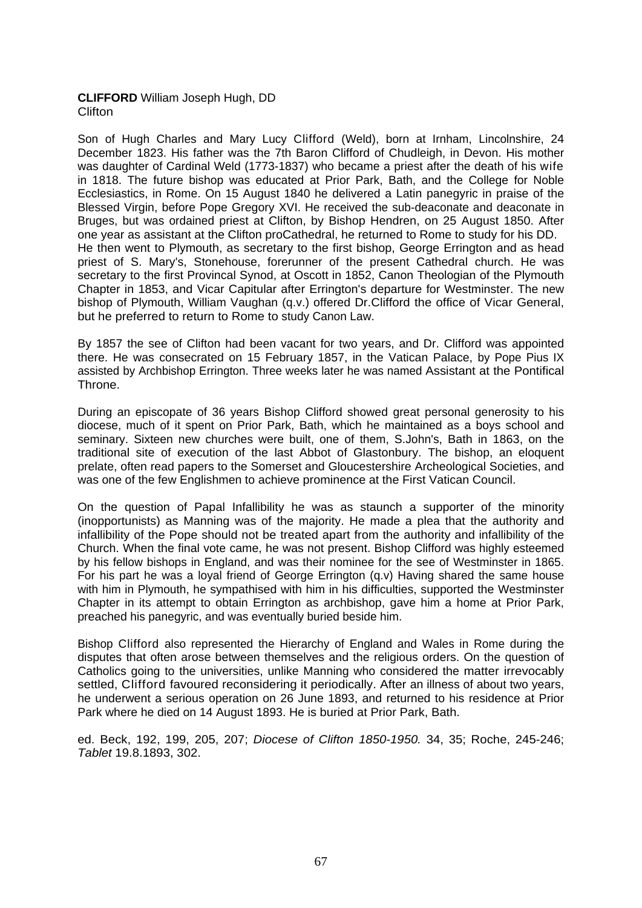**CLIFFORD** William Joseph Hugh, DD
Clifton

Son of Hugh Charles and Mary Lucy Clifford (Weld), born at Irnham, Lincolnshire, 24 December 1823. His father was the 7th Baron Clifford of Chudleigh, in Devon. His mother was daughter of Cardinal Weld (1773-1837) who became a priest after the death of his wife in 1818. The future bishop was educated at Prior Park, Bath, and the College for Noble Ecclesiastics, in Rome. On 15 August 1840 he delivered a Latin panegyric in praise of the Blessed Virgin, before Pope Gregory XVI. He received the sub-deaconate and deaconate in Bruges, but was ordained priest at Clifton, by Bishop Hendren, on 25 August 1850. After one year as assistant at the Clifton proCathedral, he returned to Rome to study for his DD.
He then went to Plymouth, as secretary to the first bishop, George Errington and as head priest of S. Mary's, Stonehouse, forerunner of the present Cathedral church. He was secretary to the first Provincal Synod, at Oscott in 1852, Canon Theologian of the Plymouth Chapter in 1853, and Vicar Capitular after Errington's departure for Westminster. The new bishop of Plymouth, William Vaughan (q.v.) offered Dr.Clifford the office of Vicar General, but he preferred to return to Rome to study Canon Law.

By 1857 the see of Clifton had been vacant for two years, and Dr. Clifford was appointed there. He was consecrated on 15 February 1857, in the Vatican Palace, by Pope Pius IX assisted by Archbishop Errington. Three weeks later he was named Assistant at the Pontifical Throne.

During an episcopate of 36 years Bishop Clifford showed great personal generosity to his diocese, much of it spent on Prior Park, Bath, which he maintained as a boys school and seminary. Sixteen new churches were built, one of them, S.John's, Bath in 1863, on the traditional site of execution of the last Abbot of Glastonbury. The bishop, an eloquent prelate, often read papers to the Somerset and Gloucestershire Archeological Societies, and was one of the few Englishmen to achieve prominence at the First Vatican Council.

On the question of Papal Infallibility he was as staunch a supporter of the minority (inopportunists) as Manning was of the majority. He made a plea that the authority and infallibility of the Pope should not be treated apart from the authority and infallibility of the Church. When the final vote came, he was not present. Bishop Clifford was highly esteemed by his fellow bishops in England, and was their nominee for the see of Westminster in 1865. For his part he was a loyal friend of George Errington (q.v) Having shared the same house with him in Plymouth, he sympathised with him in his difficulties, supported the Westminster Chapter in its attempt to obtain Errington as archbishop, gave him a home at Prior Park, preached his panegyric, and was eventually buried beside him.

Bishop Clifford also represented the Hierarchy of England and Wales in Rome during the disputes that often arose between themselves and the religious orders. On the question of Catholics going to the universities, unlike Manning who considered the matter irrevocably settled, Clifford favoured reconsidering it periodically. After an illness of about two years, he underwent a serious operation on 26 June 1893, and returned to his residence at Prior Park where he died on 14 August 1893. He is buried at Prior Park, Bath.

ed. Beck, 192, 199, 205, 207; *Diocese of Clifton 1850-1950.* 34, 35; Roche, 245-246; *Tablet* 19.8.1893, 302.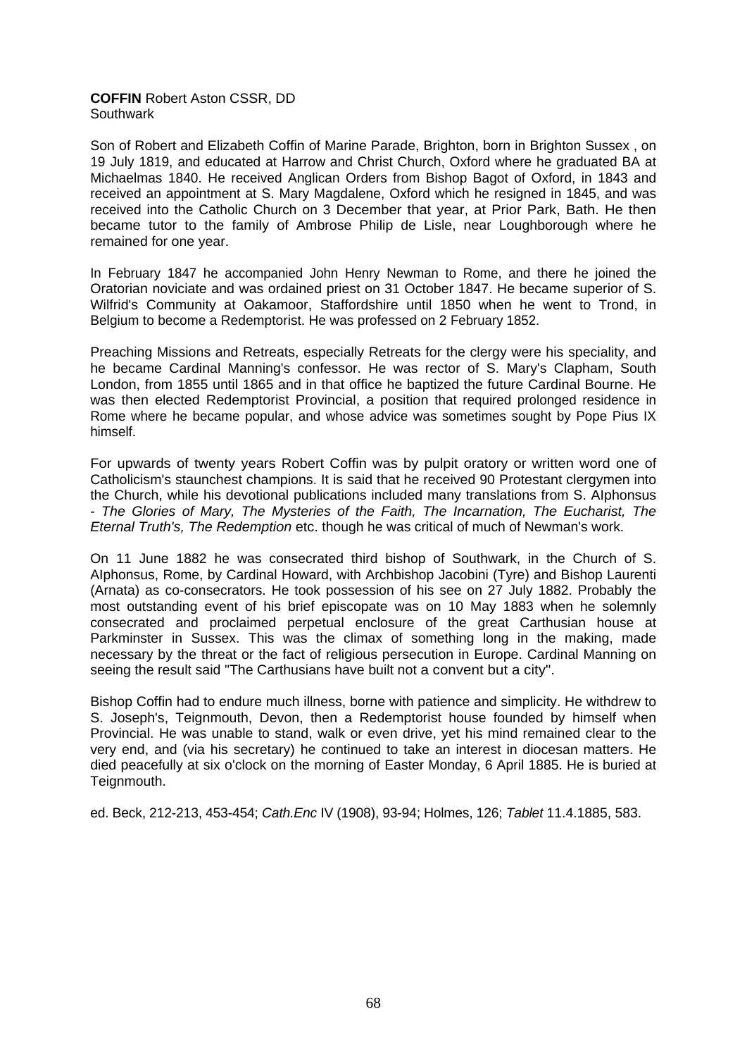**COFFIN** Robert Aston CSSR, DD
Southwark

Son of Robert and Elizabeth Coffin of Marine Parade, Brighton, born in Brighton Sussex , on 19 July 1819, and educated at Harrow and Christ Church, Oxford where he graduated BA at Michaelmas 1840. He received Anglican Orders from Bishop Bagot of Oxford, in 1843 and received an appointment at S. Mary Magdalene, Oxford which he resigned in 1845, and was received into the Catholic Church on 3 December that year, at Prior Park, Bath. He then became tutor to the family of Ambrose Philip de Lisle, near Loughborough where he remained for one year.

In February 1847 he accompanied John Henry Newman to Rome, and there he joined the Oratorian noviciate and was ordained priest on 31 October 1847. He became superior of S. Wilfrid's Community at Oakamoor, Staffordshire until 1850 when he went to Trond, in Belgium to become a Redemptorist. He was professed on 2 February 1852.

Preaching Missions and Retreats, especially Retreats for the clergy were his speciality, and he became Cardinal Manning's confessor. He was rector of S. Mary's Clapham, South London, from 1855 until 1865 and in that office he baptized the future Cardinal Bourne. He was then elected Redemptorist Provincial, a position that required prolonged residence in Rome where he became popular, and whose advice was sometimes sought by Pope Pius IX himself.

For upwards of twenty years Robert Coffin was by pulpit oratory or written word one of Catholicism's staunchest champions. It is said that he received 90 Protestant clergymen into the Church, while his devotional publications included many translations from S. Alphonsus - *The Glories of Mary, The Mysteries of the Faith, The Incarnation, The Eucharist, The Eternal Truth's, The Redemption* etc. though he was critical of much of Newman's work.

On 11 June 1882 he was consecrated third bishop of Southwark, in the Church of S. Alphonsus, Rome, by Cardinal Howard, with Archbishop Jacobini (Tyre) and Bishop Laurenti (Arnata) as co-consecrators. He took possession of his see on 27 July 1882. Probably the most outstanding event of his brief episcopate was on 10 May 1883 when he solemnly consecrated and proclaimed perpetual enclosure of the great Carthusian house at Parkminster in Sussex. This was the climax of something long in the making, made necessary by the threat or the fact of religious persecution in Europe. Cardinal Manning on seeing the result said "The Carthusians have built not a convent but a city".

Bishop Coffin had to endure much illness, borne with patience and simplicity. He withdrew to S. Joseph's, Teignmouth, Devon, then a Redemptorist house founded by himself when Provincial. He was unable to stand, walk or even drive, yet his mind remained clear to the very end, and (via his secretary) he continued to take an interest in diocesan matters. He died peacefully at six o'clock on the morning of Easter Monday, 6 April 1885. He is buried at Teignmouth.

ed. Beck, 212-213, 453-454; *Cath.Enc* IV (1908), 93-94; Holmes, 126; *Tablet* 11.4.1885, 583.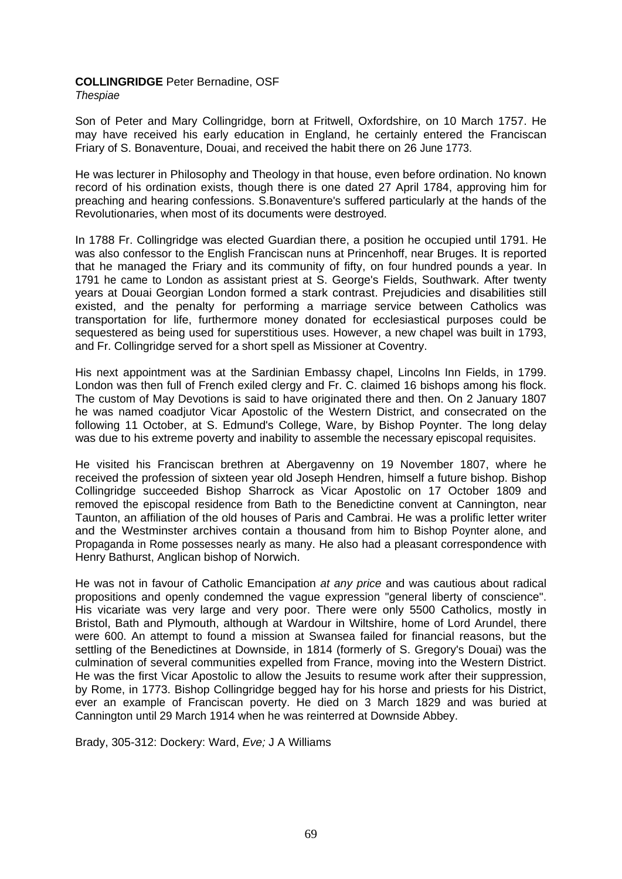**COLLINGRIDGE** Peter Bernadine, OSF
*Thespiae*

Son of Peter and Mary Collingridge, born at Fritwell, Oxfordshire, on 10 March 1757. He may have received his early education in England, he certainly entered the Franciscan Friary of S. Bonaventure, Douai, and received the habit there on 26 June 1773.

He was lecturer in Philosophy and Theology in that house, even before ordination. No known record of his ordination exists, though there is one dated 27 April 1784, approving him for preaching and hearing confessions. S.Bonaventure's suffered particularly at the hands of the Revolutionaries, when most of its documents were destroyed.

In 1788 Fr. Collingridge was elected Guardian there, a position he occupied until 1791. He was also confessor to the English Franciscan nuns at Princenhoff, near Bruges. It is reported that he managed the Friary and its community of fifty, on four hundred pounds a year. In 1791 he came to London as assistant priest at S. George's Fields, Southwark. After twenty years at Douai Georgian London formed a stark contrast. Prejudicies and disabilities still existed, and the penalty for performing a marriage service between Catholics was transportation for life, furthermore money donated for ecclesiastical purposes could be sequestered as being used for superstitious uses. However, a new chapel was built in 1793, and Fr. Collingridge served for a short spell as Missioner at Coventry.

His next appointment was at the Sardinian Embassy chapel, Lincolns Inn Fields, in 1799. London was then full of French exiled clergy and Fr. C. claimed 16 bishops among his flock. The custom of May Devotions is said to have originated there and then. On 2 January 1807 he was named coadjutor Vicar Apostolic of the Western District, and consecrated on the following 11 October, at S. Edmund's College, Ware, by Bishop Poynter. The long delay was due to his extreme poverty and inability to assemble the necessary episcopal requisites.

He visited his Franciscan brethren at Abergavenny on 19 November 1807, where he received the profession of sixteen year old Joseph Hendren, himself a future bishop. Bishop Collingridge succeeded Bishop Sharrock as Vicar Apostolic on 17 October 1809 and removed the episcopal residence from Bath to the Benedictine convent at Cannington, near Taunton, an affiliation of the old houses of Paris and Cambrai. He was a prolific letter writer and the Westminster archives contain a thousand from him to Bishop Poynter alone, and Propaganda in Rome possesses nearly as many. He also had a pleasant correspondence with Henry Bathurst, Anglican bishop of Norwich.

He was not in favour of Catholic Emancipation *at any price* and was cautious about radical propositions and openly condemned the vague expression "general liberty of conscience". His vicariate was very large and very poor. There were only 5500 Catholics, mostly in Bristol, Bath and Plymouth, although at Wardour in Wiltshire, home of Lord Arundel, there were 600. An attempt to found a mission at Swansea failed for financial reasons, but the settling of the Benedictines at Downside, in 1814 (formerly of S. Gregory's Douai) was the culmination of several communities expelled from France, moving into the Western District. He was the first Vicar Apostolic to allow the Jesuits to resume work after their suppression, by Rome, in 1773. Bishop Collingridge begged hay for his horse and priests for his District, ever an example of Franciscan poverty. He died on 3 March 1829 and was buried at Cannington until 29 March 1914 when he was reinterred at Downside Abbey.

Brady, 305-312: Dockery: Ward, *Eve;* J A Williams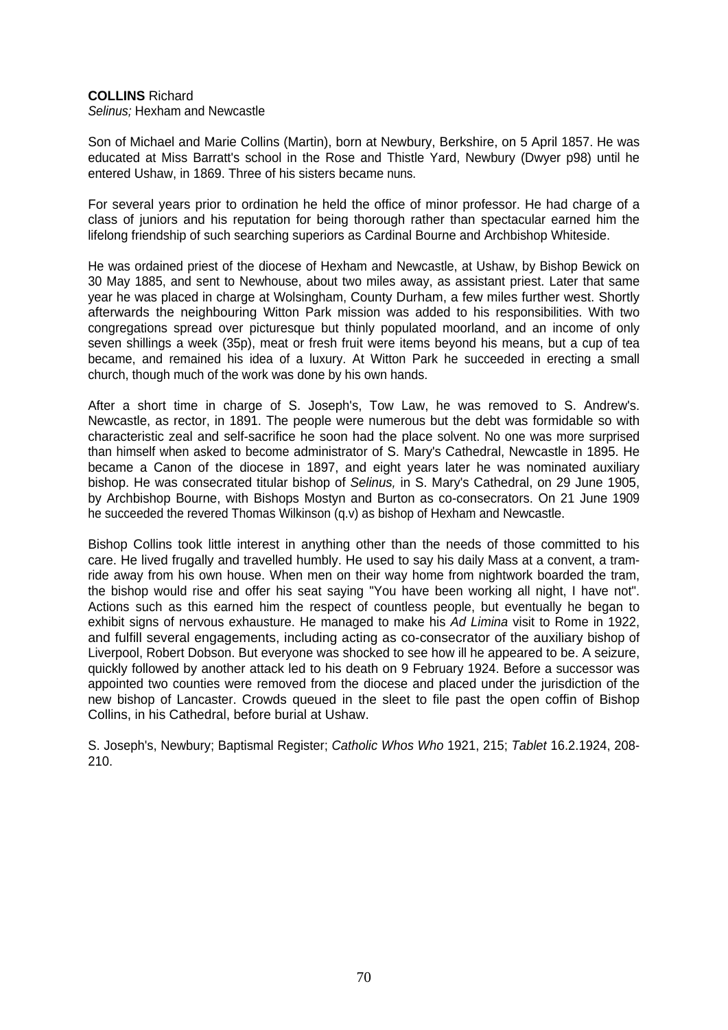**COLLINS** Richard
*Selinus;* Hexham and Newcastle

Son of Michael and Marie Collins (Martin), born at Newbury, Berkshire, on 5 April 1857. He was educated at Miss Barratt's school in the Rose and Thistle Yard, Newbury (Dwyer p98) until he entered Ushaw, in 1869. Three of his sisters became nuns.

For several years prior to ordination he held the office of minor professor. He had charge of a class of juniors and his reputation for being thorough rather than spectacular earned him the lifelong friendship of such searching superiors as Cardinal Bourne and Archbishop Whiteside.

He was ordained priest of the diocese of Hexham and Newcastle, at Ushaw, by Bishop Bewick on 30 May 1885, and sent to Newhouse, about two miles away, as assistant priest. Later that same year he was placed in charge at Wolsingham, County Durham, a few miles further west. Shortly afterwards the neighbouring Witton Park mission was added to his responsibilities. With two congregations spread over picturesque but thinly populated moorland, and an income of only seven shillings a week (35p), meat or fresh fruit were items beyond his means, but a cup of tea became, and remained his idea of a luxury. At Witton Park he succeeded in erecting a small church, though much of the work was done by his own hands.

After a short time in charge of S. Joseph's, Tow Law, he was removed to S. Andrew's. Newcastle, as rector, in 1891. The people were numerous but the debt was formidable so with characteristic zeal and self-sacrifice he soon had the place solvent. No one was more surprised than himself when asked to become administrator of S. Mary's Cathedral, Newcastle in 1895. He became a Canon of the diocese in 1897, and eight years later he was nominated auxiliary bishop. He was consecrated titular bishop of *Selinus,* in S. Mary's Cathedral, on 29 June 1905, by Archbishop Bourne, with Bishops Mostyn and Burton as co-consecrators. On 21 June 1909 he succeeded the revered Thomas Wilkinson (q.v) as bishop of Hexham and Newcastle.

Bishop Collins took little interest in anything other than the needs of those committed to his care. He lived frugally and travelled humbly. He used to say his daily Mass at a convent, a tram-ride away from his own house. When men on their way home from nightwork boarded the tram, the bishop would rise and offer his seat saying "You have been working all night, I have not". Actions such as this earned him the respect of countless people, but eventually he began to exhibit signs of nervous exhausture. He managed to make his *Ad Limina* visit to Rome in 1922, and fulfill several engagements, including acting as co-consecrator of the auxiliary bishop of Liverpool, Robert Dobson. But everyone was shocked to see how ill he appeared to be. A seizure, quickly followed by another attack led to his death on 9 February 1924. Before a successor was appointed two counties were removed from the diocese and placed under the jurisdiction of the new bishop of Lancaster. Crowds queued in the sleet to file past the open coffin of Bishop Collins, in his Cathedral, before burial at Ushaw.

S. Joseph's, Newbury; Baptismal Register; *Catholic Whos Who* 1921, 215; *Tablet* 16.2.1924, 208-210.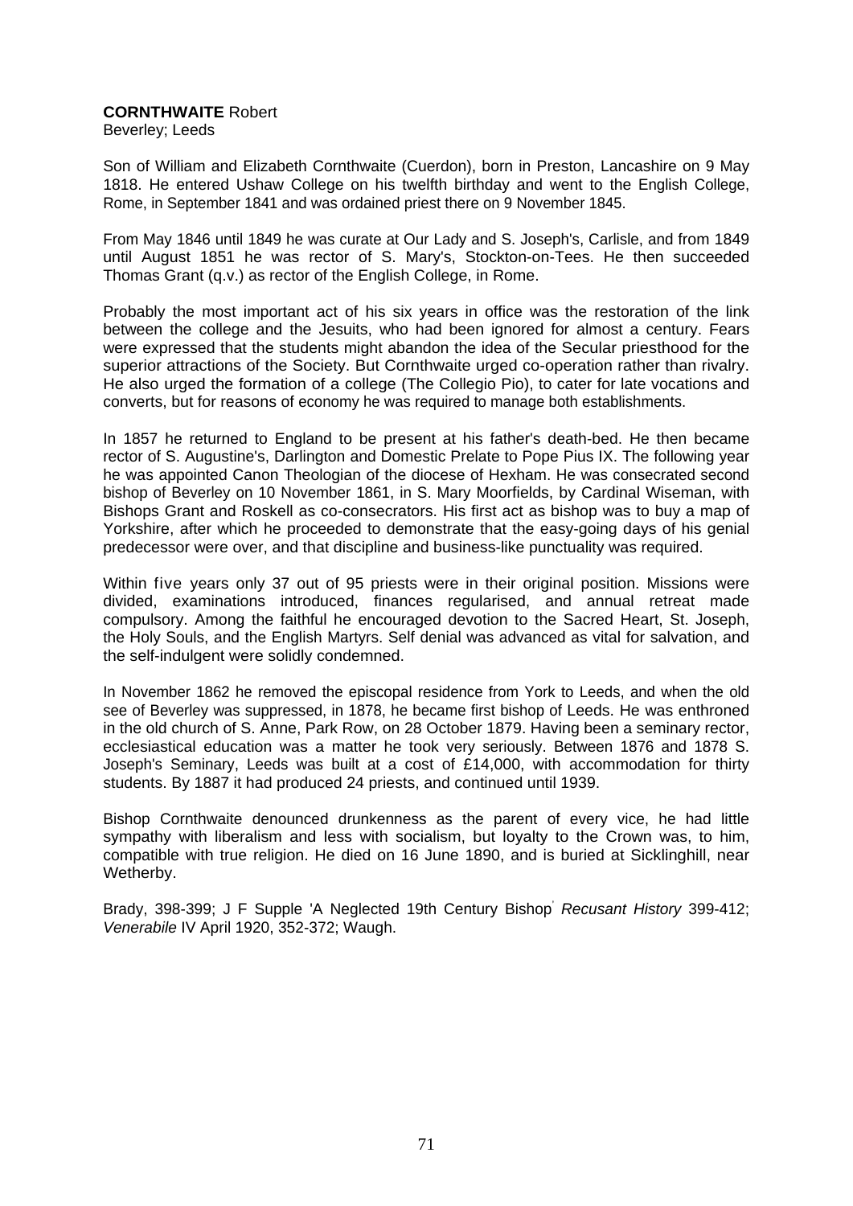**CORNTHWAITE** Robert
Beverley; Leeds

Son of William and Elizabeth Cornthwaite (Cuerdon), born in Preston, Lancashire on 9 May 1818. He entered Ushaw College on his twelfth birthday and went to the English College, Rome, in September 1841 and was ordained priest there on 9 November 1845.

From May 1846 until 1849 he was curate at Our Lady and S. Joseph's, Carlisle, and from 1849 until August 1851 he was rector of S. Mary's, Stockton-on-Tees. He then succeeded Thomas Grant (q.v.) as rector of the English College, in Rome.

Probably the most important act of his six years in office was the restoration of the link between the college and the Jesuits, who had been ignored for almost a century. Fears were expressed that the students might abandon the idea of the Secular priesthood for the superior attractions of the Society. But Cornthwaite urged co-operation rather than rivalry. He also urged the formation of a college (The Collegio Pio), to cater for late vocations and converts, but for reasons of economy he was required to manage both establishments.

In 1857 he returned to England to be present at his father's death-bed. He then became rector of S. Augustine's, Darlington and Domestic Prelate to Pope Pius IX. The following year he was appointed Canon Theologian of the diocese of Hexham. He was consecrated second bishop of Beverley on 10 November 1861, in S. Mary Moorfields, by Cardinal Wiseman, with Bishops Grant and Roskell as co-consecrators. His first act as bishop was to buy a map of Yorkshire, after which he proceeded to demonstrate that the easy-going days of his genial predecessor were over, and that discipline and business-like punctuality was required.

Within five years only 37 out of 95 priests were in their original position. Missions were divided, examinations introduced, finances regularised, and annual retreat made compulsory. Among the faithful he encouraged devotion to the Sacred Heart, St. Joseph, the Holy Souls, and the English Martyrs. Self denial was advanced as vital for salvation, and the self-indulgent were solidly condemned.

In November 1862 he removed the episcopal residence from York to Leeds, and when the old see of Beverley was suppressed, in 1878, he became first bishop of Leeds. He was enthroned in the old church of S. Anne, Park Row, on 28 October 1879. Having been a seminary rector, ecclesiastical education was a matter he took very seriously. Between 1876 and 1878 S. Joseph's Seminary, Leeds was built at a cost of £14,000, with accommodation for thirty students. By 1887 it had produced 24 priests, and continued until 1939.

Bishop Cornthwaite denounced drunkenness as the parent of every vice, he had little sympathy with liberalism and less with socialism, but loyalty to the Crown was, to him, compatible with true religion. He died on 16 June 1890, and is buried at Sicklinghill, near Wetherby.

Brady, 398-399; J F Supple 'A Neglected 19th Century Bishop' *Recusant History* 399-412; *Venerabile* IV April 1920, 352-372; Waugh.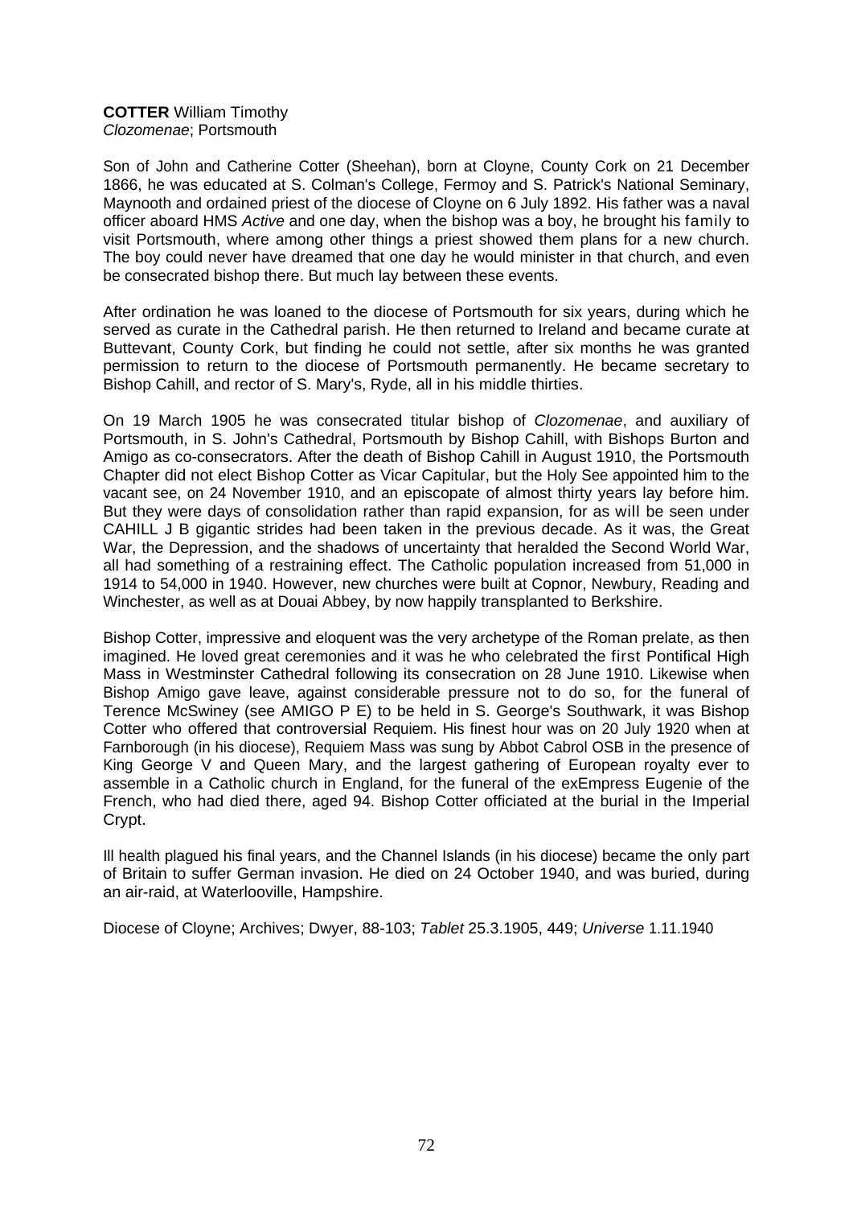**COTTER** William Timothy
*Clozomenae*; Portsmouth

Son of John and Catherine Cotter (Sheehan), born at Cloyne, County Cork on 21 December 1866, he was educated at S. Colman's College, Fermoy and S. Patrick's National Seminary, Maynooth and ordained priest of the diocese of Cloyne on 6 July 1892. His father was a naval officer aboard HMS *Active* and one day, when the bishop was a boy, he brought his family to visit Portsmouth, where among other things a priest showed them plans for a new church. The boy could never have dreamed that one day he would minister in that church, and even be consecrated bishop there. But much lay between these events.

After ordination he was loaned to the diocese of Portsmouth for six years, during which he served as curate in the Cathedral parish. He then returned to Ireland and became curate at Buttevant, County Cork, but finding he could not settle, after six months he was granted permission to return to the diocese of Portsmouth permanently. He became secretary to Bishop Cahill, and rector of S. Mary's, Ryde, all in his middle thirties.

On 19 March 1905 he was consecrated titular bishop of *Clozomenae*, and auxiliary of Portsmouth, in S. John's Cathedral, Portsmouth by Bishop Cahill, with Bishops Burton and Amigo as co-consecrators. After the death of Bishop Cahill in August 1910, the Portsmouth Chapter did not elect Bishop Cotter as Vicar Capitular, but the Holy See appointed him to the vacant see, on 24 November 1910, and an episcopate of almost thirty years lay before him. But they were days of consolidation rather than rapid expansion, for as will be seen under CAHILL J B gigantic strides had been taken in the previous decade. As it was, the Great War, the Depression, and the shadows of uncertainty that heralded the Second World War, all had something of a restraining effect. The Catholic population increased from 51,000 in 1914 to 54,000 in 1940. However, new churches were built at Copnor, Newbury, Reading and Winchester, as well as at Douai Abbey, by now happily transplanted to Berkshire.

Bishop Cotter, impressive and eloquent was the very archetype of the Roman prelate, as then imagined. He loved great ceremonies and it was he who celebrated the first Pontifical High Mass in Westminster Cathedral following its consecration on 28 June 1910. Likewise when Bishop Amigo gave leave, against considerable pressure not to do so, for the funeral of Terence McSwiney (see AMIGO P E) to be held in S. George's Southwark, it was Bishop Cotter who offered that controversial Requiem. His finest hour was on 20 July 1920 when at Farnborough (in his diocese), Requiem Mass was sung by Abbot Cabrol OSB in the presence of King George V and Queen Mary, and the largest gathering of European royalty ever to assemble in a Catholic church in England, for the funeral of the exEmpress Eugenie of the French, who had died there, aged 94. Bishop Cotter officiated at the burial in the Imperial Crypt.

Ill health plagued his final years, and the Channel Islands (in his diocese) became the only part of Britain to suffer German invasion. He died on 24 October 1940, and was buried, during an air-raid, at Waterlooville, Hampshire.

Diocese of Cloyne; Archives; Dwyer, 88-103; *Tablet* 25.3.1905, 449; *Universe* 1.11.1940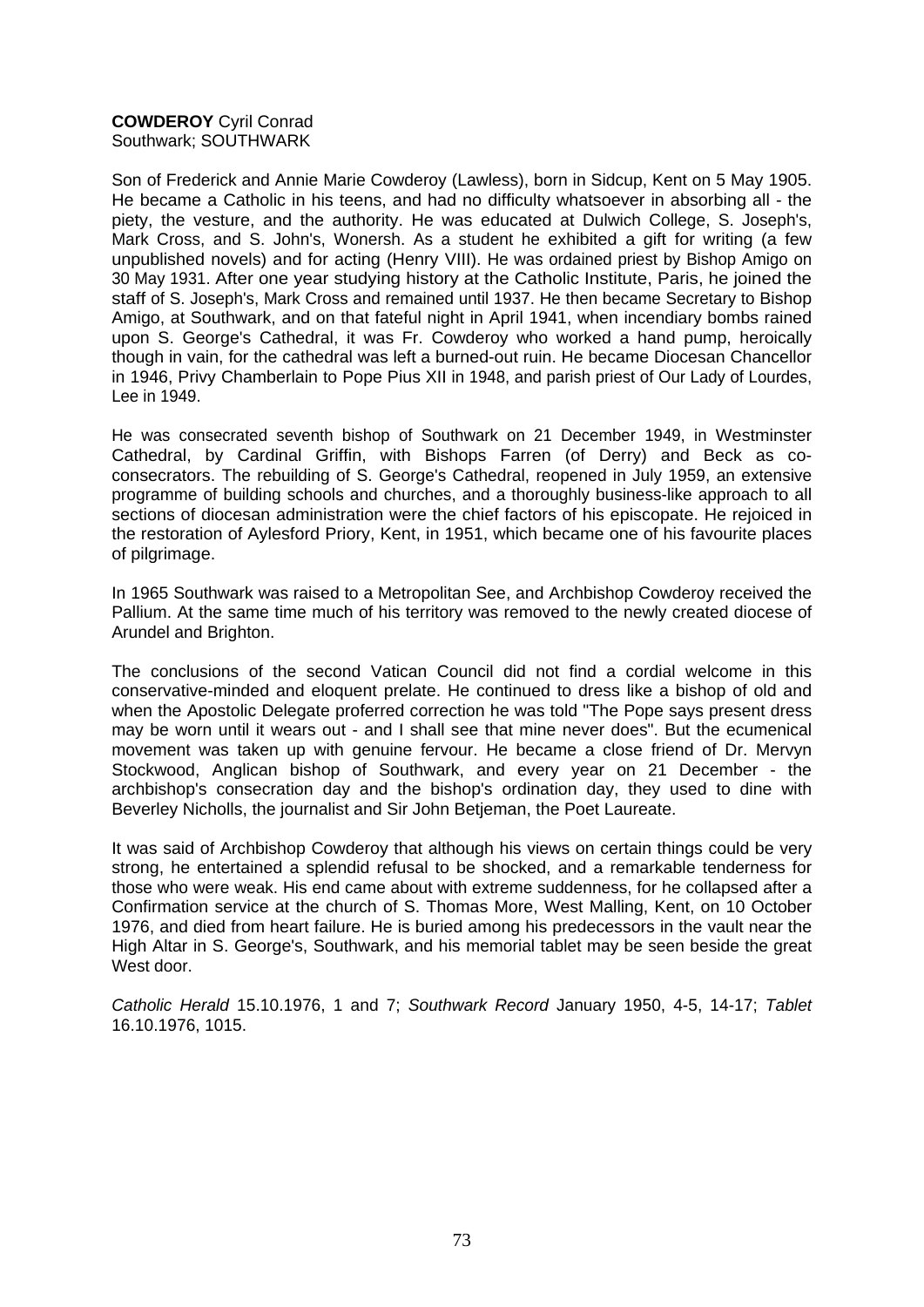**COWDEROY** Cyril Conrad
Southwark; SOUTHWARK

Son of Frederick and Annie Marie Cowderoy (Lawless), born in Sidcup, Kent on 5 May 1905. He became a Catholic in his teens, and had no difficulty whatsoever in absorbing all - the piety, the vesture, and the authority. He was educated at Dulwich College, S. Joseph's, Mark Cross, and S. John's, Wonersh. As a student he exhibited a gift for writing (a few unpublished novels) and for acting (Henry VIII). He was ordained priest by Bishop Amigo on 30 May 1931. After one year studying history at the Catholic Institute, Paris, he joined the staff of S. Joseph's, Mark Cross and remained until 1937. He then became Secretary to Bishop Amigo, at Southwark, and on that fateful night in April 1941, when incendiary bombs rained upon S. George's Cathedral, it was Fr. Cowderoy who worked a hand pump, heroically though in vain, for the cathedral was left a burned-out ruin. He became Diocesan Chancellor in 1946, Privy Chamberlain to Pope Pius XII in 1948, and parish priest of Our Lady of Lourdes, Lee in 1949.

He was consecrated seventh bishop of Southwark on 21 December 1949, in Westminster Cathedral, by Cardinal Griffin, with Bishops Farren (of Derry) and Beck as co-consecrators. The rebuilding of S. George's Cathedral, reopened in July 1959, an extensive programme of building schools and churches, and a thoroughly business-like approach to all sections of diocesan administration were the chief factors of his episcopate. He rejoiced in the restoration of Aylesford Priory, Kent, in 1951, which became one of his favourite places of pilgrimage.

In 1965 Southwark was raised to a Metropolitan See, and Archbishop Cowderoy received the Pallium. At the same time much of his territory was removed to the newly created diocese of Arundel and Brighton.

The conclusions of the second Vatican Council did not find a cordial welcome in this conservative-minded and eloquent prelate. He continued to dress like a bishop of old and when the Apostolic Delegate proferred correction he was told "The Pope says present dress may be worn until it wears out - and I shall see that mine never does". But the ecumenical movement was taken up with genuine fervour. He became a close friend of Dr. Mervyn Stockwood, Anglican bishop of Southwark, and every year on 21 December - the archbishop's consecration day and the bishop's ordination day, they used to dine with Beverley Nicholls, the journalist and Sir John Betjeman, the Poet Laureate.

It was said of Archbishop Cowderoy that although his views on certain things could be very strong, he entertained a splendid refusal to be shocked, and a remarkable tenderness for those who were weak. His end came about with extreme suddenness, for he collapsed after a Confirmation service at the church of S. Thomas More, West Malling, Kent, on 10 October 1976, and died from heart failure. He is buried among his predecessors in the vault near the High Altar in S. George's, Southwark, and his memorial tablet may be seen beside the great West door.

*Catholic Herald* 15.10.1976, 1 and 7; *Southwark Record* January 1950, 4-5, 14-17; *Tablet* 16.10.1976, 1015.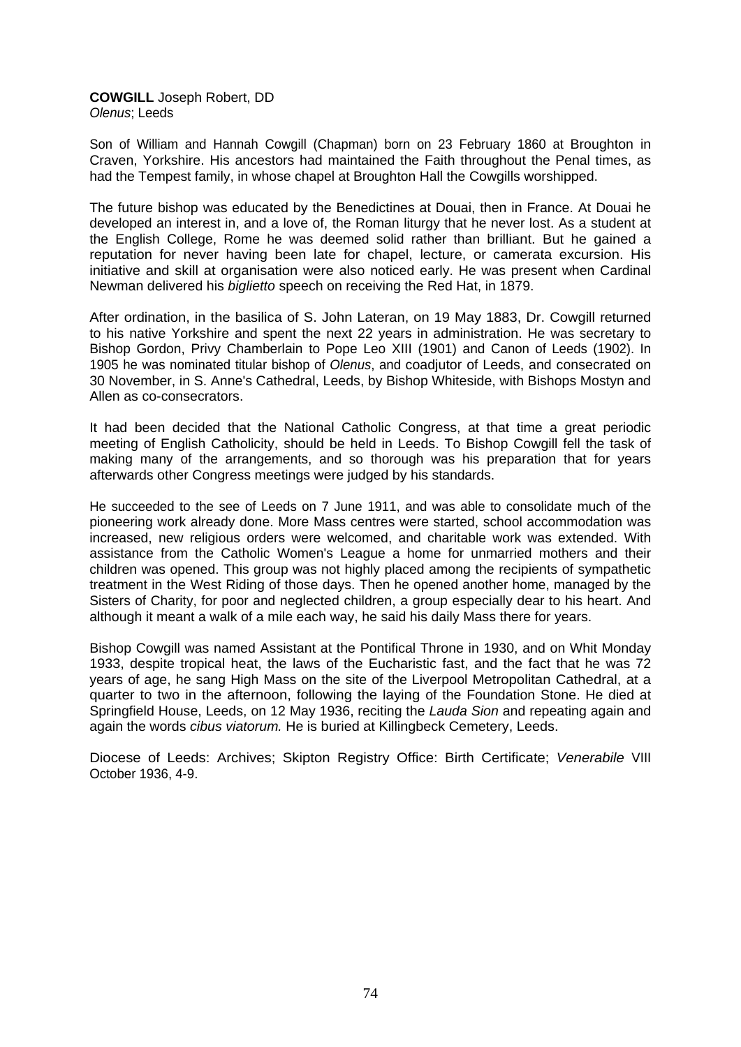**COWGILL** Joseph Robert, DD
*Olenus*; Leeds

Son of William and Hannah Cowgill (Chapman) born on 23 February 1860 at Broughton in Craven, Yorkshire. His ancestors had maintained the Faith throughout the Penal times, as had the Tempest family, in whose chapel at Broughton Hall the Cowgills worshipped.

The future bishop was educated by the Benedictines at Douai, then in France. At Douai he developed an interest in, and a love of, the Roman liturgy that he never lost. As a student at the English College, Rome he was deemed solid rather than brilliant. But he gained a reputation for never having been late for chapel, lecture, or camerata excursion. His initiative and skill at organisation were also noticed early. He was present when Cardinal Newman delivered his *biglietto* speech on receiving the Red Hat, in 1879.

After ordination, in the basilica of S. John Lateran, on 19 May 1883, Dr. Cowgill returned to his native Yorkshire and spent the next 22 years in administration. He was secretary to Bishop Gordon, Privy Chamberlain to Pope Leo XIII (1901) and Canon of Leeds (1902). In 1905 he was nominated titular bishop of *Olenus*, and coadjutor of Leeds, and consecrated on 30 November, in S. Anne's Cathedral, Leeds, by Bishop Whiteside, with Bishops Mostyn and Allen as co-consecrators.

It had been decided that the National Catholic Congress, at that time a great periodic meeting of English Catholicity, should be held in Leeds. To Bishop Cowgill fell the task of making many of the arrangements, and so thorough was his preparation that for years afterwards other Congress meetings were judged by his standards.

He succeeded to the see of Leeds on 7 June 1911, and was able to consolidate much of the pioneering work already done. More Mass centres were started, school accommodation was increased, new religious orders were welcomed, and charitable work was extended. With assistance from the Catholic Women's League a home for unmarried mothers and their children was opened. This group was not highly placed among the recipients of sympathetic treatment in the West Riding of those days. Then he opened another home, managed by the Sisters of Charity, for poor and neglected children, a group especially dear to his heart. And although it meant a walk of a mile each way, he said his daily Mass there for years.

Bishop Cowgill was named Assistant at the Pontifical Throne in 1930, and on Whit Monday 1933, despite tropical heat, the laws of the Eucharistic fast, and the fact that he was 72 years of age, he sang High Mass on the site of the Liverpool Metropolitan Cathedral, at a quarter to two in the afternoon, following the laying of the Foundation Stone. He died at Springfield House, Leeds, on 12 May 1936, reciting the *Lauda Sion* and repeating again and again the words *cibus viatorum.* He is buried at Killingbeck Cemetery, Leeds.

Diocese of Leeds: Archives; Skipton Registry Office: Birth Certificate; *Venerabile* VIII October 1936, 4-9.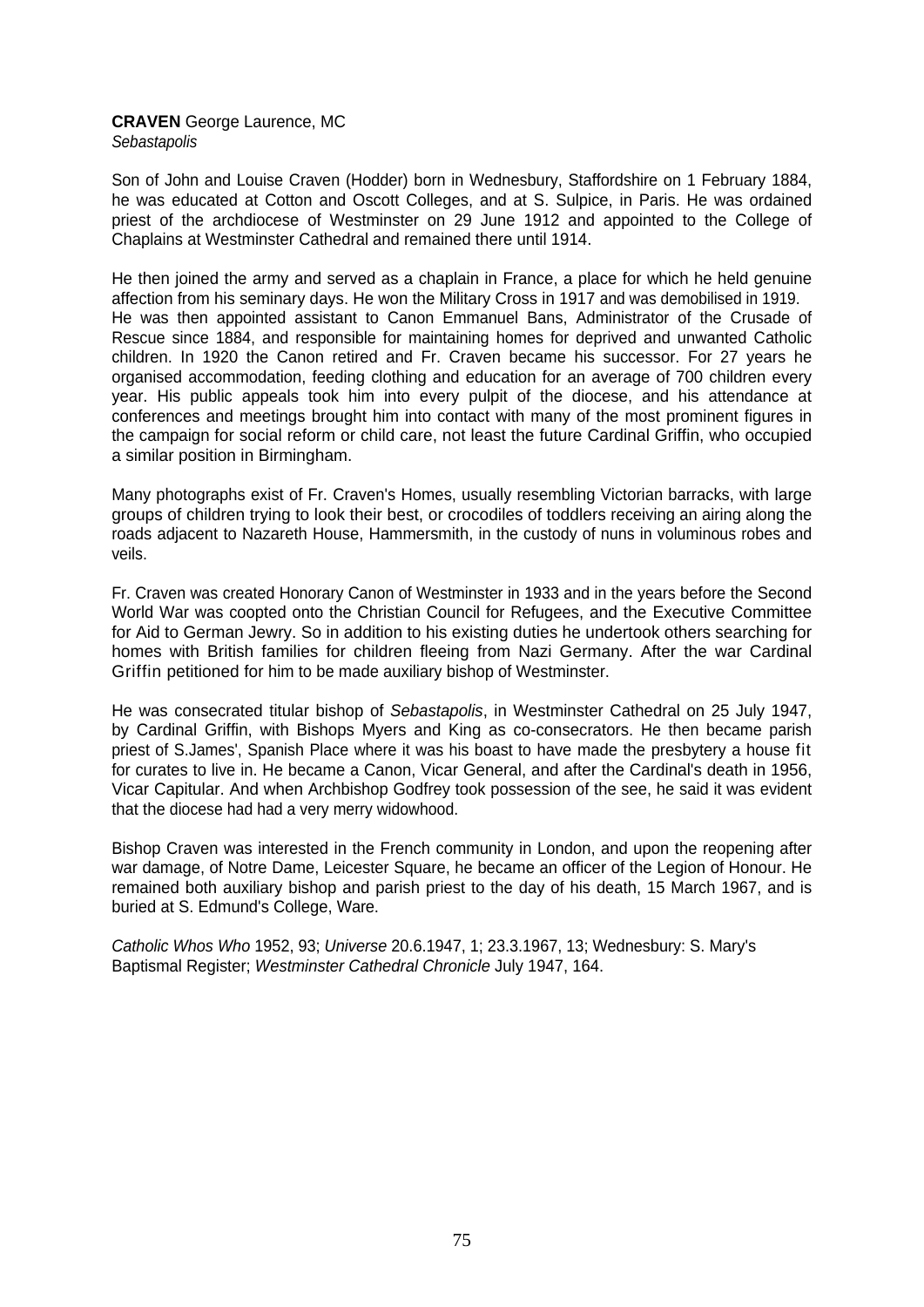**CRAVEN** George Laurence, MC
*Sebastapolis*

Son of John and Louise Craven (Hodder) born in Wednesbury, Staffordshire on 1 February 1884, he was educated at Cotton and Oscott Colleges, and at S. Sulpice, in Paris. He was ordained priest of the archdiocese of Westminster on 29 June 1912 and appointed to the College of Chaplains at Westminster Cathedral and remained there until 1914.

He then joined the army and served as a chaplain in France, a place for which he held genuine affection from his seminary days. He won the Military Cross in 1917 and was demobilised in 1919. He was then appointed assistant to Canon Emmanuel Bans, Administrator of the Crusade of Rescue since 1884, and responsible for maintaining homes for deprived and unwanted Catholic children. In 1920 the Canon retired and Fr. Craven became his successor. For 27 years he organised accommodation, feeding clothing and education for an average of 700 children every year. His public appeals took him into every pulpit of the diocese, and his attendance at conferences and meetings brought him into contact with many of the most prominent figures in the campaign for social reform or child care, not least the future Cardinal Griffin, who occupied a similar position in Birmingham.

Many photographs exist of Fr. Craven's Homes, usually resembling Victorian barracks, with large groups of children trying to look their best, or crocodiles of toddlers receiving an airing along the roads adjacent to Nazareth House, Hammersmith, in the custody of nuns in voluminous robes and veils.

Fr. Craven was created Honorary Canon of Westminster in 1933 and in the years before the Second World War was coopted onto the Christian Council for Refugees, and the Executive Committee for Aid to German Jewry. So in addition to his existing duties he undertook others searching for homes with British families for children fleeing from Nazi Germany. After the war Cardinal Griffin petitioned for him to be made auxiliary bishop of Westminster.

He was consecrated titular bishop of *Sebastapolis*, in Westminster Cathedral on 25 July 1947, by Cardinal Griffin, with Bishops Myers and King as co-consecrators. He then became parish priest of S.James', Spanish Place where it was his boast to have made the presbytery a house fit for curates to live in. He became a Canon, Vicar General, and after the Cardinal's death in 1956, Vicar Capitular. And when Archbishop Godfrey took possession of the see, he said it was evident that the diocese had had a very merry widowhood.

Bishop Craven was interested in the French community in London, and upon the reopening after war damage, of Notre Dame, Leicester Square, he became an officer of the Legion of Honour. He remained both auxiliary bishop and parish priest to the day of his death, 15 March 1967, and is buried at S. Edmund's College, Ware.

*Catholic Whos Who* 1952, 93; *Universe* 20.6.1947, 1; 23.3.1967, 13; Wednesbury: S. Mary's Baptismal Register; *Westminster Cathedral Chronicle* July 1947, 164.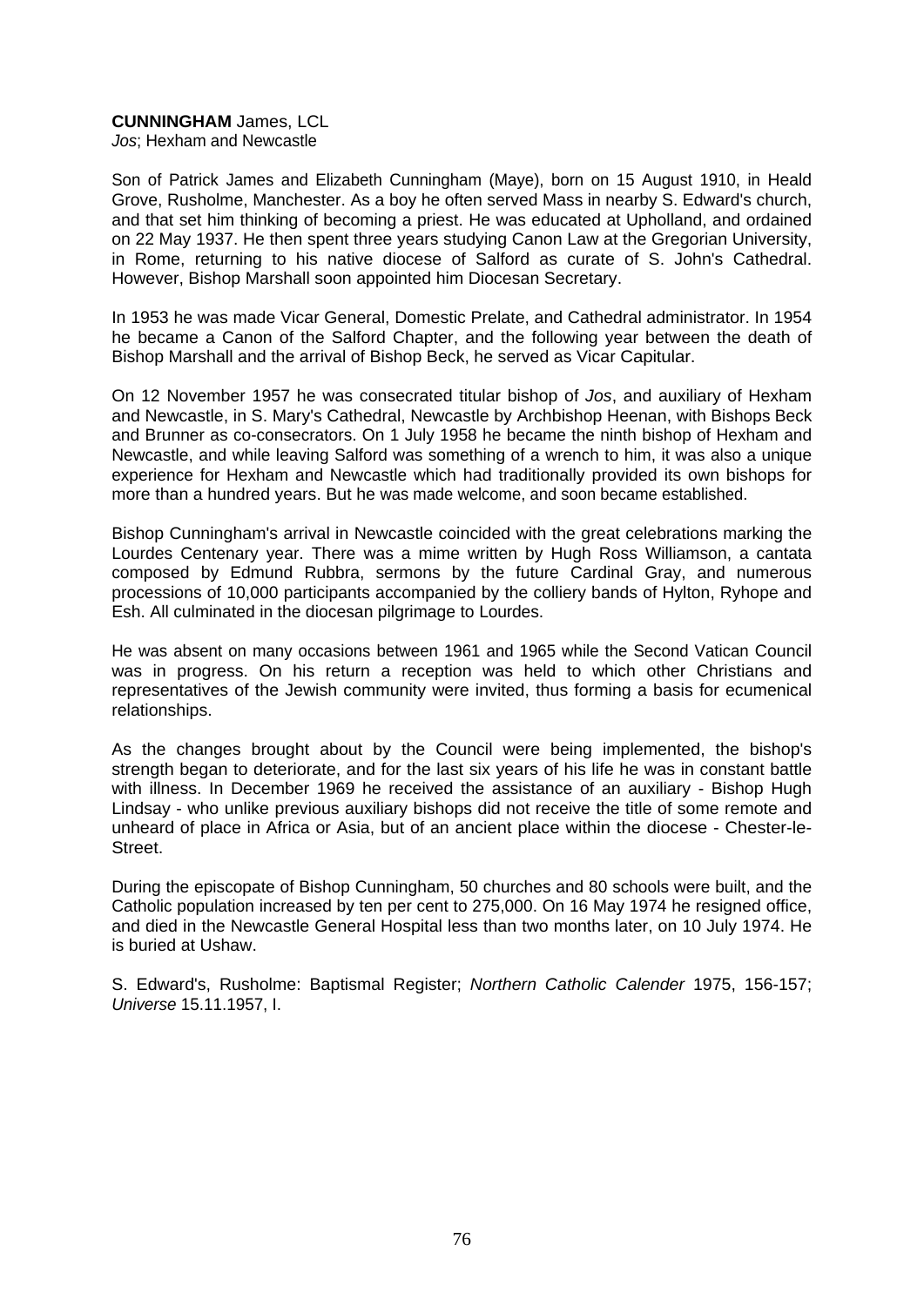**CUNNINGHAM** James, LCL
*Jos*; Hexham and Newcastle

Son of Patrick James and Elizabeth Cunningham (Maye), born on 15 August 1910, in Heald Grove, Rusholme, Manchester. As a boy he often served Mass in nearby S. Edward's church, and that set him thinking of becoming a priest. He was educated at Upholland, and ordained on 22 May 1937. He then spent three years studying Canon Law at the Gregorian University, in Rome, returning to his native diocese of Salford as curate of S. John's Cathedral. However, Bishop Marshall soon appointed him Diocesan Secretary.

In 1953 he was made Vicar General, Domestic Prelate, and Cathedral administrator. In 1954 he became a Canon of the Salford Chapter, and the following year between the death of Bishop Marshall and the arrival of Bishop Beck, he served as Vicar Capitular.

On 12 November 1957 he was consecrated titular bishop of *Jos*, and auxiliary of Hexham and Newcastle, in S. Mary's Cathedral, Newcastle by Archbishop Heenan, with Bishops Beck and Brunner as co-consecrators. On 1 July 1958 he became the ninth bishop of Hexham and Newcastle, and while leaving Salford was something of a wrench to him, it was also a unique experience for Hexham and Newcastle which had traditionally provided its own bishops for more than a hundred years. But he was made welcome, and soon became established.

Bishop Cunningham's arrival in Newcastle coincided with the great celebrations marking the Lourdes Centenary year. There was a mime written by Hugh Ross Williamson, a cantata composed by Edmund Rubbra, sermons by the future Cardinal Gray, and numerous processions of 10,000 participants accompanied by the colliery bands of Hylton, Ryhope and Esh. All culminated in the diocesan pilgrimage to Lourdes.

He was absent on many occasions between 1961 and 1965 while the Second Vatican Council was in progress. On his return a reception was held to which other Christians and representatives of the Jewish community were invited, thus forming a basis for ecumenical relationships.

As the changes brought about by the Council were being implemented, the bishop's strength began to deteriorate, and for the last six years of his life he was in constant battle with illness. In December 1969 he received the assistance of an auxiliary - Bishop Hugh Lindsay - who unlike previous auxiliary bishops did not receive the title of some remote and unheard of place in Africa or Asia, but of an ancient place within the diocese - Chester-le-Street.

During the episcopate of Bishop Cunningham, 50 churches and 80 schools were built, and the Catholic population increased by ten per cent to 275,000. On 16 May 1974 he resigned office, and died in the Newcastle General Hospital less than two months later, on 10 July 1974. He is buried at Ushaw.

S. Edward's, Rusholme: Baptismal Register; *Northern Catholic Calender* 1975, 156-157; *Universe* 15.11.1957, I.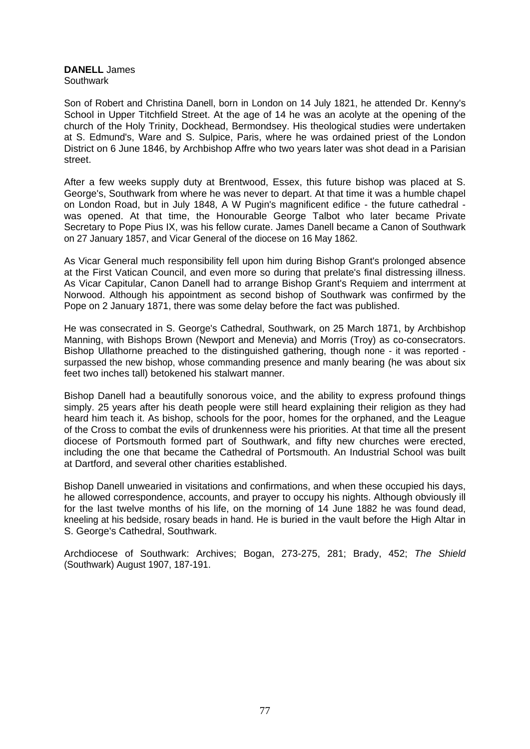**DANELL** James
Southwark

Son of Robert and Christina Danell, born in London on 14 July 1821, he attended Dr. Kenny's School in Upper Titchfield Street. At the age of 14 he was an acolyte at the opening of the church of the Holy Trinity, Dockhead, Bermondsey. His theological studies were undertaken at S. Edmund's, Ware and S. Sulpice, Paris, where he was ordained priest of the London District on 6 June 1846, by Archbishop Affre who two years later was shot dead in a Parisian street.

After a few weeks supply duty at Brentwood, Essex, this future bishop was placed at S. George's, Southwark from where he was never to depart. At that time it was a humble chapel on London Road, but in July 1848, A W Pugin's magnificent edifice - the future cathedral - was opened. At that time, the Honourable George Talbot who later became Private Secretary to Pope Pius IX, was his fellow curate. James Danell became a Canon of Southwark on 27 January 1857, and Vicar General of the diocese on 16 May 1862.

As Vicar General much responsibility fell upon him during Bishop Grant's prolonged absence at the First Vatican Council, and even more so during that prelate's final distressing illness. As Vicar Capitular, Canon Danell had to arrange Bishop Grant's Requiem and interrment at Norwood. Although his appointment as second bishop of Southwark was confirmed by the Pope on 2 January 1871, there was some delay before the fact was published.

He was consecrated in S. George's Cathedral, Southwark, on 25 March 1871, by Archbishop Manning, with Bishops Brown (Newport and Menevia) and Morris (Troy) as co-consecrators. Bishop Ullathorne preached to the distinguished gathering, though none - it was reported - surpassed the new bishop, whose commanding presence and manly bearing (he was about six feet two inches tall) betokened his stalwart manner.

Bishop Danell had a beautifully sonorous voice, and the ability to express profound things simply. 25 years after his death people were still heard explaining their religion as they had heard him teach it. As bishop, schools for the poor, homes for the orphaned, and the League of the Cross to combat the evils of drunkenness were his priorities. At that time all the present diocese of Portsmouth formed part of Southwark, and fifty new churches were erected, including the one that became the Cathedral of Portsmouth. An Industrial School was built at Dartford, and several other charities established.

Bishop Danell unwearied in visitations and confirmations, and when these occupied his days, he allowed correspondence, accounts, and prayer to occupy his nights. Although obviously ill for the last twelve months of his life, on the morning of 14 June 1882 he was found dead, kneeling at his bedside, rosary beads in hand. He is buried in the vault before the High Altar in S. George's Cathedral, Southwark.

Archdiocese of Southwark: Archives; Bogan, 273-275, 281; Brady, 452; *The Shield* (Southwark) August 1907, 187-191.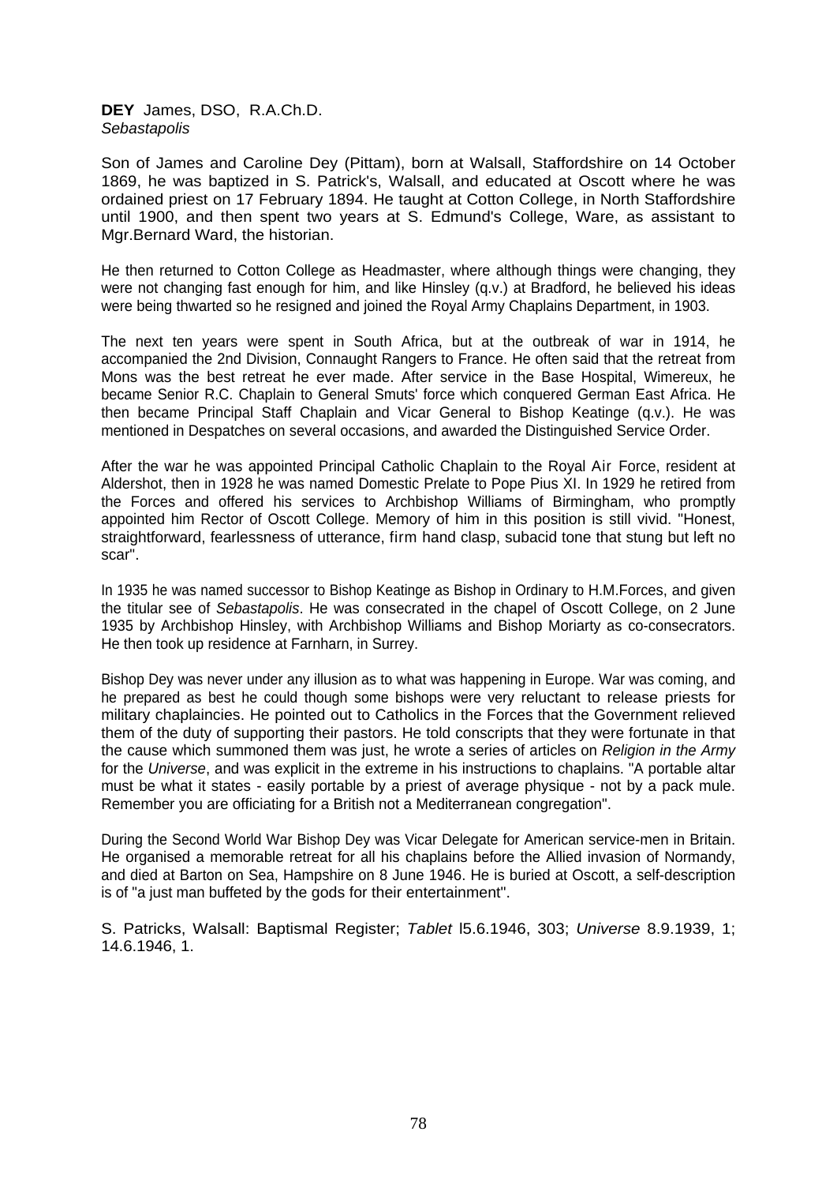**DEY** James, DSO, R.A.Ch.D.
*Sebastapolis*

Son of James and Caroline Dey (Pittam), born at Walsall, Staffordshire on 14 October 1869, he was baptized in S. Patrick's, Walsall, and educated at Oscott where he was ordained priest on 17 February 1894. He taught at Cotton College, in North Staffordshire until 1900, and then spent two years at S. Edmund's College, Ware, as assistant to Mgr.Bernard Ward, the historian.

He then returned to Cotton College as Headmaster, where although things were changing, they were not changing fast enough for him, and like Hinsley (q.v.) at Bradford, he believed his ideas were being thwarted so he resigned and joined the Royal Army Chaplains Department, in 1903.

The next ten years were spent in South Africa, but at the outbreak of war in 1914, he accompanied the 2nd Division, Connaught Rangers to France. He often said that the retreat from Mons was the best retreat he ever made. After service in the Base Hospital, Wimereux, he became Senior R.C. Chaplain to General Smuts' force which conquered German East Africa. He then became Principal Staff Chaplain and Vicar General to Bishop Keatinge (q.v.). He was mentioned in Despatches on several occasions, and awarded the Distinguished Service Order.

After the war he was appointed Principal Catholic Chaplain to the Royal Air Force, resident at Aldershot, then in 1928 he was named Domestic Prelate to Pope Pius XI. In 1929 he retired from the Forces and offered his services to Archbishop Williams of Birmingham, who promptly appointed him Rector of Oscott College. Memory of him in this position is still vivid. "Honest, straightforward, fearlessness of utterance, firm hand clasp, subacid tone that stung but left no scar".

In 1935 he was named successor to Bishop Keatinge as Bishop in Ordinary to H.M.Forces, and given the titular see of *Sebastapolis*. He was consecrated in the chapel of Oscott College, on 2 June 1935 by Archbishop Hinsley, with Archbishop Williams and Bishop Moriarty as co-consecrators. He then took up residence at Farnharn, in Surrey.

Bishop Dey was never under any illusion as to what was happening in Europe. War was coming, and he prepared as best he could though some bishops were very reluctant to release priests for military chaplaincies. He pointed out to Catholics in the Forces that the Government relieved them of the duty of supporting their pastors. He told conscripts that they were fortunate in that the cause which summoned them was just, he wrote a series of articles on *Religion in the Army* for the *Universe*, and was explicit in the extreme in his instructions to chaplains. "A portable altar must be what it states - easily portable by a priest of average physique - not by a pack mule. Remember you are officiating for a British not a Mediterranean congregation".

During the Second World War Bishop Dey was Vicar Delegate for American service-men in Britain. He organised a memorable retreat for all his chaplains before the Allied invasion of Normandy, and died at Barton on Sea, Hampshire on 8 June 1946. He is buried at Oscott, a self-description is of "a just man buffeted by the gods for their entertainment".

S. Patricks, Walsall: Baptismal Register; *Tablet* l5.6.1946, 303; *Universe* 8.9.1939, 1; 14.6.1946, 1.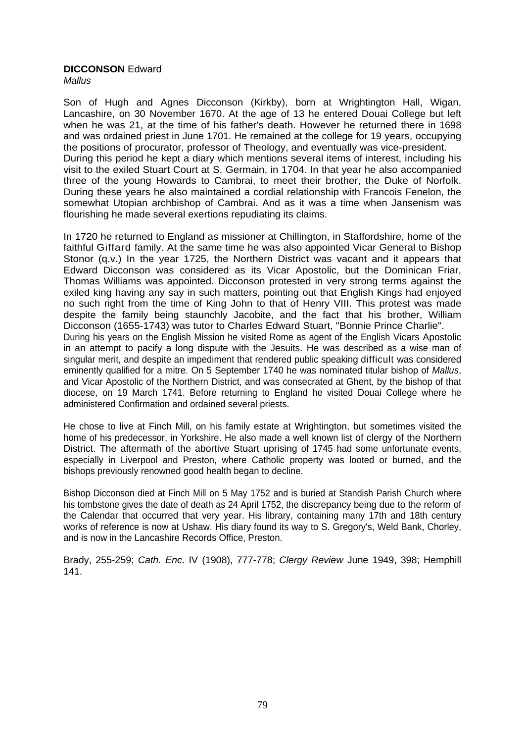**DICCONSON** Edward
*Mallus*

Son of Hugh and Agnes Dicconson (Kirkby), born at Wrightington Hall, Wigan, Lancashire, on 30 November 1670. At the age of 13 he entered Douai College but left when he was 21, at the time of his father's death. However he returned there in 1698 and was ordained priest in June 1701. He remained at the college for 19 years, occupying the positions of procurator, professor of Theology, and eventually was vice-president. During this period he kept a diary which mentions several items of interest, including his visit to the exiled Stuart Court at S. Germain, in 1704. In that year he also accompanied three of the young Howards to Cambrai, to meet their brother, the Duke of Norfolk. During these years he also maintained a cordial relationship with Francois Fenelon, the somewhat Utopian archbishop of Cambrai. And as it was a time when Jansenism was flourishing he made several exertions repudiating its claims.

In 1720 he returned to England as missioner at Chillington, in Staffordshire, home of the faithful Giffard family. At the same time he was also appointed Vicar General to Bishop Stonor (q.v.) In the year 1725, the Northern District was vacant and it appears that Edward Dicconson was considered as its Vicar Apostolic, but the Dominican Friar, Thomas Williams was appointed. Dicconson protested in very strong terms against the exiled king having any say in such matters, pointing out that English Kings had enjoyed no such right from the time of King John to that of Henry VIII. This protest was made despite the family being staunchly Jacobite, and the fact that his brother, William Dicconson (1655-1743) was tutor to Charles Edward Stuart, "Bonnie Prince Charlie". During his years on the English Mission he visited Rome as agent of the English Vicars Apostolic in an attempt to pacify a long dispute with the Jesuits. He was described as a wise man of singular merit, and despite an impediment that rendered public speaking difficult was considered eminently qualified for a mitre. On 5 September 1740 he was nominated titular bishop of *Mallus*, and Vicar Apostolic of the Northern District, and was consecrated at Ghent, by the bishop of that diocese, on 19 March 1741. Before returning to England he visited Douai College where he administered Confirmation and ordained several priests.

He chose to live at Finch Mill, on his family estate at Wrightington, but sometimes visited the home of his predecessor, in Yorkshire. He also made a well known list of clergy of the Northern District. The aftermath of the abortive Stuart uprising of 1745 had some unfortunate events, especially in Liverpool and Preston, where Catholic property was looted or burned, and the bishops previously renowned good health began to decline.

Bishop Dicconson died at Finch Mill on 5 May 1752 and is buried at Standish Parish Church where his tombstone gives the date of death as 24 April 1752, the discrepancy being due to the reform of the Calendar that occurred that very year. His library, containing many 17th and 18th century works of reference is now at Ushaw. His diary found its way to S. Gregory's, Weld Bank, Chorley, and is now in the Lancashire Records Office, Preston.

Brady, 255-259; *Cath. Enc*. IV (1908), 777-778; *Clergy Review* June 1949, 398; Hemphill 141.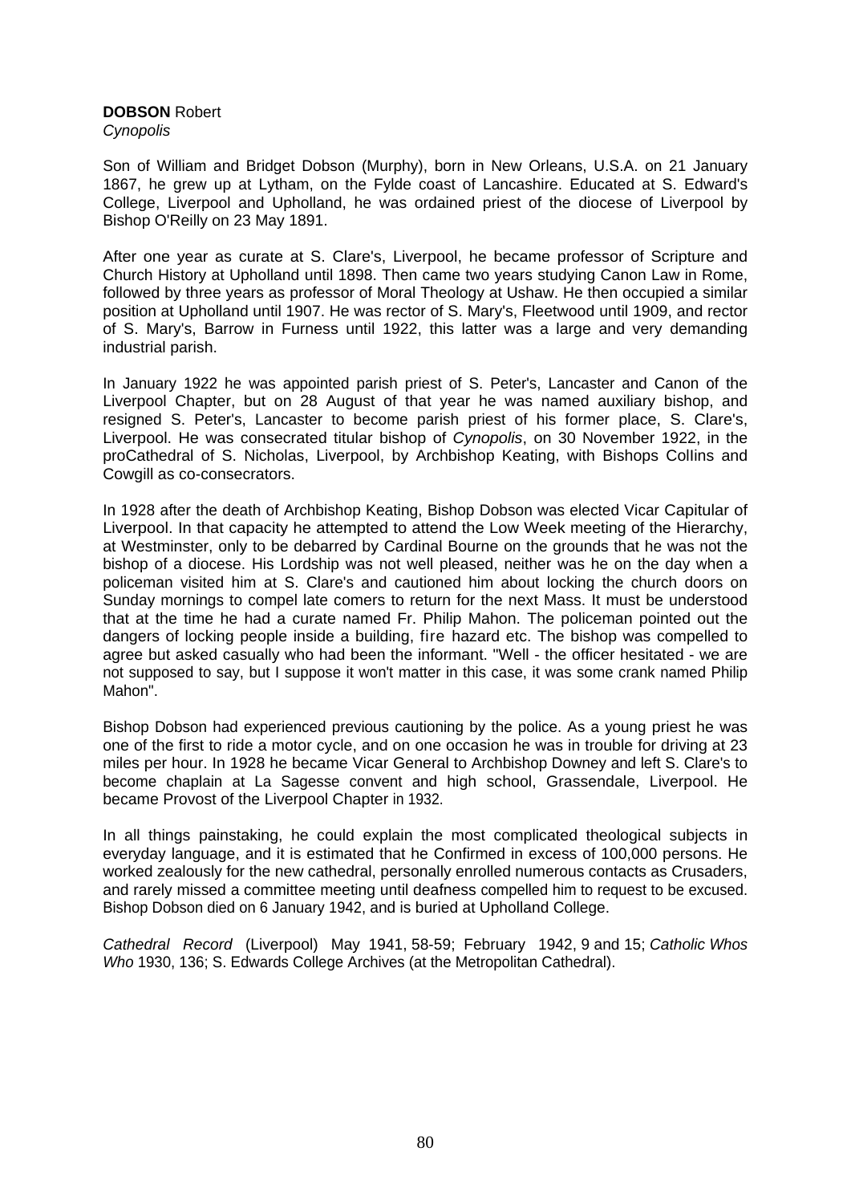**DOBSON** Robert
*Cynopolis*

Son of William and Bridget Dobson (Murphy), born in New Orleans, U.S.A. on 21 January 1867, he grew up at Lytham, on the Fylde coast of Lancashire. Educated at S. Edward's College, Liverpool and Upholland, he was ordained priest of the diocese of Liverpool by Bishop O'Reilly on 23 May 1891.

After one year as curate at S. Clare's, Liverpool, he became professor of Scripture and Church History at Upholland until 1898. Then came two years studying Canon Law in Rome, followed by three years as professor of Moral Theology at Ushaw. He then occupied a similar position at Upholland until 1907. He was rector of S. Mary's, Fleetwood until 1909, and rector of S. Mary's, Barrow in Furness until 1922, this latter was a large and very demanding industrial parish.

In January 1922 he was appointed parish priest of S. Peter's, Lancaster and Canon of the Liverpool Chapter, but on 28 August of that year he was named auxiliary bishop, and resigned S. Peter's, Lancaster to become parish priest of his former place, S. Clare's, Liverpool. He was consecrated titular bishop of *Cynopolis*, on 30 November 1922, in the proCathedral of S. Nicholas, Liverpool, by Archbishop Keating, with Bishops Collins and Cowgill as co-consecrators.

In 1928 after the death of Archbishop Keating, Bishop Dobson was elected Vicar Capitular of Liverpool. In that capacity he attempted to attend the Low Week meeting of the Hierarchy, at Westminster, only to be debarred by Cardinal Bourne on the grounds that he was not the bishop of a diocese. His Lordship was not well pleased, neither was he on the day when a policeman visited him at S. Clare's and cautioned him about locking the church doors on Sunday mornings to compel late comers to return for the next Mass. It must be understood that at the time he had a curate named Fr. Philip Mahon. The policeman pointed out the dangers of locking people inside a building, fire hazard etc. The bishop was compelled to agree but asked casually who had been the informant. "Well - the officer hesitated - we are not supposed to say, but I suppose it won't matter in this case, it was some crank named Philip Mahon".

Bishop Dobson had experienced previous cautioning by the police. As a young priest he was one of the first to ride a motor cycle, and on one occasion he was in trouble for driving at 23 miles per hour. In 1928 he became Vicar General to Archbishop Downey and left S. Clare's to become chaplain at La Sagesse convent and high school, Grassendale, Liverpool. He became Provost of the Liverpool Chapter in 1932.

In all things painstaking, he could explain the most complicated theological subjects in everyday language, and it is estimated that he Confirmed in excess of 100,000 persons. He worked zealously for the new cathedral, personally enrolled numerous contacts as Crusaders, and rarely missed a committee meeting until deafness compelled him to request to be excused. Bishop Dobson died on 6 January 1942, and is buried at Upholland College.

*Cathedral Record* (Liverpool) May 1941, 58-59; February 1942, 9 and 15; *Catholic Whos Who* 1930, 136; S. Edwards College Archives (at the Metropolitan Cathedral).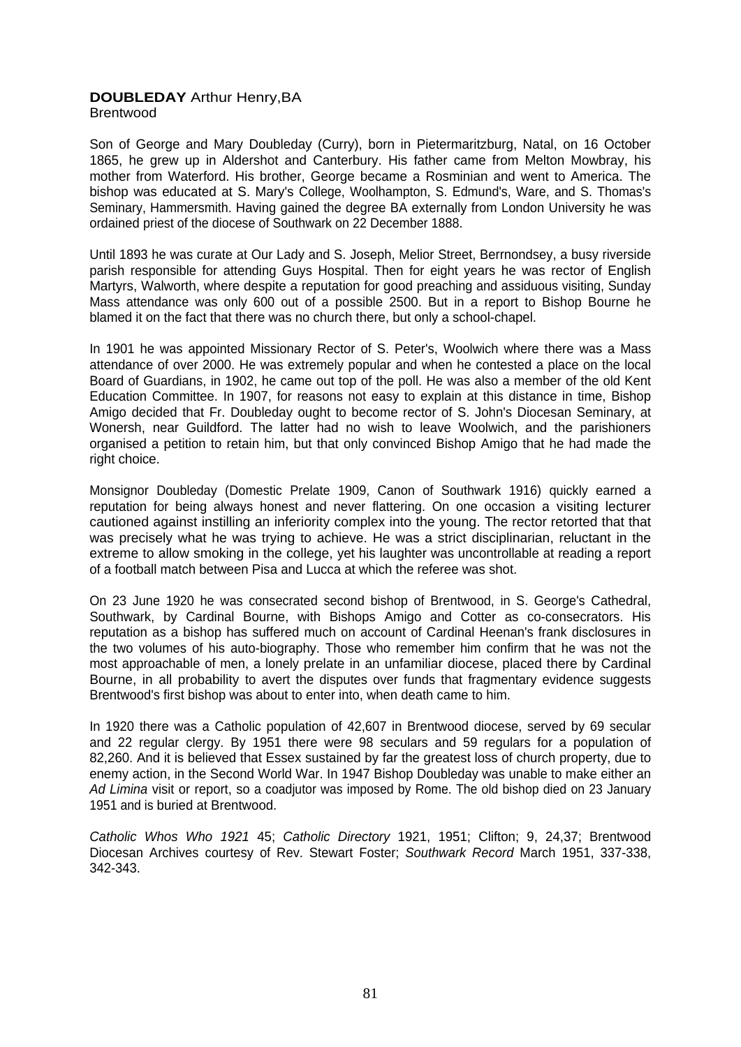**DOUBLEDAY** Arthur Henry,BA
Brentwood

Son of George and Mary Doubleday (Curry), born in Pietermaritzburg, Natal, on 16 October 1865, he grew up in Aldershot and Canterbury. His father came from Melton Mowbray, his mother from Waterford. His brother, George became a Rosminian and went to America. The bishop was educated at S. Mary's College, Woolhampton, S. Edmund's, Ware, and S. Thomas's Seminary, Hammersmith. Having gained the degree BA externally from London University he was ordained priest of the diocese of Southwark on 22 December 1888.

Until 1893 he was curate at Our Lady and S. Joseph, Melior Street, Berrnondsey, a busy riverside parish responsible for attending Guys Hospital. Then for eight years he was rector of English Martyrs, Walworth, where despite a reputation for good preaching and assiduous visiting, Sunday Mass attendance was only 600 out of a possible 2500. But in a report to Bishop Bourne he blamed it on the fact that there was no church there, but only a school-chapel.

In 1901 he was appointed Missionary Rector of S. Peter's, Woolwich where there was a Mass attendance of over 2000. He was extremely popular and when he contested a place on the local Board of Guardians, in 1902, he came out top of the poll. He was also a member of the old Kent Education Committee. In 1907, for reasons not easy to explain at this distance in time, Bishop Amigo decided that Fr. Doubleday ought to become rector of S. John's Diocesan Seminary, at Wonersh, near Guildford. The latter had no wish to leave Woolwich, and the parishioners organised a petition to retain him, but that only convinced Bishop Amigo that he had made the right choice.

Monsignor Doubleday (Domestic Prelate 1909, Canon of Southwark 1916) quickly earned a reputation for being always honest and never flattering. On one occasion a visiting lecturer cautioned against instilling an inferiority complex into the young. The rector retorted that that was precisely what he was trying to achieve. He was a strict disciplinarian, reluctant in the extreme to allow smoking in the college, yet his laughter was uncontrollable at reading a report of a football match between Pisa and Lucca at which the referee was shot.

On 23 June 1920 he was consecrated second bishop of Brentwood, in S. George's Cathedral, Southwark, by Cardinal Bourne, with Bishops Amigo and Cotter as co-consecrators. His reputation as a bishop has suffered much on account of Cardinal Heenan's frank disclosures in the two volumes of his auto-biography. Those who remember him confirm that he was not the most approachable of men, a lonely prelate in an unfamiliar diocese, placed there by Cardinal Bourne, in all probability to avert the disputes over funds that fragmentary evidence suggests Brentwood's first bishop was about to enter into, when death came to him.

In 1920 there was a Catholic population of 42,607 in Brentwood diocese, served by 69 secular and 22 regular clergy. By 1951 there were 98 seculars and 59 regulars for a population of 82,260. And it is believed that Essex sustained by far the greatest loss of church property, due to enemy action, in the Second World War. In 1947 Bishop Doubleday was unable to make either an *Ad Limina* visit or report, so a coadjutor was imposed by Rome. The old bishop died on 23 January 1951 and is buried at Brentwood.

*Catholic Whos Who 1921* 45; *Catholic Directory* 1921, 1951; Clifton; 9, 24,37; Brentwood Diocesan Archives courtesy of Rev. Stewart Foster; *Southwark Record* March 1951, 337-338, 342-343.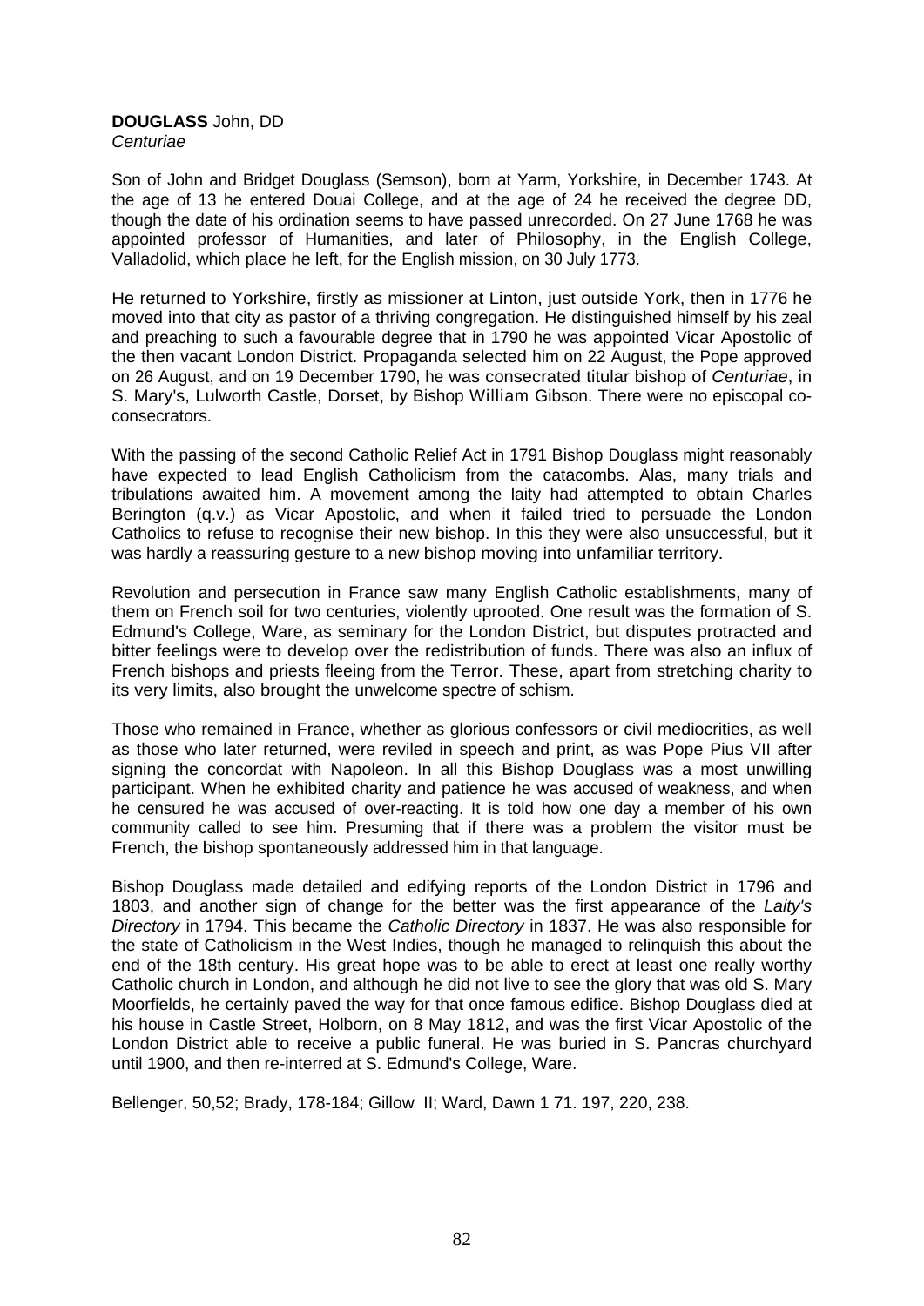**DOUGLASS** John, DD
*Centuriae*

Son of John and Bridget Douglass (Semson), born at Yarm, Yorkshire, in December 1743. At the age of 13 he entered Douai College, and at the age of 24 he received the degree DD, though the date of his ordination seems to have passed unrecorded. On 27 June 1768 he was appointed professor of Humanities, and later of Philosophy, in the English College, Valladolid, which place he left, for the English mission, on 30 July 1773.

He returned to Yorkshire, firstly as missioner at Linton, just outside York, then in 1776 he moved into that city as pastor of a thriving congregation. He distinguished himself by his zeal and preaching to such a favourable degree that in 1790 he was appointed Vicar Apostolic of the then vacant London District. Propaganda selected him on 22 August, the Pope approved on 26 August, and on 19 December 1790, he was consecrated titular bishop of *Centuriae*, in S. Mary's, Lulworth Castle, Dorset, by Bishop William Gibson. There were no episcopal co-consecrators.

With the passing of the second Catholic Relief Act in 1791 Bishop Douglass might reasonably have expected to lead English Catholicism from the catacombs. Alas, many trials and tribulations awaited him. A movement among the laity had attempted to obtain Charles Berington (q.v.) as Vicar Apostolic, and when it failed tried to persuade the London Catholics to refuse to recognise their new bishop. In this they were also unsuccessful, but it was hardly a reassuring gesture to a new bishop moving into unfamiliar territory.

Revolution and persecution in France saw many English Catholic establishments, many of them on French soil for two centuries, violently uprooted. One result was the formation of S. Edmund's College, Ware, as seminary for the London District, but disputes protracted and bitter feelings were to develop over the redistribution of funds. There was also an influx of French bishops and priests fleeing from the Terror. These, apart from stretching charity to its very limits, also brought the unwelcome spectre of schism.

Those who remained in France, whether as glorious confessors or civil mediocrities, as well as those who later returned, were reviled in speech and print, as was Pope Pius VII after signing the concordat with Napoleon. In all this Bishop Douglass was a most unwilling participant. When he exhibited charity and patience he was accused of weakness, and when he censured he was accused of over-reacting. It is told how one day a member of his own community called to see him. Presuming that if there was a problem the visitor must be French, the bishop spontaneously addressed him in that language.

Bishop Douglass made detailed and edifying reports of the London District in 1796 and 1803, and another sign of change for the better was the first appearance of the *Laity's Directory* in 1794. This became the *Catholic Directory* in 1837. He was also responsible for the state of Catholicism in the West Indies, though he managed to relinquish this about the end of the 18th century. His great hope was to be able to erect at least one really worthy Catholic church in London, and although he did not live to see the glory that was old S. Mary Moorfields, he certainly paved the way for that once famous edifice. Bishop Douglass died at his house in Castle Street, Holborn, on 8 May 1812, and was the first Vicar Apostolic of the London District able to receive a public funeral. He was buried in S. Pancras churchyard until 1900, and then re-interred at S. Edmund's College, Ware.

Bellenger, 50,52; Brady, 178-184; Gillow II; Ward, Dawn 1 71. 197, 220, 238.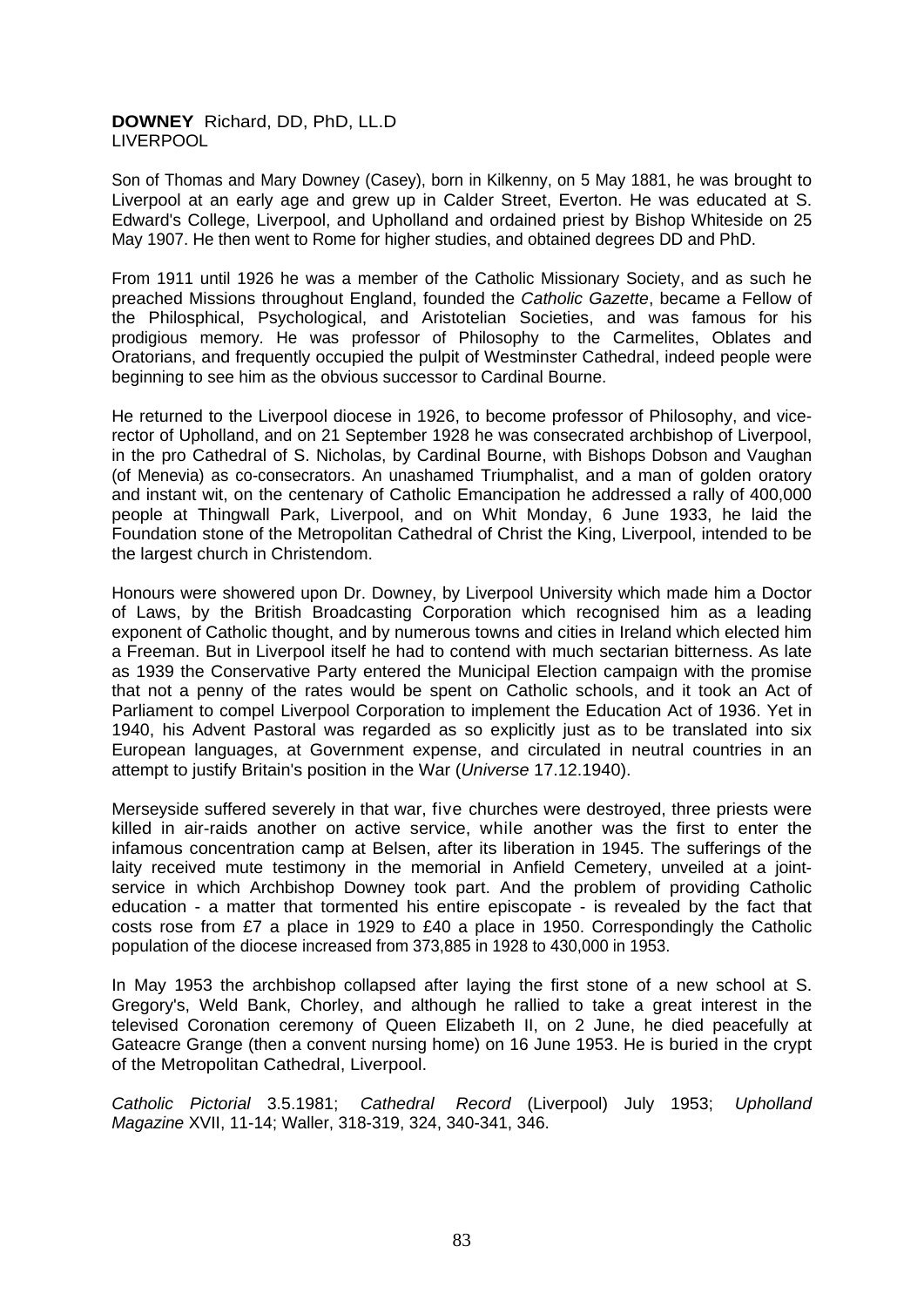**DOWNEY** Richard, DD, PhD, LL.D
LIVERPOOL

Son of Thomas and Mary Downey (Casey), born in Kilkenny, on 5 May 1881, he was brought to Liverpool at an early age and grew up in Calder Street, Everton. He was educated at S. Edward's College, Liverpool, and Upholland and ordained priest by Bishop Whiteside on 25 May 1907. He then went to Rome for higher studies, and obtained degrees DD and PhD.

From 1911 until 1926 he was a member of the Catholic Missionary Society, and as such he preached Missions throughout England, founded the *Catholic Gazette*, became a Fellow of the Philosphical, Psychological, and Aristotelian Societies, and was famous for his prodigious memory. He was professor of Philosophy to the Carmelites, Oblates and Oratorians, and frequently occupied the pulpit of Westminster Cathedral, indeed people were beginning to see him as the obvious successor to Cardinal Bourne.

He returned to the Liverpool diocese in 1926, to become professor of Philosophy, and vice-rector of Upholland, and on 21 September 1928 he was consecrated archbishop of Liverpool, in the pro Cathedral of S. Nicholas, by Cardinal Bourne, with Bishops Dobson and Vaughan (of Menevia) as co-consecrators. An unashamed Triumphalist, and a man of golden oratory and instant wit, on the centenary of Catholic Emancipation he addressed a rally of 400,000 people at Thingwall Park, Liverpool, and on Whit Monday, 6 June 1933, he laid the Foundation stone of the Metropolitan Cathedral of Christ the King, Liverpool, intended to be the largest church in Christendom.

Honours were showered upon Dr. Downey, by Liverpool University which made him a Doctor of Laws, by the British Broadcasting Corporation which recognised him as a leading exponent of Catholic thought, and by numerous towns and cities in Ireland which elected him a Freeman. But in Liverpool itself he had to contend with much sectarian bitterness. As late as 1939 the Conservative Party entered the Municipal Election campaign with the promise that not a penny of the rates would be spent on Catholic schools, and it took an Act of Parliament to compel Liverpool Corporation to implement the Education Act of 1936. Yet in 1940, his Advent Pastoral was regarded as so explicitly just as to be translated into six European languages, at Government expense, and circulated in neutral countries in an attempt to justify Britain's position in the War (*Universe* 17.12.1940).

Merseyside suffered severely in that war, five churches were destroyed, three priests were killed in air-raids another on active service, while another was the first to enter the infamous concentration camp at Belsen, after its liberation in 1945. The sufferings of the laity received mute testimony in the memorial in Anfield Cemetery, unveiled at a joint-service in which Archbishop Downey took part. And the problem of providing Catholic education - a matter that tormented his entire episcopate - is revealed by the fact that costs rose from £7 a place in 1929 to £40 a place in 1950. Correspondingly the Catholic population of the diocese increased from 373,885 in 1928 to 430,000 in 1953.

In May 1953 the archbishop collapsed after laying the first stone of a new school at S. Gregory's, Weld Bank, Chorley, and although he rallied to take a great interest in the televised Coronation ceremony of Queen Elizabeth II, on 2 June, he died peacefully at Gateacre Grange (then a convent nursing home) on 16 June 1953. He is buried in the crypt of the Metropolitan Cathedral, Liverpool.

*Catholic Pictorial* 3.5.1981; *Cathedral Record* (Liverpool) July 1953; *Upholland Magazine* XVII, 11-14; Waller, 318-319, 324, 340-341, 346.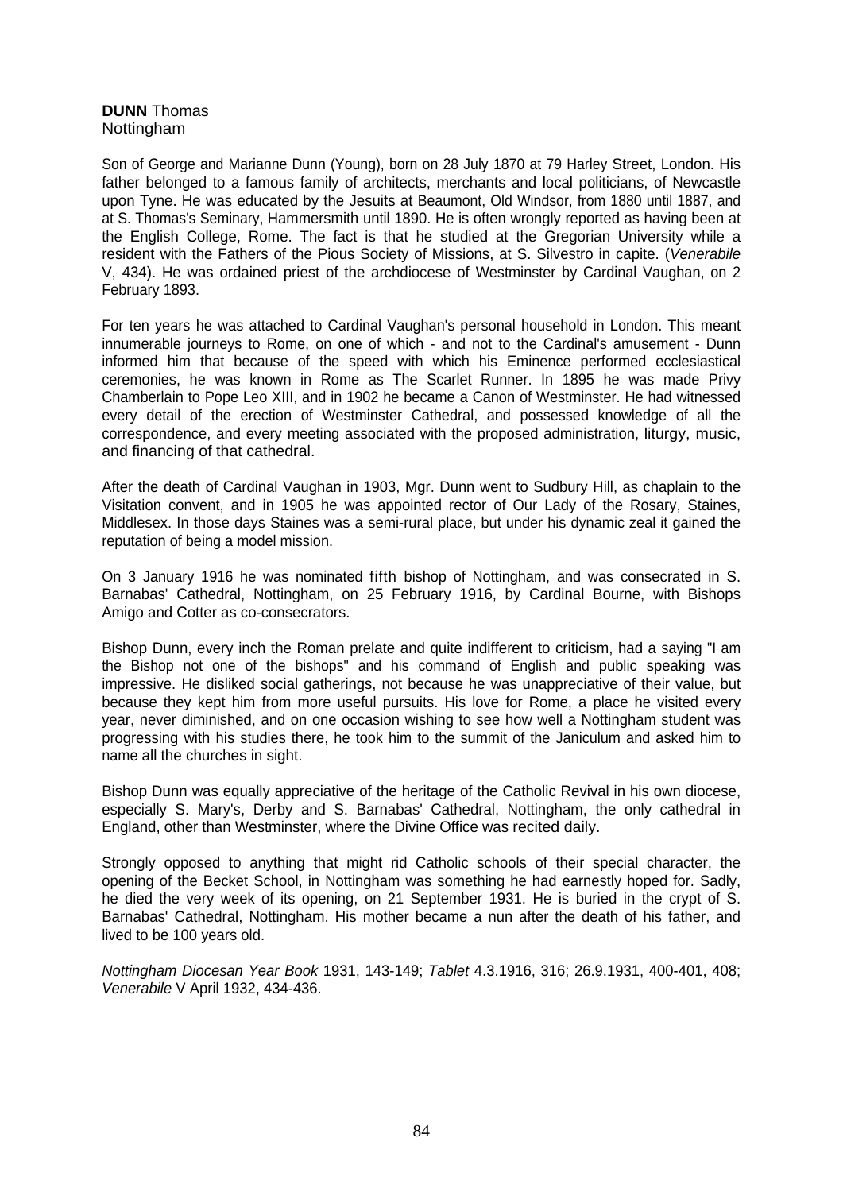**DUNN** Thomas
Nottingham

Son of George and Marianne Dunn (Young), born on 28 July 1870 at 79 Harley Street, London. His father belonged to a famous family of architects, merchants and local politicians, of Newcastle upon Tyne. He was educated by the Jesuits at Beaumont, Old Windsor, from 1880 until 1887, and at S. Thomas's Seminary, Hammersmith until 1890. He is often wrongly reported as having been at the English College, Rome. The fact is that he studied at the Gregorian University while a resident with the Fathers of the Pious Society of Missions, at S. Silvestro in capite. (*Venerabile* V, 434). He was ordained priest of the archdiocese of Westminster by Cardinal Vaughan, on 2 February 1893.

For ten years he was attached to Cardinal Vaughan's personal household in London. This meant innumerable journeys to Rome, on one of which - and not to the Cardinal's amusement - Dunn informed him that because of the speed with which his Eminence performed ecclesiastical ceremonies, he was known in Rome as The Scarlet Runner. In 1895 he was made Privy Chamberlain to Pope Leo XIII, and in 1902 he became a Canon of Westminster. He had witnessed every detail of the erection of Westminster Cathedral, and possessed knowledge of all the correspondence, and every meeting associated with the proposed administration, liturgy, music, and financing of that cathedral.

After the death of Cardinal Vaughan in 1903, Mgr. Dunn went to Sudbury Hill, as chaplain to the Visitation convent, and in 1905 he was appointed rector of Our Lady of the Rosary, Staines, Middlesex. In those days Staines was a semi-rural place, but under his dynamic zeal it gained the reputation of being a model mission.

On 3 January 1916 he was nominated fifth bishop of Nottingham, and was consecrated in S. Barnabas' Cathedral, Nottingham, on 25 February 1916, by Cardinal Bourne, with Bishops Amigo and Cotter as co-consecrators.

Bishop Dunn, every inch the Roman prelate and quite indifferent to criticism, had a saying "I am the Bishop not one of the bishops" and his command of English and public speaking was impressive. He disliked social gatherings, not because he was unappreciative of their value, but because they kept him from more useful pursuits. His love for Rome, a place he visited every year, never diminished, and on one occasion wishing to see how well a Nottingham student was progressing with his studies there, he took him to the summit of the Janiculum and asked him to name all the churches in sight.

Bishop Dunn was equally appreciative of the heritage of the Catholic Revival in his own diocese, especially S. Mary's, Derby and S. Barnabas' Cathedral, Nottingham, the only cathedral in England, other than Westminster, where the Divine Office was recited daily.

Strongly opposed to anything that might rid Catholic schools of their special character, the opening of the Becket School, in Nottingham was something he had earnestly hoped for. Sadly, he died the very week of its opening, on 21 September 1931. He is buried in the crypt of S. Barnabas' Cathedral, Nottingham. His mother became a nun after the death of his father, and lived to be 100 years old.

*Nottingham Diocesan Year Book* 1931, 143-149; *Tablet* 4.3.1916, 316; 26.9.1931, 400-401, 408; *Venerabile* V April 1932, 434-436.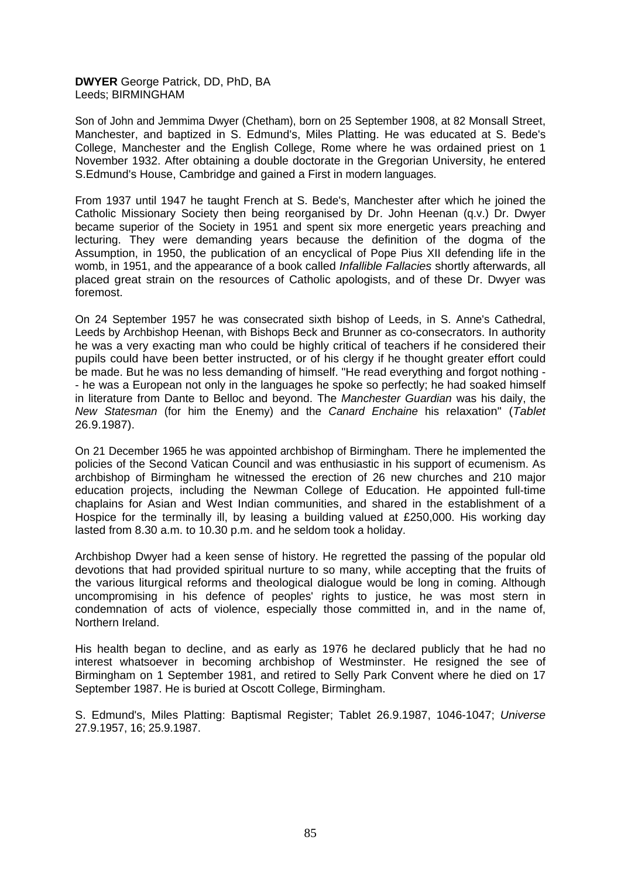**DWYER** George Patrick, DD, PhD, BA
Leeds; BIRMINGHAM

Son of John and Jemmima Dwyer (Chetham), born on 25 September 1908, at 82 Monsall Street, Manchester, and baptized in S. Edmund's, Miles Platting. He was educated at S. Bede's College, Manchester and the English College, Rome where he was ordained priest on 1 November 1932. After obtaining a double doctorate in the Gregorian University, he entered S.Edmund's House, Cambridge and gained a First in modern languages.

From 1937 until 1947 he taught French at S. Bede's, Manchester after which he joined the Catholic Missionary Society then being reorganised by Dr. John Heenan (q.v.) Dr. Dwyer became superior of the Society in 1951 and spent six more energetic years preaching and lecturing. They were demanding years because the definition of the dogma of the Assumption, in 1950, the publication of an encyclical of Pope Pius XII defending life in the womb, in 1951, and the appearance of a book called *Infallible Fallacies* shortly afterwards, all placed great strain on the resources of Catholic apologists, and of these Dr. Dwyer was foremost.

On 24 September 1957 he was consecrated sixth bishop of Leeds, in S. Anne's Cathedral, Leeds by Archbishop Heenan, with Bishops Beck and Brunner as co-consecrators. In authority he was a very exacting man who could be highly critical of teachers if he considered their pupils could have been better instructed, or of his clergy if he thought greater effort could be made. But he was no less demanding of himself. "He read everything and forgot nothing -- he was a European not only in the languages he spoke so perfectly; he had soaked himself in literature from Dante to Belloc and beyond. The *Manchester Guardian* was his daily, the *New Statesman* (for him the Enemy) and the *Canard Enchaine* his relaxation" (*Tablet* 26.9.1987).

On 21 December 1965 he was appointed archbishop of Birmingham. There he implemented the policies of the Second Vatican Council and was enthusiastic in his support of ecumenism. As archbishop of Birmingham he witnessed the erection of 26 new churches and 210 major education projects, including the Newman College of Education. He appointed full-time chaplains for Asian and West Indian communities, and shared in the establishment of a Hospice for the terminally ill, by leasing a building valued at £250,000. His working day lasted from 8.30 a.m. to 10.30 p.m. and he seldom took a holiday.

Archbishop Dwyer had a keen sense of history. He regretted the passing of the popular old devotions that had provided spiritual nurture to so many, while accepting that the fruits of the various liturgical reforms and theological dialogue would be long in coming. Although uncompromising in his defence of peoples' rights to justice, he was most stern in condemnation of acts of violence, especially those committed in, and in the name of, Northern Ireland.

His health began to decline, and as early as 1976 he declared publicly that he had no interest whatsoever in becoming archbishop of Westminster. He resigned the see of Birmingham on 1 September 1981, and retired to Selly Park Convent where he died on 17 September 1987. He is buried at Oscott College, Birmingham.

S. Edmund's, Miles Platting: Baptismal Register; Tablet 26.9.1987, 1046-1047; *Universe* 27.9.1957, 16; 25.9.1987.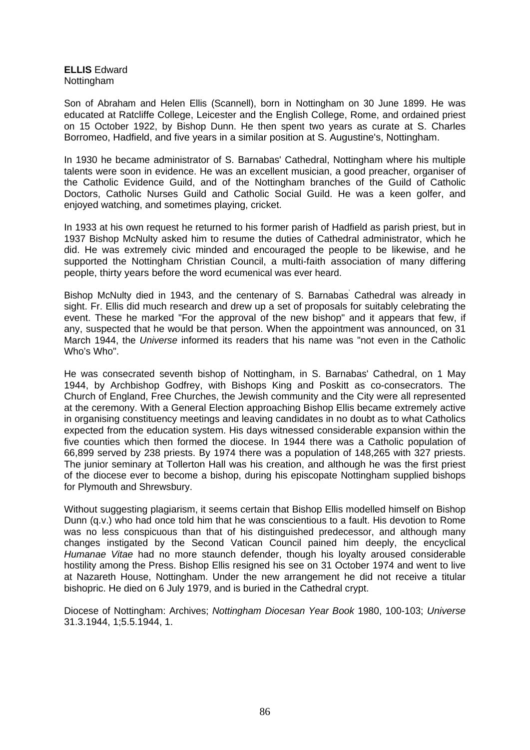**ELLIS** Edward
Nottingham

Son of Abraham and Helen Ellis (Scannell), born in Nottingham on 30 June 1899. He was educated at Ratcliffe College, Leicester and the English College, Rome, and ordained priest on 15 October 1922, by Bishop Dunn. He then spent two years as curate at S. Charles Borromeo, Hadfield, and five years in a similar position at S. Augustine's, Nottingham.

In 1930 he became administrator of S. Barnabas' Cathedral, Nottingham where his multiple talents were soon in evidence. He was an excellent musician, a good preacher, organiser of the Catholic Evidence Guild, and of the Nottingham branches of the Guild of Catholic Doctors, Catholic Nurses Guild and Catholic Social Guild. He was a keen golfer, and enjoyed watching, and sometimes playing, cricket.

In 1933 at his own request he returned to his former parish of Hadfield as parish priest, but in 1937 Bishop McNulty asked him to resume the duties of Cathedral administrator, which he did. He was extremely civic minded and encouraged the people to be likewise, and he supported the Nottingham Christian Council, a multi-faith association of many differing people, thirty years before the word ecumenical was ever heard.

Bishop McNulty died in 1943, and the centenary of S. Barnabas' Cathedral was already in sight. Fr. Ellis did much research and drew up a set of proposals for suitably celebrating the event. These he marked "For the approval of the new bishop" and it appears that few, if any, suspected that he would be that person. When the appointment was announced, on 31 March 1944, the *Universe* informed its readers that his name was "not even in the Catholic Who's Who".

He was consecrated seventh bishop of Nottingham, in S. Barnabas' Cathedral, on 1 May 1944, by Archbishop Godfrey, with Bishops King and Poskitt as co-consecrators. The Church of England, Free Churches, the Jewish community and the City were all represented at the ceremony. With a General Election approaching Bishop Ellis became extremely active in organising constituency meetings and leaving candidates in no doubt as to what Catholics expected from the education system. His days witnessed considerable expansion within the five counties which then formed the diocese. In 1944 there was a Catholic population of 66,899 served by 238 priests. By 1974 there was a population of 148,265 with 327 priests. The junior seminary at Tollerton Hall was his creation, and although he was the first priest of the diocese ever to become a bishop, during his episcopate Nottingham supplied bishops for Plymouth and Shrewsbury.

Without suggesting plagiarism, it seems certain that Bishop Ellis modelled himself on Bishop Dunn (q.v.) who had once told him that he was conscientious to a fault. His devotion to Rome was no less conspicuous than that of his distinguished predecessor, and although many changes instigated by the Second Vatican Council pained him deeply, the encyclical *Humanae Vitae* had no more staunch defender, though his loyalty aroused considerable hostility among the Press. Bishop Ellis resigned his see on 31 October 1974 and went to live at Nazareth House, Nottingham. Under the new arrangement he did not receive a titular bishopric. He died on 6 July 1979, and is buried in the Cathedral crypt.

Diocese of Nottingham: Archives; *Nottingham Diocesan Year Book* 1980, 100-103; *Universe* 31.3.1944, 1;5.5.1944, 1.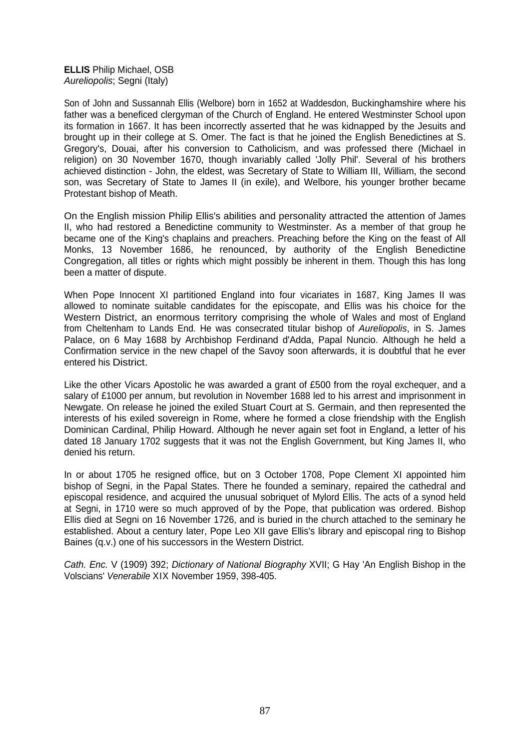**ELLIS** Philip Michael, OSB
*Aureliopolis*; Segni (Italy)

Son of John and Sussannah Ellis (Welbore) born in 1652 at Waddesdon, Buckinghamshire where his father was a beneficed clergyman of the Church of England. He entered Westminster School upon its formation in 1667. It has been incorrectly asserted that he was kidnapped by the Jesuits and brought up in their college at S. Omer. The fact is that he joined the English Benedictines at S. Gregory's, Douai, after his conversion to Catholicism, and was professed there (Michael in religion) on 30 November 1670, though invariably called 'Jolly Phil'. Several of his brothers achieved distinction - John, the eldest, was Secretary of State to William III, William, the second son, was Secretary of State to James II (in exile), and Welbore, his younger brother became Protestant bishop of Meath.

On the English mission Philip Ellis's abilities and personality attracted the attention of James II, who had restored a Benedictine community to Westminster. As a member of that group he became one of the King's chaplains and preachers. Preaching before the King on the feast of All Monks, 13 November 1686, he renounced, by authority of the English Benedictine Congregation, all titles or rights which might possibly be inherent in them. Though this has long been a matter of dispute.

When Pope Innocent XI partitioned England into four vicariates in 1687, King James II was allowed to nominate suitable candidates for the episcopate, and Ellis was his choice for the Western District, an enormous territory comprising the whole of Wales and most of England from Cheltenham to Lands End. He was consecrated titular bishop of *Aureliopolis*, in S. James Palace, on 6 May 1688 by Archbishop Ferdinand d'Adda, Papal Nuncio. Although he held a Confirmation service in the new chapel of the Savoy soon afterwards, it is doubtful that he ever entered his District.

Like the other Vicars Apostolic he was awarded a grant of £500 from the royal exchequer, and a salary of £1000 per annum, but revolution in November 1688 led to his arrest and imprisonment in Newgate. On release he joined the exiled Stuart Court at S. Germain, and then represented the interests of his exiled sovereign in Rome, where he formed a close friendship with the English Dominican Cardinal, Philip Howard. Although he never again set foot in England, a letter of his dated 18 January 1702 suggests that it was not the English Government, but King James II, who denied his return.

In or about 1705 he resigned office, but on 3 October 1708, Pope Clement XI appointed him bishop of Segni, in the Papal States. There he founded a seminary, repaired the cathedral and episcopal residence, and acquired the unusual sobriquet of Mylord Ellis. The acts of a synod held at Segni, in 1710 were so much approved of by the Pope, that publication was ordered. Bishop Ellis died at Segni on 16 November 1726, and is buried in the church attached to the seminary he established. About a century later, Pope Leo XII gave Ellis's library and episcopal ring to Bishop Baines (q.v.) one of his successors in the Western District.

*Cath. Enc.* V (1909) 392; *Dictionary of National Biography* XVII; G Hay 'An English Bishop in the Volscians' *Venerabile* XIX November 1959, 398-405.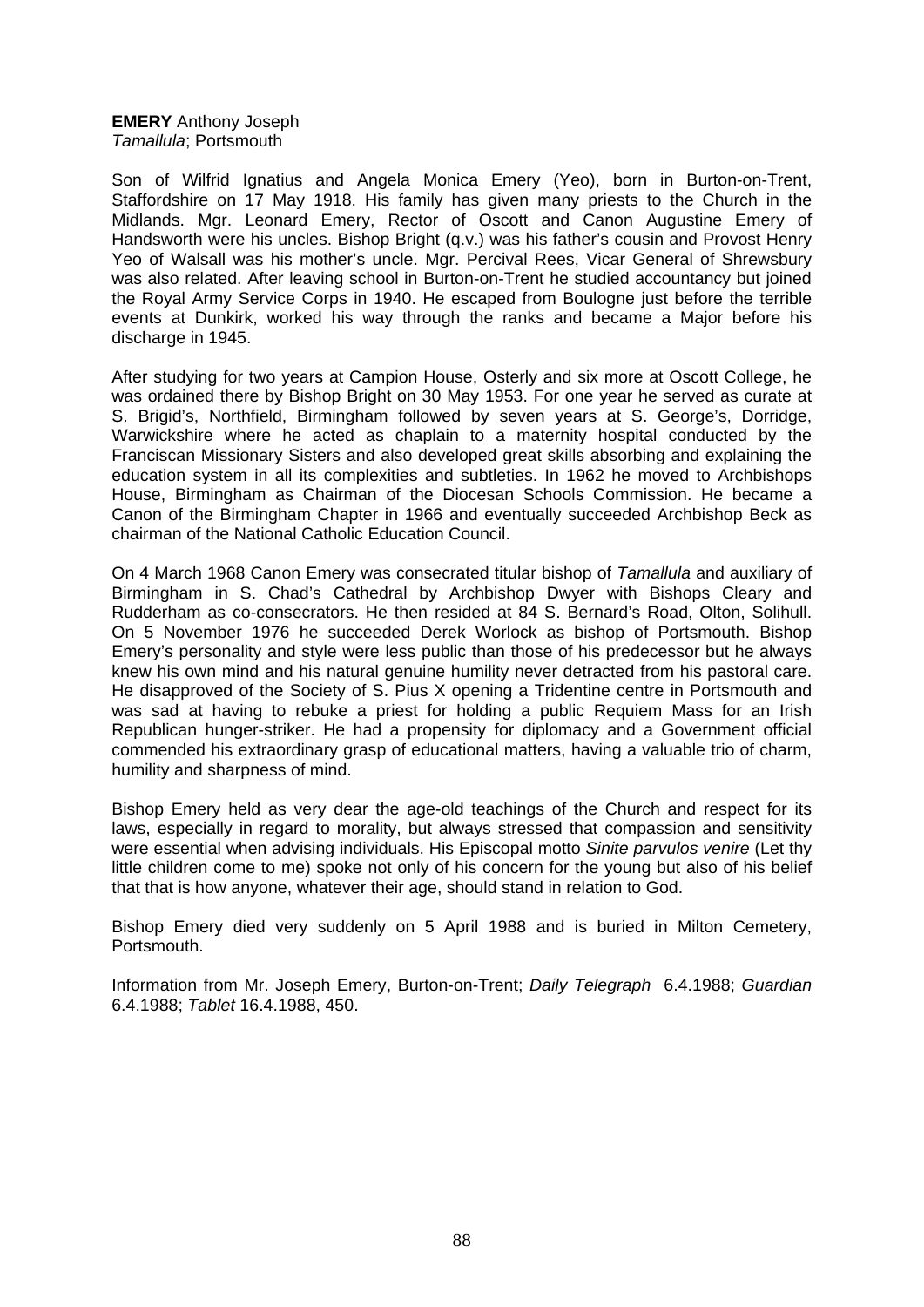**EMERY** Anthony Joseph
*Tamallula*; Portsmouth

Son of Wilfrid Ignatius and Angela Monica Emery (Yeo), born in Burton-on-Trent, Staffordshire on 17 May 1918. His family has given many priests to the Church in the Midlands. Mgr. Leonard Emery, Rector of Oscott and Canon Augustine Emery of Handsworth were his uncles. Bishop Bright (q.v.) was his father's cousin and Provost Henry Yeo of Walsall was his mother's uncle. Mgr. Percival Rees, Vicar General of Shrewsbury was also related. After leaving school in Burton-on-Trent he studied accountancy but joined the Royal Army Service Corps in 1940. He escaped from Boulogne just before the terrible events at Dunkirk, worked his way through the ranks and became a Major before his discharge in 1945.

After studying for two years at Campion House, Osterly and six more at Oscott College, he was ordained there by Bishop Bright on 30 May 1953. For one year he served as curate at S. Brigid's, Northfield, Birmingham followed by seven years at S. George's, Dorridge, Warwickshire where he acted as chaplain to a maternity hospital conducted by the Franciscan Missionary Sisters and also developed great skills absorbing and explaining the education system in all its complexities and subtleties. In 1962 he moved to Archbishops House, Birmingham as Chairman of the Diocesan Schools Commission. He became a Canon of the Birmingham Chapter in 1966 and eventually succeeded Archbishop Beck as chairman of the National Catholic Education Council.

On 4 March 1968 Canon Emery was consecrated titular bishop of *Tamallula* and auxiliary of Birmingham in S. Chad's Cathedral by Archbishop Dwyer with Bishops Cleary and Rudderham as co-consecrators. He then resided at 84 S. Bernard's Road, Olton, Solihull. On 5 November 1976 he succeeded Derek Worlock as bishop of Portsmouth. Bishop Emery's personality and style were less public than those of his predecessor but he always knew his own mind and his natural genuine humility never detracted from his pastoral care. He disapproved of the Society of S. Pius X opening a Tridentine centre in Portsmouth and was sad at having to rebuke a priest for holding a public Requiem Mass for an Irish Republican hunger-striker. He had a propensity for diplomacy and a Government official commended his extraordinary grasp of educational matters, having a valuable trio of charm, humility and sharpness of mind.

Bishop Emery held as very dear the age-old teachings of the Church and respect for its laws, especially in regard to morality, but always stressed that compassion and sensitivity were essential when advising individuals. His Episcopal motto *Sinite parvulos venire* (Let thy little children come to me) spoke not only of his concern for the young but also of his belief that that is how anyone, whatever their age, should stand in relation to God.

Bishop Emery died very suddenly on 5 April 1988 and is buried in Milton Cemetery, Portsmouth.

Information from Mr. Joseph Emery, Burton-on-Trent; *Daily Telegraph* 6.4.1988; *Guardian* 6.4.1988; *Tablet* 16.4.1988, 450.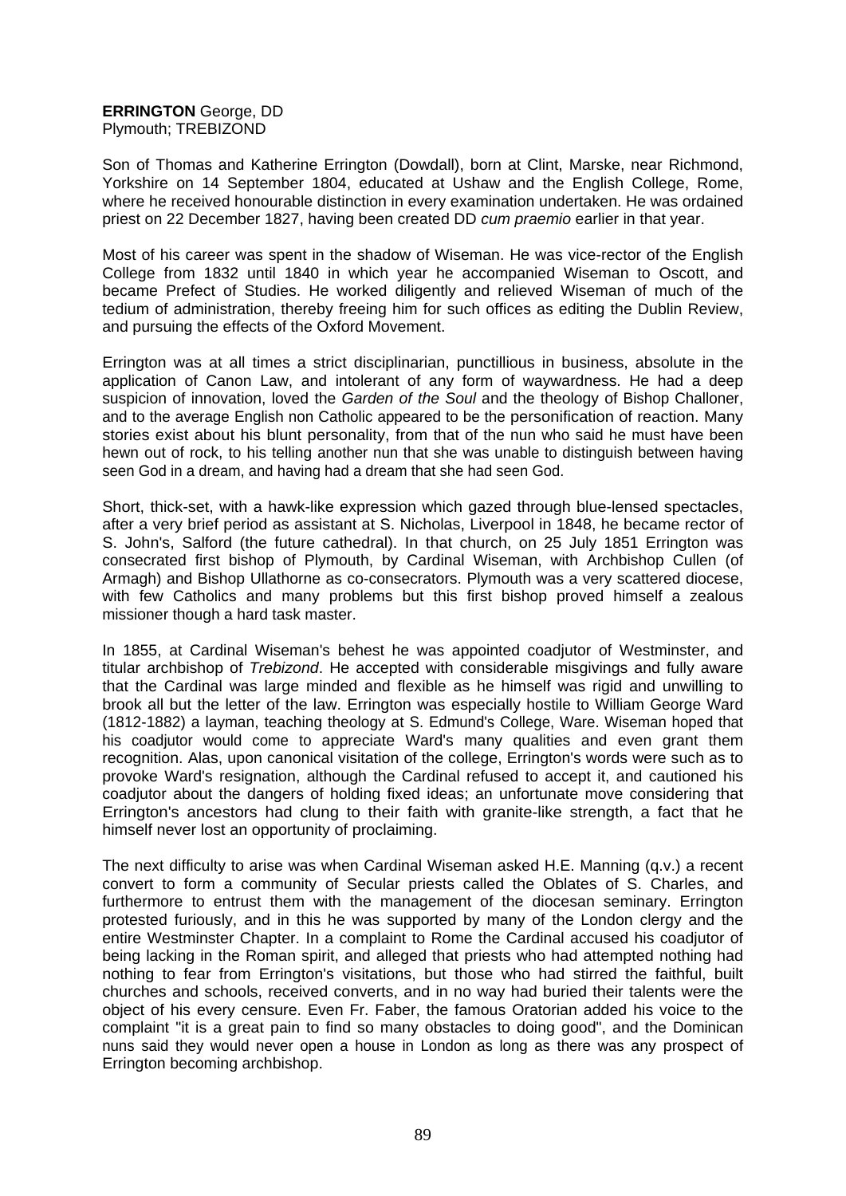**ERRINGTON** George, DD
Plymouth; TREBIZOND

Son of Thomas and Katherine Errington (Dowdall), born at Clint, Marske, near Richmond, Yorkshire on 14 September 1804, educated at Ushaw and the English College, Rome, where he received honourable distinction in every examination undertaken. He was ordained priest on 22 December 1827, having been created DD *cum praemio* earlier in that year.

Most of his career was spent in the shadow of Wiseman. He was vice-rector of the English College from 1832 until 1840 in which year he accompanied Wiseman to Oscott, and became Prefect of Studies. He worked diligently and relieved Wiseman of much of the tedium of administration, thereby freeing him for such offices as editing the Dublin Review, and pursuing the effects of the Oxford Movement.

Errington was at all times a strict disciplinarian, punctillious in business, absolute in the application of Canon Law, and intolerant of any form of waywardness. He had a deep suspicion of innovation, loved the *Garden of the Soul* and the theology of Bishop Challoner, and to the average English non Catholic appeared to be the personification of reaction. Many stories exist about his blunt personality, from that of the nun who said he must have been hewn out of rock, to his telling another nun that she was unable to distinguish between having seen God in a dream, and having had a dream that she had seen God.

Short, thick-set, with a hawk-like expression which gazed through blue-lensed spectacles, after a very brief period as assistant at S. Nicholas, Liverpool in 1848, he became rector of S. John's, Salford (the future cathedral). In that church, on 25 July 1851 Errington was consecrated first bishop of Plymouth, by Cardinal Wiseman, with Archbishop Cullen (of Armagh) and Bishop Ullathorne as co-consecrators. Plymouth was a very scattered diocese, with few Catholics and many problems but this first bishop proved himself a zealous missioner though a hard task master.

In 1855, at Cardinal Wiseman's behest he was appointed coadjutor of Westminster, and titular archbishop of *Trebizond*. He accepted with considerable misgivings and fully aware that the Cardinal was large minded and flexible as he himself was rigid and unwilling to brook all but the letter of the law. Errington was especially hostile to William George Ward (1812-1882) a layman, teaching theology at S. Edmund's College, Ware. Wiseman hoped that his coadjutor would come to appreciate Ward's many qualities and even grant them recognition. Alas, upon canonical visitation of the college, Errington's words were such as to provoke Ward's resignation, although the Cardinal refused to accept it, and cautioned his coadjutor about the dangers of holding fixed ideas; an unfortunate move considering that Errington's ancestors had clung to their faith with granite-like strength, a fact that he himself never lost an opportunity of proclaiming.

The next difficulty to arise was when Cardinal Wiseman asked H.E. Manning (q.v.) a recent convert to form a community of Secular priests called the Oblates of S. Charles, and furthermore to entrust them with the management of the diocesan seminary. Errington protested furiously, and in this he was supported by many of the London clergy and the entire Westminster Chapter. In a complaint to Rome the Cardinal accused his coadjutor of being lacking in the Roman spirit, and alleged that priests who had attempted nothing had nothing to fear from Errington's visitations, but those who had stirred the faithful, built churches and schools, received converts, and in no way had buried their talents were the object of his every censure. Even Fr. Faber, the famous Oratorian added his voice to the complaint "it is a great pain to find so many obstacles to doing good", and the Dominican nuns said they would never open a house in London as long as there was any prospect of Errington becoming archbishop.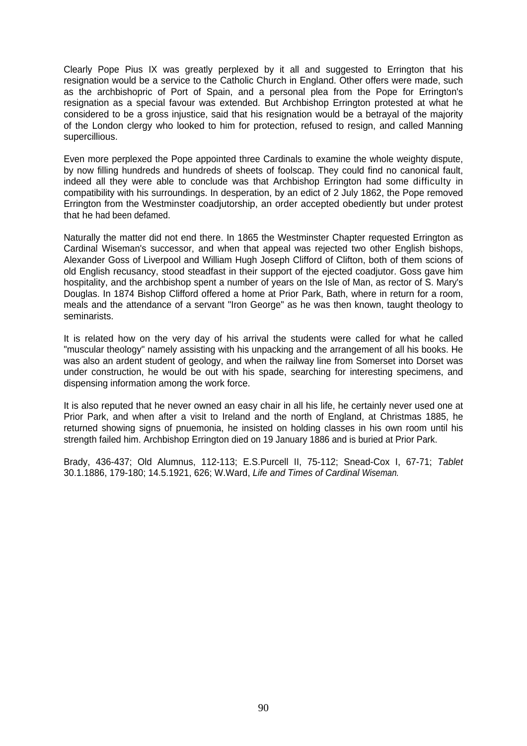Clearly Pope Pius IX was greatly perplexed by it all and suggested to Errington that his resignation would be a service to the Catholic Church in England. Other offers were made, such as the archbishopric of Port of Spain, and a personal plea from the Pope for Errington's resignation as a special favour was extended. But Archbishop Errington protested at what he considered to be a gross injustice, said that his resignation would be a betrayal of the majority of the London clergy who looked to him for protection, refused to resign, and called Manning supercillious.

Even more perplexed the Pope appointed three Cardinals to examine the whole weighty dispute, by now filling hundreds and hundreds of sheets of foolscap. They could find no canonical fault, indeed all they were able to conclude was that Archbishop Errington had some difficulty in compatibility with his surroundings. In desperation, by an edict of 2 July 1862, the Pope removed Errington from the Westminster coadjutorship, an order accepted obediently but under protest that he had been defamed.

Naturally the matter did not end there. In 1865 the Westminster Chapter requested Errington as Cardinal Wiseman's successor, and when that appeal was rejected two other English bishops, Alexander Goss of Liverpool and William Hugh Joseph Clifford of Clifton, both of them scions of old English recusancy, stood steadfast in their support of the ejected coadjutor. Goss gave him hospitality, and the archbishop spent a number of years on the Isle of Man, as rector of S. Mary's Douglas. In 1874 Bishop Clifford offered a home at Prior Park, Bath, where in return for a room, meals and the attendance of a servant "Iron George" as he was then known, taught theology to seminarists.

It is related how on the very day of his arrival the students were called for what he called "muscular theology" namely assisting with his unpacking and the arrangement of all his books. He was also an ardent student of geology, and when the railway line from Somerset into Dorset was under construction, he would be out with his spade, searching for interesting specimens, and dispensing information among the work force.

It is also reputed that he never owned an easy chair in all his life, he certainly never used one at Prior Park, and when after a visit to Ireland and the north of England, at Christmas 1885, he returned showing signs of pnuemonia, he insisted on holding classes in his own room until his strength failed him. Archbishop Errington died on 19 January 1886 and is buried at Prior Park.

Brady, 436-437; Old Alumnus, 112-113; E.S.Purcell II, 75-112; Snead-Cox I, 67-71; *Tablet* 30.1.1886, 179-180; 14.5.1921, 626; W.Ward, *Life and Times of Cardinal Wiseman.*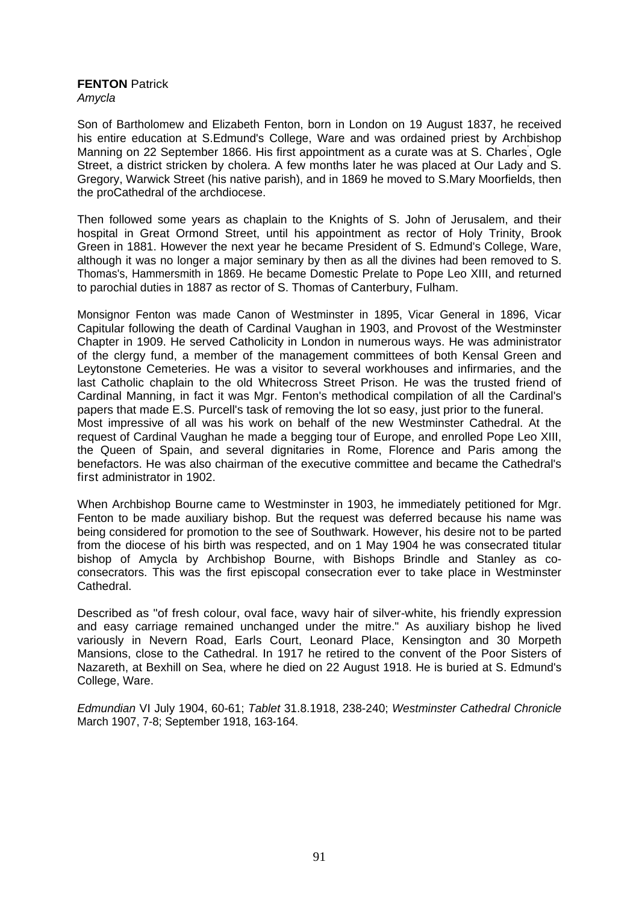**FENTON** Patrick
*Amycla*

Son of Bartholomew and Elizabeth Fenton, born in London on 19 August 1837, he received his entire education at S.Edmund's College, Ware and was ordained priest by Archbishop Manning on 22 September 1866. His first appointment as a curate was at S. Charles', Ogle Street, a district stricken by cholera. A few months later he was placed at Our Lady and S. Gregory, Warwick Street (his native parish), and in 1869 he moved to S.Mary Moorfields, then the proCathedral of the archdiocese.

Then followed some years as chaplain to the Knights of S. John of Jerusalem, and their hospital in Great Ormond Street, until his appointment as rector of Holy Trinity, Brook Green in 1881. However the next year he became President of S. Edmund's College, Ware, although it was no longer a major seminary by then as all the divines had been removed to S. Thomas's, Hammersmith in 1869. He became Domestic Prelate to Pope Leo XIII, and returned to parochial duties in 1887 as rector of S. Thomas of Canterbury, Fulham.

Monsignor Fenton was made Canon of Westminster in 1895, Vicar General in 1896, Vicar Capitular following the death of Cardinal Vaughan in 1903, and Provost of the Westminster Chapter in 1909. He served Catholicity in London in numerous ways. He was administrator of the clergy fund, a member of the management committees of both Kensal Green and Leytonstone Cemeteries. He was a visitor to several workhouses and infirmaries, and the last Catholic chaplain to the old Whitecross Street Prison. He was the trusted friend of Cardinal Manning, in fact it was Mgr. Fenton's methodical compilation of all the Cardinal's papers that made E.S. Purcell's task of removing the lot so easy, just prior to the funeral.
Most impressive of all was his work on behalf of the new Westminster Cathedral. At the request of Cardinal Vaughan he made a begging tour of Europe, and enrolled Pope Leo XIII, the Queen of Spain, and several dignitaries in Rome, Florence and Paris among the benefactors. He was also chairman of the executive committee and became the Cathedral's first administrator in 1902.

When Archbishop Bourne came to Westminster in 1903, he immediately petitioned for Mgr. Fenton to be made auxiliary bishop. But the request was deferred because his name was being considered for promotion to the see of Southwark. However, his desire not to be parted from the diocese of his birth was respected, and on 1 May 1904 he was consecrated titular bishop of Amycla by Archbishop Bourne, with Bishops Brindle and Stanley as co-consecrators. This was the first episcopal consecration ever to take place in Westminster Cathedral.

Described as "of fresh colour, oval face, wavy hair of silver-white, his friendly expression and easy carriage remained unchanged under the mitre." As auxiliary bishop he lived variously in Nevern Road, Earls Court, Leonard Place, Kensington and 30 Morpeth Mansions, close to the Cathedral. In 1917 he retired to the convent of the Poor Sisters of Nazareth, at Bexhill on Sea, where he died on 22 August 1918. He is buried at S. Edmund's College, Ware.

*Edmundian* VI July 1904, 60-61; *Tablet* 31.8.1918, 238-240; *Westminster Cathedral Chronicle* March 1907, 7-8; September 1918, 163-164.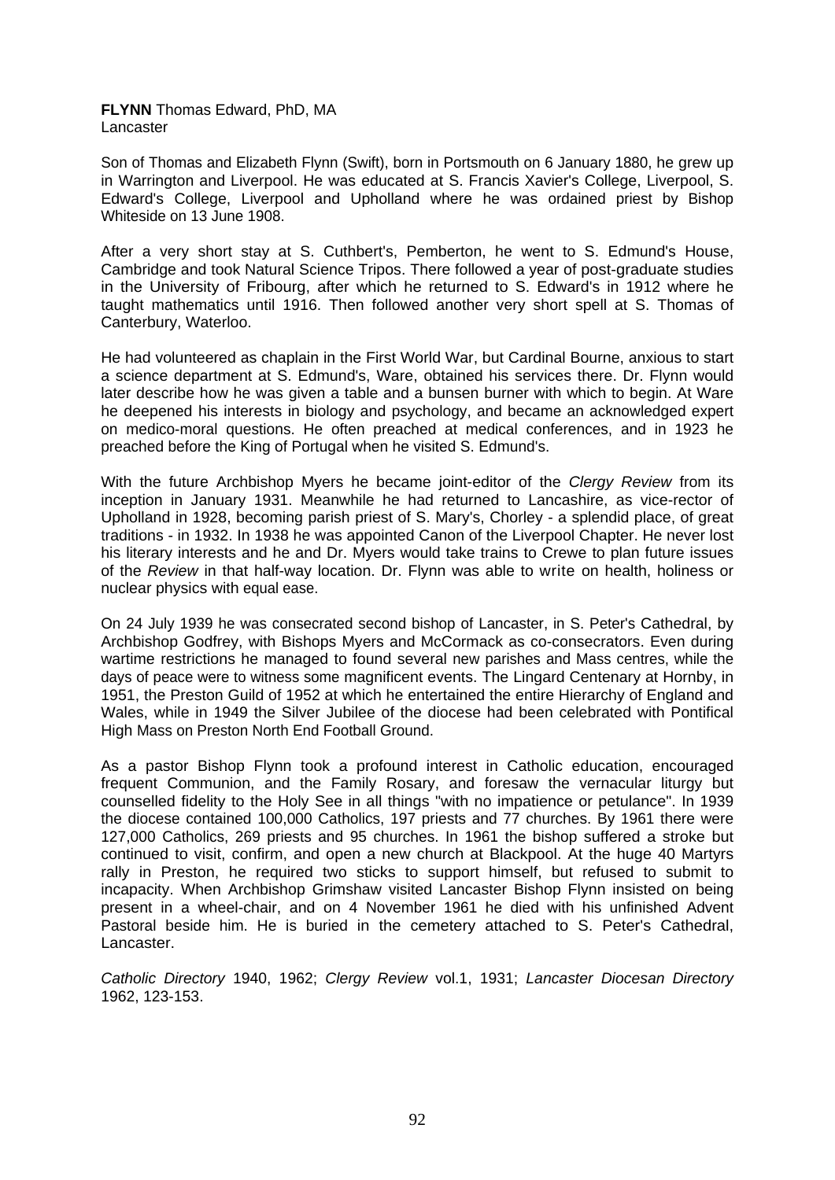**FLYNN** Thomas Edward, PhD, MA
Lancaster

Son of Thomas and Elizabeth Flynn (Swift), born in Portsmouth on 6 January 1880, he grew up in Warrington and Liverpool. He was educated at S. Francis Xavier's College, Liverpool, S. Edward's College, Liverpool and Upholland where he was ordained priest by Bishop Whiteside on 13 June 1908.

After a very short stay at S. Cuthbert's, Pemberton, he went to S. Edmund's House, Cambridge and took Natural Science Tripos. There followed a year of post-graduate studies in the University of Fribourg, after which he returned to S. Edward's in 1912 where he taught mathematics until 1916. Then followed another very short spell at S. Thomas of Canterbury, Waterloo.

He had volunteered as chaplain in the First World War, but Cardinal Bourne, anxious to start a science department at S. Edmund's, Ware, obtained his services there. Dr. Flynn would later describe how he was given a table and a bunsen burner with which to begin. At Ware he deepened his interests in biology and psychology, and became an acknowledged expert on medico-moral questions. He often preached at medical conferences, and in 1923 he preached before the King of Portugal when he visited S. Edmund's.

With the future Archbishop Myers he became joint-editor of the *Clergy Review* from its inception in January 1931. Meanwhile he had returned to Lancashire, as vice-rector of Upholland in 1928, becoming parish priest of S. Mary's, Chorley - a splendid place, of great traditions - in 1932. In 1938 he was appointed Canon of the Liverpool Chapter. He never lost his literary interests and he and Dr. Myers would take trains to Crewe to plan future issues of the *Review* in that half-way location. Dr. Flynn was able to write on health, holiness or nuclear physics with equal ease.

On 24 July 1939 he was consecrated second bishop of Lancaster, in S. Peter's Cathedral, by Archbishop Godfrey, with Bishops Myers and McCormack as co-consecrators. Even during wartime restrictions he managed to found several new parishes and Mass centres, while the days of peace were to witness some magnificent events. The Lingard Centenary at Hornby, in 1951, the Preston Guild of 1952 at which he entertained the entire Hierarchy of England and Wales, while in 1949 the Silver Jubilee of the diocese had been celebrated with Pontifical High Mass on Preston North End Football Ground.

As a pastor Bishop Flynn took a profound interest in Catholic education, encouraged frequent Communion, and the Family Rosary, and foresaw the vernacular liturgy but counselled fidelity to the Holy See in all things "with no impatience or petulance". In 1939 the diocese contained 100,000 Catholics, 197 priests and 77 churches. By 1961 there were 127,000 Catholics, 269 priests and 95 churches. In 1961 the bishop suffered a stroke but continued to visit, confirm, and open a new church at Blackpool. At the huge 40 Martyrs rally in Preston, he required two sticks to support himself, but refused to submit to incapacity. When Archbishop Grimshaw visited Lancaster Bishop Flynn insisted on being present in a wheel-chair, and on 4 November 1961 he died with his unfinished Advent Pastoral beside him. He is buried in the cemetery attached to S. Peter's Cathedral, Lancaster.

*Catholic Directory* 1940, 1962; *Clergy Review* vol.1, 1931; *Lancaster Diocesan Directory* 1962, 123-153.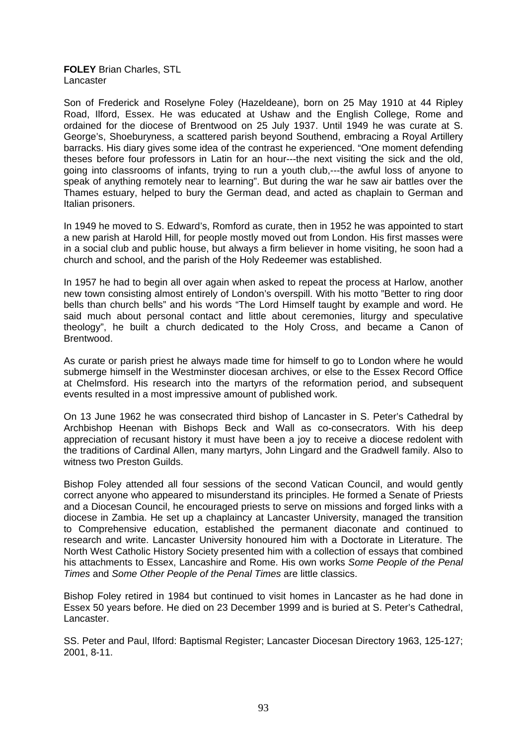**FOLEY** Brian Charles, STL
Lancaster

Son of Frederick and Roselyne Foley (Hazeldeane), born on 25 May 1910 at 44 Ripley Road, Ilford, Essex. He was educated at Ushaw and the English College, Rome and ordained for the diocese of Brentwood on 25 July 1937. Until 1949 he was curate at S. George's, Shoeburyness, a scattered parish beyond Southend, embracing a Royal Artillery barracks. His diary gives some idea of the contrast he experienced. "One moment defending theses before four professors in Latin for an hour---the next visiting the sick and the old, going into classrooms of infants, trying to run a youth club,---the awful loss of anyone to speak of anything remotely near to learning". But during the war he saw air battles over the Thames estuary, helped to bury the German dead, and acted as chaplain to German and Italian prisoners.

In 1949 he moved to S. Edward's, Romford as curate, then in 1952 he was appointed to start a new parish at Harold Hill, for people mostly moved out from London. His first masses were in a social club and public house, but always a firm believer in home visiting, he soon had a church and school, and the parish of the Holy Redeemer was established.

In 1957 he had to begin all over again when asked to repeat the process at Harlow, another new town consisting almost entirely of London's overspill. With his motto "Better to ring door bells than church bells" and his words "The Lord Himself taught by example and word. He said much about personal contact and little about ceremonies, liturgy and speculative theology", he built a church dedicated to the Holy Cross, and became a Canon of Brentwood.

As curate or parish priest he always made time for himself to go to London where he would submerge himself in the Westminster diocesan archives, or else to the Essex Record Office at Chelmsford. His research into the martyrs of the reformation period, and subsequent events resulted in a most impressive amount of published work.

On 13 June 1962 he was consecrated third bishop of Lancaster in S. Peter's Cathedral by Archbishop Heenan with Bishops Beck and Wall as co-consecrators. With his deep appreciation of recusant history it must have been a joy to receive a diocese redolent with the traditions of Cardinal Allen, many martyrs, John Lingard and the Gradwell family. Also to witness two Preston Guilds.

Bishop Foley attended all four sessions of the second Vatican Council, and would gently correct anyone who appeared to misunderstand its principles. He formed a Senate of Priests and a Diocesan Council, he encouraged priests to serve on missions and forged links with a diocese in Zambia. He set up a chaplaincy at Lancaster University, managed the transition to Comprehensive education, established the permanent diaconate and continued to research and write. Lancaster University honoured him with a Doctorate in Literature. The North West Catholic History Society presented him with a collection of essays that combined his attachments to Essex, Lancashire and Rome. His own works *Some People of the Penal Times* and *Some Other People of the Penal Times* are little classics.

Bishop Foley retired in 1984 but continued to visit homes in Lancaster as he had done in Essex 50 years before. He died on 23 December 1999 and is buried at S. Peter's Cathedral, Lancaster.

SS. Peter and Paul, Ilford: Baptismal Register; Lancaster Diocesan Directory 1963, 125-127; 2001, 8-11.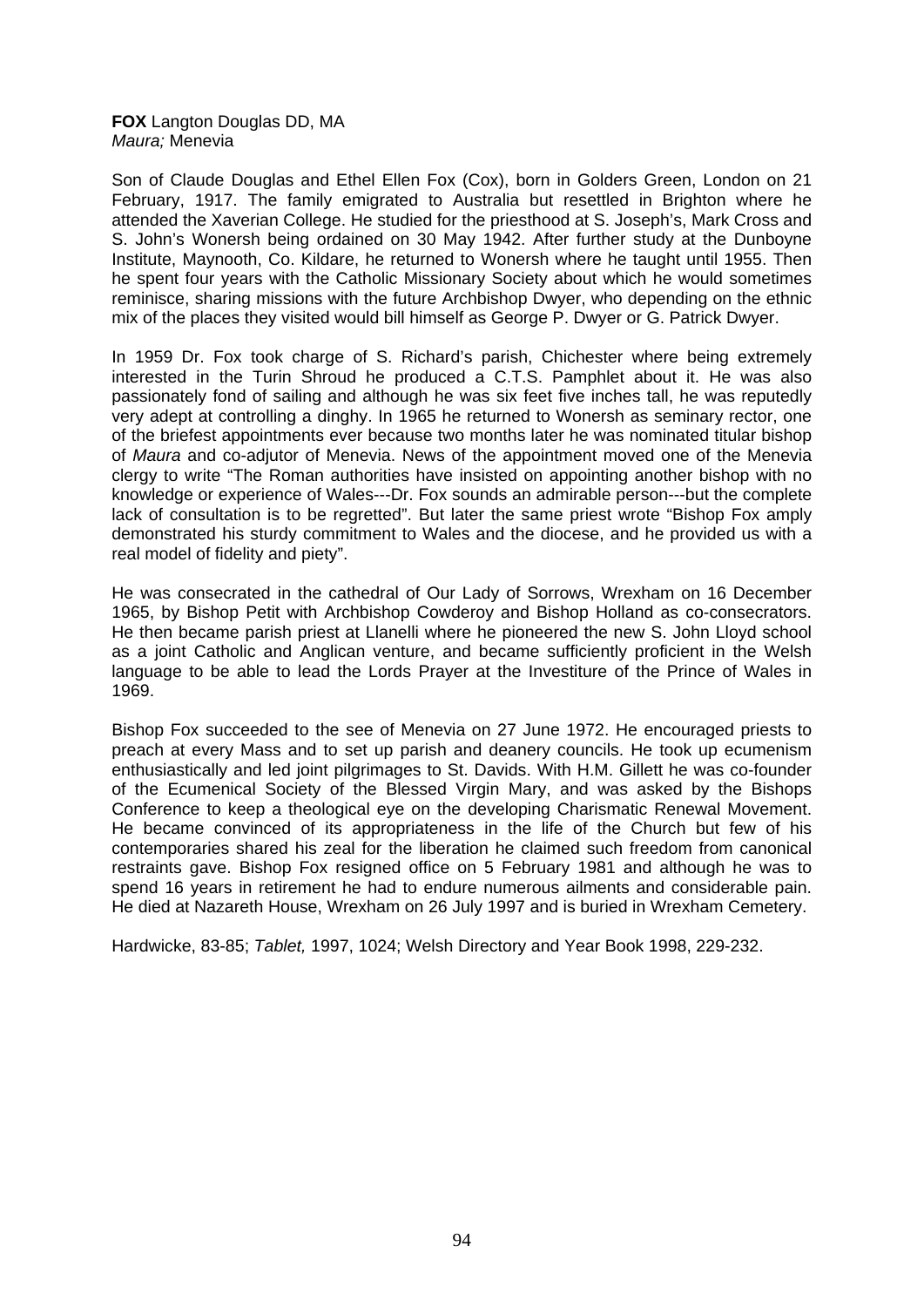**FOX** Langton Douglas DD, MA
*Maura;* Menevia

Son of Claude Douglas and Ethel Ellen Fox (Cox), born in Golders Green, London on 21 February, 1917. The family emigrated to Australia but resettled in Brighton where he attended the Xaverian College. He studied for the priesthood at S. Joseph's, Mark Cross and S. John's Wonersh being ordained on 30 May 1942. After further study at the Dunboyne Institute, Maynooth, Co. Kildare, he returned to Wonersh where he taught until 1955. Then he spent four years with the Catholic Missionary Society about which he would sometimes reminisce, sharing missions with the future Archbishop Dwyer, who depending on the ethnic mix of the places they visited would bill himself as George P. Dwyer or G. Patrick Dwyer.

In 1959 Dr. Fox took charge of S. Richard's parish, Chichester where being extremely interested in the Turin Shroud he produced a C.T.S. Pamphlet about it. He was also passionately fond of sailing and although he was six feet five inches tall, he was reputedly very adept at controlling a dinghy. In 1965 he returned to Wonersh as seminary rector, one of the briefest appointments ever because two months later he was nominated titular bishop of *Maura* and co-adjutor of Menevia. News of the appointment moved one of the Menevia clergy to write "The Roman authorities have insisted on appointing another bishop with no knowledge or experience of Wales---Dr. Fox sounds an admirable person---but the complete lack of consultation is to be regretted". But later the same priest wrote "Bishop Fox amply demonstrated his sturdy commitment to Wales and the diocese, and he provided us with a real model of fidelity and piety".

He was consecrated in the cathedral of Our Lady of Sorrows, Wrexham on 16 December 1965, by Bishop Petit with Archbishop Cowderoy and Bishop Holland as co-consecrators. He then became parish priest at Llanelli where he pioneered the new S. John Lloyd school as a joint Catholic and Anglican venture, and became sufficiently proficient in the Welsh language to be able to lead the Lords Prayer at the Investiture of the Prince of Wales in 1969.

Bishop Fox succeeded to the see of Menevia on 27 June 1972. He encouraged priests to preach at every Mass and to set up parish and deanery councils. He took up ecumenism enthusiastically and led joint pilgrimages to St. Davids. With H.M. Gillett he was co-founder of the Ecumenical Society of the Blessed Virgin Mary, and was asked by the Bishops Conference to keep a theological eye on the developing Charismatic Renewal Movement. He became convinced of its appropriateness in the life of the Church but few of his contemporaries shared his zeal for the liberation he claimed such freedom from canonical restraints gave. Bishop Fox resigned office on 5 February 1981 and although he was to spend 16 years in retirement he had to endure numerous ailments and considerable pain. He died at Nazareth House, Wrexham on 26 July 1997 and is buried in Wrexham Cemetery.

Hardwicke, 83-85; *Tablet,* 1997, 1024; Welsh Directory and Year Book 1998, 229-232.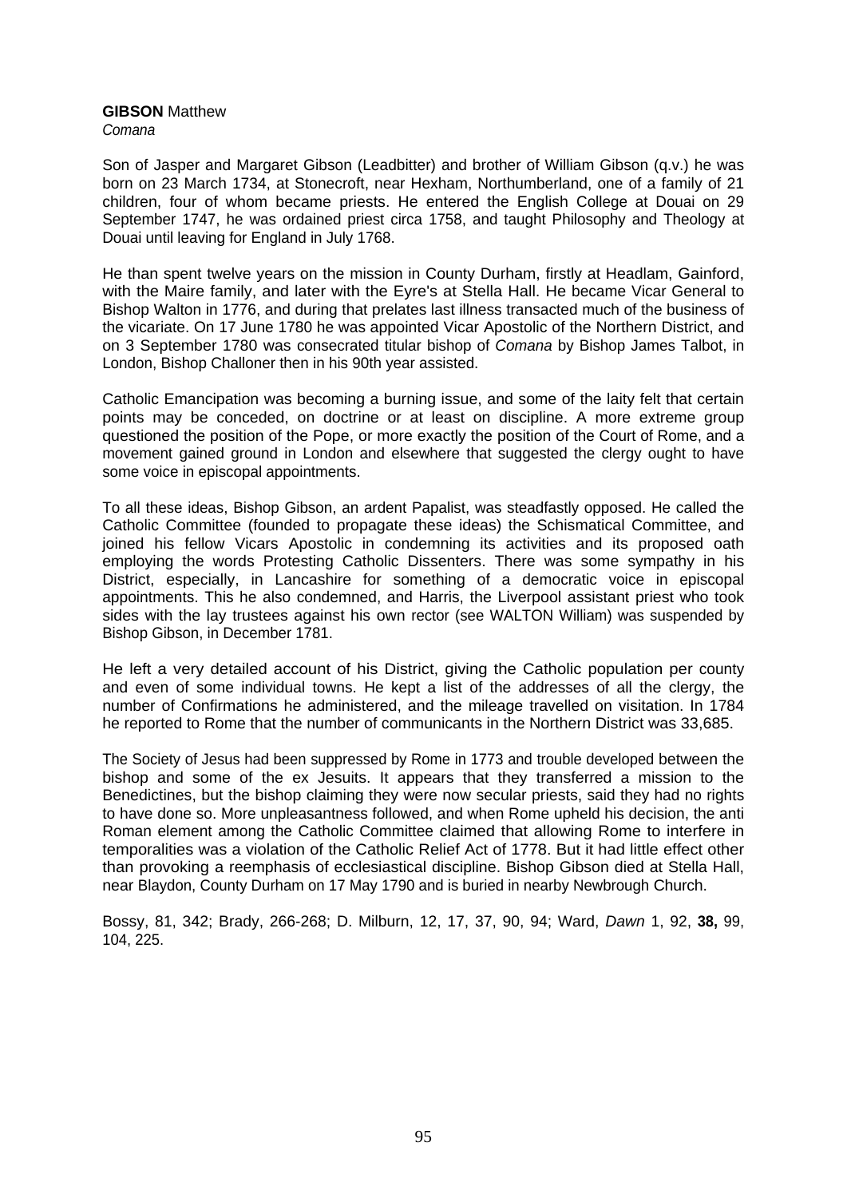**GIBSON** Matthew
*Comana*

Son of Jasper and Margaret Gibson (Leadbitter) and brother of William Gibson (q.v.) he was born on 23 March 1734, at Stonecroft, near Hexham, Northumberland, one of a family of 21 children, four of whom became priests. He entered the English College at Douai on 29 September 1747, he was ordained priest circa 1758, and taught Philosophy and Theology at Douai until leaving for England in July 1768.

He than spent twelve years on the mission in County Durham, firstly at Headlam, Gainford, with the Maire family, and later with the Eyre's at Stella Hall. He became Vicar General to Bishop Walton in 1776, and during that prelates last illness transacted much of the business of the vicariate. On 17 June 1780 he was appointed Vicar Apostolic of the Northern District, and on 3 September 1780 was consecrated titular bishop of *Comana* by Bishop James Talbot, in London, Bishop Challoner then in his 90th year assisted.

Catholic Emancipation was becoming a burning issue, and some of the laity felt that certain points may be conceded, on doctrine or at least on discipline. A more extreme group questioned the position of the Pope, or more exactly the position of the Court of Rome, and a movement gained ground in London and elsewhere that suggested the clergy ought to have some voice in episcopal appointments.

To all these ideas, Bishop Gibson, an ardent Papalist, was steadfastly opposed. He called the Catholic Committee (founded to propagate these ideas) the Schismatical Committee, and joined his fellow Vicars Apostolic in condemning its activities and its proposed oath employing the words Protesting Catholic Dissenters. There was some sympathy in his District, especially, in Lancashire for something of a democratic voice in episcopal appointments. This he also condemned, and Harris, the Liverpool assistant priest who took sides with the lay trustees against his own rector (see WALTON William) was suspended by Bishop Gibson, in December 1781.

He left a very detailed account of his District, giving the Catholic population per county and even of some individual towns. He kept a list of the addresses of all the clergy, the number of Confirmations he administered, and the mileage travelled on visitation. In 1784 he reported to Rome that the number of communicants in the Northern District was 33,685.

The Society of Jesus had been suppressed by Rome in 1773 and trouble developed between the bishop and some of the ex Jesuits. It appears that they transferred a mission to the Benedictines, but the bishop claiming they were now secular priests, said they had no rights to have done so. More unpleasantness followed, and when Rome upheld his decision, the anti Roman element among the Catholic Committee claimed that allowing Rome to interfere in temporalities was a violation of the Catholic Relief Act of 1778. But it had little effect other than provoking a reemphasis of ecclesiastical discipline. Bishop Gibson died at Stella Hall, near Blaydon, County Durham on 17 May 1790 and is buried in nearby Newbrough Church.

Bossy, 81, 342; Brady, 266-268; D. Milburn, 12, 17, 37, 90, 94; Ward, *Dawn* 1, 92, **38,** 99, 104, 225.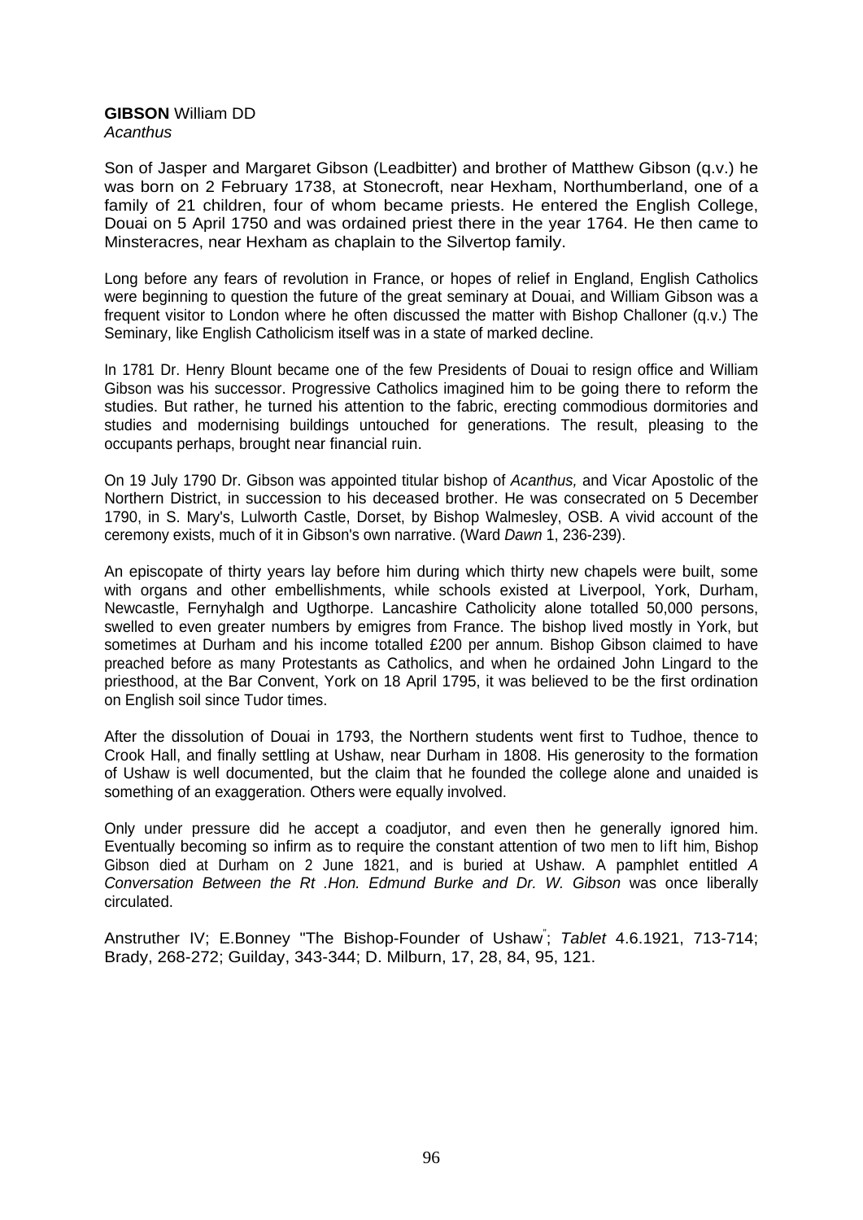**GIBSON** William DD
*Acanthus*

Son of Jasper and Margaret Gibson (Leadbitter) and brother of Matthew Gibson (q.v.) he was born on 2 February 1738, at Stonecroft, near Hexham, Northumberland, one of a family of 21 children, four of whom became priests. He entered the English College, Douai on 5 April 1750 and was ordained priest there in the year 1764. He then came to Minsteracres, near Hexham as chaplain to the Silvertop family.

Long before any fears of revolution in France, or hopes of relief in England, English Catholics were beginning to question the future of the great seminary at Douai, and William Gibson was a frequent visitor to London where he often discussed the matter with Bishop Challoner (q.v.) The Seminary, like English Catholicism itself was in a state of marked decline.

In 1781 Dr. Henry Blount became one of the few Presidents of Douai to resign office and William Gibson was his successor. Progressive Catholics imagined him to be going there to reform the studies. But rather, he turned his attention to the fabric, erecting commodious dormitories and studies and modernising buildings untouched for generations. The result, pleasing to the occupants perhaps, brought near financial ruin.

On 19 July 1790 Dr. Gibson was appointed titular bishop of *Acanthus,* and Vicar Apostolic of the Northern District, in succession to his deceased brother. He was consecrated on 5 December 1790, in S. Mary's, Lulworth Castle, Dorset, by Bishop Walmesley, OSB. A vivid account of the ceremony exists, much of it in Gibson's own narrative. (Ward *Dawn* 1, 236-239).

An episcopate of thirty years lay before him during which thirty new chapels were built, some with organs and other embellishments, while schools existed at Liverpool, York, Durham, Newcastle, Fernyhalgh and Ugthorpe. Lancashire Catholicity alone totalled 50,000 persons, swelled to even greater numbers by emigres from France. The bishop lived mostly in York, but sometimes at Durham and his income totalled £200 per annum. Bishop Gibson claimed to have preached before as many Protestants as Catholics, and when he ordained John Lingard to the priesthood, at the Bar Convent, York on 18 April 1795, it was believed to be the first ordination on English soil since Tudor times.

After the dissolution of Douai in 1793, the Northern students went first to Tudhoe, thence to Crook Hall, and finally settling at Ushaw, near Durham in 1808. His generosity to the formation of Ushaw is well documented, but the claim that he founded the college alone and unaided is something of an exaggeration. Others were equally involved.

Only under pressure did he accept a coadjutor, and even then he generally ignored him. Eventually becoming so infirm as to require the constant attention of two men to lift him, Bishop Gibson died at Durham on 2 June 1821, and is buried at Ushaw. A pamphlet entitled *A Conversation Between the Rt .Hon. Edmund Burke and Dr. W. Gibson* was once liberally circulated.

Anstruther IV; E.Bonney "The Bishop-Founder of Ushaw"; *Tablet* 4.6.1921, 713-714; Brady, 268-272; Guilday, 343-344; D. Milburn, 17, 28, 84, 95, 121.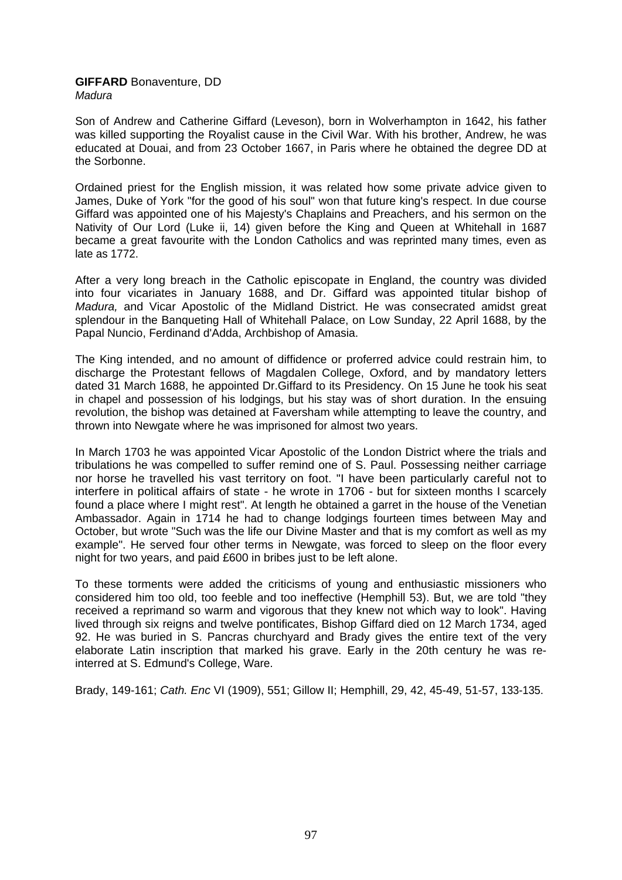**GIFFARD** Bonaventure, DD
*Madura*

Son of Andrew and Catherine Giffard (Leveson), born in Wolverhampton in 1642, his father was killed supporting the Royalist cause in the Civil War. With his brother, Andrew, he was educated at Douai, and from 23 October 1667, in Paris where he obtained the degree DD at the Sorbonne.

Ordained priest for the English mission, it was related how some private advice given to James, Duke of York "for the good of his soul" won that future king's respect. In due course Giffard was appointed one of his Majesty's Chaplains and Preachers, and his sermon on the Nativity of Our Lord (Luke ii, 14) given before the King and Queen at Whitehall in 1687 became a great favourite with the London Catholics and was reprinted many times, even as late as 1772.

After a very long breach in the Catholic episcopate in England, the country was divided into four vicariates in January 1688, and Dr. Giffard was appointed titular bishop of *Madura,* and Vicar Apostolic of the Midland District. He was consecrated amidst great splendour in the Banqueting Hall of Whitehall Palace, on Low Sunday, 22 April 1688, by the Papal Nuncio, Ferdinand d'Adda, Archbishop of Amasia.

The King intended, and no amount of diffidence or proferred advice could restrain him, to discharge the Protestant fellows of Magdalen College, Oxford, and by mandatory letters dated 31 March 1688, he appointed Dr.Giffard to its Presidency. On 15 June he took his seat in chapel and possession of his lodgings, but his stay was of short duration. In the ensuing revolution, the bishop was detained at Faversham while attempting to leave the country, and thrown into Newgate where he was imprisoned for almost two years.

In March 1703 he was appointed Vicar Apostolic of the London District where the trials and tribulations he was compelled to suffer remind one of S. Paul. Possessing neither carriage nor horse he travelled his vast territory on foot. "I have been particularly careful not to interfere in political affairs of state - he wrote in 1706 - but for sixteen months I scarcely found a place where I might rest". At length he obtained a garret in the house of the Venetian Ambassador. Again in 1714 he had to change lodgings fourteen times between May and October, but wrote "Such was the life our Divine Master and that is my comfort as well as my example". He served four other terms in Newgate, was forced to sleep on the floor every night for two years, and paid £600 in bribes just to be left alone.

To these torments were added the criticisms of young and enthusiastic missioners who considered him too old, too feeble and too ineffective (Hemphill 53). But, we are told "they received a reprimand so warm and vigorous that they knew not which way to look". Having lived through six reigns and twelve pontificates, Bishop Giffard died on 12 March 1734, aged 92. He was buried in S. Pancras churchyard and Brady gives the entire text of the very elaborate Latin inscription that marked his grave. Early in the 20th century he was re-interred at S. Edmund's College, Ware.

Brady, 149-161; *Cath. Enc* VI (1909), 551; Gillow II; Hemphill, 29, 42, 45-49, 51-57, 133-135.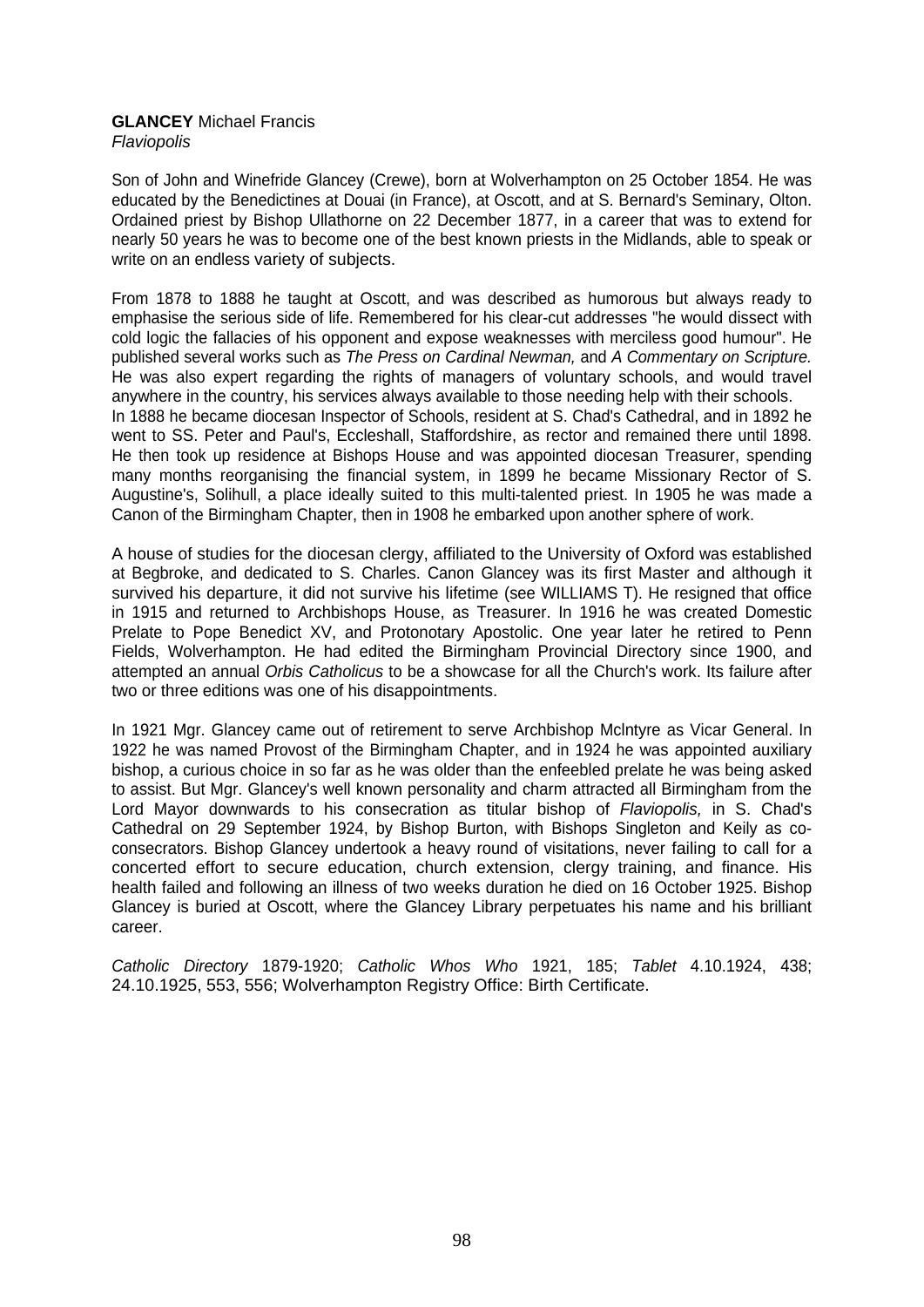**GLANCEY** Michael Francis
*Flaviopolis*

Son of John and Winefride Glancey (Crewe), born at Wolverhampton on 25 October 1854. He was educated by the Benedictines at Douai (in France), at Oscott, and at S. Bernard's Seminary, Olton. Ordained priest by Bishop Ullathorne on 22 December 1877, in a career that was to extend for nearly 50 years he was to become one of the best known priests in the Midlands, able to speak or write on an endless variety of subjects.

From 1878 to 1888 he taught at Oscott, and was described as humorous but always ready to emphasise the serious side of life. Remembered for his clear-cut addresses "he would dissect with cold logic the fallacies of his opponent and expose weaknesses with merciless good humour". He published several works such as *The Press on Cardinal Newman,* and *A Commentary on Scripture.* He was also expert regarding the rights of managers of voluntary schools, and would travel anywhere in the country, his services always available to those needing help with their schools.
In 1888 he became diocesan Inspector of Schools, resident at S. Chad's Cathedral, and in 1892 he went to SS. Peter and Paul's, Eccleshall, Staffordshire, as rector and remained there until 1898. He then took up residence at Bishops House and was appointed diocesan Treasurer, spending many months reorganising the financial system, in 1899 he became Missionary Rector of S. Augustine's, Solihull, a place ideally suited to this multi-talented priest. In 1905 he was made a Canon of the Birmingham Chapter, then in 1908 he embarked upon another sphere of work.

A house of studies for the diocesan clergy, affiliated to the University of Oxford was established at Begbroke, and dedicated to S. Charles. Canon Glancey was its first Master and although it survived his departure, it did not survive his lifetime (see WILLIAMS T). He resigned that office in 1915 and returned to Archbishops House, as Treasurer. In 1916 he was created Domestic Prelate to Pope Benedict XV, and Protonotary Apostolic. One year later he retired to Penn Fields, Wolverhampton. He had edited the Birmingham Provincial Directory since 1900, and attempted an annual *Orbis Catholicus* to be a showcase for all the Church's work. Its failure after two or three editions was one of his disappointments.

In 1921 Mgr. Glancey came out of retirement to serve Archbishop McIntyre as Vicar General. In 1922 he was named Provost of the Birmingham Chapter, and in 1924 he was appointed auxiliary bishop, a curious choice in so far as he was older than the enfeebled prelate he was being asked to assist. But Mgr. Glancey's well known personality and charm attracted all Birmingham from the Lord Mayor downwards to his consecration as titular bishop of *Flaviopolis,* in S. Chad's Cathedral on 29 September 1924, by Bishop Burton, with Bishops Singleton and Keily as co-consecrators. Bishop Glancey undertook a heavy round of visitations, never failing to call for a concerted effort to secure education, church extension, clergy training, and finance. His health failed and following an illness of two weeks duration he died on 16 October 1925. Bishop Glancey is buried at Oscott, where the Glancey Library perpetuates his name and his brilliant career.

*Catholic Directory* 1879-1920; *Catholic Whos Who* 1921, 185; *Tablet* 4.10.1924, 438; 24.10.1925, 553, 556; Wolverhampton Registry Office: Birth Certificate.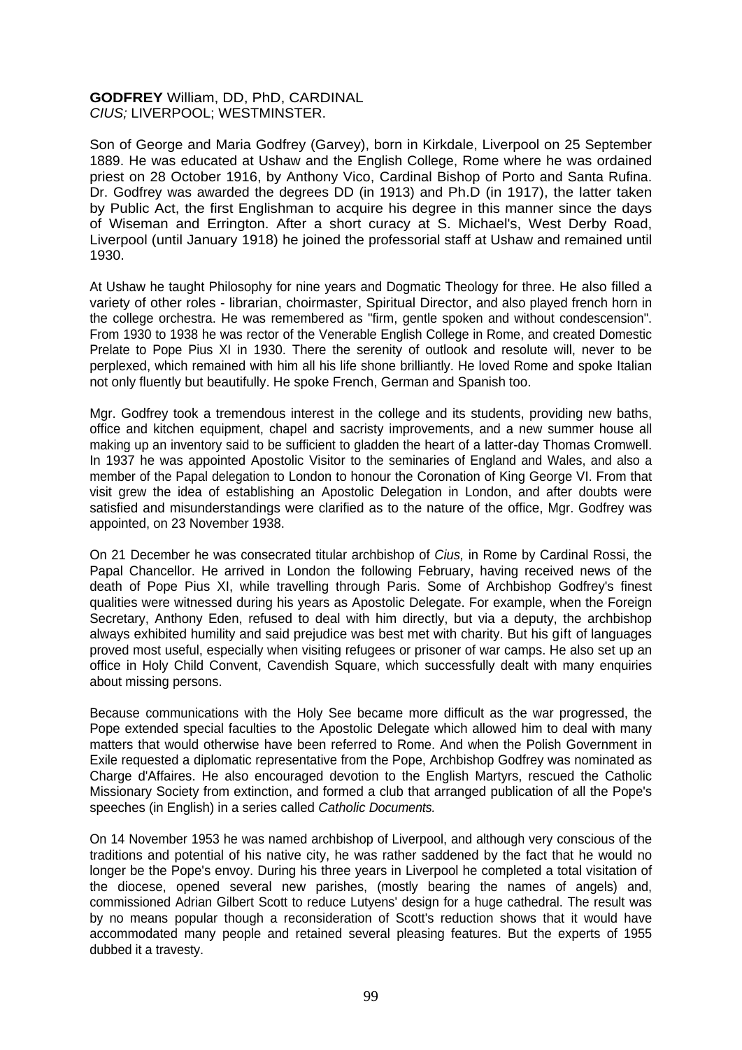**GODFREY** William, DD, PhD, CARDINAL
*CIUS;* LIVERPOOL; WESTMINSTER.

Son of George and Maria Godfrey (Garvey), born in Kirkdale, Liverpool on 25 September 1889. He was educated at Ushaw and the English College, Rome where he was ordained priest on 28 October 1916, by Anthony Vico, Cardinal Bishop of Porto and Santa Rufina. Dr. Godfrey was awarded the degrees DD (in 1913) and Ph.D (in 1917), the latter taken by Public Act, the first Englishman to acquire his degree in this manner since the days of Wiseman and Errington. After a short curacy at S. Michael's, West Derby Road, Liverpool (until January 1918) he joined the professorial staff at Ushaw and remained until 1930.

At Ushaw he taught Philosophy for nine years and Dogmatic Theology for three. He also filled a variety of other roles - librarian, choirmaster, Spiritual Director, and also played french horn in the college orchestra. He was remembered as "firm, gentle spoken and without condescension". From 1930 to 1938 he was rector of the Venerable English College in Rome, and created Domestic Prelate to Pope Pius XI in 1930. There the serenity of outlook and resolute will, never to be perplexed, which remained with him all his life shone brilliantly. He loved Rome and spoke Italian not only fluently but beautifully. He spoke French, German and Spanish too.

Mgr. Godfrey took a tremendous interest in the college and its students, providing new baths, office and kitchen equipment, chapel and sacristy improvements, and a new summer house all making up an inventory said to be sufficient to gladden the heart of a latter-day Thomas Cromwell. In 1937 he was appointed Apostolic Visitor to the seminaries of England and Wales, and also a member of the Papal delegation to London to honour the Coronation of King George VI. From that visit grew the idea of establishing an Apostolic Delegation in London, and after doubts were satisfied and misunderstandings were clarified as to the nature of the office, Mgr. Godfrey was appointed, on 23 November 1938.

On 21 December he was consecrated titular archbishop of *Cius,* in Rome by Cardinal Rossi, the Papal Chancellor. He arrived in London the following February, having received news of the death of Pope Pius XI, while travelling through Paris. Some of Archbishop Godfrey's finest qualities were witnessed during his years as Apostolic Delegate. For example, when the Foreign Secretary, Anthony Eden, refused to deal with him directly, but via a deputy, the archbishop always exhibited humility and said prejudice was best met with charity. But his gift of languages proved most useful, especially when visiting refugees or prisoner of war camps. He also set up an office in Holy Child Convent, Cavendish Square, which successfully dealt with many enquiries about missing persons.

Because communications with the Holy See became more difficult as the war progressed, the Pope extended special faculties to the Apostolic Delegate which allowed him to deal with many matters that would otherwise have been referred to Rome. And when the Polish Government in Exile requested a diplomatic representative from the Pope, Archbishop Godfrey was nominated as Charge d'Affaires. He also encouraged devotion to the English Martyrs, rescued the Catholic Missionary Society from extinction, and formed a club that arranged publication of all the Pope's speeches (in English) in a series called *Catholic Documents.*

On 14 November 1953 he was named archbishop of Liverpool, and although very conscious of the traditions and potential of his native city, he was rather saddened by the fact that he would no longer be the Pope's envoy. During his three years in Liverpool he completed a total visitation of the diocese, opened several new parishes, (mostly bearing the names of angels) and, commissioned Adrian Gilbert Scott to reduce Lutyens' design for a huge cathedral. The result was by no means popular though a reconsideration of Scott's reduction shows that it would have accommodated many people and retained several pleasing features. But the experts of 1955 dubbed it a travesty.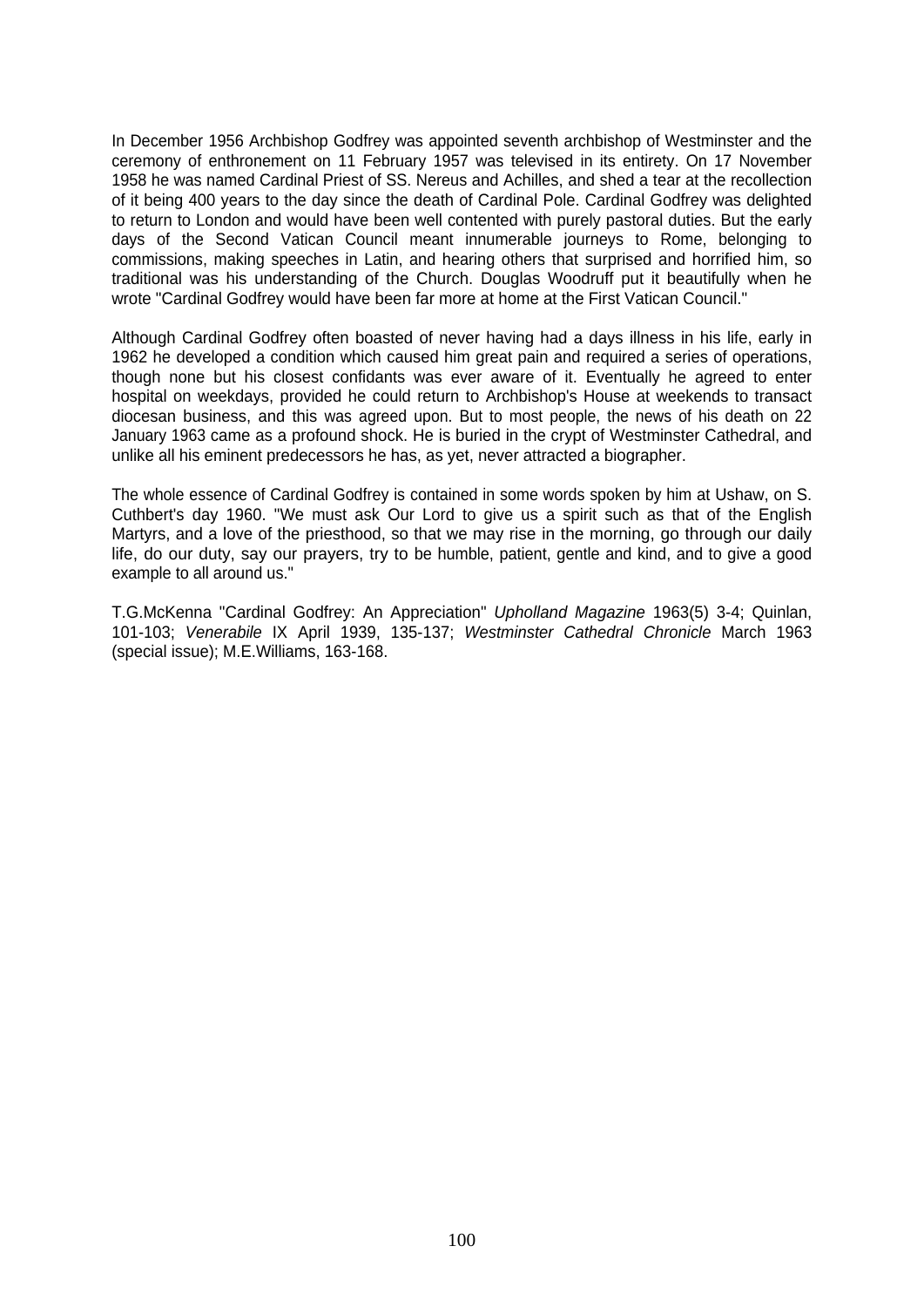In December 1956 Archbishop Godfrey was appointed seventh archbishop of Westminster and the ceremony of enthronement on 11 February 1957 was televised in its entirety. On 17 November 1958 he was named Cardinal Priest of SS. Nereus and Achilles, and shed a tear at the recollection of it being 400 years to the day since the death of Cardinal Pole. Cardinal Godfrey was delighted to return to London and would have been well contented with purely pastoral duties. But the early days of the Second Vatican Council meant innumerable journeys to Rome, belonging to commissions, making speeches in Latin, and hearing others that surprised and horrified him, so traditional was his understanding of the Church. Douglas Woodruff put it beautifully when he wrote "Cardinal Godfrey would have been far more at home at the First Vatican Council."

Although Cardinal Godfrey often boasted of never having had a days illness in his life, early in 1962 he developed a condition which caused him great pain and required a series of operations, though none but his closest confidants was ever aware of it. Eventually he agreed to enter hospital on weekdays, provided he could return to Archbishop's House at weekends to transact diocesan business, and this was agreed upon. But to most people, the news of his death on 22 January 1963 came as a profound shock. He is buried in the crypt of Westminster Cathedral, and unlike all his eminent predecessors he has, as yet, never attracted a biographer.

The whole essence of Cardinal Godfrey is contained in some words spoken by him at Ushaw, on S. Cuthbert's day 1960. "We must ask Our Lord to give us a spirit such as that of the English Martyrs, and a love of the priesthood, so that we may rise in the morning, go through our daily life, do our duty, say our prayers, try to be humble, patient, gentle and kind, and to give a good example to all around us."

T.G.McKenna "Cardinal Godfrey: An Appreciation" *Upholland Magazine* 1963(5) 3-4; Quinlan, 101-103; *Venerabile* IX April 1939, 135-137; *Westminster Cathedral Chronicle* March 1963 (special issue); M.E.Williams, 163-168.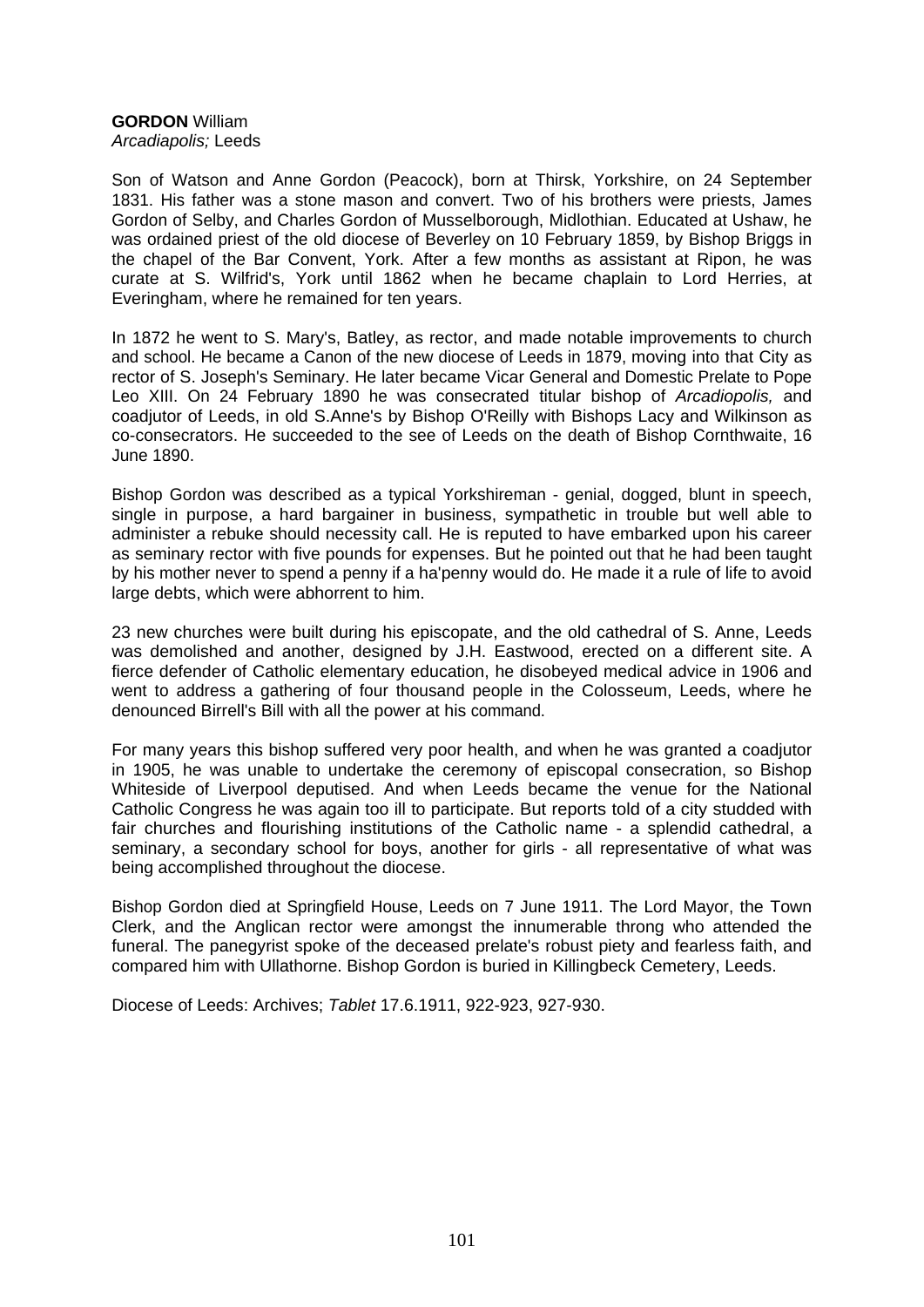**GORDON** William
*Arcadiapolis;* Leeds

Son of Watson and Anne Gordon (Peacock), born at Thirsk, Yorkshire, on 24 September 1831. His father was a stone mason and convert. Two of his brothers were priests, James Gordon of Selby, and Charles Gordon of Musselborough, Midlothian. Educated at Ushaw, he was ordained priest of the old diocese of Beverley on 10 February 1859, by Bishop Briggs in the chapel of the Bar Convent, York. After a few months as assistant at Ripon, he was curate at S. Wilfrid's, York until 1862 when he became chaplain to Lord Herries, at Everingham, where he remained for ten years.

In 1872 he went to S. Mary's, Batley, as rector, and made notable improvements to church and school. He became a Canon of the new diocese of Leeds in 1879, moving into that City as rector of S. Joseph's Seminary. He later became Vicar General and Domestic Prelate to Pope Leo XIII. On 24 February 1890 he was consecrated titular bishop of *Arcadiopolis,* and coadjutor of Leeds, in old S.Anne's by Bishop O'Reilly with Bishops Lacy and Wilkinson as co-consecrators. He succeeded to the see of Leeds on the death of Bishop Cornthwaite, 16 June 1890.

Bishop Gordon was described as a typical Yorkshireman - genial, dogged, blunt in speech, single in purpose, a hard bargainer in business, sympathetic in trouble but well able to administer a rebuke should necessity call. He is reputed to have embarked upon his career as seminary rector with five pounds for expenses. But he pointed out that he had been taught by his mother never to spend a penny if a ha'penny would do. He made it a rule of life to avoid large debts, which were abhorrent to him.

23 new churches were built during his episcopate, and the old cathedral of S. Anne, Leeds was demolished and another, designed by J.H. Eastwood, erected on a different site. A fierce defender of Catholic elementary education, he disobeyed medical advice in 1906 and went to address a gathering of four thousand people in the Colosseum, Leeds, where he denounced Birrell's Bill with all the power at his command.

For many years this bishop suffered very poor health, and when he was granted a coadjutor in 1905, he was unable to undertake the ceremony of episcopal consecration, so Bishop Whiteside of Liverpool deputised. And when Leeds became the venue for the National Catholic Congress he was again too ill to participate. But reports told of a city studded with fair churches and flourishing institutions of the Catholic name - a splendid cathedral, a seminary, a secondary school for boys, another for girls - all representative of what was being accomplished throughout the diocese.

Bishop Gordon died at Springfield House, Leeds on 7 June 1911. The Lord Mayor, the Town Clerk, and the Anglican rector were amongst the innumerable throng who attended the funeral. The panegyrist spoke of the deceased prelate's robust piety and fearless faith, and compared him with Ullathorne. Bishop Gordon is buried in Killingbeck Cemetery, Leeds.

Diocese of Leeds: Archives; *Tablet* 17.6.1911, 922-923, 927-930.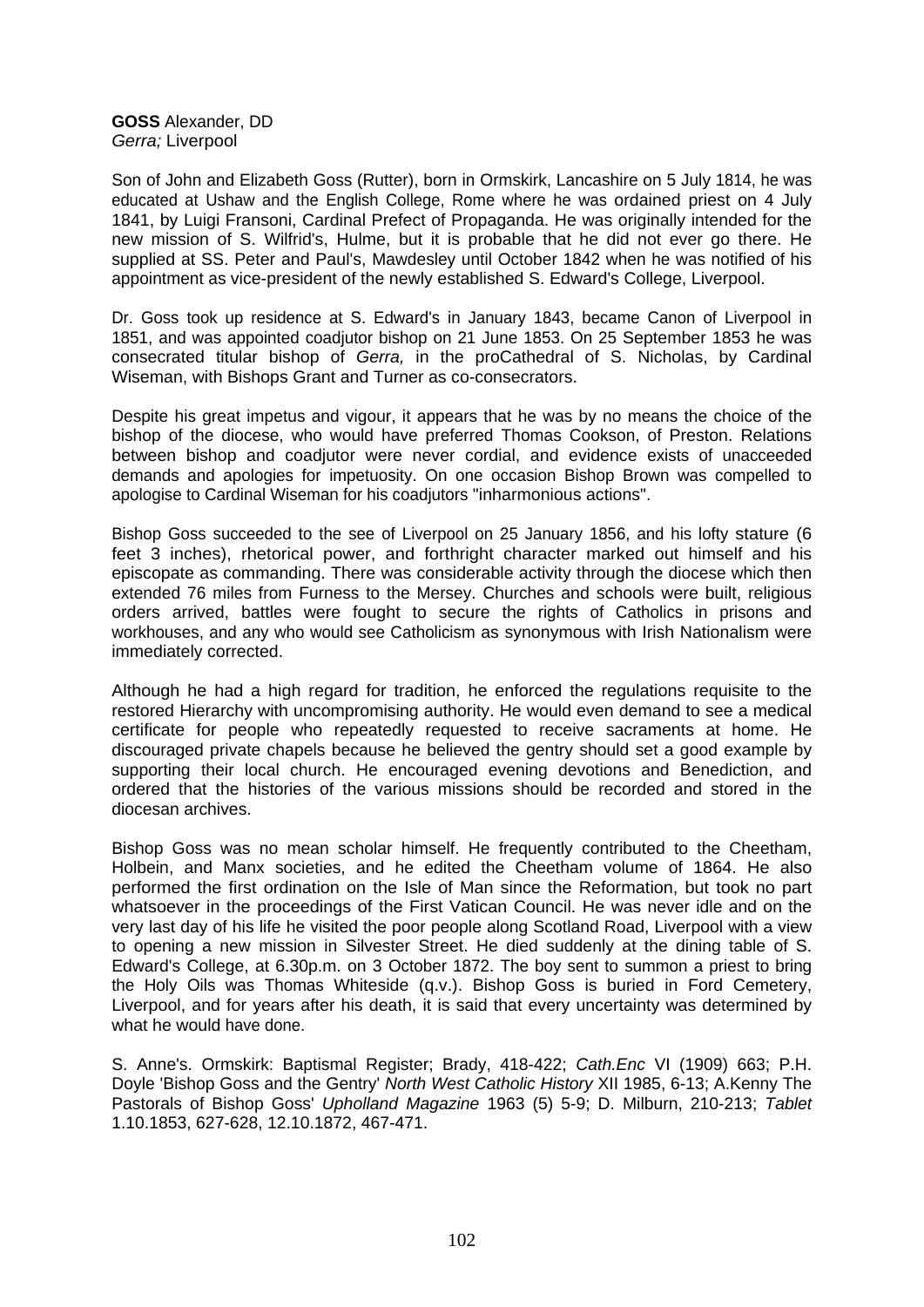**GOSS** Alexander, DD
*Gerra;* Liverpool

Son of John and Elizabeth Goss (Rutter), born in Ormskirk, Lancashire on 5 July 1814, he was educated at Ushaw and the English College, Rome where he was ordained priest on 4 July 1841, by Luigi Fransoni, Cardinal Prefect of Propaganda. He was originally intended for the new mission of S. Wilfrid's, Hulme, but it is probable that he did not ever go there. He supplied at SS. Peter and Paul's, Mawdesley until October 1842 when he was notified of his appointment as vice-president of the newly established S. Edward's College, Liverpool.

Dr. Goss took up residence at S. Edward's in January 1843, became Canon of Liverpool in 1851, and was appointed coadjutor bishop on 21 June 1853. On 25 September 1853 he was consecrated titular bishop of *Gerra,* in the proCathedral of S. Nicholas, by Cardinal Wiseman, with Bishops Grant and Turner as co-consecrators.

Despite his great impetus and vigour, it appears that he was by no means the choice of the bishop of the diocese, who would have preferred Thomas Cookson, of Preston. Relations between bishop and coadjutor were never cordial, and evidence exists of unacceeded demands and apologies for impetuosity. On one occasion Bishop Brown was compelled to apologise to Cardinal Wiseman for his coadjutors "inharmonious actions".

Bishop Goss succeeded to the see of Liverpool on 25 January 1856, and his lofty stature (6 feet 3 inches), rhetorical power, and forthright character marked out himself and his episcopate as commanding. There was considerable activity through the diocese which then extended 76 miles from Furness to the Mersey. Churches and schools were built, religious orders arrived, battles were fought to secure the rights of Catholics in prisons and workhouses, and any who would see Catholicism as synonymous with Irish Nationalism were immediately corrected.

Although he had a high regard for tradition, he enforced the regulations requisite to the restored Hierarchy with uncompromising authority. He would even demand to see a medical certificate for people who repeatedly requested to receive sacraments at home. He discouraged private chapels because he believed the gentry should set a good example by supporting their local church. He encouraged evening devotions and Benediction, and ordered that the histories of the various missions should be recorded and stored in the diocesan archives.

Bishop Goss was no mean scholar himself. He frequently contributed to the Cheetham, Holbein, and Manx societies, and he edited the Cheetham volume of 1864. He also performed the first ordination on the Isle of Man since the Reformation, but took no part whatsoever in the proceedings of the First Vatican Council. He was never idle and on the very last day of his life he visited the poor people along Scotland Road, Liverpool with a view to opening a new mission in Silvester Street. He died suddenly at the dining table of S. Edward's College, at 6.30p.m. on 3 October 1872. The boy sent to summon a priest to bring the Holy Oils was Thomas Whiteside (q.v.). Bishop Goss is buried in Ford Cemetery, Liverpool, and for years after his death, it is said that every uncertainty was determined by what he would have done.

S. Anne's. Ormskirk: Baptismal Register; Brady, 418-422; *Cath.Enc* VI (1909) 663; P.H. Doyle 'Bishop Goss and the Gentry' *North West Catholic History* XII 1985, 6-13; A.Kenny The Pastorals of Bishop Goss' *Upholland Magazine* 1963 (5) 5-9; D. Milburn, 210-213; *Tablet* 1.10.1853, 627-628, 12.10.1872, 467-471.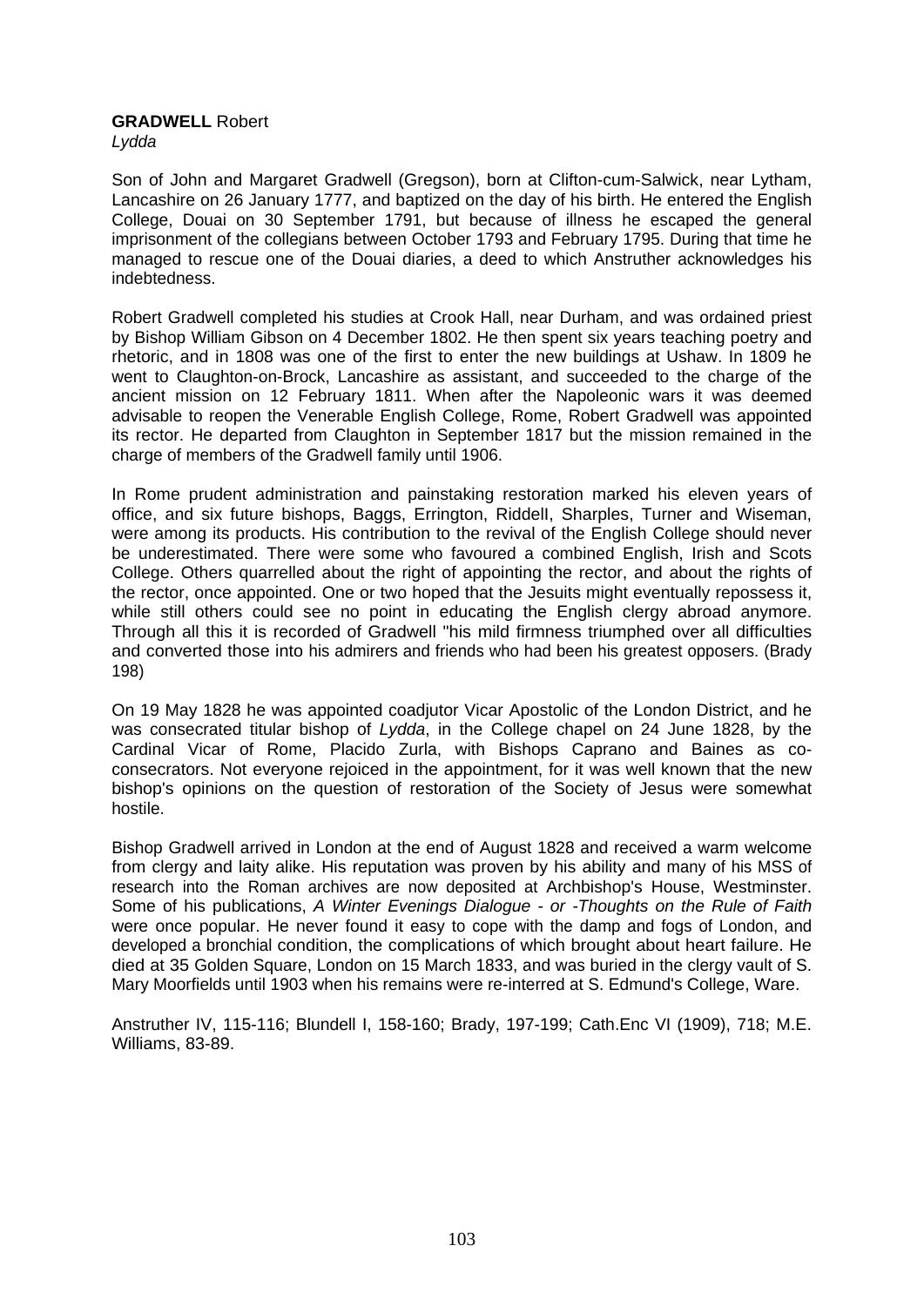**GRADWELL** Robert
*Lydda*

Son of John and Margaret Gradwell (Gregson), born at Clifton-cum-Salwick, near Lytham, Lancashire on 26 January 1777, and baptized on the day of his birth. He entered the English College, Douai on 30 September 1791, but because of illness he escaped the general imprisonment of the collegians between October 1793 and February 1795. During that time he managed to rescue one of the Douai diaries, a deed to which Anstruther acknowledges his indebtedness.

Robert Gradwell completed his studies at Crook Hall, near Durham, and was ordained priest by Bishop William Gibson on 4 December 1802. He then spent six years teaching poetry and rhetoric, and in 1808 was one of the first to enter the new buildings at Ushaw. In 1809 he went to Claughton-on-Brock, Lancashire as assistant, and succeeded to the charge of the ancient mission on 12 February 1811. When after the Napoleonic wars it was deemed advisable to reopen the Venerable English College, Rome, Robert Gradwell was appointed its rector. He departed from Claughton in September 1817 but the mission remained in the charge of members of the Gradwell family until 1906.

In Rome prudent administration and painstaking restoration marked his eleven years of office, and six future bishops, Baggs, Errington, Riddell, Sharples, Turner and Wiseman, were among its products. His contribution to the revival of the English College should never be underestimated. There were some who favoured a combined English, Irish and Scots College. Others quarrelled about the right of appointing the rector, and about the rights of the rector, once appointed. One or two hoped that the Jesuits might eventually repossess it, while still others could see no point in educating the English clergy abroad anymore. Through all this it is recorded of Gradwell "his mild firmness triumphed over all difficulties and converted those into his admirers and friends who had been his greatest opposers. (Brady 198)

On 19 May 1828 he was appointed coadjutor Vicar Apostolic of the London District, and he was consecrated titular bishop of *Lydda*, in the College chapel on 24 June 1828, by the Cardinal Vicar of Rome, Placido Zurla, with Bishops Caprano and Baines as co-consecrators. Not everyone rejoiced in the appointment, for it was well known that the new bishop's opinions on the question of restoration of the Society of Jesus were somewhat hostile.

Bishop Gradwell arrived in London at the end of August 1828 and received a warm welcome from clergy and laity alike. His reputation was proven by his ability and many of his MSS of research into the Roman archives are now deposited at Archbishop's House, Westminster. Some of his publications, *A Winter Evenings Dialogue - or -Thoughts on the Rule of Faith* were once popular. He never found it easy to cope with the damp and fogs of London, and developed a bronchial condition, the complications of which brought about heart failure. He died at 35 Golden Square, London on 15 March 1833, and was buried in the clergy vault of S. Mary Moorfields until 1903 when his remains were re-interred at S. Edmund's College, Ware.

Anstruther IV, 115-116; Blundell I, 158-160; Brady, 197-199; Cath.Enc VI (1909), 718; M.E. Williams, 83-89.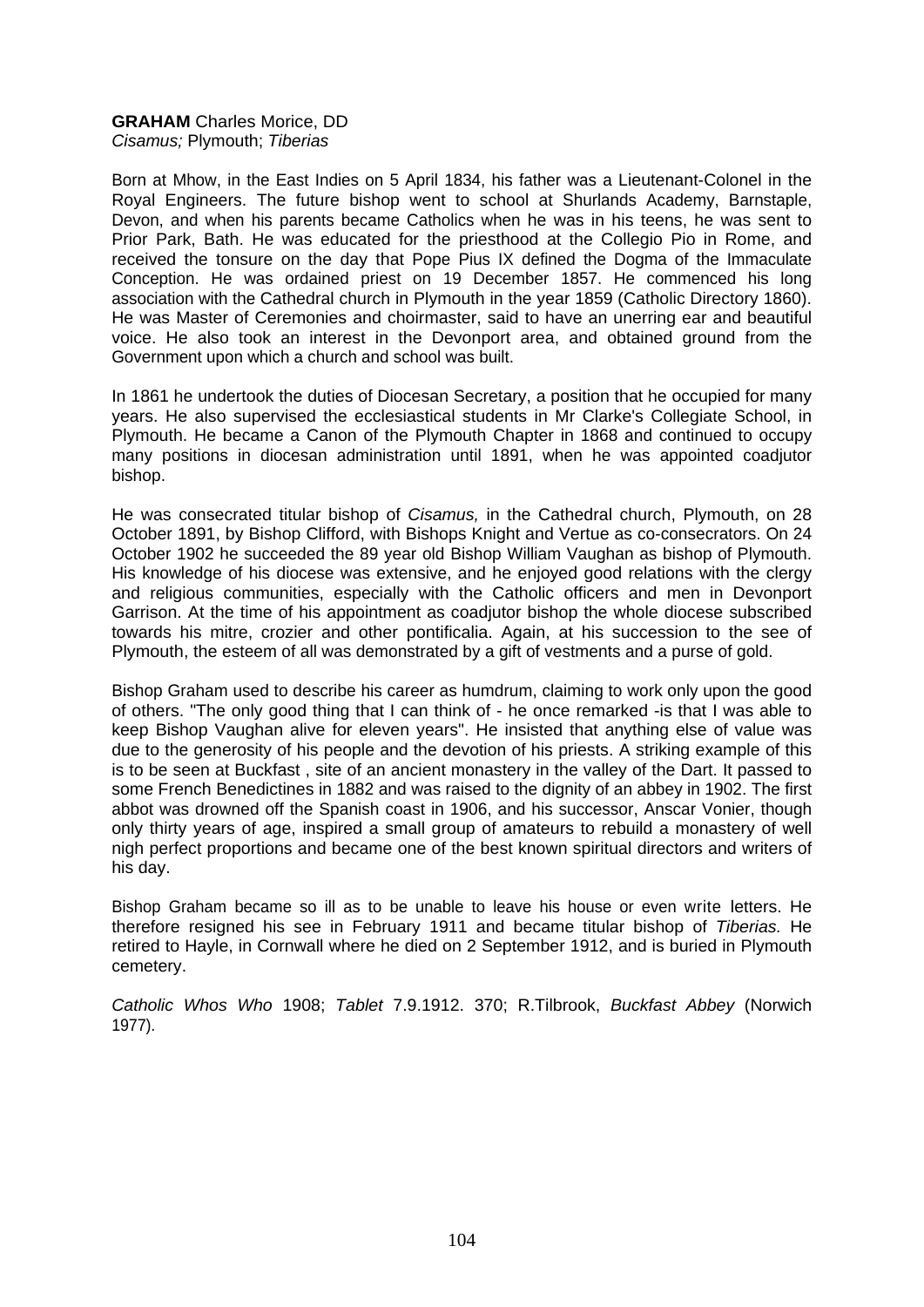**GRAHAM** Charles Morice, DD
*Cisamus;* Plymouth; *Tiberias*

Born at Mhow, in the East Indies on 5 April 1834, his father was a Lieutenant-Colonel in the Royal Engineers. The future bishop went to school at Shurlands Academy, Barnstaple, Devon, and when his parents became Catholics when he was in his teens, he was sent to Prior Park, Bath. He was educated for the priesthood at the Collegio Pio in Rome, and received the tonsure on the day that Pope Pius IX defined the Dogma of the Immaculate Conception. He was ordained priest on 19 December 1857. He commenced his long association with the Cathedral church in Plymouth in the year 1859 (Catholic Directory 1860). He was Master of Ceremonies and choirmaster, said to have an unerring ear and beautiful voice. He also took an interest in the Devonport area, and obtained ground from the Government upon which a church and school was built.

In 1861 he undertook the duties of Diocesan Secretary, a position that he occupied for many years. He also supervised the ecclesiastical students in Mr Clarke's Collegiate School, in Plymouth. He became a Canon of the Plymouth Chapter in 1868 and continued to occupy many positions in diocesan administration until 1891, when he was appointed coadjutor bishop.

He was consecrated titular bishop of *Cisamus,* in the Cathedral church, Plymouth, on 28 October 1891, by Bishop Clifford, with Bishops Knight and Vertue as co-consecrators. On 24 October 1902 he succeeded the 89 year old Bishop William Vaughan as bishop of Plymouth. His knowledge of his diocese was extensive, and he enjoyed good relations with the clergy and religious communities, especially with the Catholic officers and men in Devonport Garrison. At the time of his appointment as coadjutor bishop the whole diocese subscribed towards his mitre, crozier and other pontificalia. Again, at his succession to the see of Plymouth, the esteem of all was demonstrated by a gift of vestments and a purse of gold.

Bishop Graham used to describe his career as humdrum, claiming to work only upon the good of others. "The only good thing that I can think of - he once remarked -is that I was able to keep Bishop Vaughan alive for eleven years". He insisted that anything else of value was due to the generosity of his people and the devotion of his priests. A striking example of this is to be seen at Buckfast , site of an ancient monastery in the valley of the Dart. It passed to some French Benedictines in 1882 and was raised to the dignity of an abbey in 1902. The first abbot was drowned off the Spanish coast in 1906, and his successor, Anscar Vonier, though only thirty years of age, inspired a small group of amateurs to rebuild a monastery of well nigh perfect proportions and became one of the best known spiritual directors and writers of his day.

Bishop Graham became so ill as to be unable to leave his house or even write letters. He therefore resigned his see in February 1911 and became titular bishop of *Tiberias.* He retired to Hayle, in Cornwall where he died on 2 September 1912, and is buried in Plymouth cemetery.

*Catholic Whos Who* 1908; *Tablet* 7.9.1912. 370; R.Tilbrook, *Buckfast Abbey* (Norwich 1977).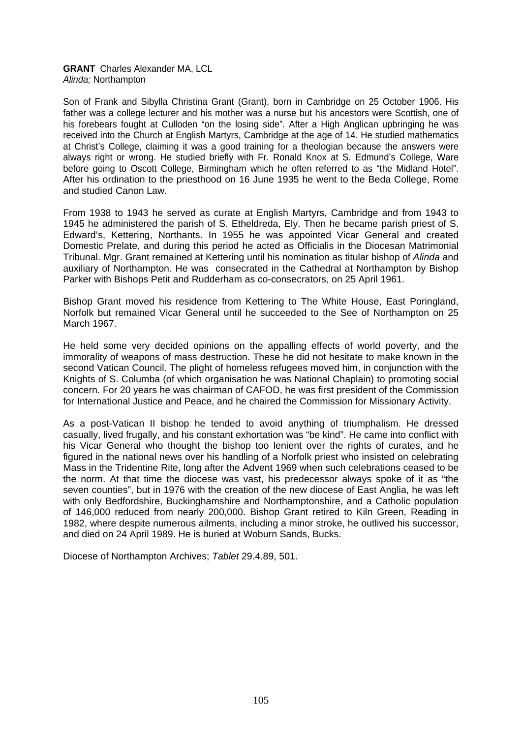**GRANT** Charles Alexander MA, LCL
*Alinda;* Northampton

Son of Frank and Sibylla Christina Grant (Grant), born in Cambridge on 25 October 1906. His father was a college lecturer and his mother was a nurse but his ancestors were Scottish, one of his forebears fought at Culloden "on the losing side". After a High Anglican upbringing he was received into the Church at English Martyrs, Cambridge at the age of 14. He studied mathematics at Christ's College, claiming it was a good training for a theologian because the answers were always right or wrong. He studied briefly with Fr. Ronald Knox at S. Edmund's College, Ware before going to Oscott College, Birmingham which he often referred to as "the Midland Hotel". After his ordination to the priesthood on 16 June 1935 he went to the Beda College, Rome and studied Canon Law.

From 1938 to 1943 he served as curate at English Martyrs, Cambridge and from 1943 to 1945 he administered the parish of S. Etheldreda, Ely. Then he became parish priest of S. Edward's, Kettering, Northants. In 1955 he was appointed Vicar General and created Domestic Prelate, and during this period he acted as Officialis in the Diocesan Matrimonial Tribunal. Mgr. Grant remained at Kettering until his nomination as titular bishop of *Alinda* and auxiliary of Northampton. He was consecrated in the Cathedral at Northampton by Bishop Parker with Bishops Petit and Rudderham as co-consecrators, on 25 April 1961.

Bishop Grant moved his residence from Kettering to The White House, East Poringland, Norfolk but remained Vicar General until he succeeded to the See of Northampton on 25 March 1967.

He held some very decided opinions on the appalling effects of world poverty, and the immorality of weapons of mass destruction. These he did not hesitate to make known in the second Vatican Council. The plight of homeless refugees moved him, in conjunction with the Knights of S. Columba (of which organisation he was National Chaplain) to promoting social concern. For 20 years he was chairman of CAFOD, he was first president of the Commission for International Justice and Peace, and he chaired the Commission for Missionary Activity.

As a post-Vatican II bishop he tended to avoid anything of triumphalism. He dressed casually, lived frugally, and his constant exhortation was "be kind". He came into conflict with his Vicar General who thought the bishop too lenient over the rights of curates, and he figured in the national news over his handling of a Norfolk priest who insisted on celebrating Mass in the Tridentine Rite, long after the Advent 1969 when such celebrations ceased to be the norm. At that time the diocese was vast, his predecessor always spoke of it as "the seven counties", but in 1976 with the creation of the new diocese of East Anglia, he was left with only Bedfordshire, Buckinghamshire and Northamptonshire, and a Catholic population of 146,000 reduced from nearly 200,000. Bishop Grant retired to Kiln Green, Reading in 1982, where despite numerous ailments, including a minor stroke, he outlived his successor, and died on 24 April 1989. He is buried at Woburn Sands, Bucks.

Diocese of Northampton Archives; *Tablet* 29.4.89, 501.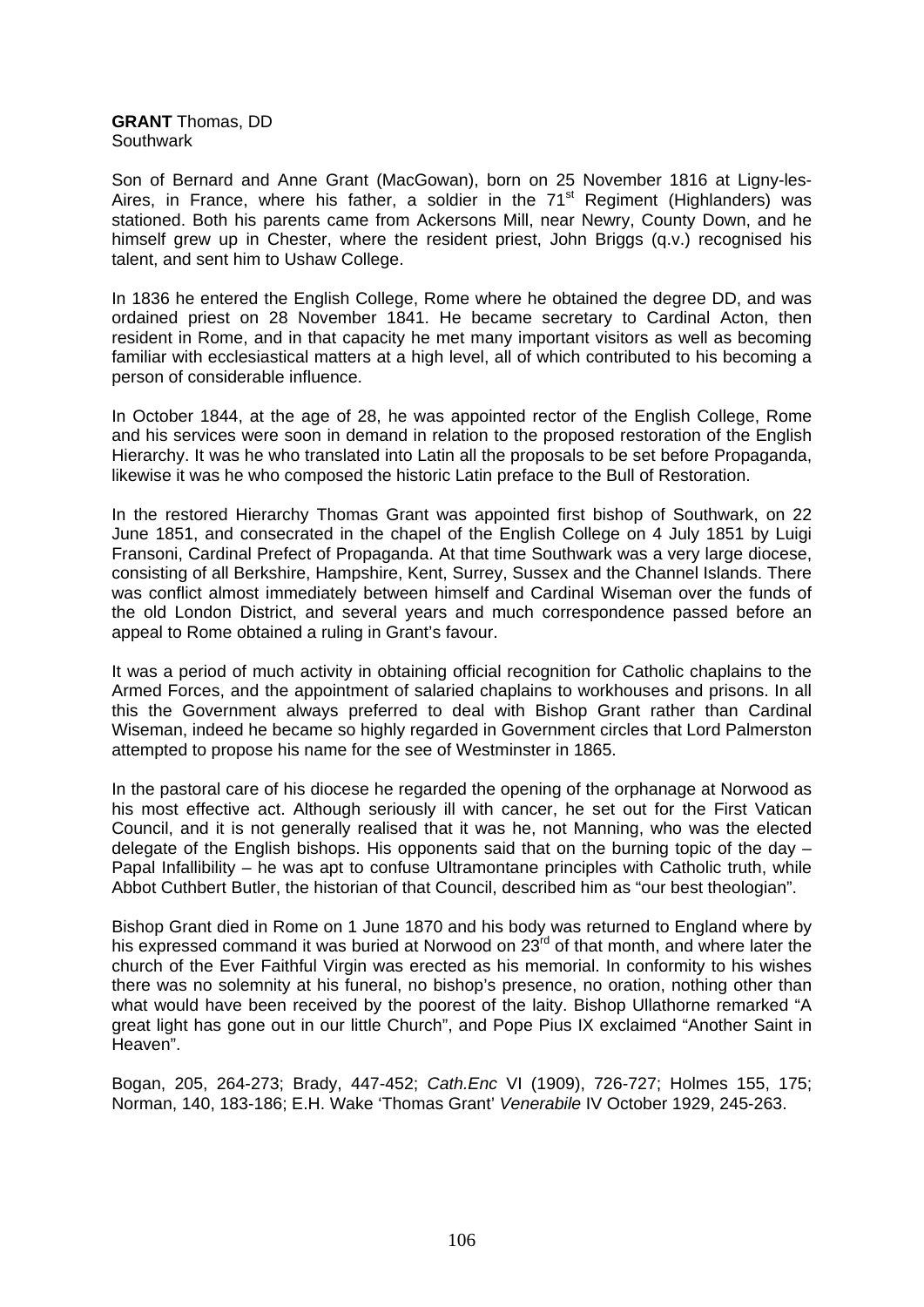**GRANT** Thomas, DD
Southwark

Son of Bernard and Anne Grant (MacGowan), born on 25 November 1816 at Ligny-les-Aires, in France, where his father, a soldier in the 71st Regiment (Highlanders) was stationed. Both his parents came from Ackersons Mill, near Newry, County Down, and he himself grew up in Chester, where the resident priest, John Briggs (q.v.) recognised his talent, and sent him to Ushaw College.

In 1836 he entered the English College, Rome where he obtained the degree DD, and was ordained priest on 28 November 1841. He became secretary to Cardinal Acton, then resident in Rome, and in that capacity he met many important visitors as well as becoming familiar with ecclesiastical matters at a high level, all of which contributed to his becoming a person of considerable influence.

In October 1844, at the age of 28, he was appointed rector of the English College, Rome and his services were soon in demand in relation to the proposed restoration of the English Hierarchy. It was he who translated into Latin all the proposals to be set before Propaganda, likewise it was he who composed the historic Latin preface to the Bull of Restoration.

In the restored Hierarchy Thomas Grant was appointed first bishop of Southwark, on 22 June 1851, and consecrated in the chapel of the English College on 4 July 1851 by Luigi Fransoni, Cardinal Prefect of Propaganda. At that time Southwark was a very large diocese, consisting of all Berkshire, Hampshire, Kent, Surrey, Sussex and the Channel Islands. There was conflict almost immediately between himself and Cardinal Wiseman over the funds of the old London District, and several years and much correspondence passed before an appeal to Rome obtained a ruling in Grant's favour.

It was a period of much activity in obtaining official recognition for Catholic chaplains to the Armed Forces, and the appointment of salaried chaplains to workhouses and prisons. In all this the Government always preferred to deal with Bishop Grant rather than Cardinal Wiseman, indeed he became so highly regarded in Government circles that Lord Palmerston attempted to propose his name for the see of Westminster in 1865.

In the pastoral care of his diocese he regarded the opening of the orphanage at Norwood as his most effective act. Although seriously ill with cancer, he set out for the First Vatican Council, and it is not generally realised that it was he, not Manning, who was the elected delegate of the English bishops. His opponents said that on the burning topic of the day – Papal Infallibility – he was apt to confuse Ultramontane principles with Catholic truth, while Abbot Cuthbert Butler, the historian of that Council, described him as "our best theologian".

Bishop Grant died in Rome on 1 June 1870 and his body was returned to England where by his expressed command it was buried at Norwood on 23rd of that month, and where later the church of the Ever Faithful Virgin was erected as his memorial. In conformity to his wishes there was no solemnity at his funeral, no bishop's presence, no oration, nothing other than what would have been received by the poorest of the laity. Bishop Ullathorne remarked "A great light has gone out in our little Church", and Pope Pius IX exclaimed "Another Saint in Heaven".

Bogan, 205, 264-273; Brady, 447-452; *Cath.Enc* VI (1909), 726-727; Holmes 155, 175; Norman, 140, 183-186; E.H. Wake 'Thomas Grant' *Venerabile* IV October 1929, 245-263.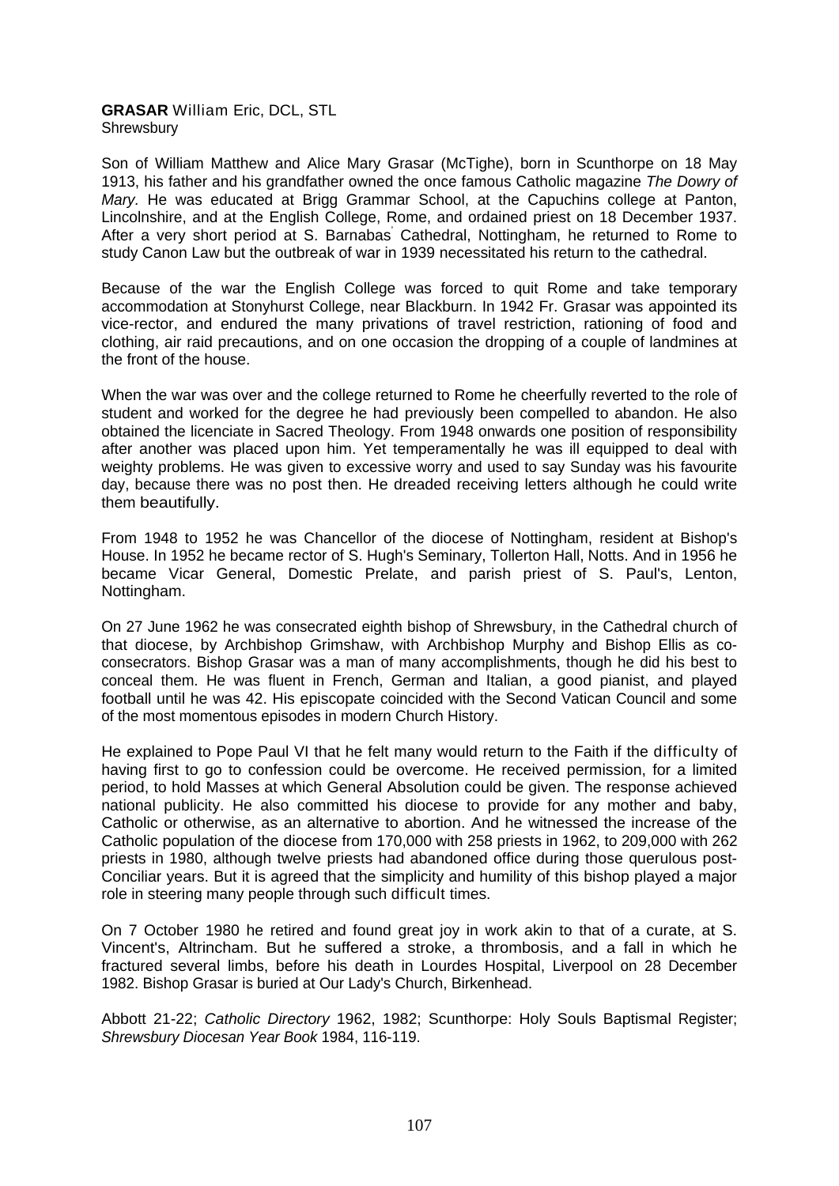**GRASAR** William Eric, DCL, STL
Shrewsbury

Son of William Matthew and Alice Mary Grasar (McTighe), born in Scunthorpe on 18 May 1913, his father and his grandfather owned the once famous Catholic magazine *The Dowry of Mary.* He was educated at Brigg Grammar School, at the Capuchins college at Panton, Lincolnshire, and at the English College, Rome, and ordained priest on 18 December 1937. After a very short period at S. Barnabas' Cathedral, Nottingham, he returned to Rome to study Canon Law but the outbreak of war in 1939 necessitated his return to the cathedral.

Because of the war the English College was forced to quit Rome and take temporary accommodation at Stonyhurst College, near Blackburn. In 1942 Fr. Grasar was appointed its vice-rector, and endured the many privations of travel restriction, rationing of food and clothing, air raid precautions, and on one occasion the dropping of a couple of landmines at the front of the house.

When the war was over and the college returned to Rome he cheerfully reverted to the role of student and worked for the degree he had previously been compelled to abandon. He also obtained the licenciate in Sacred Theology. From 1948 onwards one position of responsibility after another was placed upon him. Yet temperamentally he was ill equipped to deal with weighty problems. He was given to excessive worry and used to say Sunday was his favourite day, because there was no post then. He dreaded receiving letters although he could write them beautifully.

From 1948 to 1952 he was Chancellor of the diocese of Nottingham, resident at Bishop's House. In 1952 he became rector of S. Hugh's Seminary, Tollerton Hall, Notts. And in 1956 he became Vicar General, Domestic Prelate, and parish priest of S. Paul's, Lenton, Nottingham.

On 27 June 1962 he was consecrated eighth bishop of Shrewsbury, in the Cathedral church of that diocese, by Archbishop Grimshaw, with Archbishop Murphy and Bishop Ellis as co-consecrators. Bishop Grasar was a man of many accomplishments, though he did his best to conceal them. He was fluent in French, German and Italian, a good pianist, and played football until he was 42. His episcopate coincided with the Second Vatican Council and some of the most momentous episodes in modern Church History.

He explained to Pope Paul VI that he felt many would return to the Faith if the difficulty of having first to go to confession could be overcome. He received permission, for a limited period, to hold Masses at which General Absolution could be given. The response achieved national publicity. He also committed his diocese to provide for any mother and baby, Catholic or otherwise, as an alternative to abortion. And he witnessed the increase of the Catholic population of the diocese from 170,000 with 258 priests in 1962, to 209,000 with 262 priests in 1980, although twelve priests had abandoned office during those querulous post-Conciliar years. But it is agreed that the simplicity and humility of this bishop played a major role in steering many people through such difficult times.

On 7 October 1980 he retired and found great joy in work akin to that of a curate, at S. Vincent's, Altrincham. But he suffered a stroke, a thrombosis, and a fall in which he fractured several limbs, before his death in Lourdes Hospital, Liverpool on 28 December 1982. Bishop Grasar is buried at Our Lady's Church, Birkenhead.

Abbott 21-22; *Catholic Directory* 1962, 1982; Scunthorpe: Holy Souls Baptismal Register; *Shrewsbury Diocesan Year Book* 1984, 116-119.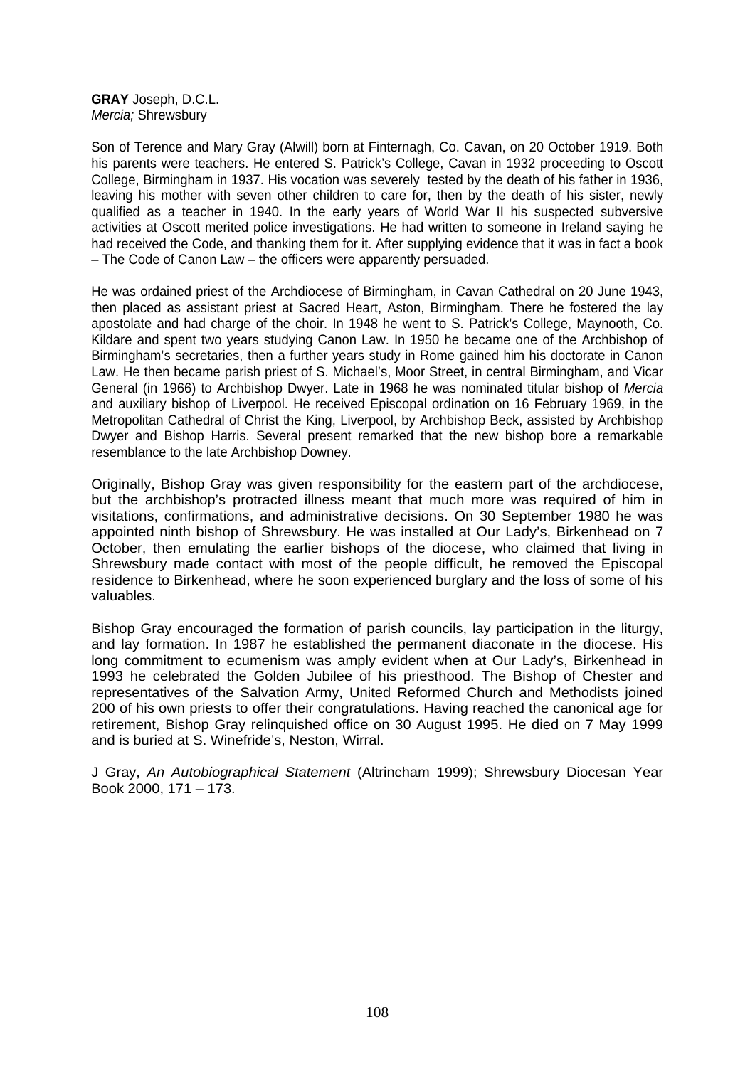**GRAY** Joseph, D.C.L.
*Mercia;* Shrewsbury

Son of Terence and Mary Gray (Alwill) born at Finternagh, Co. Cavan, on 20 October 1919. Both his parents were teachers. He entered S. Patrick's College, Cavan in 1932 proceeding to Oscott College, Birmingham in 1937. His vocation was severely tested by the death of his father in 1936, leaving his mother with seven other children to care for, then by the death of his sister, newly qualified as a teacher in 1940. In the early years of World War II his suspected subversive activities at Oscott merited police investigations. He had written to someone in Ireland saying he had received the Code, and thanking them for it. After supplying evidence that it was in fact a book – The Code of Canon Law – the officers were apparently persuaded.

He was ordained priest of the Archdiocese of Birmingham, in Cavan Cathedral on 20 June 1943, then placed as assistant priest at Sacred Heart, Aston, Birmingham. There he fostered the lay apostolate and had charge of the choir. In 1948 he went to S. Patrick's College, Maynooth, Co. Kildare and spent two years studying Canon Law. In 1950 he became one of the Archbishop of Birmingham's secretaries, then a further years study in Rome gained him his doctorate in Canon Law. He then became parish priest of S. Michael's, Moor Street, in central Birmingham, and Vicar General (in 1966) to Archbishop Dwyer. Late in 1968 he was nominated titular bishop of *Mercia* and auxiliary bishop of Liverpool. He received Episcopal ordination on 16 February 1969, in the Metropolitan Cathedral of Christ the King, Liverpool, by Archbishop Beck, assisted by Archbishop Dwyer and Bishop Harris. Several present remarked that the new bishop bore a remarkable resemblance to the late Archbishop Downey.

Originally, Bishop Gray was given responsibility for the eastern part of the archdiocese, but the archbishop's protracted illness meant that much more was required of him in visitations, confirmations, and administrative decisions. On 30 September 1980 he was appointed ninth bishop of Shrewsbury. He was installed at Our Lady's, Birkenhead on 7 October, then emulating the earlier bishops of the diocese, who claimed that living in Shrewsbury made contact with most of the people difficult, he removed the Episcopal residence to Birkenhead, where he soon experienced burglary and the loss of some of his valuables.

Bishop Gray encouraged the formation of parish councils, lay participation in the liturgy, and lay formation. In 1987 he established the permanent diaconate in the diocese. His long commitment to ecumenism was amply evident when at Our Lady's, Birkenhead in 1993 he celebrated the Golden Jubilee of his priesthood. The Bishop of Chester and representatives of the Salvation Army, United Reformed Church and Methodists joined 200 of his own priests to offer their congratulations. Having reached the canonical age for retirement, Bishop Gray relinquished office on 30 August 1995. He died on 7 May 1999 and is buried at S. Winefride's, Neston, Wirral.

J Gray, *An Autobiographical Statement* (Altrincham 1999); Shrewsbury Diocesan Year Book 2000, 171 – 173.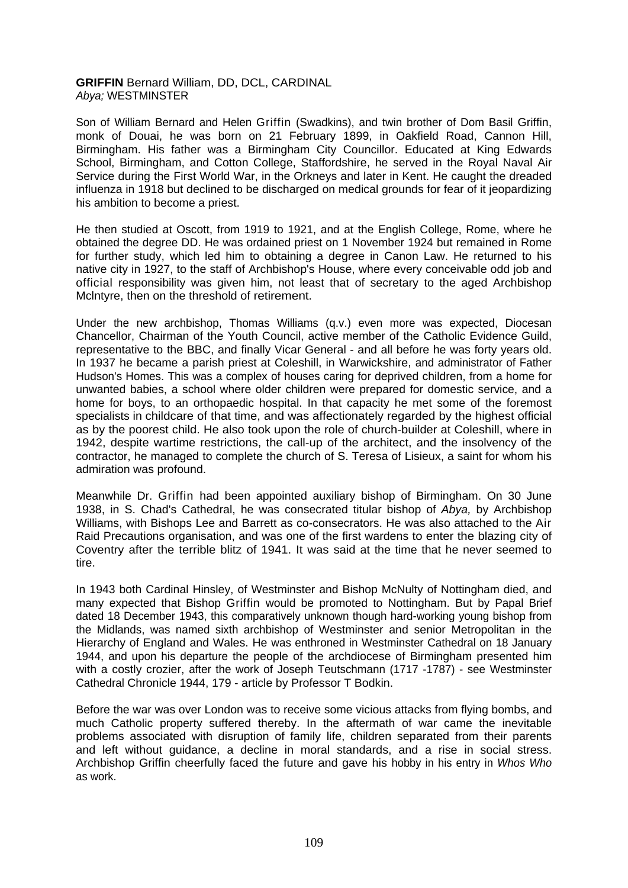**GRIFFIN** Bernard William, DD, DCL, CARDINAL
*Abya;* WESTMINSTER

Son of William Bernard and Helen Griffin (Swadkins), and twin brother of Dom Basil Griffin, monk of Douai, he was born on 21 February 1899, in Oakfield Road, Cannon Hill, Birmingham. His father was a Birmingham City Councillor. Educated at King Edwards School, Birmingham, and Cotton College, Staffordshire, he served in the Royal Naval Air Service during the First World War, in the Orkneys and later in Kent. He caught the dreaded influenza in 1918 but declined to be discharged on medical grounds for fear of it jeopardizing his ambition to become a priest.

He then studied at Oscott, from 1919 to 1921, and at the English College, Rome, where he obtained the degree DD. He was ordained priest on 1 November 1924 but remained in Rome for further study, which led him to obtaining a degree in Canon Law. He returned to his native city in 1927, to the staff of Archbishop's House, where every conceivable odd job and official responsibility was given him, not least that of secretary to the aged Archbishop Mclntyre, then on the threshold of retirement.

Under the new archbishop, Thomas Williams (q.v.) even more was expected, Diocesan Chancellor, Chairman of the Youth Council, active member of the Catholic Evidence Guild, representative to the BBC, and finally Vicar General - and all before he was forty years old. In 1937 he became a parish priest at Coleshill, in Warwickshire, and administrator of Father Hudson's Homes. This was a complex of houses caring for deprived children, from a home for unwanted babies, a school where older children were prepared for domestic service, and a home for boys, to an orthopaedic hospital. In that capacity he met some of the foremost specialists in childcare of that time, and was affectionately regarded by the highest official as by the poorest child. He also took upon the role of church-builder at Coleshill, where in 1942, despite wartime restrictions, the call-up of the architect, and the insolvency of the contractor, he managed to complete the church of S. Teresa of Lisieux, a saint for whom his admiration was profound.

Meanwhile Dr. Griffin had been appointed auxiliary bishop of Birmingham. On 30 June 1938, in S. Chad's Cathedral, he was consecrated titular bishop of *Abya,* by Archbishop Williams, with Bishops Lee and Barrett as co-consecrators. He was also attached to the Air Raid Precautions organisation, and was one of the first wardens to enter the blazing city of Coventry after the terrible blitz of 1941. It was said at the time that he never seemed to tire.

In 1943 both Cardinal Hinsley, of Westminster and Bishop McNulty of Nottingham died, and many expected that Bishop Griffin would be promoted to Nottingham. But by Papal Brief dated 18 December 1943, this comparatively unknown though hard-working young bishop from the Midlands, was named sixth archbishop of Westminster and senior Metropolitan in the Hierarchy of England and Wales. He was enthroned in Westminster Cathedral on 18 January 1944, and upon his departure the people of the archdiocese of Birmingham presented him with a costly crozier, after the work of Joseph Teutschmann (1717 -1787) - see Westminster Cathedral Chronicle 1944, 179 - article by Professor T Bodkin.

Before the war was over London was to receive some vicious attacks from flying bombs, and much Catholic property suffered thereby. In the aftermath of war came the inevitable problems associated with disruption of family life, children separated from their parents and left without guidance, a decline in moral standards, and a rise in social stress. Archbishop Griffin cheerfully faced the future and gave his hobby in his entry in *Whos Who* as work.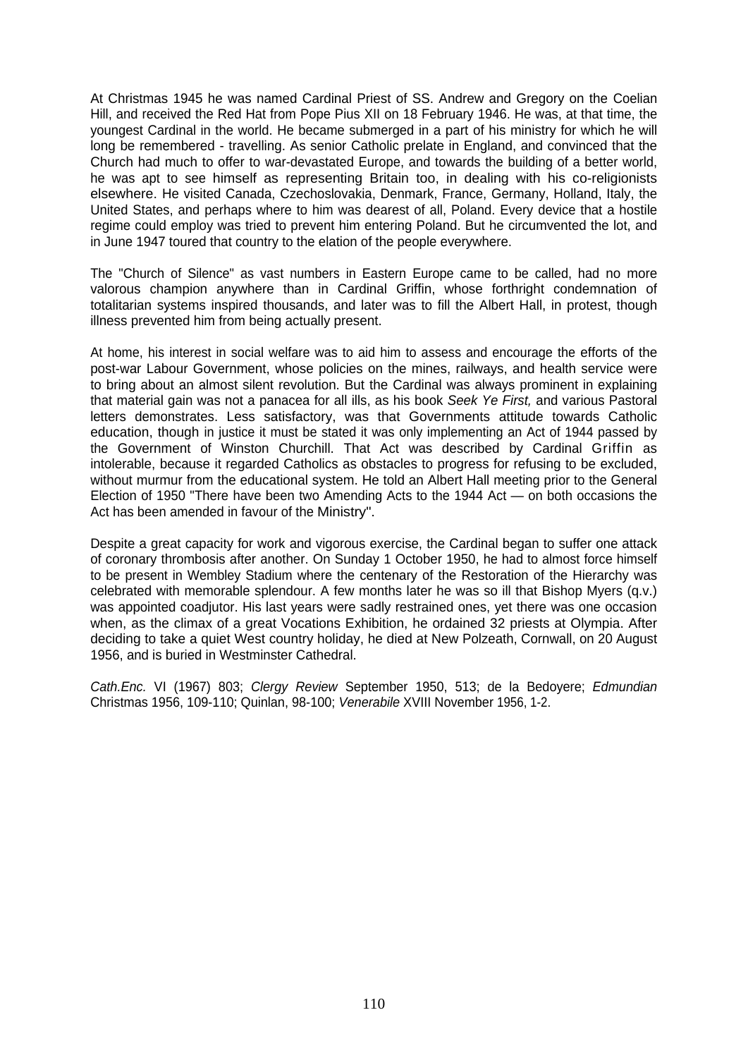At Christmas 1945 he was named Cardinal Priest of SS. Andrew and Gregory on the Coelian Hill, and received the Red Hat from Pope Pius XII on 18 February 1946. He was, at that time, the youngest Cardinal in the world. He became submerged in a part of his ministry for which he will long be remembered - travelling. As senior Catholic prelate in England, and convinced that the Church had much to offer to war-devastated Europe, and towards the building of a better world, he was apt to see himself as representing Britain too, in dealing with his co-religionists elsewhere. He visited Canada, Czechoslovakia, Denmark, France, Germany, Holland, Italy, the United States, and perhaps where to him was dearest of all, Poland. Every device that a hostile regime could employ was tried to prevent him entering Poland. But he circumvented the lot, and in June 1947 toured that country to the elation of the people everywhere.

The "Church of Silence" as vast numbers in Eastern Europe came to be called, had no more valorous champion anywhere than in Cardinal Griffin, whose forthright condemnation of totalitarian systems inspired thousands, and later was to fill the Albert Hall, in protest, though illness prevented him from being actually present.

At home, his interest in social welfare was to aid him to assess and encourage the efforts of the post-war Labour Government, whose policies on the mines, railways, and health service were to bring about an almost silent revolution. But the Cardinal was always prominent in explaining that material gain was not a panacea for all ills, as his book *Seek Ye First,* and various Pastoral letters demonstrates. Less satisfactory, was that Governments attitude towards Catholic education, though in justice it must be stated it was only implementing an Act of 1944 passed by the Government of Winston Churchill. That Act was described by Cardinal Griffin as intolerable, because it regarded Catholics as obstacles to progress for refusing to be excluded, without murmur from the educational system. He told an Albert Hall meeting prior to the General Election of 1950 "There have been two Amending Acts to the 1944 Act — on both occasions the Act has been amended in favour of the Ministry".

Despite a great capacity for work and vigorous exercise, the Cardinal began to suffer one attack of coronary thrombosis after another. On Sunday 1 October 1950, he had to almost force himself to be present in Wembley Stadium where the centenary of the Restoration of the Hierarchy was celebrated with memorable splendour. A few months later he was so ill that Bishop Myers (q.v.) was appointed coadjutor. His last years were sadly restrained ones, yet there was one occasion when, as the climax of a great Vocations Exhibition, he ordained 32 priests at Olympia. After deciding to take a quiet West country holiday, he died at New Polzeath, Cornwall, on 20 August 1956, and is buried in Westminster Cathedral.

*Cath.Enc.* VI (1967) 803; *Clergy Review* September 1950, 513; de la Bedoyere; *Edmundian* Christmas 1956, 109-110; Quinlan, 98-100; *Venerabile* XVIII November 1956, 1-2.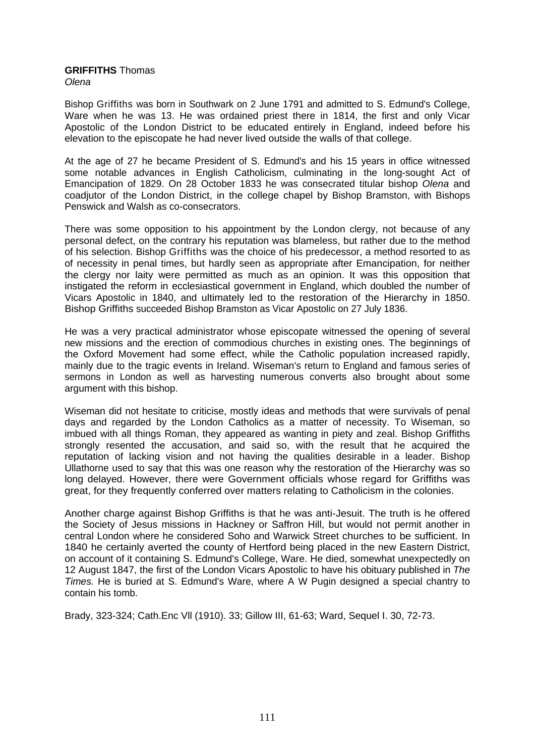**GRIFFITHS** Thomas
*Olena*

Bishop Griffiths was born in Southwark on 2 June 1791 and admitted to S. Edmund's College, Ware when he was 13. He was ordained priest there in 1814, the first and only Vicar Apostolic of the London District to be educated entirely in England, indeed before his elevation to the episcopate he had never lived outside the walls of that college.

At the age of 27 he became President of S. Edmund's and his 15 years in office witnessed some notable advances in English Catholicism, culminating in the long-sought Act of Emancipation of 1829. On 28 October 1833 he was consecrated titular bishop *Olena* and coadjutor of the London District, in the college chapel by Bishop Bramston, with Bishops Penswick and Walsh as co-consecrators.

There was some opposition to his appointment by the London clergy, not because of any personal defect, on the contrary his reputation was blameless, but rather due to the method of his selection. Bishop Griffiths was the choice of his predecessor, a method resorted to as of necessity in penal times, but hardly seen as appropriate after Emancipation, for neither the clergy nor laity were permitted as much as an opinion. It was this opposition that instigated the reform in ecclesiastical government in England, which doubled the number of Vicars Apostolic in 1840, and ultimately led to the restoration of the Hierarchy in 1850. Bishop Griffiths succeeded Bishop Bramston as Vicar Apostolic on 27 July 1836.

He was a very practical administrator whose episcopate witnessed the opening of several new missions and the erection of commodious churches in existing ones. The beginnings of the Oxford Movement had some effect, while the Catholic population increased rapidly, mainly due to the tragic events in Ireland. Wiseman's return to England and famous series of sermons in London as well as harvesting numerous converts also brought about some argument with this bishop.

Wiseman did not hesitate to criticise, mostly ideas and methods that were survivals of penal days and regarded by the London Catholics as a matter of necessity. To Wiseman, so imbued with all things Roman, they appeared as wanting in piety and zeal. Bishop Griffiths strongly resented the accusation, and said so, with the result that he acquired the reputation of lacking vision and not having the qualities desirable in a leader. Bishop Ullathorne used to say that this was one reason why the restoration of the Hierarchy was so long delayed. However, there were Government officials whose regard for Griffiths was great, for they frequently conferred over matters relating to Catholicism in the colonies.

Another charge against Bishop Griffiths is that he was anti-Jesuit. The truth is he offered the Society of Jesus missions in Hackney or Saffron Hill, but would not permit another in central London where he considered Soho and Warwick Street churches to be sufficient. In 1840 he certainly averted the county of Hertford being placed in the new Eastern District, on account of it containing S. Edmund's College, Ware. He died, somewhat unexpectedly on 12 August 1847, the first of the London Vicars Apostolic to have his obituary published in *The Times.* He is buried at S. Edmund's Ware, where A W Pugin designed a special chantry to contain his tomb.

Brady, 323-324; Cath.Enc Vll (1910). 33; Gillow III, 61-63; Ward, Sequel I. 30, 72-73.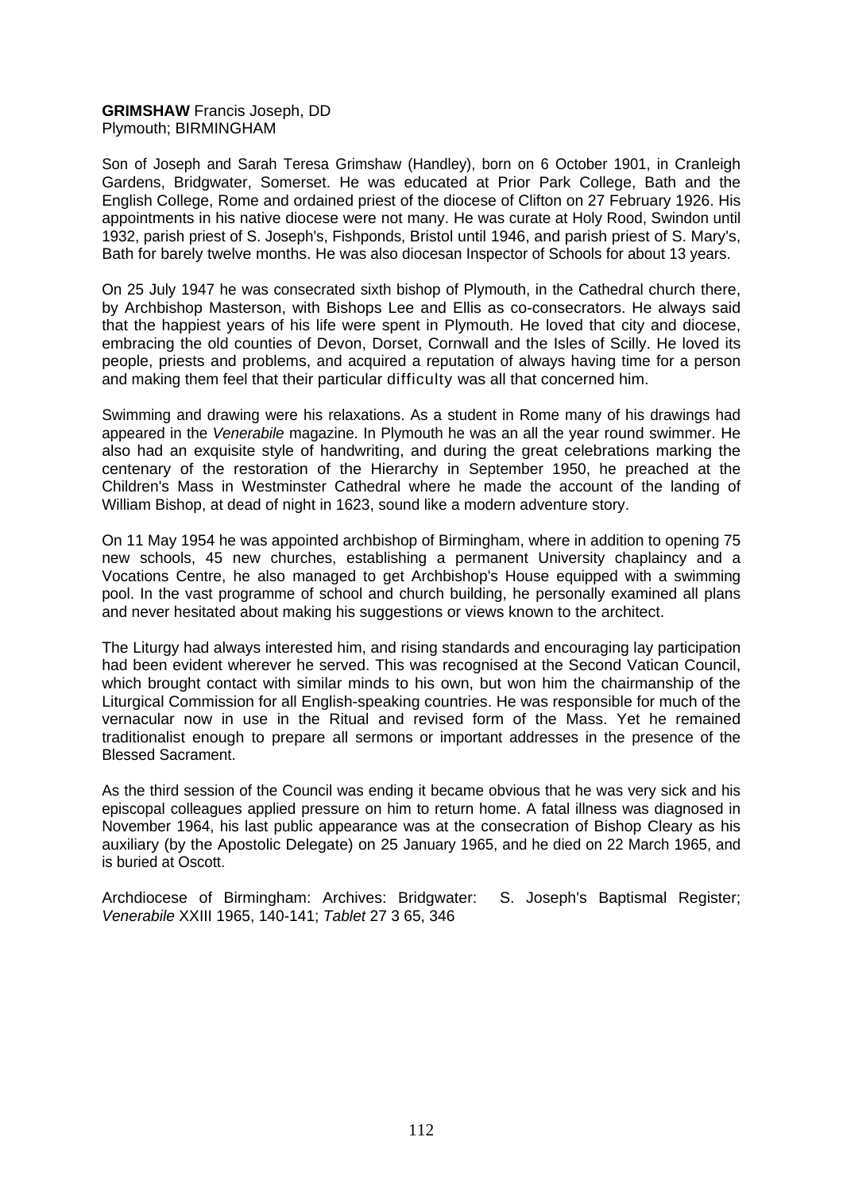**GRIMSHAW** Francis Joseph, DD
Plymouth; BIRMINGHAM

Son of Joseph and Sarah Teresa Grimshaw (Handley), born on 6 October 1901, in Cranleigh Gardens, Bridgwater, Somerset. He was educated at Prior Park College, Bath and the English College, Rome and ordained priest of the diocese of Clifton on 27 February 1926. His appointments in his native diocese were not many. He was curate at Holy Rood, Swindon until 1932, parish priest of S. Joseph's, Fishponds, Bristol until 1946, and parish priest of S. Mary's, Bath for barely twelve months. He was also diocesan Inspector of Schools for about 13 years.

On 25 July 1947 he was consecrated sixth bishop of Plymouth, in the Cathedral church there, by Archbishop Masterson, with Bishops Lee and Ellis as co-consecrators. He always said that the happiest years of his life were spent in Plymouth. He loved that city and diocese, embracing the old counties of Devon, Dorset, Cornwall and the Isles of Scilly. He loved its people, priests and problems, and acquired a reputation of always having time for a person and making them feel that their particular difficulty was all that concerned him.

Swimming and drawing were his relaxations. As a student in Rome many of his drawings had appeared in the *Venerabile* magazine. In Plymouth he was an all the year round swimmer. He also had an exquisite style of handwriting, and during the great celebrations marking the centenary of the restoration of the Hierarchy in September 1950, he preached at the Children's Mass in Westminster Cathedral where he made the account of the landing of William Bishop, at dead of night in 1623, sound like a modern adventure story.

On 11 May 1954 he was appointed archbishop of Birmingham, where in addition to opening 75 new schools, 45 new churches, establishing a permanent University chaplaincy and a Vocations Centre, he also managed to get Archbishop's House equipped with a swimming pool. In the vast programme of school and church building, he personally examined all plans and never hesitated about making his suggestions or views known to the architect.

The Liturgy had always interested him, and rising standards and encouraging lay participation had been evident wherever he served. This was recognised at the Second Vatican Council, which brought contact with similar minds to his own, but won him the chairmanship of the Liturgical Commission for all English-speaking countries. He was responsible for much of the vernacular now in use in the Ritual and revised form of the Mass. Yet he remained traditionalist enough to prepare all sermons or important addresses in the presence of the Blessed Sacrament.

As the third session of the Council was ending it became obvious that he was very sick and his episcopal colleagues applied pressure on him to return home. A fatal illness was diagnosed in November 1964, his last public appearance was at the consecration of Bishop Cleary as his auxiliary (by the Apostolic Delegate) on 25 January 1965, and he died on 22 March 1965, and is buried at Oscott.

Archdiocese of Birmingham: Archives: Bridgwater: S. Joseph's Baptismal Register; *Venerabile* XXIII 1965, 140-141; *Tablet* 27 3 65, 346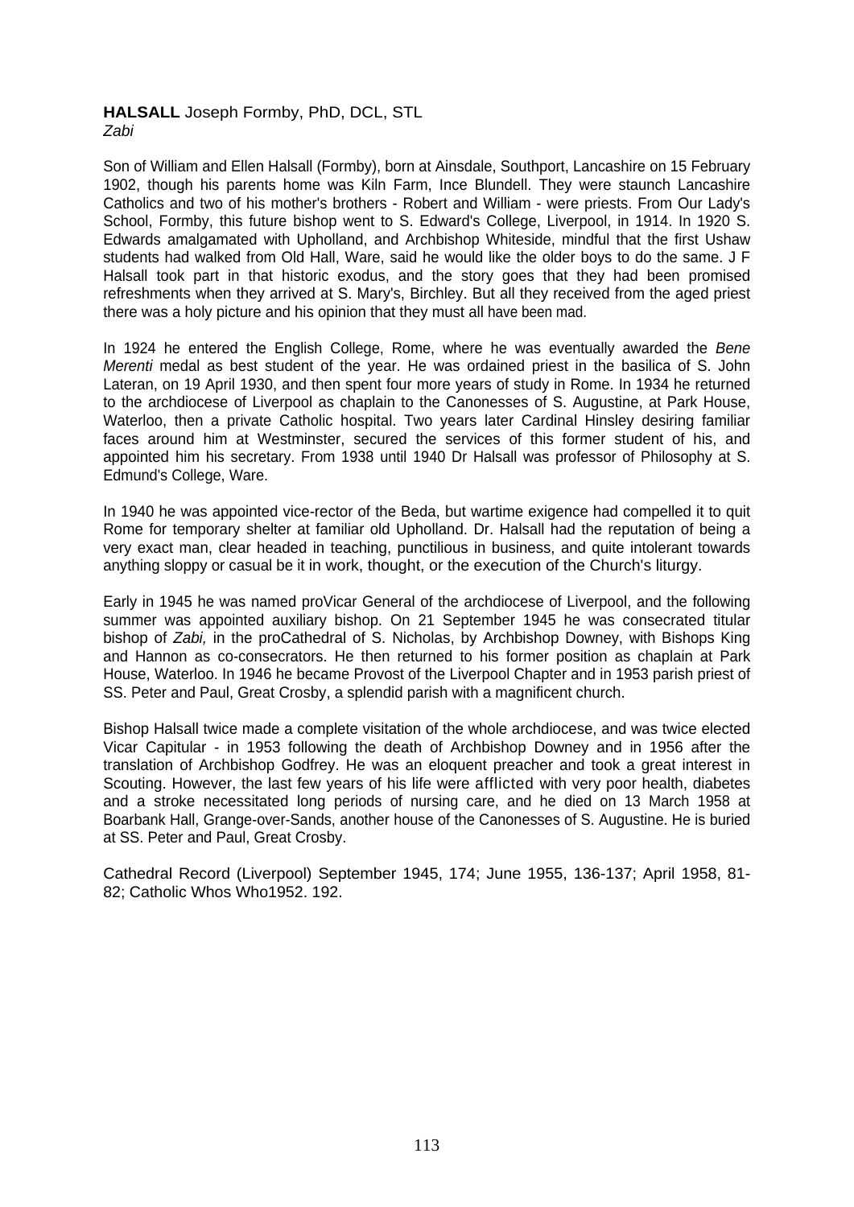**HALSALL** Joseph Formby, PhD, DCL, STL
*Zabi*

Son of William and Ellen Halsall (Formby), born at Ainsdale, Southport, Lancashire on 15 February 1902, though his parents home was Kiln Farm, Ince Blundell. They were staunch Lancashire Catholics and two of his mother's brothers - Robert and William - were priests. From Our Lady's School, Formby, this future bishop went to S. Edward's College, Liverpool, in 1914. In 1920 S. Edwards amalgamated with Upholland, and Archbishop Whiteside, mindful that the first Ushaw students had walked from Old Hall, Ware, said he would like the older boys to do the same. J F Halsall took part in that historic exodus, and the story goes that they had been promised refreshments when they arrived at S. Mary's, Birchley. But all they received from the aged priest there was a holy picture and his opinion that they must all have been mad.

In 1924 he entered the English College, Rome, where he was eventually awarded the *Bene Merenti* medal as best student of the year. He was ordained priest in the basilica of S. John Lateran, on 19 April 1930, and then spent four more years of study in Rome. In 1934 he returned to the archdiocese of Liverpool as chaplain to the Canonesses of S. Augustine, at Park House, Waterloo, then a private Catholic hospital. Two years later Cardinal Hinsley desiring familiar faces around him at Westminster, secured the services of this former student of his, and appointed him his secretary. From 1938 until 1940 Dr Halsall was professor of Philosophy at S. Edmund's College, Ware.

In 1940 he was appointed vice-rector of the Beda, but wartime exigence had compelled it to quit Rome for temporary shelter at familiar old Upholland. Dr. Halsall had the reputation of being a very exact man, clear headed in teaching, punctilious in business, and quite intolerant towards anything sloppy or casual be it in work, thought, or the execution of the Church's liturgy.

Early in 1945 he was named proVicar General of the archdiocese of Liverpool, and the following summer was appointed auxiliary bishop. On 21 September 1945 he was consecrated titular bishop of *Zabi,* in the proCathedral of S. Nicholas, by Archbishop Downey, with Bishops King and Hannon as co-consecrators. He then returned to his former position as chaplain at Park House, Waterloo. In 1946 he became Provost of the Liverpool Chapter and in 1953 parish priest of SS. Peter and Paul, Great Crosby, a splendid parish with a magnificent church.

Bishop Halsall twice made a complete visitation of the whole archdiocese, and was twice elected Vicar Capitular - in 1953 following the death of Archbishop Downey and in 1956 after the translation of Archbishop Godfrey. He was an eloquent preacher and took a great interest in Scouting. However, the last few years of his life were afflicted with very poor health, diabetes and a stroke necessitated long periods of nursing care, and he died on 13 March 1958 at Boarbank Hall, Grange-over-Sands, another house of the Canonesses of S. Augustine. He is buried at SS. Peter and Paul, Great Crosby.

Cathedral Record (Liverpool) September 1945, 174; June 1955, 136-137; April 1958, 81-82; Catholic Whos Who1952. 192.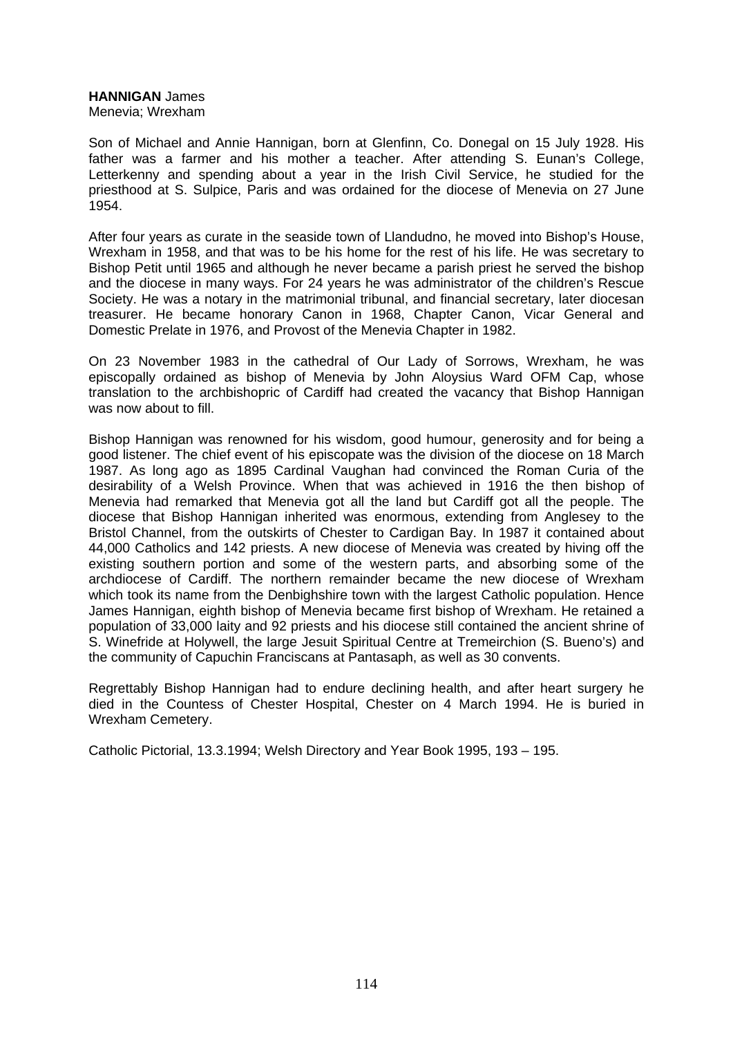**HANNIGAN** James
Menevia; Wrexham

Son of Michael and Annie Hannigan, born at Glenfinn, Co. Donegal on 15 July 1928. His father was a farmer and his mother a teacher. After attending S. Eunan's College, Letterkenny and spending about a year in the Irish Civil Service, he studied for the priesthood at S. Sulpice, Paris and was ordained for the diocese of Menevia on 27 June 1954.

After four years as curate in the seaside town of Llandudno, he moved into Bishop's House, Wrexham in 1958, and that was to be his home for the rest of his life. He was secretary to Bishop Petit until 1965 and although he never became a parish priest he served the bishop and the diocese in many ways. For 24 years he was administrator of the children's Rescue Society. He was a notary in the matrimonial tribunal, and financial secretary, later diocesan treasurer. He became honorary Canon in 1968, Chapter Canon, Vicar General and Domestic Prelate in 1976, and Provost of the Menevia Chapter in 1982.

On 23 November 1983 in the cathedral of Our Lady of Sorrows, Wrexham, he was episcopally ordained as bishop of Menevia by John Aloysius Ward OFM Cap, whose translation to the archbishopric of Cardiff had created the vacancy that Bishop Hannigan was now about to fill.

Bishop Hannigan was renowned for his wisdom, good humour, generosity and for being a good listener. The chief event of his episcopate was the division of the diocese on 18 March 1987. As long ago as 1895 Cardinal Vaughan had convinced the Roman Curia of the desirability of a Welsh Province. When that was achieved in 1916 the then bishop of Menevia had remarked that Menevia got all the land but Cardiff got all the people. The diocese that Bishop Hannigan inherited was enormous, extending from Anglesey to the Bristol Channel, from the outskirts of Chester to Cardigan Bay. In 1987 it contained about 44,000 Catholics and 142 priests. A new diocese of Menevia was created by hiving off the existing southern portion and some of the western parts, and absorbing some of the archdiocese of Cardiff. The northern remainder became the new diocese of Wrexham which took its name from the Denbighshire town with the largest Catholic population. Hence James Hannigan, eighth bishop of Menevia became first bishop of Wrexham. He retained a population of 33,000 laity and 92 priests and his diocese still contained the ancient shrine of S. Winefride at Holywell, the large Jesuit Spiritual Centre at Tremeirchion (S. Bueno's) and the community of Capuchin Franciscans at Pantasaph, as well as 30 convents.

Regrettably Bishop Hannigan had to endure declining health, and after heart surgery he died in the Countess of Chester Hospital, Chester on 4 March 1994. He is buried in Wrexham Cemetery.

Catholic Pictorial, 13.3.1994; Welsh Directory and Year Book 1995, 193 – 195.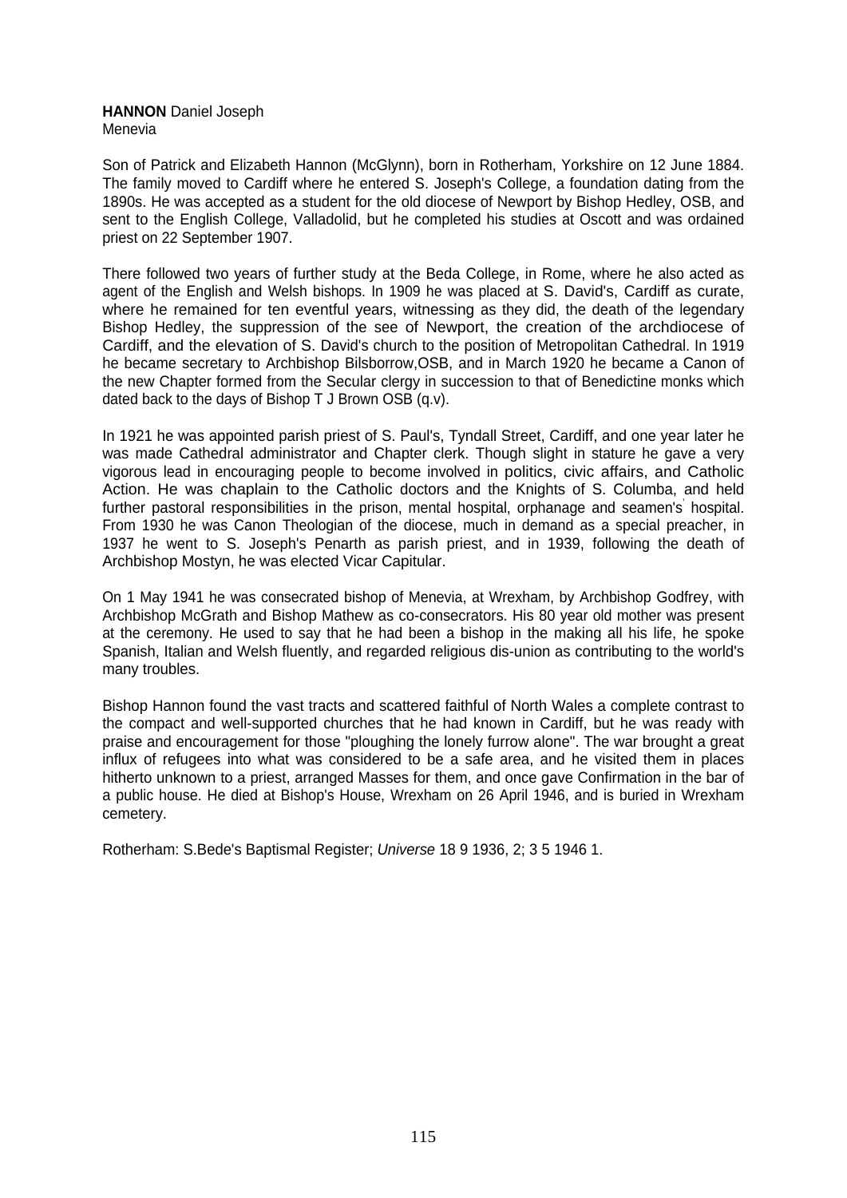**HANNON** Daniel Joseph
Menevia

Son of Patrick and Elizabeth Hannon (McGlynn), born in Rotherham, Yorkshire on 12 June 1884. The family moved to Cardiff where he entered S. Joseph's College, a foundation dating from the 1890s. He was accepted as a student for the old diocese of Newport by Bishop Hedley, OSB, and sent to the English College, Valladolid, but he completed his studies at Oscott and was ordained priest on 22 September 1907.

There followed two years of further study at the Beda College, in Rome, where he also acted as agent of the English and Welsh bishops. In 1909 he was placed at S. David's, Cardiff as curate, where he remained for ten eventful years, witnessing as they did, the death of the legendary Bishop Hedley, the suppression of the see of Newport, the creation of the archdiocese of Cardiff, and the elevation of S. David's church to the position of Metropolitan Cathedral. In 1919 he became secretary to Archbishop Bilsborrow,OSB, and in March 1920 he became a Canon of the new Chapter formed from the Secular clergy in succession to that of Benedictine monks which dated back to the days of Bishop T J Brown OSB (q.v).

In 1921 he was appointed parish priest of S. Paul's, Tyndall Street, Cardiff, and one year later he was made Cathedral administrator and Chapter clerk. Though slight in stature he gave a very vigorous lead in encouraging people to become involved in politics, civic affairs, and Catholic Action. He was chaplain to the Catholic doctors and the Knights of S. Columba, and held further pastoral responsibilities in the prison, mental hospital, orphanage and seamen's hospital. From 1930 he was Canon Theologian of the diocese, much in demand as a special preacher, in 1937 he went to S. Joseph's Penarth as parish priest, and in 1939, following the death of Archbishop Mostyn, he was elected Vicar Capitular.

On 1 May 1941 he was consecrated bishop of Menevia, at Wrexham, by Archbishop Godfrey, with Archbishop McGrath and Bishop Mathew as co-consecrators. His 80 year old mother was present at the ceremony. He used to say that he had been a bishop in the making all his life, he spoke Spanish, Italian and Welsh fluently, and regarded religious dis-union as contributing to the world's many troubles.

Bishop Hannon found the vast tracts and scattered faithful of North Wales a complete contrast to the compact and well-supported churches that he had known in Cardiff, but he was ready with praise and encouragement for those "ploughing the lonely furrow alone". The war brought a great influx of refugees into what was considered to be a safe area, and he visited them in places hitherto unknown to a priest, arranged Masses for them, and once gave Confirmation in the bar of a public house. He died at Bishop's House, Wrexham on 26 April 1946, and is buried in Wrexham cemetery.

Rotherham: S.Bede's Baptismal Register; *Universe* 18 9 1936, 2; 3 5 1946 1.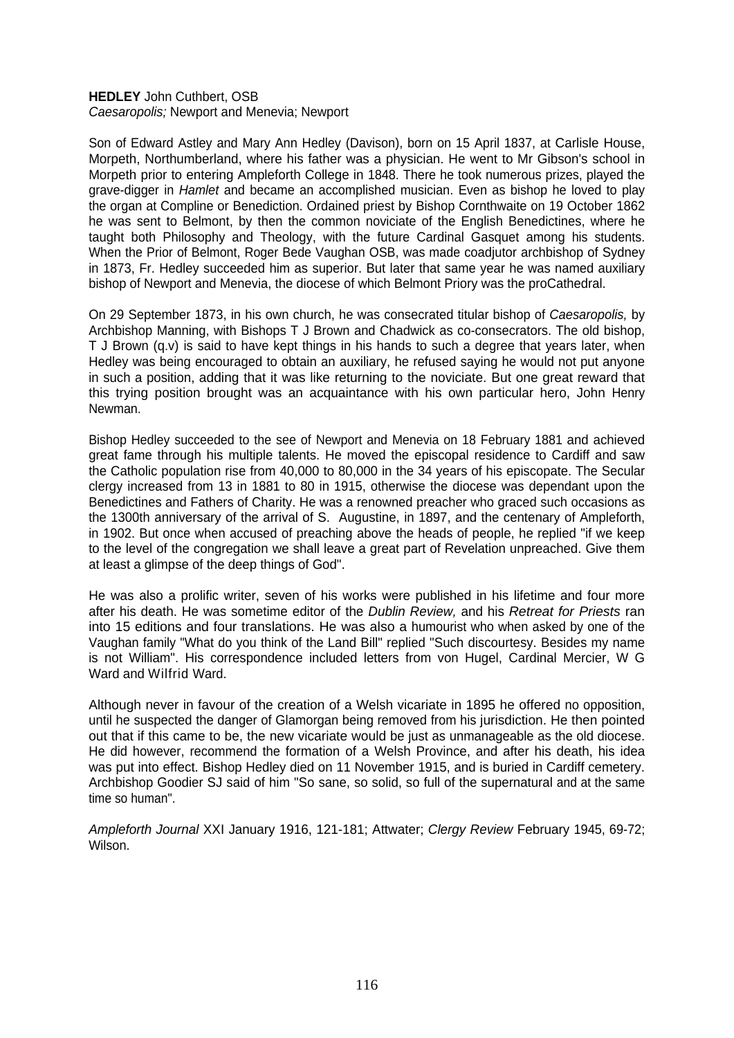**HEDLEY** John Cuthbert, OSB
*Caesaropolis;* Newport and Menevia; Newport

Son of Edward Astley and Mary Ann Hedley (Davison), born on 15 April 1837, at Carlisle House, Morpeth, Northumberland, where his father was a physician. He went to Mr Gibson's school in Morpeth prior to entering Ampleforth College in 1848. There he took numerous prizes, played the grave-digger in *Hamlet* and became an accomplished musician. Even as bishop he loved to play the organ at Compline or Benediction. Ordained priest by Bishop Cornthwaite on 19 October 1862 he was sent to Belmont, by then the common noviciate of the English Benedictines, where he taught both Philosophy and Theology, with the future Cardinal Gasquet among his students. When the Prior of Belmont, Roger Bede Vaughan OSB, was made coadjutor archbishop of Sydney in 1873, Fr. Hedley succeeded him as superior. But later that same year he was named auxiliary bishop of Newport and Menevia, the diocese of which Belmont Priory was the proCathedral.

On 29 September 1873, in his own church, he was consecrated titular bishop of *Caesaropolis,* by Archbishop Manning, with Bishops T J Brown and Chadwick as co-consecrators. The old bishop, T J Brown (q.v) is said to have kept things in his hands to such a degree that years later, when Hedley was being encouraged to obtain an auxiliary, he refused saying he would not put anyone in such a position, adding that it was like returning to the noviciate. But one great reward that this trying position brought was an acquaintance with his own particular hero, John Henry Newman.

Bishop Hedley succeeded to the see of Newport and Menevia on 18 February 1881 and achieved great fame through his multiple talents. He moved the episcopal residence to Cardiff and saw the Catholic population rise from 40,000 to 80,000 in the 34 years of his episcopate. The Secular clergy increased from 13 in 1881 to 80 in 1915, otherwise the diocese was dependant upon the Benedictines and Fathers of Charity. He was a renowned preacher who graced such occasions as the 1300th anniversary of the arrival of S. Augustine, in 1897, and the centenary of Ampleforth, in 1902. But once when accused of preaching above the heads of people, he replied "if we keep to the level of the congregation we shall leave a great part of Revelation unpreached. Give them at least a glimpse of the deep things of God".

He was also a prolific writer, seven of his works were published in his lifetime and four more after his death. He was sometime editor of the *Dublin Review,* and his *Retreat for Priests* ran into 15 editions and four translations. He was also a humourist who when asked by one of the Vaughan family "What do you think of the Land Bill" replied "Such discourtesy. Besides my name is not William". His correspondence included letters from von Hugel, Cardinal Mercier, W G Ward and Wilfrid Ward.

Although never in favour of the creation of a Welsh vicariate in 1895 he offered no opposition, until he suspected the danger of Glamorgan being removed from his jurisdiction. He then pointed out that if this came to be, the new vicariate would be just as unmanageable as the old diocese. He did however, recommend the formation of a Welsh Province, and after his death, his idea was put into effect. Bishop Hedley died on 11 November 1915, and is buried in Cardiff cemetery. Archbishop Goodier SJ said of him "So sane, so solid, so full of the supernatural and at the same time so human".

*Ampleforth Journal* XXI January 1916, 121-181; Attwater; *Clergy Review* February 1945, 69-72; Wilson.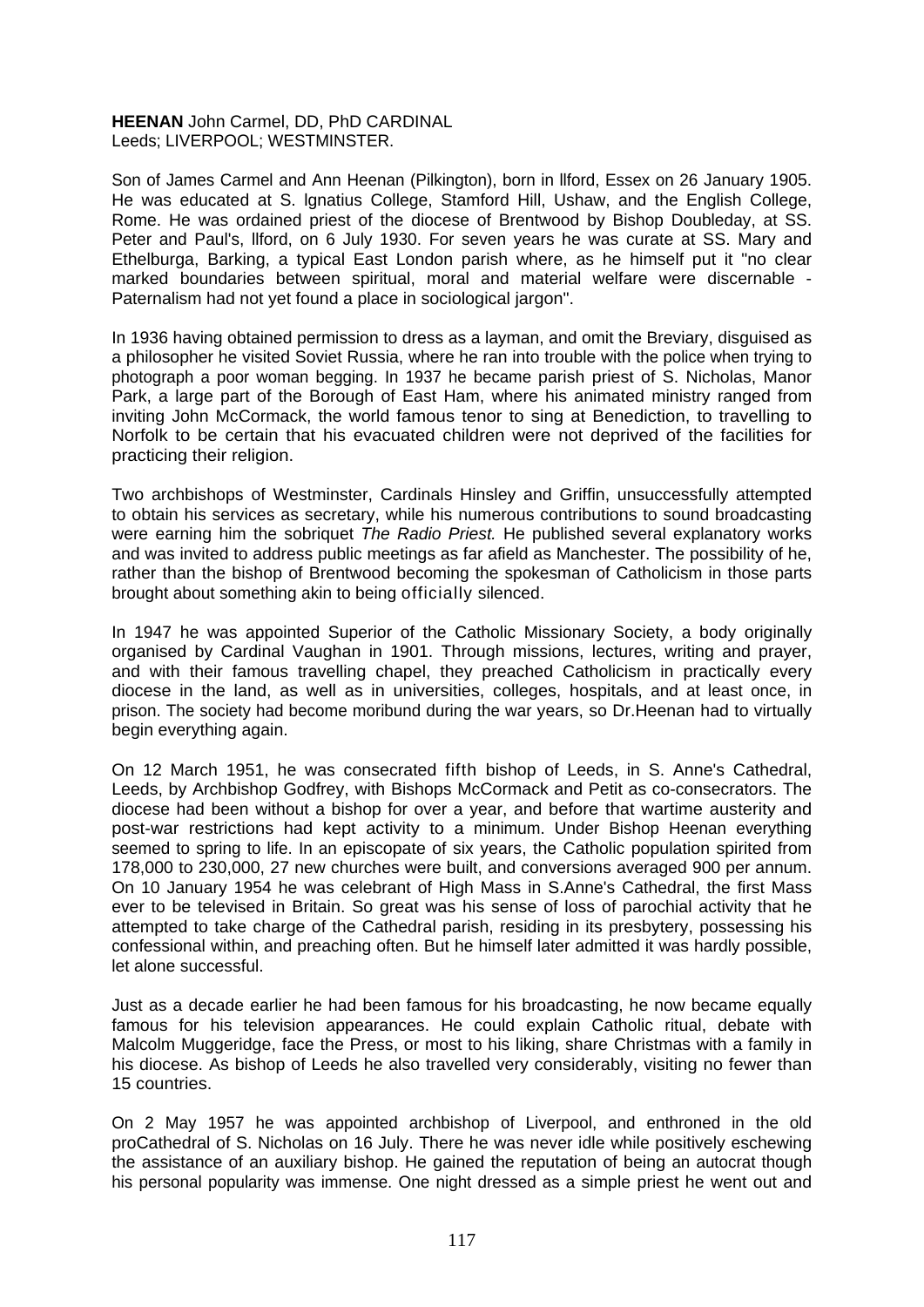**HEENAN** John Carmel, DD, PhD CARDINAL
Leeds; LIVERPOOL; WESTMINSTER.

Son of James Carmel and Ann Heenan (Pilkington), born in llford, Essex on 26 January 1905. He was educated at S. lgnatius College, Stamford Hill, Ushaw, and the English College, Rome. He was ordained priest of the diocese of Brentwood by Bishop Doubleday, at SS. Peter and Paul's, llford, on 6 July 1930. For seven years he was curate at SS. Mary and Ethelburga, Barking, a typical East London parish where, as he himself put it "no clear marked boundaries between spiritual, moral and material welfare were discernable - Paternalism had not yet found a place in sociological jargon".

In 1936 having obtained permission to dress as a layman, and omit the Breviary, disguised as a philosopher he visited Soviet Russia, where he ran into trouble with the police when trying to photograph a poor woman begging. In 1937 he became parish priest of S. Nicholas, Manor Park, a large part of the Borough of East Ham, where his animated ministry ranged from inviting John McCormack, the world famous tenor to sing at Benediction, to travelling to Norfolk to be certain that his evacuated children were not deprived of the facilities for practicing their religion.

Two archbishops of Westminster, Cardinals Hinsley and Griffin, unsuccessfully attempted to obtain his services as secretary, while his numerous contributions to sound broadcasting were earning him the sobriquet *The Radio Priest.* He published several explanatory works and was invited to address public meetings as far afield as Manchester. The possibility of he, rather than the bishop of Brentwood becoming the spokesman of Catholicism in those parts brought about something akin to being officially silenced.

In 1947 he was appointed Superior of the Catholic Missionary Society, a body originally organised by Cardinal Vaughan in 1901. Through missions, lectures, writing and prayer, and with their famous travelling chapel, they preached Catholicism in practically every diocese in the land, as well as in universities, colleges, hospitals, and at least once, in prison. The society had become moribund during the war years, so Dr.Heenan had to virtually begin everything again.

On 12 March 1951, he was consecrated fifth bishop of Leeds, in S. Anne's Cathedral, Leeds, by Archbishop Godfrey, with Bishops McCormack and Petit as co-consecrators. The diocese had been without a bishop for over a year, and before that wartime austerity and post-war restrictions had kept activity to a minimum. Under Bishop Heenan everything seemed to spring to life. In an episcopate of six years, the Catholic population spirited from 178,000 to 230,000, 27 new churches were built, and conversions averaged 900 per annum. On 10 January 1954 he was celebrant of High Mass in S.Anne's Cathedral, the first Mass ever to be televised in Britain. So great was his sense of loss of parochial activity that he attempted to take charge of the Cathedral parish, residing in its presbytery, possessing his confessional within, and preaching often. But he himself later admitted it was hardly possible, let alone successful.

Just as a decade earlier he had been famous for his broadcasting, he now became equally famous for his television appearances. He could explain Catholic ritual, debate with Malcolm Muggeridge, face the Press, or most to his liking, share Christmas with a family in his diocese. As bishop of Leeds he also travelled very considerably, visiting no fewer than 15 countries.

On 2 May 1957 he was appointed archbishop of Liverpool, and enthroned in the old proCathedral of S. Nicholas on 16 July. There he was never idle while positively eschewing the assistance of an auxiliary bishop. He gained the reputation of being an autocrat though his personal popularity was immense. One night dressed as a simple priest he went out and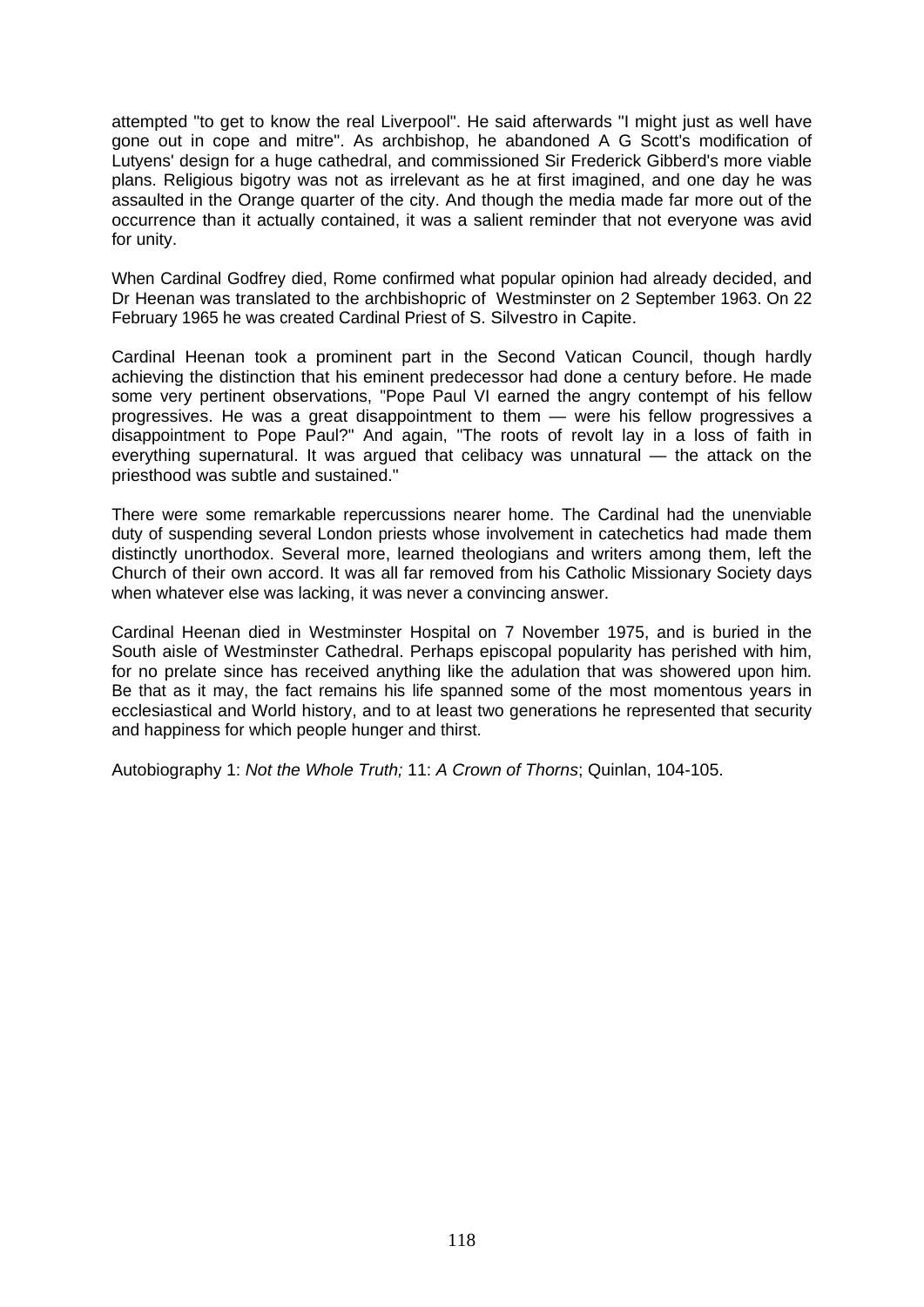attempted "to get to know the real Liverpool". He said afterwards "I might just as well have gone out in cope and mitre". As archbishop, he abandoned A G Scott's modification of Lutyens' design for a huge cathedral, and commissioned Sir Frederick Gibberd's more viable plans. Religious bigotry was not as irrelevant as he at first imagined, and one day he was assaulted in the Orange quarter of the city. And though the media made far more out of the occurrence than it actually contained, it was a salient reminder that not everyone was avid for unity.

When Cardinal Godfrey died, Rome confirmed what popular opinion had already decided, and Dr Heenan was translated to the archbishopric of Westminster on 2 September 1963. On 22 February 1965 he was created Cardinal Priest of S. Silvestro in Capite.

Cardinal Heenan took a prominent part in the Second Vatican Council, though hardly achieving the distinction that his eminent predecessor had done a century before. He made some very pertinent observations, "Pope Paul VI earned the angry contempt of his fellow progressives. He was a great disappointment to them — were his fellow progressives a disappointment to Pope Paul?" And again, "The roots of revolt lay in a loss of faith in everything supernatural. It was argued that celibacy was unnatural — the attack on the priesthood was subtle and sustained."

There were some remarkable repercussions nearer home. The Cardinal had the unenviable duty of suspending several London priests whose involvement in catechetics had made them distinctly unorthodox. Several more, learned theologians and writers among them, left the Church of their own accord. It was all far removed from his Catholic Missionary Society days when whatever else was lacking, it was never a convincing answer.

Cardinal Heenan died in Westminster Hospital on 7 November 1975, and is buried in the South aisle of Westminster Cathedral. Perhaps episcopal popularity has perished with him, for no prelate since has received anything like the adulation that was showered upon him. Be that as it may, the fact remains his life spanned some of the most momentous years in ecclesiastical and World history, and to at least two generations he represented that security and happiness for which people hunger and thirst.

Autobiography 1: *Not the Whole Truth;* 11: *A Crown of Thorns*; Quinlan, 104-105.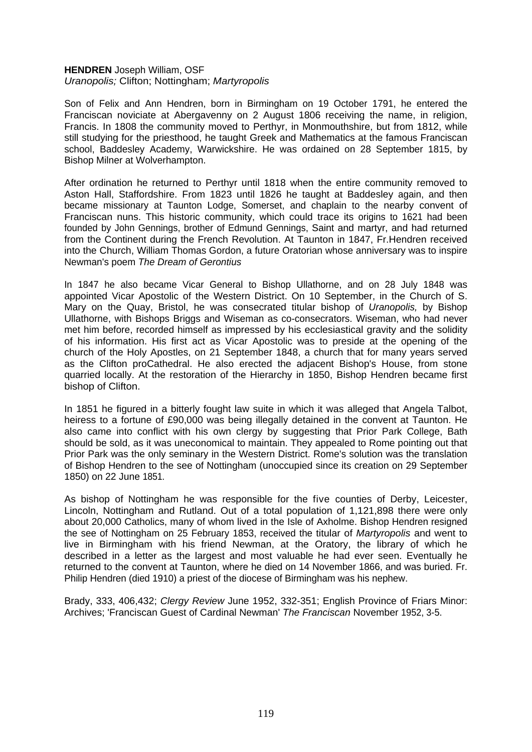**HENDREN** Joseph William, OSF
*Uranopolis;* Clifton; Nottingham; *Martyropolis*

Son of Felix and Ann Hendren, born in Birmingham on 19 October 1791, he entered the Franciscan noviciate at Abergavenny on 2 August 1806 receiving the name, in religion, Francis. In 1808 the community moved to Perthyr, in Monmouthshire, but from 1812, while still studying for the priesthood, he taught Greek and Mathematics at the famous Franciscan school, Baddesley Academy, Warwickshire. He was ordained on 28 September 1815, by Bishop Milner at Wolverhampton.

After ordination he returned to Perthyr until 1818 when the entire community removed to Aston Hall, Staffordshire. From 1823 until 1826 he taught at Baddesley again, and then became missionary at Taunton Lodge, Somerset, and chaplain to the nearby convent of Franciscan nuns. This historic community, which could trace its origins to 1621 had been founded by John Gennings, brother of Edmund Gennings, Saint and martyr, and had returned from the Continent during the French Revolution. At Taunton in 1847, Fr.Hendren received into the Church, William Thomas Gordon, a future Oratorian whose anniversary was to inspire Newman's poem *The Dream of Gerontius*

In 1847 he also became Vicar General to Bishop Ullathorne, and on 28 July 1848 was appointed Vicar Apostolic of the Western District. On 10 September, in the Church of S. Mary on the Quay, Bristol, he was consecrated titular bishop of *Uranopolis,* by Bishop Ullathorne, with Bishops Briggs and Wiseman as co-consecrators. Wiseman, who had never met him before, recorded himself as impressed by his ecclesiastical gravity and the solidity of his information. His first act as Vicar Apostolic was to preside at the opening of the church of the Holy Apostles, on 21 September 1848, a church that for many years served as the Clifton proCathedral. He also erected the adjacent Bishop's House, from stone quarried locally. At the restoration of the Hierarchy in 1850, Bishop Hendren became first bishop of Clifton.

In 1851 he figured in a bitterly fought law suite in which it was alleged that Angela Talbot, heiress to a fortune of £90,000 was being illegally detained in the convent at Taunton. He also came into conflict with his own clergy by suggesting that Prior Park College, Bath should be sold, as it was uneconomical to maintain. They appealed to Rome pointing out that Prior Park was the only seminary in the Western District. Rome's solution was the translation of Bishop Hendren to the see of Nottingham (unoccupied since its creation on 29 September 1850) on 22 June 1851.

As bishop of Nottingham he was responsible for the five counties of Derby, Leicester, Lincoln, Nottingham and Rutland. Out of a total population of 1,121,898 there were only about 20,000 Catholics, many of whom lived in the Isle of Axholme. Bishop Hendren resigned the see of Nottingham on 25 February 1853, received the titular of *Martyropolis* and went to live in Birmingham with his friend Newman, at the Oratory, the library of which he described in a letter as the largest and most valuable he had ever seen. Eventually he returned to the convent at Taunton, where he died on 14 November 1866, and was buried. Fr. Philip Hendren (died 1910) a priest of the diocese of Birmingham was his nephew.

Brady, 333, 406,432; *Clergy Review* June 1952, 332-351; English Province of Friars Minor: Archives; 'Franciscan Guest of Cardinal Newman' *The Franciscan* November 1952, 3-5.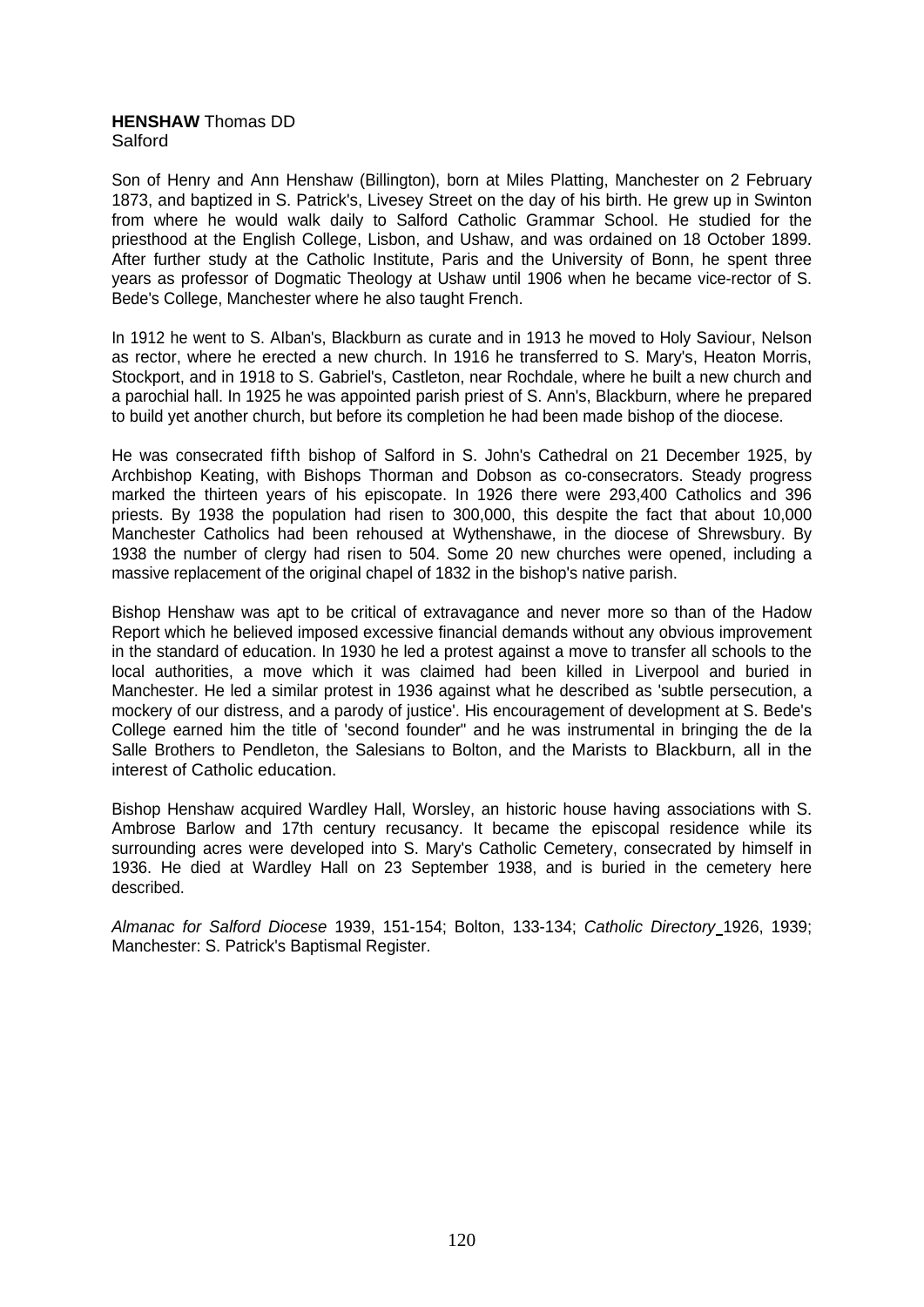**HENSHAW** Thomas DD
Salford

Son of Henry and Ann Henshaw (Billington), born at Miles Platting, Manchester on 2 February 1873, and baptized in S. Patrick's, Livesey Street on the day of his birth. He grew up in Swinton from where he would walk daily to Salford Catholic Grammar School. He studied for the priesthood at the English College, Lisbon, and Ushaw, and was ordained on 18 October 1899. After further study at the Catholic Institute, Paris and the University of Bonn, he spent three years as professor of Dogmatic Theology at Ushaw until 1906 when he became vice-rector of S. Bede's College, Manchester where he also taught French.

In 1912 he went to S. Alban's, Blackburn as curate and in 1913 he moved to Holy Saviour, Nelson as rector, where he erected a new church. In 1916 he transferred to S. Mary's, Heaton Morris, Stockport, and in 1918 to S. Gabriel's, Castleton, near Rochdale, where he built a new church and a parochial hall. In 1925 he was appointed parish priest of S. Ann's, Blackburn, where he prepared to build yet another church, but before its completion he had been made bishop of the diocese.

He was consecrated fifth bishop of Salford in S. John's Cathedral on 21 December 1925, by Archbishop Keating, with Bishops Thorman and Dobson as co-consecrators. Steady progress marked the thirteen years of his episcopate. In 1926 there were 293,400 Catholics and 396 priests. By 1938 the population had risen to 300,000, this despite the fact that about 10,000 Manchester Catholics had been rehoused at Wythenshawe, in the diocese of Shrewsbury. By 1938 the number of clergy had risen to 504. Some 20 new churches were opened, including a massive replacement of the original chapel of 1832 in the bishop's native parish.

Bishop Henshaw was apt to be critical of extravagance and never more so than of the Hadow Report which he believed imposed excessive financial demands without any obvious improvement in the standard of education. In 1930 he led a protest against a move to transfer all schools to the local authorities, a move which it was claimed had been killed in Liverpool and buried in Manchester. He led a similar protest in 1936 against what he described as 'subtle persecution, a mockery of our distress, and a parody of justice'. His encouragement of development at S. Bede's College earned him the title of 'second founder" and he was instrumental in bringing the de la Salle Brothers to Pendleton, the Salesians to Bolton, and the Marists to Blackburn, all in the interest of Catholic education.

Bishop Henshaw acquired Wardley Hall, Worsley, an historic house having associations with S. Ambrose Barlow and 17th century recusancy. It became the episcopal residence while its surrounding acres were developed into S. Mary's Catholic Cemetery, consecrated by himself in 1936. He died at Wardley Hall on 23 September 1938, and is buried in the cemetery here described.

*Almanac for Salford Diocese* 1939, 151-154; Bolton, 133-134; *Catholic Directory* 1926, 1939; Manchester: S. Patrick's Baptismal Register.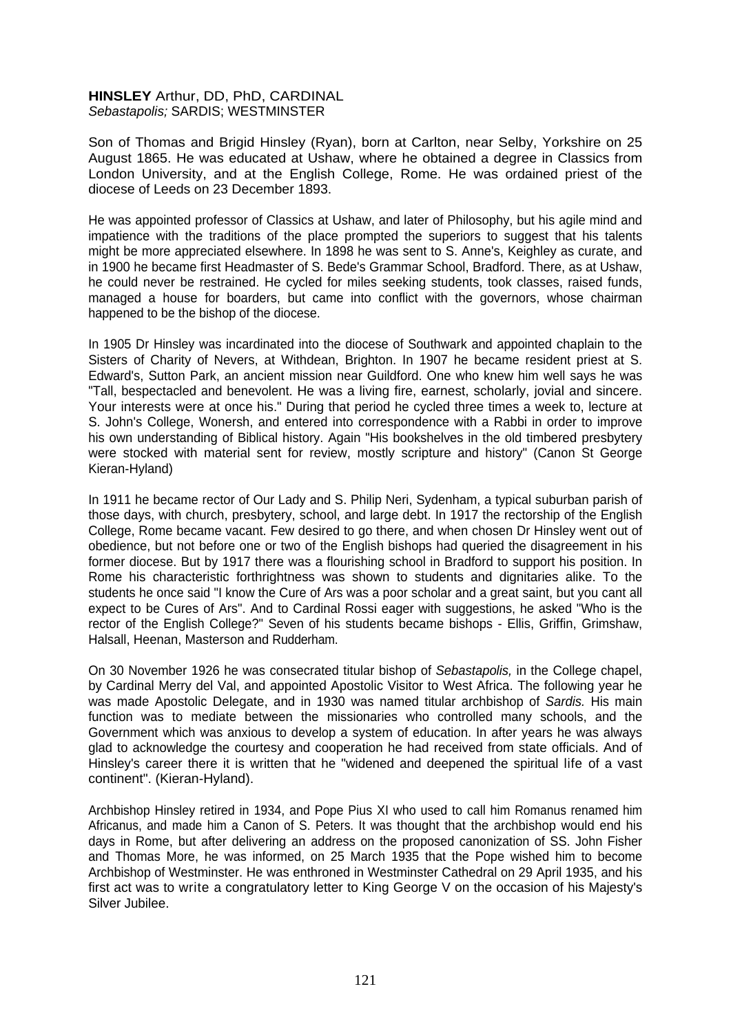**HINSLEY** Arthur, DD, PhD, CARDINAL
*Sebastapolis;* SARDIS; WESTMINSTER

Son of Thomas and Brigid Hinsley (Ryan), born at Carlton, near Selby, Yorkshire on 25 August 1865. He was educated at Ushaw, where he obtained a degree in Classics from London University, and at the English College, Rome. He was ordained priest of the diocese of Leeds on 23 December 1893.

He was appointed professor of Classics at Ushaw, and later of Philosophy, but his agile mind and impatience with the traditions of the place prompted the superiors to suggest that his talents might be more appreciated elsewhere. In 1898 he was sent to S. Anne's, Keighley as curate, and in 1900 he became first Headmaster of S. Bede's Grammar School, Bradford. There, as at Ushaw, he could never be restrained. He cycled for miles seeking students, took classes, raised funds, managed a house for boarders, but came into conflict with the governors, whose chairman happened to be the bishop of the diocese.

In 1905 Dr Hinsley was incardinated into the diocese of Southwark and appointed chaplain to the Sisters of Charity of Nevers, at Withdean, Brighton. In 1907 he became resident priest at S. Edward's, Sutton Park, an ancient mission near Guildford. One who knew him well says he was "Tall, bespectacled and benevolent. He was a living fire, earnest, scholarly, jovial and sincere. Your interests were at once his." During that period he cycled three times a week to, lecture at S. John's College, Wonersh, and entered into correspondence with a Rabbi in order to improve his own understanding of Biblical history. Again "His bookshelves in the old timbered presbytery were stocked with material sent for review, mostly scripture and history" (Canon St George Kieran-Hyland)

In 1911 he became rector of Our Lady and S. Philip Neri, Sydenham, a typical suburban parish of those days, with church, presbytery, school, and large debt. In 1917 the rectorship of the English College, Rome became vacant. Few desired to go there, and when chosen Dr Hinsley went out of obedience, but not before one or two of the English bishops had queried the disagreement in his former diocese. But by 1917 there was a flourishing school in Bradford to support his position. In Rome his characteristic forthrightness was shown to students and dignitaries alike. To the students he once said "I know the Cure of Ars was a poor scholar and a great saint, but you cant all expect to be Cures of Ars". And to Cardinal Rossi eager with suggestions, he asked "Who is the rector of the English College?" Seven of his students became bishops - Ellis, Griffin, Grimshaw, Halsall, Heenan, Masterson and Rudderham.

On 30 November 1926 he was consecrated titular bishop of *Sebastapolis,* in the College chapel, by Cardinal Merry del Val, and appointed Apostolic Visitor to West Africa. The following year he was made Apostolic Delegate, and in 1930 was named titular archbishop of *Sardis.* His main function was to mediate between the missionaries who controlled many schools, and the Government which was anxious to develop a system of education. In after years he was always glad to acknowledge the courtesy and cooperation he had received from state officials. And of Hinsley's career there it is written that he "widened and deepened the spiritual life of a vast continent". (Kieran-Hyland).

Archbishop Hinsley retired in 1934, and Pope Pius XI who used to call him Romanus renamed him Africanus, and made him a Canon of S. Peters. It was thought that the archbishop would end his days in Rome, but after delivering an address on the proposed canonization of SS. John Fisher and Thomas More, he was informed, on 25 March 1935 that the Pope wished him to become Archbishop of Westminster. He was enthroned in Westminster Cathedral on 29 April 1935, and his first act was to write a congratulatory letter to King George V on the occasion of his Majesty's Silver Jubilee.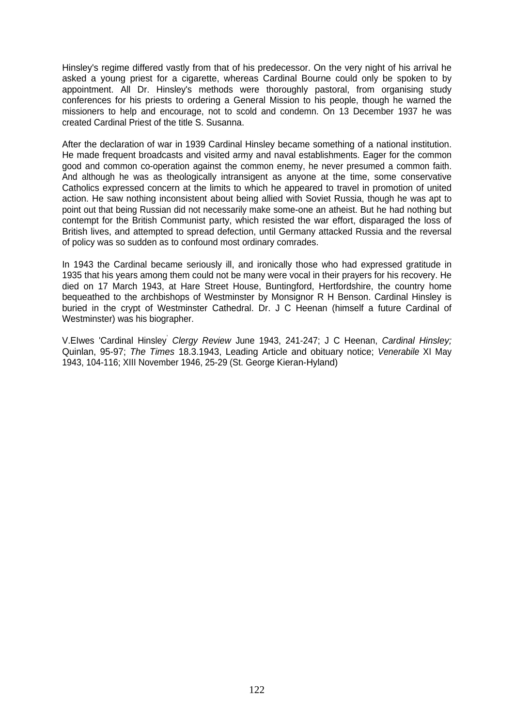Hinsley's regime differed vastly from that of his predecessor. On the very night of his arrival he asked a young priest for a cigarette, whereas Cardinal Bourne could only be spoken to by appointment. All Dr. Hinsley's methods were thoroughly pastoral, from organising study conferences for his priests to ordering a General Mission to his people, though he warned the missioners to help and encourage, not to scold and condemn. On 13 December 1937 he was created Cardinal Priest of the title S. Susanna.

After the declaration of war in 1939 Cardinal Hinsley became something of a national institution. He made frequent broadcasts and visited army and naval establishments. Eager for the common good and common co-operation against the common enemy, he never presumed a common faith. And although he was as theologically intransigent as anyone at the time, some conservative Catholics expressed concern at the limits to which he appeared to travel in promotion of united action. He saw nothing inconsistent about being allied with Soviet Russia, though he was apt to point out that being Russian did not necessarily make some-one an atheist. But he had nothing but contempt for the British Communist party, which resisted the war effort, disparaged the loss of British lives, and attempted to spread defection, until Germany attacked Russia and the reversal of policy was so sudden as to confound most ordinary comrades.

In 1943 the Cardinal became seriously ill, and ironically those who had expressed gratitude in 1935 that his years among them could not be many were vocal in their prayers for his recovery. He died on 17 March 1943, at Hare Street House, Buntingford, Hertfordshire, the country home bequeathed to the archbishops of Westminster by Monsignor R H Benson. Cardinal Hinsley is buried in the crypt of Westminster Cathedral. Dr. J C Heenan (himself a future Cardinal of Westminster) was his biographer.

V.Elwes 'Cardinal Hinsley' *Clergy Review* June 1943, 241-247; J C Heenan, *Cardinal Hinsley;* Quinlan, 95-97; *The Times* 18.3.1943, Leading Article and obituary notice; *Venerabile* XI May 1943, 104-116; XIII November 1946, 25-29 (St. George Kieran-Hyland)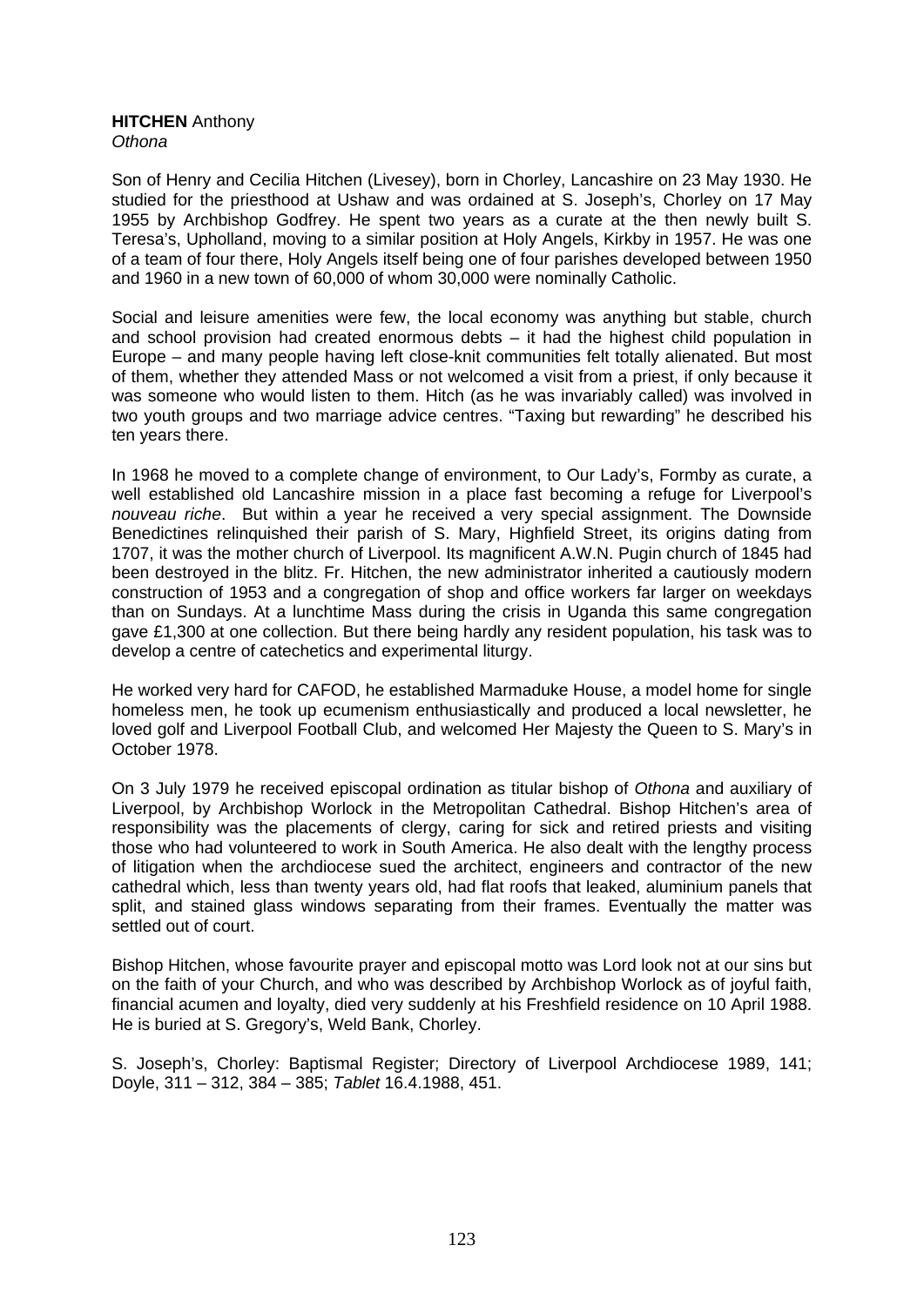**HITCHEN** Anthony
*Othona*

Son of Henry and Cecilia Hitchen (Livesey), born in Chorley, Lancashire on 23 May 1930. He studied for the priesthood at Ushaw and was ordained at S. Joseph's, Chorley on 17 May 1955 by Archbishop Godfrey. He spent two years as a curate at the then newly built S. Teresa's, Upholland, moving to a similar position at Holy Angels, Kirkby in 1957. He was one of a team of four there, Holy Angels itself being one of four parishes developed between 1950 and 1960 in a new town of 60,000 of whom 30,000 were nominally Catholic.

Social and leisure amenities were few, the local economy was anything but stable, church and school provision had created enormous debts – it had the highest child population in Europe – and many people having left close-knit communities felt totally alienated. But most of them, whether they attended Mass or not welcomed a visit from a priest, if only because it was someone who would listen to them. Hitch (as he was invariably called) was involved in two youth groups and two marriage advice centres. "Taxing but rewarding" he described his ten years there.

In 1968 he moved to a complete change of environment, to Our Lady's, Formby as curate, a well established old Lancashire mission in a place fast becoming a refuge for Liverpool's *nouveau riche*. But within a year he received a very special assignment. The Downside Benedictines relinquished their parish of S. Mary, Highfield Street, its origins dating from 1707, it was the mother church of Liverpool. Its magnificent A.W.N. Pugin church of 1845 had been destroyed in the blitz. Fr. Hitchen, the new administrator inherited a cautiously modern construction of 1953 and a congregation of shop and office workers far larger on weekdays than on Sundays. At a lunchtime Mass during the crisis in Uganda this same congregation gave £1,300 at one collection. But there being hardly any resident population, his task was to develop a centre of catechetics and experimental liturgy.

He worked very hard for CAFOD, he established Marmaduke House, a model home for single homeless men, he took up ecumenism enthusiastically and produced a local newsletter, he loved golf and Liverpool Football Club, and welcomed Her Majesty the Queen to S. Mary's in October 1978.

On 3 July 1979 he received episcopal ordination as titular bishop of *Othona* and auxiliary of Liverpool, by Archbishop Worlock in the Metropolitan Cathedral. Bishop Hitchen's area of responsibility was the placements of clergy, caring for sick and retired priests and visiting those who had volunteered to work in South America. He also dealt with the lengthy process of litigation when the archdiocese sued the architect, engineers and contractor of the new cathedral which, less than twenty years old, had flat roofs that leaked, aluminium panels that split, and stained glass windows separating from their frames. Eventually the matter was settled out of court.

Bishop Hitchen, whose favourite prayer and episcopal motto was Lord look not at our sins but on the faith of your Church, and who was described by Archbishop Worlock as of joyful faith, financial acumen and loyalty, died very suddenly at his Freshfield residence on 10 April 1988. He is buried at S. Gregory's, Weld Bank, Chorley.

S. Joseph's, Chorley: Baptismal Register; Directory of Liverpool Archdiocese 1989, 141; Doyle, 311 – 312, 384 – 385; *Tablet* 16.4.1988, 451.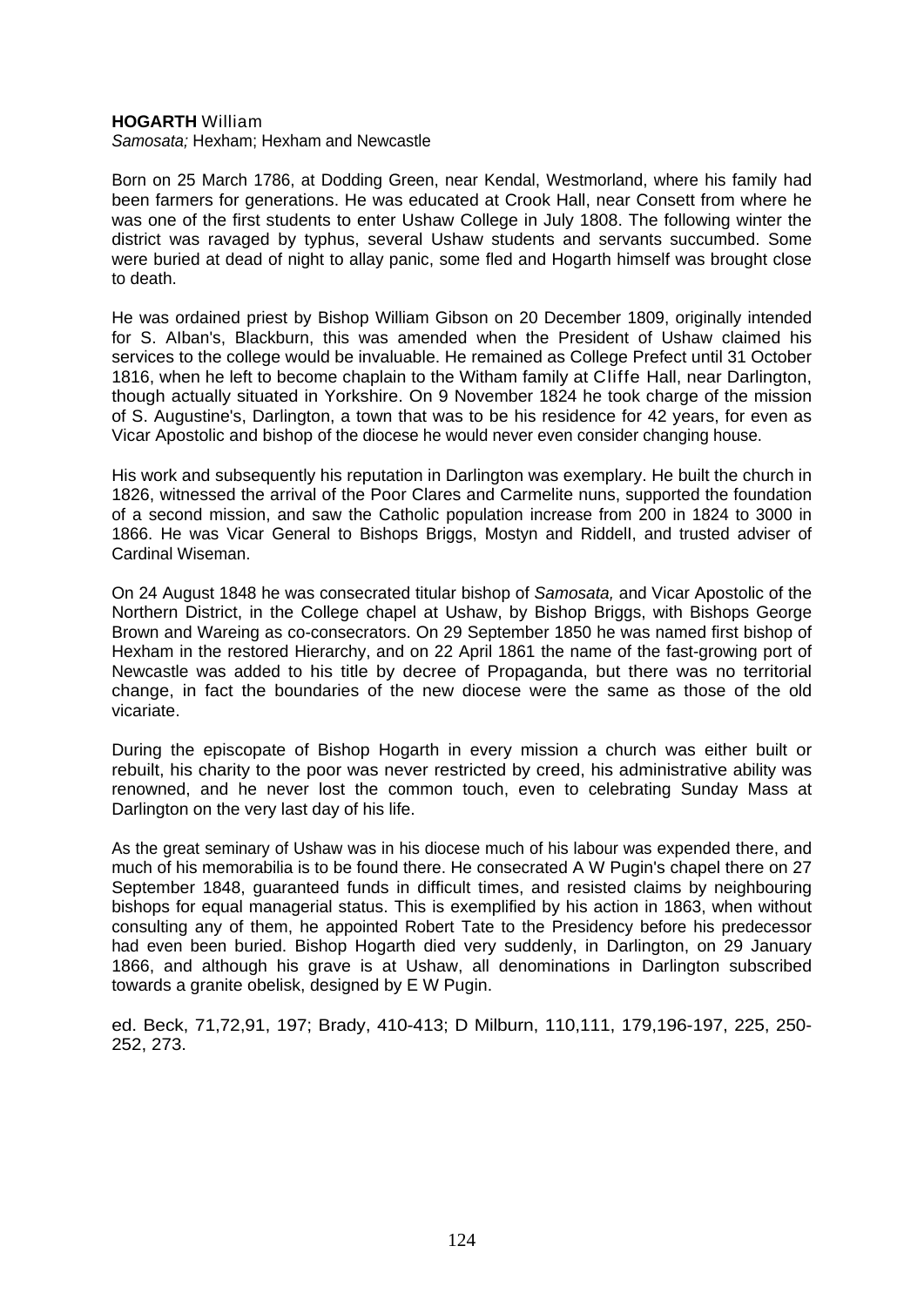**HOGARTH** William

*Samosata;* Hexham; Hexham and Newcastle

Born on 25 March 1786, at Dodding Green, near Kendal, Westmorland, where his family had been farmers for generations. He was educated at Crook Hall, near Consett from where he was one of the first students to enter Ushaw College in July 1808. The following winter the district was ravaged by typhus, several Ushaw students and servants succumbed. Some were buried at dead of night to allay panic, some fled and Hogarth himself was brought close to death.

He was ordained priest by Bishop William Gibson on 20 December 1809, originally intended for S. Alban's, Blackburn, this was amended when the President of Ushaw claimed his services to the college would be invaluable. He remained as College Prefect until 31 October 1816, when he left to become chaplain to the Witham family at Cliffe Hall, near Darlington, though actually situated in Yorkshire. On 9 November 1824 he took charge of the mission of S. Augustine's, Darlington, a town that was to be his residence for 42 years, for even as Vicar Apostolic and bishop of the diocese he would never even consider changing house.

His work and subsequently his reputation in Darlington was exemplary. He built the church in 1826, witnessed the arrival of the Poor Clares and Carmelite nuns, supported the foundation of a second mission, and saw the Catholic population increase from 200 in 1824 to 3000 in 1866. He was Vicar General to Bishops Briggs, Mostyn and Riddell, and trusted adviser of Cardinal Wiseman.

On 24 August 1848 he was consecrated titular bishop of *Samosata,* and Vicar Apostolic of the Northern District, in the College chapel at Ushaw, by Bishop Briggs, with Bishops George Brown and Wareing as co-consecrators. On 29 September 1850 he was named first bishop of Hexham in the restored Hierarchy, and on 22 April 1861 the name of the fast-growing port of Newcastle was added to his title by decree of Propaganda, but there was no territorial change, in fact the boundaries of the new diocese were the same as those of the old vicariate.

During the episcopate of Bishop Hogarth in every mission a church was either built or rebuilt, his charity to the poor was never restricted by creed, his administrative ability was renowned, and he never lost the common touch, even to celebrating Sunday Mass at Darlington on the very last day of his life.

As the great seminary of Ushaw was in his diocese much of his labour was expended there, and much of his memorabilia is to be found there. He consecrated A W Pugin's chapel there on 27 September 1848, guaranteed funds in difficult times, and resisted claims by neighbouring bishops for equal managerial status. This is exemplified by his action in 1863, when without consulting any of them, he appointed Robert Tate to the Presidency before his predecessor had even been buried. Bishop Hogarth died very suddenly, in Darlington, on 29 January 1866, and although his grave is at Ushaw, all denominations in Darlington subscribed towards a granite obelisk, designed by E W Pugin.

ed. Beck, 71,72,91, 197; Brady, 410-413; D Milburn, 110,111, 179,196-197, 225, 250-252, 273.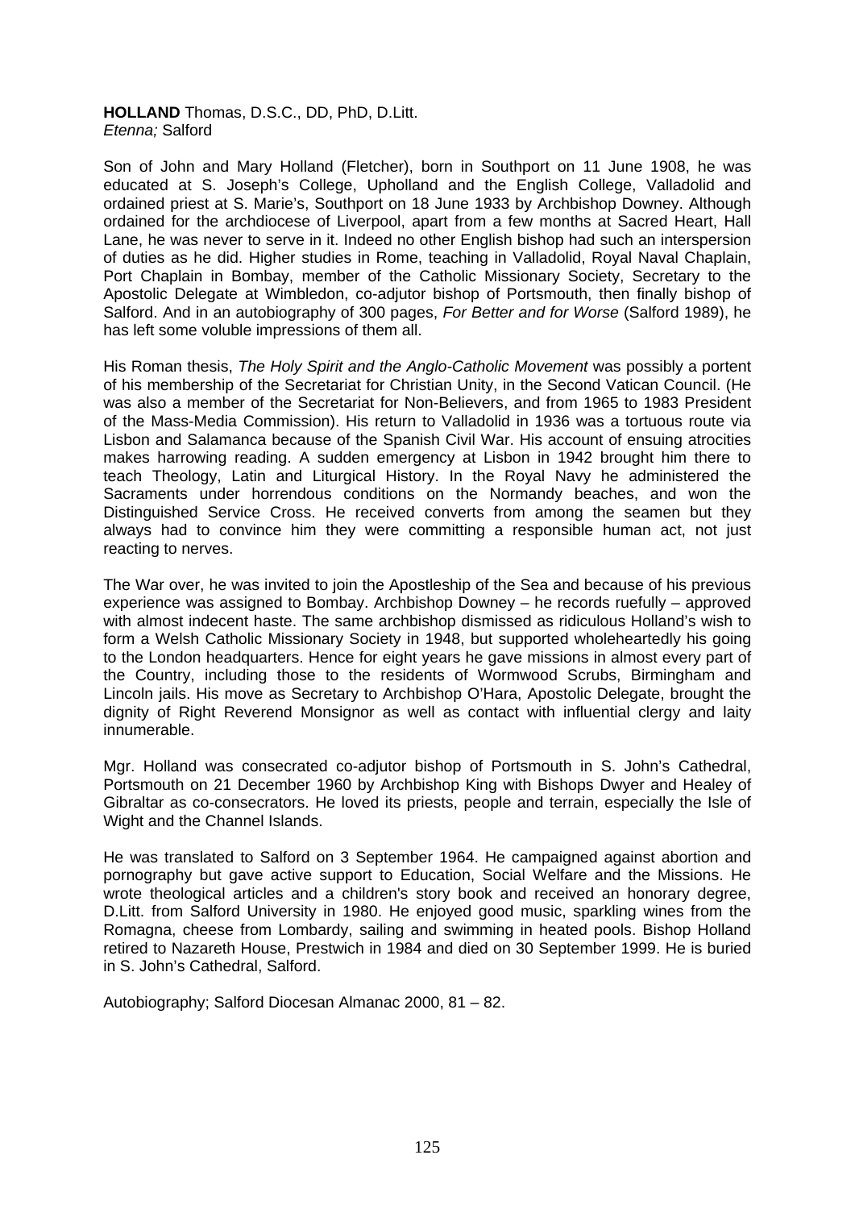**HOLLAND** Thomas, D.S.C., DD, PhD, D.Litt.
*Etenna;* Salford

Son of John and Mary Holland (Fletcher), born in Southport on 11 June 1908, he was educated at S. Joseph's College, Upholland and the English College, Valladolid and ordained priest at S. Marie's, Southport on 18 June 1933 by Archbishop Downey. Although ordained for the archdiocese of Liverpool, apart from a few months at Sacred Heart, Hall Lane, he was never to serve in it. Indeed no other English bishop had such an interspersion of duties as he did. Higher studies in Rome, teaching in Valladolid, Royal Naval Chaplain, Port Chaplain in Bombay, member of the Catholic Missionary Society, Secretary to the Apostolic Delegate at Wimbledon, co-adjutor bishop of Portsmouth, then finally bishop of Salford. And in an autobiography of 300 pages, *For Better and for Worse* (Salford 1989), he has left some voluble impressions of them all.

His Roman thesis, *The Holy Spirit and the Anglo-Catholic Movement* was possibly a portent of his membership of the Secretariat for Christian Unity, in the Second Vatican Council. (He was also a member of the Secretariat for Non-Believers, and from 1965 to 1983 President of the Mass-Media Commission). His return to Valladolid in 1936 was a tortuous route via Lisbon and Salamanca because of the Spanish Civil War. His account of ensuing atrocities makes harrowing reading. A sudden emergency at Lisbon in 1942 brought him there to teach Theology, Latin and Liturgical History. In the Royal Navy he administered the Sacraments under horrendous conditions on the Normandy beaches, and won the Distinguished Service Cross. He received converts from among the seamen but they always had to convince him they were committing a responsible human act, not just reacting to nerves.

The War over, he was invited to join the Apostleship of the Sea and because of his previous experience was assigned to Bombay. Archbishop Downey – he records ruefully – approved with almost indecent haste. The same archbishop dismissed as ridiculous Holland's wish to form a Welsh Catholic Missionary Society in 1948, but supported wholeheartedly his going to the London headquarters. Hence for eight years he gave missions in almost every part of the Country, including those to the residents of Wormwood Scrubs, Birmingham and Lincoln jails. His move as Secretary to Archbishop O'Hara, Apostolic Delegate, brought the dignity of Right Reverend Monsignor as well as contact with influential clergy and laity innumerable.

Mgr. Holland was consecrated co-adjutor bishop of Portsmouth in S. John's Cathedral, Portsmouth on 21 December 1960 by Archbishop King with Bishops Dwyer and Healey of Gibraltar as co-consecrators. He loved its priests, people and terrain, especially the Isle of Wight and the Channel Islands.

He was translated to Salford on 3 September 1964. He campaigned against abortion and pornography but gave active support to Education, Social Welfare and the Missions. He wrote theological articles and a children's story book and received an honorary degree, D.Litt. from Salford University in 1980. He enjoyed good music, sparkling wines from the Romagna, cheese from Lombardy, sailing and swimming in heated pools. Bishop Holland retired to Nazareth House, Prestwich in 1984 and died on 30 September 1999. He is buried in S. John's Cathedral, Salford.

Autobiography; Salford Diocesan Almanac 2000, 81 – 82.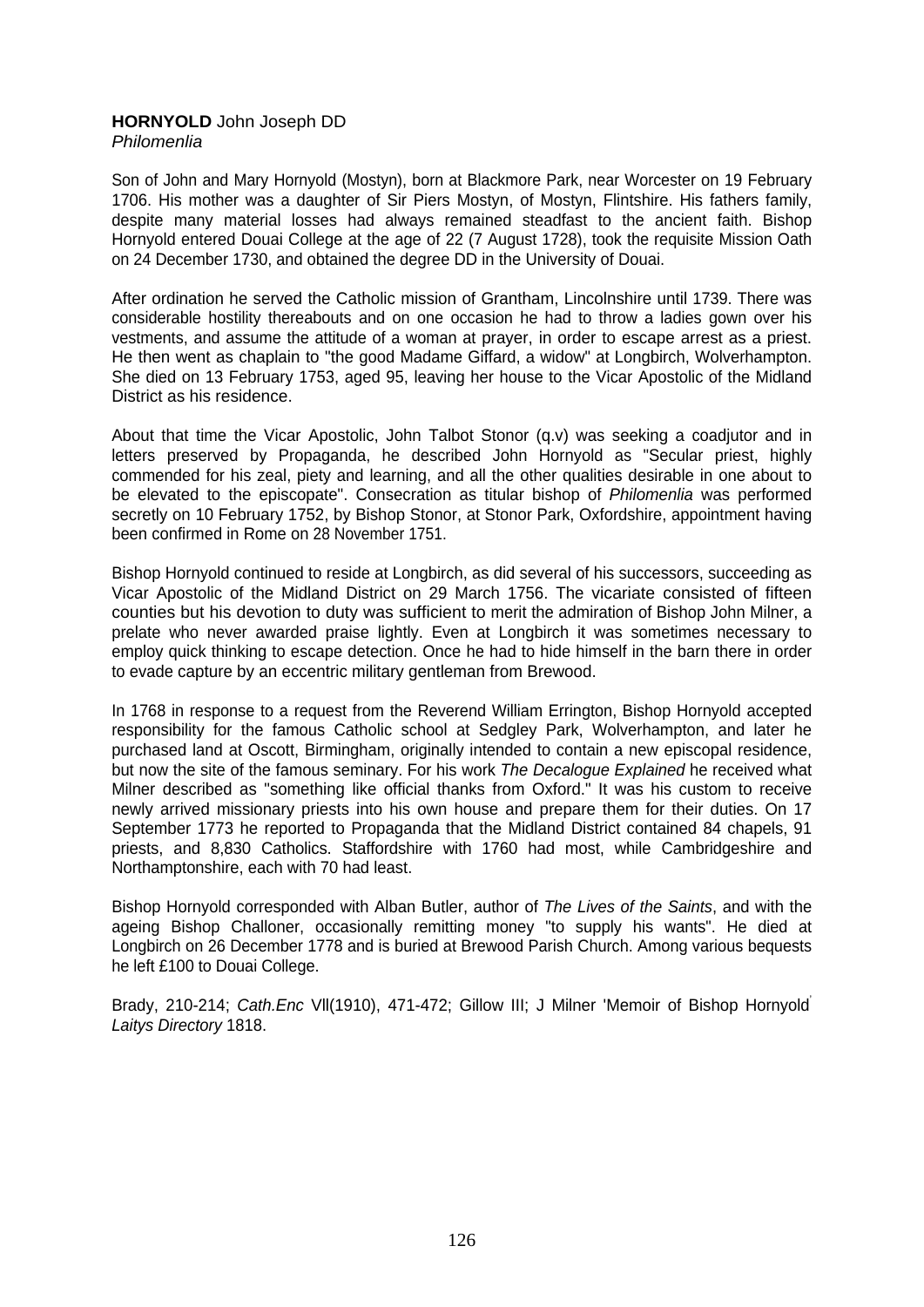**HORNYOLD** John Joseph DD
*Philomenlia*

Son of John and Mary Hornyold (Mostyn), born at Blackmore Park, near Worcester on 19 February 1706. His mother was a daughter of Sir Piers Mostyn, of Mostyn, Flintshire. His fathers family, despite many material losses had always remained steadfast to the ancient faith. Bishop Hornyold entered Douai College at the age of 22 (7 August 1728), took the requisite Mission Oath on 24 December 1730, and obtained the degree DD in the University of Douai.

After ordination he served the Catholic mission of Grantham, Lincolnshire until 1739. There was considerable hostility thereabouts and on one occasion he had to throw a ladies gown over his vestments, and assume the attitude of a woman at prayer, in order to escape arrest as a priest. He then went as chaplain to "the good Madame Giffard, a widow" at Longbirch, Wolverhampton. She died on 13 February 1753, aged 95, leaving her house to the Vicar Apostolic of the Midland District as his residence.

About that time the Vicar Apostolic, John Talbot Stonor (q.v) was seeking a coadjutor and in letters preserved by Propaganda, he described John Hornyold as "Secular priest, highly commended for his zeal, piety and learning, and all the other qualities desirable in one about to be elevated to the episcopate". Consecration as titular bishop of *Philomenlia* was performed secretly on 10 February 1752, by Bishop Stonor, at Stonor Park, Oxfordshire, appointment having been confirmed in Rome on 28 November 1751.

Bishop Hornyold continued to reside at Longbirch, as did several of his successors, succeeding as Vicar Apostolic of the Midland District on 29 March 1756. The vicariate consisted of fifteen counties but his devotion to duty was sufficient to merit the admiration of Bishop John Milner, a prelate who never awarded praise lightly. Even at Longbirch it was sometimes necessary to employ quick thinking to escape detection. Once he had to hide himself in the barn there in order to evade capture by an eccentric military gentleman from Brewood.

In 1768 in response to a request from the Reverend William Errington, Bishop Hornyold accepted responsibility for the famous Catholic school at Sedgley Park, Wolverhampton, and later he purchased land at Oscott, Birmingham, originally intended to contain a new episcopal residence, but now the site of the famous seminary. For his work *The Decalogue Explained* he received what Milner described as "something like official thanks from Oxford." It was his custom to receive newly arrived missionary priests into his own house and prepare them for their duties. On 17 September 1773 he reported to Propaganda that the Midland District contained 84 chapels, 91 priests, and 8,830 Catholics. Staffordshire with 1760 had most, while Cambridgeshire and Northamptonshire, each with 70 had least.

Bishop Hornyold corresponded with Alban Butler, author of *The Lives of the Saints*, and with the ageing Bishop Challoner, occasionally remitting money "to supply his wants". He died at Longbirch on 26 December 1778 and is buried at Brewood Parish Church. Among various bequests he left £100 to Douai College.

Brady, 210-214; *Cath.Enc* Vll(1910), 471-472; Gillow III; J Milner 'Memoir of Bishop Hornyold' *Laitys Directory* 1818.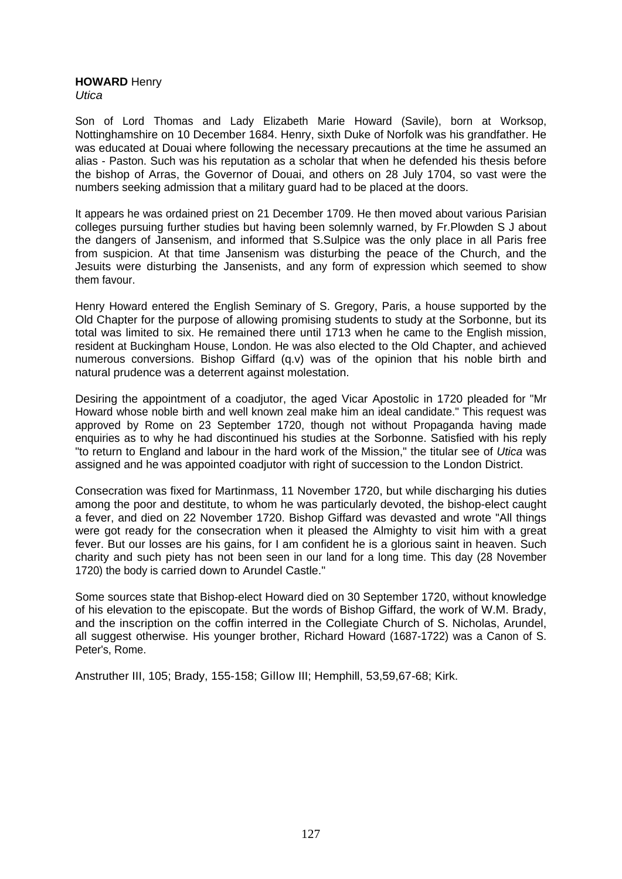**HOWARD** Henry
*Utica*

Son of Lord Thomas and Lady Elizabeth Marie Howard (Savile), born at Worksop, Nottinghamshire on 10 December 1684. Henry, sixth Duke of Norfolk was his grandfather. He was educated at Douai where following the necessary precautions at the time he assumed an alias - Paston. Such was his reputation as a scholar that when he defended his thesis before the bishop of Arras, the Governor of Douai, and others on 28 July 1704, so vast were the numbers seeking admission that a military guard had to be placed at the doors.

It appears he was ordained priest on 21 December 1709. He then moved about various Parisian colleges pursuing further studies but having been solemnly warned, by Fr.Plowden S J about the dangers of Jansenism, and informed that S.Sulpice was the only place in all Paris free from suspicion. At that time Jansenism was disturbing the peace of the Church, and the Jesuits were disturbing the Jansenists, and any form of expression which seemed to show them favour.

Henry Howard entered the English Seminary of S. Gregory, Paris, a house supported by the Old Chapter for the purpose of allowing promising students to study at the Sorbonne, but its total was limited to six. He remained there until 1713 when he came to the English mission, resident at Buckingham House, London. He was also elected to the Old Chapter, and achieved numerous conversions. Bishop Giffard (q.v) was of the opinion that his noble birth and natural prudence was a deterrent against molestation.

Desiring the appointment of a coadjutor, the aged Vicar Apostolic in 1720 pleaded for "Mr Howard whose noble birth and well known zeal make him an ideal candidate." This request was approved by Rome on 23 September 1720, though not without Propaganda having made enquiries as to why he had discontinued his studies at the Sorbonne. Satisfied with his reply "to return to England and labour in the hard work of the Mission," the titular see of *Utica* was assigned and he was appointed coadjutor with right of succession to the London District.

Consecration was fixed for Martinmass, 11 November 1720, but while discharging his duties among the poor and destitute, to whom he was particularly devoted, the bishop-elect caught a fever, and died on 22 November 1720. Bishop Giffard was devasted and wrote "All things were got ready for the consecration when it pleased the Almighty to visit him with a great fever. But our losses are his gains, for I am confident he is a glorious saint in heaven. Such charity and such piety has not been seen in our land for a long time. This day (28 November 1720) the body is carried down to Arundel Castle."

Some sources state that Bishop-elect Howard died on 30 September 1720, without knowledge of his elevation to the episcopate. But the words of Bishop Giffard, the work of W.M. Brady, and the inscription on the coffin interred in the Collegiate Church of S. Nicholas, Arundel, all suggest otherwise. His younger brother, Richard Howard (1687-1722) was a Canon of S. Peter's, Rome.

Anstruther III, 105; Brady, 155-158; Gillow III; Hemphill, 53,59,67-68; Kirk.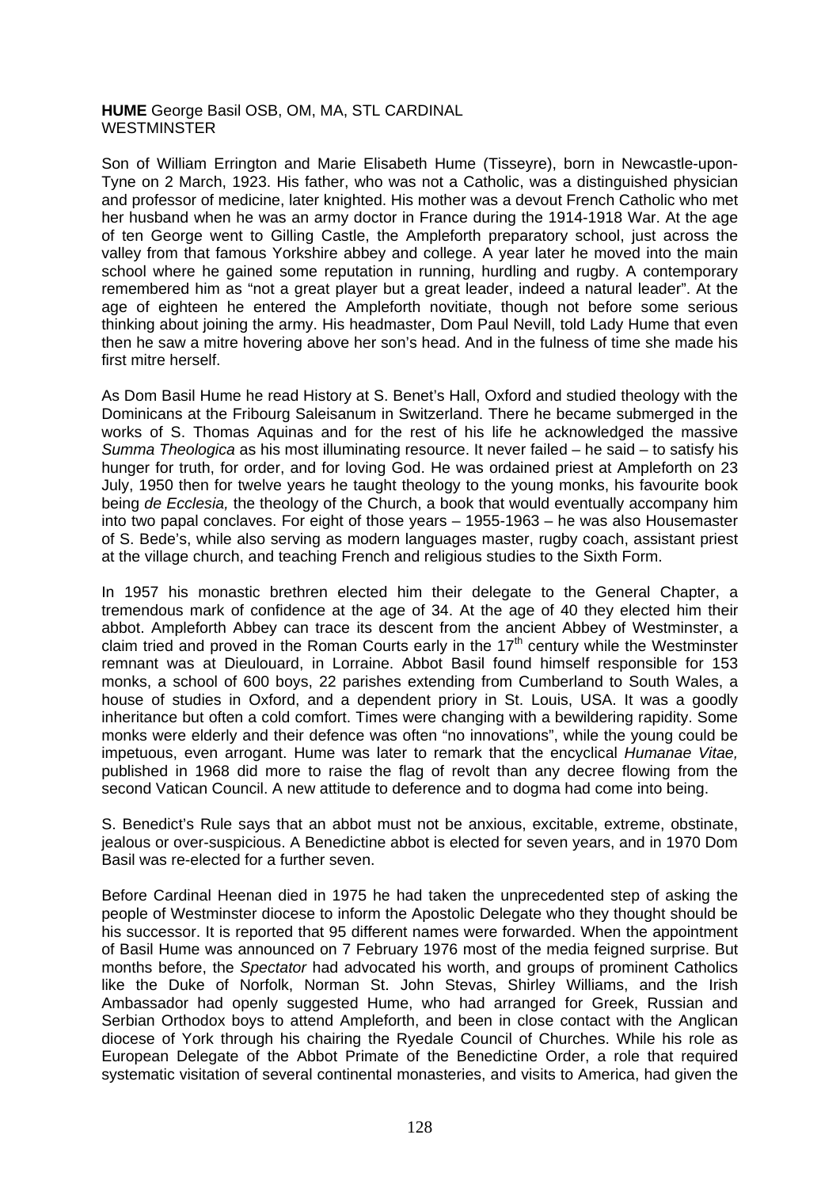**HUME** George Basil OSB, OM, MA, STL CARDINAL WESTMINSTER

Son of William Errington and Marie Elisabeth Hume (Tisseyre), born in Newcastle-upon-Tyne on 2 March, 1923. His father, who was not a Catholic, was a distinguished physician and professor of medicine, later knighted. His mother was a devout French Catholic who met her husband when he was an army doctor in France during the 1914-1918 War. At the age of ten George went to Gilling Castle, the Ampleforth preparatory school, just across the valley from that famous Yorkshire abbey and college. A year later he moved into the main school where he gained some reputation in running, hurdling and rugby. A contemporary remembered him as "not a great player but a great leader, indeed a natural leader". At the age of eighteen he entered the Ampleforth novitiate, though not before some serious thinking about joining the army. His headmaster, Dom Paul Nevill, told Lady Hume that even then he saw a mitre hovering above her son's head. And in the fulness of time she made his first mitre herself.

As Dom Basil Hume he read History at S. Benet's Hall, Oxford and studied theology with the Dominicans at the Fribourg Saleisanum in Switzerland. There he became submerged in the works of S. Thomas Aquinas and for the rest of his life he acknowledged the massive *Summa Theologica* as his most illuminating resource. It never failed – he said – to satisfy his hunger for truth, for order, and for loving God. He was ordained priest at Ampleforth on 23 July, 1950 then for twelve years he taught theology to the young monks, his favourite book being *de Ecclesia,* the theology of the Church, a book that would eventually accompany him into two papal conclaves. For eight of those years – 1955-1963 – he was also Housemaster of S. Bede's, while also serving as modern languages master, rugby coach, assistant priest at the village church, and teaching French and religious studies to the Sixth Form.

In 1957 his monastic brethren elected him their delegate to the General Chapter, a tremendous mark of confidence at the age of 34. At the age of 40 they elected him their abbot. Ampleforth Abbey can trace its descent from the ancient Abbey of Westminster, a claim tried and proved in the Roman Courts early in the 17th century while the Westminster remnant was at Dieulouard, in Lorraine. Abbot Basil found himself responsible for 153 monks, a school of 600 boys, 22 parishes extending from Cumberland to South Wales, a house of studies in Oxford, and a dependent priory in St. Louis, USA. It was a goodly inheritance but often a cold comfort. Times were changing with a bewildering rapidity. Some monks were elderly and their defence was often "no innovations", while the young could be impetuous, even arrogant. Hume was later to remark that the encyclical *Humanae Vitae,* published in 1968 did more to raise the flag of revolt than any decree flowing from the second Vatican Council. A new attitude to deference and to dogma had come into being.

S. Benedict's Rule says that an abbot must not be anxious, excitable, extreme, obstinate, jealous or over-suspicious. A Benedictine abbot is elected for seven years, and in 1970 Dom Basil was re-elected for a further seven.

Before Cardinal Heenan died in 1975 he had taken the unprecedented step of asking the people of Westminster diocese to inform the Apostolic Delegate who they thought should be his successor. It is reported that 95 different names were forwarded. When the appointment of Basil Hume was announced on 7 February 1976 most of the media feigned surprise. But months before, the *Spectator* had advocated his worth, and groups of prominent Catholics like the Duke of Norfolk, Norman St. John Stevas, Shirley Williams, and the Irish Ambassador had openly suggested Hume, who had arranged for Greek, Russian and Serbian Orthodox boys to attend Ampleforth, and been in close contact with the Anglican diocese of York through his chairing the Ryedale Council of Churches. While his role as European Delegate of the Abbot Primate of the Benedictine Order, a role that required systematic visitation of several continental monasteries, and visits to America, had given the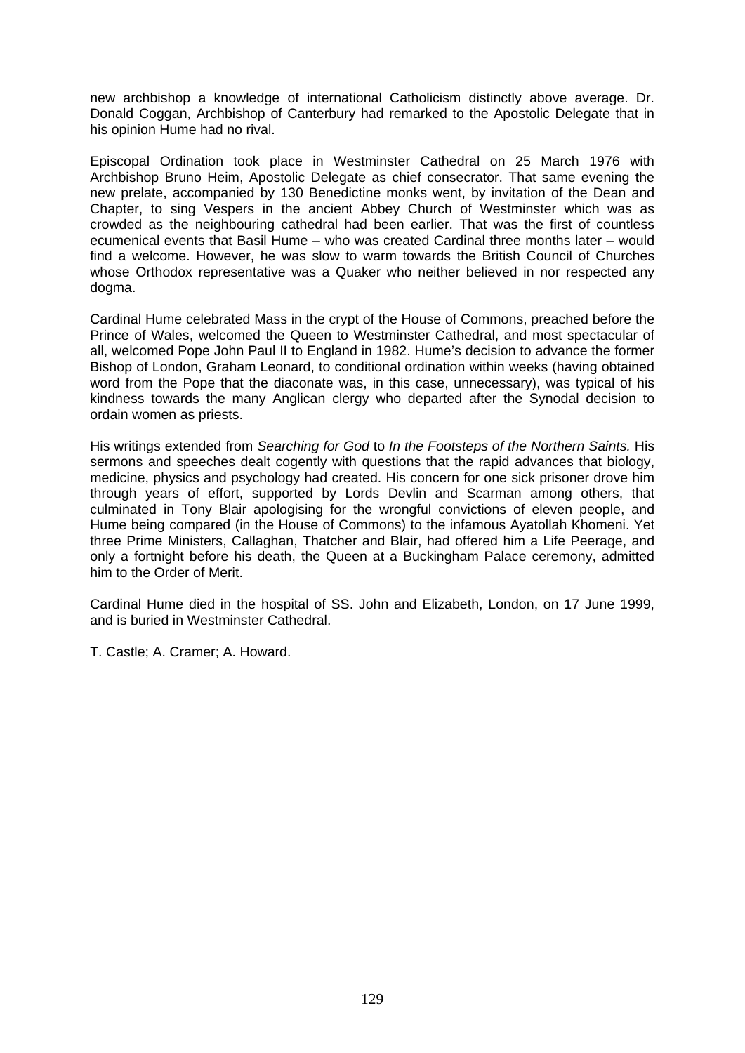new archbishop a knowledge of international Catholicism distinctly above average. Dr. Donald Coggan, Archbishop of Canterbury had remarked to the Apostolic Delegate that in his opinion Hume had no rival.

Episcopal Ordination took place in Westminster Cathedral on 25 March 1976 with Archbishop Bruno Heim, Apostolic Delegate as chief consecrator. That same evening the new prelate, accompanied by 130 Benedictine monks went, by invitation of the Dean and Chapter, to sing Vespers in the ancient Abbey Church of Westminster which was as crowded as the neighbouring cathedral had been earlier. That was the first of countless ecumenical events that Basil Hume – who was created Cardinal three months later – would find a welcome. However, he was slow to warm towards the British Council of Churches whose Orthodox representative was a Quaker who neither believed in nor respected any dogma.

Cardinal Hume celebrated Mass in the crypt of the House of Commons, preached before the Prince of Wales, welcomed the Queen to Westminster Cathedral, and most spectacular of all, welcomed Pope John Paul II to England in 1982. Hume's decision to advance the former Bishop of London, Graham Leonard, to conditional ordination within weeks (having obtained word from the Pope that the diaconate was, in this case, unnecessary), was typical of his kindness towards the many Anglican clergy who departed after the Synodal decision to ordain women as priests.

His writings extended from *Searching for God* to *In the Footsteps of the Northern Saints.* His sermons and speeches dealt cogently with questions that the rapid advances that biology, medicine, physics and psychology had created. His concern for one sick prisoner drove him through years of effort, supported by Lords Devlin and Scarman among others, that culminated in Tony Blair apologising for the wrongful convictions of eleven people, and Hume being compared (in the House of Commons) to the infamous Ayatollah Khomeni. Yet three Prime Ministers, Callaghan, Thatcher and Blair, had offered him a Life Peerage, and only a fortnight before his death, the Queen at a Buckingham Palace ceremony, admitted him to the Order of Merit.

Cardinal Hume died in the hospital of SS. John and Elizabeth, London, on 17 June 1999, and is buried in Westminster Cathedral.

T. Castle; A. Cramer; A. Howard.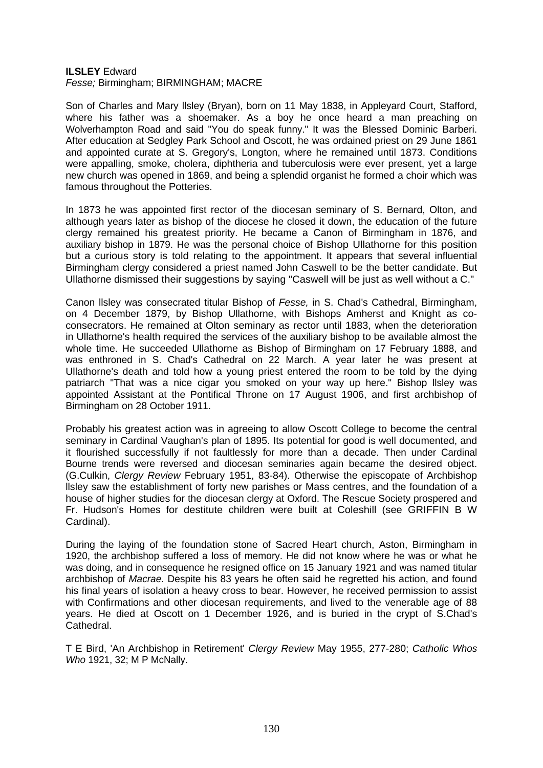**ILSLEY** Edward
*Fesse;* Birmingham; BIRMINGHAM; MACRE

Son of Charles and Mary llsley (Bryan), born on 11 May 1838, in Appleyard Court, Stafford, where his father was a shoemaker. As a boy he once heard a man preaching on Wolverhampton Road and said "You do speak funny." It was the Blessed Dominic Barberi. After education at Sedgley Park School and Oscott, he was ordained priest on 29 June 1861 and appointed curate at S. Gregory's, Longton, where he remained until 1873. Conditions were appalling, smoke, cholera, diphtheria and tuberculosis were ever present, yet a large new church was opened in 1869, and being a splendid organist he formed a choir which was famous throughout the Potteries.

In 1873 he was appointed first rector of the diocesan seminary of S. Bernard, Olton, and although years later as bishop of the diocese he closed it down, the education of the future clergy remained his greatest priority. He became a Canon of Birmingham in 1876, and auxiliary bishop in 1879. He was the personal choice of Bishop Ullathorne for this position but a curious story is told relating to the appointment. It appears that several influential Birmingham clergy considered a priest named John Caswell to be the better candidate. But Ullathorne dismissed their suggestions by saying "Caswell will be just as well without a C."

Canon llsley was consecrated titular Bishop of *Fesse,* in S. Chad's Cathedral, Birmingham, on 4 December 1879, by Bishop Ullathorne, with Bishops Amherst and Knight as co-consecrators. He remained at Olton seminary as rector until 1883, when the deterioration in Ullathorne's health required the services of the auxiliary bishop to be available almost the whole time. He succeeded Ullathorne as Bishop of Birmingham on 17 February 1888, and was enthroned in S. Chad's Cathedral on 22 March. A year later he was present at Ullathorne's death and told how a young priest entered the room to be told by the dying patriarch "That was a nice cigar you smoked on your way up here." Bishop llsley was appointed Assistant at the Pontifical Throne on 17 August 1906, and first archbishop of Birmingham on 28 October 1911.

Probably his greatest action was in agreeing to allow Oscott College to become the central seminary in Cardinal Vaughan's plan of 1895. Its potential for good is well documented, and it flourished successfully if not faultlessly for more than a decade. Then under Cardinal Bourne trends were reversed and diocesan seminaries again became the desired object. (G.Culkin, *Clergy Review* February 1951, 83-84). Otherwise the episcopate of Archbishop llsley saw the establishment of forty new parishes or Mass centres, and the foundation of a house of higher studies for the diocesan clergy at Oxford. The Rescue Society prospered and Fr. Hudson's Homes for destitute children were built at Coleshill (see GRIFFIN B W Cardinal).

During the laying of the foundation stone of Sacred Heart church, Aston, Birmingham in 1920, the archbishop suffered a loss of memory. He did not know where he was or what he was doing, and in consequence he resigned office on 15 January 1921 and was named titular archbishop of *Macrae.* Despite his 83 years he often said he regretted his action, and found his final years of isolation a heavy cross to bear. However, he received permission to assist with Confirmations and other diocesan requirements, and lived to the venerable age of 88 years. He died at Oscott on 1 December 1926, and is buried in the crypt of S.Chad's Cathedral.

T E Bird, 'An Archbishop in Retirement' *Clergy Review* May 1955, 277-280; *Catholic Whos Who* 1921, 32; M P McNally.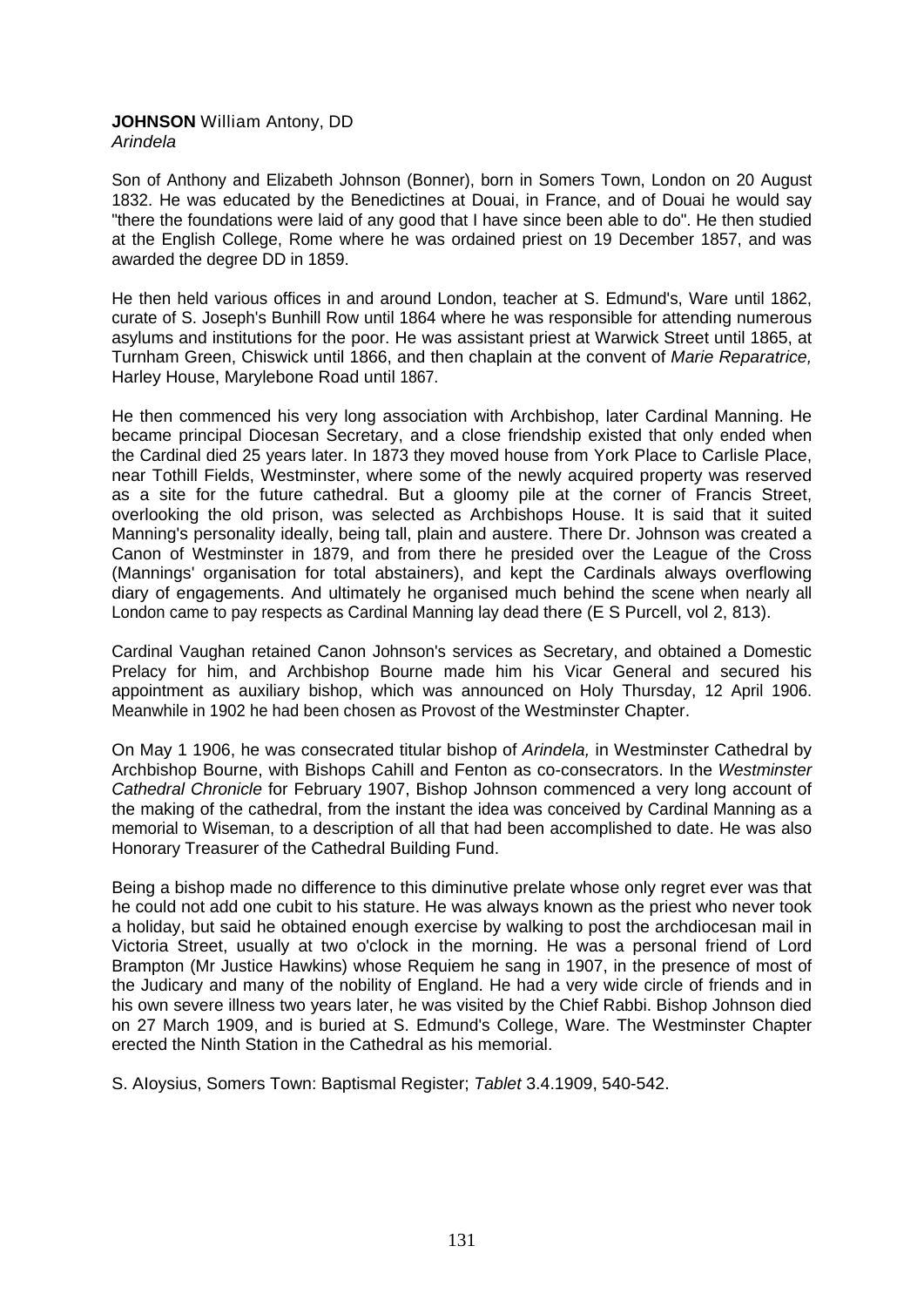**JOHNSON** William Antony, DD
*Arindela*

Son of Anthony and Elizabeth Johnson (Bonner), born in Somers Town, London on 20 August 1832. He was educated by the Benedictines at Douai, in France, and of Douai he would say "there the foundations were laid of any good that I have since been able to do". He then studied at the English College, Rome where he was ordained priest on 19 December 1857, and was awarded the degree DD in 1859.

He then held various offices in and around London, teacher at S. Edmund's, Ware until 1862, curate of S. Joseph's Bunhill Row until 1864 where he was responsible for attending numerous asylums and institutions for the poor. He was assistant priest at Warwick Street until 1865, at Turnham Green, Chiswick until 1866, and then chaplain at the convent of *Marie Reparatrice,* Harley House, Marylebone Road until 1867.

He then commenced his very long association with Archbishop, later Cardinal Manning. He became principal Diocesan Secretary, and a close friendship existed that only ended when the Cardinal died 25 years later. In 1873 they moved house from York Place to Carlisle Place, near Tothill Fields, Westminster, where some of the newly acquired property was reserved as a site for the future cathedral. But a gloomy pile at the corner of Francis Street, overlooking the old prison, was selected as Archbishops House. It is said that it suited Manning's personality ideally, being tall, plain and austere. There Dr. Johnson was created a Canon of Westminster in 1879, and from there he presided over the League of the Cross (Mannings' organisation for total abstainers), and kept the Cardinals always overflowing diary of engagements. And ultimately he organised much behind the scene when nearly all London came to pay respects as Cardinal Manning lay dead there (E S Purcell, vol 2, 813).

Cardinal Vaughan retained Canon Johnson's services as Secretary, and obtained a Domestic Prelacy for him, and Archbishop Bourne made him his Vicar General and secured his appointment as auxiliary bishop, which was announced on Holy Thursday, 12 April 1906. Meanwhile in 1902 he had been chosen as Provost of the Westminster Chapter.

On May 1 1906, he was consecrated titular bishop of *Arindela,* in Westminster Cathedral by Archbishop Bourne, with Bishops Cahill and Fenton as co-consecrators. In the *Westminster Cathedral Chronicle* for February 1907, Bishop Johnson commenced a very long account of the making of the cathedral, from the instant the idea was conceived by Cardinal Manning as a memorial to Wiseman, to a description of all that had been accomplished to date. He was also Honorary Treasurer of the Cathedral Building Fund.

Being a bishop made no difference to this diminutive prelate whose only regret ever was that he could not add one cubit to his stature. He was always known as the priest who never took a holiday, but said he obtained enough exercise by walking to post the archdiocesan mail in Victoria Street, usually at two o'clock in the morning. He was a personal friend of Lord Brampton (Mr Justice Hawkins) whose Requiem he sang in 1907, in the presence of most of the Judicary and many of the nobility of England. He had a very wide circle of friends and in his own severe illness two years later, he was visited by the Chief Rabbi. Bishop Johnson died on 27 March 1909, and is buried at S. Edmund's College, Ware. The Westminster Chapter erected the Ninth Station in the Cathedral as his memorial.

S. Aloysius, Somers Town: Baptismal Register; *Tablet* 3.4.1909, 540-542.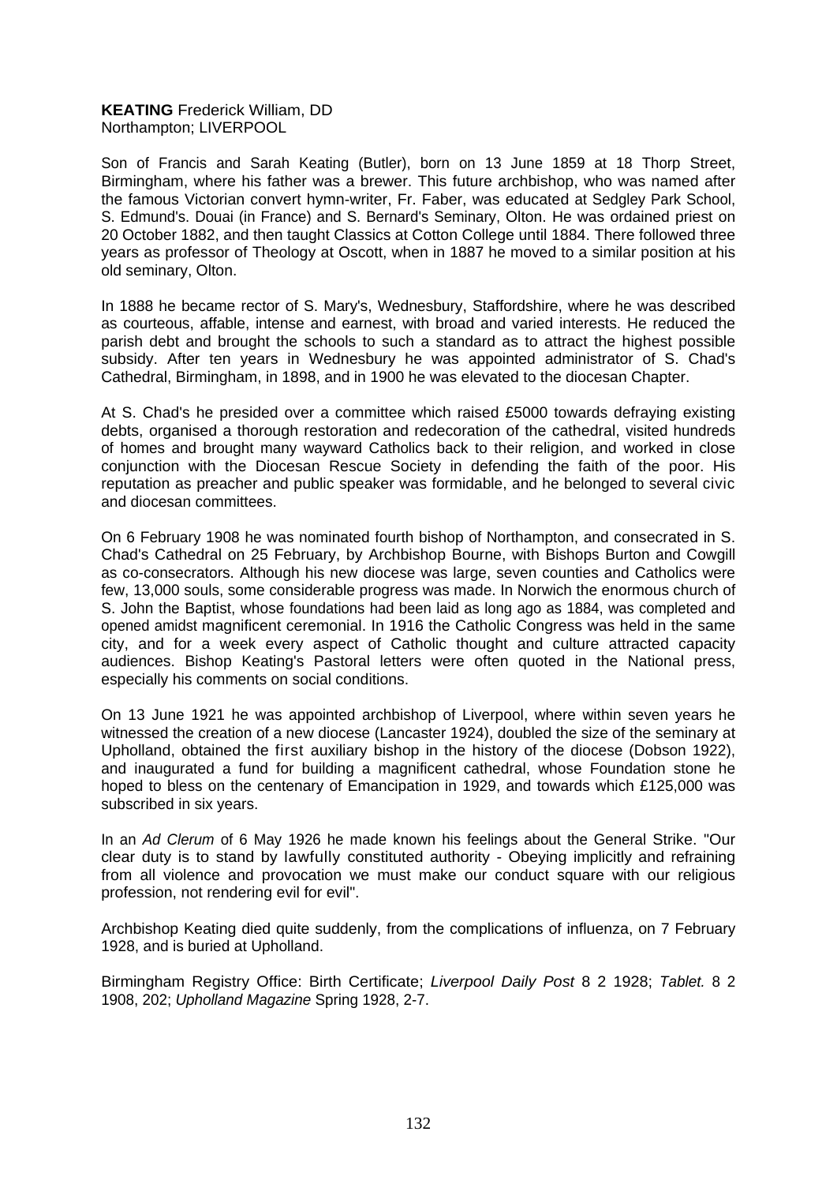**KEATING** Frederick William, DD
Northampton; LIVERPOOL

Son of Francis and Sarah Keating (Butler), born on 13 June 1859 at 18 Thorp Street, Birmingham, where his father was a brewer. This future archbishop, who was named after the famous Victorian convert hymn-writer, Fr. Faber, was educated at Sedgley Park School, S. Edmund's. Douai (in France) and S. Bernard's Seminary, Olton. He was ordained priest on 20 October 1882, and then taught Classics at Cotton College until 1884. There followed three years as professor of Theology at Oscott, when in 1887 he moved to a similar position at his old seminary, Olton.

In 1888 he became rector of S. Mary's, Wednesbury, Staffordshire, where he was described as courteous, affable, intense and earnest, with broad and varied interests. He reduced the parish debt and brought the schools to such a standard as to attract the highest possible subsidy. After ten years in Wednesbury he was appointed administrator of S. Chad's Cathedral, Birmingham, in 1898, and in 1900 he was elevated to the diocesan Chapter.

At S. Chad's he presided over a committee which raised £5000 towards defraying existing debts, organised a thorough restoration and redecoration of the cathedral, visited hundreds of homes and brought many wayward Catholics back to their religion, and worked in close conjunction with the Diocesan Rescue Society in defending the faith of the poor. His reputation as preacher and public speaker was formidable, and he belonged to several civic and diocesan committees.

On 6 February 1908 he was nominated fourth bishop of Northampton, and consecrated in S. Chad's Cathedral on 25 February, by Archbishop Bourne, with Bishops Burton and Cowgill as co-consecrators. Although his new diocese was large, seven counties and Catholics were few, 13,000 souls, some considerable progress was made. In Norwich the enormous church of S. John the Baptist, whose foundations had been laid as long ago as 1884, was completed and opened amidst magnificent ceremonial. In 1916 the Catholic Congress was held in the same city, and for a week every aspect of Catholic thought and culture attracted capacity audiences. Bishop Keating's Pastoral letters were often quoted in the National press, especially his comments on social conditions.

On 13 June 1921 he was appointed archbishop of Liverpool, where within seven years he witnessed the creation of a new diocese (Lancaster 1924), doubled the size of the seminary at Upholland, obtained the first auxiliary bishop in the history of the diocese (Dobson 1922), and inaugurated a fund for building a magnificent cathedral, whose Foundation stone he hoped to bless on the centenary of Emancipation in 1929, and towards which £125,000 was subscribed in six years.

In an *Ad Clerum* of 6 May 1926 he made known his feelings about the General Strike. "Our clear duty is to stand by lawfully constituted authority - Obeying implicitly and refraining from all violence and provocation we must make our conduct square with our religious profession, not rendering evil for evil".

Archbishop Keating died quite suddenly, from the complications of influenza, on 7 February 1928, and is buried at Upholland.

Birmingham Registry Office: Birth Certificate; *Liverpool Daily Post* 8 2 1928; *Tablet.* 8 2 1908, 202; *Upholland Magazine* Spring 1928, 2-7.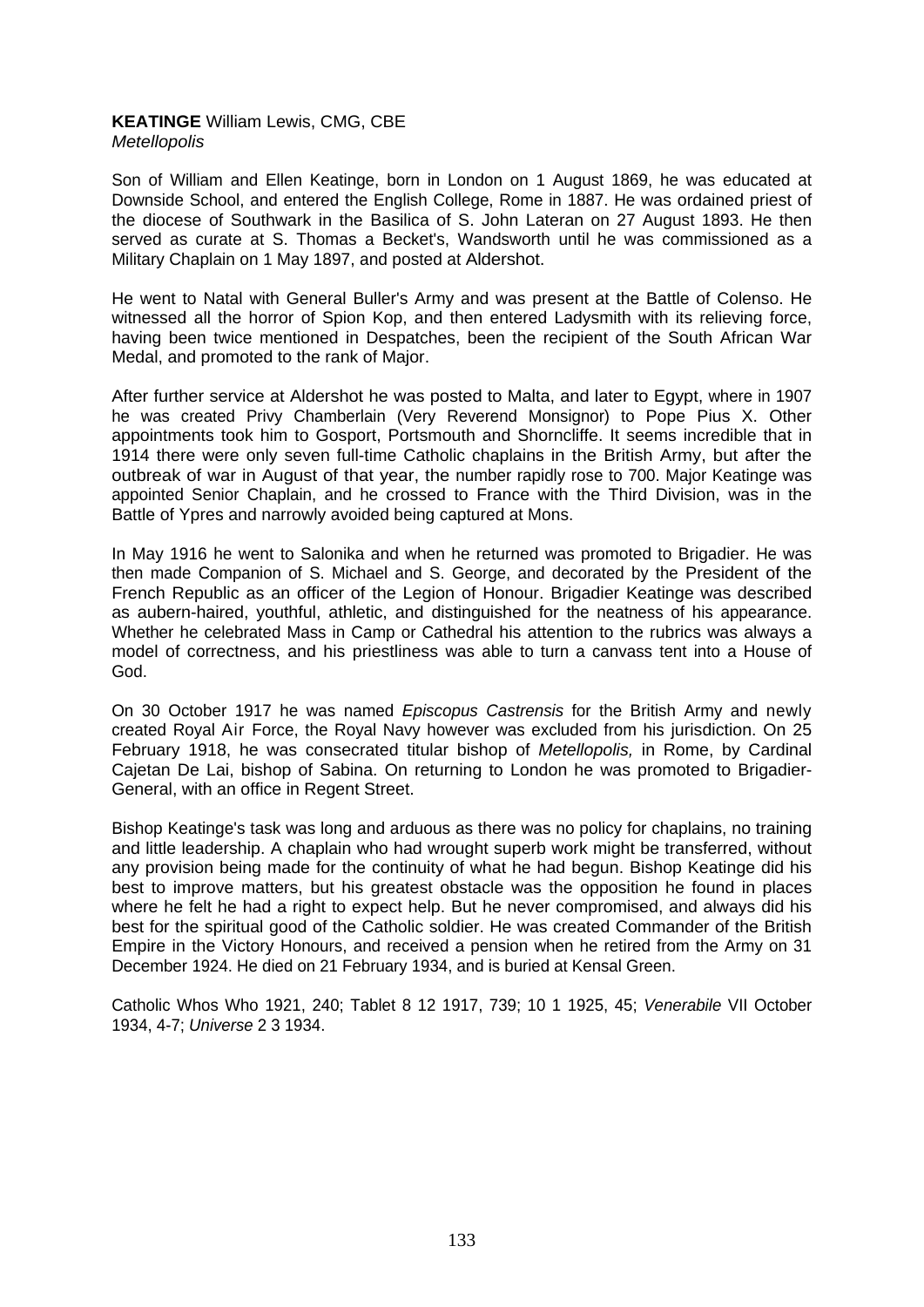**KEATINGE** William Lewis, CMG, CBE
*Metellopolis*

Son of William and Ellen Keatinge, born in London on 1 August 1869, he was educated at Downside School, and entered the English College, Rome in 1887. He was ordained priest of the diocese of Southwark in the Basilica of S. John Lateran on 27 August 1893. He then served as curate at S. Thomas a Becket's, Wandsworth until he was commissioned as a Military Chaplain on 1 May 1897, and posted at Aldershot.

He went to Natal with General Buller's Army and was present at the Battle of Colenso. He witnessed all the horror of Spion Kop, and then entered Ladysmith with its relieving force, having been twice mentioned in Despatches, been the recipient of the South African War Medal, and promoted to the rank of Major.

After further service at Aldershot he was posted to Malta, and later to Egypt, where in 1907 he was created Privy Chamberlain (Very Reverend Monsignor) to Pope Pius X. Other appointments took him to Gosport, Portsmouth and Shorncliffe. It seems incredible that in 1914 there were only seven full-time Catholic chaplains in the British Army, but after the outbreak of war in August of that year, the number rapidly rose to 700. Major Keatinge was appointed Senior Chaplain, and he crossed to France with the Third Division, was in the Battle of Ypres and narrowly avoided being captured at Mons.

In May 1916 he went to Salonika and when he returned was promoted to Brigadier. He was then made Companion of S. Michael and S. George, and decorated by the President of the French Republic as an officer of the Legion of Honour. Brigadier Keatinge was described as aubern-haired, youthful, athletic, and distinguished for the neatness of his appearance. Whether he celebrated Mass in Camp or Cathedral his attention to the rubrics was always a model of correctness, and his priestliness was able to turn a canvass tent into a House of God.

On 30 October 1917 he was named *Episcopus Castrensis* for the British Army and newly created Royal Air Force, the Royal Navy however was excluded from his jurisdiction. On 25 February 1918, he was consecrated titular bishop of *Metellopolis,* in Rome, by Cardinal Cajetan De Lai, bishop of Sabina. On returning to London he was promoted to Brigadier-General, with an office in Regent Street.

Bishop Keatinge's task was long and arduous as there was no policy for chaplains, no training and little leadership. A chaplain who had wrought superb work might be transferred, without any provision being made for the continuity of what he had begun. Bishop Keatinge did his best to improve matters, but his greatest obstacle was the opposition he found in places where he felt he had a right to expect help. But he never compromised, and always did his best for the spiritual good of the Catholic soldier. He was created Commander of the British Empire in the Victory Honours, and received a pension when he retired from the Army on 31 December 1924. He died on 21 February 1934, and is buried at Kensal Green.

Catholic Whos Who 1921, 240; Tablet 8 12 1917, 739; 10 1 1925, 45; *Venerabile* VII October 1934, 4-7; *Universe* 2 3 1934.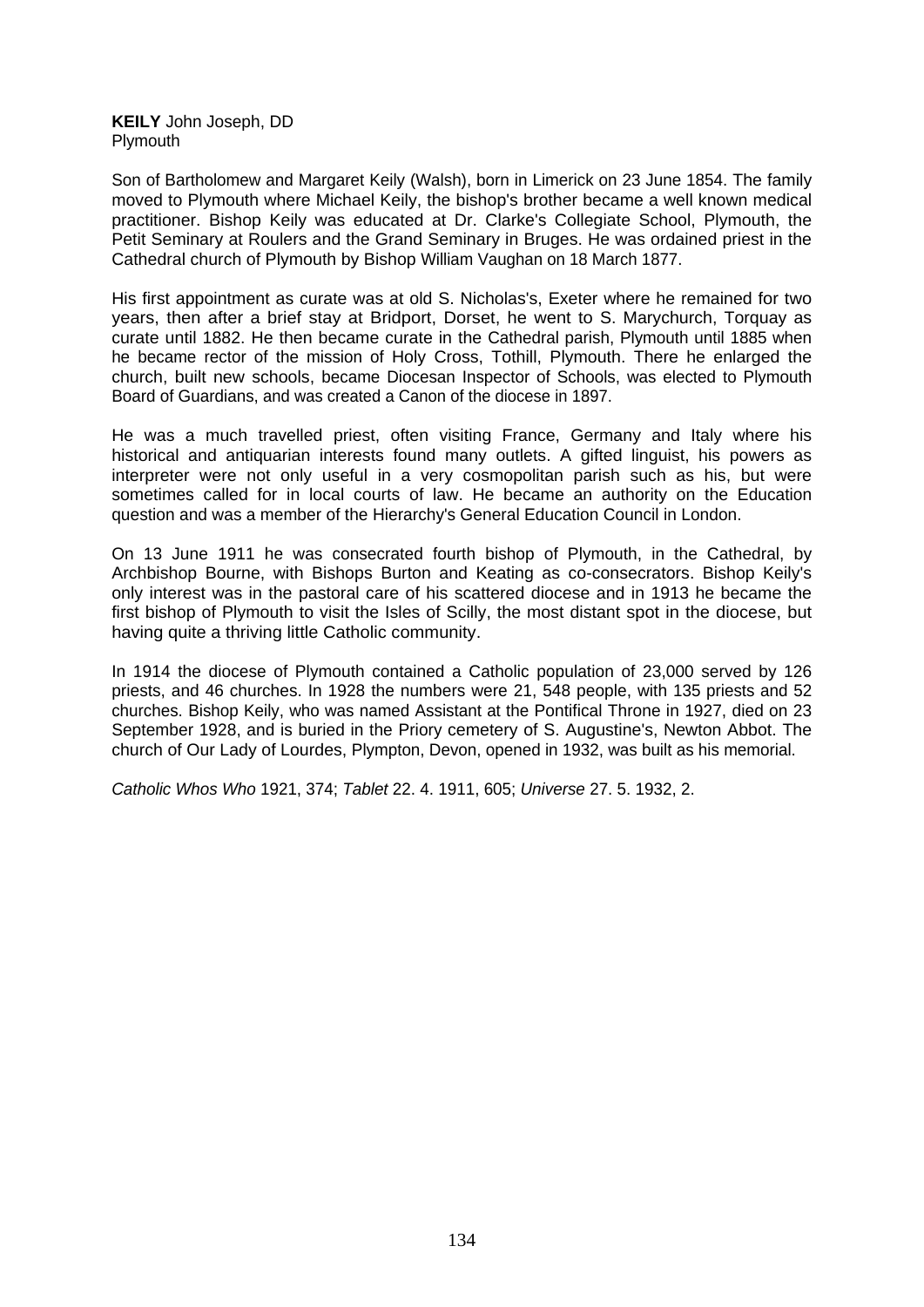**KEILY** John Joseph, DD
Plymouth

Son of Bartholomew and Margaret Keily (Walsh), born in Limerick on 23 June 1854. The family moved to Plymouth where Michael Keily, the bishop's brother became a well known medical practitioner. Bishop Keily was educated at Dr. Clarke's Collegiate School, Plymouth, the Petit Seminary at Roulers and the Grand Seminary in Bruges. He was ordained priest in the Cathedral church of Plymouth by Bishop William Vaughan on 18 March 1877.

His first appointment as curate was at old S. Nicholas's, Exeter where he remained for two years, then after a brief stay at Bridport, Dorset, he went to S. Marychurch, Torquay as curate until 1882. He then became curate in the Cathedral parish, Plymouth until 1885 when he became rector of the mission of Holy Cross, Tothill, Plymouth. There he enlarged the church, built new schools, became Diocesan Inspector of Schools, was elected to Plymouth Board of Guardians, and was created a Canon of the diocese in 1897.

He was a much travelled priest, often visiting France, Germany and Italy where his historical and antiquarian interests found many outlets. A gifted linguist, his powers as interpreter were not only useful in a very cosmopolitan parish such as his, but were sometimes called for in local courts of law. He became an authority on the Education question and was a member of the Hierarchy's General Education Council in London.

On 13 June 1911 he was consecrated fourth bishop of Plymouth, in the Cathedral, by Archbishop Bourne, with Bishops Burton and Keating as co-consecrators. Bishop Keily's only interest was in the pastoral care of his scattered diocese and in 1913 he became the first bishop of Plymouth to visit the Isles of Scilly, the most distant spot in the diocese, but having quite a thriving little Catholic community.

In 1914 the diocese of Plymouth contained a Catholic population of 23,000 served by 126 priests, and 46 churches. In 1928 the numbers were 21, 548 people, with 135 priests and 52 churches. Bishop Keily, who was named Assistant at the Pontifical Throne in 1927, died on 23 September 1928, and is buried in the Priory cemetery of S. Augustine's, Newton Abbot. The church of Our Lady of Lourdes, Plympton, Devon, opened in 1932, was built as his memorial.

*Catholic Whos Who* 1921, 374; *Tablet* 22. 4. 1911, 605; *Universe* 27. 5. 1932, 2.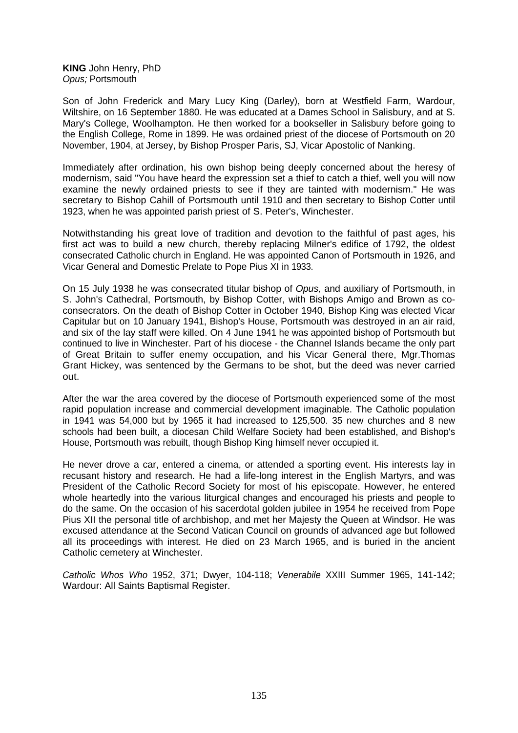**KING** John Henry, PhD
*Opus;* Portsmouth

Son of John Frederick and Mary Lucy King (Darley), born at Westfield Farm, Wardour, Wiltshire, on 16 September 1880. He was educated at a Dames School in Salisbury, and at S. Mary's College, Woolhampton. He then worked for a bookseller in Salisbury before going to the English College, Rome in 1899. He was ordained priest of the diocese of Portsmouth on 20 November, 1904, at Jersey, by Bishop Prosper Paris, SJ, Vicar Apostolic of Nanking.

Immediately after ordination, his own bishop being deeply concerned about the heresy of modernism, said "You have heard the expression set a thief to catch a thief, well you will now examine the newly ordained priests to see if they are tainted with modernism." He was secretary to Bishop Cahill of Portsmouth until 1910 and then secretary to Bishop Cotter until 1923, when he was appointed parish priest of S. Peter's, Winchester.

Notwithstanding his great love of tradition and devotion to the faithful of past ages, his first act was to build a new church, thereby replacing Milner's edifice of 1792, the oldest consecrated Catholic church in England. He was appointed Canon of Portsmouth in 1926, and Vicar General and Domestic Prelate to Pope Pius XI in 1933.

On 15 July 1938 he was consecrated titular bishop of *Opus,* and auxiliary of Portsmouth, in S. John's Cathedral, Portsmouth, by Bishop Cotter, with Bishops Amigo and Brown as co-consecrators. On the death of Bishop Cotter in October 1940, Bishop King was elected Vicar Capitular but on 10 January 1941, Bishop's House, Portsmouth was destroyed in an air raid, and six of the lay staff were killed. On 4 June 1941 he was appointed bishop of Portsmouth but continued to live in Winchester. Part of his diocese - the Channel Islands became the only part of Great Britain to suffer enemy occupation, and his Vicar General there, Mgr.Thomas Grant Hickey, was sentenced by the Germans to be shot, but the deed was never carried out.

After the war the area covered by the diocese of Portsmouth experienced some of the most rapid population increase and commercial development imaginable. The Catholic population in 1941 was 54,000 but by 1965 it had increased to 125,500. 35 new churches and 8 new schools had been built, a diocesan Child Welfare Society had been established, and Bishop's House, Portsmouth was rebuilt, though Bishop King himself never occupied it.

He never drove a car, entered a cinema, or attended a sporting event. His interests lay in recusant history and research. He had a life-long interest in the English Martyrs, and was President of the Catholic Record Society for most of his episcopate. However, he entered whole heartedly into the various liturgical changes and encouraged his priests and people to do the same. On the occasion of his sacerdotal golden jubilee in 1954 he received from Pope Pius XII the personal title of archbishop, and met her Majesty the Queen at Windsor. He was excused attendance at the Second Vatican Council on grounds of advanced age but followed all its proceedings with interest. He died on 23 March 1965, and is buried in the ancient Catholic cemetery at Winchester.

*Catholic Whos Who* 1952, 371; Dwyer, 104-118; *Venerabile* XXIII Summer 1965, 141-142; Wardour: All Saints Baptismal Register.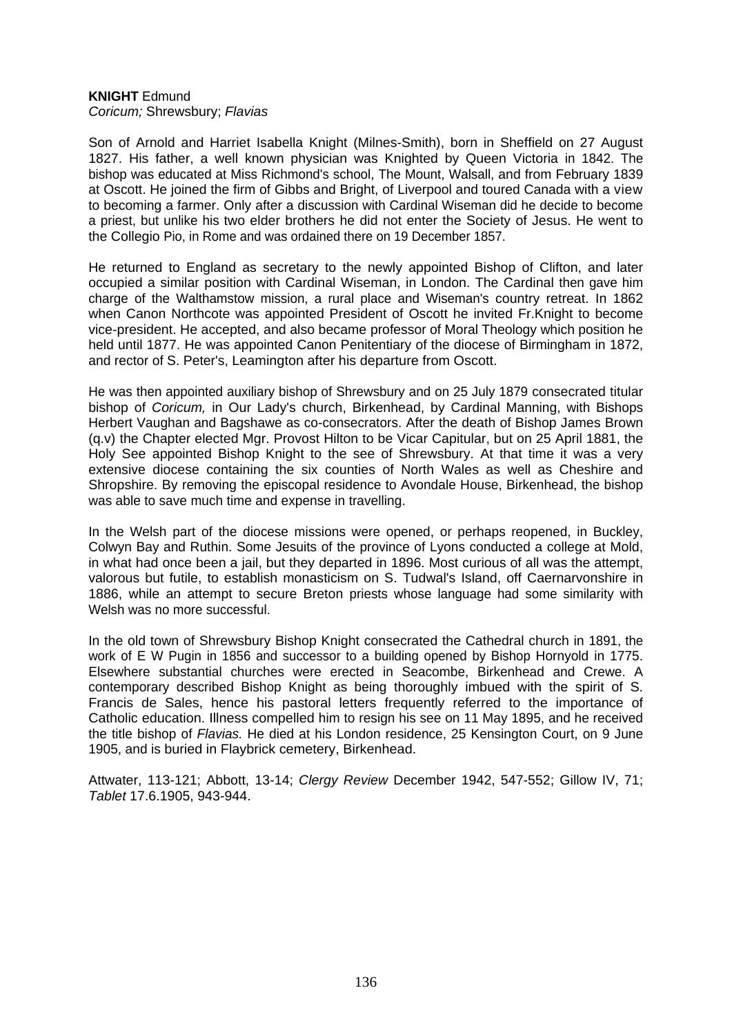**KNIGHT** Edmund
*Coricum;* Shrewsbury; *Flavias*

Son of Arnold and Harriet Isabella Knight (Milnes-Smith), born in Sheffield on 27 August 1827. His father, a well known physician was Knighted by Queen Victoria in 1842. The bishop was educated at Miss Richmond's school, The Mount, Walsall, and from February 1839 at Oscott. He joined the firm of Gibbs and Bright, of Liverpool and toured Canada with a view to becoming a farmer. Only after a discussion with Cardinal Wiseman did he decide to become a priest, but unlike his two elder brothers he did not enter the Society of Jesus. He went to the Collegio Pio, in Rome and was ordained there on 19 December 1857.

He returned to England as secretary to the newly appointed Bishop of Clifton, and later occupied a similar position with Cardinal Wiseman, in London. The Cardinal then gave him charge of the Walthamstow mission, a rural place and Wiseman's country retreat. In 1862 when Canon Northcote was appointed President of Oscott he invited Fr.Knight to become vice-president. He accepted, and also became professor of Moral Theology which position he held until 1877. He was appointed Canon Penitentiary of the diocese of Birmingham in 1872, and rector of S. Peter's, Leamington after his departure from Oscott.

He was then appointed auxiliary bishop of Shrewsbury and on 25 July 1879 consecrated titular bishop of *Coricum,* in Our Lady's church, Birkenhead, by Cardinal Manning, with Bishops Herbert Vaughan and Bagshawe as co-consecrators. After the death of Bishop James Brown (q.v) the Chapter elected Mgr. Provost Hilton to be Vicar Capitular, but on 25 April 1881, the Holy See appointed Bishop Knight to the see of Shrewsbury. At that time it was a very extensive diocese containing the six counties of North Wales as well as Cheshire and Shropshire. By removing the episcopal residence to Avondale House, Birkenhead, the bishop was able to save much time and expense in travelling.

In the Welsh part of the diocese missions were opened, or perhaps reopened, in Buckley, Colwyn Bay and Ruthin. Some Jesuits of the province of Lyons conducted a college at Mold, in what had once been a jail, but they departed in 1896. Most curious of all was the attempt, valorous but futile, to establish monasticism on S. Tudwal's Island, off Caernarvonshire in 1886, while an attempt to secure Breton priests whose language had some similarity with Welsh was no more successful.

In the old town of Shrewsbury Bishop Knight consecrated the Cathedral church in 1891, the work of E W Pugin in 1856 and successor to a building opened by Bishop Hornyold in 1775. Elsewhere substantial churches were erected in Seacombe, Birkenhead and Crewe. A contemporary described Bishop Knight as being thoroughly imbued with the spirit of S. Francis de Sales, hence his pastoral letters frequently referred to the importance of Catholic education. Illness compelled him to resign his see on 11 May 1895, and he received the title bishop of *Flavias.* He died at his London residence, 25 Kensington Court, on 9 June 1905, and is buried in Flaybrick cemetery, Birkenhead.

Attwater, 113-121; Abbott, 13-14; *Clergy Review* December 1942, 547-552; Gillow IV, 71; *Tablet* 17.6.1905, 943-944.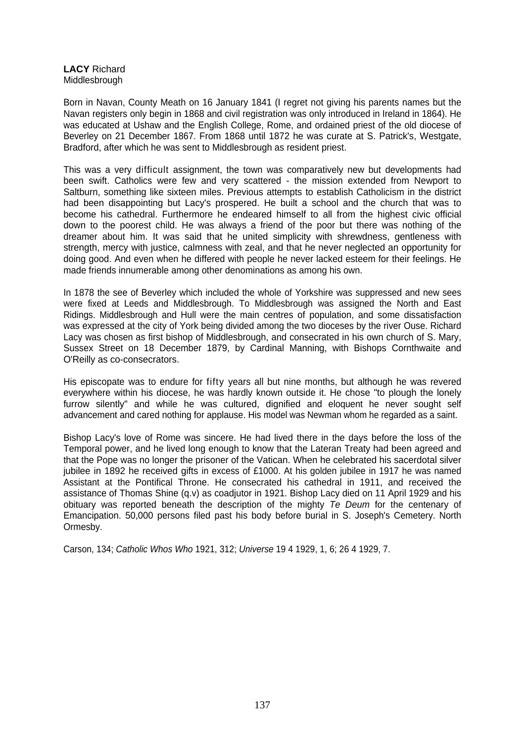**LACY** Richard
Middlesbrough

Born in Navan, County Meath on 16 January 1841 (I regret not giving his parents names but the Navan registers only begin in 1868 and civil registration was only introduced in Ireland in 1864). He was educated at Ushaw and the English College, Rome, and ordained priest of the old diocese of Beverley on 21 December 1867. From 1868 until 1872 he was curate at S. Patrick's, Westgate, Bradford, after which he was sent to Middlesbrough as resident priest.

This was a very difficult assignment, the town was comparatively new but developments had been swift. Catholics were few and very scattered - the mission extended from Newport to Saltburn, something like sixteen miles. Previous attempts to establish Catholicism in the district had been disappointing but Lacy's prospered. He built a school and the church that was to become his cathedral. Furthermore he endeared himself to all from the highest civic official down to the poorest child. He was always a friend of the poor but there was nothing of the dreamer about him. It was said that he united simplicity with shrewdness, gentleness with strength, mercy with justice, calmness with zeal, and that he never neglected an opportunity for doing good. And even when he differed with people he never lacked esteem for their feelings. He made friends innumerable among other denominations as among his own.

In 1878 the see of Beverley which included the whole of Yorkshire was suppressed and new sees were fixed at Leeds and Middlesbrough. To Middlesbrough was assigned the North and East Ridings. Middlesbrough and Hull were the main centres of population, and some dissatisfaction was expressed at the city of York being divided among the two dioceses by the river Ouse. Richard Lacy was chosen as first bishop of Middlesbrough, and consecrated in his own church of S. Mary, Sussex Street on 18 December 1879, by Cardinal Manning, with Bishops Cornthwaite and O'Reilly as co-consecrators.

His episcopate was to endure for fifty years all but nine months, but although he was revered everywhere within his diocese, he was hardly known outside it. He chose "to plough the lonely furrow silently" and while he was cultured, dignified and eloquent he never sought self advancement and cared nothing for applause. His model was Newman whom he regarded as a saint.

Bishop Lacy's love of Rome was sincere. He had lived there in the days before the loss of the Temporal power, and he lived long enough to know that the Lateran Treaty had been agreed and that the Pope was no longer the prisoner of the Vatican. When he celebrated his sacerdotal silver jubilee in 1892 he received gifts in excess of £1000. At his golden jubilee in 1917 he was named Assistant at the Pontifical Throne. He consecrated his cathedral in 1911, and received the assistance of Thomas Shine (q.v) as coadjutor in 1921. Bishop Lacy died on 11 April 1929 and his obituary was reported beneath the description of the mighty *Te Deum* for the centenary of Emancipation. 50,000 persons filed past his body before burial in S. Joseph's Cemetery. North Ormesby.

Carson, 134; *Catholic Whos Who* 1921, 312; *Universe* 19 4 1929, 1, 6; 26 4 1929, 7.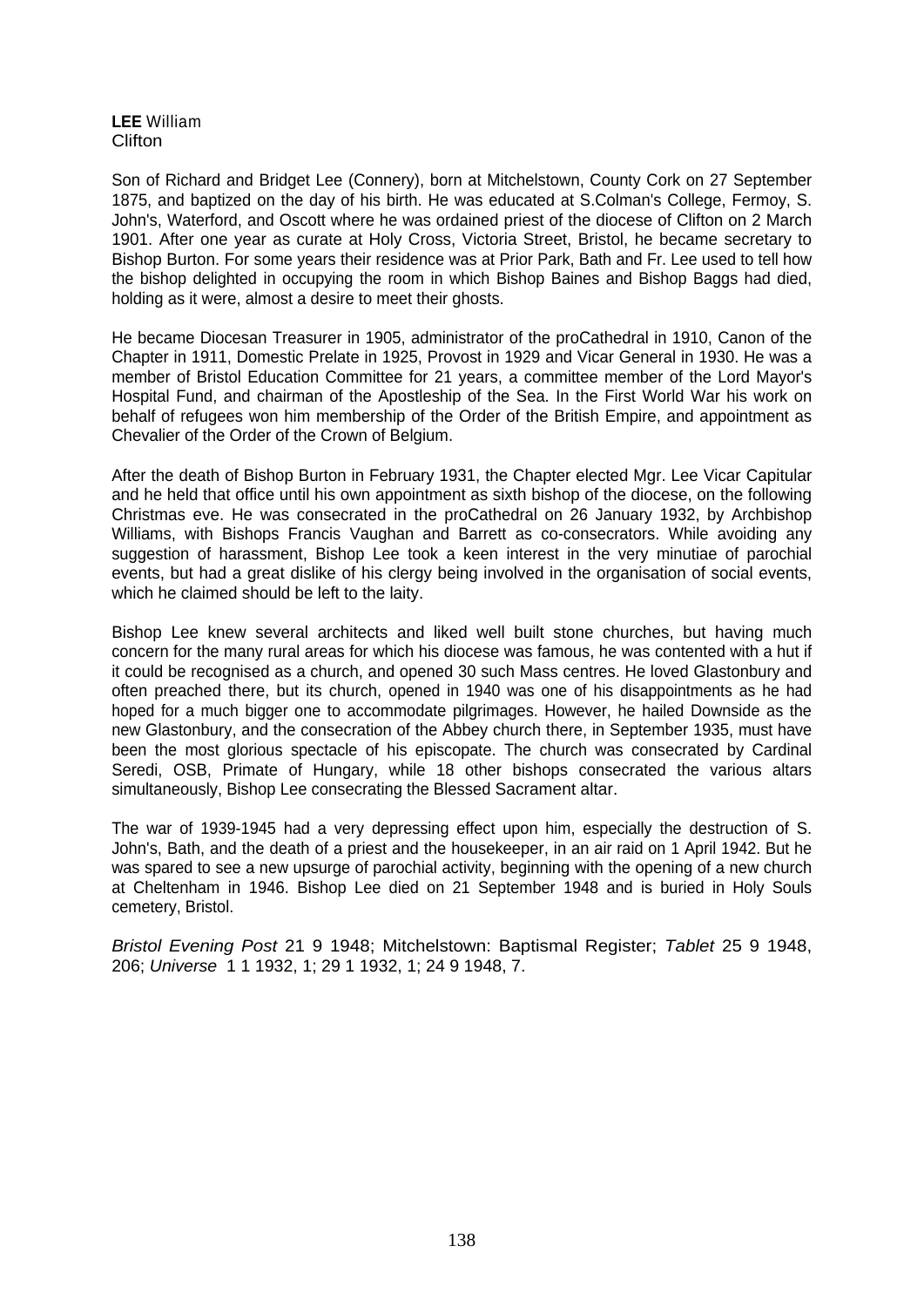**LEE** William
Clifton

Son of Richard and Bridget Lee (Connery), born at Mitchelstown, County Cork on 27 September 1875, and baptized on the day of his birth. He was educated at S.Colman's College, Fermoy, S. John's, Waterford, and Oscott where he was ordained priest of the diocese of Clifton on 2 March 1901. After one year as curate at Holy Cross, Victoria Street, Bristol, he became secretary to Bishop Burton. For some years their residence was at Prior Park, Bath and Fr. Lee used to tell how the bishop delighted in occupying the room in which Bishop Baines and Bishop Baggs had died, holding as it were, almost a desire to meet their ghosts.

He became Diocesan Treasurer in 1905, administrator of the proCathedral in 1910, Canon of the Chapter in 1911, Domestic Prelate in 1925, Provost in 1929 and Vicar General in 1930. He was a member of Bristol Education Committee for 21 years, a committee member of the Lord Mayor's Hospital Fund, and chairman of the Apostleship of the Sea. In the First World War his work on behalf of refugees won him membership of the Order of the British Empire, and appointment as Chevalier of the Order of the Crown of Belgium.

After the death of Bishop Burton in February 1931, the Chapter elected Mgr. Lee Vicar Capitular and he held that office until his own appointment as sixth bishop of the diocese, on the following Christmas eve. He was consecrated in the proCathedral on 26 January 1932, by Archbishop Williams, with Bishops Francis Vaughan and Barrett as co-consecrators. While avoiding any suggestion of harassment, Bishop Lee took a keen interest in the very minutiae of parochial events, but had a great dislike of his clergy being involved in the organisation of social events, which he claimed should be left to the laity.

Bishop Lee knew several architects and liked well built stone churches, but having much concern for the many rural areas for which his diocese was famous, he was contented with a hut if it could be recognised as a church, and opened 30 such Mass centres. He loved Glastonbury and often preached there, but its church, opened in 1940 was one of his disappointments as he had hoped for a much bigger one to accommodate pilgrimages. However, he hailed Downside as the new Glastonbury, and the consecration of the Abbey church there, in September 1935, must have been the most glorious spectacle of his episcopate. The church was consecrated by Cardinal Seredi, OSB, Primate of Hungary, while 18 other bishops consecrated the various altars simultaneously, Bishop Lee consecrating the Blessed Sacrament altar.

The war of 1939-1945 had a very depressing effect upon him, especially the destruction of S. John's, Bath, and the death of a priest and the housekeeper, in an air raid on 1 April 1942. But he was spared to see a new upsurge of parochial activity, beginning with the opening of a new church at Cheltenham in 1946. Bishop Lee died on 21 September 1948 and is buried in Holy Souls cemetery, Bristol.

*Bristol Evening Post* 21 9 1948; Mitchelstown: Baptismal Register; *Tablet* 25 9 1948, 206; *Universe* 1 1 1932, 1; 29 1 1932, 1; 24 9 1948, 7.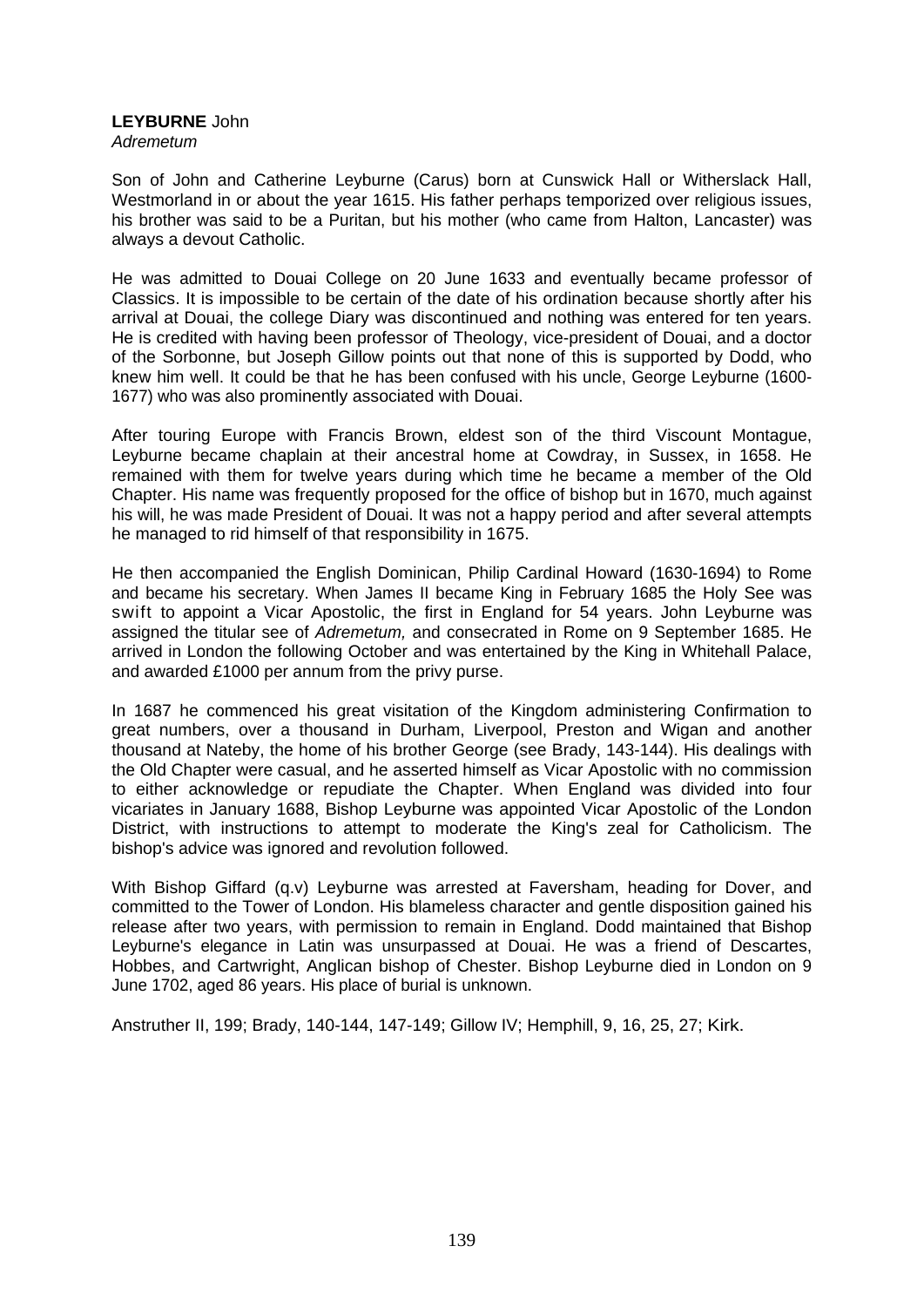**LEYBURNE** John
*Adremetum*

Son of John and Catherine Leyburne (Carus) born at Cunswick Hall or Witherslack Hall, Westmorland in or about the year 1615. His father perhaps temporized over religious issues, his brother was said to be a Puritan, but his mother (who came from Halton, Lancaster) was always a devout Catholic.

He was admitted to Douai College on 20 June 1633 and eventually became professor of Classics. It is impossible to be certain of the date of his ordination because shortly after his arrival at Douai, the college Diary was discontinued and nothing was entered for ten years. He is credited with having been professor of Theology, vice-president of Douai, and a doctor of the Sorbonne, but Joseph Gillow points out that none of this is supported by Dodd, who knew him well. It could be that he has been confused with his uncle, George Leyburne (1600-1677) who was also prominently associated with Douai.

After touring Europe with Francis Brown, eldest son of the third Viscount Montague, Leyburne became chaplain at their ancestral home at Cowdray, in Sussex, in 1658. He remained with them for twelve years during which time he became a member of the Old Chapter. His name was frequently proposed for the office of bishop but in 1670, much against his will, he was made President of Douai. It was not a happy period and after several attempts he managed to rid himself of that responsibility in 1675.

He then accompanied the English Dominican, Philip Cardinal Howard (1630-1694) to Rome and became his secretary. When James II became King in February 1685 the Holy See was swift to appoint a Vicar Apostolic, the first in England for 54 years. John Leyburne was assigned the titular see of *Adremetum,* and consecrated in Rome on 9 September 1685. He arrived in London the following October and was entertained by the King in Whitehall Palace, and awarded £1000 per annum from the privy purse.

In 1687 he commenced his great visitation of the Kingdom administering Confirmation to great numbers, over a thousand in Durham, Liverpool, Preston and Wigan and another thousand at Nateby, the home of his brother George (see Brady, 143-144). His dealings with the Old Chapter were casual, and he asserted himself as Vicar Apostolic with no commission to either acknowledge or repudiate the Chapter. When England was divided into four vicariates in January 1688, Bishop Leyburne was appointed Vicar Apostolic of the London District, with instructions to attempt to moderate the King's zeal for Catholicism. The bishop's advice was ignored and revolution followed.

With Bishop Giffard (q.v) Leyburne was arrested at Faversham, heading for Dover, and committed to the Tower of London. His blameless character and gentle disposition gained his release after two years, with permission to remain in England. Dodd maintained that Bishop Leyburne's elegance in Latin was unsurpassed at Douai. He was a friend of Descartes, Hobbes, and Cartwright, Anglican bishop of Chester. Bishop Leyburne died in London on 9 June 1702, aged 86 years. His place of burial is unknown.

Anstruther II, 199; Brady, 140-144, 147-149; Gillow IV; Hemphill, 9, 16, 25, 27; Kirk.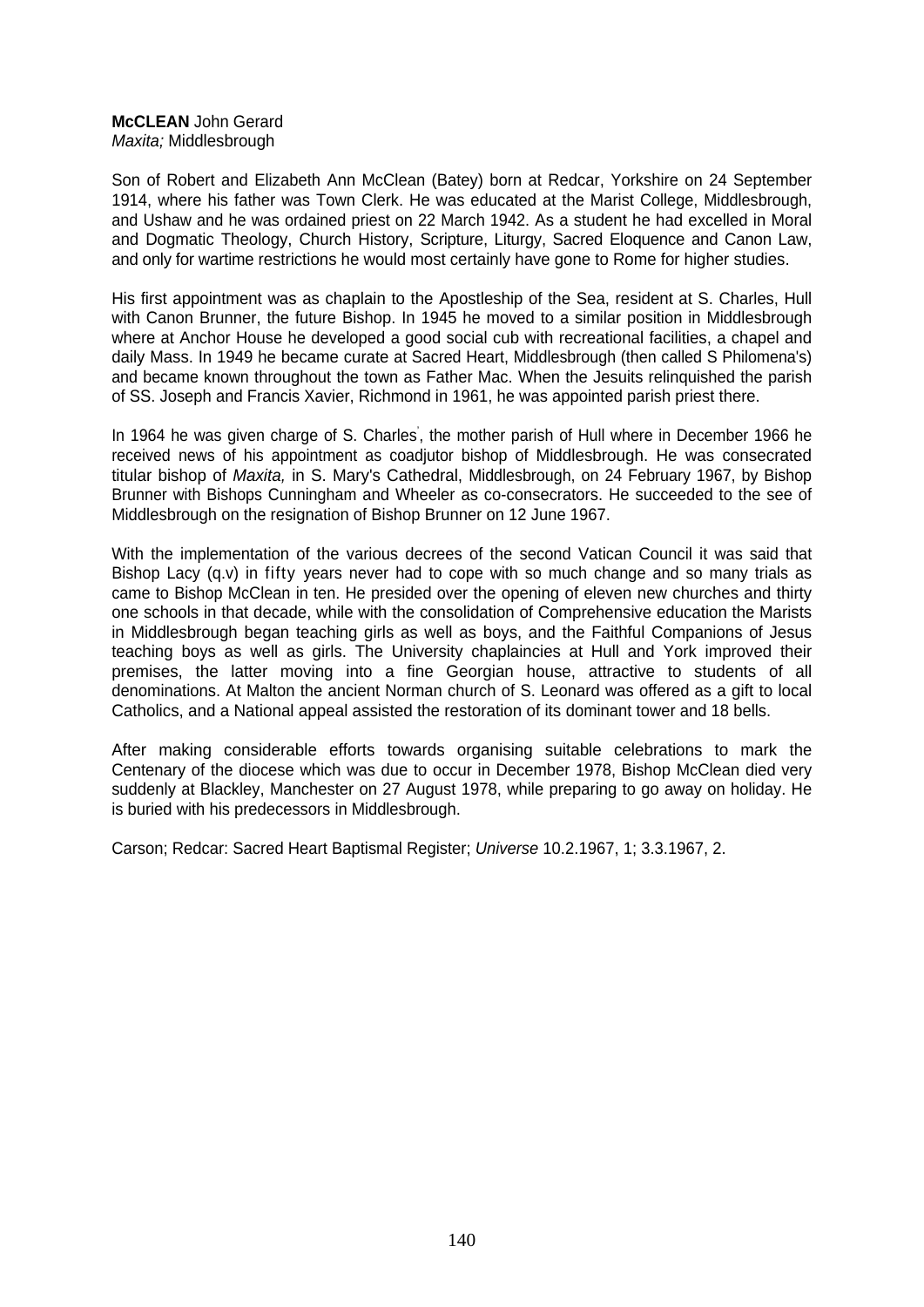**McCLEAN** John Gerard
*Maxita;* Middlesbrough

Son of Robert and Elizabeth Ann McClean (Batey) born at Redcar, Yorkshire on 24 September 1914, where his father was Town Clerk. He was educated at the Marist College, Middlesbrough, and Ushaw and he was ordained priest on 22 March 1942. As a student he had excelled in Moral and Dogmatic Theology, Church History, Scripture, Liturgy, Sacred Eloquence and Canon Law, and only for wartime restrictions he would most certainly have gone to Rome for higher studies.

His first appointment was as chaplain to the Apostleship of the Sea, resident at S. Charles, Hull with Canon Brunner, the future Bishop. In 1945 he moved to a similar position in Middlesbrough where at Anchor House he developed a good social cub with recreational facilities, a chapel and daily Mass. In 1949 he became curate at Sacred Heart, Middlesbrough (then called S Philomena's) and became known throughout the town as Father Mac. When the Jesuits relinquished the parish of SS. Joseph and Francis Xavier, Richmond in 1961, he was appointed parish priest there.

In 1964 he was given charge of S. Charles', the mother parish of Hull where in December 1966 he received news of his appointment as coadjutor bishop of Middlesbrough. He was consecrated titular bishop of *Maxita,* in S. Mary's Cathedral, Middlesbrough, on 24 February 1967, by Bishop Brunner with Bishops Cunningham and Wheeler as co-consecrators. He succeeded to the see of Middlesbrough on the resignation of Bishop Brunner on 12 June 1967.

With the implementation of the various decrees of the second Vatican Council it was said that Bishop Lacy (q.v) in fifty years never had to cope with so much change and so many trials as came to Bishop McClean in ten. He presided over the opening of eleven new churches and thirty one schools in that decade, while with the consolidation of Comprehensive education the Marists in Middlesbrough began teaching girls as well as boys, and the Faithful Companions of Jesus teaching boys as well as girls. The University chaplaincies at Hull and York improved their premises, the latter moving into a fine Georgian house, attractive to students of all denominations. At Malton the ancient Norman church of S. Leonard was offered as a gift to local Catholics, and a National appeal assisted the restoration of its dominant tower and 18 bells.

After making considerable efforts towards organising suitable celebrations to mark the Centenary of the diocese which was due to occur in December 1978, Bishop McClean died very suddenly at Blackley, Manchester on 27 August 1978, while preparing to go away on holiday. He is buried with his predecessors in Middlesbrough.

Carson; Redcar: Sacred Heart Baptismal Register; *Universe* 10.2.1967, 1; 3.3.1967, 2.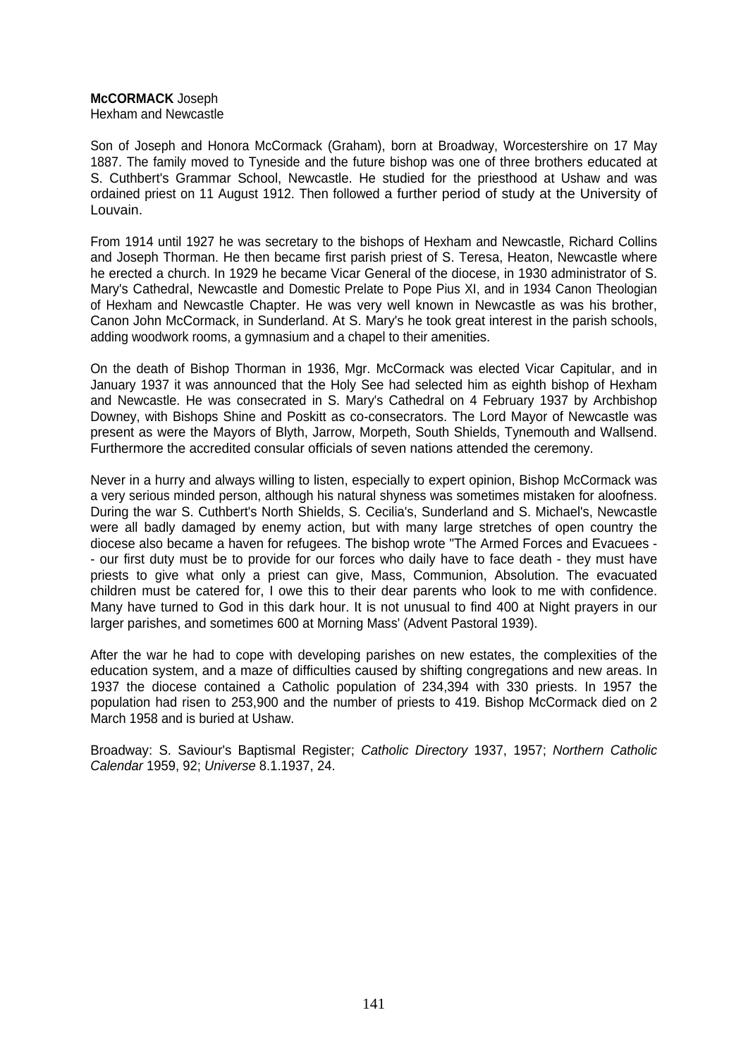**McCORMACK** Joseph
Hexham and Newcastle

Son of Joseph and Honora McCormack (Graham), born at Broadway, Worcestershire on 17 May 1887. The family moved to Tyneside and the future bishop was one of three brothers educated at S. Cuthbert's Grammar School, Newcastle. He studied for the priesthood at Ushaw and was ordained priest on 11 August 1912. Then followed a further period of study at the University of Louvain.

From 1914 until 1927 he was secretary to the bishops of Hexham and Newcastle, Richard Collins and Joseph Thorman. He then became first parish priest of S. Teresa, Heaton, Newcastle where he erected a church. In 1929 he became Vicar General of the diocese, in 1930 administrator of S. Mary's Cathedral, Newcastle and Domestic Prelate to Pope Pius XI, and in 1934 Canon Theologian of Hexham and Newcastle Chapter. He was very well known in Newcastle as was his brother, Canon John McCormack, in Sunderland. At S. Mary's he took great interest in the parish schools, adding woodwork rooms, a gymnasium and a chapel to their amenities.

On the death of Bishop Thorman in 1936, Mgr. McCormack was elected Vicar Capitular, and in January 1937 it was announced that the Holy See had selected him as eighth bishop of Hexham and Newcastle. He was consecrated in S. Mary's Cathedral on 4 February 1937 by Archbishop Downey, with Bishops Shine and Poskitt as co-consecrators. The Lord Mayor of Newcastle was present as were the Mayors of Blyth, Jarrow, Morpeth, South Shields, Tynemouth and Wallsend. Furthermore the accredited consular officials of seven nations attended the ceremony.

Never in a hurry and always willing to listen, especially to expert opinion, Bishop McCormack was a very serious minded person, although his natural shyness was sometimes mistaken for aloofness. During the war S. Cuthbert's North Shields, S. Cecilia's, Sunderland and S. Michael's, Newcastle were all badly damaged by enemy action, but with many large stretches of open country the diocese also became a haven for refugees. The bishop wrote "The Armed Forces and Evacuees -- our first duty must be to provide for our forces who daily have to face death - they must have priests to give what only a priest can give, Mass, Communion, Absolution. The evacuated children must be catered for, I owe this to their dear parents who look to me with confidence. Many have turned to God in this dark hour. It is not unusual to find 400 at Night prayers in our larger parishes, and sometimes 600 at Morning Mass' (Advent Pastoral 1939).

After the war he had to cope with developing parishes on new estates, the complexities of the education system, and a maze of difficulties caused by shifting congregations and new areas. In 1937 the diocese contained a Catholic population of 234,394 with 330 priests. In 1957 the population had risen to 253,900 and the number of priests to 419. Bishop McCormack died on 2 March 1958 and is buried at Ushaw.

Broadway: S. Saviour's Baptismal Register; *Catholic Directory* 1937, 1957; *Northern Catholic Calendar* 1959, 92; *Universe* 8.1.1937, 24.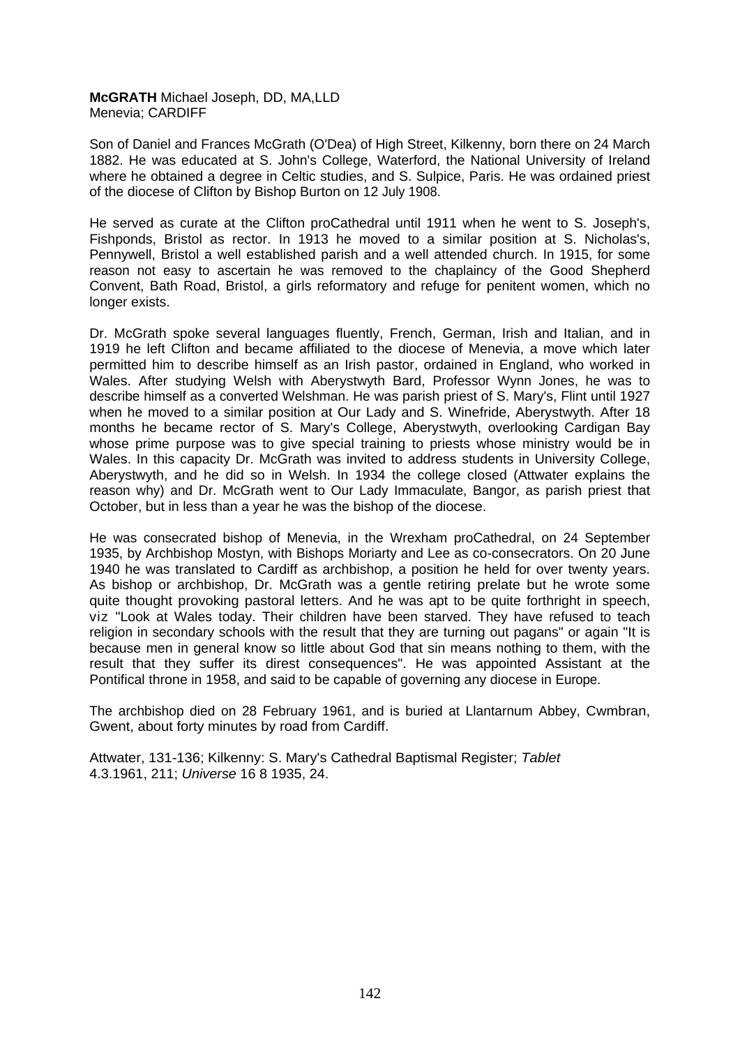**McGRATH** Michael Joseph, DD, MA,LLD
Menevia; CARDIFF

Son of Daniel and Frances McGrath (O'Dea) of High Street, Kilkenny, born there on 24 March 1882. He was educated at S. John's College, Waterford, the National University of Ireland where he obtained a degree in Celtic studies, and S. Sulpice, Paris. He was ordained priest of the diocese of Clifton by Bishop Burton on 12 July 1908.

He served as curate at the Clifton proCathedral until 1911 when he went to S. Joseph's, Fishponds, Bristol as rector. In 1913 he moved to a similar position at S. Nicholas's, Pennywell, Bristol a well established parish and a well attended church. In 1915, for some reason not easy to ascertain he was removed to the chaplaincy of the Good Shepherd Convent, Bath Road, Bristol, a girls reformatory and refuge for penitent women, which no longer exists.

Dr. McGrath spoke several languages fluently, French, German, Irish and Italian, and in 1919 he left Clifton and became affiliated to the diocese of Menevia, a move which later permitted him to describe himself as an Irish pastor, ordained in England, who worked in Wales. After studying Welsh with Aberystwyth Bard, Professor Wynn Jones, he was to describe himself as a converted Welshman. He was parish priest of S. Mary's, Flint until 1927 when he moved to a similar position at Our Lady and S. Winefride, Aberystwyth. After 18 months he became rector of S. Mary's College, Aberystwyth, overlooking Cardigan Bay whose prime purpose was to give special training to priests whose ministry would be in Wales. In this capacity Dr. McGrath was invited to address students in University College, Aberystwyth, and he did so in Welsh. In 1934 the college closed (Attwater explains the reason why) and Dr. McGrath went to Our Lady Immaculate, Bangor, as parish priest that October, but in less than a year he was the bishop of the diocese.

He was consecrated bishop of Menevia, in the Wrexham proCathedral, on 24 September 1935, by Archbishop Mostyn, with Bishops Moriarty and Lee as co-consecrators. On 20 June 1940 he was translated to Cardiff as archbishop, a position he held for over twenty years. As bishop or archbishop, Dr. McGrath was a gentle retiring prelate but he wrote some quite thought provoking pastoral letters. And he was apt to be quite forthright in speech, viz "Look at Wales today. Their children have been starved. They have refused to teach religion in secondary schools with the result that they are turning out pagans" or again "It is because men in general know so little about God that sin means nothing to them, with the result that they suffer its direst consequences". He was appointed Assistant at the Pontifical throne in 1958, and said to be capable of governing any diocese in Europe.

The archbishop died on 28 February 1961, and is buried at Llantarnum Abbey, Cwmbran, Gwent, about forty minutes by road from Cardiff.

Attwater, 131-136; Kilkenny: S. Mary's Cathedral Baptismal Register; *Tablet* 4.3.1961, 211; *Universe* 16 8 1935, 24.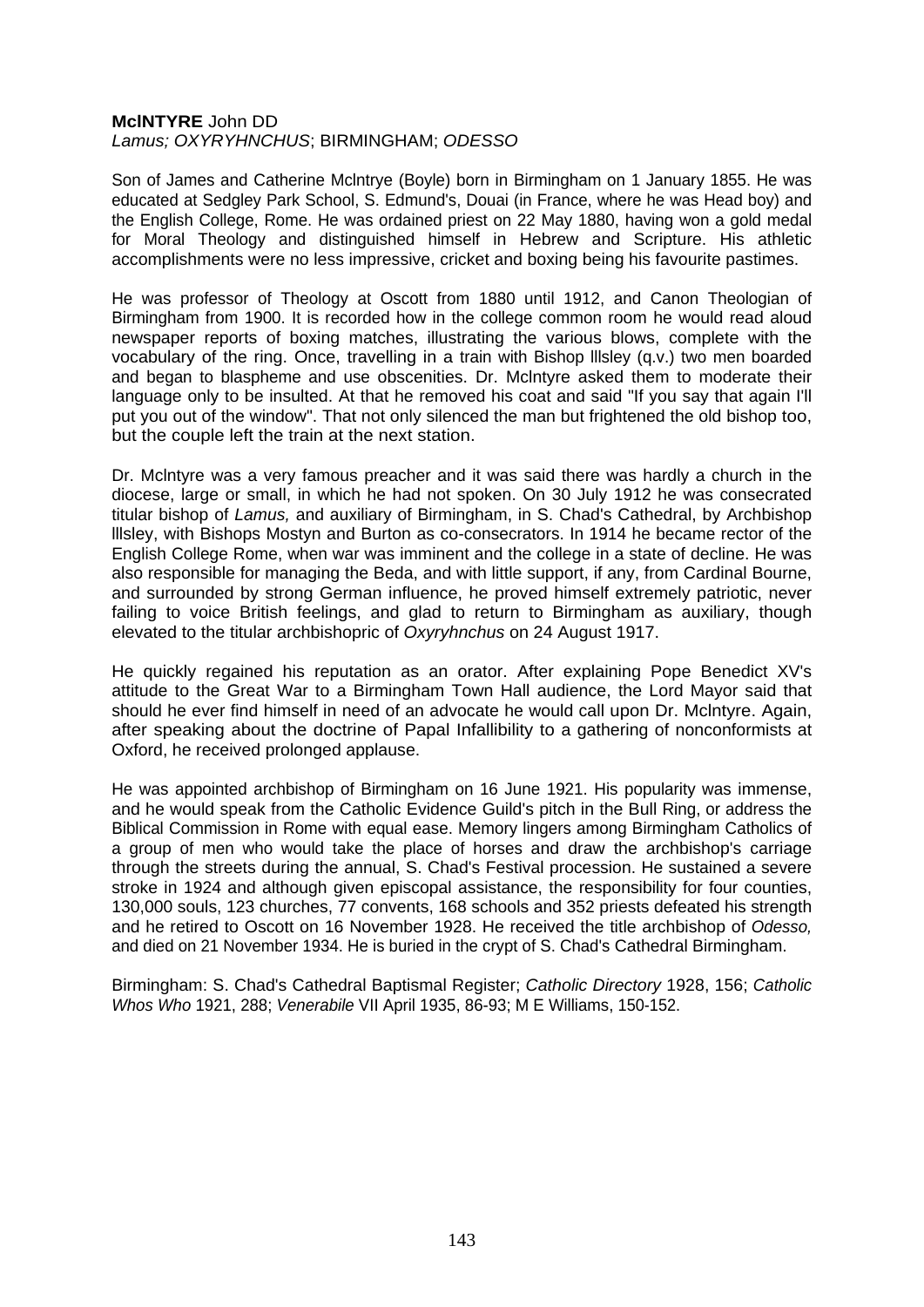**McINTYRE** John DD
*Lamus; OXYRYHNCHUS*; BIRMINGHAM; *ODESSO*

Son of James and Catherine Mclntrye (Boyle) born in Birmingham on 1 January 1855. He was educated at Sedgley Park School, S. Edmund's, Douai (in France, where he was Head boy) and the English College, Rome. He was ordained priest on 22 May 1880, having won a gold medal for Moral Theology and distinguished himself in Hebrew and Scripture. His athletic accomplishments were no less impressive, cricket and boxing being his favourite pastimes.

He was professor of Theology at Oscott from 1880 until 1912, and Canon Theologian of Birmingham from 1900. It is recorded how in the college common room he would read aloud newspaper reports of boxing matches, illustrating the various blows, complete with the vocabulary of the ring. Once, travelling in a train with Bishop lllsley (q.v.) two men boarded and began to blaspheme and use obscenities. Dr. Mclntyre asked them to moderate their language only to be insulted. At that he removed his coat and said "If you say that again I'll put you out of the window". That not only silenced the man but frightened the old bishop too, but the couple left the train at the next station.

Dr. Mclntyre was a very famous preacher and it was said there was hardly a church in the diocese, large or small, in which he had not spoken. On 30 July 1912 he was consecrated titular bishop of *Lamus,* and auxiliary of Birmingham, in S. Chad's Cathedral, by Archbishop lllsley, with Bishops Mostyn and Burton as co-consecrators. In 1914 he became rector of the English College Rome, when war was imminent and the college in a state of decline. He was also responsible for managing the Beda, and with little support, if any, from Cardinal Bourne, and surrounded by strong German influence, he proved himself extremely patriotic, never failing to voice British feelings, and glad to return to Birmingham as auxiliary, though elevated to the titular archbishopric of *Oxyryhnchus* on 24 August 1917.

He quickly regained his reputation as an orator. After explaining Pope Benedict XV's attitude to the Great War to a Birmingham Town Hall audience, the Lord Mayor said that should he ever find himself in need of an advocate he would call upon Dr. Mclntyre. Again, after speaking about the doctrine of Papal Infallibility to a gathering of nonconformists at Oxford, he received prolonged applause.

He was appointed archbishop of Birmingham on 16 June 1921. His popularity was immense, and he would speak from the Catholic Evidence Guild's pitch in the Bull Ring, or address the Biblical Commission in Rome with equal ease. Memory lingers among Birmingham Catholics of a group of men who would take the place of horses and draw the archbishop's carriage through the streets during the annual, S. Chad's Festival procession. He sustained a severe stroke in 1924 and although given episcopal assistance, the responsibility for four counties, 130,000 souls, 123 churches, 77 convents, 168 schools and 352 priests defeated his strength and he retired to Oscott on 16 November 1928. He received the title archbishop of *Odesso,* and died on 21 November 1934. He is buried in the crypt of S. Chad's Cathedral Birmingham.

Birmingham: S. Chad's Cathedral Baptismal Register; *Catholic Directory* 1928, 156; *Catholic Whos Who* 1921, 288; *Venerabile* VII April 1935, 86-93; M E Williams, 150-152.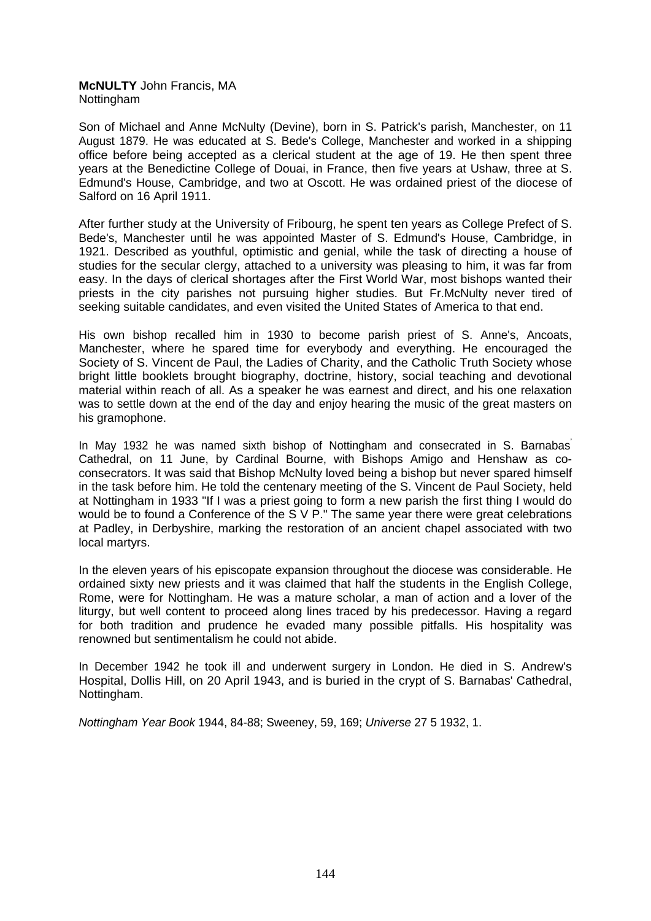**McNULTY** John Francis, MA
Nottingham

Son of Michael and Anne McNulty (Devine), born in S. Patrick's parish, Manchester, on 11 August 1879. He was educated at S. Bede's College, Manchester and worked in a shipping office before being accepted as a clerical student at the age of 19. He then spent three years at the Benedictine College of Douai, in France, then five years at Ushaw, three at S. Edmund's House, Cambridge, and two at Oscott. He was ordained priest of the diocese of Salford on 16 April 1911.

After further study at the University of Fribourg, he spent ten years as College Prefect of S. Bede's, Manchester until he was appointed Master of S. Edmund's House, Cambridge, in 1921. Described as youthful, optimistic and genial, while the task of directing a house of studies for the secular clergy, attached to a university was pleasing to him, it was far from easy. In the days of clerical shortages after the First World War, most bishops wanted their priests in the city parishes not pursuing higher studies. But Fr.McNulty never tired of seeking suitable candidates, and even visited the United States of America to that end.

His own bishop recalled him in 1930 to become parish priest of S. Anne's, Ancoats, Manchester, where he spared time for everybody and everything. He encouraged the Society of S. Vincent de Paul, the Ladies of Charity, and the Catholic Truth Society whose bright little booklets brought biography, doctrine, history, social teaching and devotional material within reach of all. As a speaker he was earnest and direct, and his one relaxation was to settle down at the end of the day and enjoy hearing the music of the great masters on his gramophone.

In May 1932 he was named sixth bishop of Nottingham and consecrated in S. Barnabas' Cathedral, on 11 June, by Cardinal Bourne, with Bishops Amigo and Henshaw as co-consecrators. It was said that Bishop McNulty loved being a bishop but never spared himself in the task before him. He told the centenary meeting of the S. Vincent de Paul Society, held at Nottingham in 1933 "If I was a priest going to form a new parish the first thing I would do would be to found a Conference of the S V P." The same year there were great celebrations at Padley, in Derbyshire, marking the restoration of an ancient chapel associated with two local martyrs.

In the eleven years of his episcopate expansion throughout the diocese was considerable. He ordained sixty new priests and it was claimed that half the students in the English College, Rome, were for Nottingham. He was a mature scholar, a man of action and a lover of the liturgy, but well content to proceed along lines traced by his predecessor. Having a regard for both tradition and prudence he evaded many possible pitfalls. His hospitality was renowned but sentimentalism he could not abide.

In December 1942 he took ill and underwent surgery in London. He died in S. Andrew's Hospital, Dollis Hill, on 20 April 1943, and is buried in the crypt of S. Barnabas' Cathedral, Nottingham.

*Nottingham Year Book* 1944, 84-88; Sweeney, 59, 169; *Universe* 27 5 1932, 1.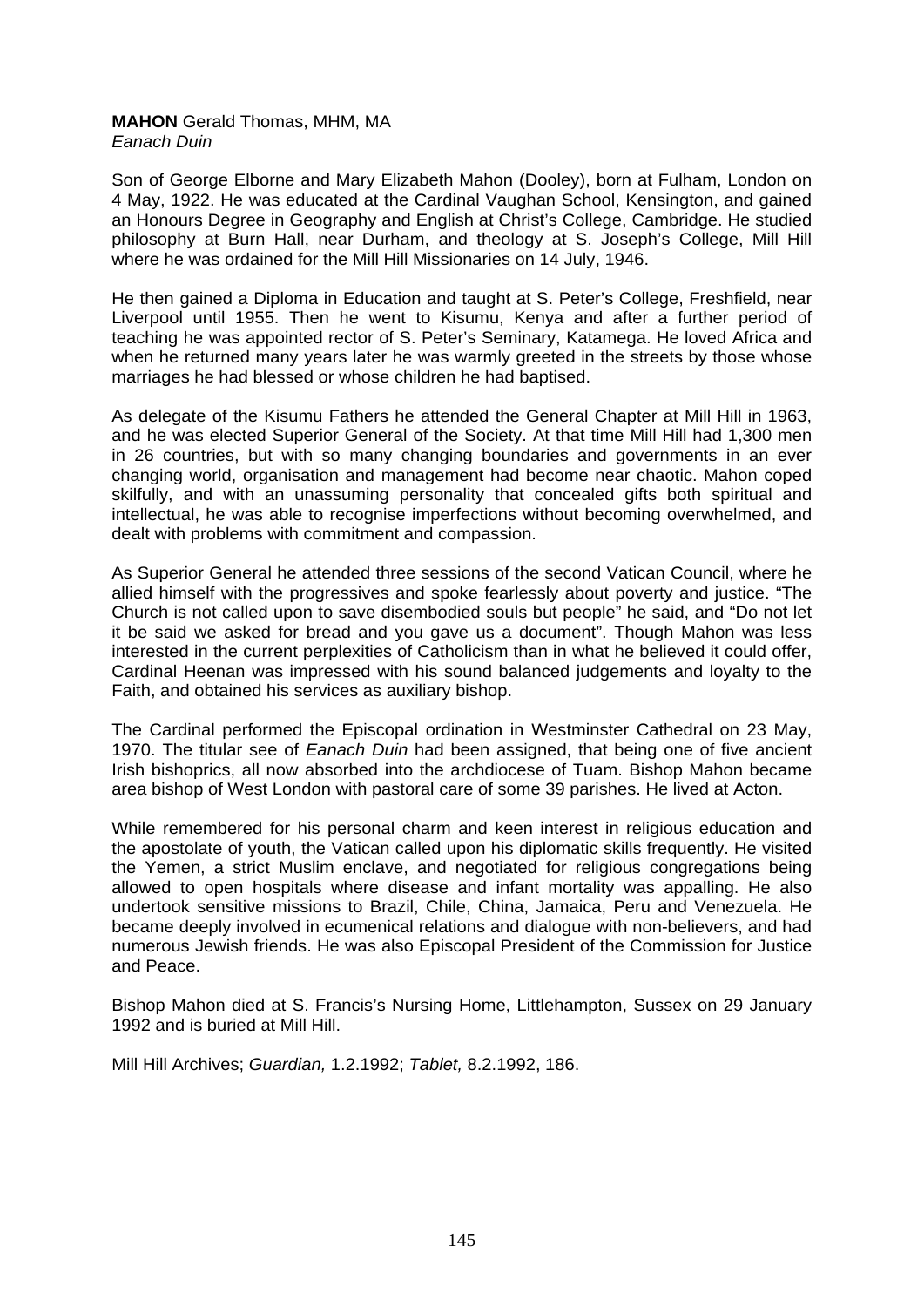**MAHON** Gerald Thomas, MHM, MA
*Eanach Duin*

Son of George Elborne and Mary Elizabeth Mahon (Dooley), born at Fulham, London on 4 May, 1922. He was educated at the Cardinal Vaughan School, Kensington, and gained an Honours Degree in Geography and English at Christ's College, Cambridge. He studied philosophy at Burn Hall, near Durham, and theology at S. Joseph's College, Mill Hill where he was ordained for the Mill Hill Missionaries on 14 July, 1946.

He then gained a Diploma in Education and taught at S. Peter's College, Freshfield, near Liverpool until 1955. Then he went to Kisumu, Kenya and after a further period of teaching he was appointed rector of S. Peter's Seminary, Katamega. He loved Africa and when he returned many years later he was warmly greeted in the streets by those whose marriages he had blessed or whose children he had baptised.

As delegate of the Kisumu Fathers he attended the General Chapter at Mill Hill in 1963, and he was elected Superior General of the Society. At that time Mill Hill had 1,300 men in 26 countries, but with so many changing boundaries and governments in an ever changing world, organisation and management had become near chaotic. Mahon coped skilfully, and with an unassuming personality that concealed gifts both spiritual and intellectual, he was able to recognise imperfections without becoming overwhelmed, and dealt with problems with commitment and compassion.

As Superior General he attended three sessions of the second Vatican Council, where he allied himself with the progressives and spoke fearlessly about poverty and justice. "The Church is not called upon to save disembodied souls but people" he said, and "Do not let it be said we asked for bread and you gave us a document". Though Mahon was less interested in the current perplexities of Catholicism than in what he believed it could offer, Cardinal Heenan was impressed with his sound balanced judgements and loyalty to the Faith, and obtained his services as auxiliary bishop.

The Cardinal performed the Episcopal ordination in Westminster Cathedral on 23 May, 1970. The titular see of *Eanach Duin* had been assigned, that being one of five ancient Irish bishoprics, all now absorbed into the archdiocese of Tuam. Bishop Mahon became area bishop of West London with pastoral care of some 39 parishes. He lived at Acton.

While remembered for his personal charm and keen interest in religious education and the apostolate of youth, the Vatican called upon his diplomatic skills frequently. He visited the Yemen, a strict Muslim enclave, and negotiated for religious congregations being allowed to open hospitals where disease and infant mortality was appalling. He also undertook sensitive missions to Brazil, Chile, China, Jamaica, Peru and Venezuela. He became deeply involved in ecumenical relations and dialogue with non-believers, and had numerous Jewish friends. He was also Episcopal President of the Commission for Justice and Peace.

Bishop Mahon died at S. Francis's Nursing Home, Littlehampton, Sussex on 29 January 1992 and is buried at Mill Hill.

Mill Hill Archives; *Guardian,* 1.2.1992; *Tablet,* 8.2.1992, 186.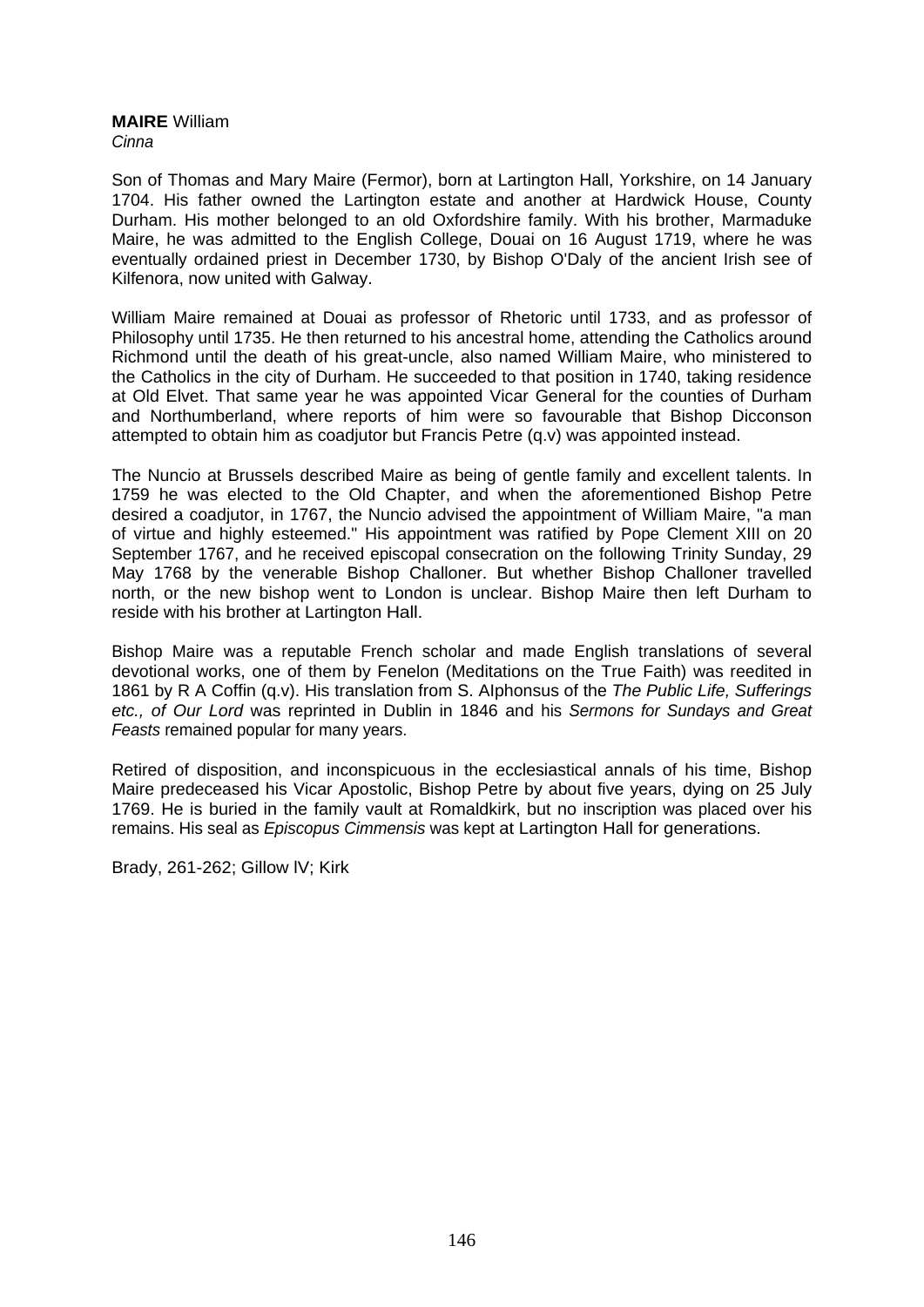**MAIRE** William
*Cinna*

Son of Thomas and Mary Maire (Fermor), born at Lartington Hall, Yorkshire, on 14 January 1704. His father owned the Lartington estate and another at Hardwick House, County Durham. His mother belonged to an old Oxfordshire family. With his brother, Marmaduke Maire, he was admitted to the English College, Douai on 16 August 1719, where he was eventually ordained priest in December 1730, by Bishop O'Daly of the ancient Irish see of Kilfenora, now united with Galway.

William Maire remained at Douai as professor of Rhetoric until 1733, and as professor of Philosophy until 1735. He then returned to his ancestral home, attending the Catholics around Richmond until the death of his great-uncle, also named William Maire, who ministered to the Catholics in the city of Durham. He succeeded to that position in 1740, taking residence at Old Elvet. That same year he was appointed Vicar General for the counties of Durham and Northumberland, where reports of him were so favourable that Bishop Dicconson attempted to obtain him as coadjutor but Francis Petre (q.v) was appointed instead.

The Nuncio at Brussels described Maire as being of gentle family and excellent talents. In 1759 he was elected to the Old Chapter, and when the aforementioned Bishop Petre desired a coadjutor, in 1767, the Nuncio advised the appointment of William Maire, "a man of virtue and highly esteemed." His appointment was ratified by Pope Clement XIII on 20 September 1767, and he received episcopal consecration on the following Trinity Sunday, 29 May 1768 by the venerable Bishop Challoner. But whether Bishop Challoner travelled north, or the new bishop went to London is unclear. Bishop Maire then left Durham to reside with his brother at Lartington Hall.

Bishop Maire was a reputable French scholar and made English translations of several devotional works, one of them by Fenelon (Meditations on the True Faith) was reedited in 1861 by R A Coffin (q.v). His translation from S. Alphonsus of the *The Public Life, Sufferings etc., of Our Lord* was reprinted in Dublin in 1846 and his *Sermons for Sundays and Great Feasts* remained popular for many years.

Retired of disposition, and inconspicuous in the ecclesiastical annals of his time, Bishop Maire predeceased his Vicar Apostolic, Bishop Petre by about five years, dying on 25 July 1769. He is buried in the family vault at Romaldkirk, but no inscription was placed over his remains. His seal as *Episcopus Cimmensis* was kept at Lartington Hall for generations.

Brady, 261-262; Gillow IV; Kirk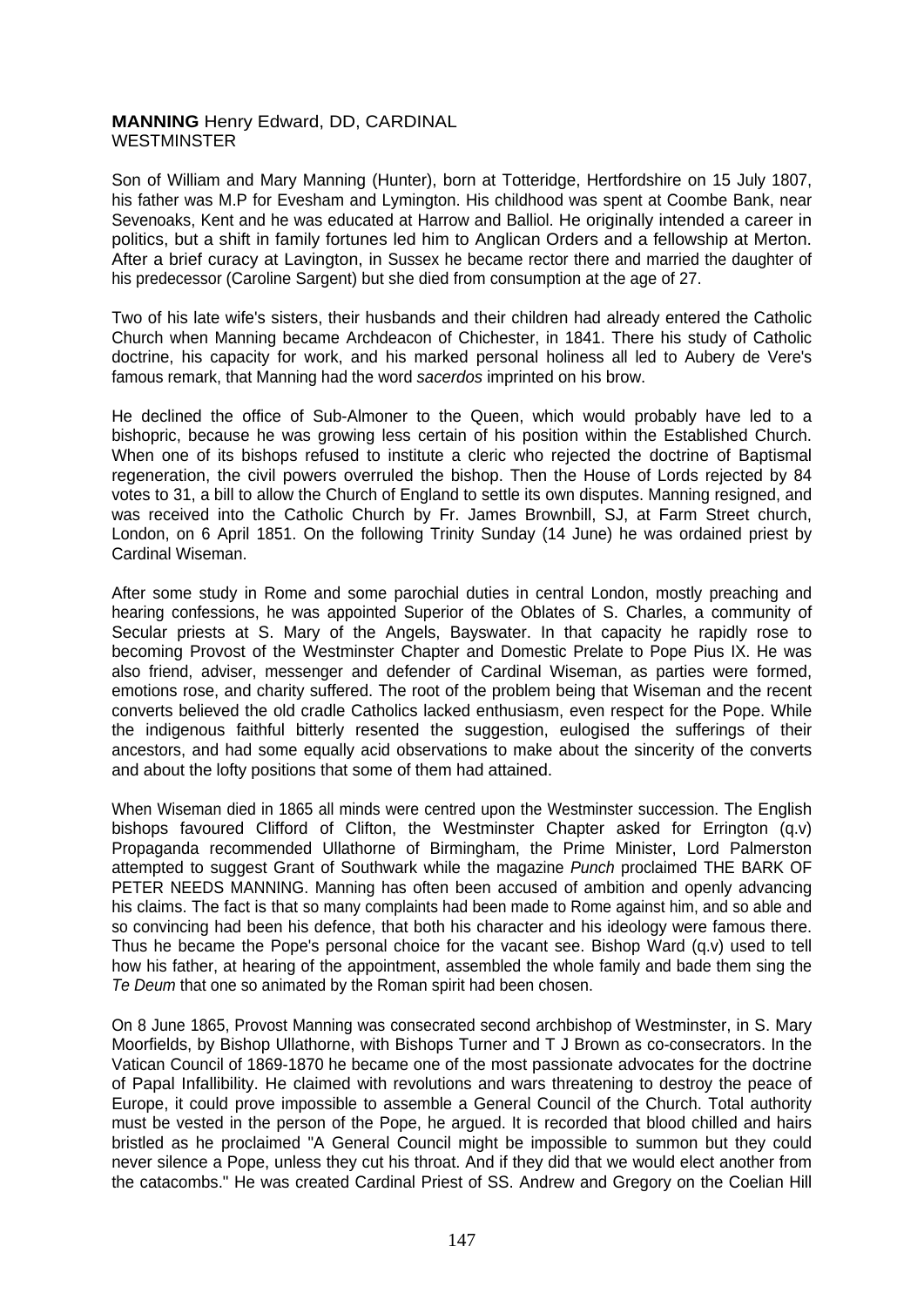**MANNING** Henry Edward, DD, CARDINAL
WESTMINSTER

Son of William and Mary Manning (Hunter), born at Totteridge, Hertfordshire on 15 July 1807, his father was M.P for Evesham and Lymington. His childhood was spent at Coombe Bank, near Sevenoaks, Kent and he was educated at Harrow and Balliol. He originally intended a career in politics, but a shift in family fortunes led him to Anglican Orders and a fellowship at Merton. After a brief curacy at Lavington, in Sussex he became rector there and married the daughter of his predecessor (Caroline Sargent) but she died from consumption at the age of 27.

Two of his late wife's sisters, their husbands and their children had already entered the Catholic Church when Manning became Archdeacon of Chichester, in 1841. There his study of Catholic doctrine, his capacity for work, and his marked personal holiness all led to Aubery de Vere's famous remark, that Manning had the word *sacerdos* imprinted on his brow.

He declined the office of Sub-Almoner to the Queen, which would probably have led to a bishopric, because he was growing less certain of his position within the Established Church. When one of its bishops refused to institute a cleric who rejected the doctrine of Baptismal regeneration, the civil powers overruled the bishop. Then the House of Lords rejected by 84 votes to 31, a bill to allow the Church of England to settle its own disputes. Manning resigned, and was received into the Catholic Church by Fr. James Brownbill, SJ, at Farm Street church, London, on 6 April 1851. On the following Trinity Sunday (14 June) he was ordained priest by Cardinal Wiseman.

After some study in Rome and some parochial duties in central London, mostly preaching and hearing confessions, he was appointed Superior of the Oblates of S. Charles, a community of Secular priests at S. Mary of the Angels, Bayswater. In that capacity he rapidly rose to becoming Provost of the Westminster Chapter and Domestic Prelate to Pope Pius IX. He was also friend, adviser, messenger and defender of Cardinal Wiseman, as parties were formed, emotions rose, and charity suffered. The root of the problem being that Wiseman and the recent converts believed the old cradle Catholics lacked enthusiasm, even respect for the Pope. While the indigenous faithful bitterly resented the suggestion, eulogised the sufferings of their ancestors, and had some equally acid observations to make about the sincerity of the converts and about the lofty positions that some of them had attained.

When Wiseman died in 1865 all minds were centred upon the Westminster succession. The English bishops favoured Clifford of Clifton, the Westminster Chapter asked for Errington (q.v) Propaganda recommended Ullathorne of Birmingham, the Prime Minister, Lord Palmerston attempted to suggest Grant of Southwark while the magazine *Punch* proclaimed THE BARK OF PETER NEEDS MANNING. Manning has often been accused of ambition and openly advancing his claims. The fact is that so many complaints had been made to Rome against him, and so able and so convincing had been his defence, that both his character and his ideology were famous there. Thus he became the Pope's personal choice for the vacant see. Bishop Ward (q.v) used to tell how his father, at hearing of the appointment, assembled the whole family and bade them sing the *Te Deum* that one so animated by the Roman spirit had been chosen.

On 8 June 1865, Provost Manning was consecrated second archbishop of Westminster, in S. Mary Moorfields, by Bishop Ullathorne, with Bishops Turner and T J Brown as co-consecrators. In the Vatican Council of 1869-1870 he became one of the most passionate advocates for the doctrine of Papal Infallibility. He claimed with revolutions and wars threatening to destroy the peace of Europe, it could prove impossible to assemble a General Council of the Church. Total authority must be vested in the person of the Pope, he argued. It is recorded that blood chilled and hairs bristled as he proclaimed "A General Council might be impossible to summon but they could never silence a Pope, unless they cut his throat. And if they did that we would elect another from the catacombs." He was created Cardinal Priest of SS. Andrew and Gregory on the Coelian Hill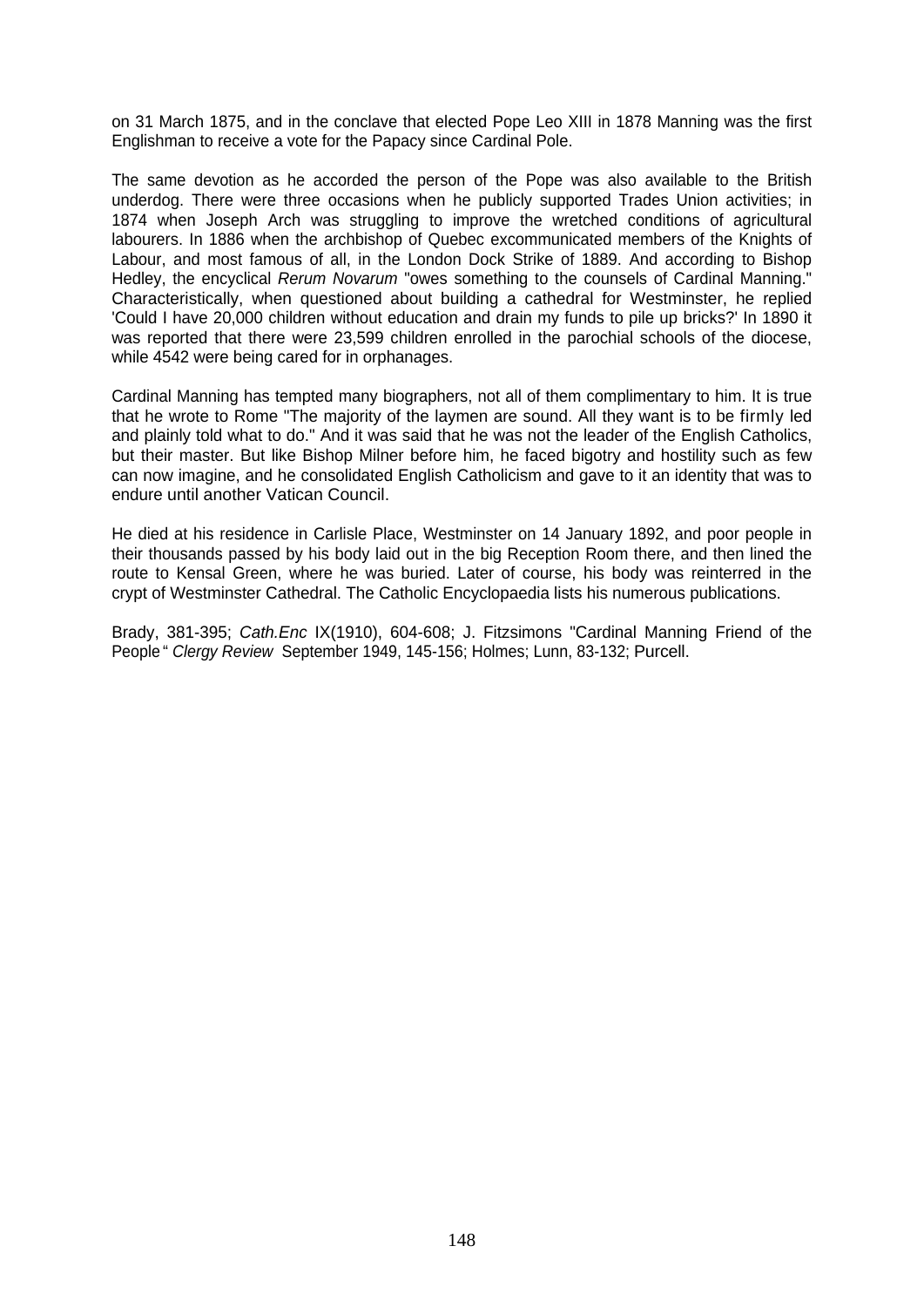on 31 March 1875, and in the conclave that elected Pope Leo XIII in 1878 Manning was the first Englishman to receive a vote for the Papacy since Cardinal Pole.

The same devotion as he accorded the person of the Pope was also available to the British underdog. There were three occasions when he publicly supported Trades Union activities; in 1874 when Joseph Arch was struggling to improve the wretched conditions of agricultural labourers. In 1886 when the archbishop of Quebec excommunicated members of the Knights of Labour, and most famous of all, in the London Dock Strike of 1889. And according to Bishop Hedley, the encyclical *Rerum Novarum* "owes something to the counsels of Cardinal Manning." Characteristically, when questioned about building a cathedral for Westminster, he replied 'Could I have 20,000 children without education and drain my funds to pile up bricks?' In 1890 it was reported that there were 23,599 children enrolled in the parochial schools of the diocese, while 4542 were being cared for in orphanages.

Cardinal Manning has tempted many biographers, not all of them complimentary to him. It is true that he wrote to Rome "The majority of the laymen are sound. All they want is to be firmly led and plainly told what to do." And it was said that he was not the leader of the English Catholics, but their master. But like Bishop Milner before him, he faced bigotry and hostility such as few can now imagine, and he consolidated English Catholicism and gave to it an identity that was to endure until another Vatican Council.

He died at his residence in Carlisle Place, Westminster on 14 January 1892, and poor people in their thousands passed by his body laid out in the big Reception Room there, and then lined the route to Kensal Green, where he was buried. Later of course, his body was reinterred in the crypt of Westminster Cathedral. The Catholic Encyclopaedia lists his numerous publications.

Brady, 381-395; *Cath.Enc* IX(1910), 604-608; J. Fitzsimons "Cardinal Manning Friend of the People" *Clergy Review* September 1949, 145-156; Holmes; Lunn, 83-132; Purcell.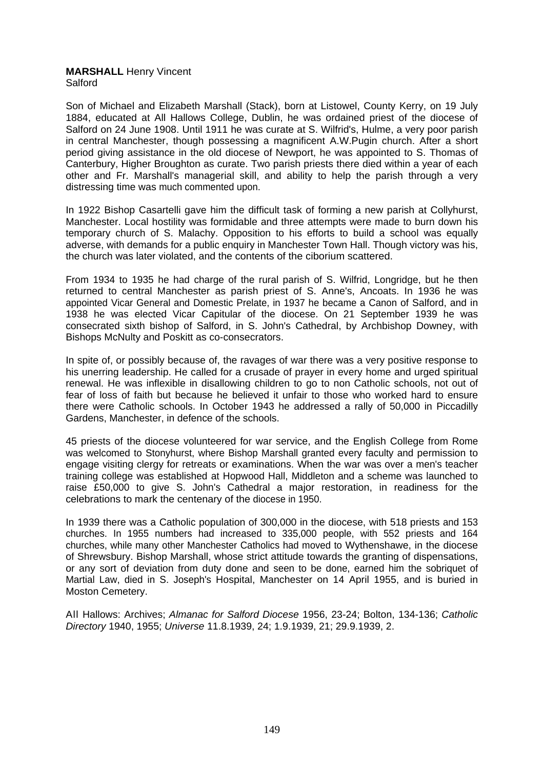**MARSHALL** Henry Vincent
Salford

Son of Michael and Elizabeth Marshall (Stack), born at Listowel, County Kerry, on 19 July 1884, educated at All Hallows College, Dublin, he was ordained priest of the diocese of Salford on 24 June 1908. Until 1911 he was curate at S. Wilfrid's, Hulme, a very poor parish in central Manchester, though possessing a magnificent A.W.Pugin church. After a short period giving assistance in the old diocese of Newport, he was appointed to S. Thomas of Canterbury, Higher Broughton as curate. Two parish priests there died within a year of each other and Fr. Marshall's managerial skill, and ability to help the parish through a very distressing time was much commented upon.

In 1922 Bishop Casartelli gave him the difficult task of forming a new parish at Collyhurst, Manchester. Local hostility was formidable and three attempts were made to burn down his temporary church of S. Malachy. Opposition to his efforts to build a school was equally adverse, with demands for a public enquiry in Manchester Town Hall. Though victory was his, the church was later violated, and the contents of the ciborium scattered.

From 1934 to 1935 he had charge of the rural parish of S. Wilfrid, Longridge, but he then returned to central Manchester as parish priest of S. Anne's, Ancoats. In 1936 he was appointed Vicar General and Domestic Prelate, in 1937 he became a Canon of Salford, and in 1938 he was elected Vicar Capitular of the diocese. On 21 September 1939 he was consecrated sixth bishop of Salford, in S. John's Cathedral, by Archbishop Downey, with Bishops McNulty and Poskitt as co-consecrators.

In spite of, or possibly because of, the ravages of war there was a very positive response to his unerring leadership. He called for a crusade of prayer in every home and urged spiritual renewal. He was inflexible in disallowing children to go to non Catholic schools, not out of fear of loss of faith but because he believed it unfair to those who worked hard to ensure there were Catholic schools. In October 1943 he addressed a rally of 50,000 in Piccadilly Gardens, Manchester, in defence of the schools.

45 priests of the diocese volunteered for war service, and the English College from Rome was welcomed to Stonyhurst, where Bishop Marshall granted every faculty and permission to engage visiting clergy for retreats or examinations. When the war was over a men's teacher training college was established at Hopwood Hall, Middleton and a scheme was launched to raise £50,000 to give S. John's Cathedral a major restoration, in readiness for the celebrations to mark the centenary of the diocese in 1950.

In 1939 there was a Catholic population of 300,000 in the diocese, with 518 priests and 153 churches. In 1955 numbers had increased to 335,000 people, with 552 priests and 164 churches, while many other Manchester Catholics had moved to Wythenshawe, in the diocese of Shrewsbury. Bishop Marshall, whose strict attitude towards the granting of dispensations, or any sort of deviation from duty done and seen to be done, earned him the sobriquet of Martial Law, died in S. Joseph's Hospital, Manchester on 14 April 1955, and is buried in Moston Cemetery.

All Hallows: Archives; *Almanac for Salford Diocese* 1956, 23-24; Bolton, 134-136; *Catholic Directory* 1940, 1955; *Universe* 11.8.1939, 24; 1.9.1939, 21; 29.9.1939, 2.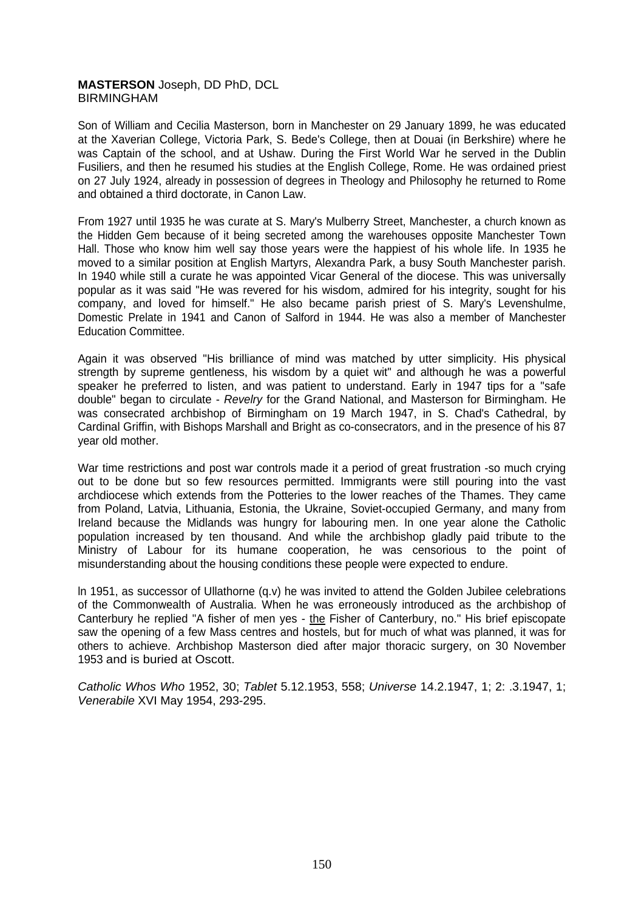**MASTERSON** Joseph, DD PhD, DCL
BIRMINGHAM

Son of William and Cecilia Masterson, born in Manchester on 29 January 1899, he was educated at the Xaverian College, Victoria Park, S. Bede's College, then at Douai (in Berkshire) where he was Captain of the school, and at Ushaw. During the First World War he served in the Dublin Fusiliers, and then he resumed his studies at the English College, Rome. He was ordained priest on 27 July 1924, already in possession of degrees in Theology and Philosophy he returned to Rome and obtained a third doctorate, in Canon Law.

From 1927 until 1935 he was curate at S. Mary's Mulberry Street, Manchester, a church known as the Hidden Gem because of it being secreted among the warehouses opposite Manchester Town Hall. Those who know him well say those years were the happiest of his whole life. In 1935 he moved to a similar position at English Martyrs, Alexandra Park, a busy South Manchester parish. In 1940 while still a curate he was appointed Vicar General of the diocese. This was universally popular as it was said "He was revered for his wisdom, admired for his integrity, sought for his company, and loved for himself." He also became parish priest of S. Mary's Levenshulme, Domestic Prelate in 1941 and Canon of Salford in 1944. He was also a member of Manchester Education Committee.

Again it was observed "His brilliance of mind was matched by utter simplicity. His physical strength by supreme gentleness, his wisdom by a quiet wit" and although he was a powerful speaker he preferred to listen, and was patient to understand. Early in 1947 tips for a "safe double" began to circulate - *Revelry* for the Grand National, and Masterson for Birmingham. He was consecrated archbishop of Birmingham on 19 March 1947, in S. Chad's Cathedral, by Cardinal Griffin, with Bishops Marshall and Bright as co-consecrators, and in the presence of his 87 year old mother.

War time restrictions and post war controls made it a period of great frustration -so much crying out to be done but so few resources permitted. Immigrants were still pouring into the vast archdiocese which extends from the Potteries to the lower reaches of the Thames. They came from Poland, Latvia, Lithuania, Estonia, the Ukraine, Soviet-occupied Germany, and many from Ireland because the Midlands was hungry for labouring men. In one year alone the Catholic population increased by ten thousand. And while the archbishop gladly paid tribute to the Ministry of Labour for its humane cooperation, he was censorious to the point of misunderstanding about the housing conditions these people were expected to endure.

In 1951, as successor of Ullathorne (q.v) he was invited to attend the Golden Jubilee celebrations of the Commonwealth of Australia. When he was erroneously introduced as the archbishop of Canterbury he replied "A fisher of men yes - the Fisher of Canterbury, no." His brief episcopate saw the opening of a few Mass centres and hostels, but for much of what was planned, it was for others to achieve. Archbishop Masterson died after major thoracic surgery, on 30 November 1953 and is buried at Oscott.

*Catholic Whos Who* 1952, 30; *Tablet* 5.12.1953, 558; *Universe* 14.2.1947, 1; 2: .3.1947, 1; *Venerabile* XVI May 1954, 293-295.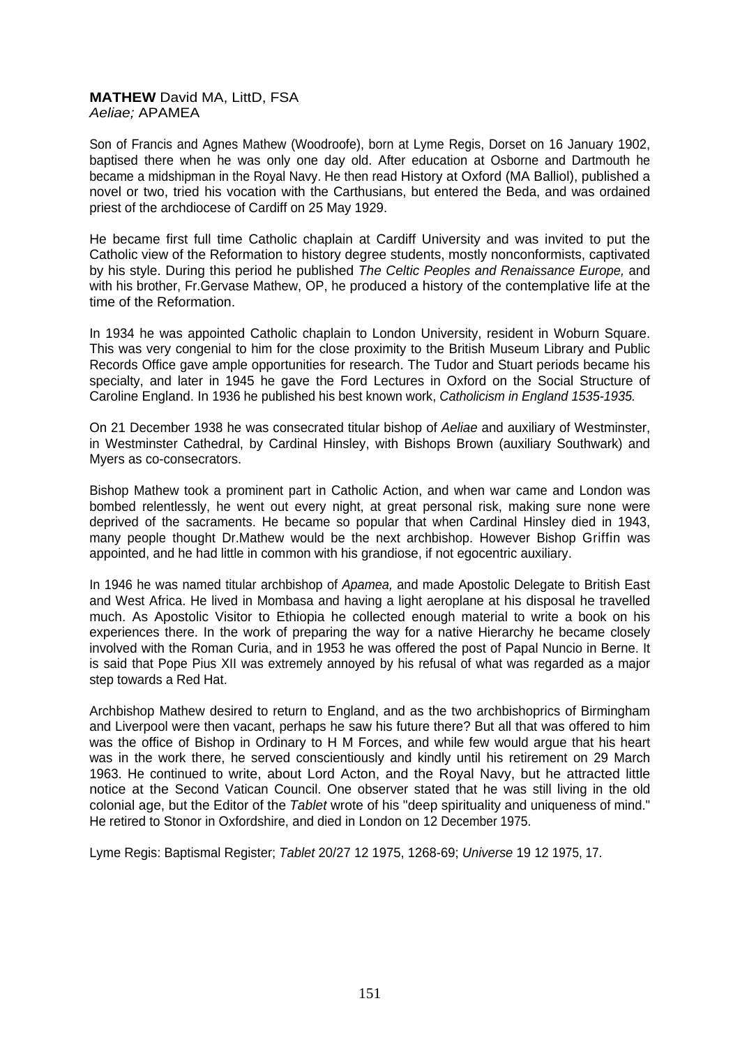**MATHEW** David MA, LittD, FSA
*Aeliae;* APAMEA

Son of Francis and Agnes Mathew (Woodroofe), born at Lyme Regis, Dorset on 16 January 1902, baptised there when he was only one day old. After education at Osborne and Dartmouth he became a midshipman in the Royal Navy. He then read History at Oxford (MA Balliol), published a novel or two, tried his vocation with the Carthusians, but entered the Beda, and was ordained priest of the archdiocese of Cardiff on 25 May 1929.

He became first full time Catholic chaplain at Cardiff University and was invited to put the Catholic view of the Reformation to history degree students, mostly nonconformists, captivated by his style. During this period he published *The Celtic Peoples and Renaissance Europe,* and with his brother, Fr.Gervase Mathew, OP, he produced a history of the contemplative life at the time of the Reformation.

In 1934 he was appointed Catholic chaplain to London University, resident in Woburn Square. This was very congenial to him for the close proximity to the British Museum Library and Public Records Office gave ample opportunities for research. The Tudor and Stuart periods became his specialty, and later in 1945 he gave the Ford Lectures in Oxford on the Social Structure of Caroline England. In 1936 he published his best known work, *Catholicism in England 1535-1935.*

On 21 December 1938 he was consecrated titular bishop of *Aeliae* and auxiliary of Westminster, in Westminster Cathedral, by Cardinal Hinsley, with Bishops Brown (auxiliary Southwark) and Myers as co-consecrators.

Bishop Mathew took a prominent part in Catholic Action, and when war came and London was bombed relentlessly, he went out every night, at great personal risk, making sure none were deprived of the sacraments. He became so popular that when Cardinal Hinsley died in 1943, many people thought Dr.Mathew would be the next archbishop. However Bishop Griffin was appointed, and he had little in common with his grandiose, if not egocentric auxiliary.

In 1946 he was named titular archbishop of *Apamea,* and made Apostolic Delegate to British East and West Africa. He lived in Mombasa and having a light aeroplane at his disposal he travelled much. As Apostolic Visitor to Ethiopia he collected enough material to write a book on his experiences there. In the work of preparing the way for a native Hierarchy he became closely involved with the Roman Curia, and in 1953 he was offered the post of Papal Nuncio in Berne. It is said that Pope Pius XII was extremely annoyed by his refusal of what was regarded as a major step towards a Red Hat.

Archbishop Mathew desired to return to England, and as the two archbishoprics of Birmingham and Liverpool were then vacant, perhaps he saw his future there? But all that was offered to him was the office of Bishop in Ordinary to H M Forces, and while few would argue that his heart was in the work there, he served conscientiously and kindly until his retirement on 29 March 1963. He continued to write, about Lord Acton, and the Royal Navy, but he attracted little notice at the Second Vatican Council. One observer stated that he was still living in the old colonial age, but the Editor of the *Tablet* wrote of his "deep spirituality and uniqueness of mind." He retired to Stonor in Oxfordshire, and died in London on 12 December 1975.

Lyme Regis: Baptismal Register; *Tablet* 20/27 12 1975, 1268-69; *Universe* 19 12 1975, 17.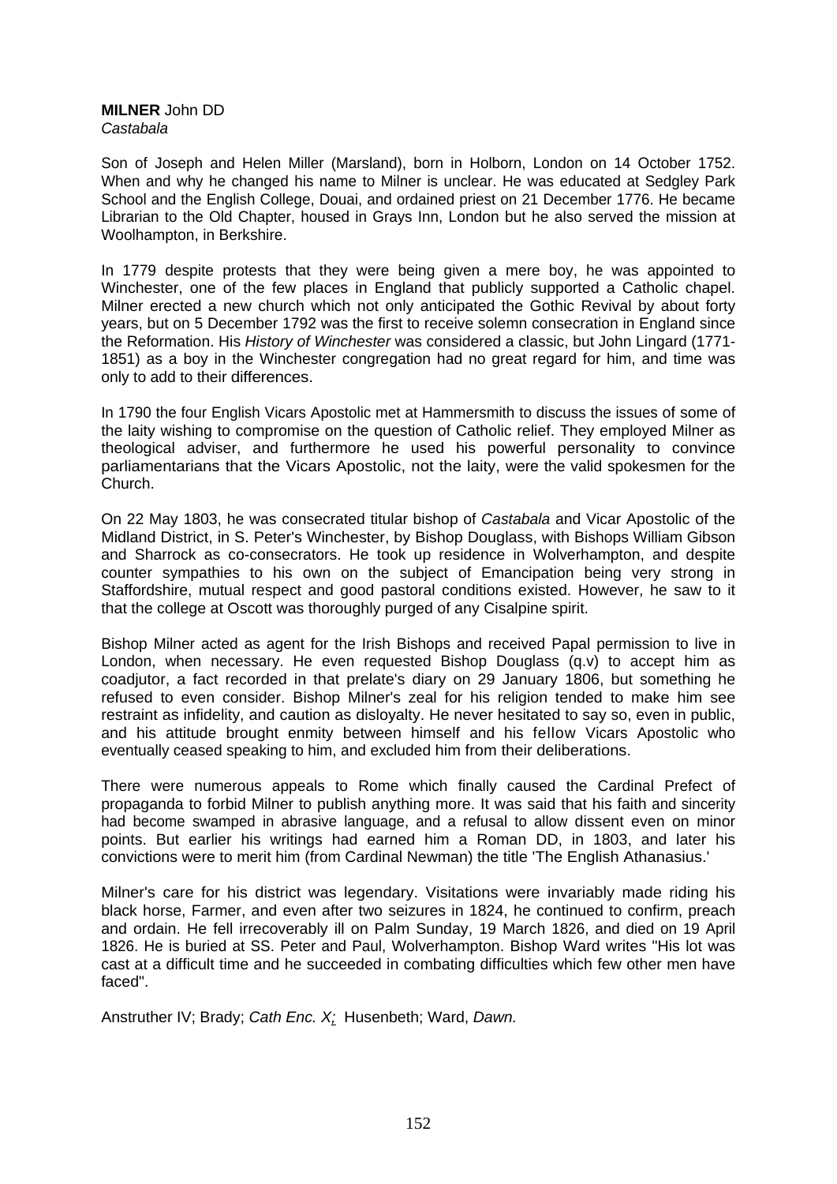**MILNER** John DD
*Castabala*

Son of Joseph and Helen Miller (Marsland), born in Holborn, London on 14 October 1752. When and why he changed his name to Milner is unclear. He was educated at Sedgley Park School and the English College, Douai, and ordained priest on 21 December 1776. He became Librarian to the Old Chapter, housed in Grays Inn, London but he also served the mission at Woolhampton, in Berkshire.

In 1779 despite protests that they were being given a mere boy, he was appointed to Winchester, one of the few places in England that publicly supported a Catholic chapel. Milner erected a new church which not only anticipated the Gothic Revival by about forty years, but on 5 December 1792 was the first to receive solemn consecration in England since the Reformation. His *History of Winchester* was considered a classic, but John Lingard (1771-1851) as a boy in the Winchester congregation had no great regard for him, and time was only to add to their differences.

In 1790 the four English Vicars Apostolic met at Hammersmith to discuss the issues of some of the laity wishing to compromise on the question of Catholic relief. They employed Milner as theological adviser, and furthermore he used his powerful personality to convince parliamentarians that the Vicars Apostolic, not the laity, were the valid spokesmen for the Church.

On 22 May 1803, he was consecrated titular bishop of *Castabala* and Vicar Apostolic of the Midland District, in S. Peter's Winchester, by Bishop Douglass, with Bishops William Gibson and Sharrock as co-consecrators. He took up residence in Wolverhampton, and despite counter sympathies to his own on the subject of Emancipation being very strong in Staffordshire, mutual respect and good pastoral conditions existed. However, he saw to it that the college at Oscott was thoroughly purged of any Cisalpine spirit.

Bishop Milner acted as agent for the Irish Bishops and received Papal permission to live in London, when necessary. He even requested Bishop Douglass (q.v) to accept him as coadjutor, a fact recorded in that prelate's diary on 29 January 1806, but something he refused to even consider. Bishop Milner's zeal for his religion tended to make him see restraint as infidelity, and caution as disloyalty. He never hesitated to say so, even in public, and his attitude brought enmity between himself and his fellow Vicars Apostolic who eventually ceased speaking to him, and excluded him from their deliberations.

There were numerous appeals to Rome which finally caused the Cardinal Prefect of propaganda to forbid Milner to publish anything more. It was said that his faith and sincerity had become swamped in abrasive language, and a refusal to allow dissent even on minor points. But earlier his writings had earned him a Roman DD, in 1803, and later his convictions were to merit him (from Cardinal Newman) the title 'The English Athanasius.'

Milner's care for his district was legendary. Visitations were invariably made riding his black horse, Farmer, and even after two seizures in 1824, he continued to confirm, preach and ordain. He fell irrecoverably ill on Palm Sunday, 19 March 1826, and died on 19 April 1826. He is buried at SS. Peter and Paul, Wolverhampton. Bishop Ward writes "His lot was cast at a difficult time and he succeeded in combating difficulties which few other men have faced".

Anstruther IV; Brady; *Cath Enc. X;* Husenbeth; Ward, *Dawn.*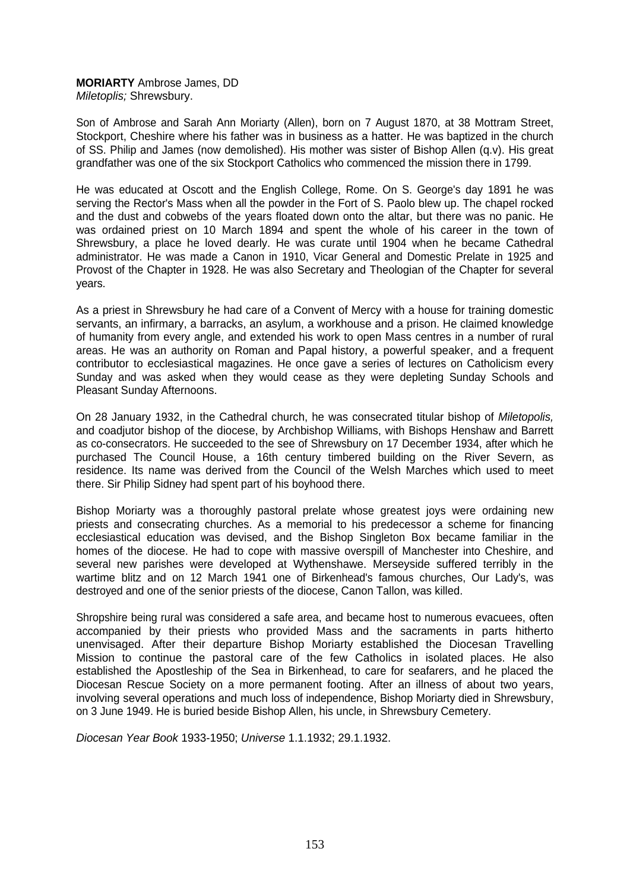**MORIARTY** Ambrose James, DD
*Miletoplis;* Shrewsbury.

Son of Ambrose and Sarah Ann Moriarty (Allen), born on 7 August 1870, at 38 Mottram Street, Stockport, Cheshire where his father was in business as a hatter. He was baptized in the church of SS. Philip and James (now demolished). His mother was sister of Bishop Allen (q.v). His great grandfather was one of the six Stockport Catholics who commenced the mission there in 1799.

He was educated at Oscott and the English College, Rome. On S. George's day 1891 he was serving the Rector's Mass when all the powder in the Fort of S. Paolo blew up. The chapel rocked and the dust and cobwebs of the years floated down onto the altar, but there was no panic. He was ordained priest on 10 March 1894 and spent the whole of his career in the town of Shrewsbury, a place he loved dearly. He was curate until 1904 when he became Cathedral administrator. He was made a Canon in 1910, Vicar General and Domestic Prelate in 1925 and Provost of the Chapter in 1928. He was also Secretary and Theologian of the Chapter for several years.

As a priest in Shrewsbury he had care of a Convent of Mercy with a house for training domestic servants, an infirmary, a barracks, an asylum, a workhouse and a prison. He claimed knowledge of humanity from every angle, and extended his work to open Mass centres in a number of rural areas. He was an authority on Roman and Papal history, a powerful speaker, and a frequent contributor to ecclesiastical magazines. He once gave a series of lectures on Catholicism every Sunday and was asked when they would cease as they were depleting Sunday Schools and Pleasant Sunday Afternoons.

On 28 January 1932, in the Cathedral church, he was consecrated titular bishop of *Miletopolis,* and coadjutor bishop of the diocese, by Archbishop Williams, with Bishops Henshaw and Barrett as co-consecrators. He succeeded to the see of Shrewsbury on 17 December 1934, after which he purchased The Council House, a 16th century timbered building on the River Severn, as residence. Its name was derived from the Council of the Welsh Marches which used to meet there. Sir Philip Sidney had spent part of his boyhood there.

Bishop Moriarty was a thoroughly pastoral prelate whose greatest joys were ordaining new priests and consecrating churches. As a memorial to his predecessor a scheme for financing ecclesiastical education was devised, and the Bishop Singleton Box became familiar in the homes of the diocese. He had to cope with massive overspill of Manchester into Cheshire, and several new parishes were developed at Wythenshawe. Merseyside suffered terribly in the wartime blitz and on 12 March 1941 one of Birkenhead's famous churches, Our Lady's, was destroyed and one of the senior priests of the diocese, Canon Tallon, was killed.

Shropshire being rural was considered a safe area, and became host to numerous evacuees, often accompanied by their priests who provided Mass and the sacraments in parts hitherto unenvisaged. After their departure Bishop Moriarty established the Diocesan Travelling Mission to continue the pastoral care of the few Catholics in isolated places. He also established the Apostleship of the Sea in Birkenhead, to care for seafarers, and he placed the Diocesan Rescue Society on a more permanent footing. After an illness of about two years, involving several operations and much loss of independence, Bishop Moriarty died in Shrewsbury, on 3 June 1949. He is buried beside Bishop Allen, his uncle, in Shrewsbury Cemetery.

*Diocesan Year Book* 1933-1950; *Universe* 1.1.1932; 29.1.1932.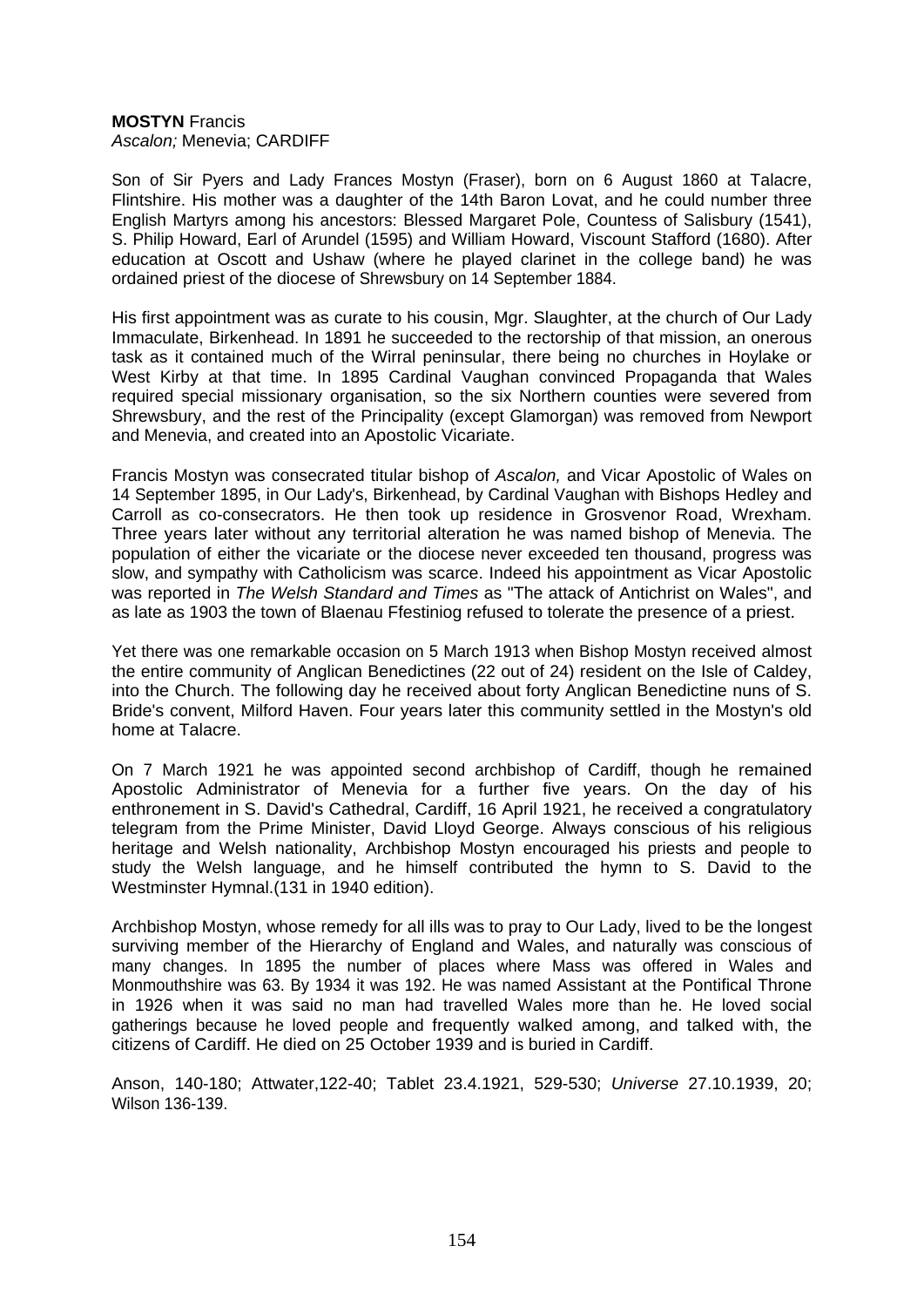**MOSTYN** Francis
*Ascalon;* Menevia; CARDIFF

Son of Sir Pyers and Lady Frances Mostyn (Fraser), born on 6 August 1860 at Talacre, Flintshire. His mother was a daughter of the 14th Baron Lovat, and he could number three English Martyrs among his ancestors: Blessed Margaret Pole, Countess of Salisbury (1541), S. Philip Howard, Earl of Arundel (1595) and William Howard, Viscount Stafford (1680). After education at Oscott and Ushaw (where he played clarinet in the college band) he was ordained priest of the diocese of Shrewsbury on 14 September 1884.

His first appointment was as curate to his cousin, Mgr. Slaughter, at the church of Our Lady Immaculate, Birkenhead. In 1891 he succeeded to the rectorship of that mission, an onerous task as it contained much of the Wirral peninsular, there being no churches in Hoylake or West Kirby at that time. In 1895 Cardinal Vaughan convinced Propaganda that Wales required special missionary organisation, so the six Northern counties were severed from Shrewsbury, and the rest of the Principality (except Glamorgan) was removed from Newport and Menevia, and created into an Apostolic Vicariate.

Francis Mostyn was consecrated titular bishop of *Ascalon,* and Vicar Apostolic of Wales on 14 September 1895, in Our Lady's, Birkenhead, by Cardinal Vaughan with Bishops Hedley and Carroll as co-consecrators. He then took up residence in Grosvenor Road, Wrexham. Three years later without any territorial alteration he was named bishop of Menevia. The population of either the vicariate or the diocese never exceeded ten thousand, progress was slow, and sympathy with Catholicism was scarce. Indeed his appointment as Vicar Apostolic was reported in *The Welsh Standard and Times* as "The attack of Antichrist on Wales", and as late as 1903 the town of Blaenau Ffestiniog refused to tolerate the presence of a priest.

Yet there was one remarkable occasion on 5 March 1913 when Bishop Mostyn received almost the entire community of Anglican Benedictines (22 out of 24) resident on the Isle of Caldey, into the Church. The following day he received about forty Anglican Benedictine nuns of S. Bride's convent, Milford Haven. Four years later this community settled in the Mostyn's old home at Talacre.

On 7 March 1921 he was appointed second archbishop of Cardiff, though he remained Apostolic Administrator of Menevia for a further five years. On the day of his enthronement in S. David's Cathedral, Cardiff, 16 April 1921, he received a congratulatory telegram from the Prime Minister, David Lloyd George. Always conscious of his religious heritage and Welsh nationality, Archbishop Mostyn encouraged his priests and people to study the Welsh language, and he himself contributed the hymn to S. David to the Westminster Hymnal.(131 in 1940 edition).

Archbishop Mostyn, whose remedy for all ills was to pray to Our Lady, lived to be the longest surviving member of the Hierarchy of England and Wales, and naturally was conscious of many changes. In 1895 the number of places where Mass was offered in Wales and Monmouthshire was 63. By 1934 it was 192. He was named Assistant at the Pontifical Throne in 1926 when it was said no man had travelled Wales more than he. He loved social gatherings because he loved people and frequently walked among, and talked with, the citizens of Cardiff. He died on 25 October 1939 and is buried in Cardiff.

Anson, 140-180; Attwater,122-40; Tablet 23.4.1921, 529-530; *Universe* 27.10.1939, 20; Wilson 136-139.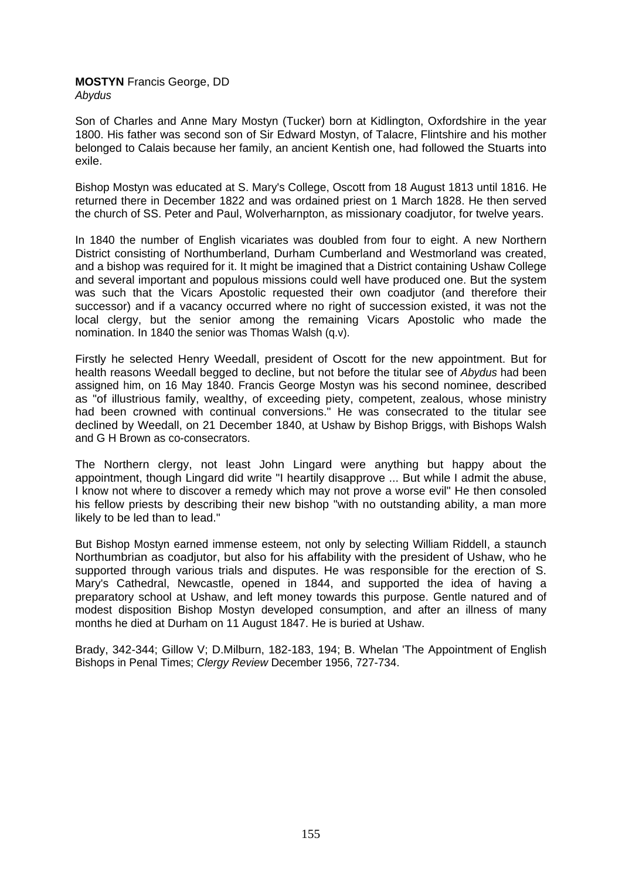**MOSTYN** Francis George, DD
*Abydus*

Son of Charles and Anne Mary Mostyn (Tucker) born at Kidlington, Oxfordshire in the year 1800. His father was second son of Sir Edward Mostyn, of Talacre, Flintshire and his mother belonged to Calais because her family, an ancient Kentish one, had followed the Stuarts into exile.

Bishop Mostyn was educated at S. Mary's College, Oscott from 18 August 1813 until 1816. He returned there in December 1822 and was ordained priest on 1 March 1828. He then served the church of SS. Peter and Paul, Wolverharnpton, as missionary coadjutor, for twelve years.

In 1840 the number of English vicariates was doubled from four to eight. A new Northern District consisting of Northumberland, Durham Cumberland and Westmorland was created, and a bishop was required for it. It might be imagined that a District containing Ushaw College and several important and populous missions could well have produced one. But the system was such that the Vicars Apostolic requested their own coadjutor (and therefore their successor) and if a vacancy occurred where no right of succession existed, it was not the local clergy, but the senior among the remaining Vicars Apostolic who made the nomination. In 1840 the senior was Thomas Walsh (q.v).

Firstly he selected Henry Weedall, president of Oscott for the new appointment. But for health reasons Weedall begged to decline, but not before the titular see of *Abydus* had been assigned him, on 16 May 1840. Francis George Mostyn was his second nominee, described as "of illustrious family, wealthy, of exceeding piety, competent, zealous, whose ministry had been crowned with continual conversions." He was consecrated to the titular see declined by Weedall, on 21 December 1840, at Ushaw by Bishop Briggs, with Bishops Walsh and G H Brown as co-consecrators.

The Northern clergy, not least John Lingard were anything but happy about the appointment, though Lingard did write "I heartily disapprove ... But while I admit the abuse, I know not where to discover a remedy which may not prove a worse evil" He then consoled his fellow priests by describing their new bishop "with no outstanding ability, a man more likely to be led than to lead."

But Bishop Mostyn earned immense esteem, not only by selecting William Riddell, a staunch Northumbrian as coadjutor, but also for his affability with the president of Ushaw, who he supported through various trials and disputes. He was responsible for the erection of S. Mary's Cathedral, Newcastle, opened in 1844, and supported the idea of having a preparatory school at Ushaw, and left money towards this purpose. Gentle natured and of modest disposition Bishop Mostyn developed consumption, and after an illness of many months he died at Durham on 11 August 1847. He is buried at Ushaw.

Brady, 342-344; Gillow V; D.Milburn, 182-183, 194; B. Whelan 'The Appointment of English Bishops in Penal Times; *Clergy Review* December 1956, 727-734.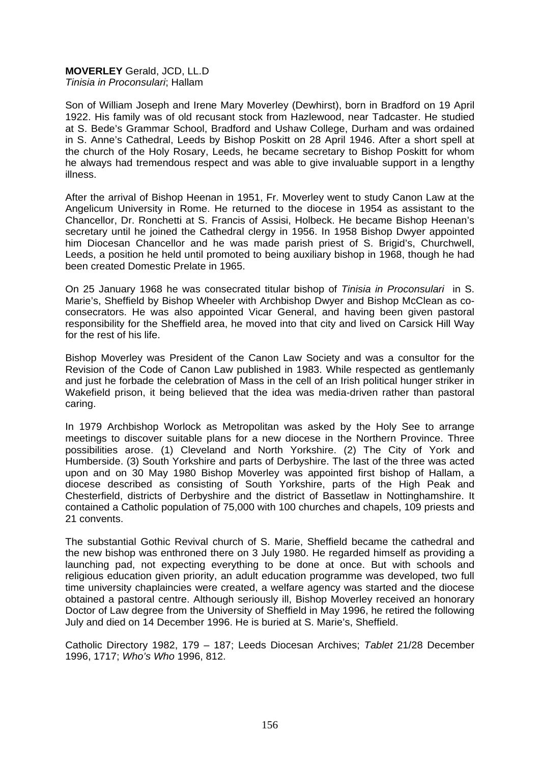**MOVERLEY** Gerald, JCD, LL.D
*Tinisia in Proconsulari*; Hallam

Son of William Joseph and Irene Mary Moverley (Dewhirst), born in Bradford on 19 April 1922. His family was of old recusant stock from Hazlewood, near Tadcaster. He studied at S. Bede's Grammar School, Bradford and Ushaw College, Durham and was ordained in S. Anne's Cathedral, Leeds by Bishop Poskitt on 28 April 1946. After a short spell at the church of the Holy Rosary, Leeds, he became secretary to Bishop Poskitt for whom he always had tremendous respect and was able to give invaluable support in a lengthy illness.

After the arrival of Bishop Heenan in 1951, Fr. Moverley went to study Canon Law at the Angelicum University in Rome. He returned to the diocese in 1954 as assistant to the Chancellor, Dr. Ronchetti at S. Francis of Assisi, Holbeck. He became Bishop Heenan's secretary until he joined the Cathedral clergy in 1956. In 1958 Bishop Dwyer appointed him Diocesan Chancellor and he was made parish priest of S. Brigid's, Churchwell, Leeds, a position he held until promoted to being auxiliary bishop in 1968, though he had been created Domestic Prelate in 1965.

On 25 January 1968 he was consecrated titular bishop of *Tinisia in Proconsulari* in S. Marie's, Sheffield by Bishop Wheeler with Archbishop Dwyer and Bishop McClean as co-consecrators. He was also appointed Vicar General, and having been given pastoral responsibility for the Sheffield area, he moved into that city and lived on Carsick Hill Way for the rest of his life.

Bishop Moverley was President of the Canon Law Society and was a consultor for the Revision of the Code of Canon Law published in 1983. While respected as gentlemanly and just he forbade the celebration of Mass in the cell of an Irish political hunger striker in Wakefield prison, it being believed that the idea was media-driven rather than pastoral caring.

In 1979 Archbishop Worlock as Metropolitan was asked by the Holy See to arrange meetings to discover suitable plans for a new diocese in the Northern Province. Three possibilities arose. (1) Cleveland and North Yorkshire. (2) The City of York and Humberside. (3) South Yorkshire and parts of Derbyshire. The last of the three was acted upon and on 30 May 1980 Bishop Moverley was appointed first bishop of Hallam, a diocese described as consisting of South Yorkshire, parts of the High Peak and Chesterfield, districts of Derbyshire and the district of Bassetlaw in Nottinghamshire. It contained a Catholic population of 75,000 with 100 churches and chapels, 109 priests and 21 convents.

The substantial Gothic Revival church of S. Marie, Sheffield became the cathedral and the new bishop was enthroned there on 3 July 1980. He regarded himself as providing a launching pad, not expecting everything to be done at once. But with schools and religious education given priority, an adult education programme was developed, two full time university chaplaincies were created, a welfare agency was started and the diocese obtained a pastoral centre. Although seriously ill, Bishop Moverley received an honorary Doctor of Law degree from the University of Sheffield in May 1996, he retired the following July and died on 14 December 1996. He is buried at S. Marie's, Sheffield.

Catholic Directory 1982, 179 – 187; Leeds Diocesan Archives; *Tablet* 21/28 December 1996, 1717; *Who's Who* 1996, 812.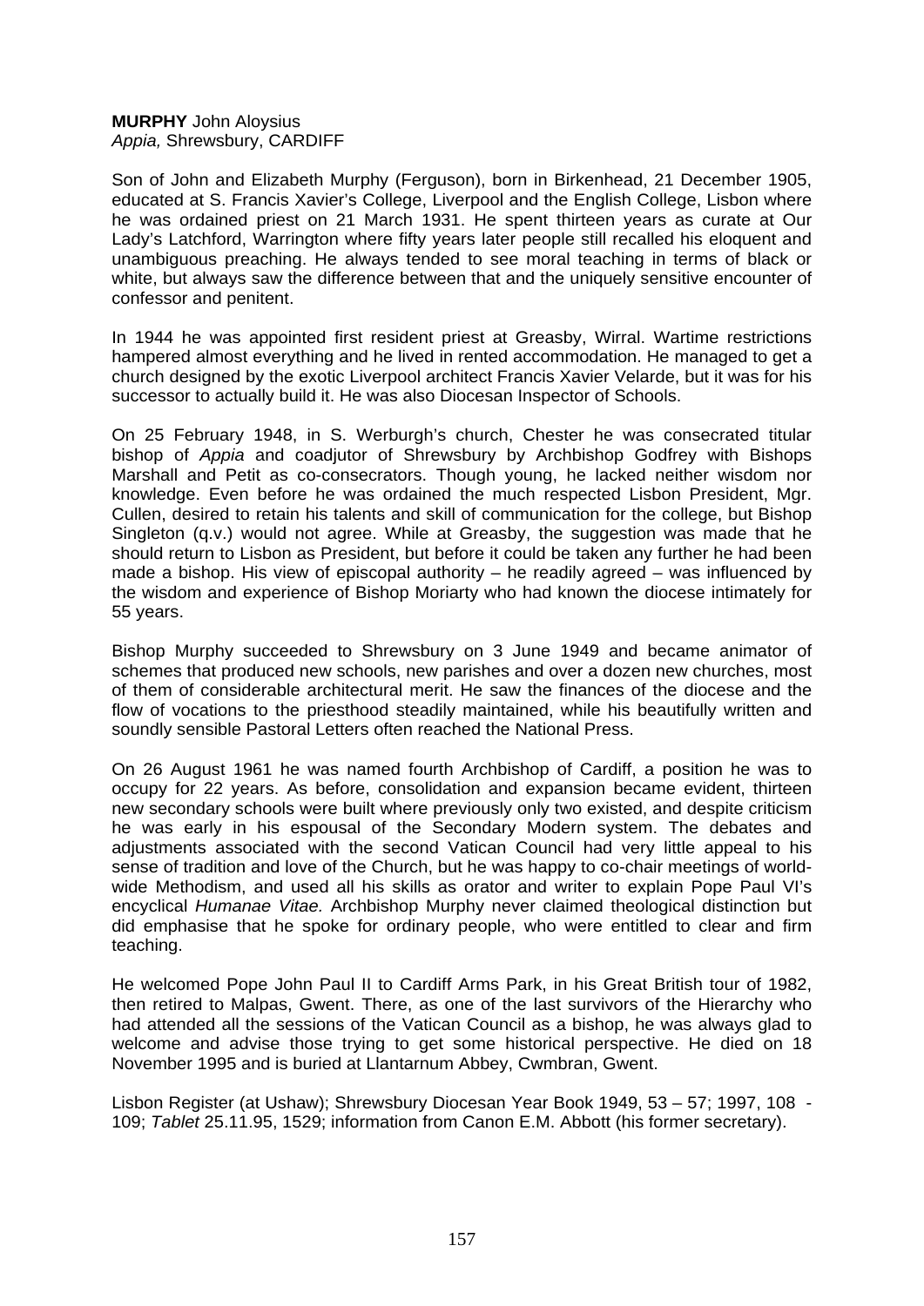**MURPHY** John Aloysius
*Appia,* Shrewsbury, CARDIFF

Son of John and Elizabeth Murphy (Ferguson), born in Birkenhead, 21 December 1905, educated at S. Francis Xavier's College, Liverpool and the English College, Lisbon where he was ordained priest on 21 March 1931. He spent thirteen years as curate at Our Lady's Latchford, Warrington where fifty years later people still recalled his eloquent and unambiguous preaching. He always tended to see moral teaching in terms of black or white, but always saw the difference between that and the uniquely sensitive encounter of confessor and penitent.

In 1944 he was appointed first resident priest at Greasby, Wirral. Wartime restrictions hampered almost everything and he lived in rented accommodation. He managed to get a church designed by the exotic Liverpool architect Francis Xavier Velarde, but it was for his successor to actually build it. He was also Diocesan Inspector of Schools.

On 25 February 1948, in S. Werburgh's church, Chester he was consecrated titular bishop of *Appia* and coadjutor of Shrewsbury by Archbishop Godfrey with Bishops Marshall and Petit as co-consecrators. Though young, he lacked neither wisdom nor knowledge. Even before he was ordained the much respected Lisbon President, Mgr. Cullen, desired to retain his talents and skill of communication for the college, but Bishop Singleton (q.v.) would not agree. While at Greasby, the suggestion was made that he should return to Lisbon as President, but before it could be taken any further he had been made a bishop. His view of episcopal authority – he readily agreed – was influenced by the wisdom and experience of Bishop Moriarty who had known the diocese intimately for 55 years.

Bishop Murphy succeeded to Shrewsbury on 3 June 1949 and became animator of schemes that produced new schools, new parishes and over a dozen new churches, most of them of considerable architectural merit. He saw the finances of the diocese and the flow of vocations to the priesthood steadily maintained, while his beautifully written and soundly sensible Pastoral Letters often reached the National Press.

On 26 August 1961 he was named fourth Archbishop of Cardiff, a position he was to occupy for 22 years. As before, consolidation and expansion became evident, thirteen new secondary schools were built where previously only two existed, and despite criticism he was early in his espousal of the Secondary Modern system. The debates and adjustments associated with the second Vatican Council had very little appeal to his sense of tradition and love of the Church, but he was happy to co-chair meetings of world-wide Methodism, and used all his skills as orator and writer to explain Pope Paul VI's encyclical *Humanae Vitae.* Archbishop Murphy never claimed theological distinction but did emphasise that he spoke for ordinary people, who were entitled to clear and firm teaching.

He welcomed Pope John Paul II to Cardiff Arms Park, in his Great British tour of 1982, then retired to Malpas, Gwent. There, as one of the last survivors of the Hierarchy who had attended all the sessions of the Vatican Council as a bishop, he was always glad to welcome and advise those trying to get some historical perspective. He died on 18 November 1995 and is buried at Llantarnum Abbey, Cwmbran, Gwent.

Lisbon Register (at Ushaw); Shrewsbury Diocesan Year Book 1949, 53 – 57; 1997, 108 - 109; *Tablet* 25.11.95, 1529; information from Canon E.M. Abbott (his former secretary).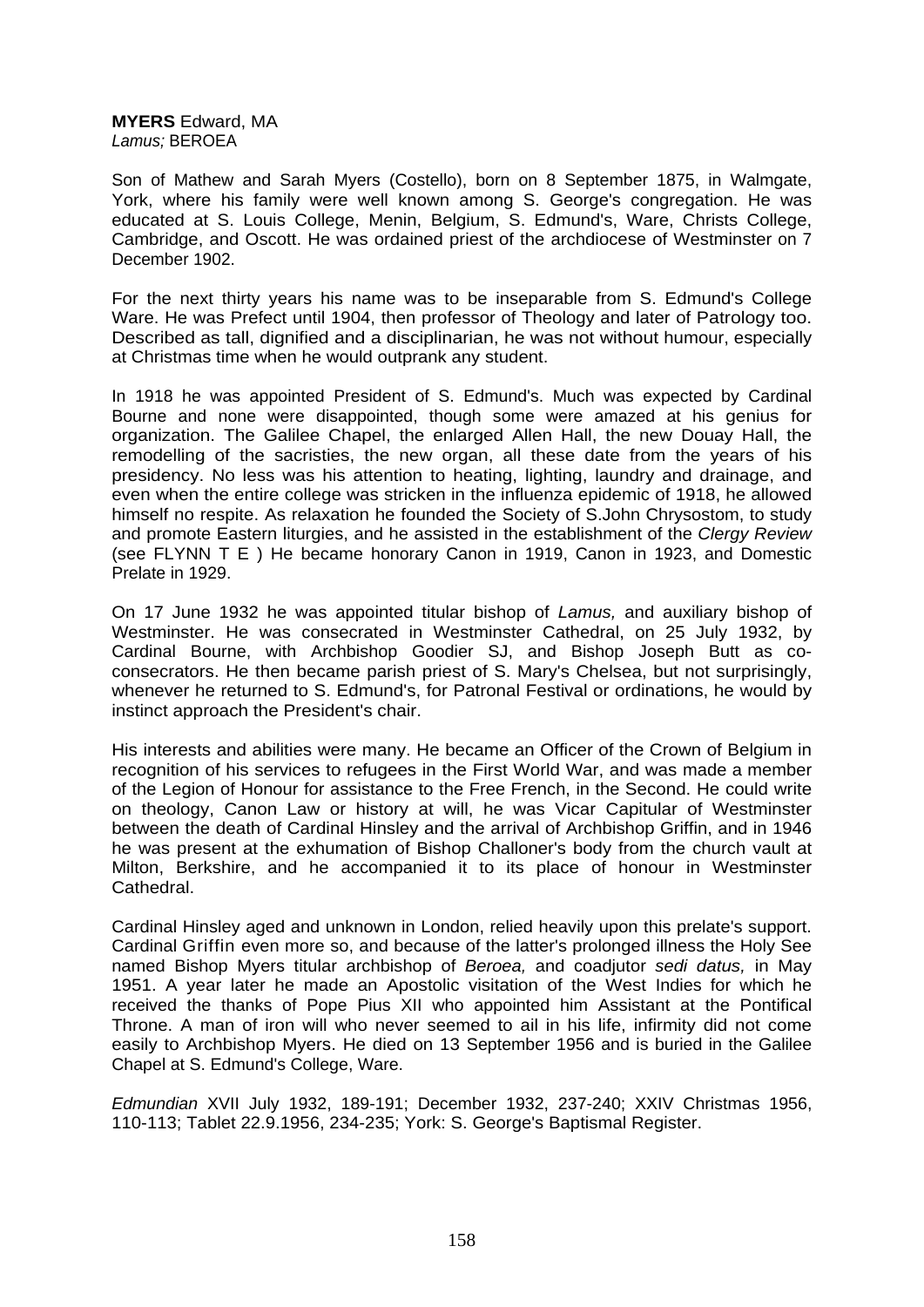**MYERS** Edward, MA
*Lamus;* BEROEA

Son of Mathew and Sarah Myers (Costello), born on 8 September 1875, in Walmgate, York, where his family were well known among S. George's congregation. He was educated at S. Louis College, Menin, Belgium, S. Edmund's, Ware, Christs College, Cambridge, and Oscott. He was ordained priest of the archdiocese of Westminster on 7 December 1902.

For the next thirty years his name was to be inseparable from S. Edmund's College Ware. He was Prefect until 1904, then professor of Theology and later of Patrology too. Described as tall, dignified and a disciplinarian, he was not without humour, especially at Christmas time when he would outprank any student.

In 1918 he was appointed President of S. Edmund's. Much was expected by Cardinal Bourne and none were disappointed, though some were amazed at his genius for organization. The Galilee Chapel, the enlarged Allen Hall, the new Douay Hall, the remodelling of the sacristies, the new organ, all these date from the years of his presidency. No less was his attention to heating, lighting, laundry and drainage, and even when the entire college was stricken in the influenza epidemic of 1918, he allowed himself no respite. As relaxation he founded the Society of S.John Chrysostom, to study and promote Eastern liturgies, and he assisted in the establishment of the *Clergy Review* (see FLYNN T E ) He became honorary Canon in 1919, Canon in 1923, and Domestic Prelate in 1929.

On 17 June 1932 he was appointed titular bishop of *Lamus,* and auxiliary bishop of Westminster. He was consecrated in Westminster Cathedral, on 25 July 1932, by Cardinal Bourne, with Archbishop Goodier SJ, and Bishop Joseph Butt as co-consecrators. He then became parish priest of S. Mary's Chelsea, but not surprisingly, whenever he returned to S. Edmund's, for Patronal Festival or ordinations, he would by instinct approach the President's chair.

His interests and abilities were many. He became an Officer of the Crown of Belgium in recognition of his services to refugees in the First World War, and was made a member of the Legion of Honour for assistance to the Free French, in the Second. He could write on theology, Canon Law or history at will, he was Vicar Capitular of Westminster between the death of Cardinal Hinsley and the arrival of Archbishop Griffin, and in 1946 he was present at the exhumation of Bishop Challoner's body from the church vault at Milton, Berkshire, and he accompanied it to its place of honour in Westminster Cathedral.

Cardinal Hinsley aged and unknown in London, relied heavily upon this prelate's support. Cardinal Griffin even more so, and because of the latter's prolonged illness the Holy See named Bishop Myers titular archbishop of *Beroea,* and coadjutor *sedi datus,* in May 1951. A year later he made an Apostolic visitation of the West Indies for which he received the thanks of Pope Pius XII who appointed him Assistant at the Pontifical Throne. A man of iron will who never seemed to ail in his life, infirmity did not come easily to Archbishop Myers. He died on 13 September 1956 and is buried in the Galilee Chapel at S. Edmund's College, Ware.

*Edmundian* XVII July 1932, 189-191; December 1932, 237-240; XXIV Christmas 1956, 110-113; Tablet 22.9.1956, 234-235; York: S. George's Baptismal Register.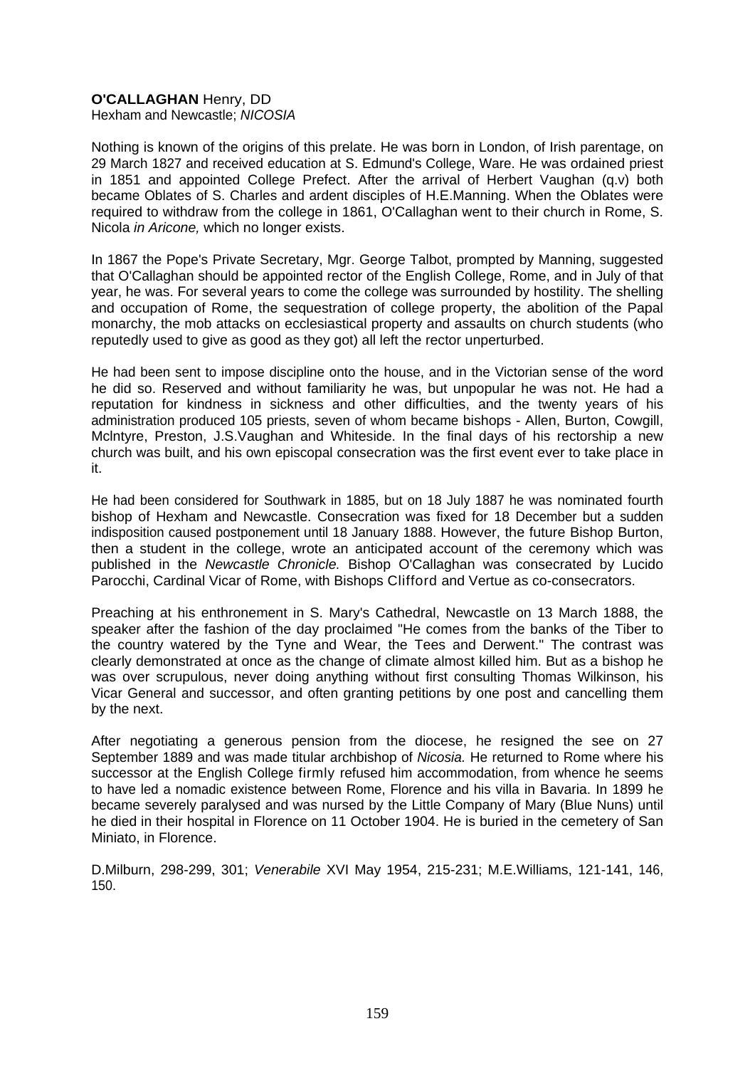**O'CALLAGHAN** Henry, DD
Hexham and Newcastle; *NICOSIA*

Nothing is known of the origins of this prelate. He was born in London, of Irish parentage, on 29 March 1827 and received education at S. Edmund's College, Ware. He was ordained priest in 1851 and appointed College Prefect. After the arrival of Herbert Vaughan (q.v) both became Oblates of S. Charles and ardent disciples of H.E.Manning. When the Oblates were required to withdraw from the college in 1861, O'Callaghan went to their church in Rome, S. Nicola *in Aricone,* which no longer exists.

In 1867 the Pope's Private Secretary, Mgr. George Talbot, prompted by Manning, suggested that O'Callaghan should be appointed rector of the English College, Rome, and in July of that year, he was. For several years to come the college was surrounded by hostility. The shelling and occupation of Rome, the sequestration of college property, the abolition of the Papal monarchy, the mob attacks on ecclesiastical property and assaults on church students (who reputedly used to give as good as they got) all left the rector unperturbed.

He had been sent to impose discipline onto the house, and in the Victorian sense of the word he did so. Reserved and without familiarity he was, but unpopular he was not. He had a reputation for kindness in sickness and other difficulties, and the twenty years of his administration produced 105 priests, seven of whom became bishops - Allen, Burton, Cowgill, McIntyre, Preston, J.S.Vaughan and Whiteside. In the final days of his rectorship a new church was built, and his own episcopal consecration was the first event ever to take place in it.

He had been considered for Southwark in 1885, but on 18 July 1887 he was nominated fourth bishop of Hexham and Newcastle. Consecration was fixed for 18 December but a sudden indisposition caused postponement until 18 January 1888. However, the future Bishop Burton, then a student in the college, wrote an anticipated account of the ceremony which was published in the *Newcastle Chronicle.* Bishop O'Callaghan was consecrated by Lucido Parocchi, Cardinal Vicar of Rome, with Bishops Clifford and Vertue as co-consecrators.

Preaching at his enthronement in S. Mary's Cathedral, Newcastle on 13 March 1888, the speaker after the fashion of the day proclaimed "He comes from the banks of the Tiber to the country watered by the Tyne and Wear, the Tees and Derwent." The contrast was clearly demonstrated at once as the change of climate almost killed him. But as a bishop he was over scrupulous, never doing anything without first consulting Thomas Wilkinson, his Vicar General and successor, and often granting petitions by one post and cancelling them by the next.

After negotiating a generous pension from the diocese, he resigned the see on 27 September 1889 and was made titular archbishop of *Nicosia.* He returned to Rome where his successor at the English College firmly refused him accommodation, from whence he seems to have led a nomadic existence between Rome, Florence and his villa in Bavaria. In 1899 he became severely paralysed and was nursed by the Little Company of Mary (Blue Nuns) until he died in their hospital in Florence on 11 October 1904. He is buried in the cemetery of San Miniato, in Florence.

D.Milburn, 298-299, 301; *Venerabile* XVI May 1954, 215-231; M.E.Williams, 121-141, 146, 150.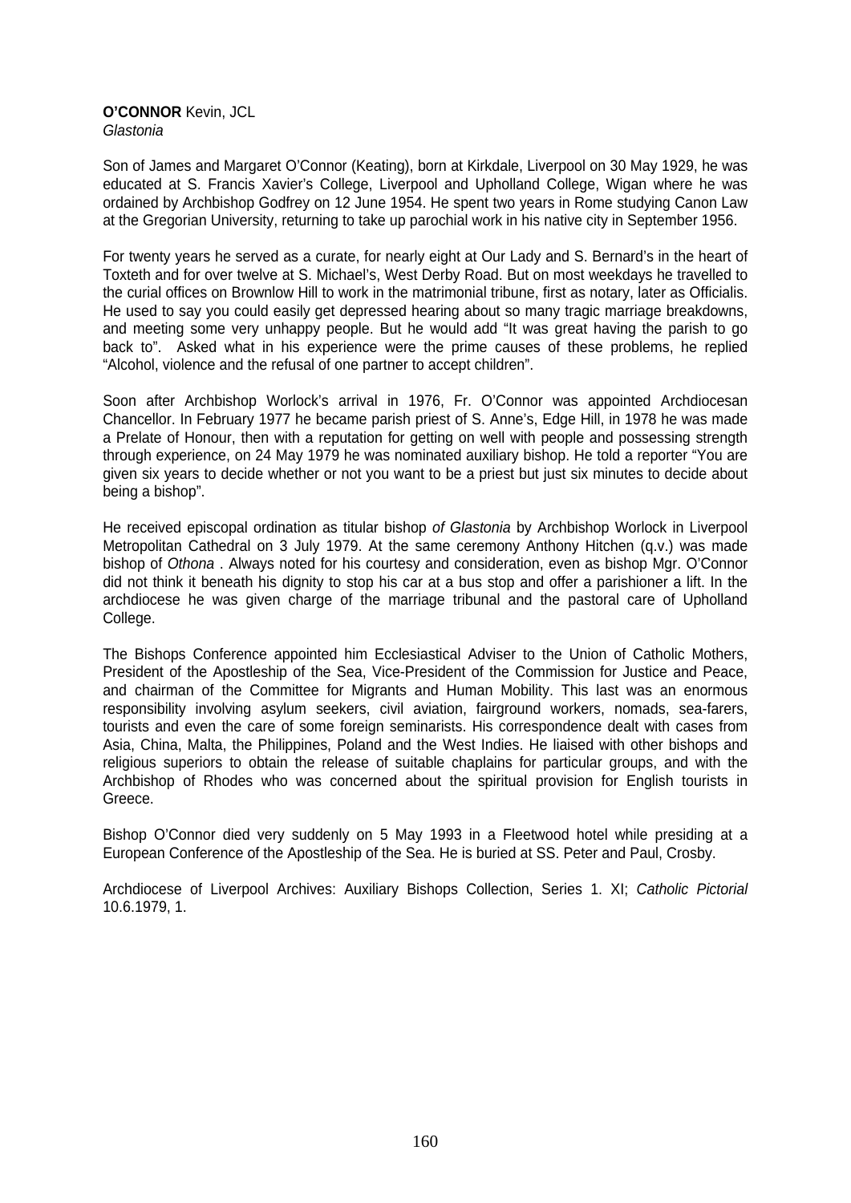**O'CONNOR** Kevin, JCL
*Glastonia*

Son of James and Margaret O'Connor (Keating), born at Kirkdale, Liverpool on 30 May 1929, he was educated at S. Francis Xavier's College, Liverpool and Upholland College, Wigan where he was ordained by Archbishop Godfrey on 12 June 1954. He spent two years in Rome studying Canon Law at the Gregorian University, returning to take up parochial work in his native city in September 1956.

For twenty years he served as a curate, for nearly eight at Our Lady and S. Bernard's in the heart of Toxteth and for over twelve at S. Michael's, West Derby Road. But on most weekdays he travelled to the curial offices on Brownlow Hill to work in the matrimonial tribune, first as notary, later as Officialis. He used to say you could easily get depressed hearing about so many tragic marriage breakdowns, and meeting some very unhappy people. But he would add "It was great having the parish to go back to". Asked what in his experience were the prime causes of these problems, he replied "Alcohol, violence and the refusal of one partner to accept children".

Soon after Archbishop Worlock's arrival in 1976, Fr. O'Connor was appointed Archdiocesan Chancellor. In February 1977 he became parish priest of S. Anne's, Edge Hill, in 1978 he was made a Prelate of Honour, then with a reputation for getting on well with people and possessing strength through experience, on 24 May 1979 he was nominated auxiliary bishop. He told a reporter "You are given six years to decide whether or not you want to be a priest but just six minutes to decide about being a bishop".

He received episcopal ordination as titular bishop *of Glastonia* by Archbishop Worlock in Liverpool Metropolitan Cathedral on 3 July 1979. At the same ceremony Anthony Hitchen (q.v.) was made bishop of *Othona* . Always noted for his courtesy and consideration, even as bishop Mgr. O'Connor did not think it beneath his dignity to stop his car at a bus stop and offer a parishioner a lift. In the archdiocese he was given charge of the marriage tribunal and the pastoral care of Upholland College.

The Bishops Conference appointed him Ecclesiastical Adviser to the Union of Catholic Mothers, President of the Apostleship of the Sea, Vice-President of the Commission for Justice and Peace, and chairman of the Committee for Migrants and Human Mobility. This last was an enormous responsibility involving asylum seekers, civil aviation, fairground workers, nomads, sea-farers, tourists and even the care of some foreign seminarists. His correspondence dealt with cases from Asia, China, Malta, the Philippines, Poland and the West Indies. He liaised with other bishops and religious superiors to obtain the release of suitable chaplains for particular groups, and with the Archbishop of Rhodes who was concerned about the spiritual provision for English tourists in Greece.

Bishop O'Connor died very suddenly on 5 May 1993 in a Fleetwood hotel while presiding at a European Conference of the Apostleship of the Sea. He is buried at SS. Peter and Paul, Crosby.

Archdiocese of Liverpool Archives: Auxiliary Bishops Collection, Series 1. XI; *Catholic Pictorial* 10.6.1979, 1.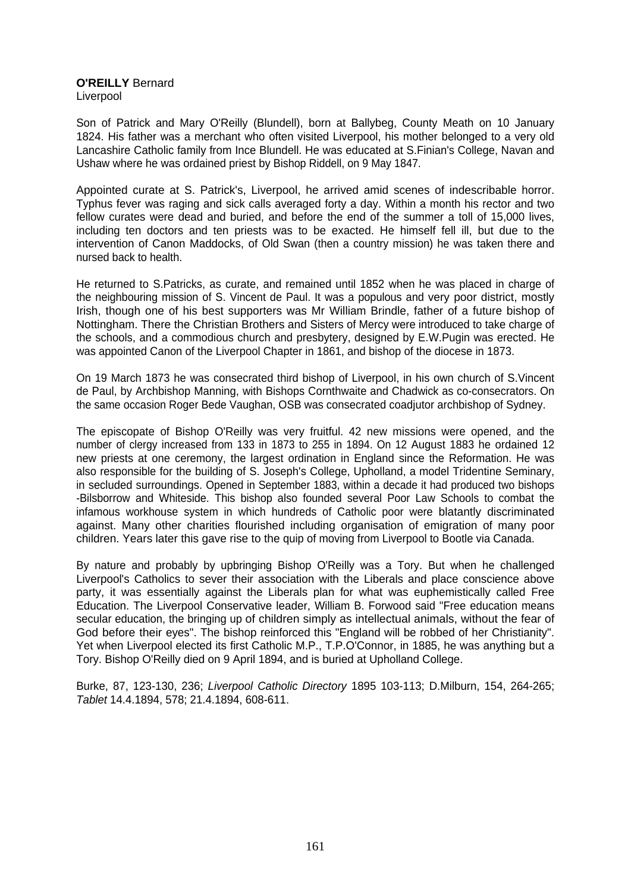**O'REILLY** Bernard
Liverpool

Son of Patrick and Mary O'Reilly (Blundell), born at Ballybeg, County Meath on 10 January 1824. His father was a merchant who often visited Liverpool, his mother belonged to a very old Lancashire Catholic family from Ince Blundell. He was educated at S.Finian's College, Navan and Ushaw where he was ordained priest by Bishop Riddell, on 9 May 1847.

Appointed curate at S. Patrick's, Liverpool, he arrived amid scenes of indescribable horror. Typhus fever was raging and sick calls averaged forty a day. Within a month his rector and two fellow curates were dead and buried, and before the end of the summer a toll of 15,000 lives, including ten doctors and ten priests was to be exacted. He himself fell ill, but due to the intervention of Canon Maddocks, of Old Swan (then a country mission) he was taken there and nursed back to health.

He returned to S.Patricks, as curate, and remained until 1852 when he was placed in charge of the neighbouring mission of S. Vincent de Paul. It was a populous and very poor district, mostly Irish, though one of his best supporters was Mr William Brindle, father of a future bishop of Nottingham. There the Christian Brothers and Sisters of Mercy were introduced to take charge of the schools, and a commodious church and presbytery, designed by E.W.Pugin was erected. He was appointed Canon of the Liverpool Chapter in 1861, and bishop of the diocese in 1873.

On 19 March 1873 he was consecrated third bishop of Liverpool, in his own church of S.Vincent de Paul, by Archbishop Manning, with Bishops Cornthwaite and Chadwick as co-consecrators. On the same occasion Roger Bede Vaughan, OSB was consecrated coadjutor archbishop of Sydney.

The episcopate of Bishop O'Reilly was very fruitful. 42 new missions were opened, and the number of clergy increased from 133 in 1873 to 255 in 1894. On 12 August 1883 he ordained 12 new priests at one ceremony, the largest ordination in England since the Reformation. He was also responsible for the building of S. Joseph's College, Upholland, a model Tridentine Seminary, in secluded surroundings. Opened in September 1883, within a decade it had produced two bishops -Bilsborrow and Whiteside. This bishop also founded several Poor Law Schools to combat the infamous workhouse system in which hundreds of Catholic poor were blatantly discriminated against. Many other charities flourished including organisation of emigration of many poor children. Years later this gave rise to the quip of moving from Liverpool to Bootle via Canada.

By nature and probably by upbringing Bishop O'Reilly was a Tory. But when he challenged Liverpool's Catholics to sever their association with the Liberals and place conscience above party, it was essentially against the Liberals plan for what was euphemistically called Free Education. The Liverpool Conservative leader, William B. Forwood said "Free education means secular education, the bringing up of children simply as intellectual animals, without the fear of God before their eyes". The bishop reinforced this "England will be robbed of her Christianity". Yet when Liverpool elected its first Catholic M.P., T.P.O'Connor, in 1885, he was anything but a Tory. Bishop O'Reilly died on 9 April 1894, and is buried at Upholland College.

Burke, 87, 123-130, 236; *Liverpool Catholic Directory* 1895 103-113; D.Milburn, 154, 264-265; *Tablet* 14.4.1894, 578; 21.4.1894, 608-611.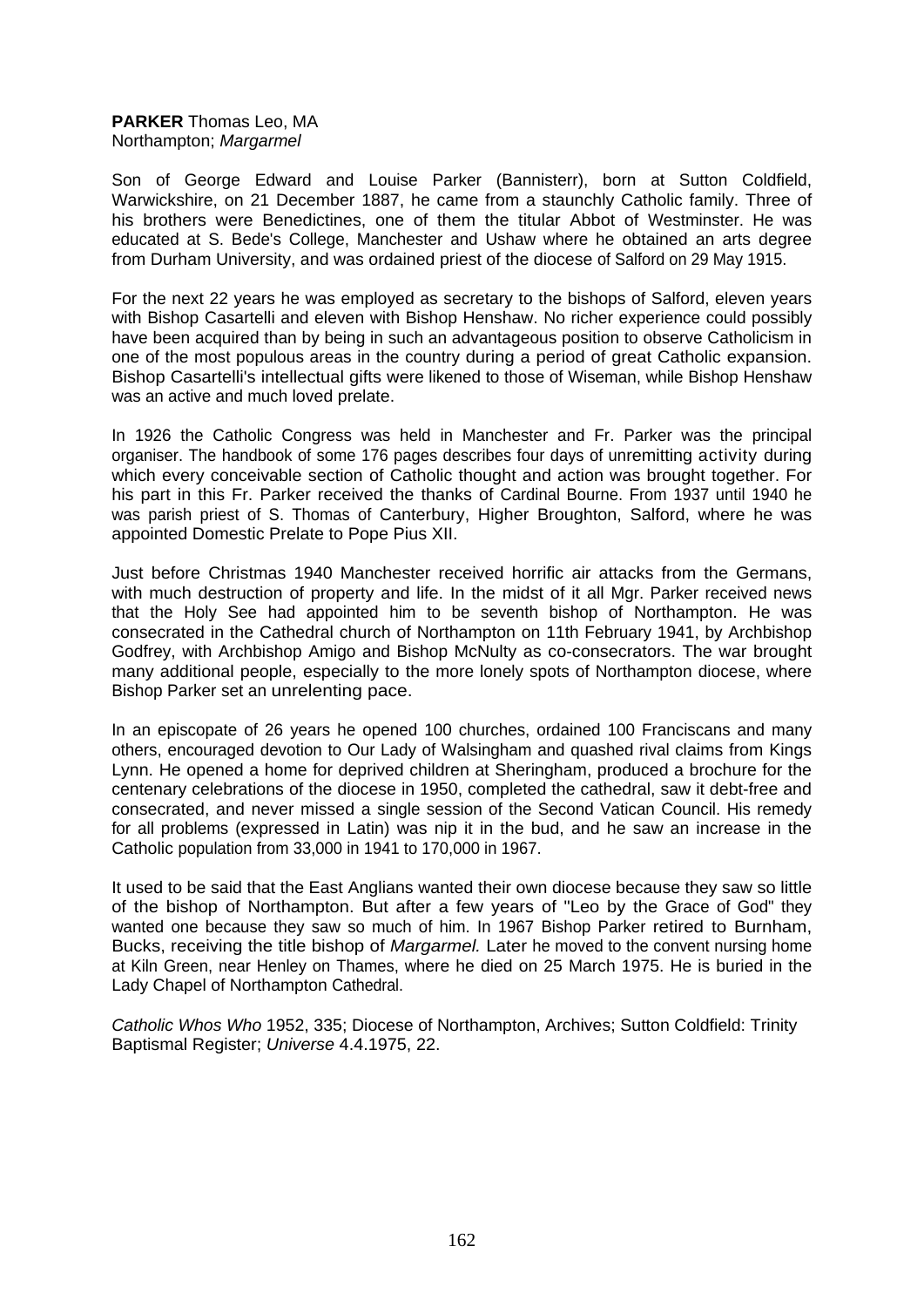**PARKER** Thomas Leo, MA
Northampton; *Margarmel*

Son of George Edward and Louise Parker (Bannisterr), born at Sutton Coldfield, Warwickshire, on 21 December 1887, he came from a staunchly Catholic family. Three of his brothers were Benedictines, one of them the titular Abbot of Westminster. He was educated at S. Bede's College, Manchester and Ushaw where he obtained an arts degree from Durham University, and was ordained priest of the diocese of Salford on 29 May 1915.

For the next 22 years he was employed as secretary to the bishops of Salford, eleven years with Bishop Casartelli and eleven with Bishop Henshaw. No richer experience could possibly have been acquired than by being in such an advantageous position to observe Catholicism in one of the most populous areas in the country during a period of great Catholic expansion. Bishop Casartelli's intellectual gifts were likened to those of Wiseman, while Bishop Henshaw was an active and much loved prelate.

In 1926 the Catholic Congress was held in Manchester and Fr. Parker was the principal organiser. The handbook of some 176 pages describes four days of unremitting activity during which every conceivable section of Catholic thought and action was brought together. For his part in this Fr. Parker received the thanks of Cardinal Bourne. From 1937 until 1940 he was parish priest of S. Thomas of Canterbury, Higher Broughton, Salford, where he was appointed Domestic Prelate to Pope Pius XII.

Just before Christmas 1940 Manchester received horrific air attacks from the Germans, with much destruction of property and life. In the midst of it all Mgr. Parker received news that the Holy See had appointed him to be seventh bishop of Northampton. He was consecrated in the Cathedral church of Northampton on 11th February 1941, by Archbishop Godfrey, with Archbishop Amigo and Bishop McNulty as co-consecrators. The war brought many additional people, especially to the more lonely spots of Northampton diocese, where Bishop Parker set an unrelenting pace.

In an episcopate of 26 years he opened 100 churches, ordained 100 Franciscans and many others, encouraged devotion to Our Lady of Walsingham and quashed rival claims from Kings Lynn. He opened a home for deprived children at Sheringham, produced a brochure for the centenary celebrations of the diocese in 1950, completed the cathedral, saw it debt-free and consecrated, and never missed a single session of the Second Vatican Council. His remedy for all problems (expressed in Latin) was nip it in the bud, and he saw an increase in the Catholic population from 33,000 in 1941 to 170,000 in 1967.

It used to be said that the East Anglians wanted their own diocese because they saw so little of the bishop of Northampton. But after a few years of "Leo by the Grace of God" they wanted one because they saw so much of him. In 1967 Bishop Parker retired to Burnham, Bucks, receiving the title bishop of *Margarmel.* Later he moved to the convent nursing home at Kiln Green, near Henley on Thames, where he died on 25 March 1975. He is buried in the Lady Chapel of Northampton Cathedral.

*Catholic Whos Who* 1952, 335; Diocese of Northampton, Archives; Sutton Coldfield: Trinity Baptismal Register; *Universe* 4.4.1975, 22.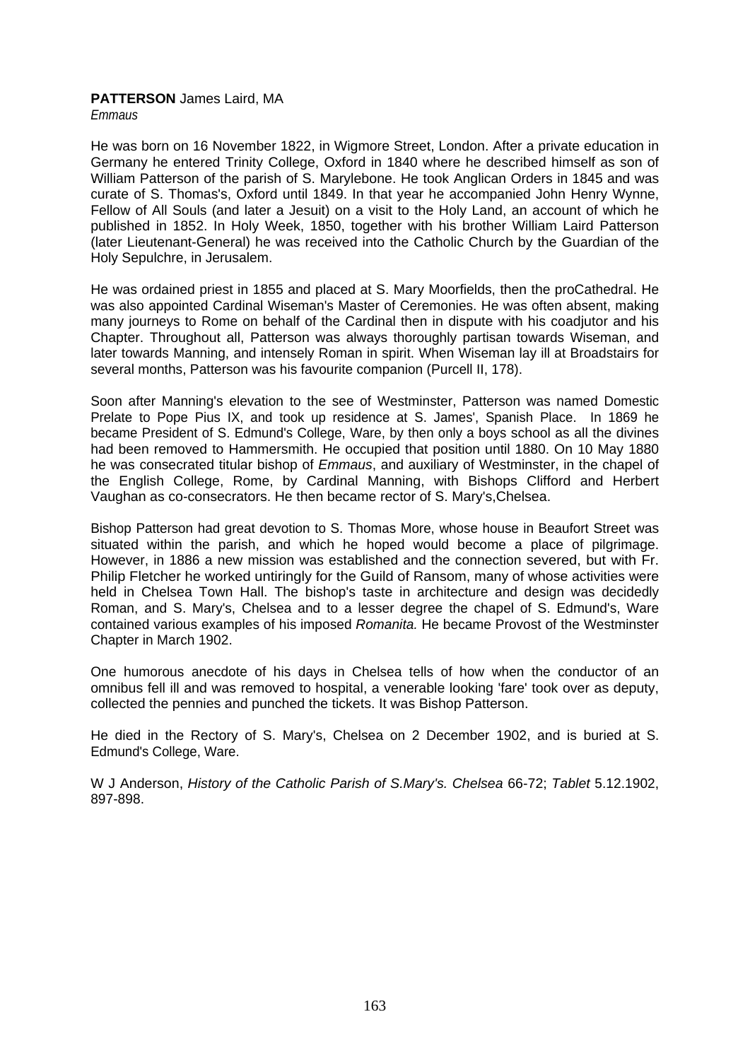**PATTERSON** James Laird, MA
*Emmaus*

He was born on 16 November 1822, in Wigmore Street, London. After a private education in Germany he entered Trinity College, Oxford in 1840 where he described himself as son of William Patterson of the parish of S. Marylebone. He took Anglican Orders in 1845 and was curate of S. Thomas's, Oxford until 1849. In that year he accompanied John Henry Wynne, Fellow of All Souls (and later a Jesuit) on a visit to the Holy Land, an account of which he published in 1852. In Holy Week, 1850, together with his brother William Laird Patterson (later Lieutenant-General) he was received into the Catholic Church by the Guardian of the Holy Sepulchre, in Jerusalem.

He was ordained priest in 1855 and placed at S. Mary Moorfields, then the proCathedral. He was also appointed Cardinal Wiseman's Master of Ceremonies. He was often absent, making many journeys to Rome on behalf of the Cardinal then in dispute with his coadjutor and his Chapter. Throughout all, Patterson was always thoroughly partisan towards Wiseman, and later towards Manning, and intensely Roman in spirit. When Wiseman lay ill at Broadstairs for several months, Patterson was his favourite companion (Purcell II, 178).

Soon after Manning's elevation to the see of Westminster, Patterson was named Domestic Prelate to Pope Pius IX, and took up residence at S. James', Spanish Place. In 1869 he became President of S. Edmund's College, Ware, by then only a boys school as all the divines had been removed to Hammersmith. He occupied that position until 1880. On 10 May 1880 he was consecrated titular bishop of *Emmaus*, and auxiliary of Westminster, in the chapel of the English College, Rome, by Cardinal Manning, with Bishops Clifford and Herbert Vaughan as co-consecrators. He then became rector of S. Mary's,Chelsea.

Bishop Patterson had great devotion to S. Thomas More, whose house in Beaufort Street was situated within the parish, and which he hoped would become a place of pilgrimage. However, in 1886 a new mission was established and the connection severed, but with Fr. Philip Fletcher he worked untiringly for the Guild of Ransom, many of whose activities were held in Chelsea Town Hall. The bishop's taste in architecture and design was decidedly Roman, and S. Mary's, Chelsea and to a lesser degree the chapel of S. Edmund's, Ware contained various examples of his imposed *Romanita.* He became Provost of the Westminster Chapter in March 1902.

One humorous anecdote of his days in Chelsea tells of how when the conductor of an omnibus fell ill and was removed to hospital, a venerable looking 'fare' took over as deputy, collected the pennies and punched the tickets. It was Bishop Patterson.

He died in the Rectory of S. Mary's, Chelsea on 2 December 1902, and is buried at S. Edmund's College, Ware.

W J Anderson, *History of the Catholic Parish of S.Mary's. Chelsea* 66-72; *Tablet* 5.12.1902, 897-898.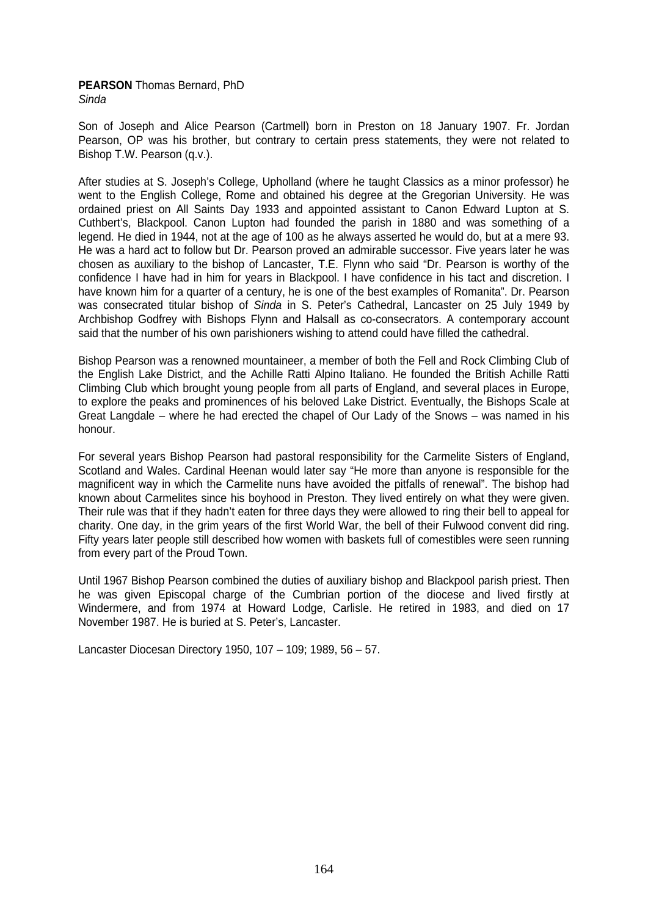**PEARSON** Thomas Bernard, PhD
*Sinda*

Son of Joseph and Alice Pearson (Cartmell) born in Preston on 18 January 1907. Fr. Jordan Pearson, OP was his brother, but contrary to certain press statements, they were not related to Bishop T.W. Pearson (q.v.).

After studies at S. Joseph's College, Upholland (where he taught Classics as a minor professor) he went to the English College, Rome and obtained his degree at the Gregorian University. He was ordained priest on All Saints Day 1933 and appointed assistant to Canon Edward Lupton at S. Cuthbert's, Blackpool. Canon Lupton had founded the parish in 1880 and was something of a legend. He died in 1944, not at the age of 100 as he always asserted he would do, but at a mere 93. He was a hard act to follow but Dr. Pearson proved an admirable successor. Five years later he was chosen as auxiliary to the bishop of Lancaster, T.E. Flynn who said "Dr. Pearson is worthy of the confidence I have had in him for years in Blackpool. I have confidence in his tact and discretion. I have known him for a quarter of a century, he is one of the best examples of Romanita". Dr. Pearson was consecrated titular bishop of *Sinda* in S. Peter's Cathedral, Lancaster on 25 July 1949 by Archbishop Godfrey with Bishops Flynn and Halsall as co-consecrators. A contemporary account said that the number of his own parishioners wishing to attend could have filled the cathedral.

Bishop Pearson was a renowned mountaineer, a member of both the Fell and Rock Climbing Club of the English Lake District, and the Achille Ratti Alpino Italiano. He founded the British Achille Ratti Climbing Club which brought young people from all parts of England, and several places in Europe, to explore the peaks and prominences of his beloved Lake District. Eventually, the Bishops Scale at Great Langdale – where he had erected the chapel of Our Lady of the Snows – was named in his honour.

For several years Bishop Pearson had pastoral responsibility for the Carmelite Sisters of England, Scotland and Wales. Cardinal Heenan would later say "He more than anyone is responsible for the magnificent way in which the Carmelite nuns have avoided the pitfalls of renewal". The bishop had known about Carmelites since his boyhood in Preston. They lived entirely on what they were given. Their rule was that if they hadn't eaten for three days they were allowed to ring their bell to appeal for charity. One day, in the grim years of the first World War, the bell of their Fulwood convent did ring. Fifty years later people still described how women with baskets full of comestibles were seen running from every part of the Proud Town.

Until 1967 Bishop Pearson combined the duties of auxiliary bishop and Blackpool parish priest. Then he was given Episcopal charge of the Cumbrian portion of the diocese and lived firstly at Windermere, and from 1974 at Howard Lodge, Carlisle. He retired in 1983, and died on 17 November 1987. He is buried at S. Peter's, Lancaster.

Lancaster Diocesan Directory 1950, 107 – 109; 1989, 56 – 57.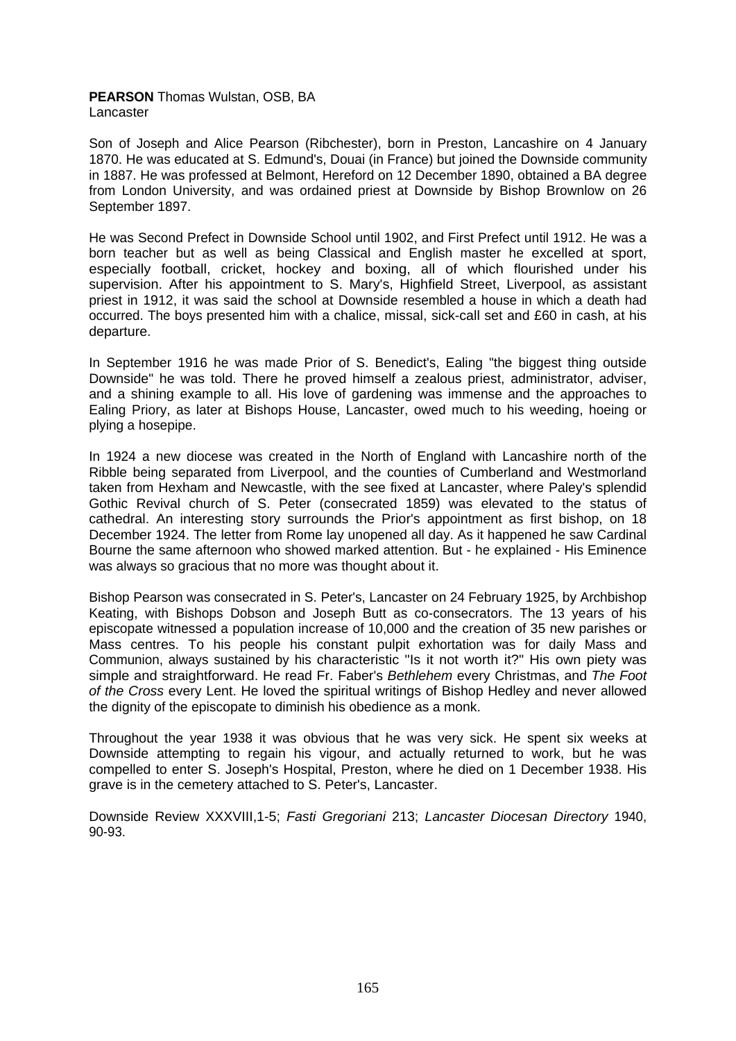**PEARSON** Thomas Wulstan, OSB, BA
Lancaster

Son of Joseph and Alice Pearson (Ribchester), born in Preston, Lancashire on 4 January 1870. He was educated at S. Edmund's, Douai (in France) but joined the Downside community in 1887. He was professed at Belmont, Hereford on 12 December 1890, obtained a BA degree from London University, and was ordained priest at Downside by Bishop Brownlow on 26 September 1897.

He was Second Prefect in Downside School until 1902, and First Prefect until 1912. He was a born teacher but as well as being Classical and English master he excelled at sport, especially football, cricket, hockey and boxing, all of which flourished under his supervision. After his appointment to S. Mary's, Highfield Street, Liverpool, as assistant priest in 1912, it was said the school at Downside resembled a house in which a death had occurred. The boys presented him with a chalice, missal, sick-call set and £60 in cash, at his departure.

In September 1916 he was made Prior of S. Benedict's, Ealing "the biggest thing outside Downside" he was told. There he proved himself a zealous priest, administrator, adviser, and a shining example to all. His love of gardening was immense and the approaches to Ealing Priory, as later at Bishops House, Lancaster, owed much to his weeding, hoeing or plying a hosepipe.

In 1924 a new diocese was created in the North of England with Lancashire north of the Ribble being separated from Liverpool, and the counties of Cumberland and Westmorland taken from Hexham and Newcastle, with the see fixed at Lancaster, where Paley's splendid Gothic Revival church of S. Peter (consecrated 1859) was elevated to the status of cathedral. An interesting story surrounds the Prior's appointment as first bishop, on 18 December 1924. The letter from Rome lay unopened all day. As it happened he saw Cardinal Bourne the same afternoon who showed marked attention. But - he explained - His Eminence was always so gracious that no more was thought about it.

Bishop Pearson was consecrated in S. Peter's, Lancaster on 24 February 1925, by Archbishop Keating, with Bishops Dobson and Joseph Butt as co-consecrators. The 13 years of his episcopate witnessed a population increase of 10,000 and the creation of 35 new parishes or Mass centres. To his people his constant pulpit exhortation was for daily Mass and Communion, always sustained by his characteristic "Is it not worth it?" His own piety was simple and straightforward. He read Fr. Faber's *Bethlehem* every Christmas, and *The Foot of the Cross* every Lent. He loved the spiritual writings of Bishop Hedley and never allowed the dignity of the episcopate to diminish his obedience as a monk.

Throughout the year 1938 it was obvious that he was very sick. He spent six weeks at Downside attempting to regain his vigour, and actually returned to work, but he was compelled to enter S. Joseph's Hospital, Preston, where he died on 1 December 1938. His grave is in the cemetery attached to S. Peter's, Lancaster.

Downside Review XXXVIII,1-5; *Fasti Gregoriani* 213; *Lancaster Diocesan Directory* 1940, 90-93.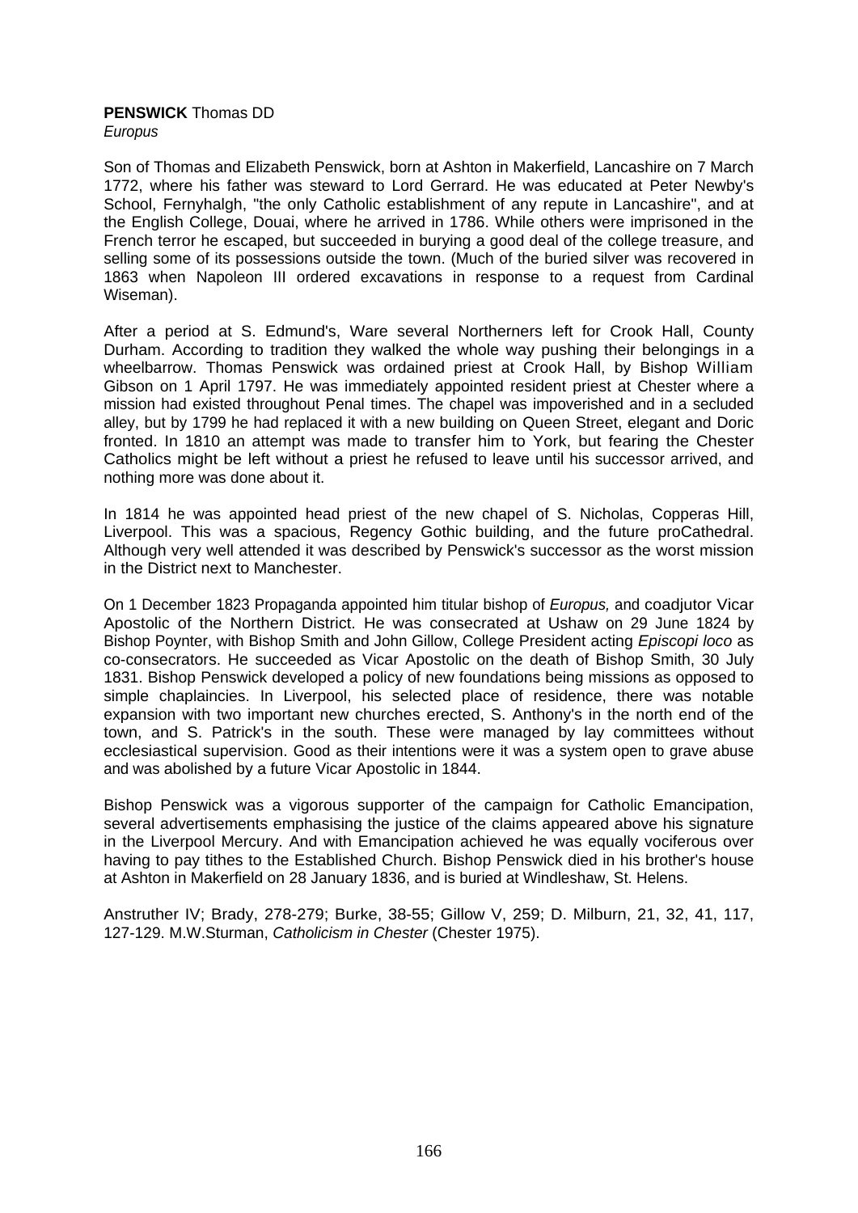**PENSWICK** Thomas DD
*Europus*

Son of Thomas and Elizabeth Penswick, born at Ashton in Makerfield, Lancashire on 7 March 1772, where his father was steward to Lord Gerrard. He was educated at Peter Newby's School, Fernyhalgh, "the only Catholic establishment of any repute in Lancashire", and at the English College, Douai, where he arrived in 1786. While others were imprisoned in the French terror he escaped, but succeeded in burying a good deal of the college treasure, and selling some of its possessions outside the town. (Much of the buried silver was recovered in 1863 when Napoleon III ordered excavations in response to a request from Cardinal Wiseman).

After a period at S. Edmund's, Ware several Northerners left for Crook Hall, County Durham. According to tradition they walked the whole way pushing their belongings in a wheelbarrow. Thomas Penswick was ordained priest at Crook Hall, by Bishop William Gibson on 1 April 1797. He was immediately appointed resident priest at Chester where a mission had existed throughout Penal times. The chapel was impoverished and in a secluded alley, but by 1799 he had replaced it with a new building on Queen Street, elegant and Doric fronted. In 1810 an attempt was made to transfer him to York, but fearing the Chester Catholics might be left without a priest he refused to leave until his successor arrived, and nothing more was done about it.

In 1814 he was appointed head priest of the new chapel of S. Nicholas, Copperas Hill, Liverpool. This was a spacious, Regency Gothic building, and the future proCathedral. Although very well attended it was described by Penswick's successor as the worst mission in the District next to Manchester.

On 1 December 1823 Propaganda appointed him titular bishop of *Europus,* and coadjutor Vicar Apostolic of the Northern District. He was consecrated at Ushaw on 29 June 1824 by Bishop Poynter, with Bishop Smith and John Gillow, College President acting *Episcopi loco* as co-consecrators. He succeeded as Vicar Apostolic on the death of Bishop Smith, 30 July 1831. Bishop Penswick developed a policy of new foundations being missions as opposed to simple chaplaincies. In Liverpool, his selected place of residence, there was notable expansion with two important new churches erected, S. Anthony's in the north end of the town, and S. Patrick's in the south. These were managed by lay committees without ecclesiastical supervision. Good as their intentions were it was a system open to grave abuse and was abolished by a future Vicar Apostolic in 1844.

Bishop Penswick was a vigorous supporter of the campaign for Catholic Emancipation, several advertisements emphasising the justice of the claims appeared above his signature in the Liverpool Mercury. And with Emancipation achieved he was equally vociferous over having to pay tithes to the Established Church. Bishop Penswick died in his brother's house at Ashton in Makerfield on 28 January 1836, and is buried at Windleshaw, St. Helens.

Anstruther IV; Brady, 278-279; Burke, 38-55; Gillow V, 259; D. Milburn, 21, 32, 41, 117, 127-129. M.W.Sturman, *Catholicism in Chester* (Chester 1975).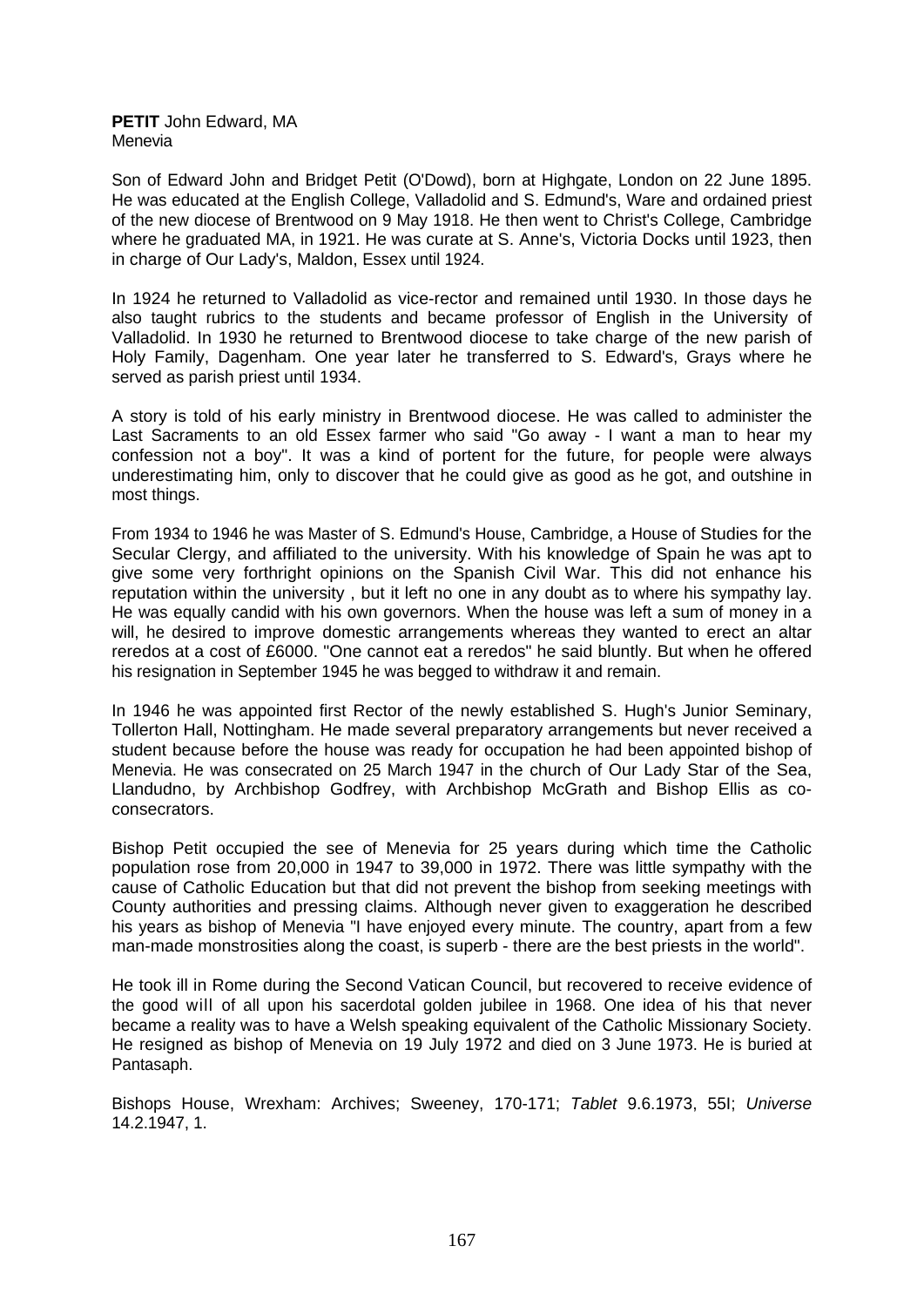**PETIT** John Edward, MA
Menevia

Son of Edward John and Bridget Petit (O'Dowd), born at Highgate, London on 22 June 1895. He was educated at the English College, Valladolid and S. Edmund's, Ware and ordained priest of the new diocese of Brentwood on 9 May 1918. He then went to Christ's College, Cambridge where he graduated MA, in 1921. He was curate at S. Anne's, Victoria Docks until 1923, then in charge of Our Lady's, Maldon, Essex until 1924.

In 1924 he returned to Valladolid as vice-rector and remained until 1930. In those days he also taught rubrics to the students and became professor of English in the University of Valladolid. In 1930 he returned to Brentwood diocese to take charge of the new parish of Holy Family, Dagenham. One year later he transferred to S. Edward's, Grays where he served as parish priest until 1934.

A story is told of his early ministry in Brentwood diocese. He was called to administer the Last Sacraments to an old Essex farmer who said "Go away - I want a man to hear my confession not a boy". It was a kind of portent for the future, for people were always underestimating him, only to discover that he could give as good as he got, and outshine in most things.

From 1934 to 1946 he was Master of S. Edmund's House, Cambridge, a House of Studies for the Secular Clergy, and affiliated to the university. With his knowledge of Spain he was apt to give some very forthright opinions on the Spanish Civil War. This did not enhance his reputation within the university , but it left no one in any doubt as to where his sympathy lay. He was equally candid with his own governors. When the house was left a sum of money in a will, he desired to improve domestic arrangements whereas they wanted to erect an altar reredos at a cost of £6000. "One cannot eat a reredos" he said bluntly. But when he offered his resignation in September 1945 he was begged to withdraw it and remain.

In 1946 he was appointed first Rector of the newly established S. Hugh's Junior Seminary, Tollerton Hall, Nottingham. He made several preparatory arrangements but never received a student because before the house was ready for occupation he had been appointed bishop of Menevia. He was consecrated on 25 March 1947 in the church of Our Lady Star of the Sea, Llandudno, by Archbishop Godfrey, with Archbishop McGrath and Bishop Ellis as co-consecrators.

Bishop Petit occupied the see of Menevia for 25 years during which time the Catholic population rose from 20,000 in 1947 to 39,000 in 1972. There was little sympathy with the cause of Catholic Education but that did not prevent the bishop from seeking meetings with County authorities and pressing claims. Although never given to exaggeration he described his years as bishop of Menevia "I have enjoyed every minute. The country, apart from a few man-made monstrosities along the coast, is superb - there are the best priests in the world".

He took ill in Rome during the Second Vatican Council, but recovered to receive evidence of the good will of all upon his sacerdotal golden jubilee in 1968. One idea of his that never became a reality was to have a Welsh speaking equivalent of the Catholic Missionary Society. He resigned as bishop of Menevia on 19 July 1972 and died on 3 June 1973. He is buried at Pantasaph.

Bishops House, Wrexham: Archives; Sweeney, 170-171; *Tablet* 9.6.1973, 55I; *Universe* 14.2.1947, 1.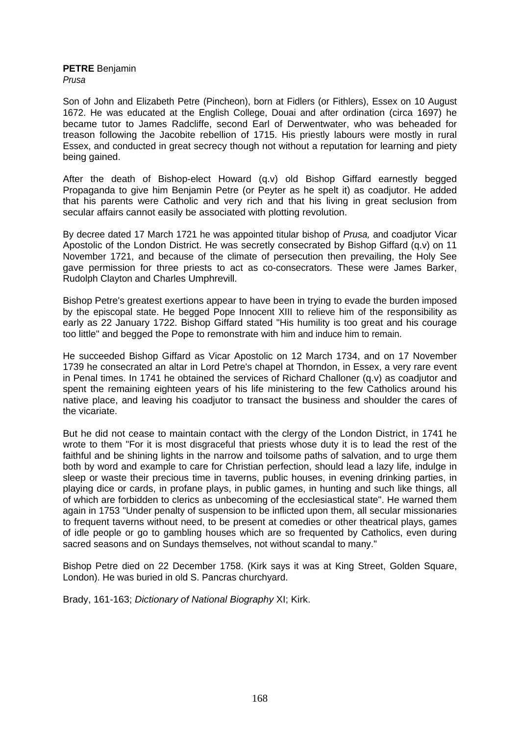**PETRE** Benjamin
*Prusa*

Son of John and Elizabeth Petre (Pincheon), born at Fidlers (or Fithlers), Essex on 10 August 1672. He was educated at the English College, Douai and after ordination (circa 1697) he became tutor to James Radcliffe, second Earl of Derwentwater, who was beheaded for treason following the Jacobite rebellion of 1715. His priestly labours were mostly in rural Essex, and conducted in great secrecy though not without a reputation for learning and piety being gained.

After the death of Bishop-elect Howard (q.v) old Bishop Giffard earnestly begged Propaganda to give him Benjamin Petre (or Peyter as he spelt it) as coadjutor. He added that his parents were Catholic and very rich and that his living in great seclusion from secular affairs cannot easily be associated with plotting revolution.

By decree dated 17 March 1721 he was appointed titular bishop of *Prusa,* and coadjutor Vicar Apostolic of the London District. He was secretly consecrated by Bishop Giffard (q.v) on 11 November 1721, and because of the climate of persecution then prevailing, the Holy See gave permission for three priests to act as co-consecrators. These were James Barker, Rudolph Clayton and Charles Umphrevill.

Bishop Petre's greatest exertions appear to have been in trying to evade the burden imposed by the episcopal state. He begged Pope Innocent XIII to relieve him of the responsibility as early as 22 January 1722. Bishop Giffard stated "His humility is too great and his courage too little" and begged the Pope to remonstrate with him and induce him to remain.

He succeeded Bishop Giffard as Vicar Apostolic on 12 March 1734, and on 17 November 1739 he consecrated an altar in Lord Petre's chapel at Thorndon, in Essex, a very rare event in Penal times. In 1741 he obtained the services of Richard Challoner (q.v) as coadjutor and spent the remaining eighteen years of his life ministering to the few Catholics around his native place, and leaving his coadjutor to transact the business and shoulder the cares of the vicariate.

But he did not cease to maintain contact with the clergy of the London District, in 1741 he wrote to them "For it is most disgraceful that priests whose duty it is to lead the rest of the faithful and be shining lights in the narrow and toilsome paths of salvation, and to urge them both by word and example to care for Christian perfection, should lead a lazy life, indulge in sleep or waste their precious time in taverns, public houses, in evening drinking parties, in playing dice or cards, in profane plays, in public games, in hunting and such like things, all of which are forbidden to clerics as unbecoming of the ecclesiastical state". He warned them again in 1753 "Under penalty of suspension to be inflicted upon them, all secular missionaries to frequent taverns without need, to be present at comedies or other theatrical plays, games of idle people or go to gambling houses which are so frequented by Catholics, even during sacred seasons and on Sundays themselves, not without scandal to many."

Bishop Petre died on 22 December 1758. (Kirk says it was at King Street, Golden Square, London). He was buried in old S. Pancras churchyard.

Brady, 161-163; *Dictionary of National Biography* XI; Kirk.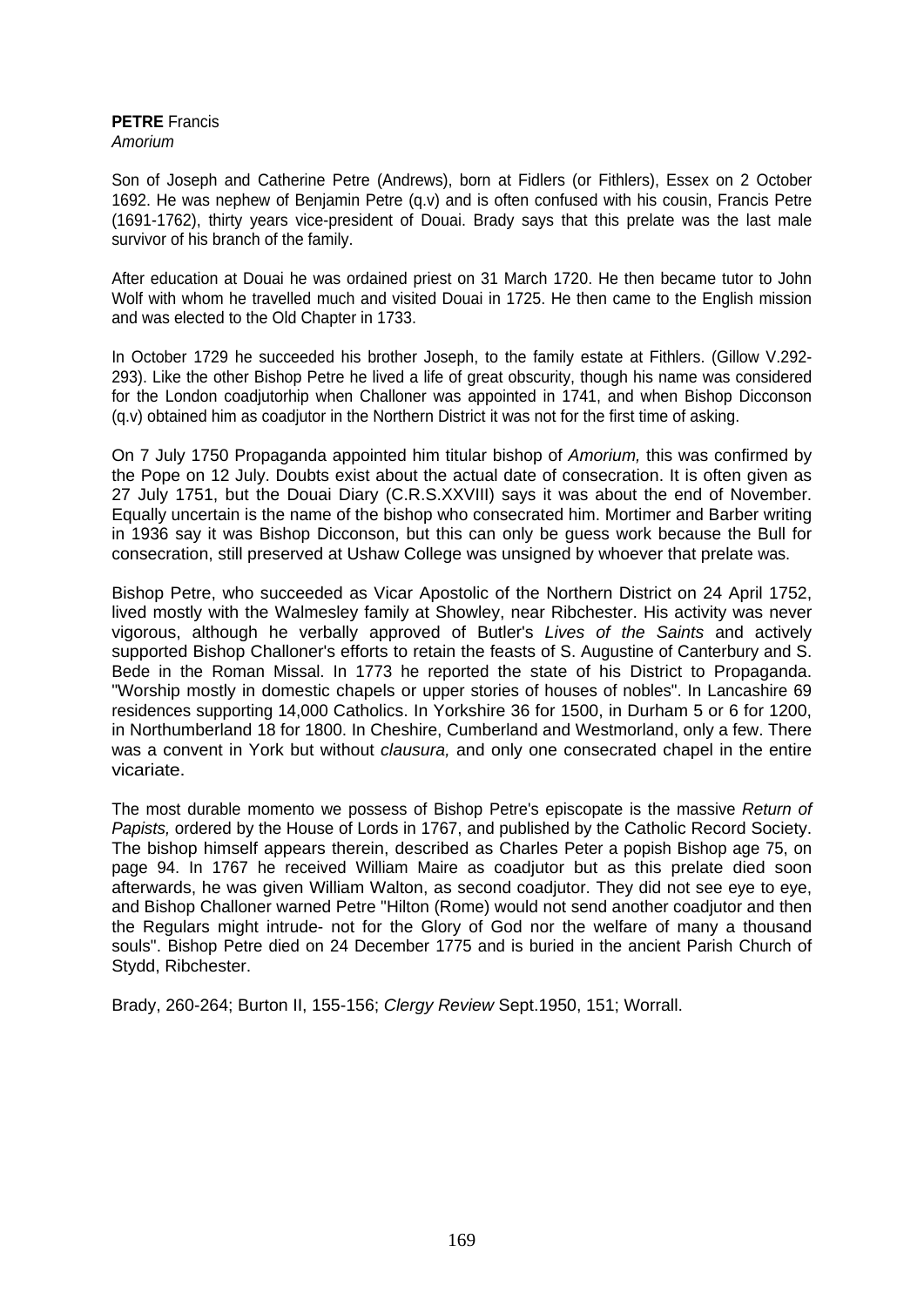**PETRE** Francis
*Amorium*

Son of Joseph and Catherine Petre (Andrews), born at Fidlers (or Fithlers), Essex on 2 October 1692. He was nephew of Benjamin Petre (q.v) and is often confused with his cousin, Francis Petre (1691-1762), thirty years vice-president of Douai. Brady says that this prelate was the last male survivor of his branch of the family.

After education at Douai he was ordained priest on 31 March 1720. He then became tutor to John Wolf with whom he travelled much and visited Douai in 1725. He then came to the English mission and was elected to the Old Chapter in 1733.

In October 1729 he succeeded his brother Joseph, to the family estate at Fithlers. (Gillow V.292-293). Like the other Bishop Petre he lived a life of great obscurity, though his name was considered for the London coadjutorhip when Challoner was appointed in 1741, and when Bishop Dicconson (q.v) obtained him as coadjutor in the Northern District it was not for the first time of asking.

On 7 July 1750 Propaganda appointed him titular bishop of *Amorium,* this was confirmed by the Pope on 12 July. Doubts exist about the actual date of consecration. It is often given as 27 July 1751, but the Douai Diary (C.R.S.XXVIII) says it was about the end of November. Equally uncertain is the name of the bishop who consecrated him. Mortimer and Barber writing in 1936 say it was Bishop Dicconson, but this can only be guess work because the Bull for consecration, still preserved at Ushaw College was unsigned by whoever that prelate was.

Bishop Petre, who succeeded as Vicar Apostolic of the Northern District on 24 April 1752, lived mostly with the Walmesley family at Showley, near Ribchester. His activity was never vigorous, although he verbally approved of Butler's *Lives of the Saints* and actively supported Bishop Challoner's efforts to retain the feasts of S. Augustine of Canterbury and S. Bede in the Roman Missal. In 1773 he reported the state of his District to Propaganda. "Worship mostly in domestic chapels or upper stories of houses of nobles". In Lancashire 69 residences supporting 14,000 Catholics. In Yorkshire 36 for 1500, in Durham 5 or 6 for 1200, in Northumberland 18 for 1800. In Cheshire, Cumberland and Westmorland, only a few. There was a convent in York but without *clausura,* and only one consecrated chapel in the entire vicariate.

The most durable momento we possess of Bishop Petre's episcopate is the massive *Return of Papists,* ordered by the House of Lords in 1767, and published by the Catholic Record Society. The bishop himself appears therein, described as Charles Peter a popish Bishop age 75, on page 94. In 1767 he received William Maire as coadjutor but as this prelate died soon afterwards, he was given William Walton, as second coadjutor. They did not see eye to eye, and Bishop Challoner warned Petre "Hilton (Rome) would not send another coadjutor and then the Regulars might intrude- not for the Glory of God nor the welfare of many a thousand souls". Bishop Petre died on 24 December 1775 and is buried in the ancient Parish Church of Stydd, Ribchester.

Brady, 260-264; Burton II, 155-156; *Clergy Review* Sept.1950, 151; Worrall.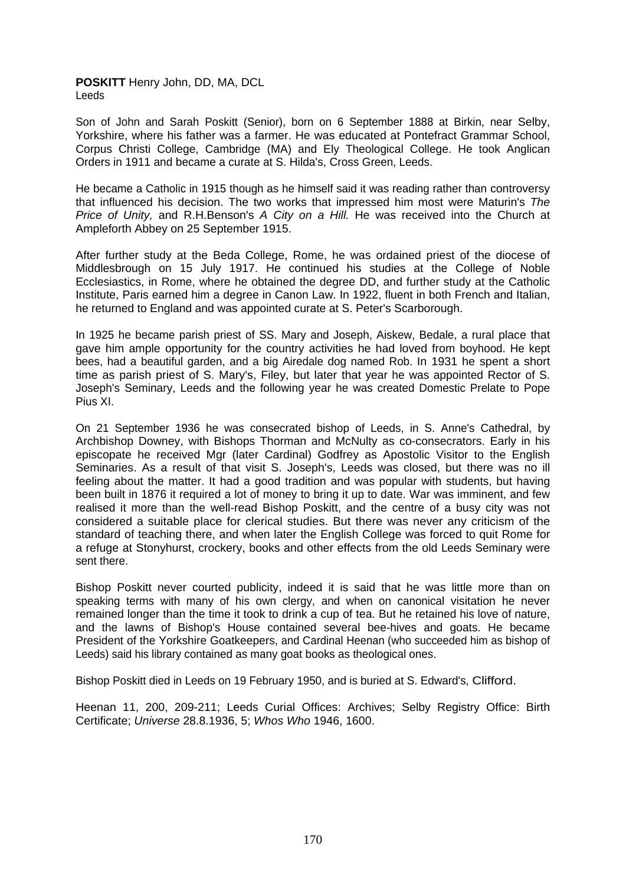**POSKITT** Henry John, DD, MA, DCL
Leeds

Son of John and Sarah Poskitt (Senior), born on 6 September 1888 at Birkin, near Selby, Yorkshire, where his father was a farmer. He was educated at Pontefract Grammar School, Corpus Christi College, Cambridge (MA) and Ely Theological College. He took Anglican Orders in 1911 and became a curate at S. Hilda's, Cross Green, Leeds.

He became a Catholic in 1915 though as he himself said it was reading rather than controversy that influenced his decision. The two works that impressed him most were Maturin's *The Price of Unity,* and R.H.Benson's *A City on a Hill.* He was received into the Church at Ampleforth Abbey on 25 September 1915.

After further study at the Beda College, Rome, he was ordained priest of the diocese of Middlesbrough on 15 July 1917. He continued his studies at the College of Noble Ecclesiastics, in Rome, where he obtained the degree DD, and further study at the Catholic Institute, Paris earned him a degree in Canon Law. In 1922, fluent in both French and Italian, he returned to England and was appointed curate at S. Peter's Scarborough.

In 1925 he became parish priest of SS. Mary and Joseph, Aiskew, Bedale, a rural place that gave him ample opportunity for the country activities he had loved from boyhood. He kept bees, had a beautiful garden, and a big Airedale dog named Rob. In 1931 he spent a short time as parish priest of S. Mary's, Filey, but later that year he was appointed Rector of S. Joseph's Seminary, Leeds and the following year he was created Domestic Prelate to Pope Pius XI.

On 21 September 1936 he was consecrated bishop of Leeds, in S. Anne's Cathedral, by Archbishop Downey, with Bishops Thorman and McNulty as co-consecrators. Early in his episcopate he received Mgr (later Cardinal) Godfrey as Apostolic Visitor to the English Seminaries. As a result of that visit S. Joseph's, Leeds was closed, but there was no ill feeling about the matter. It had a good tradition and was popular with students, but having been built in 1876 it required a lot of money to bring it up to date. War was imminent, and few realised it more than the well-read Bishop Poskitt, and the centre of a busy city was not considered a suitable place for clerical studies. But there was never any criticism of the standard of teaching there, and when later the English College was forced to quit Rome for a refuge at Stonyhurst, crockery, books and other effects from the old Leeds Seminary were sent there.

Bishop Poskitt never courted publicity, indeed it is said that he was little more than on speaking terms with many of his own clergy, and when on canonical visitation he never remained longer than the time it took to drink a cup of tea. But he retained his love of nature, and the lawns of Bishop's House contained several bee-hives and goats. He became President of the Yorkshire Goatkeepers, and Cardinal Heenan (who succeeded him as bishop of Leeds) said his library contained as many goat books as theological ones.

Bishop Poskitt died in Leeds on 19 February 1950, and is buried at S. Edward's, Clifford.

Heenan 11, 200, 209-211; Leeds Curial Offices: Archives; Selby Registry Office: Birth Certificate; *Universe* 28.8.1936, 5; *Whos Who* 1946, 1600.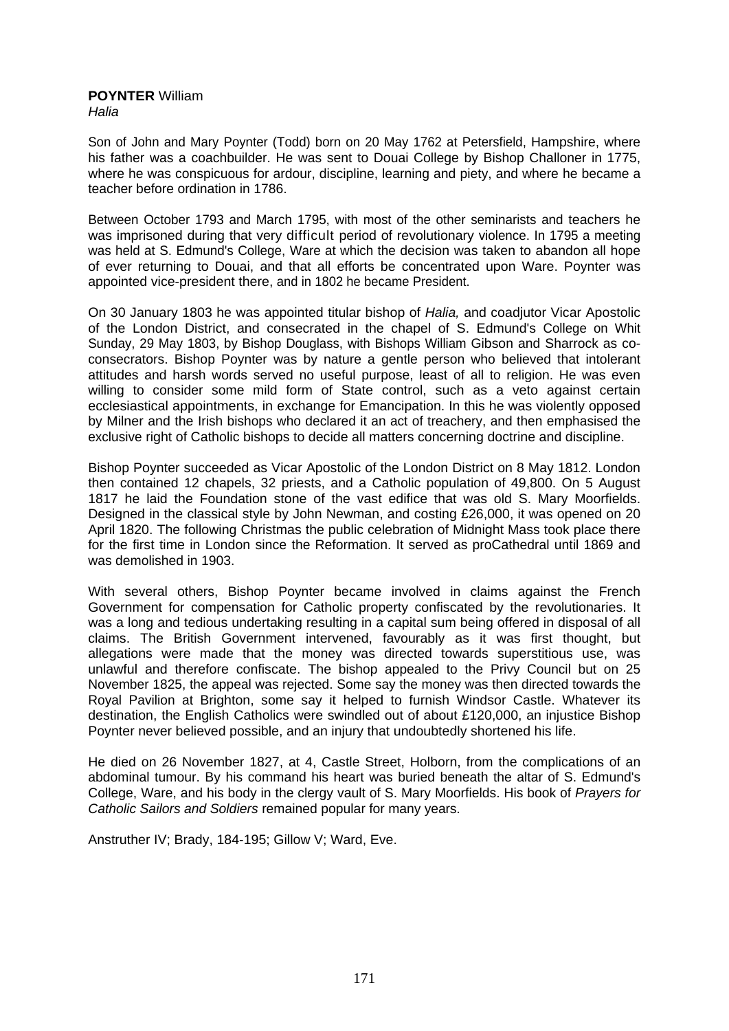**POYNTER** William
*Halia*

Son of John and Mary Poynter (Todd) born on 20 May 1762 at Petersfield, Hampshire, where his father was a coachbuilder. He was sent to Douai College by Bishop Challoner in 1775, where he was conspicuous for ardour, discipline, learning and piety, and where he became a teacher before ordination in 1786.

Between October 1793 and March 1795, with most of the other seminarists and teachers he was imprisoned during that very difficult period of revolutionary violence. In 1795 a meeting was held at S. Edmund's College, Ware at which the decision was taken to abandon all hope of ever returning to Douai, and that all efforts be concentrated upon Ware. Poynter was appointed vice-president there, and in 1802 he became President.

On 30 January 1803 he was appointed titular bishop of *Halia,* and coadjutor Vicar Apostolic of the London District, and consecrated in the chapel of S. Edmund's College on Whit Sunday, 29 May 1803, by Bishop Douglass, with Bishops William Gibson and Sharrock as co-consecrators. Bishop Poynter was by nature a gentle person who believed that intolerant attitudes and harsh words served no useful purpose, least of all to religion. He was even willing to consider some mild form of State control, such as a veto against certain ecclesiastical appointments, in exchange for Emancipation. In this he was violently opposed by Milner and the Irish bishops who declared it an act of treachery, and then emphasised the exclusive right of Catholic bishops to decide all matters concerning doctrine and discipline.

Bishop Poynter succeeded as Vicar Apostolic of the London District on 8 May 1812. London then contained 12 chapels, 32 priests, and a Catholic population of 49,800. On 5 August 1817 he laid the Foundation stone of the vast edifice that was old S. Mary Moorfields. Designed in the classical style by John Newman, and costing £26,000, it was opened on 20 April 1820. The following Christmas the public celebration of Midnight Mass took place there for the first time in London since the Reformation. It served as proCathedral until 1869 and was demolished in 1903.

With several others, Bishop Poynter became involved in claims against the French Government for compensation for Catholic property confiscated by the revolutionaries. It was a long and tedious undertaking resulting in a capital sum being offered in disposal of all claims. The British Government intervened, favourably as it was first thought, but allegations were made that the money was directed towards superstitious use, was unlawful and therefore confiscate. The bishop appealed to the Privy Council but on 25 November 1825, the appeal was rejected. Some say the money was then directed towards the Royal Pavilion at Brighton, some say it helped to furnish Windsor Castle. Whatever its destination, the English Catholics were swindled out of about £120,000, an injustice Bishop Poynter never believed possible, and an injury that undoubtedly shortened his life.

He died on 26 November 1827, at 4, Castle Street, Holborn, from the complications of an abdominal tumour. By his command his heart was buried beneath the altar of S. Edmund's College, Ware, and his body in the clergy vault of S. Mary Moorfields. His book of *Prayers for Catholic Sailors and Soldiers* remained popular for many years.

Anstruther IV; Brady, 184-195; Gillow V; Ward, Eve.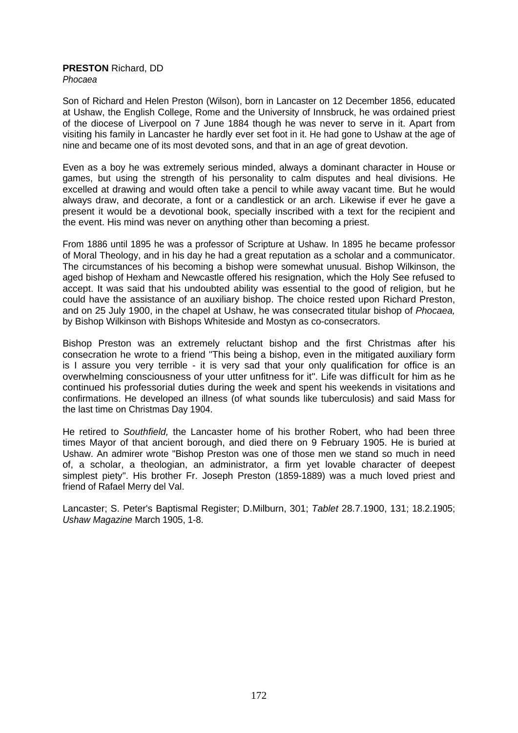**PRESTON** Richard, DD
*Phocaea*

Son of Richard and Helen Preston (Wilson), born in Lancaster on 12 December 1856, educated at Ushaw, the English College, Rome and the University of Innsbruck, he was ordained priest of the diocese of Liverpool on 7 June 1884 though he was never to serve in it. Apart from visiting his family in Lancaster he hardly ever set foot in it. He had gone to Ushaw at the age of nine and became one of its most devoted sons, and that in an age of great devotion.

Even as a boy he was extremely serious minded, always a dominant character in House or games, but using the strength of his personality to calm disputes and heal divisions. He excelled at drawing and would often take a pencil to while away vacant time. But he would always draw, and decorate, a font or a candlestick or an arch. Likewise if ever he gave a present it would be a devotional book, specially inscribed with a text for the recipient and the event. His mind was never on anything other than becoming a priest.

From 1886 until 1895 he was a professor of Scripture at Ushaw. In 1895 he became professor of Moral Theology, and in his day he had a great reputation as a scholar and a communicator. The circumstances of his becoming a bishop were somewhat unusual. Bishop Wilkinson, the aged bishop of Hexham and Newcastle offered his resignation, which the Holy See refused to accept. It was said that his undoubted ability was essential to the good of religion, but he could have the assistance of an auxiliary bishop. The choice rested upon Richard Preston, and on 25 July 1900, in the chapel at Ushaw, he was consecrated titular bishop of *Phocaea,* by Bishop Wilkinson with Bishops Whiteside and Mostyn as co-consecrators.

Bishop Preston was an extremely reluctant bishop and the first Christmas after his consecration he wrote to a friend "This being a bishop, even in the mitigated auxiliary form is I assure you very terrible - it is very sad that your only qualification for office is an overwhelming consciousness of your utter unfitness for it". Life was difficult for him as he continued his professorial duties during the week and spent his weekends in visitations and confirmations. He developed an illness (of what sounds like tuberculosis) and said Mass for the last time on Christmas Day 1904.

He retired to *Southfield,* the Lancaster home of his brother Robert, who had been three times Mayor of that ancient borough, and died there on 9 February 1905. He is buried at Ushaw. An admirer wrote "Bishop Preston was one of those men we stand so much in need of, a scholar, a theologian, an administrator, a firm yet lovable character of deepest simplest piety". His brother Fr. Joseph Preston (1859-1889) was a much loved priest and friend of Rafael Merry del Val.

Lancaster; S. Peter's Baptismal Register; D.Milburn, 301; *Tablet* 28.7.1900, 131; 18.2.1905; *Ushaw Magazine* March 1905, 1-8.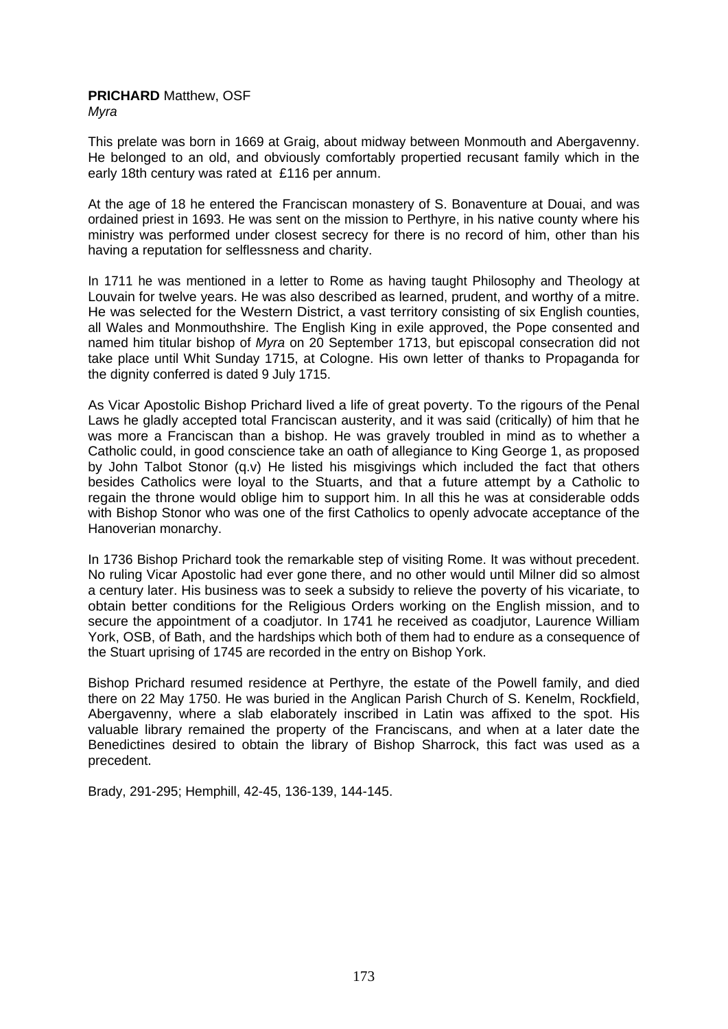**PRICHARD** Matthew, OSF
*Myra*

This prelate was born in 1669 at Graig, about midway between Monmouth and Abergavenny. He belonged to an old, and obviously comfortably propertied recusant family which in the early 18th century was rated at £116 per annum.

At the age of 18 he entered the Franciscan monastery of S. Bonaventure at Douai, and was ordained priest in 1693. He was sent on the mission to Perthyre, in his native county where his ministry was performed under closest secrecy for there is no record of him, other than his having a reputation for selflessness and charity.

In 1711 he was mentioned in a letter to Rome as having taught Philosophy and Theology at Louvain for twelve years. He was also described as learned, prudent, and worthy of a mitre. He was selected for the Western District, a vast territory consisting of six English counties, all Wales and Monmouthshire. The English King in exile approved, the Pope consented and named him titular bishop of *Myra* on 20 September 1713, but episcopal consecration did not take place until Whit Sunday 1715, at Cologne. His own letter of thanks to Propaganda for the dignity conferred is dated 9 July 1715.

As Vicar Apostolic Bishop Prichard lived a life of great poverty. To the rigours of the Penal Laws he gladly accepted total Franciscan austerity, and it was said (critically) of him that he was more a Franciscan than a bishop. He was gravely troubled in mind as to whether a Catholic could, in good conscience take an oath of allegiance to King George 1, as proposed by John Talbot Stonor (q.v) He listed his misgivings which included the fact that others besides Catholics were loyal to the Stuarts, and that a future attempt by a Catholic to regain the throne would oblige him to support him. In all this he was at considerable odds with Bishop Stonor who was one of the first Catholics to openly advocate acceptance of the Hanoverian monarchy.

In 1736 Bishop Prichard took the remarkable step of visiting Rome. It was without precedent. No ruling Vicar Apostolic had ever gone there, and no other would until Milner did so almost a century later. His business was to seek a subsidy to relieve the poverty of his vicariate, to obtain better conditions for the Religious Orders working on the English mission, and to secure the appointment of a coadjutor. In 1741 he received as coadjutor, Laurence William York, OSB, of Bath, and the hardships which both of them had to endure as a consequence of the Stuart uprising of 1745 are recorded in the entry on Bishop York.

Bishop Prichard resumed residence at Perthyre, the estate of the Powell family, and died there on 22 May 1750. He was buried in the Anglican Parish Church of S. Kenelm, Rockfield, Abergavenny, where a slab elaborately inscribed in Latin was affixed to the spot. His valuable library remained the property of the Franciscans, and when at a later date the Benedictines desired to obtain the library of Bishop Sharrock, this fact was used as a precedent.

Brady, 291-295; Hemphill, 42-45, 136-139, 144-145.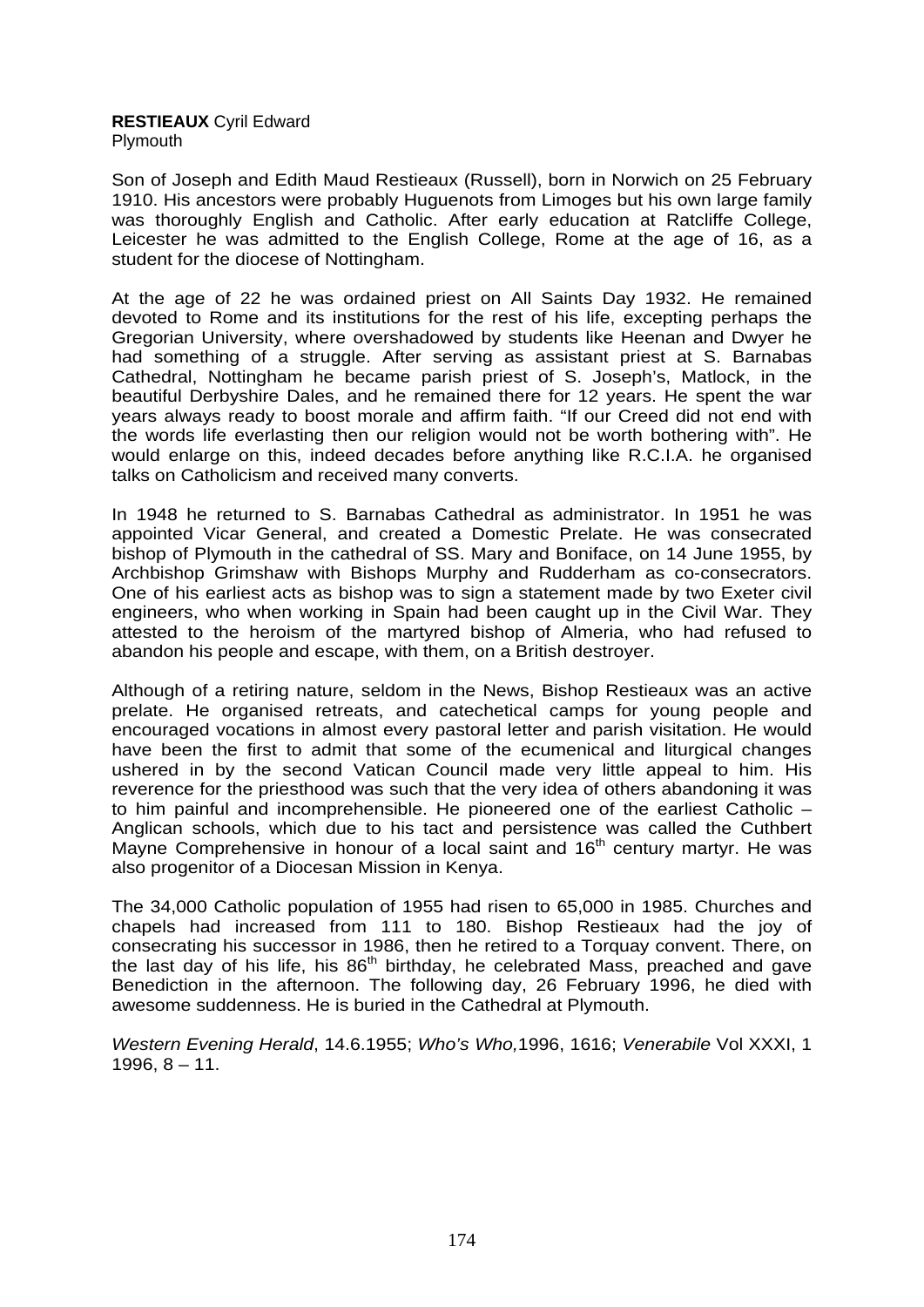**RESTIEAUX** Cyril Edward
Plymouth

Son of Joseph and Edith Maud Restieaux (Russell), born in Norwich on 25 February 1910. His ancestors were probably Huguenots from Limoges but his own large family was thoroughly English and Catholic. After early education at Ratcliffe College, Leicester he was admitted to the English College, Rome at the age of 16, as a student for the diocese of Nottingham.

At the age of 22 he was ordained priest on All Saints Day 1932. He remained devoted to Rome and its institutions for the rest of his life, excepting perhaps the Gregorian University, where overshadowed by students like Heenan and Dwyer he had something of a struggle. After serving as assistant priest at S. Barnabas Cathedral, Nottingham he became parish priest of S. Joseph's, Matlock, in the beautiful Derbyshire Dales, and he remained there for 12 years. He spent the war years always ready to boost morale and affirm faith. "If our Creed did not end with the words life everlasting then our religion would not be worth bothering with". He would enlarge on this, indeed decades before anything like R.C.I.A. he organised talks on Catholicism and received many converts.

In 1948 he returned to S. Barnabas Cathedral as administrator. In 1951 he was appointed Vicar General, and created a Domestic Prelate. He was consecrated bishop of Plymouth in the cathedral of SS. Mary and Boniface, on 14 June 1955, by Archbishop Grimshaw with Bishops Murphy and Rudderham as co-consecrators. One of his earliest acts as bishop was to sign a statement made by two Exeter civil engineers, who when working in Spain had been caught up in the Civil War. They attested to the heroism of the martyred bishop of Almeria, who had refused to abandon his people and escape, with them, on a British destroyer.

Although of a retiring nature, seldom in the News, Bishop Restieaux was an active prelate. He organised retreats, and catechetical camps for young people and encouraged vocations in almost every pastoral letter and parish visitation. He would have been the first to admit that some of the ecumenical and liturgical changes ushered in by the second Vatican Council made very little appeal to him. His reverence for the priesthood was such that the very idea of others abandoning it was to him painful and incomprehensible. He pioneered one of the earliest Catholic – Anglican schools, which due to his tact and persistence was called the Cuthbert Mayne Comprehensive in honour of a local saint and 16th century martyr. He was also progenitor of a Diocesan Mission in Kenya.

The 34,000 Catholic population of 1955 had risen to 65,000 in 1985. Churches and chapels had increased from 111 to 180. Bishop Restieaux had the joy of consecrating his successor in 1986, then he retired to a Torquay convent. There, on the last day of his life, his 86th birthday, he celebrated Mass, preached and gave Benediction in the afternoon. The following day, 26 February 1996, he died with awesome suddenness. He is buried in the Cathedral at Plymouth.

*Western Evening Herald*, 14.6.1955; *Who's Who,*1996, 1616; *Venerabile* Vol XXXI, 1 1996, 8 – 11.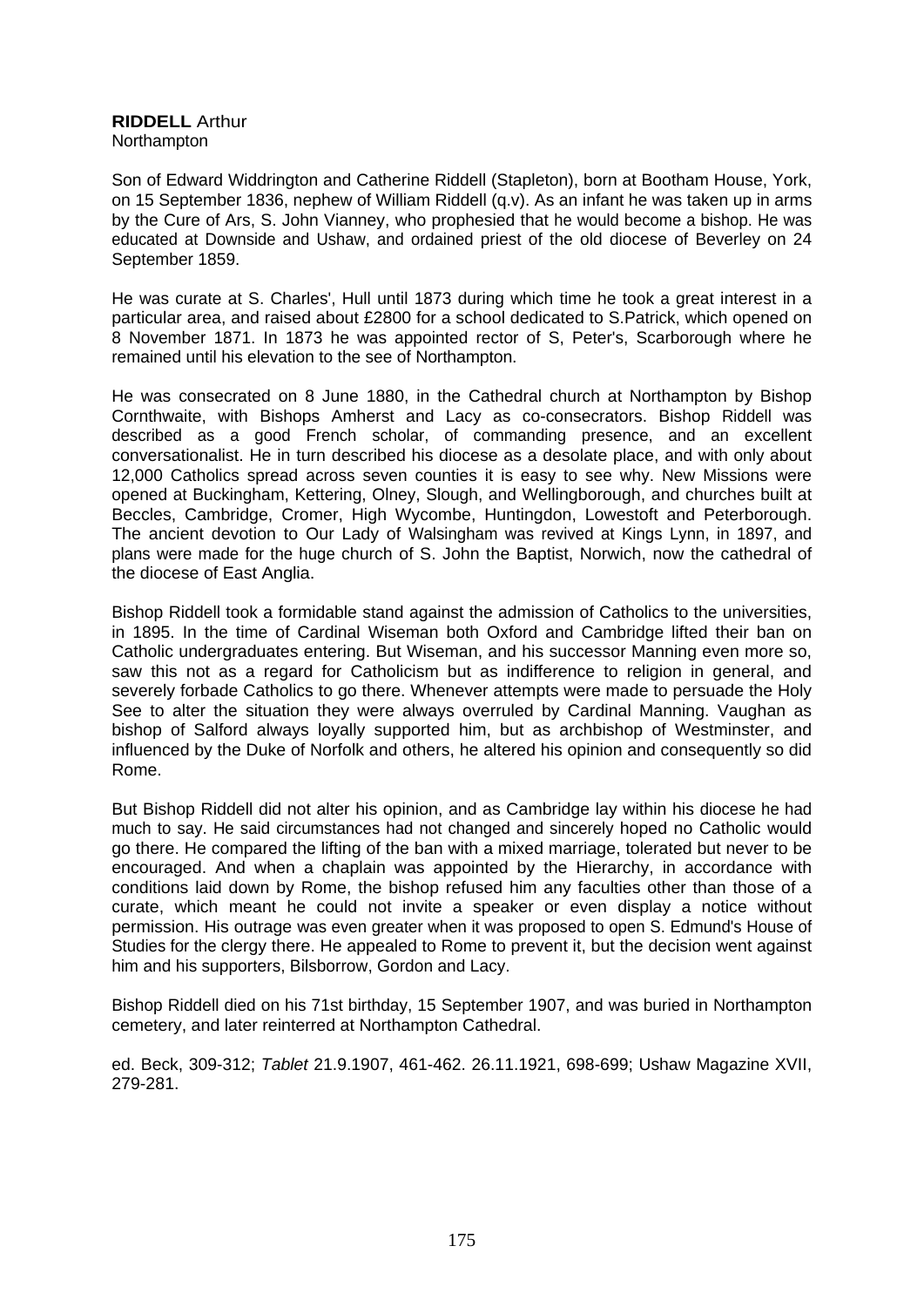**RIDDELL** Arthur
Northampton

Son of Edward Widdrington and Catherine Riddell (Stapleton), born at Bootham House, York, on 15 September 1836, nephew of William Riddell (q.v). As an infant he was taken up in arms by the Cure of Ars, S. John Vianney, who prophesied that he would become a bishop. He was educated at Downside and Ushaw, and ordained priest of the old diocese of Beverley on 24 September 1859.

He was curate at S. Charles', Hull until 1873 during which time he took a great interest in a particular area, and raised about £2800 for a school dedicated to S.Patrick, which opened on 8 November 1871. In 1873 he was appointed rector of S, Peter's, Scarborough where he remained until his elevation to the see of Northampton.

He was consecrated on 8 June 1880, in the Cathedral church at Northampton by Bishop Cornthwaite, with Bishops Amherst and Lacy as co-consecrators. Bishop Riddell was described as a good French scholar, of commanding presence, and an excellent conversationalist. He in turn described his diocese as a desolate place, and with only about 12,000 Catholics spread across seven counties it is easy to see why. New Missions were opened at Buckingham, Kettering, Olney, Slough, and Wellingborough, and churches built at Beccles, Cambridge, Cromer, High Wycombe, Huntingdon, Lowestoft and Peterborough. The ancient devotion to Our Lady of Walsingham was revived at Kings Lynn, in 1897, and plans were made for the huge church of S. John the Baptist, Norwich, now the cathedral of the diocese of East Anglia.

Bishop Riddell took a formidable stand against the admission of Catholics to the universities, in 1895. In the time of Cardinal Wiseman both Oxford and Cambridge lifted their ban on Catholic undergraduates entering. But Wiseman, and his successor Manning even more so, saw this not as a regard for Catholicism but as indifference to religion in general, and severely forbade Catholics to go there. Whenever attempts were made to persuade the Holy See to alter the situation they were always overruled by Cardinal Manning. Vaughan as bishop of Salford always loyally supported him, but as archbishop of Westminster, and influenced by the Duke of Norfolk and others, he altered his opinion and consequently so did Rome.

But Bishop Riddell did not alter his opinion, and as Cambridge lay within his diocese he had much to say. He said circumstances had not changed and sincerely hoped no Catholic would go there. He compared the lifting of the ban with a mixed marriage, tolerated but never to be encouraged. And when a chaplain was appointed by the Hierarchy, in accordance with conditions laid down by Rome, the bishop refused him any faculties other than those of a curate, which meant he could not invite a speaker or even display a notice without permission. His outrage was even greater when it was proposed to open S. Edmund's House of Studies for the clergy there. He appealed to Rome to prevent it, but the decision went against him and his supporters, Bilsborrow, Gordon and Lacy.

Bishop Riddell died on his 71st birthday, 15 September 1907, and was buried in Northampton cemetery, and later reinterred at Northampton Cathedral.

ed. Beck, 309-312; *Tablet* 21.9.1907, 461-462. 26.11.1921, 698-699; Ushaw Magazine XVII, 279-281.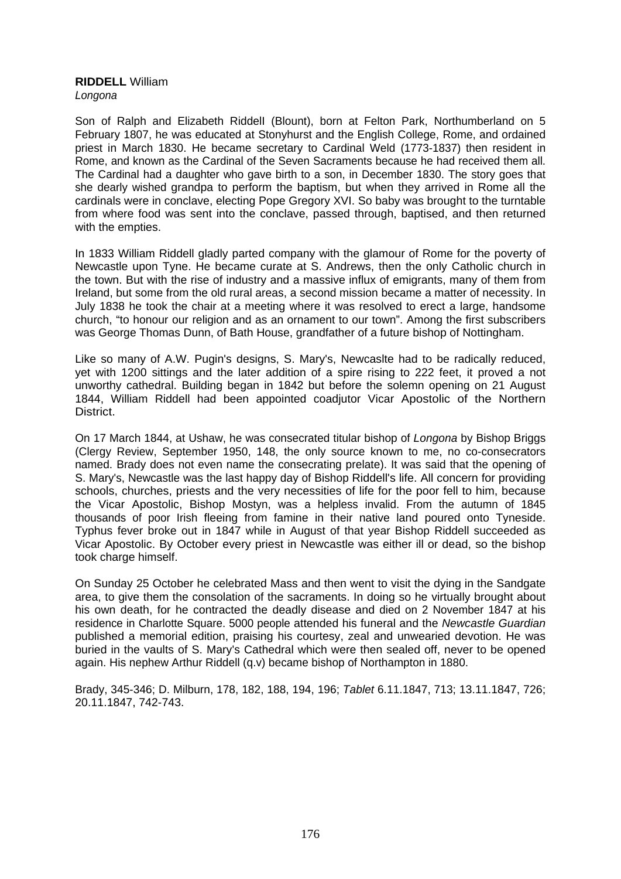**RIDDELL** William
*Longona*

Son of Ralph and Elizabeth Riddell (Blount), born at Felton Park, Northumberland on 5 February 1807, he was educated at Stonyhurst and the English College, Rome, and ordained priest in March 1830. He became secretary to Cardinal Weld (1773-1837) then resident in Rome, and known as the Cardinal of the Seven Sacraments because he had received them all. The Cardinal had a daughter who gave birth to a son, in December 1830. The story goes that she dearly wished grandpa to perform the baptism, but when they arrived in Rome all the cardinals were in conclave, electing Pope Gregory XVI. So baby was brought to the turntable from where food was sent into the conclave, passed through, baptised, and then returned with the empties.

In 1833 William Riddell gladly parted company with the glamour of Rome for the poverty of Newcastle upon Tyne. He became curate at S. Andrews, then the only Catholic church in the town. But with the rise of industry and a massive influx of emigrants, many of them from Ireland, but some from the old rural areas, a second mission became a matter of necessity. In July 1838 he took the chair at a meeting where it was resolved to erect a large, handsome church, "to honour our religion and as an ornament to our town". Among the first subscribers was George Thomas Dunn, of Bath House, grandfather of a future bishop of Nottingham.

Like so many of A.W. Pugin's designs, S. Mary's, Newcaslte had to be radically reduced, yet with 1200 sittings and the later addition of a spire rising to 222 feet, it proved a not unworthy cathedral. Building began in 1842 but before the solemn opening on 21 August 1844, William Riddell had been appointed coadjutor Vicar Apostolic of the Northern District.

On 17 March 1844, at Ushaw, he was consecrated titular bishop of *Longona* by Bishop Briggs (Clergy Review, September 1950, 148, the only source known to me, no co-consecrators named. Brady does not even name the consecrating prelate). It was said that the opening of S. Mary's, Newcastle was the last happy day of Bishop Riddell's life. All concern for providing schools, churches, priests and the very necessities of life for the poor fell to him, because the Vicar Apostolic, Bishop Mostyn, was a helpless invalid. From the autumn of 1845 thousands of poor Irish fleeing from famine in their native land poured onto Tyneside. Typhus fever broke out in 1847 while in August of that year Bishop Riddell succeeded as Vicar Apostolic. By October every priest in Newcastle was either ill or dead, so the bishop took charge himself.

On Sunday 25 October he celebrated Mass and then went to visit the dying in the Sandgate area, to give them the consolation of the sacraments. In doing so he virtually brought about his own death, for he contracted the deadly disease and died on 2 November 1847 at his residence in Charlotte Square. 5000 people attended his funeral and the *Newcastle Guardian* published a memorial edition, praising his courtesy, zeal and unwearied devotion. He was buried in the vaults of S. Mary's Cathedral which were then sealed off, never to be opened again. His nephew Arthur Riddell (q.v) became bishop of Northampton in 1880.

Brady, 345-346; D. Milburn, 178, 182, 188, 194, 196; *Tablet* 6.11.1847, 713; 13.11.1847, 726; 20.11.1847, 742-743.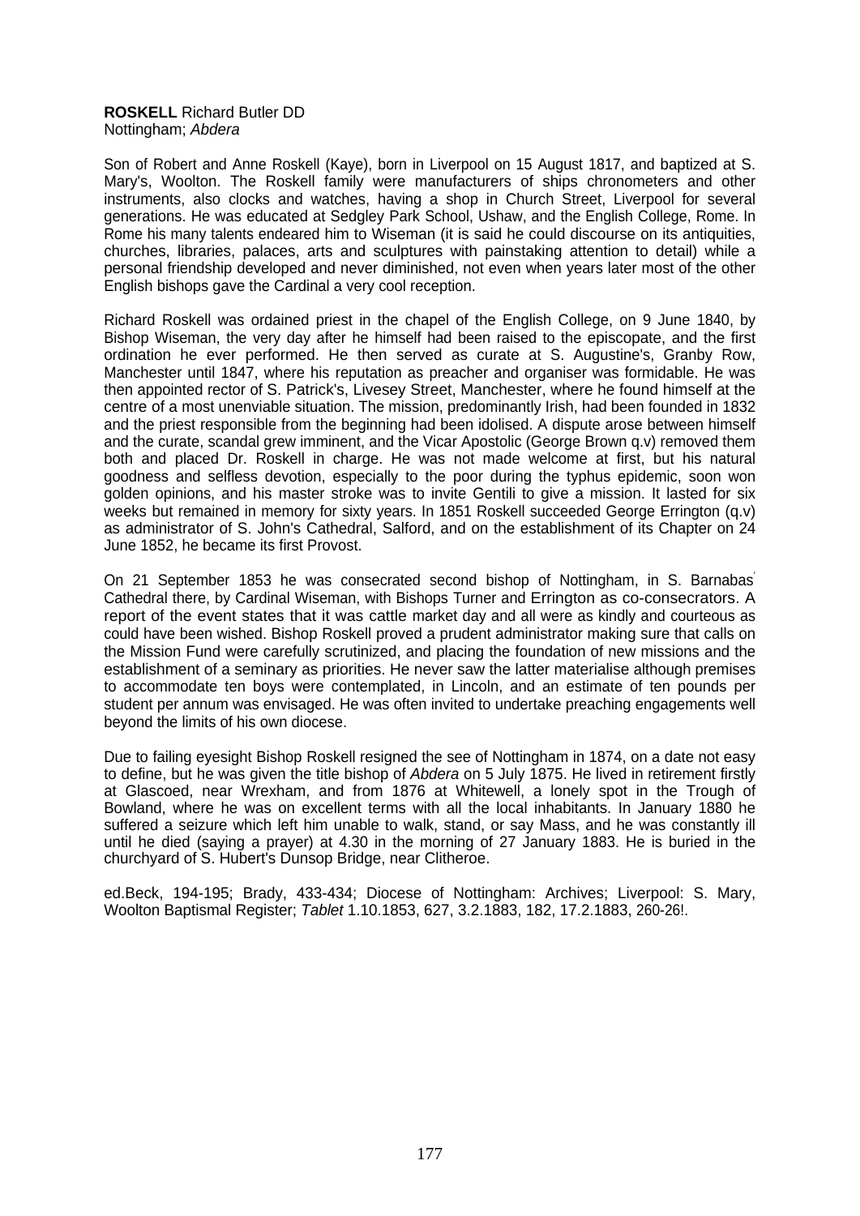**ROSKELL** Richard Butler DD
Nottingham; *Abdera*

Son of Robert and Anne Roskell (Kaye), born in Liverpool on 15 August 1817, and baptized at S. Mary's, Woolton. The Roskell family were manufacturers of ships chronometers and other instruments, also clocks and watches, having a shop in Church Street, Liverpool for several generations. He was educated at Sedgley Park School, Ushaw, and the English College, Rome. In Rome his many talents endeared him to Wiseman (it is said he could discourse on its antiquities, churches, libraries, palaces, arts and sculptures with painstaking attention to detail) while a personal friendship developed and never diminished, not even when years later most of the other English bishops gave the Cardinal a very cool reception.

Richard Roskell was ordained priest in the chapel of the English College, on 9 June 1840, by Bishop Wiseman, the very day after he himself had been raised to the episcopate, and the first ordination he ever performed. He then served as curate at S. Augustine's, Granby Row, Manchester until 1847, where his reputation as preacher and organiser was formidable. He was then appointed rector of S. Patrick's, Livesey Street, Manchester, where he found himself at the centre of a most unenviable situation. The mission, predominantly Irish, had been founded in 1832 and the priest responsible from the beginning had been idolised. A dispute arose between himself and the curate, scandal grew imminent, and the Vicar Apostolic (George Brown q.v) removed them both and placed Dr. Roskell in charge. He was not made welcome at first, but his natural goodness and selfless devotion, especially to the poor during the typhus epidemic, soon won golden opinions, and his master stroke was to invite Gentili to give a mission. It lasted for six weeks but remained in memory for sixty years. In 1851 Roskell succeeded George Errington (q.v) as administrator of S. John's Cathedral, Salford, and on the establishment of its Chapter on 24 June 1852, he became its first Provost.

On 21 September 1853 he was consecrated second bishop of Nottingham, in S. Barnabas' Cathedral there, by Cardinal Wiseman, with Bishops Turner and Errington as co-consecrators. A report of the event states that it was cattle market day and all were as kindly and courteous as could have been wished. Bishop Roskell proved a prudent administrator making sure that calls on the Mission Fund were carefully scrutinized, and placing the foundation of new missions and the establishment of a seminary as priorities. He never saw the latter materialise although premises to accommodate ten boys were contemplated, in Lincoln, and an estimate of ten pounds per student per annum was envisaged. He was often invited to undertake preaching engagements well beyond the limits of his own diocese.

Due to failing eyesight Bishop Roskell resigned the see of Nottingham in 1874, on a date not easy to define, but he was given the title bishop of *Abdera* on 5 July 1875. He lived in retirement firstly at Glascoed, near Wrexham, and from 1876 at Whitewell, a lonely spot in the Trough of Bowland, where he was on excellent terms with all the local inhabitants. In January 1880 he suffered a seizure which left him unable to walk, stand, or say Mass, and he was constantly ill until he died (saying a prayer) at 4.30 in the morning of 27 January 1883. He is buried in the churchyard of S. Hubert's Dunsop Bridge, near Clitheroe.

ed.Beck, 194-195; Brady, 433-434; Diocese of Nottingham: Archives; Liverpool: S. Mary, Woolton Baptismal Register; *Tablet* 1.10.1853, 627, 3.2.1883, 182, 17.2.1883, 260-26!.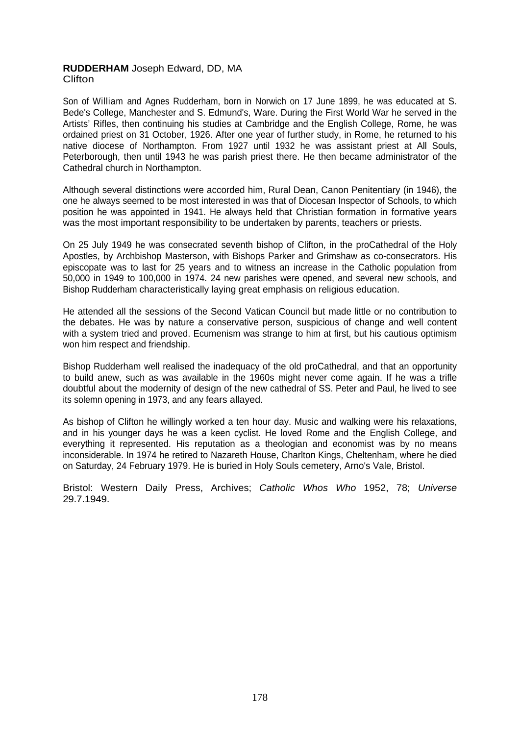**RUDDERHAM** Joseph Edward, DD, MA
Clifton

Son of William and Agnes Rudderham, born in Norwich on 17 June 1899, he was educated at S. Bede's College, Manchester and S. Edmund's, Ware. During the First World War he served in the Artists' Rifles, then continuing his studies at Cambridge and the English College, Rome, he was ordained priest on 31 October, 1926. After one year of further study, in Rome, he returned to his native diocese of Northampton. From 1927 until 1932 he was assistant priest at All Souls, Peterborough, then until 1943 he was parish priest there. He then became administrator of the Cathedral church in Northampton.

Although several distinctions were accorded him, Rural Dean, Canon Penitentiary (in 1946), the one he always seemed to be most interested in was that of Diocesan Inspector of Schools, to which position he was appointed in 1941. He always held that Christian formation in formative years was the most important responsibility to be undertaken by parents, teachers or priests.

On 25 July 1949 he was consecrated seventh bishop of Clifton, in the proCathedral of the Holy Apostles, by Archbishop Masterson, with Bishops Parker and Grimshaw as co-consecrators. His episcopate was to last for 25 years and to witness an increase in the Catholic population from 50,000 in 1949 to 100,000 in 1974. 24 new parishes were opened, and several new schools, and Bishop Rudderham characteristically laying great emphasis on religious education.

He attended all the sessions of the Second Vatican Council but made little or no contribution to the debates. He was by nature a conservative person, suspicious of change and well content with a system tried and proved. Ecumenism was strange to him at first, but his cautious optimism won him respect and friendship.

Bishop Rudderham well realised the inadequacy of the old proCathedral, and that an opportunity to build anew, such as was available in the 1960s might never come again. If he was a trifle doubtful about the modernity of design of the new cathedral of SS. Peter and Paul, he lived to see its solemn opening in 1973, and any fears allayed.

As bishop of Clifton he willingly worked a ten hour day. Music and walking were his relaxations, and in his younger days he was a keen cyclist. He loved Rome and the English College, and everything it represented. His reputation as a theologian and economist was by no means inconsiderable. In 1974 he retired to Nazareth House, Charlton Kings, Cheltenham, where he died on Saturday, 24 February 1979. He is buried in Holy Souls cemetery, Arno's Vale, Bristol.

Bristol: Western Daily Press, Archives; *Catholic Whos Who* 1952, 78; *Universe* 29.7.1949.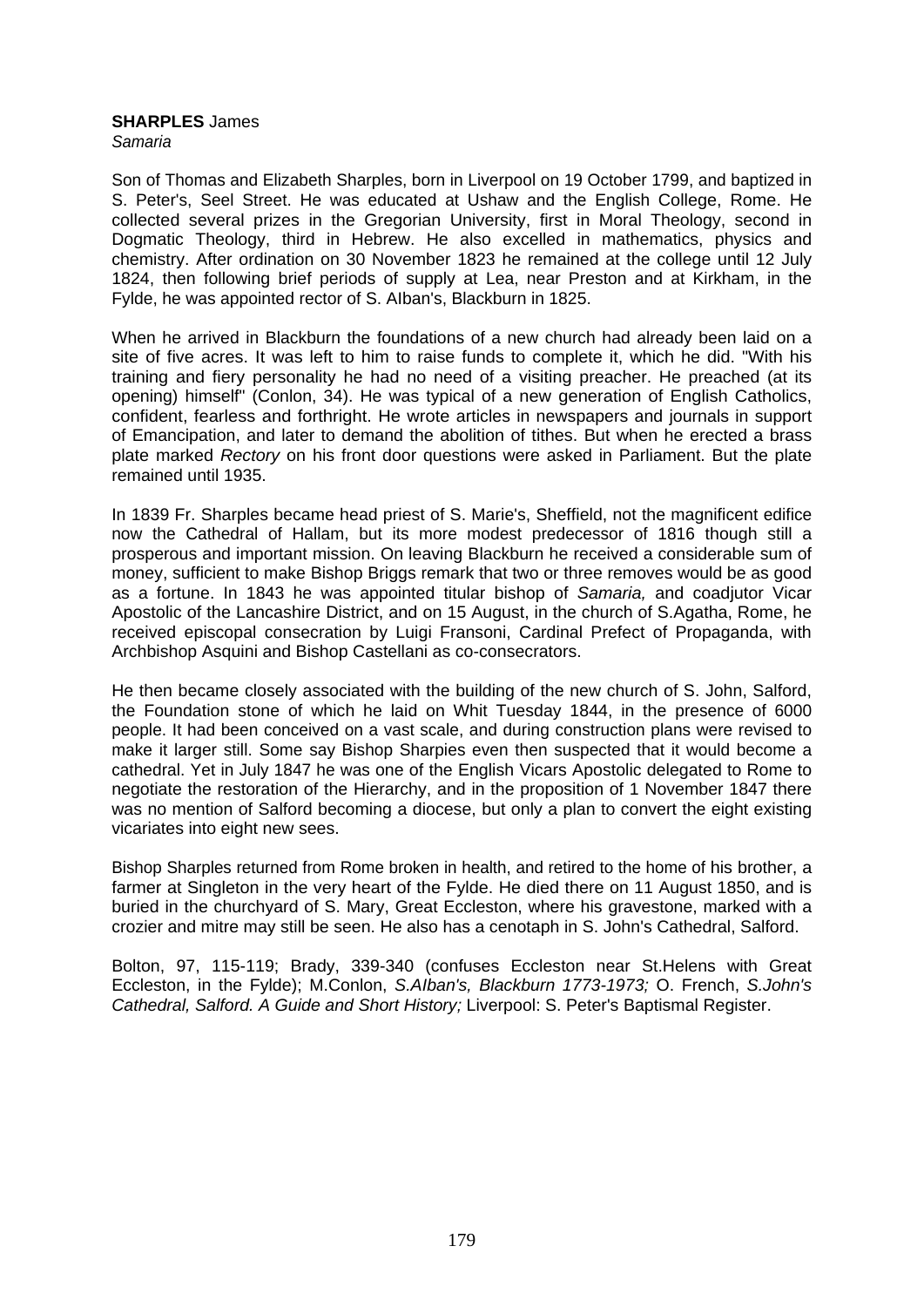**SHARPLES** James
*Samaria*

Son of Thomas and Elizabeth Sharples, born in Liverpool on 19 October 1799, and baptized in S. Peter's, Seel Street. He was educated at Ushaw and the English College, Rome. He collected several prizes in the Gregorian University, first in Moral Theology, second in Dogmatic Theology, third in Hebrew. He also excelled in mathematics, physics and chemistry. After ordination on 30 November 1823 he remained at the college until 12 July 1824, then following brief periods of supply at Lea, near Preston and at Kirkham, in the Fylde, he was appointed rector of S. Alban's, Blackburn in 1825.

When he arrived in Blackburn the foundations of a new church had already been laid on a site of five acres. It was left to him to raise funds to complete it, which he did. "With his training and fiery personality he had no need of a visiting preacher. He preached (at its opening) himself" (Conlon, 34). He was typical of a new generation of English Catholics, confident, fearless and forthright. He wrote articles in newspapers and journals in support of Emancipation, and later to demand the abolition of tithes. But when he erected a brass plate marked *Rectory* on his front door questions were asked in Parliament. But the plate remained until 1935.

In 1839 Fr. Sharples became head priest of S. Marie's, Sheffield, not the magnificent edifice now the Cathedral of Hallam, but its more modest predecessor of 1816 though still a prosperous and important mission. On leaving Blackburn he received a considerable sum of money, sufficient to make Bishop Briggs remark that two or three removes would be as good as a fortune. In 1843 he was appointed titular bishop of *Samaria,* and coadjutor Vicar Apostolic of the Lancashire District, and on 15 August, in the church of S.Agatha, Rome, he received episcopal consecration by Luigi Fransoni, Cardinal Prefect of Propaganda, with Archbishop Asquini and Bishop Castellani as co-consecrators.

He then became closely associated with the building of the new church of S. John, Salford, the Foundation stone of which he laid on Whit Tuesday 1844, in the presence of 6000 people. It had been conceived on a vast scale, and during construction plans were revised to make it larger still. Some say Bishop Sharpies even then suspected that it would become a cathedral. Yet in July 1847 he was one of the English Vicars Apostolic delegated to Rome to negotiate the restoration of the Hierarchy, and in the proposition of 1 November 1847 there was no mention of Salford becoming a diocese, but only a plan to convert the eight existing vicariates into eight new sees.

Bishop Sharples returned from Rome broken in health, and retired to the home of his brother, a farmer at Singleton in the very heart of the Fylde. He died there on 11 August 1850, and is buried in the churchyard of S. Mary, Great Eccleston, where his gravestone, marked with a crozier and mitre may still be seen. He also has a cenotaph in S. John's Cathedral, Salford.

Bolton, 97, 115-119; Brady, 339-340 (confuses Eccleston near St.Helens with Great Eccleston, in the Fylde); M.Conlon, *S.Alban's, Blackburn 1773-1973;* O. French, *S.John's Cathedral, Salford. A Guide and Short History;* Liverpool: S. Peter's Baptismal Register.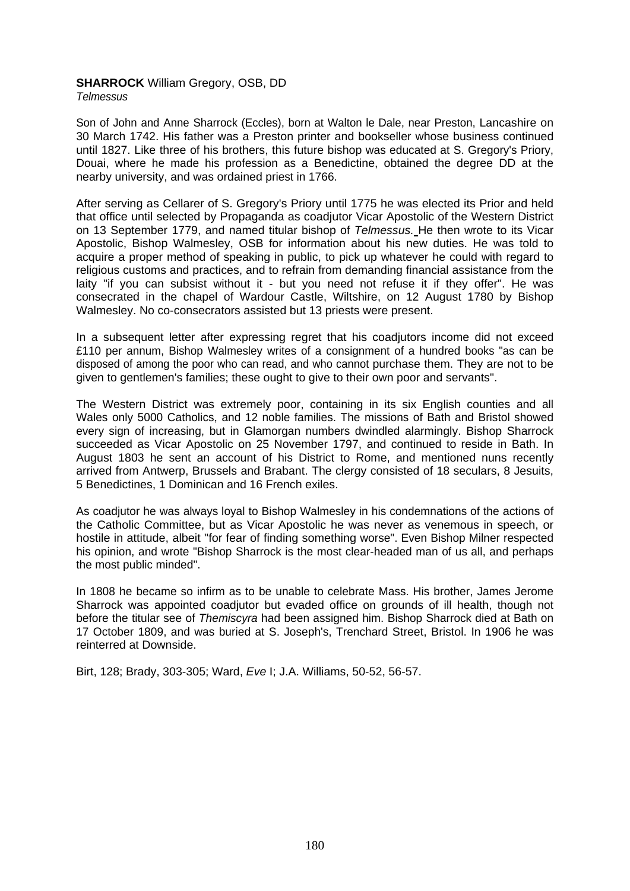**SHARROCK** William Gregory, OSB, DD
*Telmessus*

Son of John and Anne Sharrock (Eccles), born at Walton le Dale, near Preston, Lancashire on 30 March 1742. His father was a Preston printer and bookseller whose business continued until 1827. Like three of his brothers, this future bishop was educated at S. Gregory's Priory, Douai, where he made his profession as a Benedictine, obtained the degree DD at the nearby university, and was ordained priest in 1766.

After serving as Cellarer of S. Gregory's Priory until 1775 he was elected its Prior and held that office until selected by Propaganda as coadjutor Vicar Apostolic of the Western District on 13 September 1779, and named titular bishop of *Telmessus.* He then wrote to its Vicar Apostolic, Bishop Walmesley, OSB for information about his new duties. He was told to acquire a proper method of speaking in public, to pick up whatever he could with regard to religious customs and practices, and to refrain from demanding financial assistance from the laity "if you can subsist without it - but you need not refuse it if they offer". He was consecrated in the chapel of Wardour Castle, Wiltshire, on 12 August 1780 by Bishop Walmesley. No co-consecrators assisted but 13 priests were present.

In a subsequent letter after expressing regret that his coadjutors income did not exceed £110 per annum, Bishop Walmesley writes of a consignment of a hundred books "as can be disposed of among the poor who can read, and who cannot purchase them. They are not to be given to gentlemen's families; these ought to give to their own poor and servants".

The Western District was extremely poor, containing in its six English counties and all Wales only 5000 Catholics, and 12 noble families. The missions of Bath and Bristol showed every sign of increasing, but in Glamorgan numbers dwindled alarmingly. Bishop Sharrock succeeded as Vicar Apostolic on 25 November 1797, and continued to reside in Bath. In August 1803 he sent an account of his District to Rome, and mentioned nuns recently arrived from Antwerp, Brussels and Brabant. The clergy consisted of 18 seculars, 8 Jesuits, 5 Benedictines, 1 Dominican and 16 French exiles.

As coadjutor he was always loyal to Bishop Walmesley in his condemnations of the actions of the Catholic Committee, but as Vicar Apostolic he was never as venemous in speech, or hostile in attitude, albeit "for fear of finding something worse". Even Bishop Milner respected his opinion, and wrote "Bishop Sharrock is the most clear-headed man of us all, and perhaps the most public minded".

In 1808 he became so infirm as to be unable to celebrate Mass. His brother, James Jerome Sharrock was appointed coadjutor but evaded office on grounds of ill health, though not before the titular see of *Themiscyra* had been assigned him. Bishop Sharrock died at Bath on 17 October 1809, and was buried at S. Joseph's, Trenchard Street, Bristol. In 1906 he was reinterred at Downside.

Birt, 128; Brady, 303-305; Ward, *Eve* I; J.A. Williams, 50-52, 56-57.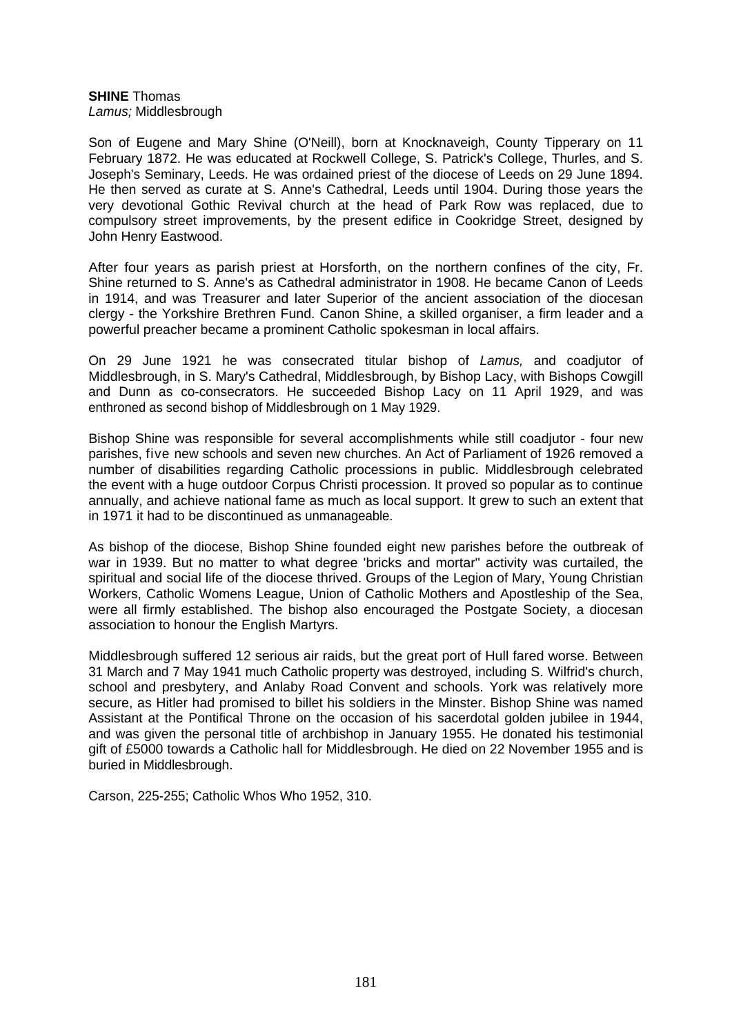**SHINE** Thomas
*Lamus;* Middlesbrough

Son of Eugene and Mary Shine (O'Neill), born at Knocknaveigh, County Tipperary on 11 February 1872. He was educated at Rockwell College, S. Patrick's College, Thurles, and S. Joseph's Seminary, Leeds. He was ordained priest of the diocese of Leeds on 29 June 1894. He then served as curate at S. Anne's Cathedral, Leeds until 1904. During those years the very devotional Gothic Revival church at the head of Park Row was replaced, due to compulsory street improvements, by the present edifice in Cookridge Street, designed by John Henry Eastwood.

After four years as parish priest at Horsforth, on the northern confines of the city, Fr. Shine returned to S. Anne's as Cathedral administrator in 1908. He became Canon of Leeds in 1914, and was Treasurer and later Superior of the ancient association of the diocesan clergy - the Yorkshire Brethren Fund. Canon Shine, a skilled organiser, a firm leader and a powerful preacher became a prominent Catholic spokesman in local affairs.

On 29 June 1921 he was consecrated titular bishop of *Lamus,* and coadjutor of Middlesbrough, in S. Mary's Cathedral, Middlesbrough, by Bishop Lacy, with Bishops Cowgill and Dunn as co-consecrators. He succeeded Bishop Lacy on 11 April 1929, and was enthroned as second bishop of Middlesbrough on 1 May 1929.

Bishop Shine was responsible for several accomplishments while still coadjutor - four new parishes, five new schools and seven new churches. An Act of Parliament of 1926 removed a number of disabilities regarding Catholic processions in public. Middlesbrough celebrated the event with a huge outdoor Corpus Christi procession. It proved so popular as to continue annually, and achieve national fame as much as local support. It grew to such an extent that in 1971 it had to be discontinued as unmanageable.

As bishop of the diocese, Bishop Shine founded eight new parishes before the outbreak of war in 1939. But no matter to what degree 'bricks and mortar" activity was curtailed, the spiritual and social life of the diocese thrived. Groups of the Legion of Mary, Young Christian Workers, Catholic Womens League, Union of Catholic Mothers and Apostleship of the Sea, were all firmly established. The bishop also encouraged the Postgate Society, a diocesan association to honour the English Martyrs.

Middlesbrough suffered 12 serious air raids, but the great port of Hull fared worse. Between 31 March and 7 May 1941 much Catholic property was destroyed, including S. Wilfrid's church, school and presbytery, and Anlaby Road Convent and schools. York was relatively more secure, as Hitler had promised to billet his soldiers in the Minster. Bishop Shine was named Assistant at the Pontifical Throne on the occasion of his sacerdotal golden jubilee in 1944, and was given the personal title of archbishop in January 1955. He donated his testimonial gift of £5000 towards a Catholic hall for Middlesbrough. He died on 22 November 1955 and is buried in Middlesbrough.

Carson, 225-255; Catholic Whos Who 1952, 310.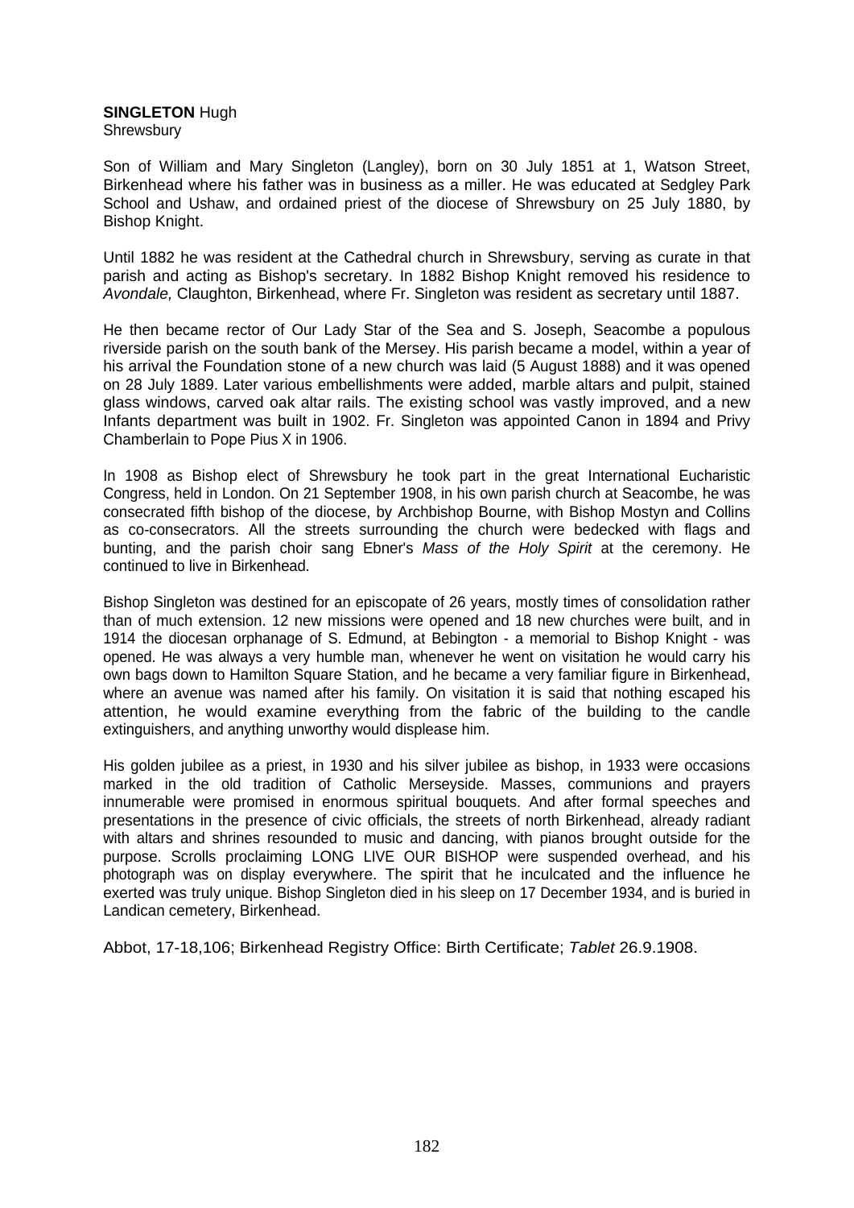**SINGLETON** Hugh
Shrewsbury

Son of William and Mary Singleton (Langley), born on 30 July 1851 at 1, Watson Street, Birkenhead where his father was in business as a miller. He was educated at Sedgley Park School and Ushaw, and ordained priest of the diocese of Shrewsbury on 25 July 1880, by Bishop Knight.

Until 1882 he was resident at the Cathedral church in Shrewsbury, serving as curate in that parish and acting as Bishop's secretary. In 1882 Bishop Knight removed his residence to *Avondale,* Claughton, Birkenhead, where Fr. Singleton was resident as secretary until 1887.

He then became rector of Our Lady Star of the Sea and S. Joseph, Seacombe a populous riverside parish on the south bank of the Mersey. His parish became a model, within a year of his arrival the Foundation stone of a new church was laid (5 August 1888) and it was opened on 28 July 1889. Later various embellishments were added, marble altars and pulpit, stained glass windows, carved oak altar rails. The existing school was vastly improved, and a new Infants department was built in 1902. Fr. Singleton was appointed Canon in 1894 and Privy Chamberlain to Pope Pius X in 1906.

In 1908 as Bishop elect of Shrewsbury he took part in the great International Eucharistic Congress, held in London. On 21 September 1908, in his own parish church at Seacombe, he was consecrated fifth bishop of the diocese, by Archbishop Bourne, with Bishop Mostyn and Collins as co-consecrators. All the streets surrounding the church were bedecked with flags and bunting, and the parish choir sang Ebner's *Mass of the Holy Spirit* at the ceremony. He continued to live in Birkenhead.

Bishop Singleton was destined for an episcopate of 26 years, mostly times of consolidation rather than of much extension. 12 new missions were opened and 18 new churches were built, and in 1914 the diocesan orphanage of S. Edmund, at Bebington - a memorial to Bishop Knight - was opened. He was always a very humble man, whenever he went on visitation he would carry his own bags down to Hamilton Square Station, and he became a very familiar figure in Birkenhead, where an avenue was named after his family. On visitation it is said that nothing escaped his attention, he would examine everything from the fabric of the building to the candle extinguishers, and anything unworthy would displease him.

His golden jubilee as a priest, in 1930 and his silver jubilee as bishop, in 1933 were occasions marked in the old tradition of Catholic Merseyside. Masses, communions and prayers innumerable were promised in enormous spiritual bouquets. And after formal speeches and presentations in the presence of civic officials, the streets of north Birkenhead, already radiant with altars and shrines resounded to music and dancing, with pianos brought outside for the purpose. Scrolls proclaiming LONG LIVE OUR BISHOP were suspended overhead, and his photograph was on display everywhere. The spirit that he inculcated and the influence he exerted was truly unique. Bishop Singleton died in his sleep on 17 December 1934, and is buried in Landican cemetery, Birkenhead.

Abbot, 17-18,106; Birkenhead Registry Office: Birth Certificate; *Tablet* 26.9.1908.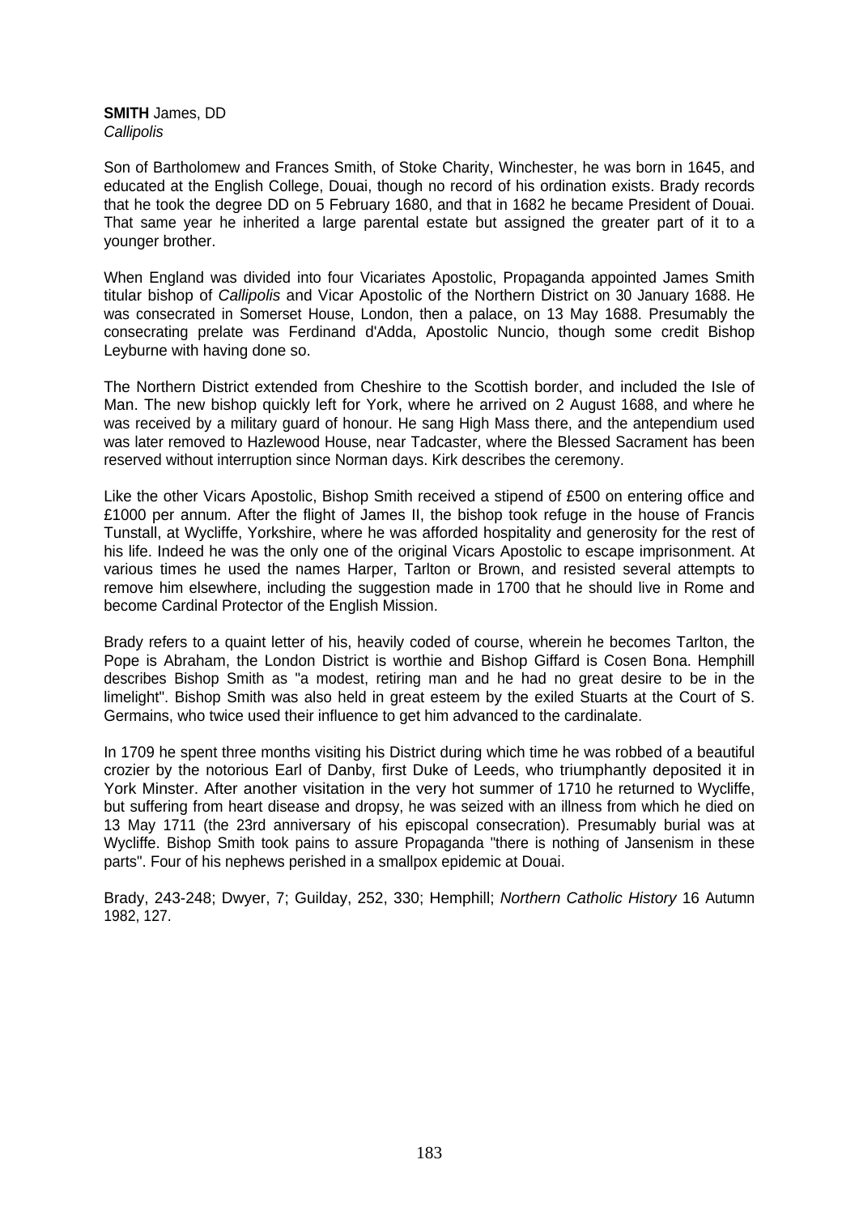**SMITH** James, DD
*Callipolis*

Son of Bartholomew and Frances Smith, of Stoke Charity, Winchester, he was born in 1645, and educated at the English College, Douai, though no record of his ordination exists. Brady records that he took the degree DD on 5 February 1680, and that in 1682 he became President of Douai. That same year he inherited a large parental estate but assigned the greater part of it to a younger brother.

When England was divided into four Vicariates Apostolic, Propaganda appointed James Smith titular bishop of *Callipolis* and Vicar Apostolic of the Northern District on 30 January 1688. He was consecrated in Somerset House, London, then a palace, on 13 May 1688. Presumably the consecrating prelate was Ferdinand d'Adda, Apostolic Nuncio, though some credit Bishop Leyburne with having done so.

The Northern District extended from Cheshire to the Scottish border, and included the Isle of Man. The new bishop quickly left for York, where he arrived on 2 August 1688, and where he was received by a military guard of honour. He sang High Mass there, and the antependium used was later removed to Hazlewood House, near Tadcaster, where the Blessed Sacrament has been reserved without interruption since Norman days. Kirk describes the ceremony.

Like the other Vicars Apostolic, Bishop Smith received a stipend of £500 on entering office and £1000 per annum. After the flight of James II, the bishop took refuge in the house of Francis Tunstall, at Wycliffe, Yorkshire, where he was afforded hospitality and generosity for the rest of his life. Indeed he was the only one of the original Vicars Apostolic to escape imprisonment. At various times he used the names Harper, Tarlton or Brown, and resisted several attempts to remove him elsewhere, including the suggestion made in 1700 that he should live in Rome and become Cardinal Protector of the English Mission.

Brady refers to a quaint letter of his, heavily coded of course, wherein he becomes Tarlton, the Pope is Abraham, the London District is worthie and Bishop Giffard is Cosen Bona. Hemphill describes Bishop Smith as "a modest, retiring man and he had no great desire to be in the limelight". Bishop Smith was also held in great esteem by the exiled Stuarts at the Court of S. Germains, who twice used their influence to get him advanced to the cardinalate.

In 1709 he spent three months visiting his District during which time he was robbed of a beautiful crozier by the notorious Earl of Danby, first Duke of Leeds, who triumphantly deposited it in York Minster. After another visitation in the very hot summer of 1710 he returned to Wycliffe, but suffering from heart disease and dropsy, he was seized with an illness from which he died on 13 May 1711 (the 23rd anniversary of his episcopal consecration). Presumably burial was at Wycliffe. Bishop Smith took pains to assure Propaganda "there is nothing of Jansenism in these parts". Four of his nephews perished in a smallpox epidemic at Douai.

Brady, 243-248; Dwyer, 7; Guilday, 252, 330; Hemphill; *Northern Catholic History* 16 Autumn 1982, 127.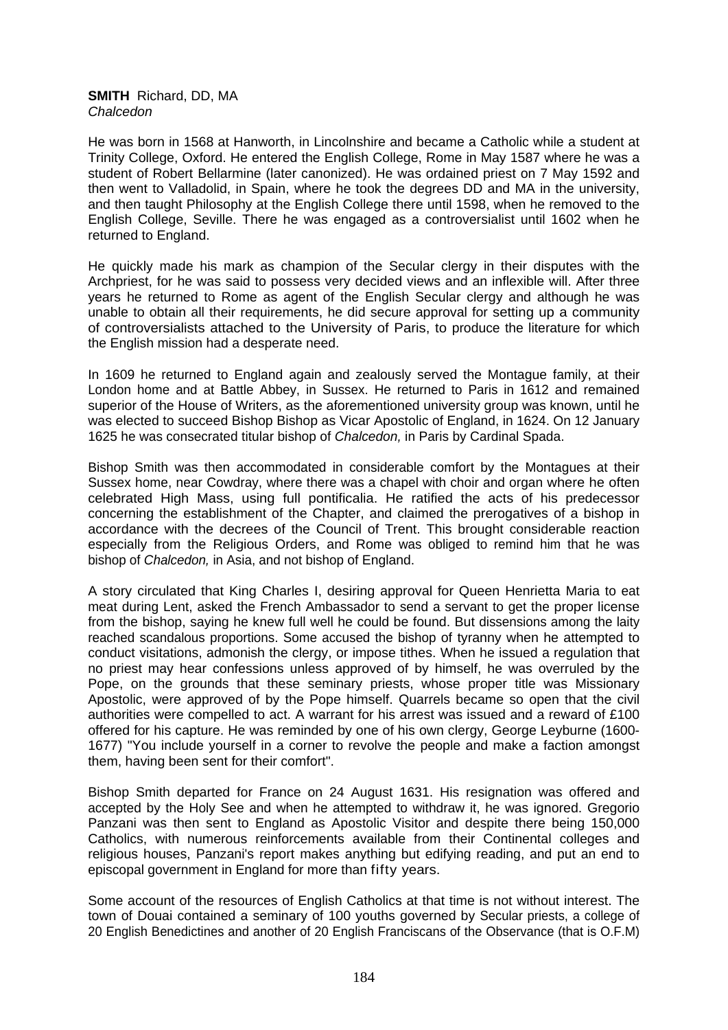**SMITH** Richard, DD, MA
*Chalcedon*

He was born in 1568 at Hanworth, in Lincolnshire and became a Catholic while a student at Trinity College, Oxford. He entered the English College, Rome in May 1587 where he was a student of Robert Bellarmine (later canonized). He was ordained priest on 7 May 1592 and then went to Valladolid, in Spain, where he took the degrees DD and MA in the university, and then taught Philosophy at the English College there until 1598, when he removed to the English College, Seville. There he was engaged as a controversialist until 1602 when he returned to England.

He quickly made his mark as champion of the Secular clergy in their disputes with the Archpriest, for he was said to possess very decided views and an inflexible will. After three years he returned to Rome as agent of the English Secular clergy and although he was unable to obtain all their requirements, he did secure approval for setting up a community of controversialists attached to the University of Paris, to produce the literature for which the English mission had a desperate need.

In 1609 he returned to England again and zealously served the Montague family, at their London home and at Battle Abbey, in Sussex. He returned to Paris in 1612 and remained superior of the House of Writers, as the aforementioned university group was known, until he was elected to succeed Bishop Bishop as Vicar Apostolic of England, in 1624. On 12 January 1625 he was consecrated titular bishop of *Chalcedon,* in Paris by Cardinal Spada.

Bishop Smith was then accommodated in considerable comfort by the Montagues at their Sussex home, near Cowdray, where there was a chapel with choir and organ where he often celebrated High Mass, using full pontificalia. He ratified the acts of his predecessor concerning the establishment of the Chapter, and claimed the prerogatives of a bishop in accordance with the decrees of the Council of Trent. This brought considerable reaction especially from the Religious Orders, and Rome was obliged to remind him that he was bishop of *Chalcedon,* in Asia, and not bishop of England.

A story circulated that King Charles I, desiring approval for Queen Henrietta Maria to eat meat during Lent, asked the French Ambassador to send a servant to get the proper license from the bishop, saying he knew full well he could be found. But dissensions among the laity reached scandalous proportions. Some accused the bishop of tyranny when he attempted to conduct visitations, admonish the clergy, or impose tithes. When he issued a regulation that no priest may hear confessions unless approved of by himself, he was overruled by the Pope, on the grounds that these seminary priests, whose proper title was Missionary Apostolic, were approved of by the Pope himself. Quarrels became so open that the civil authorities were compelled to act. A warrant for his arrest was issued and a reward of £100 offered for his capture. He was reminded by one of his own clergy, George Leyburne (1600-1677) "You include yourself in a corner to revolve the people and make a faction amongst them, having been sent for their comfort".

Bishop Smith departed for France on 24 August 1631. His resignation was offered and accepted by the Holy See and when he attempted to withdraw it, he was ignored. Gregorio Panzani was then sent to England as Apostolic Visitor and despite there being 150,000 Catholics, with numerous reinforcements available from their Continental colleges and religious houses, Panzani's report makes anything but edifying reading, and put an end to episcopal government in England for more than fifty years.

Some account of the resources of English Catholics at that time is not without interest. The town of Douai contained a seminary of 100 youths governed by Secular priests, a college of 20 English Benedictines and another of 20 English Franciscans of the Observance (that is O.F.M)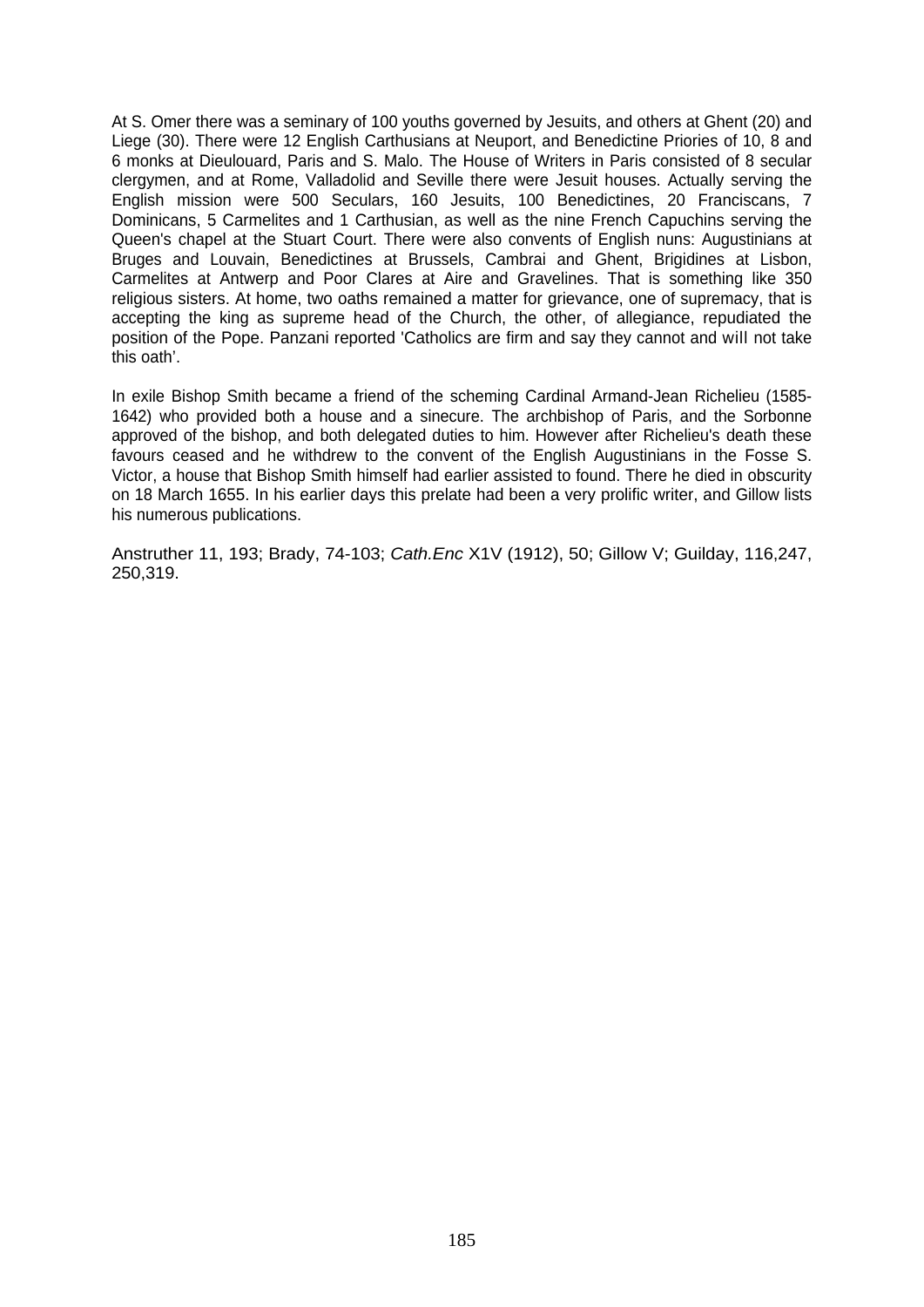At S. Omer there was a seminary of 100 youths governed by Jesuits, and others at Ghent (20) and Liege (30). There were 12 English Carthusians at Neuport, and Benedictine Priories of 10, 8 and 6 monks at Dieulouard, Paris and S. Malo. The House of Writers in Paris consisted of 8 secular clergymen, and at Rome, Valladolid and Seville there were Jesuit houses. Actually serving the English mission were 500 Seculars, 160 Jesuits, 100 Benedictines, 20 Franciscans, 7 Dominicans, 5 Carmelites and 1 Carthusian, as well as the nine French Capuchins serving the Queen's chapel at the Stuart Court. There were also convents of English nuns: Augustinians at Bruges and Louvain, Benedictines at Brussels, Cambrai and Ghent, Brigidines at Lisbon, Carmelites at Antwerp and Poor Clares at Aire and Gravelines. That is something like 350 religious sisters. At home, two oaths remained a matter for grievance, one of supremacy, that is accepting the king as supreme head of the Church, the other, of allegiance, repudiated the position of the Pope. Panzani reported 'Catholics are firm and say they cannot and will not take this oath'.

In exile Bishop Smith became a friend of the scheming Cardinal Armand-Jean Richelieu (1585-1642) who provided both a house and a sinecure. The archbishop of Paris, and the Sorbonne approved of the bishop, and both delegated duties to him. However after Richelieu's death these favours ceased and he withdrew to the convent of the English Augustinians in the Fosse S. Victor, a house that Bishop Smith himself had earlier assisted to found. There he died in obscurity on 18 March 1655. In his earlier days this prelate had been a very prolific writer, and Gillow lists his numerous publications.

Anstruther 11, 193; Brady, 74-103; *Cath.Enc* X1V (1912), 50; Gillow V; Guilday, 116,247, 250,319.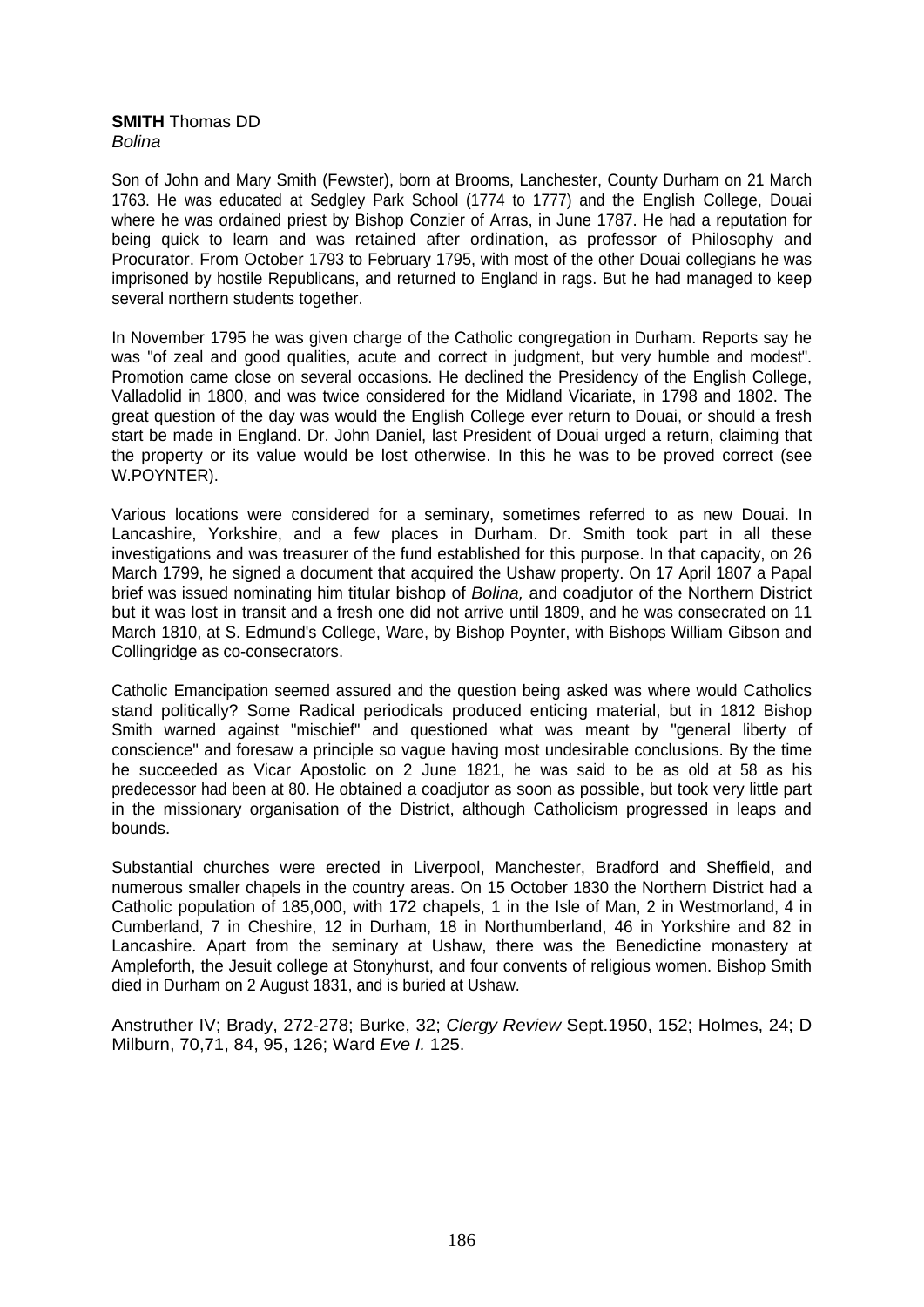**SMITH** Thomas DD
*Bolina*

Son of John and Mary Smith (Fewster), born at Brooms, Lanchester, County Durham on 21 March 1763. He was educated at Sedgley Park School (1774 to 1777) and the English College, Douai where he was ordained priest by Bishop Conzier of Arras, in June 1787. He had a reputation for being quick to learn and was retained after ordination, as professor of Philosophy and Procurator. From October 1793 to February 1795, with most of the other Douai collegians he was imprisoned by hostile Republicans, and returned to England in rags. But he had managed to keep several northern students together.

In November 1795 he was given charge of the Catholic congregation in Durham. Reports say he was "of zeal and good qualities, acute and correct in judgment, but very humble and modest". Promotion came close on several occasions. He declined the Presidency of the English College, Valladolid in 1800, and was twice considered for the Midland Vicariate, in 1798 and 1802. The great question of the day was would the English College ever return to Douai, or should a fresh start be made in England. Dr. John Daniel, last President of Douai urged a return, claiming that the property or its value would be lost otherwise. In this he was to be proved correct (see W.POYNTER).

Various locations were considered for a seminary, sometimes referred to as new Douai. In Lancashire, Yorkshire, and a few places in Durham. Dr. Smith took part in all these investigations and was treasurer of the fund established for this purpose. In that capacity, on 26 March 1799, he signed a document that acquired the Ushaw property. On 17 April 1807 a Papal brief was issued nominating him titular bishop of *Bolina,* and coadjutor of the Northern District but it was lost in transit and a fresh one did not arrive until 1809, and he was consecrated on 11 March 1810, at S. Edmund's College, Ware, by Bishop Poynter, with Bishops William Gibson and Collingridge as co-consecrators.

Catholic Emancipation seemed assured and the question being asked was where would Catholics stand politically? Some Radical periodicals produced enticing material, but in 1812 Bishop Smith warned against "mischief" and questioned what was meant by "general liberty of conscience" and foresaw a principle so vague having most undesirable conclusions. By the time he succeeded as Vicar Apostolic on 2 June 1821, he was said to be as old at 58 as his predecessor had been at 80. He obtained a coadjutor as soon as possible, but took very little part in the missionary organisation of the District, although Catholicism progressed in leaps and bounds.

Substantial churches were erected in Liverpool, Manchester, Bradford and Sheffield, and numerous smaller chapels in the country areas. On 15 October 1830 the Northern District had a Catholic population of 185,000, with 172 chapels, 1 in the Isle of Man, 2 in Westmorland, 4 in Cumberland, 7 in Cheshire, 12 in Durham, 18 in Northumberland, 46 in Yorkshire and 82 in Lancashire. Apart from the seminary at Ushaw, there was the Benedictine monastery at Ampleforth, the Jesuit college at Stonyhurst, and four convents of religious women. Bishop Smith died in Durham on 2 August 1831, and is buried at Ushaw.

Anstruther IV; Brady, 272-278; Burke, 32; *Clergy Review* Sept.1950, 152; Holmes, 24; D Milburn, 70,71, 84, 95, 126; Ward *Eve I.* 125.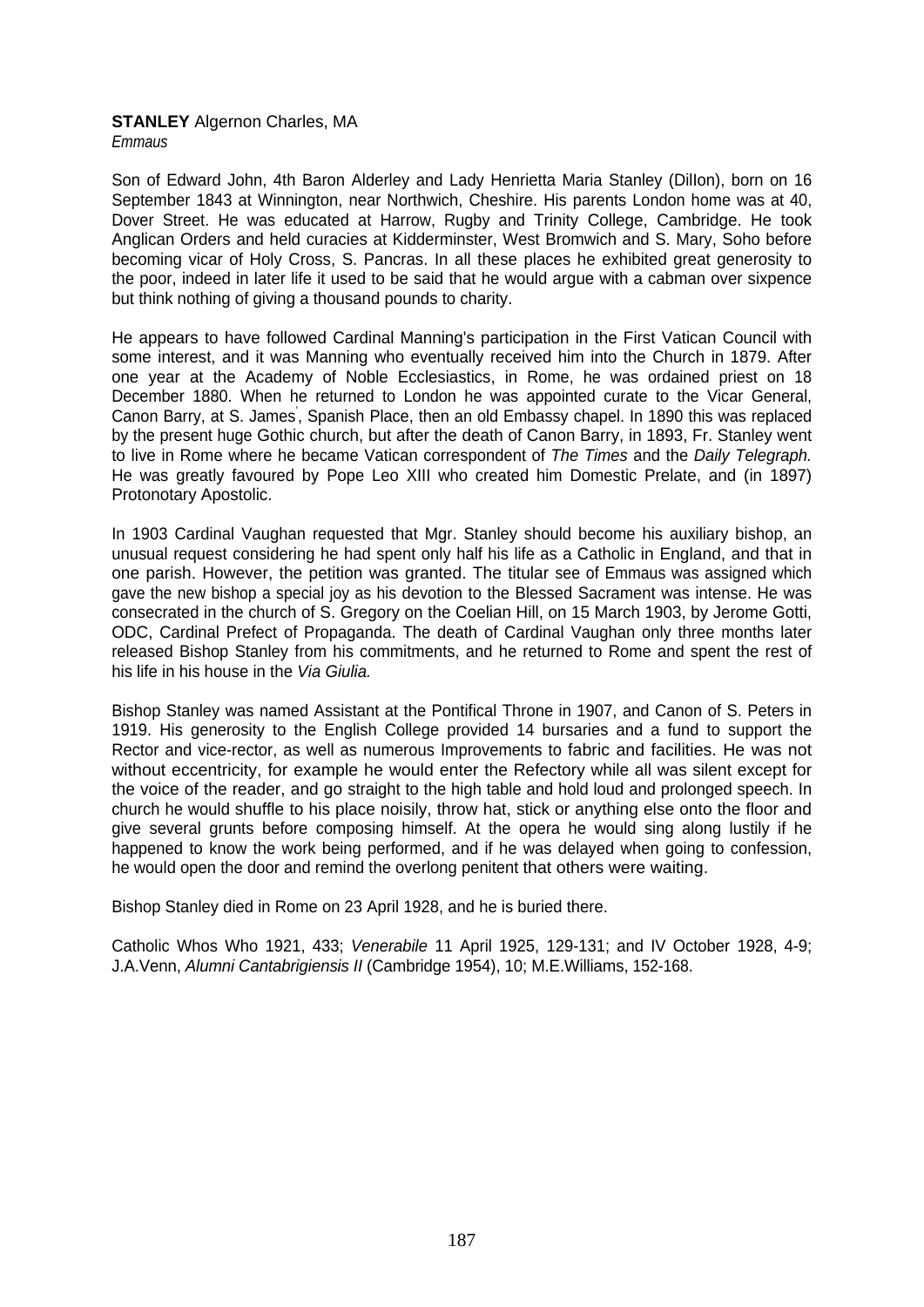**STANLEY** Algernon Charles, MA
*Emmaus*

Son of Edward John, 4th Baron Alderley and Lady Henrietta Maria Stanley (Dillon), born on 16 September 1843 at Winnington, near Northwich, Cheshire. His parents London home was at 40, Dover Street. He was educated at Harrow, Rugby and Trinity College, Cambridge. He took Anglican Orders and held curacies at Kidderminster, West Bromwich and S. Mary, Soho before becoming vicar of Holy Cross, S. Pancras. In all these places he exhibited great generosity to the poor, indeed in later life it used to be said that he would argue with a cabman over sixpence but think nothing of giving a thousand pounds to charity.

He appears to have followed Cardinal Manning's participation in the First Vatican Council with some interest, and it was Manning who eventually received him into the Church in 1879. After one year at the Academy of Noble Ecclesiastics, in Rome, he was ordained priest on 18 December 1880. When he returned to London he was appointed curate to the Vicar General, Canon Barry, at S. James', Spanish Place, then an old Embassy chapel. In 1890 this was replaced by the present huge Gothic church, but after the death of Canon Barry, in 1893, Fr. Stanley went to live in Rome where he became Vatican correspondent of *The Times* and the *Daily Telegraph.* He was greatly favoured by Pope Leo XIII who created him Domestic Prelate, and (in 1897) Protonotary Apostolic.

In 1903 Cardinal Vaughan requested that Mgr. Stanley should become his auxiliary bishop, an unusual request considering he had spent only half his life as a Catholic in England, and that in one parish. However, the petition was granted. The titular see of Emmaus was assigned which gave the new bishop a special joy as his devotion to the Blessed Sacrament was intense. He was consecrated in the church of S. Gregory on the Coelian Hill, on 15 March 1903, by Jerome Gotti, ODC, Cardinal Prefect of Propaganda. The death of Cardinal Vaughan only three months later released Bishop Stanley from his commitments, and he returned to Rome and spent the rest of his life in his house in the *Via Giulia.*

Bishop Stanley was named Assistant at the Pontifical Throne in 1907, and Canon of S. Peters in 1919. His generosity to the English College provided 14 bursaries and a fund to support the Rector and vice-rector, as well as numerous Improvements to fabric and facilities. He was not without eccentricity, for example he would enter the Refectory while all was silent except for the voice of the reader, and go straight to the high table and hold loud and prolonged speech. In church he would shuffle to his place noisily, throw hat, stick or anything else onto the floor and give several grunts before composing himself. At the opera he would sing along lustily if he happened to know the work being performed, and if he was delayed when going to confession, he would open the door and remind the overlong penitent that others were waiting.

Bishop Stanley died in Rome on 23 April 1928, and he is buried there.

Catholic Whos Who 1921, 433; *Venerabile* 11 April 1925, 129-131; and IV October 1928, 4-9; J.A.Venn, *Alumni Cantabrigiensis II* (Cambridge 1954), 10; M.E.Williams, 152-168.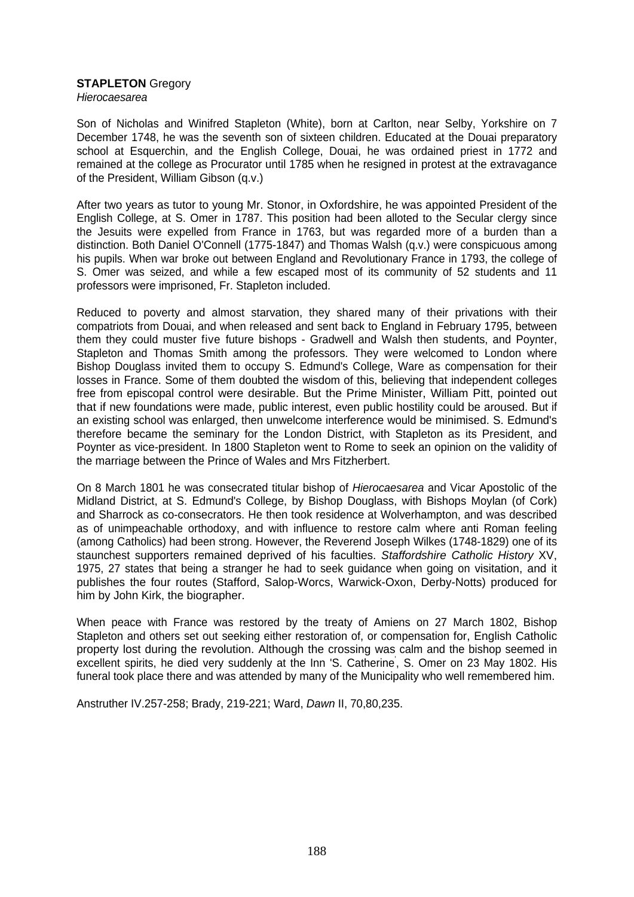**STAPLETON** Gregory
*Hierocaesarea*

Son of Nicholas and Winifred Stapleton (White), born at Carlton, near Selby, Yorkshire on 7 December 1748, he was the seventh son of sixteen children. Educated at the Douai preparatory school at Esquerchin, and the English College, Douai, he was ordained priest in 1772 and remained at the college as Procurator until 1785 when he resigned in protest at the extravagance of the President, William Gibson (q.v.)

After two years as tutor to young Mr. Stonor, in Oxfordshire, he was appointed President of the English College, at S. Omer in 1787. This position had been alloted to the Secular clergy since the Jesuits were expelled from France in 1763, but was regarded more of a burden than a distinction. Both Daniel O'Connell (1775-1847) and Thomas Walsh (q.v.) were conspicuous among his pupils. When war broke out between England and Revolutionary France in 1793, the college of S. Omer was seized, and while a few escaped most of its community of 52 students and 11 professors were imprisoned, Fr. Stapleton included.

Reduced to poverty and almost starvation, they shared many of their privations with their compatriots from Douai, and when released and sent back to England in February 1795, between them they could muster five future bishops - Gradwell and Walsh then students, and Poynter, Stapleton and Thomas Smith among the professors. They were welcomed to London where Bishop Douglass invited them to occupy S. Edmund's College, Ware as compensation for their losses in France. Some of them doubted the wisdom of this, believing that independent colleges free from episcopal control were desirable. But the Prime Minister, William Pitt, pointed out that if new foundations were made, public interest, even public hostility could be aroused. But if an existing school was enlarged, then unwelcome interference would be minimised. S. Edmund's therefore became the seminary for the London District, with Stapleton as its President, and Poynter as vice-president. In 1800 Stapleton went to Rome to seek an opinion on the validity of the marriage between the Prince of Wales and Mrs Fitzherbert.

On 8 March 1801 he was consecrated titular bishop of *Hierocaesarea* and Vicar Apostolic of the Midland District, at S. Edmund's College, by Bishop Douglass, with Bishops Moylan (of Cork) and Sharrock as co-consecrators. He then took residence at Wolverhampton, and was described as of unimpeachable orthodoxy, and with influence to restore calm where anti Roman feeling (among Catholics) had been strong. However, the Reverend Joseph Wilkes (1748-1829) one of its staunchest supporters remained deprived of his faculties. *Staffordshire Catholic History* XV, 1975, 27 states that being a stranger he had to seek guidance when going on visitation, and it publishes the four routes (Stafford, Salop-Worcs, Warwick-Oxon, Derby-Notts) produced for him by John Kirk, the biographer.

When peace with France was restored by the treaty of Amiens on 27 March 1802, Bishop Stapleton and others set out seeking either restoration of, or compensation for, English Catholic property lost during the revolution. Although the crossing was calm and the bishop seemed in excellent spirits, he died very suddenly at the Inn 'S. Catherine', S. Omer on 23 May 1802. His funeral took place there and was attended by many of the Municipality who well remembered him.

Anstruther IV.257-258; Brady, 219-221; Ward, *Dawn* II, 70,80,235.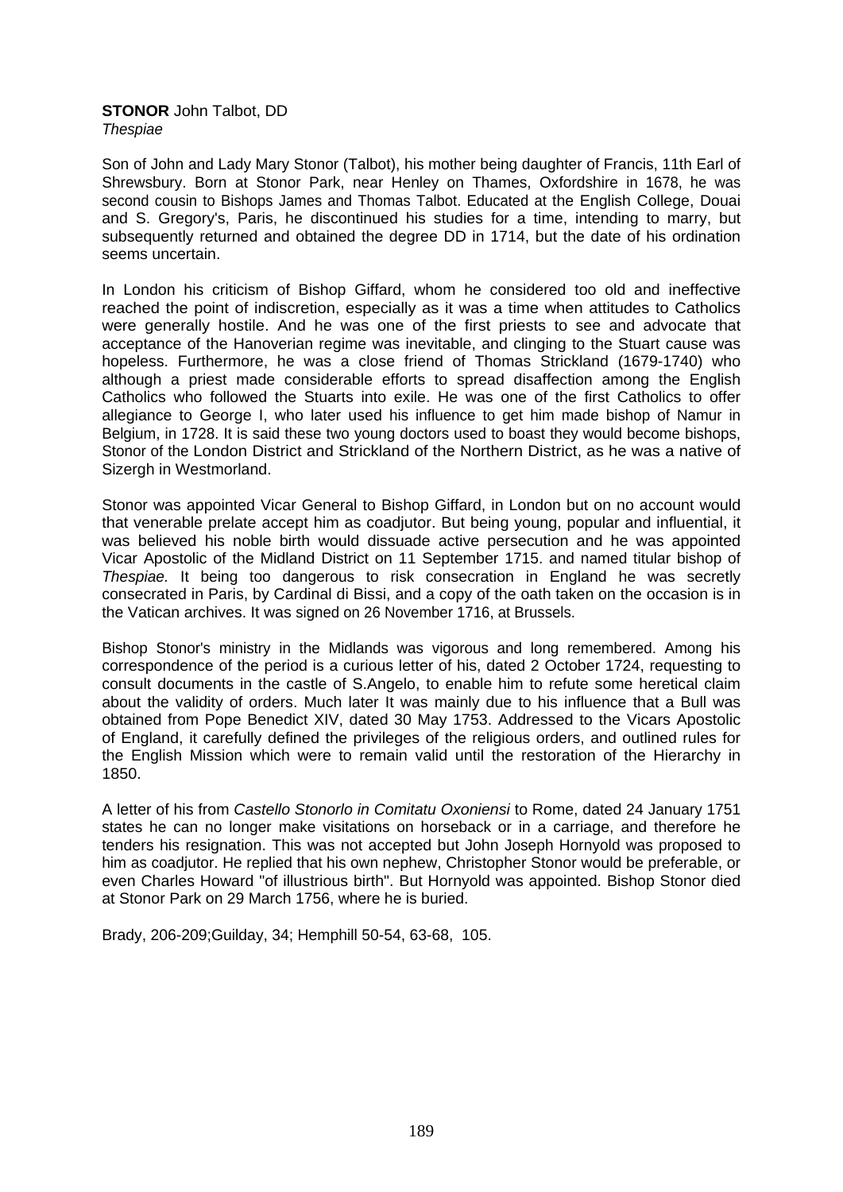**STONOR** John Talbot, DD
*Thespiae*

Son of John and Lady Mary Stonor (Talbot), his mother being daughter of Francis, 11th Earl of Shrewsbury. Born at Stonor Park, near Henley on Thames, Oxfordshire in 1678, he was second cousin to Bishops James and Thomas Talbot. Educated at the English College, Douai and S. Gregory's, Paris, he discontinued his studies for a time, intending to marry, but subsequently returned and obtained the degree DD in 1714, but the date of his ordination seems uncertain.

In London his criticism of Bishop Giffard, whom he considered too old and ineffective reached the point of indiscretion, especially as it was a time when attitudes to Catholics were generally hostile. And he was one of the first priests to see and advocate that acceptance of the Hanoverian regime was inevitable, and clinging to the Stuart cause was hopeless. Furthermore, he was a close friend of Thomas Strickland (1679-1740) who although a priest made considerable efforts to spread disaffection among the English Catholics who followed the Stuarts into exile. He was one of the first Catholics to offer allegiance to George I, who later used his influence to get him made bishop of Namur in Belgium, in 1728. It is said these two young doctors used to boast they would become bishops, Stonor of the London District and Strickland of the Northern District, as he was a native of Sizergh in Westmorland.

Stonor was appointed Vicar General to Bishop Giffard, in London but on no account would that venerable prelate accept him as coadjutor. But being young, popular and influential, it was believed his noble birth would dissuade active persecution and he was appointed Vicar Apostolic of the Midland District on 11 September 1715. and named titular bishop of *Thespiae.* It being too dangerous to risk consecration in England he was secretly consecrated in Paris, by Cardinal di Bissi, and a copy of the oath taken on the occasion is in the Vatican archives. It was signed on 26 November 1716, at Brussels.

Bishop Stonor's ministry in the Midlands was vigorous and long remembered. Among his correspondence of the period is a curious letter of his, dated 2 October 1724, requesting to consult documents in the castle of S.Angelo, to enable him to refute some heretical claim about the validity of orders. Much later It was mainly due to his influence that a Bull was obtained from Pope Benedict XIV, dated 30 May 1753. Addressed to the Vicars Apostolic of England, it carefully defined the privileges of the religious orders, and outlined rules for the English Mission which were to remain valid until the restoration of the Hierarchy in 1850.

A letter of his from *Castello Stonorlo in Comitatu Oxoniensi* to Rome, dated 24 January 1751 states he can no longer make visitations on horseback or in a carriage, and therefore he tenders his resignation. This was not accepted but John Joseph Hornyold was proposed to him as coadjutor. He replied that his own nephew, Christopher Stonor would be preferable, or even Charles Howard "of illustrious birth". But Hornyold was appointed. Bishop Stonor died at Stonor Park on 29 March 1756, where he is buried.

Brady, 206-209;Guilday, 34; Hemphill 50-54, 63-68, 105.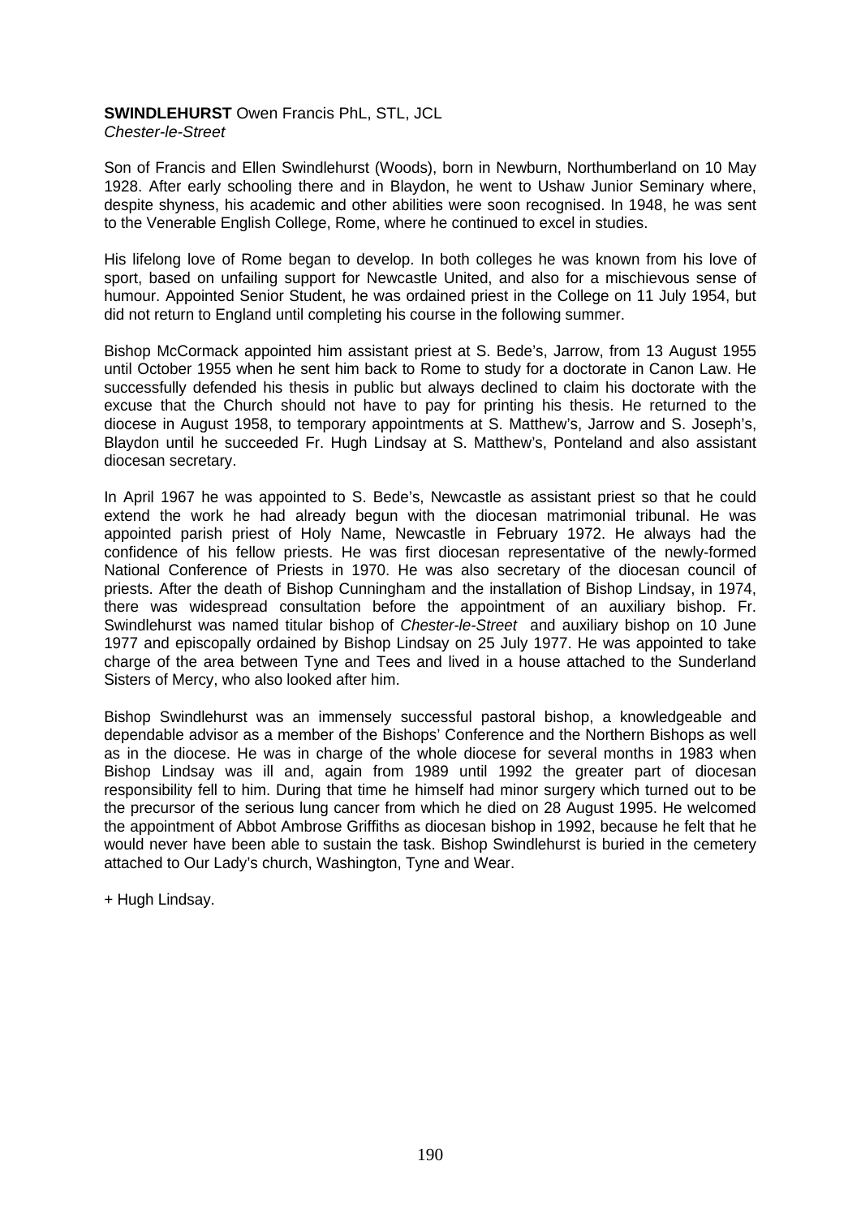**SWINDLEHURST** Owen Francis PhL, STL, JCL
*Chester-le-Street*

Son of Francis and Ellen Swindlehurst (Woods), born in Newburn, Northumberland on 10 May 1928. After early schooling there and in Blaydon, he went to Ushaw Junior Seminary where, despite shyness, his academic and other abilities were soon recognised. In 1948, he was sent to the Venerable English College, Rome, where he continued to excel in studies.

His lifelong love of Rome began to develop. In both colleges he was known from his love of sport, based on unfailing support for Newcastle United, and also for a mischievous sense of humour. Appointed Senior Student, he was ordained priest in the College on 11 July 1954, but did not return to England until completing his course in the following summer.

Bishop McCormack appointed him assistant priest at S. Bede's, Jarrow, from 13 August 1955 until October 1955 when he sent him back to Rome to study for a doctorate in Canon Law. He successfully defended his thesis in public but always declined to claim his doctorate with the excuse that the Church should not have to pay for printing his thesis. He returned to the diocese in August 1958, to temporary appointments at S. Matthew's, Jarrow and S. Joseph's, Blaydon until he succeeded Fr. Hugh Lindsay at S. Matthew's, Ponteland and also assistant diocesan secretary.

In April 1967 he was appointed to S. Bede's, Newcastle as assistant priest so that he could extend the work he had already begun with the diocesan matrimonial tribunal. He was appointed parish priest of Holy Name, Newcastle in February 1972. He always had the confidence of his fellow priests. He was first diocesan representative of the newly-formed National Conference of Priests in 1970. He was also secretary of the diocesan council of priests. After the death of Bishop Cunningham and the installation of Bishop Lindsay, in 1974, there was widespread consultation before the appointment of an auxiliary bishop. Fr. Swindlehurst was named titular bishop of *Chester-le-Street* and auxiliary bishop on 10 June 1977 and episcopally ordained by Bishop Lindsay on 25 July 1977. He was appointed to take charge of the area between Tyne and Tees and lived in a house attached to the Sunderland Sisters of Mercy, who also looked after him.

Bishop Swindlehurst was an immensely successful pastoral bishop, a knowledgeable and dependable advisor as a member of the Bishops' Conference and the Northern Bishops as well as in the diocese. He was in charge of the whole diocese for several months in 1983 when Bishop Lindsay was ill and, again from 1989 until 1992 the greater part of diocesan responsibility fell to him. During that time he himself had minor surgery which turned out to be the precursor of the serious lung cancer from which he died on 28 August 1995. He welcomed the appointment of Abbot Ambrose Griffiths as diocesan bishop in 1992, because he felt that he would never have been able to sustain the task. Bishop Swindlehurst is buried in the cemetery attached to Our Lady's church, Washington, Tyne and Wear.

+ Hugh Lindsay.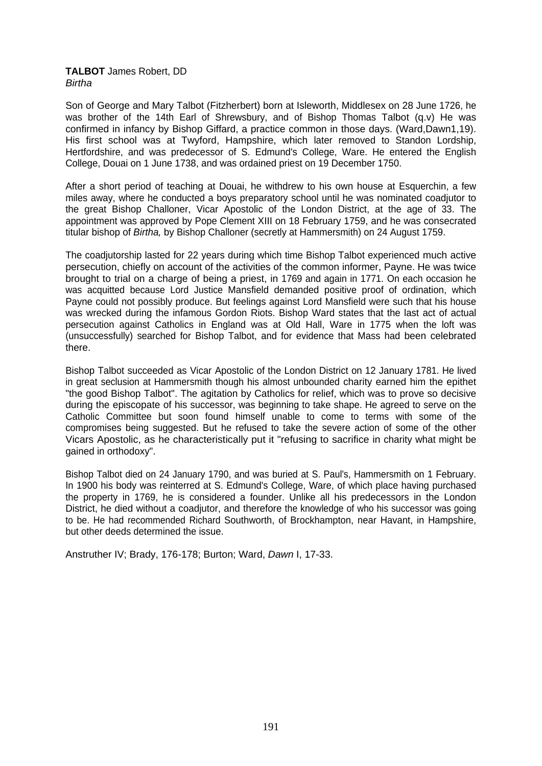**TALBOT** James Robert, DD
*Birtha*

Son of George and Mary Talbot (Fitzherbert) born at Isleworth, Middlesex on 28 June 1726, he was brother of the 14th Earl of Shrewsbury, and of Bishop Thomas Talbot (q.v) He was confirmed in infancy by Bishop Giffard, a practice common in those days. (Ward,Dawn1,19). His first school was at Twyford, Hampshire, which later removed to Standon Lordship, Hertfordshire, and was predecessor of S. Edmund's College, Ware. He entered the English College, Douai on 1 June 1738, and was ordained priest on 19 December 1750.

After a short period of teaching at Douai, he withdrew to his own house at Esquerchin, a few miles away, where he conducted a boys preparatory school until he was nominated coadjutor to the great Bishop Challoner, Vicar Apostolic of the London District, at the age of 33. The appointment was approved by Pope Clement XIII on 18 February 1759, and he was consecrated titular bishop of *Birtha,* by Bishop Challoner (secretly at Hammersmith) on 24 August 1759.

The coadjutorship lasted for 22 years during which time Bishop Talbot experienced much active persecution, chiefly on account of the activities of the common informer, Payne. He was twice brought to trial on a charge of being a priest, in 1769 and again in 1771. On each occasion he was acquitted because Lord Justice Mansfield demanded positive proof of ordination, which Payne could not possibly produce. But feelings against Lord Mansfield were such that his house was wrecked during the infamous Gordon Riots. Bishop Ward states that the last act of actual persecution against Catholics in England was at Old Hall, Ware in 1775 when the loft was (unsuccessfully) searched for Bishop Talbot, and for evidence that Mass had been celebrated there.

Bishop Talbot succeeded as Vicar Apostolic of the London District on 12 January 1781. He lived in great seclusion at Hammersmith though his almost unbounded charity earned him the epithet "the good Bishop Talbot". The agitation by Catholics for relief, which was to prove so decisive during the episcopate of his successor, was beginning to take shape. He agreed to serve on the Catholic Committee but soon found himself unable to come to terms with some of the compromises being suggested. But he refused to take the severe action of some of the other Vicars Apostolic, as he characteristically put it "refusing to sacrifice in charity what might be gained in orthodoxy".

Bishop Talbot died on 24 January 1790, and was buried at S. Paul's, Hammersmith on 1 February. In 1900 his body was reinterred at S. Edmund's College, Ware, of which place having purchased the property in 1769, he is considered a founder. Unlike all his predecessors in the London District, he died without a coadjutor, and therefore the knowledge of who his successor was going to be. He had recommended Richard Southworth, of Brockhampton, near Havant, in Hampshire, but other deeds determined the issue.

Anstruther IV; Brady, 176-178; Burton; Ward, *Dawn* I, 17-33.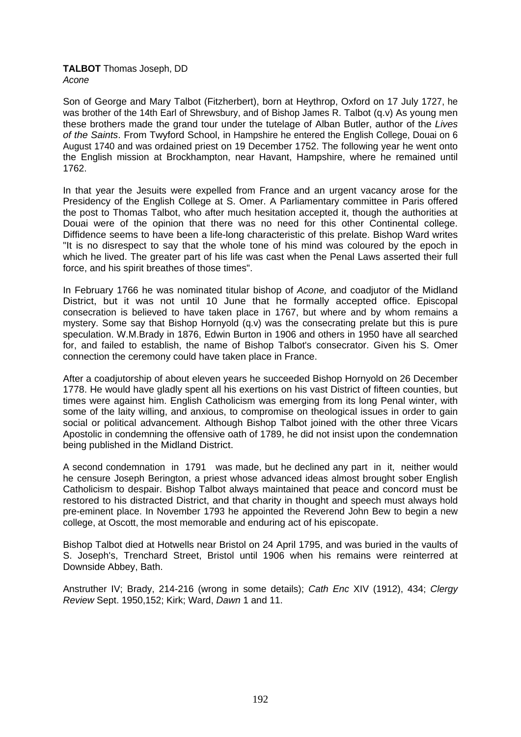**TALBOT** Thomas Joseph, DD
*Acone*

Son of George and Mary Talbot (Fitzherbert), born at Heythrop, Oxford on 17 July 1727, he was brother of the 14th Earl of Shrewsbury, and of Bishop James R. Talbot (q.v) As young men these brothers made the grand tour under the tutelage of Alban Butler, author of the *Lives of the Saints*. From Twyford School, in Hampshire he entered the English College, Douai on 6 August 1740 and was ordained priest on 19 December 1752. The following year he went onto the English mission at Brockhampton, near Havant, Hampshire, where he remained until 1762.

In that year the Jesuits were expelled from France and an urgent vacancy arose for the Presidency of the English College at S. Omer. A Parliamentary committee in Paris offered the post to Thomas Talbot, who after much hesitation accepted it, though the authorities at Douai were of the opinion that there was no need for this other Continental college. Diffidence seems to have been a life-long characteristic of this prelate. Bishop Ward writes "It is no disrespect to say that the whole tone of his mind was coloured by the epoch in which he lived. The greater part of his life was cast when the Penal Laws asserted their full force, and his spirit breathes of those times".

In February 1766 he was nominated titular bishop of *Acone,* and coadjutor of the Midland District, but it was not until 10 June that he formally accepted office. Episcopal consecration is believed to have taken place in 1767, but where and by whom remains a mystery. Some say that Bishop Hornyold (q.v) was the consecrating prelate but this is pure speculation. W.M.Brady in 1876, Edwin Burton in 1906 and others in 1950 have all searched for, and failed to establish, the name of Bishop Talbot's consecrator. Given his S. Omer connection the ceremony could have taken place in France.

After a coadjutorship of about eleven years he succeeded Bishop Hornyold on 26 December 1778. He would have gladly spent all his exertions on his vast District of fifteen counties, but times were against him. English Catholicism was emerging from its long Penal winter, with some of the laity willing, and anxious, to compromise on theological issues in order to gain social or political advancement. Although Bishop Talbot joined with the other three Vicars Apostolic in condemning the offensive oath of 1789, he did not insist upon the condemnation being published in the Midland District.

A second condemnation in 1791 was made, but he declined any part in it, neither would he censure Joseph Berington, a priest whose advanced ideas almost brought sober English Catholicism to despair. Bishop Talbot always maintained that peace and concord must be restored to his distracted District, and that charity in thought and speech must always hold pre-eminent place. In November 1793 he appointed the Reverend John Bew to begin a new college, at Oscott, the most memorable and enduring act of his episcopate.

Bishop Talbot died at Hotwells near Bristol on 24 April 1795, and was buried in the vaults of S. Joseph's, Trenchard Street, Bristol until 1906 when his remains were reinterred at Downside Abbey, Bath.

Anstruther IV; Brady, 214-216 (wrong in some details); *Cath Enc* XIV (1912), 434; *Clergy Review* Sept. 1950,152; Kirk; Ward, *Dawn* 1 and 11.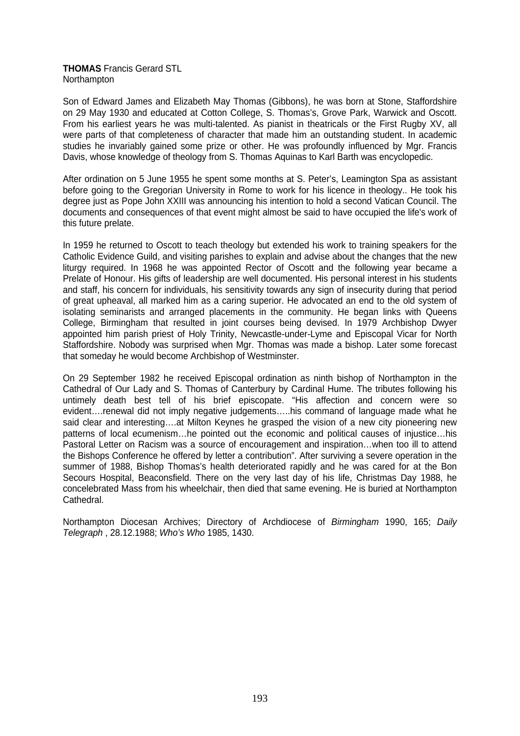**THOMAS** Francis Gerard STL
Northampton

Son of Edward James and Elizabeth May Thomas (Gibbons), he was born at Stone, Staffordshire on 29 May 1930 and educated at Cotton College, S. Thomas's, Grove Park, Warwick and Oscott. From his earliest years he was multi-talented. As pianist in theatricals or the First Rugby XV, all were parts of that completeness of character that made him an outstanding student. In academic studies he invariably gained some prize or other. He was profoundly influenced by Mgr. Francis Davis, whose knowledge of theology from S. Thomas Aquinas to Karl Barth was encyclopedic.

After ordination on 5 June 1955 he spent some months at S. Peter's, Leamington Spa as assistant before going to the Gregorian University in Rome to work for his licence in theology.. He took his degree just as Pope John XXIII was announcing his intention to hold a second Vatican Council. The documents and consequences of that event might almost be said to have occupied the life's work of this future prelate.

In 1959 he returned to Oscott to teach theology but extended his work to training speakers for the Catholic Evidence Guild, and visiting parishes to explain and advise about the changes that the new liturgy required. In 1968 he was appointed Rector of Oscott and the following year became a Prelate of Honour. His gifts of leadership are well documented. His personal interest in his students and staff, his concern for individuals, his sensitivity towards any sign of insecurity during that period of great upheaval, all marked him as a caring superior. He advocated an end to the old system of isolating seminarists and arranged placements in the community. He began links with Queens College, Birmingham that resulted in joint courses being devised. In 1979 Archbishop Dwyer appointed him parish priest of Holy Trinity, Newcastle-under-Lyme and Episcopal Vicar for North Staffordshire. Nobody was surprised when Mgr. Thomas was made a bishop. Later some forecast that someday he would become Archbishop of Westminster.

On 29 September 1982 he received Episcopal ordination as ninth bishop of Northampton in the Cathedral of Our Lady and S. Thomas of Canterbury by Cardinal Hume. The tributes following his untimely death best tell of his brief episcopate. "His affection and concern were so evident….renewal did not imply negative judgements…..his command of language made what he said clear and interesting….at Milton Keynes he grasped the vision of a new city pioneering new patterns of local ecumenism…he pointed out the economic and political causes of injustice…his Pastoral Letter on Racism was a source of encouragement and inspiration…when too ill to attend the Bishops Conference he offered by letter a contribution". After surviving a severe operation in the summer of 1988, Bishop Thomas's health deteriorated rapidly and he was cared for at the Bon Secours Hospital, Beaconsfield. There on the very last day of his life, Christmas Day 1988, he concelebrated Mass from his wheelchair, then died that same evening. He is buried at Northampton Cathedral.

Northampton Diocesan Archives; Directory of Archdiocese of *Birmingham* 1990, 165; *Daily Telegraph* , 28.12.1988; *Who's Who* 1985, 1430.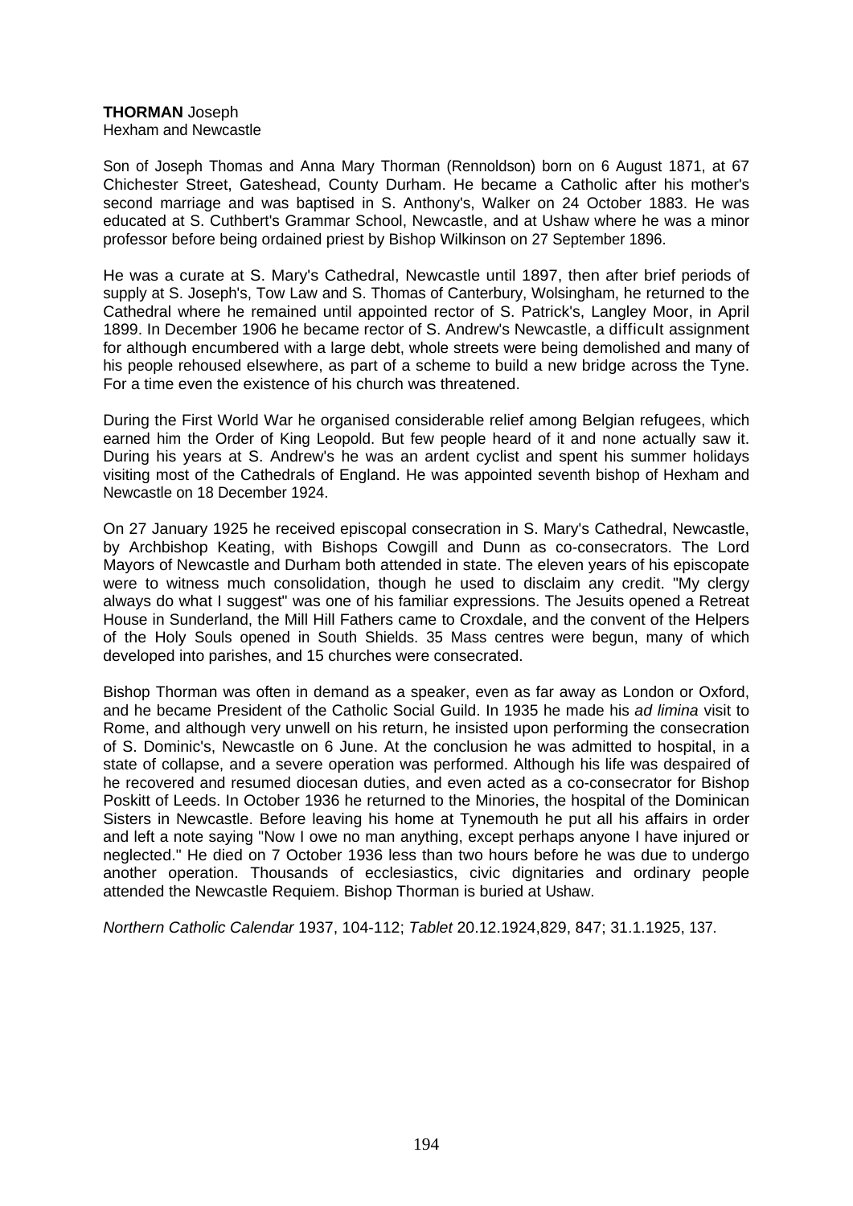**THORMAN** Joseph
Hexham and Newcastle

Son of Joseph Thomas and Anna Mary Thorman (Rennoldson) born on 6 August 1871, at 67 Chichester Street, Gateshead, County Durham. He became a Catholic after his mother's second marriage and was baptised in S. Anthony's, Walker on 24 October 1883. He was educated at S. Cuthbert's Grammar School, Newcastle, and at Ushaw where he was a minor professor before being ordained priest by Bishop Wilkinson on 27 September 1896.

He was a curate at S. Mary's Cathedral, Newcastle until 1897, then after brief periods of supply at S. Joseph's, Tow Law and S. Thomas of Canterbury, Wolsingham, he returned to the Cathedral where he remained until appointed rector of S. Patrick's, Langley Moor, in April 1899. In December 1906 he became rector of S. Andrew's Newcastle, a difficult assignment for although encumbered with a large debt, whole streets were being demolished and many of his people rehoused elsewhere, as part of a scheme to build a new bridge across the Tyne. For a time even the existence of his church was threatened.

During the First World War he organised considerable relief among Belgian refugees, which earned him the Order of King Leopold. But few people heard of it and none actually saw it. During his years at S. Andrew's he was an ardent cyclist and spent his summer holidays visiting most of the Cathedrals of England. He was appointed seventh bishop of Hexham and Newcastle on 18 December 1924.

On 27 January 1925 he received episcopal consecration in S. Mary's Cathedral, Newcastle, by Archbishop Keating, with Bishops Cowgill and Dunn as co-consecrators. The Lord Mayors of Newcastle and Durham both attended in state. The eleven years of his episcopate were to witness much consolidation, though he used to disclaim any credit. "My clergy always do what I suggest" was one of his familiar expressions. The Jesuits opened a Retreat House in Sunderland, the Mill Hill Fathers came to Croxdale, and the convent of the Helpers of the Holy Souls opened in South Shields. 35 Mass centres were begun, many of which developed into parishes, and 15 churches were consecrated.

Bishop Thorman was often in demand as a speaker, even as far away as London or Oxford, and he became President of the Catholic Social Guild. In 1935 he made his *ad limina* visit to Rome, and although very unwell on his return, he insisted upon performing the consecration of S. Dominic's, Newcastle on 6 June. At the conclusion he was admitted to hospital, in a state of collapse, and a severe operation was performed. Although his life was despaired of he recovered and resumed diocesan duties, and even acted as a co-consecrator for Bishop Poskitt of Leeds. In October 1936 he returned to the Minories, the hospital of the Dominican Sisters in Newcastle. Before leaving his home at Tynemouth he put all his affairs in order and left a note saying "Now I owe no man anything, except perhaps anyone I have injured or neglected." He died on 7 October 1936 less than two hours before he was due to undergo another operation. Thousands of ecclesiastics, civic dignitaries and ordinary people attended the Newcastle Requiem. Bishop Thorman is buried at Ushaw.

*Northern Catholic Calendar* 1937, 104-112; *Tablet* 20.12.1924,829, 847; 31.1.1925, 137.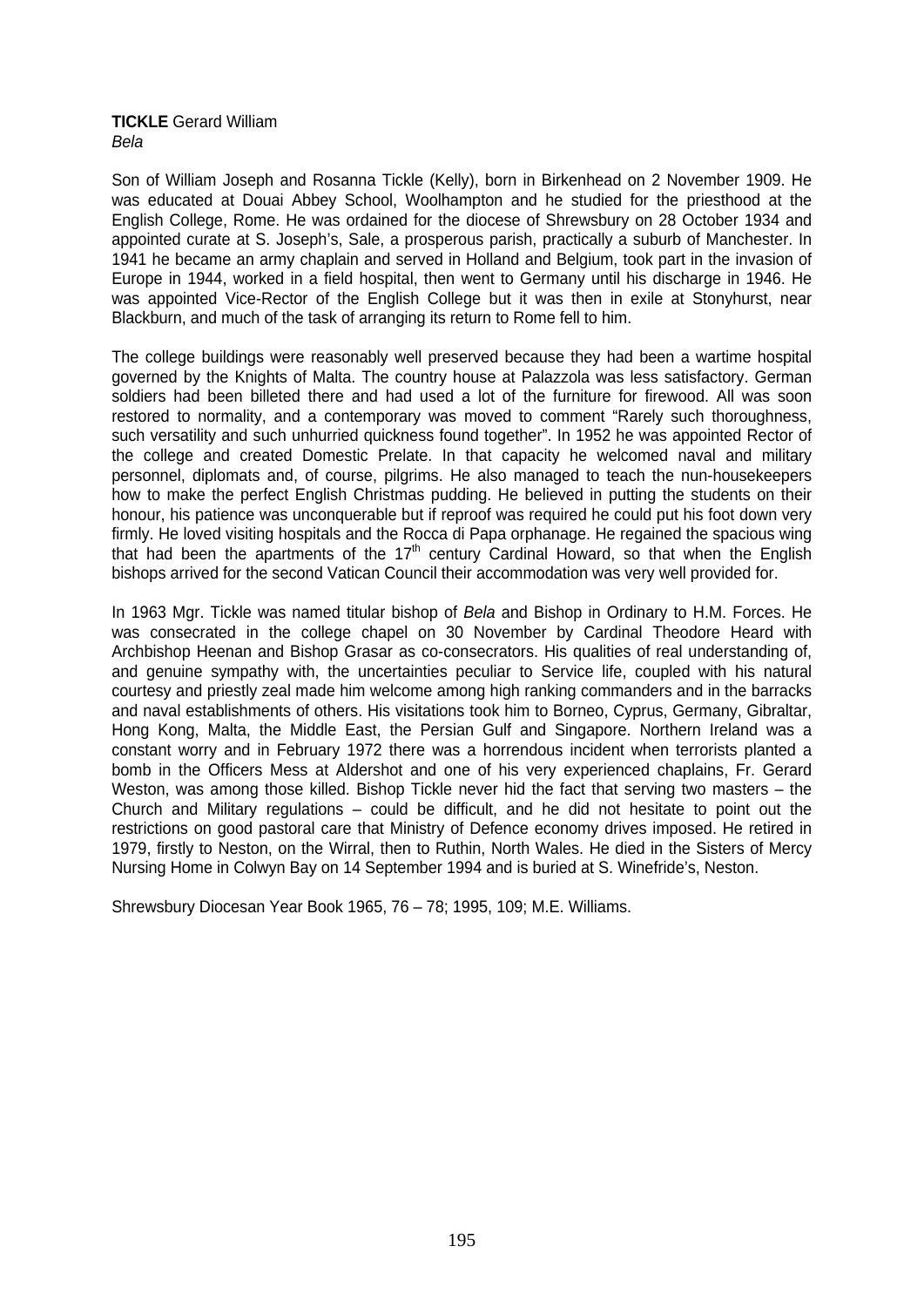**TICKLE** Gerard William
*Bela*

Son of William Joseph and Rosanna Tickle (Kelly), born in Birkenhead on 2 November 1909. He was educated at Douai Abbey School, Woolhampton and he studied for the priesthood at the English College, Rome. He was ordained for the diocese of Shrewsbury on 28 October 1934 and appointed curate at S. Joseph's, Sale, a prosperous parish, practically a suburb of Manchester. In 1941 he became an army chaplain and served in Holland and Belgium, took part in the invasion of Europe in 1944, worked in a field hospital, then went to Germany until his discharge in 1946. He was appointed Vice-Rector of the English College but it was then in exile at Stonyhurst, near Blackburn, and much of the task of arranging its return to Rome fell to him.

The college buildings were reasonably well preserved because they had been a wartime hospital governed by the Knights of Malta. The country house at Palazzola was less satisfactory. German soldiers had been billeted there and had used a lot of the furniture for firewood. All was soon restored to normality, and a contemporary was moved to comment "Rarely such thoroughness, such versatility and such unhurried quickness found together". In 1952 he was appointed Rector of the college and created Domestic Prelate. In that capacity he welcomed naval and military personnel, diplomats and, of course, pilgrims. He also managed to teach the nun-housekeepers how to make the perfect English Christmas pudding. He believed in putting the students on their honour, his patience was unconquerable but if reproof was required he could put his foot down very firmly. He loved visiting hospitals and the Rocca di Papa orphanage. He regained the spacious wing that had been the apartments of the 17th century Cardinal Howard, so that when the English bishops arrived for the second Vatican Council their accommodation was very well provided for.

In 1963 Mgr. Tickle was named titular bishop of *Bela* and Bishop in Ordinary to H.M. Forces. He was consecrated in the college chapel on 30 November by Cardinal Theodore Heard with Archbishop Heenan and Bishop Grasar as co-consecrators. His qualities of real understanding of, and genuine sympathy with, the uncertainties peculiar to Service life, coupled with his natural courtesy and priestly zeal made him welcome among high ranking commanders and in the barracks and naval establishments of others. His visitations took him to Borneo, Cyprus, Germany, Gibraltar, Hong Kong, Malta, the Middle East, the Persian Gulf and Singapore. Northern Ireland was a constant worry and in February 1972 there was a horrendous incident when terrorists planted a bomb in the Officers Mess at Aldershot and one of his very experienced chaplains, Fr. Gerard Weston, was among those killed. Bishop Tickle never hid the fact that serving two masters – the Church and Military regulations – could be difficult, and he did not hesitate to point out the restrictions on good pastoral care that Ministry of Defence economy drives imposed. He retired in 1979, firstly to Neston, on the Wirral, then to Ruthin, North Wales. He died in the Sisters of Mercy Nursing Home in Colwyn Bay on 14 September 1994 and is buried at S. Winefride's, Neston.

Shrewsbury Diocesan Year Book 1965, 76 – 78; 1995, 109; M.E. Williams.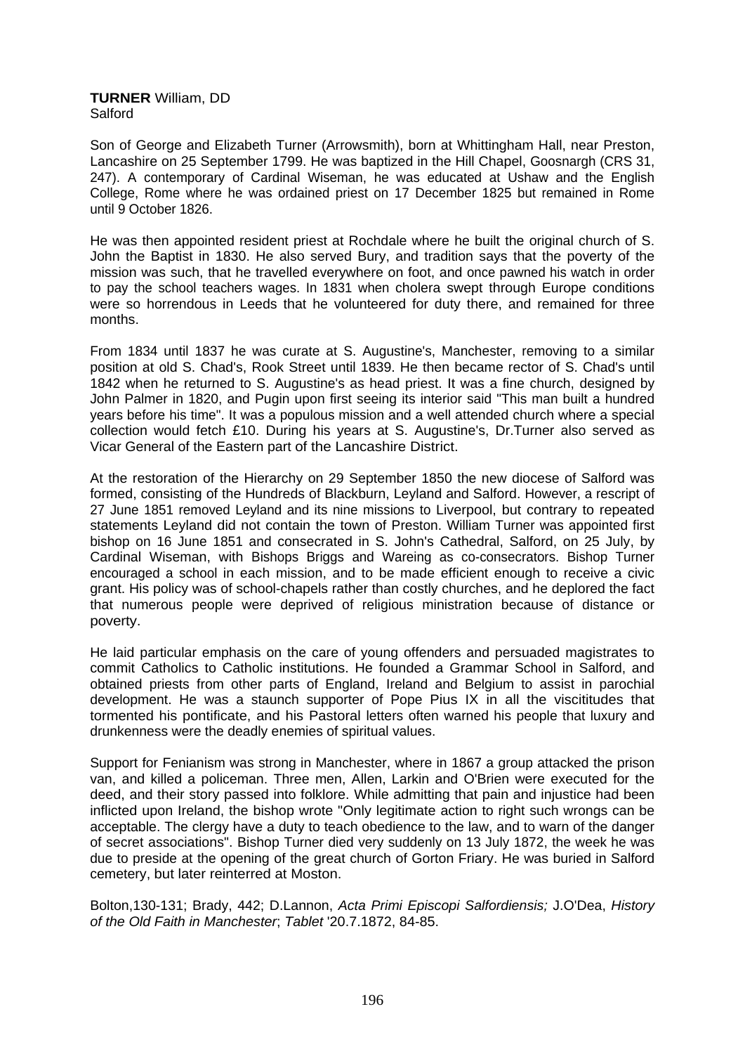**TURNER** William, DD
Salford

Son of George and Elizabeth Turner (Arrowsmith), born at Whittingham Hall, near Preston, Lancashire on 25 September 1799. He was baptized in the Hill Chapel, Goosnargh (CRS 31, 247). A contemporary of Cardinal Wiseman, he was educated at Ushaw and the English College, Rome where he was ordained priest on 17 December 1825 but remained in Rome until 9 October 1826.

He was then appointed resident priest at Rochdale where he built the original church of S. John the Baptist in 1830. He also served Bury, and tradition says that the poverty of the mission was such, that he travelled everywhere on foot, and once pawned his watch in order to pay the school teachers wages. In 1831 when cholera swept through Europe conditions were so horrendous in Leeds that he volunteered for duty there, and remained for three months.

From 1834 until 1837 he was curate at S. Augustine's, Manchester, removing to a similar position at old S. Chad's, Rook Street until 1839. He then became rector of S. Chad's until 1842 when he returned to S. Augustine's as head priest. It was a fine church, designed by John Palmer in 1820, and Pugin upon first seeing its interior said "This man built a hundred years before his time". It was a populous mission and a well attended church where a special collection would fetch £10. During his years at S. Augustine's, Dr.Turner also served as Vicar General of the Eastern part of the Lancashire District.

At the restoration of the Hierarchy on 29 September 1850 the new diocese of Salford was formed, consisting of the Hundreds of Blackburn, Leyland and Salford. However, a rescript of 27 June 1851 removed Leyland and its nine missions to Liverpool, but contrary to repeated statements Leyland did not contain the town of Preston. William Turner was appointed first bishop on 16 June 1851 and consecrated in S. John's Cathedral, Salford, on 25 July, by Cardinal Wiseman, with Bishops Briggs and Wareing as co-consecrators. Bishop Turner encouraged a school in each mission, and to be made efficient enough to receive a civic grant. His policy was of school-chapels rather than costly churches, and he deplored the fact that numerous people were deprived of religious ministration because of distance or poverty.

He laid particular emphasis on the care of young offenders and persuaded magistrates to commit Catholics to Catholic institutions. He founded a Grammar School in Salford, and obtained priests from other parts of England, Ireland and Belgium to assist in parochial development. He was a staunch supporter of Pope Pius IX in all the viscititudes that tormented his pontificate, and his Pastoral letters often warned his people that luxury and drunkenness were the deadly enemies of spiritual values.

Support for Fenianism was strong in Manchester, where in 1867 a group attacked the prison van, and killed a policeman. Three men, Allen, Larkin and O'Brien were executed for the deed, and their story passed into folklore. While admitting that pain and injustice had been inflicted upon Ireland, the bishop wrote "Only legitimate action to right such wrongs can be acceptable. The clergy have a duty to teach obedience to the law, and to warn of the danger of secret associations". Bishop Turner died very suddenly on 13 July 1872, the week he was due to preside at the opening of the great church of Gorton Friary. He was buried in Salford cemetery, but later reinterred at Moston.

Bolton,130-131; Brady, 442; D.Lannon, *Acta Primi Episcopi Salfordiensis;* J.O'Dea, *History of the Old Faith in Manchester*; *Tablet* '20.7.1872, 84-85.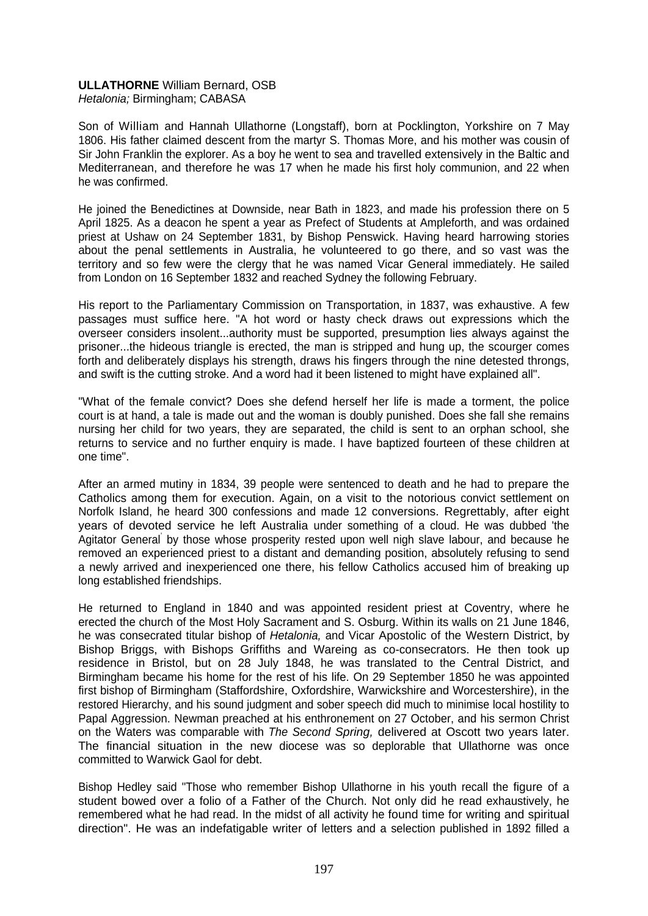**ULLATHORNE** William Bernard, OSB
*Hetalonia;* Birmingham; CABASA

Son of William and Hannah Ullathorne (Longstaff), born at Pocklington, Yorkshire on 7 May 1806. His father claimed descent from the martyr S. Thomas More, and his mother was cousin of Sir John Franklin the explorer. As a boy he went to sea and travelled extensively in the Baltic and Mediterranean, and therefore he was 17 when he made his first holy communion, and 22 when he was confirmed.

He joined the Benedictines at Downside, near Bath in 1823, and made his profession there on 5 April 1825. As a deacon he spent a year as Prefect of Students at Ampleforth, and was ordained priest at Ushaw on 24 September 1831, by Bishop Penswick. Having heard harrowing stories about the penal settlements in Australia, he volunteered to go there, and so vast was the territory and so few were the clergy that he was named Vicar General immediately. He sailed from London on 16 September 1832 and reached Sydney the following February.

His report to the Parliamentary Commission on Transportation, in 1837, was exhaustive. A few passages must suffice here. "A hot word or hasty check draws out expressions which the overseer considers insolent...authority must be supported, presumption lies always against the prisoner...the hideous triangle is erected, the man is stripped and hung up, the scourger comes forth and deliberately displays his strength, draws his fingers through the nine detested throngs, and swift is the cutting stroke. And a word had it been listened to might have explained all".

"What of the female convict? Does she defend herself her life is made a torment, the police court is at hand, a tale is made out and the woman is doubly punished. Does she fall she remains nursing her child for two years, they are separated, the child is sent to an orphan school, she returns to service and no further enquiry is made. I have baptized fourteen of these children at one time".

After an armed mutiny in 1834, 39 people were sentenced to death and he had to prepare the Catholics among them for execution. Again, on a visit to the notorious convict settlement on Norfolk Island, he heard 300 confessions and made 12 conversions. Regrettably, after eight years of devoted service he left Australia under something of a cloud. He was dubbed 'the Agitator General' by those whose prosperity rested upon well nigh slave labour, and because he removed an experienced priest to a distant and demanding position, absolutely refusing to send a newly arrived and inexperienced one there, his fellow Catholics accused him of breaking up long established friendships.

He returned to England in 1840 and was appointed resident priest at Coventry, where he erected the church of the Most Holy Sacrament and S. Osburg. Within its walls on 21 June 1846, he was consecrated titular bishop of *Hetalonia,* and Vicar Apostolic of the Western District, by Bishop Briggs, with Bishops Griffiths and Wareing as co-consecrators. He then took up residence in Bristol, but on 28 July 1848, he was translated to the Central District, and Birmingham became his home for the rest of his life. On 29 September 1850 he was appointed first bishop of Birmingham (Staffordshire, Oxfordshire, Warwickshire and Worcestershire), in the restored Hierarchy, and his sound judgment and sober speech did much to minimise local hostility to Papal Aggression. Newman preached at his enthronement on 27 October, and his sermon Christ on the Waters was comparable with *The Second Spring,* delivered at Oscott two years later. The financial situation in the new diocese was so deplorable that Ullathorne was once committed to Warwick Gaol for debt.

Bishop Hedley said "Those who remember Bishop Ullathorne in his youth recall the figure of a student bowed over a folio of a Father of the Church. Not only did he read exhaustively, he remembered what he had read. In the midst of all activity he found time for writing and spiritual direction". He was an indefatigable writer of letters and a selection published in 1892 filled a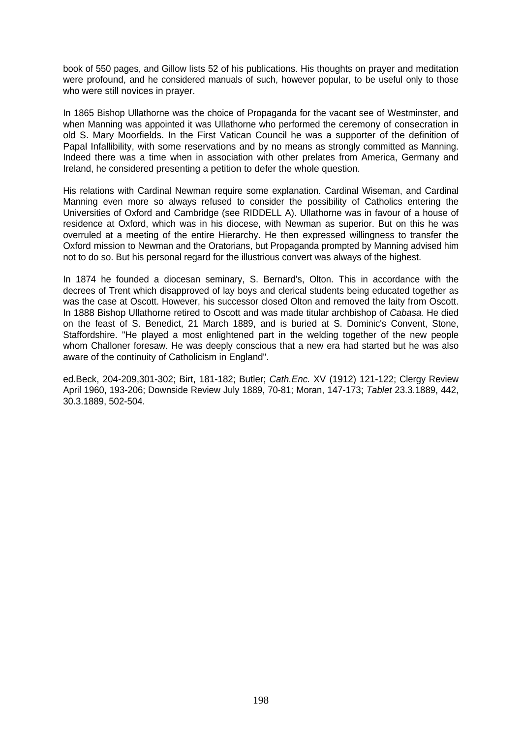book of 550 pages, and Gillow lists 52 of his publications. His thoughts on prayer and meditation were profound, and he considered manuals of such, however popular, to be useful only to those who were still novices in prayer.

In 1865 Bishop Ullathorne was the choice of Propaganda for the vacant see of Westminster, and when Manning was appointed it was Ullathorne who performed the ceremony of consecration in old S. Mary Moorfields. In the First Vatican Council he was a supporter of the definition of Papal Infallibility, with some reservations and by no means as strongly committed as Manning. Indeed there was a time when in association with other prelates from America, Germany and Ireland, he considered presenting a petition to defer the whole question.

His relations with Cardinal Newman require some explanation. Cardinal Wiseman, and Cardinal Manning even more so always refused to consider the possibility of Catholics entering the Universities of Oxford and Cambridge (see RIDDELL A). Ullathorne was in favour of a house of residence at Oxford, which was in his diocese, with Newman as superior. But on this he was overruled at a meeting of the entire Hierarchy. He then expressed willingness to transfer the Oxford mission to Newman and the Oratorians, but Propaganda prompted by Manning advised him not to do so. But his personal regard for the illustrious convert was always of the highest.

In 1874 he founded a diocesan seminary, S. Bernard's, Olton. This in accordance with the decrees of Trent which disapproved of lay boys and clerical students being educated together as was the case at Oscott. However, his successor closed Olton and removed the laity from Oscott. In 1888 Bishop Ullathorne retired to Oscott and was made titular archbishop of *Cabasa.* He died on the feast of S. Benedict, 21 March 1889, and is buried at S. Dominic's Convent, Stone, Staffordshire. "He played a most enlightened part in the welding together of the new people whom Challoner foresaw. He was deeply conscious that a new era had started but he was also aware of the continuity of Catholicism in England".

ed.Beck, 204-209,301-302; Birt, 181-182; Butler; *Cath.Enc.* XV (1912) 121-122; Clergy Review April 1960, 193-206; Downside Review July 1889, 70-81; Moran, 147-173; *Tablet* 23.3.1889, 442, 30.3.1889, 502-504.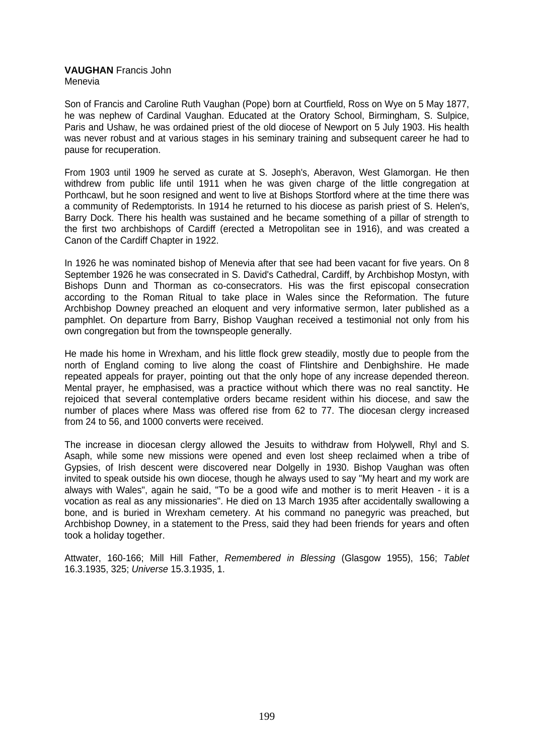**VAUGHAN** Francis John
Menevia

Son of Francis and Caroline Ruth Vaughan (Pope) born at Courtfield, Ross on Wye on 5 May 1877, he was nephew of Cardinal Vaughan. Educated at the Oratory School, Birmingham, S. Sulpice, Paris and Ushaw, he was ordained priest of the old diocese of Newport on 5 July 1903. His health was never robust and at various stages in his seminary training and subsequent career he had to pause for recuperation.

From 1903 until 1909 he served as curate at S. Joseph's, Aberavon, West Glamorgan. He then withdrew from public life until 1911 when he was given charge of the little congregation at Porthcawl, but he soon resigned and went to live at Bishops Stortford where at the time there was a community of Redemptorists. In 1914 he returned to his diocese as parish priest of S. Helen's, Barry Dock. There his health was sustained and he became something of a pillar of strength to the first two archbishops of Cardiff (erected a Metropolitan see in 1916), and was created a Canon of the Cardiff Chapter in 1922.

In 1926 he was nominated bishop of Menevia after that see had been vacant for five years. On 8 September 1926 he was consecrated in S. David's Cathedral, Cardiff, by Archbishop Mostyn, with Bishops Dunn and Thorman as co-consecrators. His was the first episcopal consecration according to the Roman Ritual to take place in Wales since the Reformation. The future Archbishop Downey preached an eloquent and very informative sermon, later published as a pamphlet. On departure from Barry, Bishop Vaughan received a testimonial not only from his own congregation but from the townspeople generally.

He made his home in Wrexham, and his little flock grew steadily, mostly due to people from the north of England coming to live along the coast of Flintshire and Denbighshire. He made repeated appeals for prayer, pointing out that the only hope of any increase depended thereon. Mental prayer, he emphasised, was a practice without which there was no real sanctity. He rejoiced that several contemplative orders became resident within his diocese, and saw the number of places where Mass was offered rise from 62 to 77. The diocesan clergy increased from 24 to 56, and 1000 converts were received.

The increase in diocesan clergy allowed the Jesuits to withdraw from Holywell, Rhyl and S. Asaph, while some new missions were opened and even lost sheep reclaimed when a tribe of Gypsies, of Irish descent were discovered near Dolgelly in 1930. Bishop Vaughan was often invited to speak outside his own diocese, though he always used to say "My heart and my work are always with Wales", again he said, "To be a good wife and mother is to merit Heaven - it is a vocation as real as any missionaries". He died on 13 March 1935 after accidentally swallowing a bone, and is buried in Wrexham cemetery. At his command no panegyric was preached, but Archbishop Downey, in a statement to the Press, said they had been friends for years and often took a holiday together.

Attwater, 160-166; Mill Hill Father, *Remembered in Blessing* (Glasgow 1955), 156; *Tablet* 16.3.1935, 325; *Universe* 15.3.1935, 1.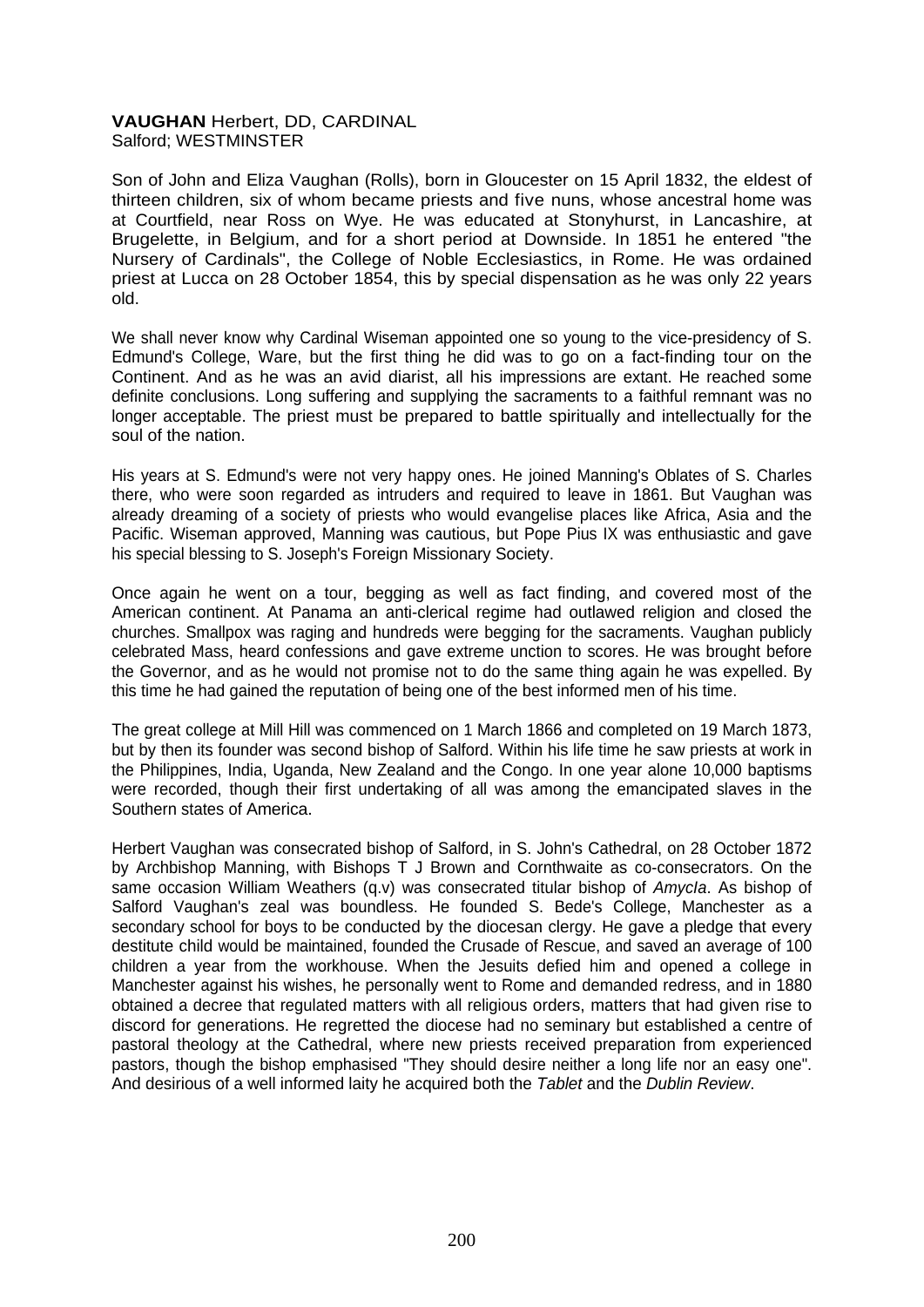**VAUGHAN** Herbert, DD, CARDINAL
Salford; WESTMINSTER

Son of John and Eliza Vaughan (Rolls), born in Gloucester on 15 April 1832, the eldest of thirteen children, six of whom became priests and five nuns, whose ancestral home was at Courtfield, near Ross on Wye. He was educated at Stonyhurst, in Lancashire, at Brugelette, in Belgium, and for a short period at Downside. In 1851 he entered "the Nursery of Cardinals", the College of Noble Ecclesiastics, in Rome. He was ordained priest at Lucca on 28 October 1854, this by special dispensation as he was only 22 years old.

We shall never know why Cardinal Wiseman appointed one so young to the vice-presidency of S. Edmund's College, Ware, but the first thing he did was to go on a fact-finding tour on the Continent. And as he was an avid diarist, all his impressions are extant. He reached some definite conclusions. Long suffering and supplying the sacraments to a faithful remnant was no longer acceptable. The priest must be prepared to battle spiritually and intellectually for the soul of the nation.

His years at S. Edmund's were not very happy ones. He joined Manning's Oblates of S. Charles there, who were soon regarded as intruders and required to leave in 1861. But Vaughan was already dreaming of a society of priests who would evangelise places like Africa, Asia and the Pacific. Wiseman approved, Manning was cautious, but Pope Pius IX was enthusiastic and gave his special blessing to S. Joseph's Foreign Missionary Society.

Once again he went on a tour, begging as well as fact finding, and covered most of the American continent. At Panama an anti-clerical regime had outlawed religion and closed the churches. Smallpox was raging and hundreds were begging for the sacraments. Vaughan publicly celebrated Mass, heard confessions and gave extreme unction to scores. He was brought before the Governor, and as he would not promise not to do the same thing again he was expelled. By this time he had gained the reputation of being one of the best informed men of his time.

The great college at Mill Hill was commenced on 1 March 1866 and completed on 19 March 1873, but by then its founder was second bishop of Salford. Within his life time he saw priests at work in the Philippines, India, Uganda, New Zealand and the Congo. In one year alone 10,000 baptisms were recorded, though their first undertaking of all was among the emancipated slaves in the Southern states of America.

Herbert Vaughan was consecrated bishop of Salford, in S. John's Cathedral, on 28 October 1872 by Archbishop Manning, with Bishops T J Brown and Cornthwaite as co-consecrators. On the same occasion William Weathers (q.v) was consecrated titular bishop of *Amycla*. As bishop of Salford Vaughan's zeal was boundless. He founded S. Bede's College, Manchester as a secondary school for boys to be conducted by the diocesan clergy. He gave a pledge that every destitute child would be maintained, founded the Crusade of Rescue, and saved an average of 100 children a year from the workhouse. When the Jesuits defied him and opened a college in Manchester against his wishes, he personally went to Rome and demanded redress, and in 1880 obtained a decree that regulated matters with all religious orders, matters that had given rise to discord for generations. He regretted the diocese had no seminary but established a centre of pastoral theology at the Cathedral, where new priests received preparation from experienced pastors, though the bishop emphasised "They should desire neither a long life nor an easy one". And desirious of a well informed laity he acquired both the *Tablet* and the *Dublin Review*.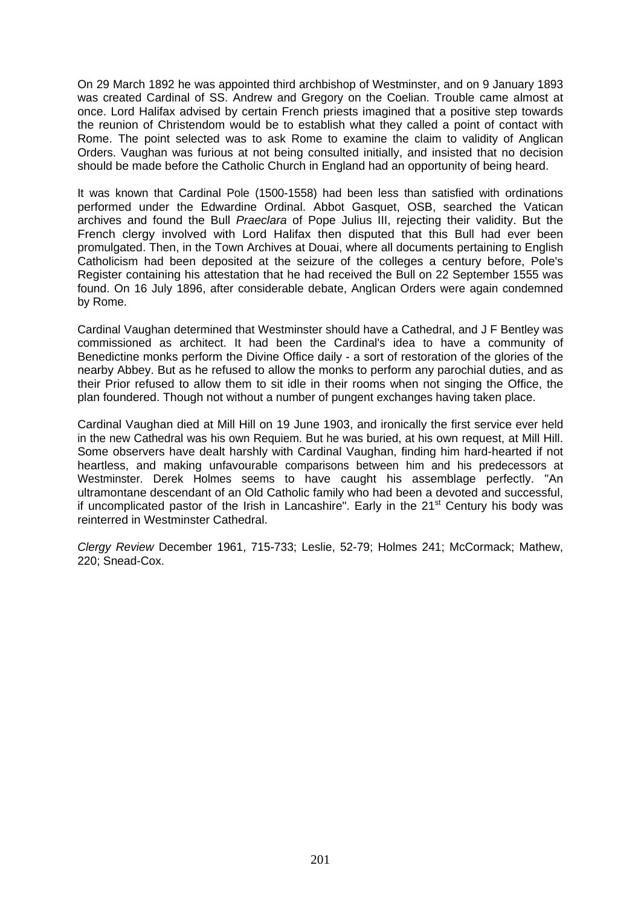On 29 March 1892 he was appointed third archbishop of Westminster, and on 9 January 1893 was created Cardinal of SS. Andrew and Gregory on the Coelian. Trouble came almost at once. Lord Halifax advised by certain French priests imagined that a positive step towards the reunion of Christendom would be to establish what they called a point of contact with Rome. The point selected was to ask Rome to examine the claim to validity of Anglican Orders. Vaughan was furious at not being consulted initially, and insisted that no decision should be made before the Catholic Church in England had an opportunity of being heard.

It was known that Cardinal Pole (1500-1558) had been less than satisfied with ordinations performed under the Edwardine Ordinal. Abbot Gasquet, OSB, searched the Vatican archives and found the Bull *Praeclara* of Pope Julius III, rejecting their validity. But the French clergy involved with Lord Halifax then disputed that this Bull had ever been promulgated. Then, in the Town Archives at Douai, where all documents pertaining to English Catholicism had been deposited at the seizure of the colleges a century before, Pole's Register containing his attestation that he had received the Bull on 22 September 1555 was found. On 16 July 1896, after considerable debate, Anglican Orders were again condemned by Rome.

Cardinal Vaughan determined that Westminster should have a Cathedral, and J F Bentley was commissioned as architect. It had been the Cardinal's idea to have a community of Benedictine monks perform the Divine Office daily - a sort of restoration of the glories of the nearby Abbey. But as he refused to allow the monks to perform any parochial duties, and as their Prior refused to allow them to sit idle in their rooms when not singing the Office, the plan foundered. Though not without a number of pungent exchanges having taken place.

Cardinal Vaughan died at Mill Hill on 19 June 1903, and ironically the first service ever held in the new Cathedral was his own Requiem. But he was buried, at his own request, at Mill Hill. Some observers have dealt harshly with Cardinal Vaughan, finding him hard-hearted if not heartless, and making unfavourable comparisons between him and his predecessors at Westminster. Derek Holmes seems to have caught his assemblage perfectly. "An ultramontane descendant of an Old Catholic family who had been a devoted and successful, if uncomplicated pastor of the Irish in Lancashire". Early in the 21st Century his body was reinterred in Westminster Cathedral.

*Clergy Review* December 1961, 715-733; Leslie, 52-79; Holmes 241; McCormack; Mathew, 220; Snead-Cox.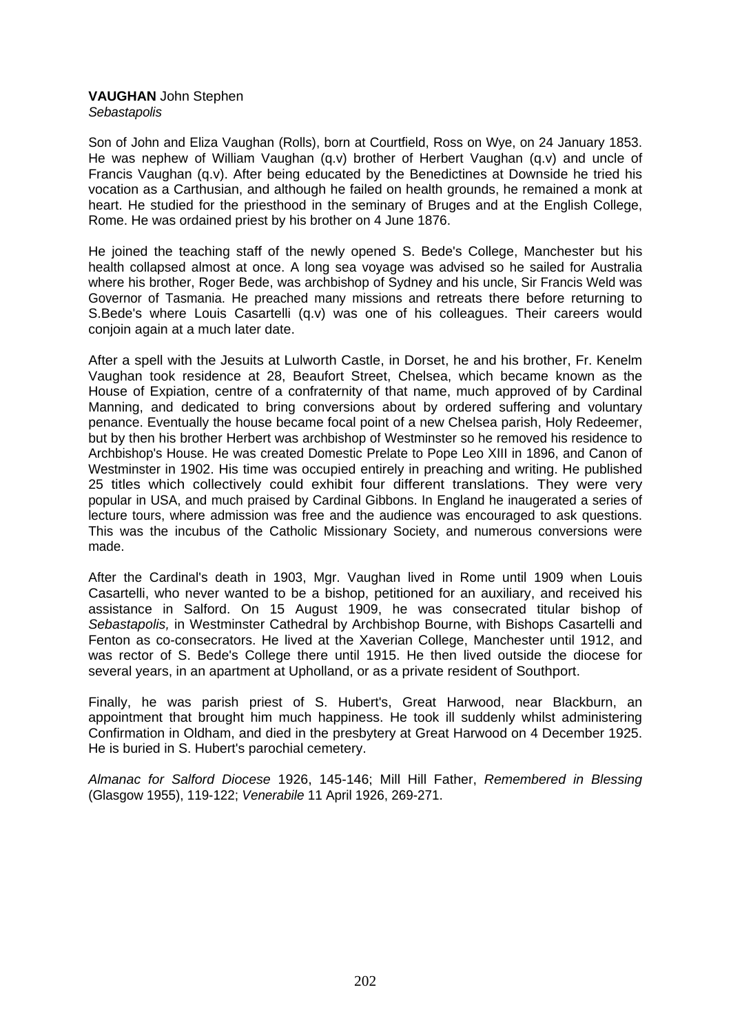**VAUGHAN** John Stephen
*Sebastapolis*

Son of John and Eliza Vaughan (Rolls), born at Courtfield, Ross on Wye, on 24 January 1853. He was nephew of William Vaughan (q.v) brother of Herbert Vaughan (q.v) and uncle of Francis Vaughan (q.v). After being educated by the Benedictines at Downside he tried his vocation as a Carthusian, and although he failed on health grounds, he remained a monk at heart. He studied for the priesthood in the seminary of Bruges and at the English College, Rome. He was ordained priest by his brother on 4 June 1876.

He joined the teaching staff of the newly opened S. Bede's College, Manchester but his health collapsed almost at once. A long sea voyage was advised so he sailed for Australia where his brother, Roger Bede, was archbishop of Sydney and his uncle, Sir Francis Weld was Governor of Tasmania. He preached many missions and retreats there before returning to S.Bede's where Louis Casartelli (q.v) was one of his colleagues. Their careers would conjoin again at a much later date.

After a spell with the Jesuits at Lulworth Castle, in Dorset, he and his brother, Fr. Kenelm Vaughan took residence at 28, Beaufort Street, Chelsea, which became known as the House of Expiation, centre of a confraternity of that name, much approved of by Cardinal Manning, and dedicated to bring conversions about by ordered suffering and voluntary penance. Eventually the house became focal point of a new Chelsea parish, Holy Redeemer, but by then his brother Herbert was archbishop of Westminster so he removed his residence to Archbishop's House. He was created Domestic Prelate to Pope Leo XIII in 1896, and Canon of Westminster in 1902. His time was occupied entirely in preaching and writing. He published 25 titles which collectively could exhibit four different translations. They were very popular in USA, and much praised by Cardinal Gibbons. In England he inaugerated a series of lecture tours, where admission was free and the audience was encouraged to ask questions. This was the incubus of the Catholic Missionary Society, and numerous conversions were made.

After the Cardinal's death in 1903, Mgr. Vaughan lived in Rome until 1909 when Louis Casartelli, who never wanted to be a bishop, petitioned for an auxiliary, and received his assistance in Salford. On 15 August 1909, he was consecrated titular bishop of *Sebastapolis,* in Westminster Cathedral by Archbishop Bourne, with Bishops Casartelli and Fenton as co-consecrators. He lived at the Xaverian College, Manchester until 1912, and was rector of S. Bede's College there until 1915. He then lived outside the diocese for several years, in an apartment at Upholland, or as a private resident of Southport.

Finally, he was parish priest of S. Hubert's, Great Harwood, near Blackburn, an appointment that brought him much happiness. He took ill suddenly whilst administering Confirmation in Oldham, and died in the presbytery at Great Harwood on 4 December 1925. He is buried in S. Hubert's parochial cemetery.

*Almanac for Salford Diocese* 1926, 145-146; Mill Hill Father, *Remembered in Blessing* (Glasgow 1955), 119-122; *Venerabile* 11 April 1926, 269-271.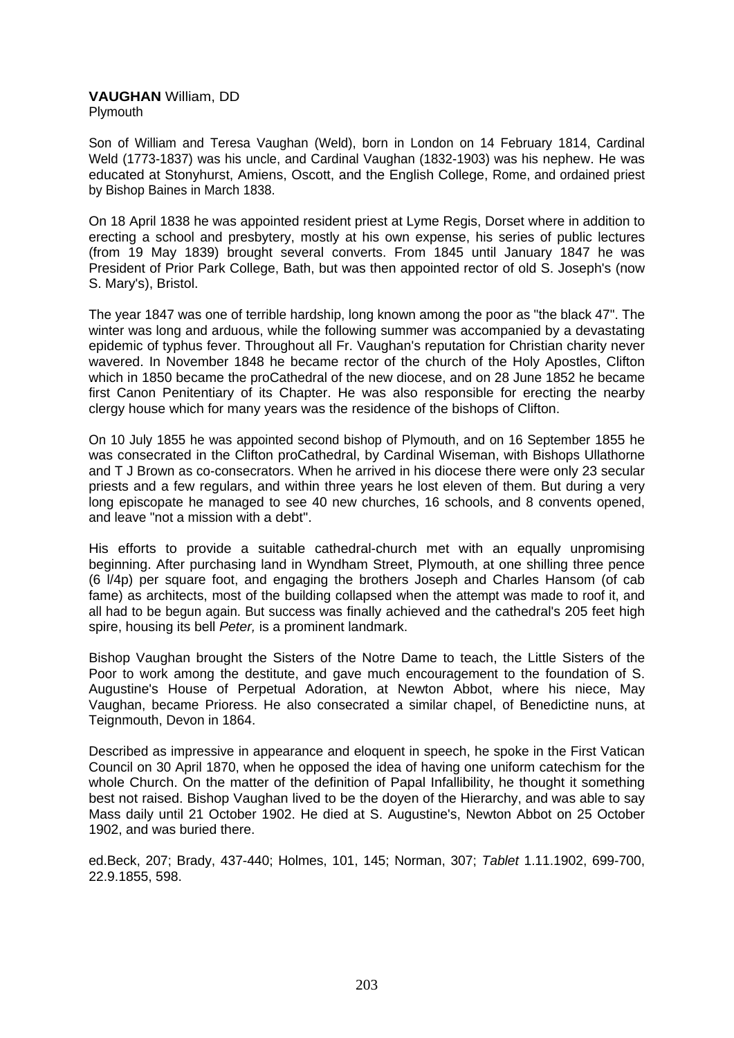**VAUGHAN** William, DD
Plymouth

Son of William and Teresa Vaughan (Weld), born in London on 14 February 1814, Cardinal Weld (1773-1837) was his uncle, and Cardinal Vaughan (1832-1903) was his nephew. He was educated at Stonyhurst, Amiens, Oscott, and the English College, Rome, and ordained priest by Bishop Baines in March 1838.

On 18 April 1838 he was appointed resident priest at Lyme Regis, Dorset where in addition to erecting a school and presbytery, mostly at his own expense, his series of public lectures (from 19 May 1839) brought several converts. From 1845 until January 1847 he was President of Prior Park College, Bath, but was then appointed rector of old S. Joseph's (now S. Mary's), Bristol.

The year 1847 was one of terrible hardship, long known among the poor as "the black 47". The winter was long and arduous, while the following summer was accompanied by a devastating epidemic of typhus fever. Throughout all Fr. Vaughan's reputation for Christian charity never wavered. In November 1848 he became rector of the church of the Holy Apostles, Clifton which in 1850 became the proCathedral of the new diocese, and on 28 June 1852 he became first Canon Penitentiary of its Chapter. He was also responsible for erecting the nearby clergy house which for many years was the residence of the bishops of Clifton.

On 10 July 1855 he was appointed second bishop of Plymouth, and on 16 September 1855 he was consecrated in the Clifton proCathedral, by Cardinal Wiseman, with Bishops Ullathorne and T J Brown as co-consecrators. When he arrived in his diocese there were only 23 secular priests and a few regulars, and within three years he lost eleven of them. But during a very long episcopate he managed to see 40 new churches, 16 schools, and 8 convents opened, and leave "not a mission with a debt".

His efforts to provide a suitable cathedral-church met with an equally unpromising beginning. After purchasing land in Wyndham Street, Plymouth, at one shilling three pence (6 l/4p) per square foot, and engaging the brothers Joseph and Charles Hansom (of cab fame) as architects, most of the building collapsed when the attempt was made to roof it, and all had to be begun again. But success was finally achieved and the cathedral's 205 feet high spire, housing its bell *Peter,* is a prominent landmark.

Bishop Vaughan brought the Sisters of the Notre Dame to teach, the Little Sisters of the Poor to work among the destitute, and gave much encouragement to the foundation of S. Augustine's House of Perpetual Adoration, at Newton Abbot, where his niece, May Vaughan, became Prioress. He also consecrated a similar chapel, of Benedictine nuns, at Teignmouth, Devon in 1864.

Described as impressive in appearance and eloquent in speech, he spoke in the First Vatican Council on 30 April 1870, when he opposed the idea of having one uniform catechism for the whole Church. On the matter of the definition of Papal Infallibility, he thought it something best not raised. Bishop Vaughan lived to be the doyen of the Hierarchy, and was able to say Mass daily until 21 October 1902. He died at S. Augustine's, Newton Abbot on 25 October 1902, and was buried there.

ed.Beck, 207; Brady, 437-440; Holmes, 101, 145; Norman, 307; *Tablet* 1.11.1902, 699-700, 22.9.1855, 598.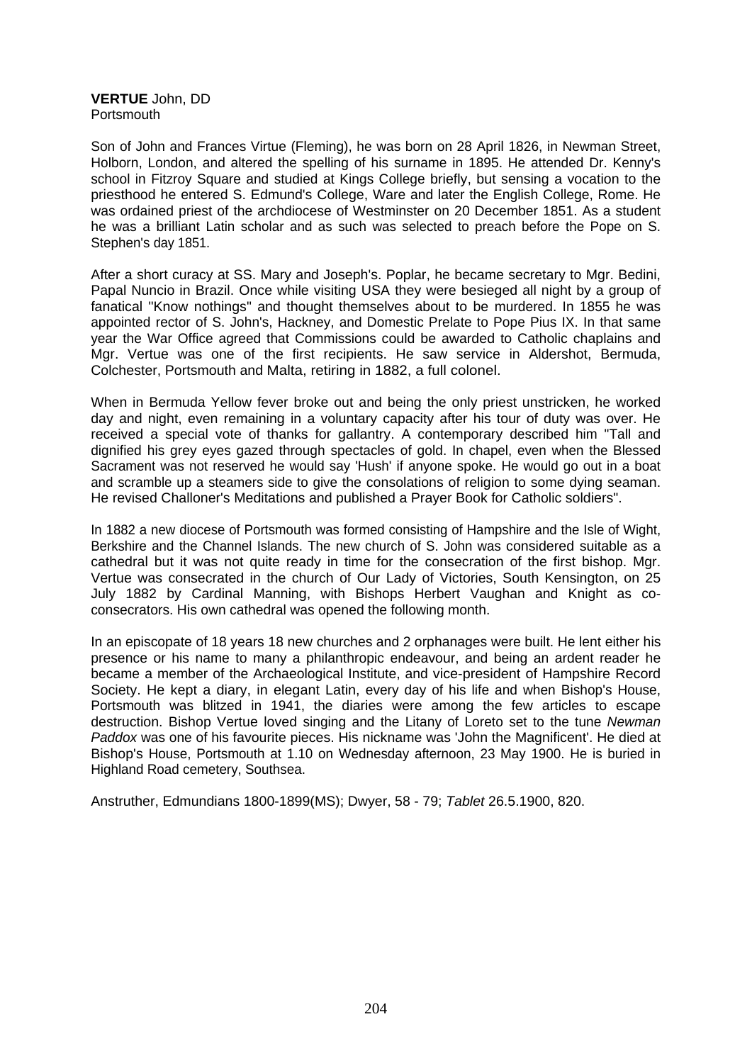**VERTUE** John, DD
Portsmouth

Son of John and Frances Virtue (Fleming), he was born on 28 April 1826, in Newman Street, Holborn, London, and altered the spelling of his surname in 1895. He attended Dr. Kenny's school in Fitzroy Square and studied at Kings College briefly, but sensing a vocation to the priesthood he entered S. Edmund's College, Ware and later the English College, Rome. He was ordained priest of the archdiocese of Westminster on 20 December 1851. As a student he was a brilliant Latin scholar and as such was selected to preach before the Pope on S. Stephen's day 1851.

After a short curacy at SS. Mary and Joseph's. Poplar, he became secretary to Mgr. Bedini, Papal Nuncio in Brazil. Once while visiting USA they were besieged all night by a group of fanatical "Know nothings" and thought themselves about to be murdered. In 1855 he was appointed rector of S. John's, Hackney, and Domestic Prelate to Pope Pius IX. In that same year the War Office agreed that Commissions could be awarded to Catholic chaplains and Mgr. Vertue was one of the first recipients. He saw service in Aldershot, Bermuda, Colchester, Portsmouth and Malta, retiring in 1882, a full colonel.

When in Bermuda Yellow fever broke out and being the only priest unstricken, he worked day and night, even remaining in a voluntary capacity after his tour of duty was over. He received a special vote of thanks for gallantry. A contemporary described him "Tall and dignified his grey eyes gazed through spectacles of gold. In chapel, even when the Blessed Sacrament was not reserved he would say 'Hush' if anyone spoke. He would go out in a boat and scramble up a steamers side to give the consolations of religion to some dying seaman. He revised Challoner's Meditations and published a Prayer Book for Catholic soldiers".

In 1882 a new diocese of Portsmouth was formed consisting of Hampshire and the Isle of Wight, Berkshire and the Channel Islands. The new church of S. John was considered suitable as a cathedral but it was not quite ready in time for the consecration of the first bishop. Mgr. Vertue was consecrated in the church of Our Lady of Victories, South Kensington, on 25 July 1882 by Cardinal Manning, with Bishops Herbert Vaughan and Knight as co-consecrators. His own cathedral was opened the following month.

In an episcopate of 18 years 18 new churches and 2 orphanages were built. He lent either his presence or his name to many a philanthropic endeavour, and being an ardent reader he became a member of the Archaeological Institute, and vice-president of Hampshire Record Society. He kept a diary, in elegant Latin, every day of his life and when Bishop's House, Portsmouth was blitzed in 1941, the diaries were among the few articles to escape destruction. Bishop Vertue loved singing and the Litany of Loreto set to the tune *Newman Paddox* was one of his favourite pieces. His nickname was 'John the Magnificent'. He died at Bishop's House, Portsmouth at 1.10 on Wednesday afternoon, 23 May 1900. He is buried in Highland Road cemetery, Southsea.

Anstruther, Edmundians 1800-1899(MS); Dwyer, 58 - 79; *Tablet* 26.5.1900, 820.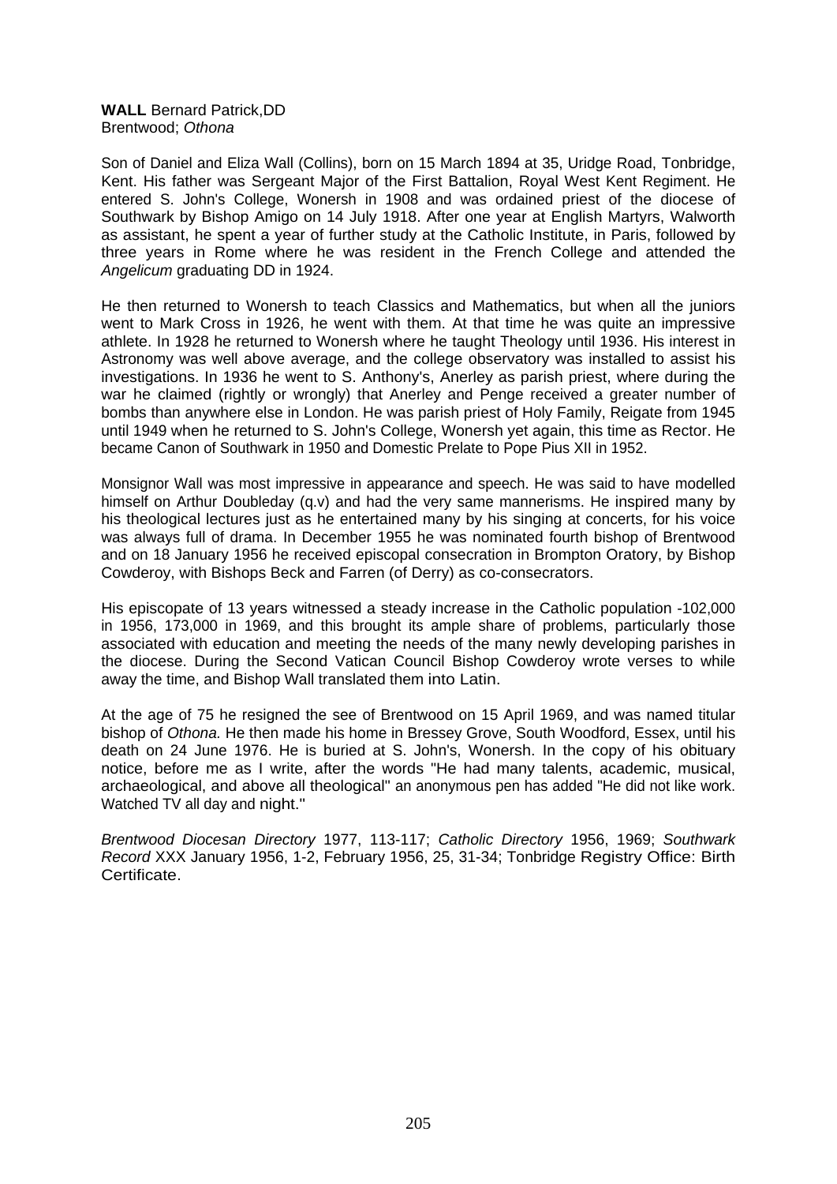**WALL** Bernard Patrick,DD
Brentwood; *Othona*

Son of Daniel and Eliza Wall (Collins), born on 15 March 1894 at 35, Uridge Road, Tonbridge, Kent. His father was Sergeant Major of the First Battalion, Royal West Kent Regiment. He entered S. John's College, Wonersh in 1908 and was ordained priest of the diocese of Southwark by Bishop Amigo on 14 July 1918. After one year at English Martyrs, Walworth as assistant, he spent a year of further study at the Catholic Institute, in Paris, followed by three years in Rome where he was resident in the French College and attended the *Angelicum* graduating DD in 1924.

He then returned to Wonersh to teach Classics and Mathematics, but when all the juniors went to Mark Cross in 1926, he went with them. At that time he was quite an impressive athlete. In 1928 he returned to Wonersh where he taught Theology until 1936. His interest in Astronomy was well above average, and the college observatory was installed to assist his investigations. In 1936 he went to S. Anthony's, Anerley as parish priest, where during the war he claimed (rightly or wrongly) that Anerley and Penge received a greater number of bombs than anywhere else in London. He was parish priest of Holy Family, Reigate from 1945 until 1949 when he returned to S. John's College, Wonersh yet again, this time as Rector. He became Canon of Southwark in 1950 and Domestic Prelate to Pope Pius XII in 1952.

Monsignor Wall was most impressive in appearance and speech. He was said to have modelled himself on Arthur Doubleday (q.v) and had the very same mannerisms. He inspired many by his theological lectures just as he entertained many by his singing at concerts, for his voice was always full of drama. In December 1955 he was nominated fourth bishop of Brentwood and on 18 January 1956 he received episcopal consecration in Brompton Oratory, by Bishop Cowderoy, with Bishops Beck and Farren (of Derry) as co-consecrators.

His episcopate of 13 years witnessed a steady increase in the Catholic population -102,000 in 1956, 173,000 in 1969, and this brought its ample share of problems, particularly those associated with education and meeting the needs of the many newly developing parishes in the diocese. During the Second Vatican Council Bishop Cowderoy wrote verses to while away the time, and Bishop Wall translated them into Latin.

At the age of 75 he resigned the see of Brentwood on 15 April 1969, and was named titular bishop of *Othona.* He then made his home in Bressey Grove, South Woodford, Essex, until his death on 24 June 1976. He is buried at S. John's, Wonersh. In the copy of his obituary notice, before me as I write, after the words "He had many talents, academic, musical, archaeological, and above all theological" an anonymous pen has added "He did not like work. Watched TV all day and night."

*Brentwood Diocesan Directory* 1977, 113-117; *Catholic Directory* 1956, 1969; *Southwark Record* XXX January 1956, 1-2, February 1956, 25, 31-34; Tonbridge Registry Office: Birth Certificate.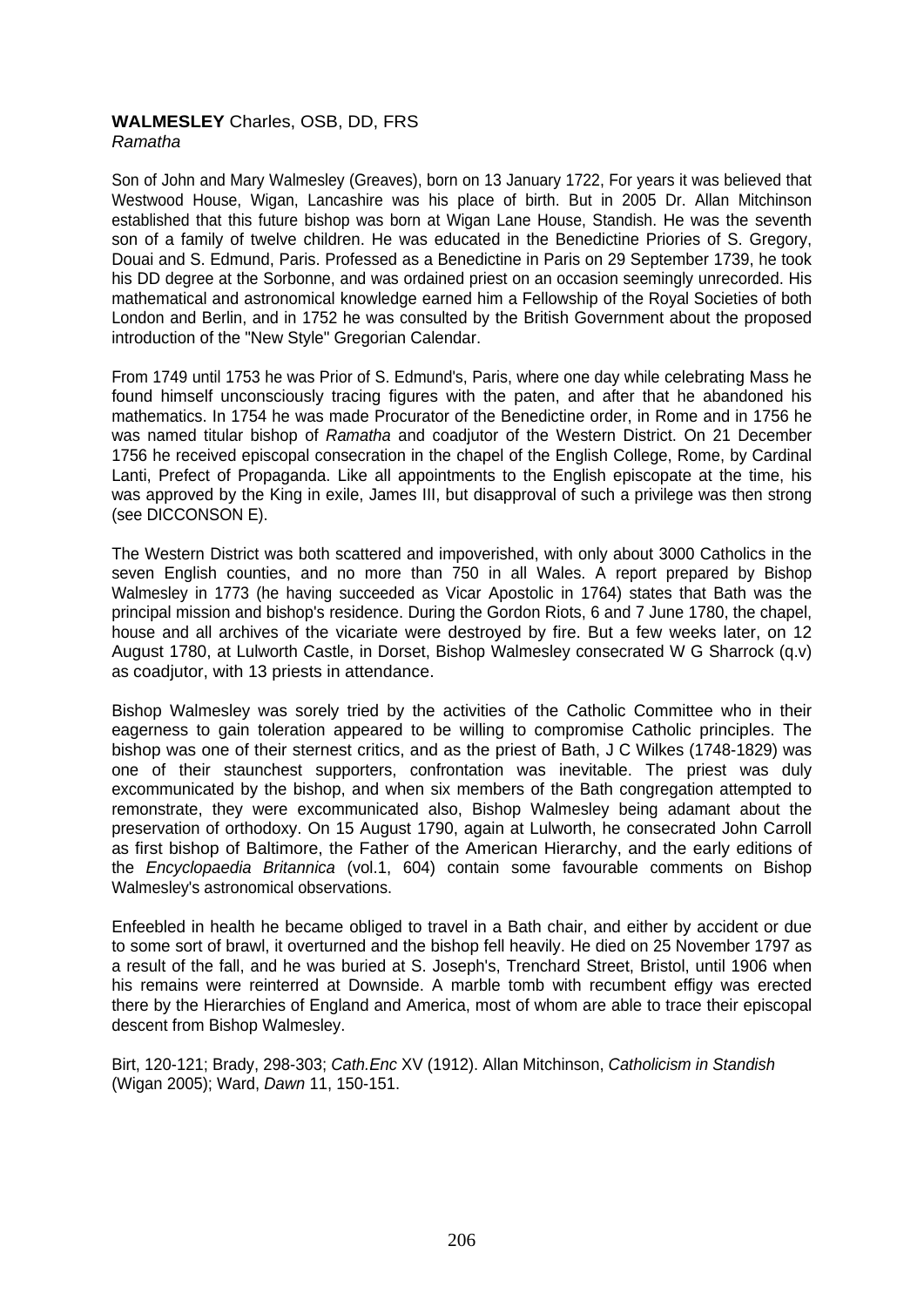**WALMESLEY** Charles, OSB, DD, FRS
*Ramatha*

Son of John and Mary Walmesley (Greaves), born on 13 January 1722, For years it was believed that Westwood House, Wigan, Lancashire was his place of birth. But in 2005 Dr. Allan Mitchinson established that this future bishop was born at Wigan Lane House, Standish. He was the seventh son of a family of twelve children. He was educated in the Benedictine Priories of S. Gregory, Douai and S. Edmund, Paris. Professed as a Benedictine in Paris on 29 September 1739, he took his DD degree at the Sorbonne, and was ordained priest on an occasion seemingly unrecorded. His mathematical and astronomical knowledge earned him a Fellowship of the Royal Societies of both London and Berlin, and in 1752 he was consulted by the British Government about the proposed introduction of the "New Style" Gregorian Calendar.

From 1749 until 1753 he was Prior of S. Edmund's, Paris, where one day while celebrating Mass he found himself unconsciously tracing figures with the paten, and after that he abandoned his mathematics. In 1754 he was made Procurator of the Benedictine order, in Rome and in 1756 he was named titular bishop of *Ramatha* and coadjutor of the Western District. On 21 December 1756 he received episcopal consecration in the chapel of the English College, Rome, by Cardinal Lanti, Prefect of Propaganda. Like all appointments to the English episcopate at the time, his was approved by the King in exile, James III, but disapproval of such a privilege was then strong (see DICCONSON E).

The Western District was both scattered and impoverished, with only about 3000 Catholics in the seven English counties, and no more than 750 in all Wales. A report prepared by Bishop Walmesley in 1773 (he having succeeded as Vicar Apostolic in 1764) states that Bath was the principal mission and bishop's residence. During the Gordon Riots, 6 and 7 June 1780, the chapel, house and all archives of the vicariate were destroyed by fire. But a few weeks later, on 12 August 1780, at Lulworth Castle, in Dorset, Bishop Walmesley consecrated W G Sharrock (q.v) as coadjutor, with 13 priests in attendance.

Bishop Walmesley was sorely tried by the activities of the Catholic Committee who in their eagerness to gain toleration appeared to be willing to compromise Catholic principles. The bishop was one of their sternest critics, and as the priest of Bath, J C Wilkes (1748-1829) was one of their staunchest supporters, confrontation was inevitable. The priest was duly excommunicated by the bishop, and when six members of the Bath congregation attempted to remonstrate, they were excommunicated also, Bishop Walmesley being adamant about the preservation of orthodoxy. On 15 August 1790, again at Lulworth, he consecrated John Carroll as first bishop of Baltimore, the Father of the American Hierarchy, and the early editions of the *Encyclopaedia Britannica* (vol.1, 604) contain some favourable comments on Bishop Walmesley's astronomical observations.

Enfeebled in health he became obliged to travel in a Bath chair, and either by accident or due to some sort of brawl, it overturned and the bishop fell heavily. He died on 25 November 1797 as a result of the fall, and he was buried at S. Joseph's, Trenchard Street, Bristol, until 1906 when his remains were reinterred at Downside. A marble tomb with recumbent effigy was erected there by the Hierarchies of England and America, most of whom are able to trace their episcopal descent from Bishop Walmesley.

Birt, 120-121; Brady, 298-303; *Cath.Enc* XV (1912). Allan Mitchinson, *Catholicism in Standish* (Wigan 2005); Ward, *Dawn* 11, 150-151.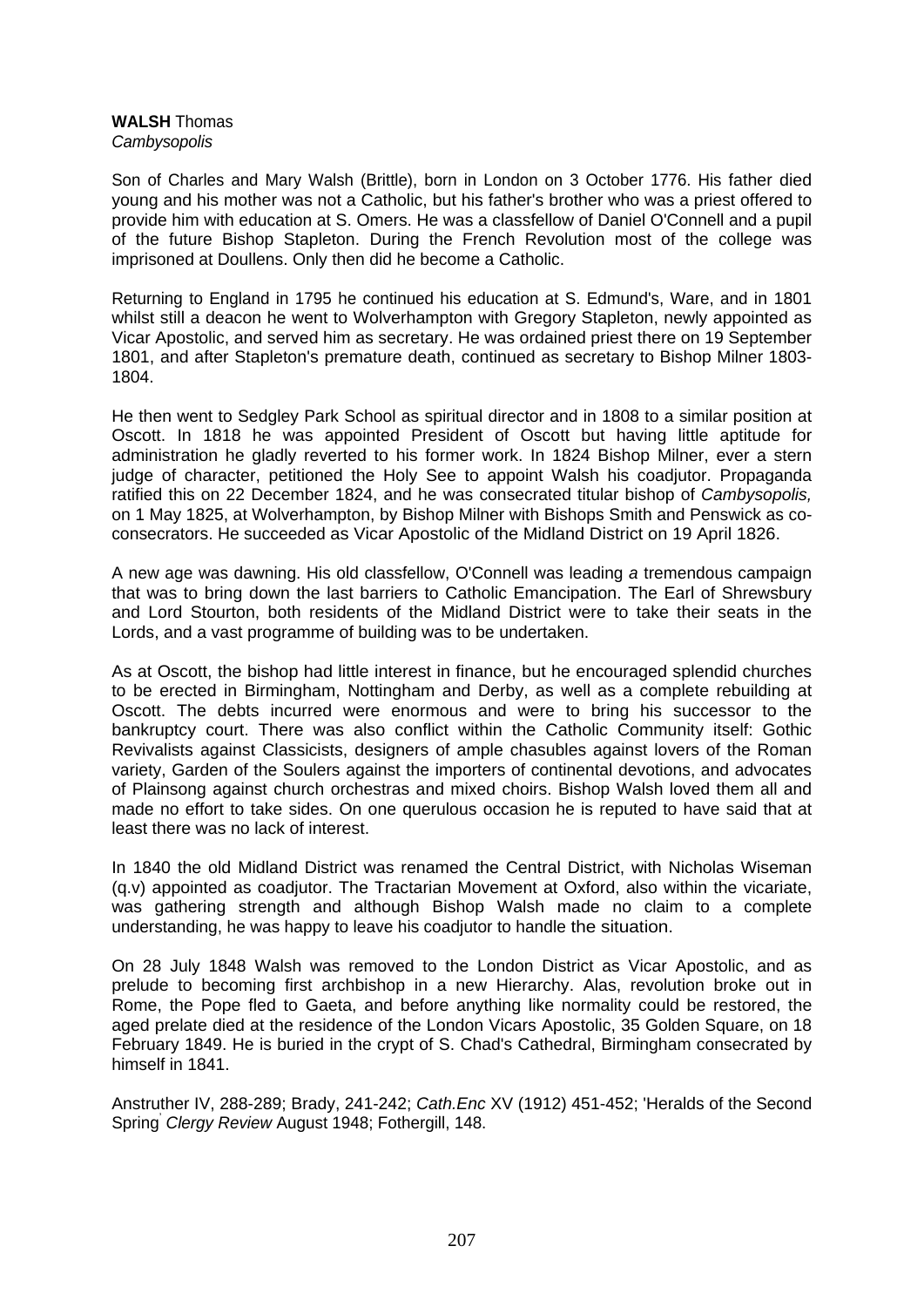**WALSH** Thomas
*Cambysopolis*

Son of Charles and Mary Walsh (Brittle), born in London on 3 October 1776. His father died young and his mother was not a Catholic, but his father's brother who was a priest offered to provide him with education at S. Omers. He was a classfellow of Daniel O'Connell and a pupil of the future Bishop Stapleton. During the French Revolution most of the college was imprisoned at Doullens. Only then did he become a Catholic.

Returning to England in 1795 he continued his education at S. Edmund's, Ware, and in 1801 whilst still a deacon he went to Wolverhampton with Gregory Stapleton, newly appointed as Vicar Apostolic, and served him as secretary. He was ordained priest there on 19 September 1801, and after Stapleton's premature death, continued as secretary to Bishop Milner 1803-1804.

He then went to Sedgley Park School as spiritual director and in 1808 to a similar position at Oscott. In 1818 he was appointed President of Oscott but having little aptitude for administration he gladly reverted to his former work. In 1824 Bishop Milner, ever a stern judge of character, petitioned the Holy See to appoint Walsh his coadjutor. Propaganda ratified this on 22 December 1824, and he was consecrated titular bishop of *Cambysopolis,* on 1 May 1825, at Wolverhampton, by Bishop Milner with Bishops Smith and Penswick as co-consecrators. He succeeded as Vicar Apostolic of the Midland District on 19 April 1826.

A new age was dawning. His old classfellow, O'Connell was leading *a* tremendous campaign that was to bring down the last barriers to Catholic Emancipation. The Earl of Shrewsbury and Lord Stourton, both residents of the Midland District were to take their seats in the Lords, and a vast programme of building was to be undertaken.

As at Oscott, the bishop had little interest in finance, but he encouraged splendid churches to be erected in Birmingham, Nottingham and Derby, as well as a complete rebuilding at Oscott. The debts incurred were enormous and were to bring his successor to the bankruptcy court. There was also conflict within the Catholic Community itself: Gothic Revivalists against Classicists, designers of ample chasubles against lovers of the Roman variety, Garden of the Soulers against the importers of continental devotions, and advocates of Plainsong against church orchestras and mixed choirs. Bishop Walsh loved them all and made no effort to take sides. On one querulous occasion he is reputed to have said that at least there was no lack of interest.

In 1840 the old Midland District was renamed the Central District, with Nicholas Wiseman (q.v) appointed as coadjutor. The Tractarian Movement at Oxford, also within the vicariate, was gathering strength and although Bishop Walsh made no claim to a complete understanding, he was happy to leave his coadjutor to handle the situation.

On 28 July 1848 Walsh was removed to the London District as Vicar Apostolic, and as prelude to becoming first archbishop in a new Hierarchy. Alas, revolution broke out in Rome, the Pope fled to Gaeta, and before anything like normality could be restored, the aged prelate died at the residence of the London Vicars Apostolic, 35 Golden Square, on 18 February 1849. He is buried in the crypt of S. Chad's Cathedral, Birmingham consecrated by himself in 1841.

Anstruther IV, 288-289; Brady, 241-242; *Cath.Enc* XV (1912) 451-452; 'Heralds of the Second Spring' *Clergy Review* August 1948; Fothergill, 148.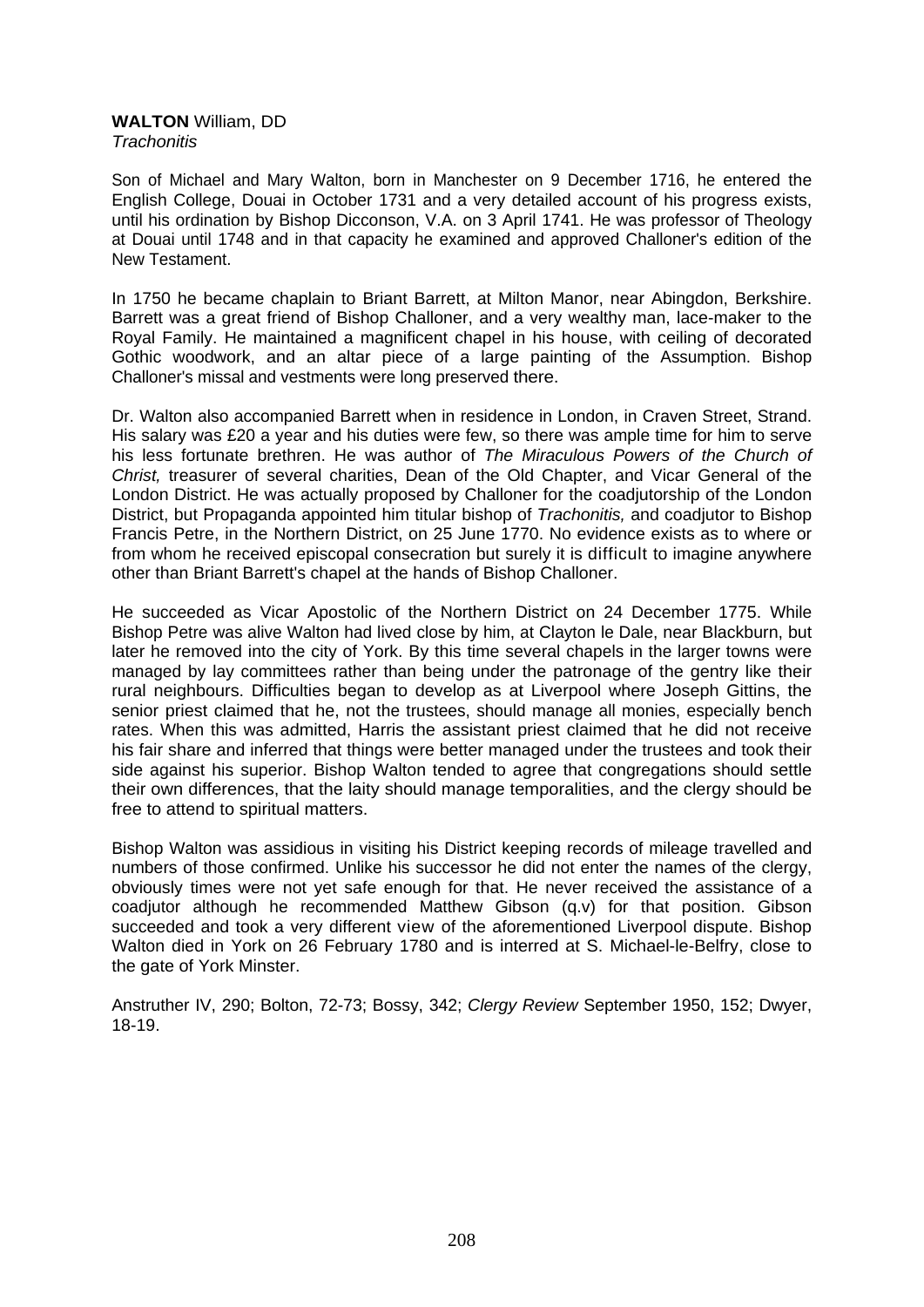**WALTON** William, DD
*Trachonitis*

Son of Michael and Mary Walton, born in Manchester on 9 December 1716, he entered the English College, Douai in October 1731 and a very detailed account of his progress exists, until his ordination by Bishop Dicconson, V.A. on 3 April 1741. He was professor of Theology at Douai until 1748 and in that capacity he examined and approved Challoner's edition of the New Testament.

In 1750 he became chaplain to Briant Barrett, at Milton Manor, near Abingdon, Berkshire. Barrett was a great friend of Bishop Challoner, and a very wealthy man, lace-maker to the Royal Family. He maintained a magnificent chapel in his house, with ceiling of decorated Gothic woodwork, and an altar piece of a large painting of the Assumption. Bishop Challoner's missal and vestments were long preserved there.

Dr. Walton also accompanied Barrett when in residence in London, in Craven Street, Strand. His salary was £20 a year and his duties were few, so there was ample time for him to serve his less fortunate brethren. He was author of *The Miraculous Powers of the Church of Christ,* treasurer of several charities, Dean of the Old Chapter, and Vicar General of the London District. He was actually proposed by Challoner for the coadjutorship of the London District, but Propaganda appointed him titular bishop of *Trachonitis,* and coadjutor to Bishop Francis Petre, in the Northern District, on 25 June 1770. No evidence exists as to where or from whom he received episcopal consecration but surely it is difficult to imagine anywhere other than Briant Barrett's chapel at the hands of Bishop Challoner.

He succeeded as Vicar Apostolic of the Northern District on 24 December 1775. While Bishop Petre was alive Walton had lived close by him, at Clayton le Dale, near Blackburn, but later he removed into the city of York. By this time several chapels in the larger towns were managed by lay committees rather than being under the patronage of the gentry like their rural neighbours. Difficulties began to develop as at Liverpool where Joseph Gittins, the senior priest claimed that he, not the trustees, should manage all monies, especially bench rates. When this was admitted, Harris the assistant priest claimed that he did not receive his fair share and inferred that things were better managed under the trustees and took their side against his superior. Bishop Walton tended to agree that congregations should settle their own differences, that the laity should manage temporalities, and the clergy should be free to attend to spiritual matters.

Bishop Walton was assidious in visiting his District keeping records of mileage travelled and numbers of those confirmed. Unlike his successor he did not enter the names of the clergy, obviously times were not yet safe enough for that. He never received the assistance of a coadjutor although he recommended Matthew Gibson (q.v) for that position. Gibson succeeded and took a very different view of the aforementioned Liverpool dispute. Bishop Walton died in York on 26 February 1780 and is interred at S. Michael-le-Belfry, close to the gate of York Minster.

Anstruther IV, 290; Bolton, 72-73; Bossy, 342; *Clergy Review* September 1950, 152; Dwyer, 18-19.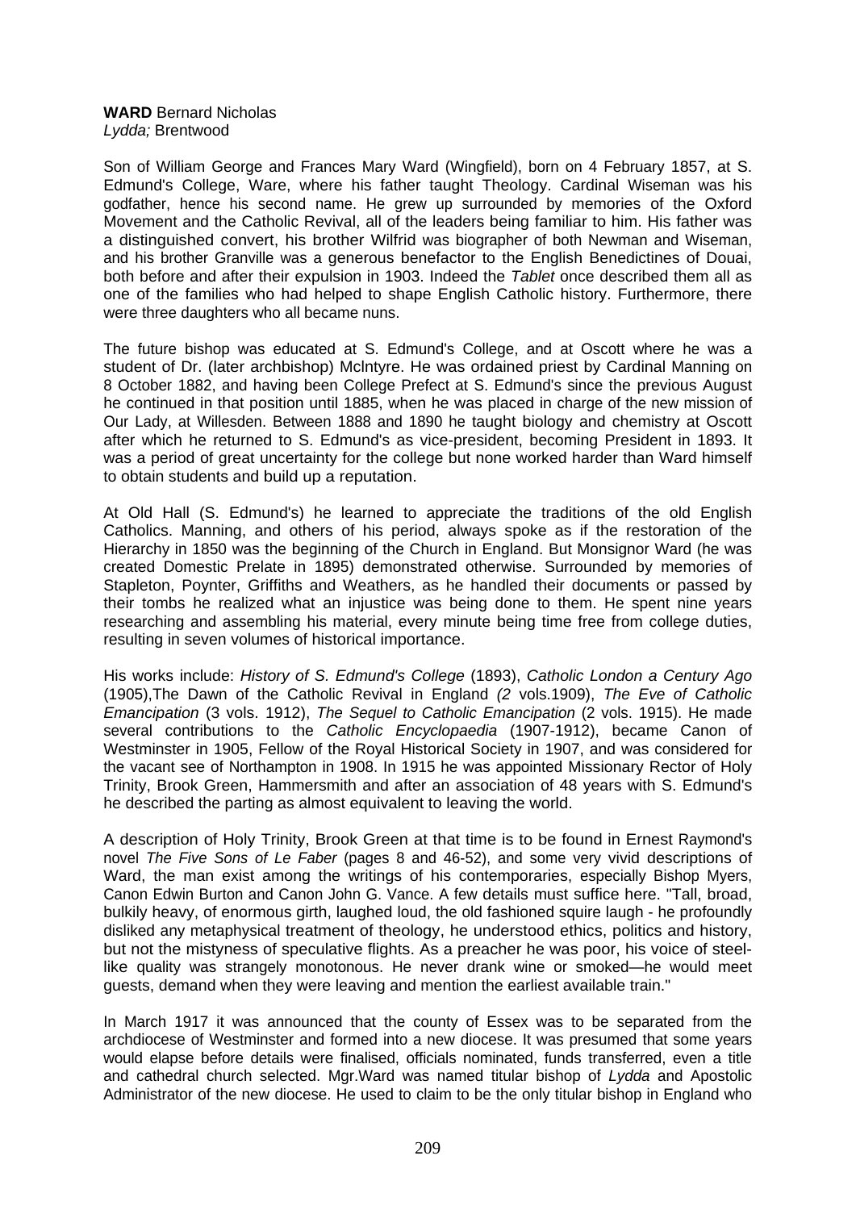**WARD** Bernard Nicholas
*Lydda;* Brentwood

Son of William George and Frances Mary Ward (Wingfield), born on 4 February 1857, at S. Edmund's College, Ware, where his father taught Theology. Cardinal Wiseman was his godfather, hence his second name. He grew up surrounded by memories of the Oxford Movement and the Catholic Revival, all of the leaders being familiar to him. His father was a distinguished convert, his brother Wilfrid was biographer of both Newman and Wiseman, and his brother Granville was a generous benefactor to the English Benedictines of Douai, both before and after their expulsion in 1903. Indeed the *Tablet* once described them all as one of the families who had helped to shape English Catholic history. Furthermore, there were three daughters who all became nuns.

The future bishop was educated at S. Edmund's College, and at Oscott where he was a student of Dr. (later archbishop) McIntyre. He was ordained priest by Cardinal Manning on 8 October 1882, and having been College Prefect at S. Edmund's since the previous August he continued in that position until 1885, when he was placed in charge of the new mission of Our Lady, at Willesden. Between 1888 and 1890 he taught biology and chemistry at Oscott after which he returned to S. Edmund's as vice-president, becoming President in 1893. It was a period of great uncertainty for the college but none worked harder than Ward himself to obtain students and build up a reputation.

At Old Hall (S. Edmund's) he learned to appreciate the traditions of the old English Catholics. Manning, and others of his period, always spoke as if the restoration of the Hierarchy in 1850 was the beginning of the Church in England. But Monsignor Ward (he was created Domestic Prelate in 1895) demonstrated otherwise. Surrounded by memories of Stapleton, Poynter, Griffiths and Weathers, as he handled their documents or passed by their tombs he realized what an injustice was being done to them. He spent nine years researching and assembling his material, every minute being time free from college duties, resulting in seven volumes of historical importance.

His works include: *History of S. Edmund's College* (1893), *Catholic London a Century Ago* (1905),The Dawn of the Catholic Revival in England *(2* vols.1909), *The Eve of Catholic Emancipation* (3 vols. 1912), *The Sequel to Catholic Emancipation* (2 vols. 1915). He made several contributions to the *Catholic Encyclopaedia* (1907-1912), became Canon of Westminster in 1905, Fellow of the Royal Historical Society in 1907, and was considered for the vacant see of Northampton in 1908. In 1915 he was appointed Missionary Rector of Holy Trinity, Brook Green, Hammersmith and after an association of 48 years with S. Edmund's he described the parting as almost equivalent to leaving the world.

A description of Holy Trinity, Brook Green at that time is to be found in Ernest Raymond's novel *The Five Sons of Le Faber* (pages 8 and 46-52), and some very vivid descriptions of Ward, the man exist among the writings of his contemporaries, especially Bishop Myers, Canon Edwin Burton and Canon John G. Vance. A few details must suffice here. "Tall, broad, bulkily heavy, of enormous girth, laughed loud, the old fashioned squire laugh - he profoundly disliked any metaphysical treatment of theology, he understood ethics, politics and history, but not the mistyness of speculative flights. As a preacher he was poor, his voice of steel-like quality was strangely monotonous. He never drank wine or smoked—he would meet guests, demand when they were leaving and mention the earliest available train."

In March 1917 it was announced that the county of Essex was to be separated from the archdiocese of Westminster and formed into a new diocese. It was presumed that some years would elapse before details were finalised, officials nominated, funds transferred, even a title and cathedral church selected. Mgr.Ward was named titular bishop of *Lydda* and Apostolic Administrator of the new diocese. He used to claim to be the only titular bishop in England who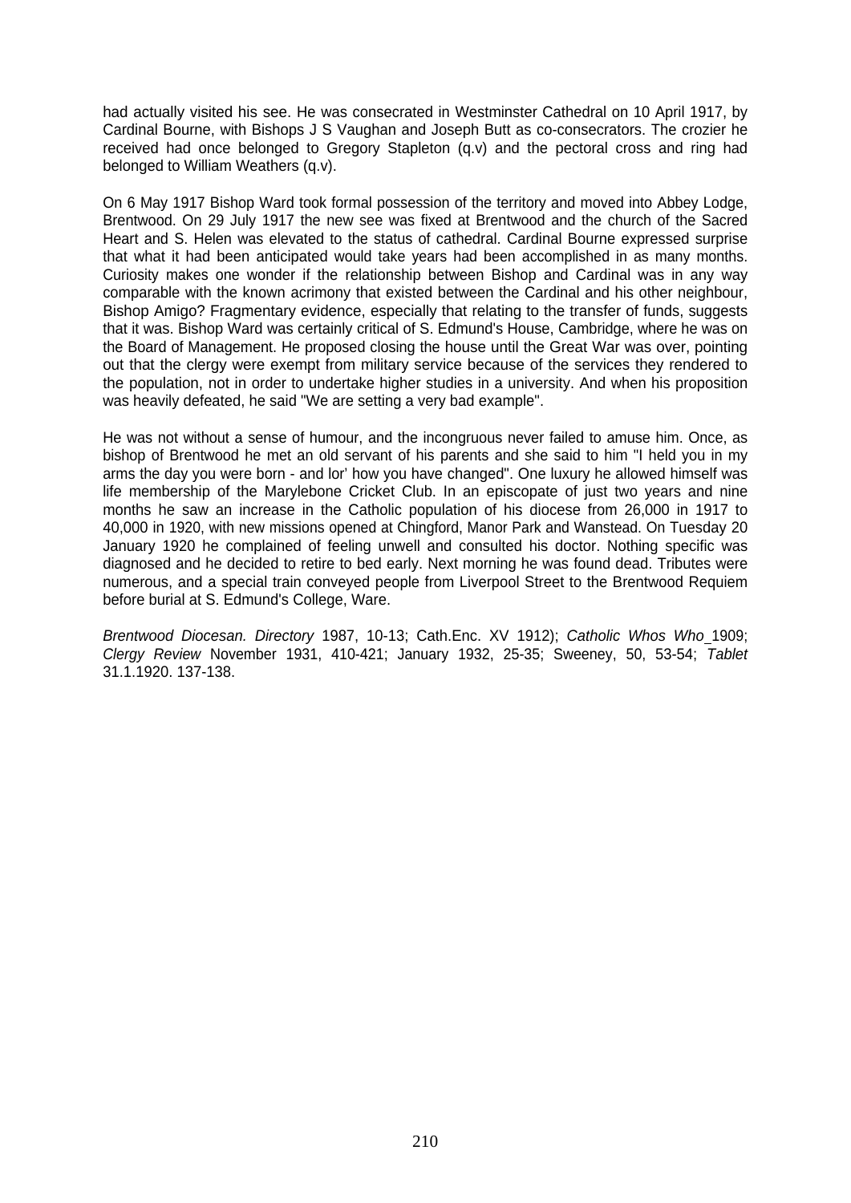had actually visited his see. He was consecrated in Westminster Cathedral on 10 April 1917, by Cardinal Bourne, with Bishops J S Vaughan and Joseph Butt as co-consecrators. The crozier he received had once belonged to Gregory Stapleton (q.v) and the pectoral cross and ring had belonged to William Weathers (q.v).

On 6 May 1917 Bishop Ward took formal possession of the territory and moved into Abbey Lodge, Brentwood. On 29 July 1917 the new see was fixed at Brentwood and the church of the Sacred Heart and S. Helen was elevated to the status of cathedral. Cardinal Bourne expressed surprise that what it had been anticipated would take years had been accomplished in as many months. Curiosity makes one wonder if the relationship between Bishop and Cardinal was in any way comparable with the known acrimony that existed between the Cardinal and his other neighbour, Bishop Amigo? Fragmentary evidence, especially that relating to the transfer of funds, suggests that it was. Bishop Ward was certainly critical of S. Edmund's House, Cambridge, where he was on the Board of Management. He proposed closing the house until the Great War was over, pointing out that the clergy were exempt from military service because of the services they rendered to the population, not in order to undertake higher studies in a university. And when his proposition was heavily defeated, he said "We are setting a very bad example".

He was not without a sense of humour, and the incongruous never failed to amuse him. Once, as bishop of Brentwood he met an old servant of his parents and she said to him "I held you in my arms the day you were born - and lor' how you have changed". One luxury he allowed himself was life membership of the Marylebone Cricket Club. In an episcopate of just two years and nine months he saw an increase in the Catholic population of his diocese from 26,000 in 1917 to 40,000 in 1920, with new missions opened at Chingford, Manor Park and Wanstead. On Tuesday 20 January 1920 he complained of feeling unwell and consulted his doctor. Nothing specific was diagnosed and he decided to retire to bed early. Next morning he was found dead. Tributes were numerous, and a special train conveyed people from Liverpool Street to the Brentwood Requiem before burial at S. Edmund's College, Ware.

*Brentwood Diocesan. Directory* 1987, 10-13; Cath.Enc. XV 1912); *Catholic Whos Who* 1909; *Clergy Review* November 1931, 410-421; January 1932, 25-35; Sweeney, 50, 53-54; *Tablet* 31.1.1920. 137-138.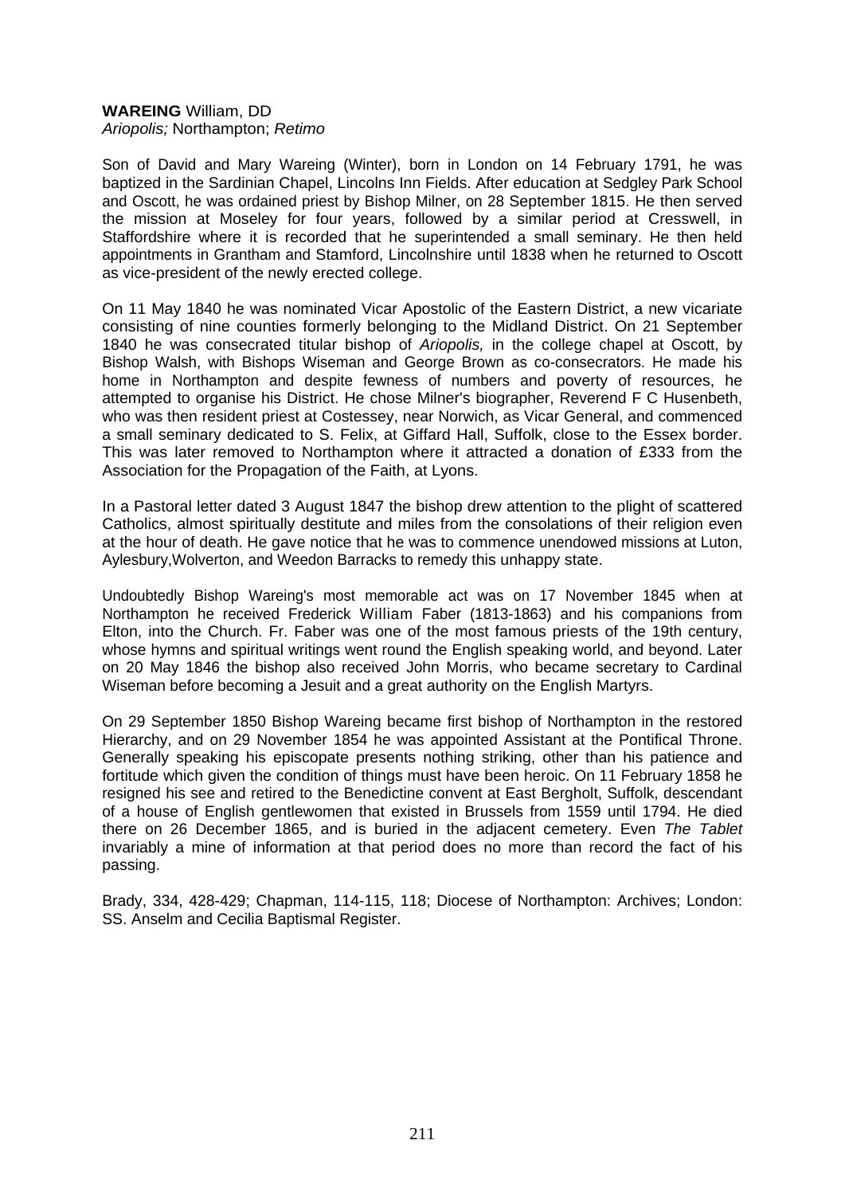**WAREING** William, DD
*Ariopolis;* Northampton; *Retimo*

Son of David and Mary Wareing (Winter), born in London on 14 February 1791, he was baptized in the Sardinian Chapel, Lincolns Inn Fields. After education at Sedgley Park School and Oscott, he was ordained priest by Bishop Milner, on 28 September 1815. He then served the mission at Moseley for four years, followed by a similar period at Cresswell, in Staffordshire where it is recorded that he superintended a small seminary. He then held appointments in Grantham and Stamford, Lincolnshire until 1838 when he returned to Oscott as vice-president of the newly erected college.

On 11 May 1840 he was nominated Vicar Apostolic of the Eastern District, a new vicariate consisting of nine counties formerly belonging to the Midland District. On 21 September 1840 he was consecrated titular bishop of *Ariopolis,* in the college chapel at Oscott, by Bishop Walsh, with Bishops Wiseman and George Brown as co-consecrators. He made his home in Northampton and despite fewness of numbers and poverty of resources, he attempted to organise his District. He chose Milner's biographer, Reverend F C Husenbeth, who was then resident priest at Costessey, near Norwich, as Vicar General, and commenced a small seminary dedicated to S. Felix, at Giffard Hall, Suffolk, close to the Essex border. This was later removed to Northampton where it attracted a donation of £333 from the Association for the Propagation of the Faith, at Lyons.

In a Pastoral letter dated 3 August 1847 the bishop drew attention to the plight of scattered Catholics, almost spiritually destitute and miles from the consolations of their religion even at the hour of death. He gave notice that he was to commence unendowed missions at Luton, Aylesbury,Wolverton, and Weedon Barracks to remedy this unhappy state.

Undoubtedly Bishop Wareing's most memorable act was on 17 November 1845 when at Northampton he received Frederick William Faber (1813-1863) and his companions from Elton, into the Church. Fr. Faber was one of the most famous priests of the 19th century, whose hymns and spiritual writings went round the English speaking world, and beyond. Later on 20 May 1846 the bishop also received John Morris, who became secretary to Cardinal Wiseman before becoming a Jesuit and a great authority on the English Martyrs.

On 29 September 1850 Bishop Wareing became first bishop of Northampton in the restored Hierarchy, and on 29 November 1854 he was appointed Assistant at the Pontifical Throne. Generally speaking his episcopate presents nothing striking, other than his patience and fortitude which given the condition of things must have been heroic. On 11 February 1858 he resigned his see and retired to the Benedictine convent at East Bergholt, Suffolk, descendant of a house of English gentlewomen that existed in Brussels from 1559 until 1794. He died there on 26 December 1865, and is buried in the adjacent cemetery. Even *The Tablet* invariably a mine of information at that period does no more than record the fact of his passing.

Brady, 334, 428-429; Chapman, 114-115, 118; Diocese of Northampton: Archives; London: SS. Anselm and Cecilia Baptismal Register.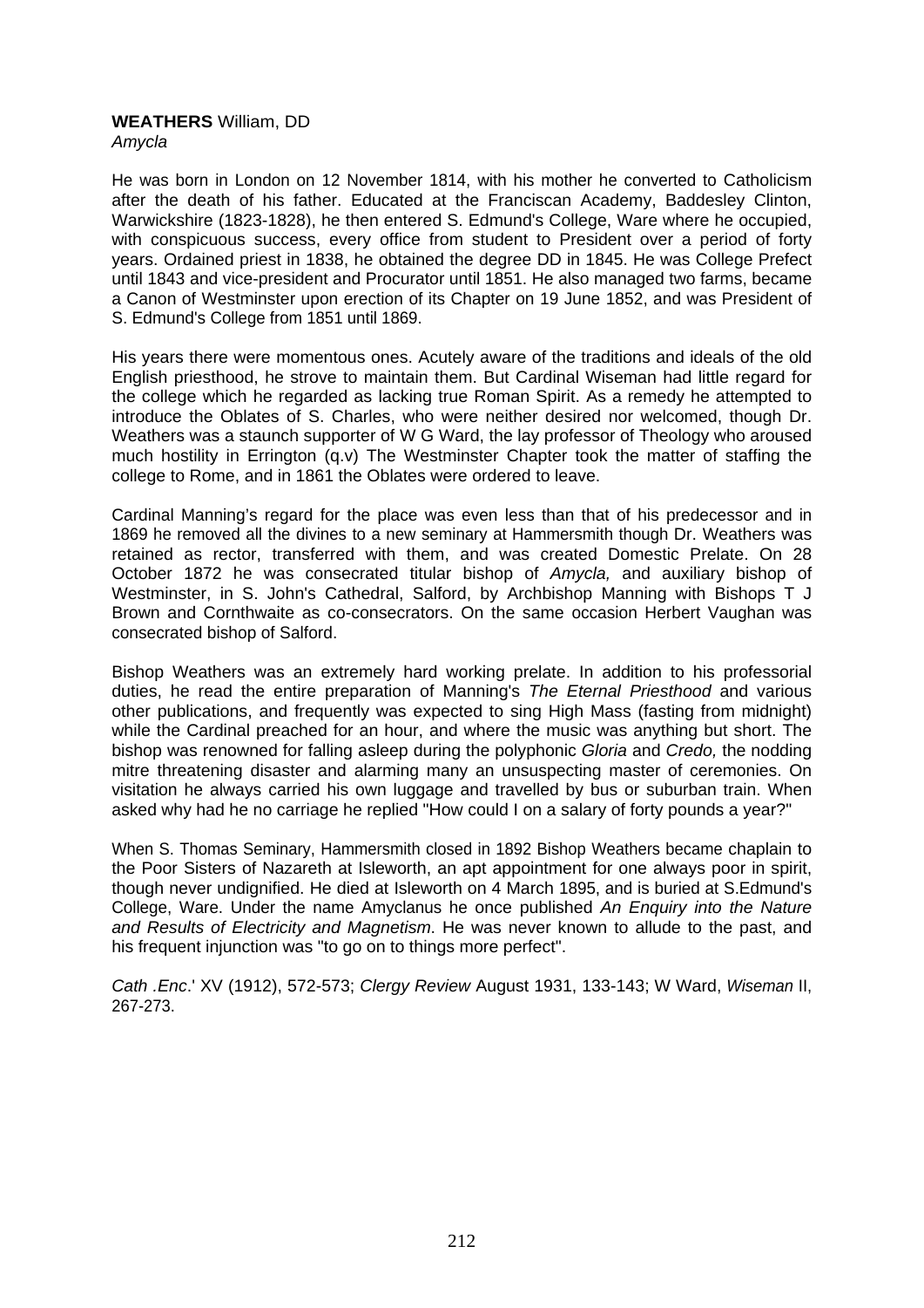**WEATHERS** William, DD
*Amycla*

He was born in London on 12 November 1814, with his mother he converted to Catholicism after the death of his father. Educated at the Franciscan Academy, Baddesley Clinton, Warwickshire (1823-1828), he then entered S. Edmund's College, Ware where he occupied, with conspicuous success, every office from student to President over a period of forty years. Ordained priest in 1838, he obtained the degree DD in 1845. He was College Prefect until 1843 and vice-president and Procurator until 1851. He also managed two farms, became a Canon of Westminster upon erection of its Chapter on 19 June 1852, and was President of S. Edmund's College from 1851 until 1869.

His years there were momentous ones. Acutely aware of the traditions and ideals of the old English priesthood, he strove to maintain them. But Cardinal Wiseman had little regard for the college which he regarded as lacking true Roman Spirit. As a remedy he attempted to introduce the Oblates of S. Charles, who were neither desired nor welcomed, though Dr. Weathers was a staunch supporter of W G Ward, the lay professor of Theology who aroused much hostility in Errington (q.v) The Westminster Chapter took the matter of staffing the college to Rome, and in 1861 the Oblates were ordered to leave.

Cardinal Manning's regard for the place was even less than that of his predecessor and in 1869 he removed all the divines to a new seminary at Hammersmith though Dr. Weathers was retained as rector, transferred with them, and was created Domestic Prelate. On 28 October 1872 he was consecrated titular bishop of *Amycla,* and auxiliary bishop of Westminster, in S. John's Cathedral, Salford, by Archbishop Manning with Bishops T J Brown and Cornthwaite as co-consecrators. On the same occasion Herbert Vaughan was consecrated bishop of Salford.

Bishop Weathers was an extremely hard working prelate. In addition to his professorial duties, he read the entire preparation of Manning's *The Eternal Priesthood* and various other publications, and frequently was expected to sing High Mass (fasting from midnight) while the Cardinal preached for an hour, and where the music was anything but short. The bishop was renowned for falling asleep during the polyphonic *Gloria* and *Credo,* the nodding mitre threatening disaster and alarming many an unsuspecting master of ceremonies. On visitation he always carried his own luggage and travelled by bus or suburban train. When asked why had he no carriage he replied "How could I on a salary of forty pounds a year?"

When S. Thomas Seminary, Hammersmith closed in 1892 Bishop Weathers became chaplain to the Poor Sisters of Nazareth at Isleworth, an apt appointment for one always poor in spirit, though never undignified. He died at Isleworth on 4 March 1895, and is buried at S.Edmund's College, Ware. Under the name Amyclanus he once published *An Enquiry into the Nature and Results of Electricity and Magnetism*. He was never known to allude to the past, and his frequent injunction was "to go on to things more perfect".

*Cath .Enc*.' XV (1912), 572-573; *Clergy Review* August 1931, 133-143; W Ward, *Wiseman* II, 267-273.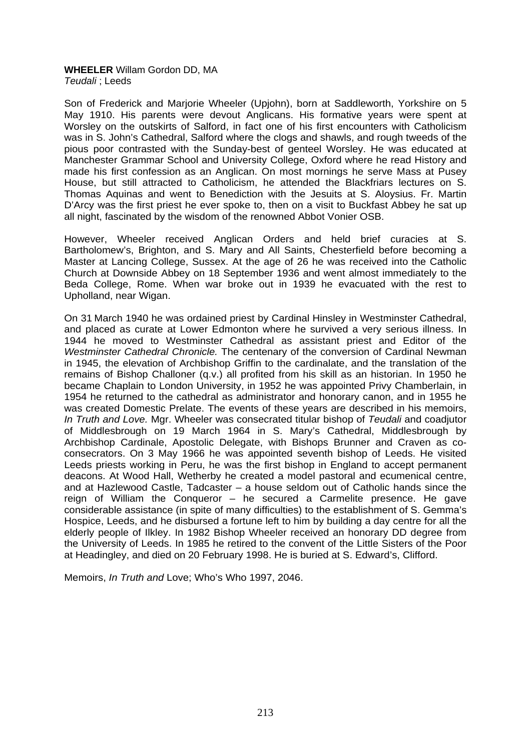**WHEELER** Willam Gordon DD, MA
*Teudali* ; Leeds

Son of Frederick and Marjorie Wheeler (Upjohn), born at Saddleworth, Yorkshire on 5 May 1910. His parents were devout Anglicans. His formative years were spent at Worsley on the outskirts of Salford, in fact one of his first encounters with Catholicism was in S. John's Cathedral, Salford where the clogs and shawls, and rough tweeds of the pious poor contrasted with the Sunday-best of genteel Worsley. He was educated at Manchester Grammar School and University College, Oxford where he read History and made his first confession as an Anglican. On most mornings he serve Mass at Pusey House, but still attracted to Catholicism, he attended the Blackfriars lectures on S. Thomas Aquinas and went to Benediction with the Jesuits at S. Aloysius. Fr. Martin D'Arcy was the first priest he ever spoke to, then on a visit to Buckfast Abbey he sat up all night, fascinated by the wisdom of the renowned Abbot Vonier OSB.

However, Wheeler received Anglican Orders and held brief curacies at S. Bartholomew's, Brighton, and S. Mary and All Saints, Chesterfield before becoming a Master at Lancing College, Sussex. At the age of 26 he was received into the Catholic Church at Downside Abbey on 18 September 1936 and went almost immediately to the Beda College, Rome. When war broke out in 1939 he evacuated with the rest to Upholland, near Wigan.

On 31 March 1940 he was ordained priest by Cardinal Hinsley in Westminster Cathedral, and placed as curate at Lower Edmonton where he survived a very serious illness. In 1944 he moved to Westminster Cathedral as assistant priest and Editor of the *Westminster Cathedral Chronicle.* The centenary of the conversion of Cardinal Newman in 1945, the elevation of Archbishop Griffin to the cardinalate, and the translation of the remains of Bishop Challoner (q.v.) all profited from his skill as an historian. In 1950 he became Chaplain to London University, in 1952 he was appointed Privy Chamberlain, in 1954 he returned to the cathedral as administrator and honorary canon, and in 1955 he was created Domestic Prelate. The events of these years are described in his memoirs, *In Truth and Love.* Mgr. Wheeler was consecrated titular bishop of *Teudali* and coadjutor of Middlesbrough on 19 March 1964 in S. Mary's Cathedral, Middlesbrough by Archbishop Cardinale, Apostolic Delegate, with Bishops Brunner and Craven as co-consecrators. On 3 May 1966 he was appointed seventh bishop of Leeds. He visited Leeds priests working in Peru, he was the first bishop in England to accept permanent deacons. At Wood Hall, Wetherby he created a model pastoral and ecumenical centre, and at Hazlewood Castle, Tadcaster – a house seldom out of Catholic hands since the reign of William the Conqueror – he secured a Carmelite presence. He gave considerable assistance (in spite of many difficulties) to the establishment of S. Gemma's Hospice, Leeds, and he disbursed a fortune left to him by building a day centre for all the elderly people of Ilkley. In 1982 Bishop Wheeler received an honorary DD degree from the University of Leeds. In 1985 he retired to the convent of the Little Sisters of the Poor at Headingley, and died on 20 February 1998. He is buried at S. Edward's, Clifford.

Memoirs, *In Truth and* Love; Who's Who 1997, 2046.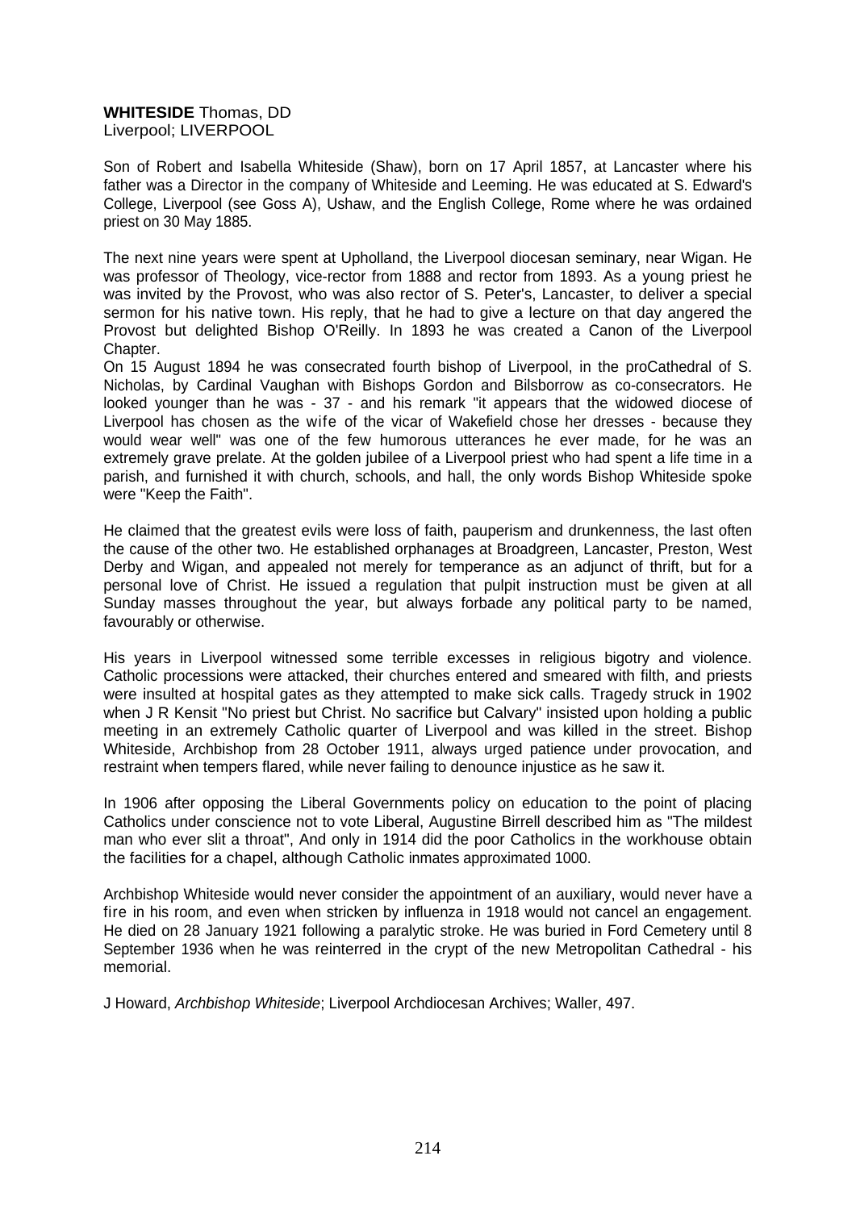**WHITESIDE** Thomas, DD
Liverpool; LIVERPOOL

Son of Robert and Isabella Whiteside (Shaw), born on 17 April 1857, at Lancaster where his father was a Director in the company of Whiteside and Leeming. He was educated at S. Edward's College, Liverpool (see Goss A), Ushaw, and the English College, Rome where he was ordained priest on 30 May 1885.

The next nine years were spent at Upholland, the Liverpool diocesan seminary, near Wigan. He was professor of Theology, vice-rector from 1888 and rector from 1893. As a young priest he was invited by the Provost, who was also rector of S. Peter's, Lancaster, to deliver a special sermon for his native town. His reply, that he had to give a lecture on that day angered the Provost but delighted Bishop O'Reilly. In 1893 he was created a Canon of the Liverpool Chapter.

On 15 August 1894 he was consecrated fourth bishop of Liverpool, in the proCathedral of S. Nicholas, by Cardinal Vaughan with Bishops Gordon and Bilsborrow as co-consecrators. He looked younger than he was - 37 - and his remark "it appears that the widowed diocese of Liverpool has chosen as the wife of the vicar of Wakefield chose her dresses - because they would wear well" was one of the few humorous utterances he ever made, for he was an extremely grave prelate. At the golden jubilee of a Liverpool priest who had spent a life time in a parish, and furnished it with church, schools, and hall, the only words Bishop Whiteside spoke were "Keep the Faith".

He claimed that the greatest evils were loss of faith, pauperism and drunkenness, the last often the cause of the other two. He established orphanages at Broadgreen, Lancaster, Preston, West Derby and Wigan, and appealed not merely for temperance as an adjunct of thrift, but for a personal love of Christ. He issued a regulation that pulpit instruction must be given at all Sunday masses throughout the year, but always forbade any political party to be named, favourably or otherwise.

His years in Liverpool witnessed some terrible excesses in religious bigotry and violence. Catholic processions were attacked, their churches entered and smeared with filth, and priests were insulted at hospital gates as they attempted to make sick calls. Tragedy struck in 1902 when J R Kensit "No priest but Christ. No sacrifice but Calvary" insisted upon holding a public meeting in an extremely Catholic quarter of Liverpool and was killed in the street. Bishop Whiteside, Archbishop from 28 October 1911, always urged patience under provocation, and restraint when tempers flared, while never failing to denounce injustice as he saw it.

In 1906 after opposing the Liberal Governments policy on education to the point of placing Catholics under conscience not to vote Liberal, Augustine Birrell described him as "The mildest man who ever slit a throat", And only in 1914 did the poor Catholics in the workhouse obtain the facilities for a chapel, although Catholic inmates approximated 1000.

Archbishop Whiteside would never consider the appointment of an auxiliary, would never have a fire in his room, and even when stricken by influenza in 1918 would not cancel an engagement. He died on 28 January 1921 following a paralytic stroke. He was buried in Ford Cemetery until 8 September 1936 when he was reinterred in the crypt of the new Metropolitan Cathedral - his memorial.

J Howard, *Archbishop Whiteside*; Liverpool Archdiocesan Archives; Waller, 497.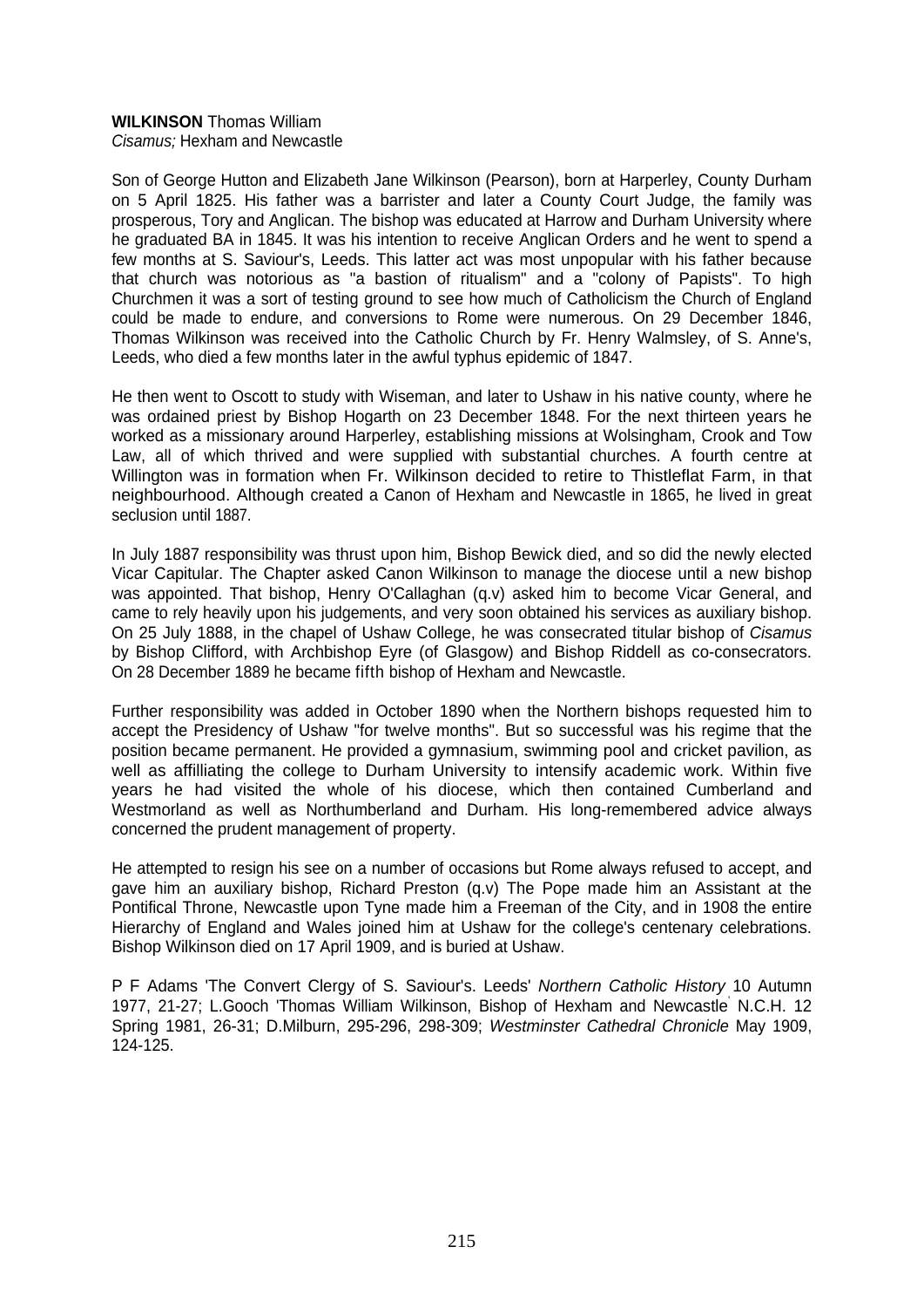**WILKINSON** Thomas William
*Cisamus;* Hexham and Newcastle

Son of George Hutton and Elizabeth Jane Wilkinson (Pearson), born at Harperley, County Durham on 5 April 1825. His father was a barrister and later a County Court Judge, the family was prosperous, Tory and Anglican. The bishop was educated at Harrow and Durham University where he graduated BA in 1845. It was his intention to receive Anglican Orders and he went to spend a few months at S. Saviour's, Leeds. This latter act was most unpopular with his father because that church was notorious as "a bastion of ritualism" and a "colony of Papists". To high Churchmen it was a sort of testing ground to see how much of Catholicism the Church of England could be made to endure, and conversions to Rome were numerous. On 29 December 1846, Thomas Wilkinson was received into the Catholic Church by Fr. Henry Walmsley, of S. Anne's, Leeds, who died a few months later in the awful typhus epidemic of 1847.

He then went to Oscott to study with Wiseman, and later to Ushaw in his native county, where he was ordained priest by Bishop Hogarth on 23 December 1848. For the next thirteen years he worked as a missionary around Harperley, establishing missions at Wolsingham, Crook and Tow Law, all of which thrived and were supplied with substantial churches. A fourth centre at Willington was in formation when Fr. Wilkinson decided to retire to Thistleflat Farm, in that neighbourhood. Although created a Canon of Hexham and Newcastle in 1865, he lived in great seclusion until 1887.

In July 1887 responsibility was thrust upon him, Bishop Bewick died, and so did the newly elected Vicar Capitular. The Chapter asked Canon Wilkinson to manage the diocese until a new bishop was appointed. That bishop, Henry O'Callaghan (q.v) asked him to become Vicar General, and came to rely heavily upon his judgements, and very soon obtained his services as auxiliary bishop. On 25 July 1888, in the chapel of Ushaw College, he was consecrated titular bishop of *Cisamus* by Bishop Clifford, with Archbishop Eyre (of Glasgow) and Bishop Riddell as co-consecrators. On 28 December 1889 he became fifth bishop of Hexham and Newcastle.

Further responsibility was added in October 1890 when the Northern bishops requested him to accept the Presidency of Ushaw "for twelve months". But so successful was his regime that the position became permanent. He provided a gymnasium, swimming pool and cricket pavilion, as well as affilliating the college to Durham University to intensify academic work. Within five years he had visited the whole of his diocese, which then contained Cumberland and Westmorland as well as Northumberland and Durham. His long-remembered advice always concerned the prudent management of property.

He attempted to resign his see on a number of occasions but Rome always refused to accept, and gave him an auxiliary bishop, Richard Preston (q.v) The Pope made him an Assistant at the Pontifical Throne, Newcastle upon Tyne made him a Freeman of the City, and in 1908 the entire Hierarchy of England and Wales joined him at Ushaw for the college's centenary celebrations. Bishop Wilkinson died on 17 April 1909, and is buried at Ushaw.

P F Adams 'The Convert Clergy of S. Saviour's. Leeds' *Northern Catholic History* 10 Autumn 1977, 21-27; L.Gooch 'Thomas William Wilkinson, Bishop of Hexham and Newcastle' N.C.H. 12 Spring 1981, 26-31; D.Milburn, 295-296, 298-309; *Westminster Cathedral Chronicle* May 1909, 124-125.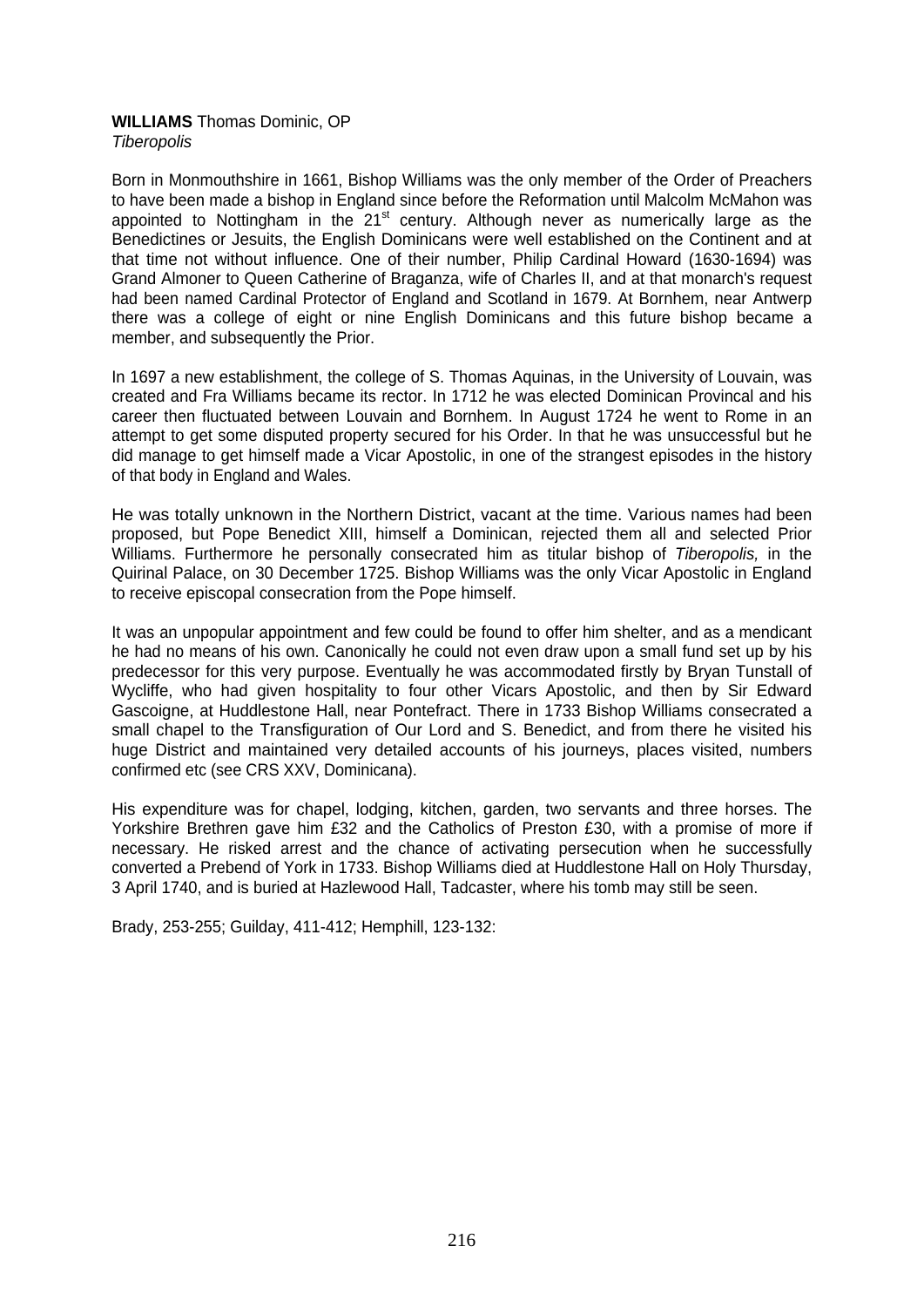**WILLIAMS** Thomas Dominic, OP
*Tiberopolis*

Born in Monmouthshire in 1661, Bishop Williams was the only member of the Order of Preachers to have been made a bishop in England since before the Reformation until Malcolm McMahon was appointed to Nottingham in the 21st century. Although never as numerically large as the Benedictines or Jesuits, the English Dominicans were well established on the Continent and at that time not without influence. One of their number, Philip Cardinal Howard (1630-1694) was Grand Almoner to Queen Catherine of Braganza, wife of Charles II, and at that monarch's request had been named Cardinal Protector of England and Scotland in 1679. At Bornhem, near Antwerp there was a college of eight or nine English Dominicans and this future bishop became a member, and subsequently the Prior.

In 1697 a new establishment, the college of S. Thomas Aquinas, in the University of Louvain, was created and Fra Williams became its rector. In 1712 he was elected Dominican Provincal and his career then fluctuated between Louvain and Bornhem. In August 1724 he went to Rome in an attempt to get some disputed property secured for his Order. In that he was unsuccessful but he did manage to get himself made a Vicar Apostolic, in one of the strangest episodes in the history of that body in England and Wales.

He was totally unknown in the Northern District, vacant at the time. Various names had been proposed, but Pope Benedict XIII, himself a Dominican, rejected them all and selected Prior Williams. Furthermore he personally consecrated him as titular bishop of *Tiberopolis,* in the Quirinal Palace, on 30 December 1725. Bishop Williams was the only Vicar Apostolic in England to receive episcopal consecration from the Pope himself.

It was an unpopular appointment and few could be found to offer him shelter, and as a mendicant he had no means of his own. Canonically he could not even draw upon a small fund set up by his predecessor for this very purpose. Eventually he was accommodated firstly by Bryan Tunstall of Wycliffe, who had given hospitality to four other Vicars Apostolic, and then by Sir Edward Gascoigne, at Huddlestone Hall, near Pontefract. There in 1733 Bishop Williams consecrated a small chapel to the Transfiguration of Our Lord and S. Benedict, and from there he visited his huge District and maintained very detailed accounts of his journeys, places visited, numbers confirmed etc (see CRS XXV, Dominicana).

His expenditure was for chapel, lodging, kitchen, garden, two servants and three horses. The Yorkshire Brethren gave him £32 and the Catholics of Preston £30, with a promise of more if necessary. He risked arrest and the chance of activating persecution when he successfully converted a Prebend of York in 1733. Bishop Williams died at Huddlestone Hall on Holy Thursday, 3 April 1740, and is buried at Hazlewood Hall, Tadcaster, where his tomb may still be seen.

Brady, 253-255; Guilday, 411-412; Hemphill, 123-132: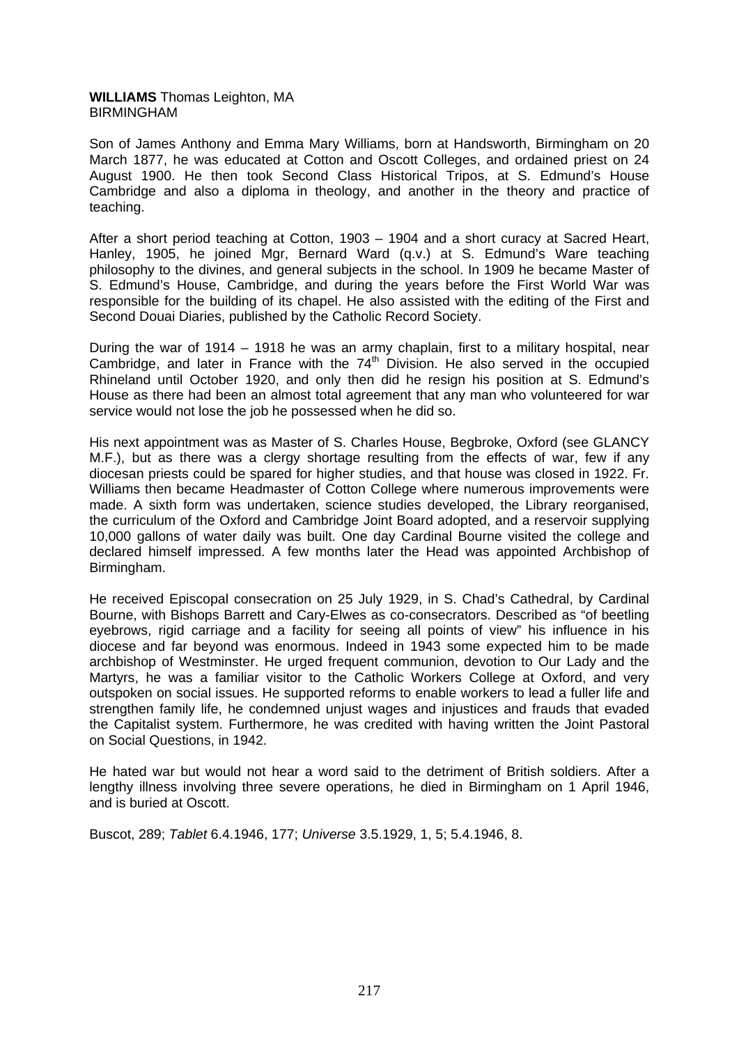**WILLIAMS** Thomas Leighton, MA
BIRMINGHAM

Son of James Anthony and Emma Mary Williams, born at Handsworth, Birmingham on 20 March 1877, he was educated at Cotton and Oscott Colleges, and ordained priest on 24 August 1900. He then took Second Class Historical Tripos, at S. Edmund's House Cambridge and also a diploma in theology, and another in the theory and practice of teaching.

After a short period teaching at Cotton, 1903 – 1904 and a short curacy at Sacred Heart, Hanley, 1905, he joined Mgr, Bernard Ward (q.v.) at S. Edmund's Ware teaching philosophy to the divines, and general subjects in the school. In 1909 he became Master of S. Edmund's House, Cambridge, and during the years before the First World War was responsible for the building of its chapel. He also assisted with the editing of the First and Second Douai Diaries, published by the Catholic Record Society.

During the war of 1914 – 1918 he was an army chaplain, first to a military hospital, near Cambridge, and later in France with the 74th Division. He also served in the occupied Rhineland until October 1920, and only then did he resign his position at S. Edmund's House as there had been an almost total agreement that any man who volunteered for war service would not lose the job he possessed when he did so.

His next appointment was as Master of S. Charles House, Begbroke, Oxford (see GLANCY M.F.), but as there was a clergy shortage resulting from the effects of war, few if any diocesan priests could be spared for higher studies, and that house was closed in 1922. Fr. Williams then became Headmaster of Cotton College where numerous improvements were made. A sixth form was undertaken, science studies developed, the Library reorganised, the curriculum of the Oxford and Cambridge Joint Board adopted, and a reservoir supplying 10,000 gallons of water daily was built. One day Cardinal Bourne visited the college and declared himself impressed. A few months later the Head was appointed Archbishop of Birmingham.

He received Episcopal consecration on 25 July 1929, in S. Chad's Cathedral, by Cardinal Bourne, with Bishops Barrett and Cary-Elwes as co-consecrators. Described as "of beetling eyebrows, rigid carriage and a facility for seeing all points of view" his influence in his diocese and far beyond was enormous. Indeed in 1943 some expected him to be made archbishop of Westminster. He urged frequent communion, devotion to Our Lady and the Martyrs, he was a familiar visitor to the Catholic Workers College at Oxford, and very outspoken on social issues. He supported reforms to enable workers to lead a fuller life and strengthen family life, he condemned unjust wages and injustices and frauds that evaded the Capitalist system. Furthermore, he was credited with having written the Joint Pastoral on Social Questions, in 1942.

He hated war but would not hear a word said to the detriment of British soldiers. After a lengthy illness involving three severe operations, he died in Birmingham on 1 April 1946, and is buried at Oscott.

Buscot, 289; *Tablet* 6.4.1946, 177; *Universe* 3.5.1929, 1, 5; 5.4.1946, 8.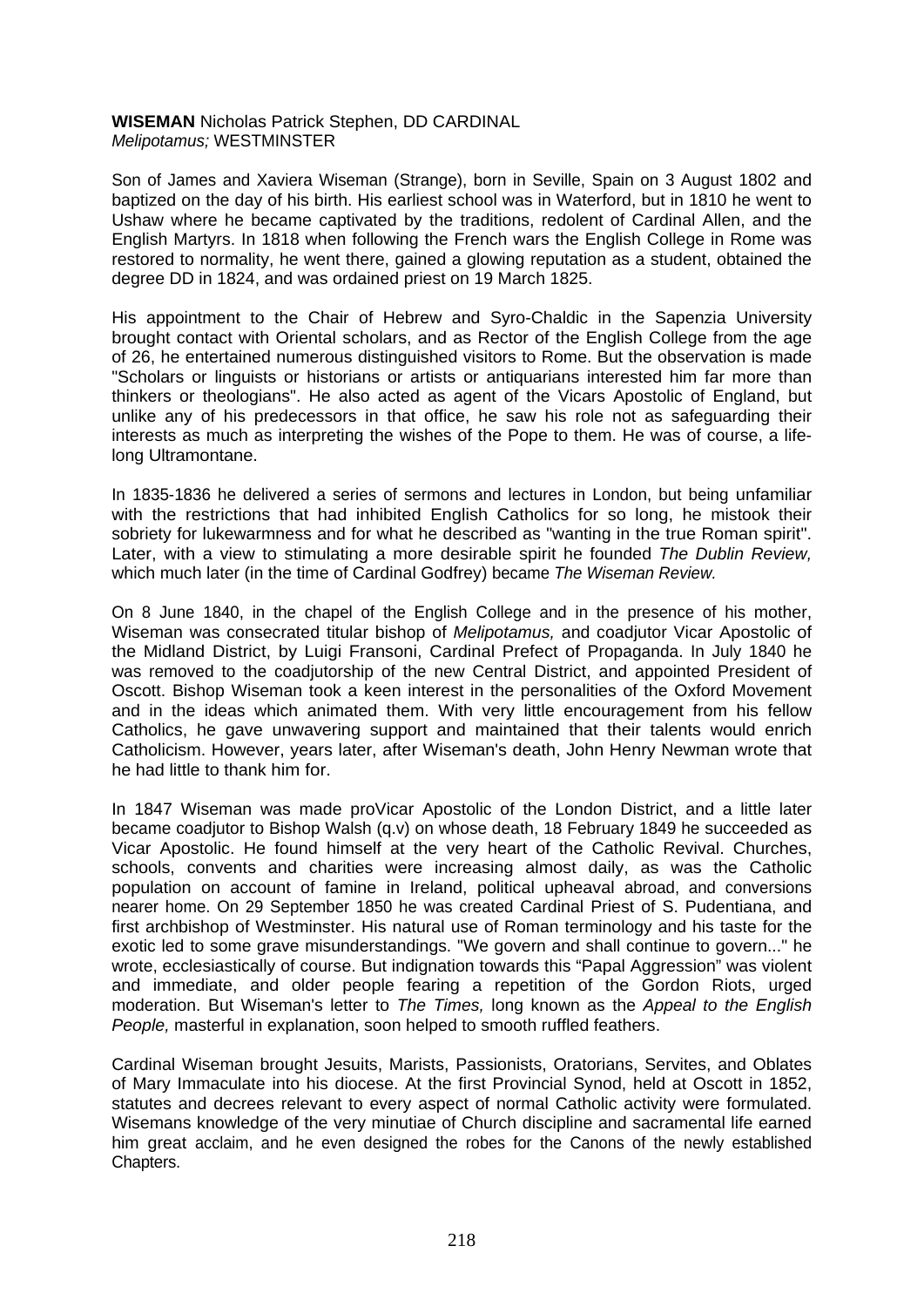**WISEMAN** Nicholas Patrick Stephen, DD CARDINAL
*Melipotamus;* WESTMINSTER

Son of James and Xaviera Wiseman (Strange), born in Seville, Spain on 3 August 1802 and baptized on the day of his birth. His earliest school was in Waterford, but in 1810 he went to Ushaw where he became captivated by the traditions, redolent of Cardinal Allen, and the English Martyrs. In 1818 when following the French wars the English College in Rome was restored to normality, he went there, gained a glowing reputation as a student, obtained the degree DD in 1824, and was ordained priest on 19 March 1825.

His appointment to the Chair of Hebrew and Syro-Chaldic in the Sapenzia University brought contact with Oriental scholars, and as Rector of the English College from the age of 26, he entertained numerous distinguished visitors to Rome. But the observation is made "Scholars or linguists or historians or artists or antiquarians interested him far more than thinkers or theologians". He also acted as agent of the Vicars Apostolic of England, but unlike any of his predecessors in that office, he saw his role not as safeguarding their interests as much as interpreting the wishes of the Pope to them. He was of course, a life-long Ultramontane.

In 1835-1836 he delivered a series of sermons and lectures in London, but being unfamiliar with the restrictions that had inhibited English Catholics for so long, he mistook their sobriety for lukewarmness and for what he described as "wanting in the true Roman spirit". Later, with a view to stimulating a more desirable spirit he founded *The Dublin Review,* which much later (in the time of Cardinal Godfrey) became *The Wiseman Review.*

On 8 June 1840, in the chapel of the English College and in the presence of his mother, Wiseman was consecrated titular bishop of *Melipotamus,* and coadjutor Vicar Apostolic of the Midland District, by Luigi Fransoni, Cardinal Prefect of Propaganda. In July 1840 he was removed to the coadjutorship of the new Central District, and appointed President of Oscott. Bishop Wiseman took a keen interest in the personalities of the Oxford Movement and in the ideas which animated them. With very little encouragement from his fellow Catholics, he gave unwavering support and maintained that their talents would enrich Catholicism. However, years later, after Wiseman's death, John Henry Newman wrote that he had little to thank him for.

In 1847 Wiseman was made proVicar Apostolic of the London District, and a little later became coadjutor to Bishop Walsh (q.v) on whose death, 18 February 1849 he succeeded as Vicar Apostolic. He found himself at the very heart of the Catholic Revival. Churches, schools, convents and charities were increasing almost daily, as was the Catholic population on account of famine in Ireland, political upheaval abroad, and conversions nearer home. On 29 September 1850 he was created Cardinal Priest of S. Pudentiana, and first archbishop of Westminster. His natural use of Roman terminology and his taste for the exotic led to some grave misunderstandings. "We govern and shall continue to govern..." he wrote, ecclesiastically of course. But indignation towards this "Papal Aggression" was violent and immediate, and older people fearing a repetition of the Gordon Riots, urged moderation. But Wiseman's letter to *The Times,* long known as the *Appeal to the English People,* masterful in explanation, soon helped to smooth ruffled feathers.

Cardinal Wiseman brought Jesuits, Marists, Passionists, Oratorians, Servites, and Oblates of Mary Immaculate into his diocese. At the first Provincial Synod, held at Oscott in 1852, statutes and decrees relevant to every aspect of normal Catholic activity were formulated. Wisemans knowledge of the very minutiae of Church discipline and sacramental life earned him great acclaim, and he even designed the robes for the Canons of the newly established Chapters.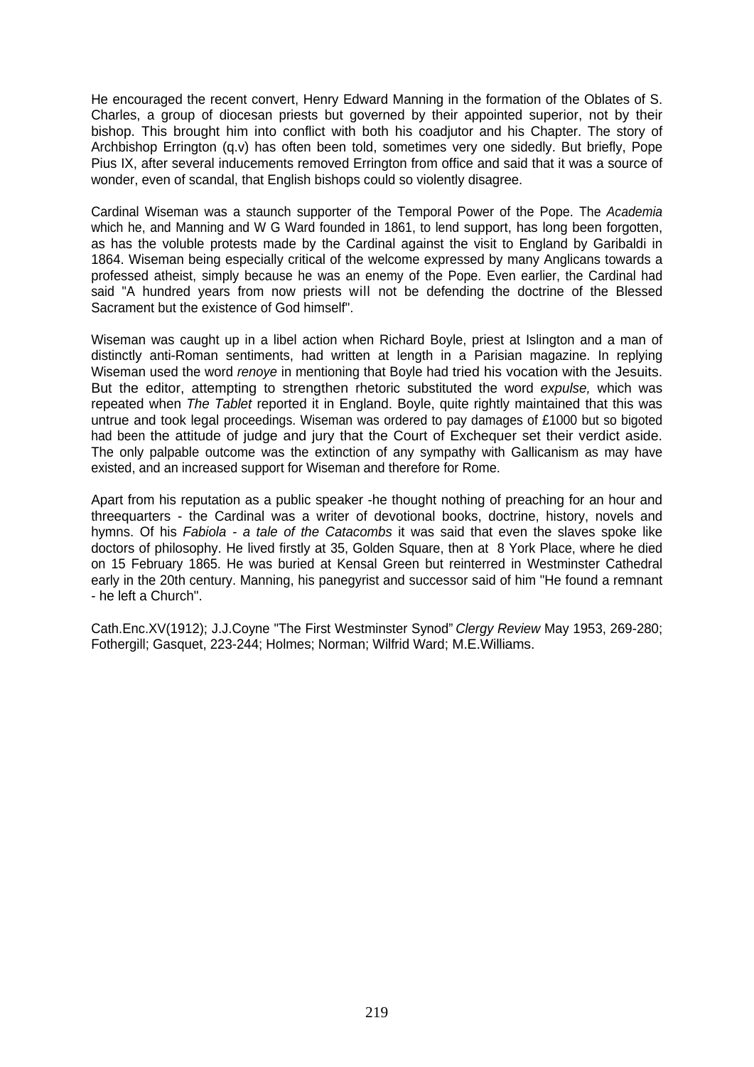He encouraged the recent convert, Henry Edward Manning in the formation of the Oblates of S. Charles, a group of diocesan priests but governed by their appointed superior, not by their bishop. This brought him into conflict with both his coadjutor and his Chapter. The story of Archbishop Errington (q.v) has often been told, sometimes very one sidedly. But briefly, Pope Pius IX, after several inducements removed Errington from office and said that it was a source of wonder, even of scandal, that English bishops could so violently disagree.

Cardinal Wiseman was a staunch supporter of the Temporal Power of the Pope. The *Academia* which he, and Manning and W G Ward founded in 1861, to lend support, has long been forgotten, as has the voluble protests made by the Cardinal against the visit to England by Garibaldi in 1864. Wiseman being especially critical of the welcome expressed by many Anglicans towards a professed atheist, simply because he was an enemy of the Pope. Even earlier, the Cardinal had said "A hundred years from now priests will not be defending the doctrine of the Blessed Sacrament but the existence of God himself".

Wiseman was caught up in a libel action when Richard Boyle, priest at Islington and a man of distinctly anti-Roman sentiments, had written at length in a Parisian magazine. In replying Wiseman used the word *renoye* in mentioning that Boyle had tried his vocation with the Jesuits. But the editor, attempting to strengthen rhetoric substituted the word *expulse,* which was repeated when *The Tablet* reported it in England. Boyle, quite rightly maintained that this was untrue and took legal proceedings. Wiseman was ordered to pay damages of £1000 but so bigoted had been the attitude of judge and jury that the Court of Exchequer set their verdict aside. The only palpable outcome was the extinction of any sympathy with Gallicanism as may have existed, and an increased support for Wiseman and therefore for Rome.

Apart from his reputation as a public speaker -he thought nothing of preaching for an hour and threequarters - the Cardinal was a writer of devotional books, doctrine, history, novels and hymns. Of his *Fabiola - a tale of the Catacombs* it was said that even the slaves spoke like doctors of philosophy. He lived firstly at 35, Golden Square, then at 8 York Place, where he died on 15 February 1865. He was buried at Kensal Green but reinterred in Westminster Cathedral early in the 20th century. Manning, his panegyrist and successor said of him "He found a remnant - he left a Church".

Cath.Enc.XV(1912); J.J.Coyne "The First Westminster Synod" *Clergy Review* May 1953, 269-280; Fothergill; Gasquet, 223-244; Holmes; Norman; Wilfrid Ward; M.E.Williams.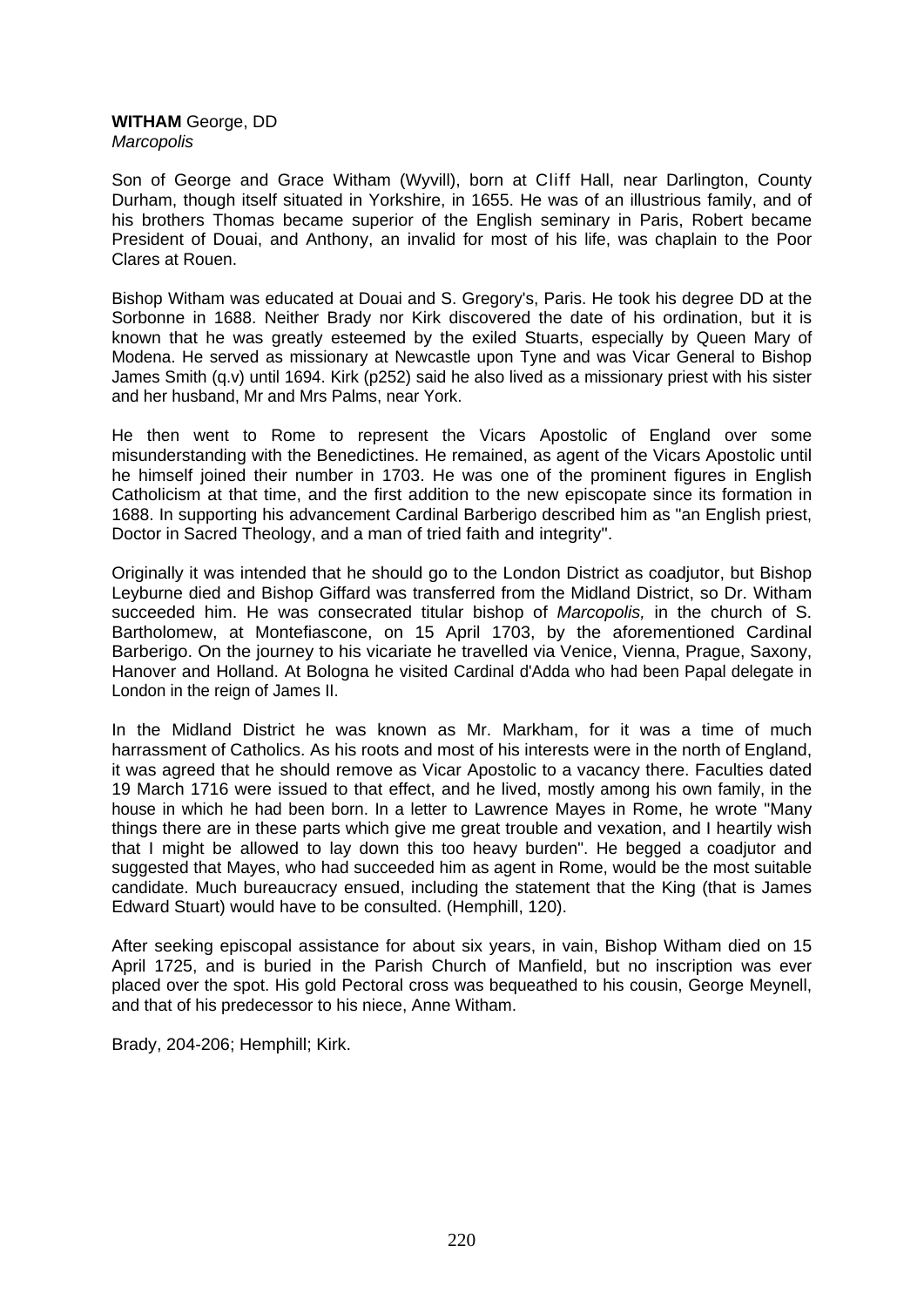**WITHAM** George, DD
*Marcopolis*

Son of George and Grace Witham (Wyvill), born at Cliff Hall, near Darlington, County Durham, though itself situated in Yorkshire, in 1655. He was of an illustrious family, and of his brothers Thomas became superior of the English seminary in Paris, Robert became President of Douai, and Anthony, an invalid for most of his life, was chaplain to the Poor Clares at Rouen.

Bishop Witham was educated at Douai and S. Gregory's, Paris. He took his degree DD at the Sorbonne in 1688. Neither Brady nor Kirk discovered the date of his ordination, but it is known that he was greatly esteemed by the exiled Stuarts, especially by Queen Mary of Modena. He served as missionary at Newcastle upon Tyne and was Vicar General to Bishop James Smith (q.v) until 1694. Kirk (p252) said he also lived as a missionary priest with his sister and her husband, Mr and Mrs Palms, near York.

He then went to Rome to represent the Vicars Apostolic of England over some misunderstanding with the Benedictines. He remained, as agent of the Vicars Apostolic until he himself joined their number in 1703. He was one of the prominent figures in English Catholicism at that time, and the first addition to the new episcopate since its formation in 1688. In supporting his advancement Cardinal Barberigo described him as "an English priest, Doctor in Sacred Theology, and a man of tried faith and integrity".

Originally it was intended that he should go to the London District as coadjutor, but Bishop Leyburne died and Bishop Giffard was transferred from the Midland District, so Dr. Witham succeeded him. He was consecrated titular bishop of *Marcopolis,* in the church of S. Bartholomew, at Montefiascone, on 15 April 1703, by the aforementioned Cardinal Barberigo. On the journey to his vicariate he travelled via Venice, Vienna, Prague, Saxony, Hanover and Holland. At Bologna he visited Cardinal d'Adda who had been Papal delegate in London in the reign of James II.

In the Midland District he was known as Mr. Markham, for it was a time of much harrassment of Catholics. As his roots and most of his interests were in the north of England, it was agreed that he should remove as Vicar Apostolic to a vacancy there. Faculties dated 19 March 1716 were issued to that effect, and he lived, mostly among his own family, in the house in which he had been born. In a letter to Lawrence Mayes in Rome, he wrote "Many things there are in these parts which give me great trouble and vexation, and I heartily wish that I might be allowed to lay down this too heavy burden". He begged a coadjutor and suggested that Mayes, who had succeeded him as agent in Rome, would be the most suitable candidate. Much bureaucracy ensued, including the statement that the King (that is James Edward Stuart) would have to be consulted. (Hemphill, 120).

After seeking episcopal assistance for about six years, in vain, Bishop Witham died on 15 April 1725, and is buried in the Parish Church of Manfield, but no inscription was ever placed over the spot. His gold Pectoral cross was bequeathed to his cousin, George Meynell, and that of his predecessor to his niece, Anne Witham.

Brady, 204-206; Hemphill; Kirk.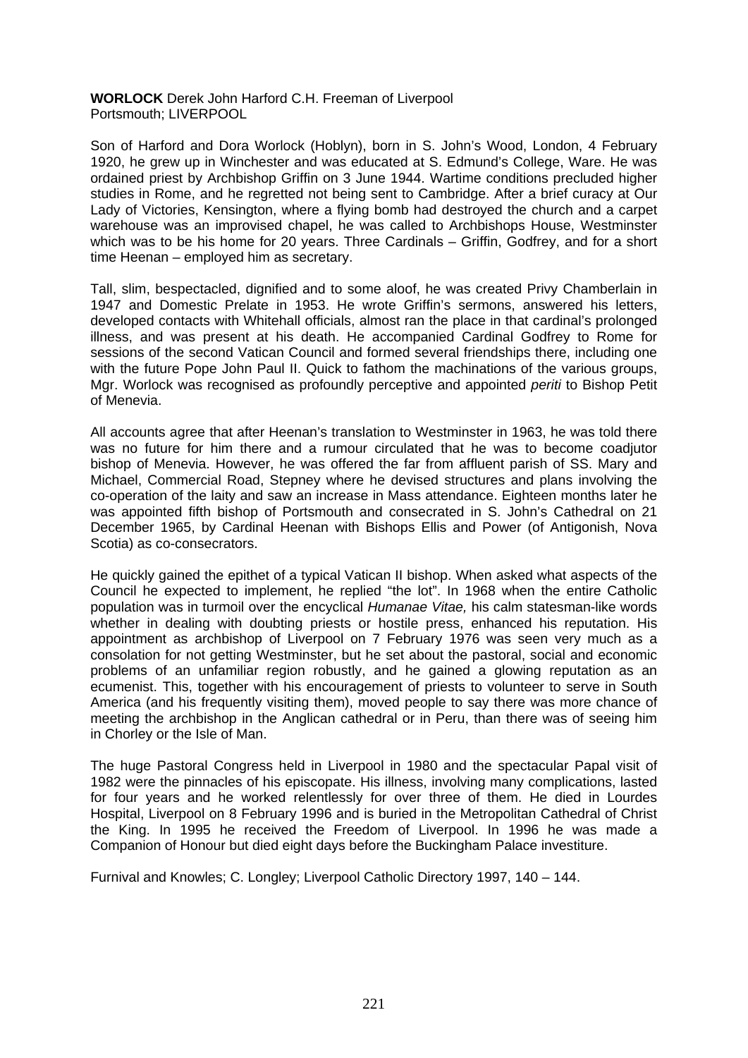**WORLOCK** Derek John Harford C.H. Freeman of Liverpool
Portsmouth; LIVERPOOL

Son of Harford and Dora Worlock (Hoblyn), born in S. John's Wood, London, 4 February 1920, he grew up in Winchester and was educated at S. Edmund's College, Ware. He was ordained priest by Archbishop Griffin on 3 June 1944. Wartime conditions precluded higher studies in Rome, and he regretted not being sent to Cambridge. After a brief curacy at Our Lady of Victories, Kensington, where a flying bomb had destroyed the church and a carpet warehouse was an improvised chapel, he was called to Archbishops House, Westminster which was to be his home for 20 years. Three Cardinals – Griffin, Godfrey, and for a short time Heenan – employed him as secretary.

Tall, slim, bespectacled, dignified and to some aloof, he was created Privy Chamberlain in 1947 and Domestic Prelate in 1953. He wrote Griffin's sermons, answered his letters, developed contacts with Whitehall officials, almost ran the place in that cardinal's prolonged illness, and was present at his death. He accompanied Cardinal Godfrey to Rome for sessions of the second Vatican Council and formed several friendships there, including one with the future Pope John Paul II. Quick to fathom the machinations of the various groups, Mgr. Worlock was recognised as profoundly perceptive and appointed *periti* to Bishop Petit of Menevia.

All accounts agree that after Heenan's translation to Westminster in 1963, he was told there was no future for him there and a rumour circulated that he was to become coadjutor bishop of Menevia. However, he was offered the far from affluent parish of SS. Mary and Michael, Commercial Road, Stepney where he devised structures and plans involving the co-operation of the laity and saw an increase in Mass attendance. Eighteen months later he was appointed fifth bishop of Portsmouth and consecrated in S. John's Cathedral on 21 December 1965, by Cardinal Heenan with Bishops Ellis and Power (of Antigonish, Nova Scotia) as co-consecrators.

He quickly gained the epithet of a typical Vatican II bishop. When asked what aspects of the Council he expected to implement, he replied "the lot". In 1968 when the entire Catholic population was in turmoil over the encyclical *Humanae Vitae,* his calm statesman-like words whether in dealing with doubting priests or hostile press, enhanced his reputation. His appointment as archbishop of Liverpool on 7 February 1976 was seen very much as a consolation for not getting Westminster, but he set about the pastoral, social and economic problems of an unfamiliar region robustly, and he gained a glowing reputation as an ecumenist. This, together with his encouragement of priests to volunteer to serve in South America (and his frequently visiting them), moved people to say there was more chance of meeting the archbishop in the Anglican cathedral or in Peru, than there was of seeing him in Chorley or the Isle of Man.

The huge Pastoral Congress held in Liverpool in 1980 and the spectacular Papal visit of 1982 were the pinnacles of his episcopate. His illness, involving many complications, lasted for four years and he worked relentlessly for over three of them. He died in Lourdes Hospital, Liverpool on 8 February 1996 and is buried in the Metropolitan Cathedral of Christ the King. In 1995 he received the Freedom of Liverpool. In 1996 he was made a Companion of Honour but died eight days before the Buckingham Palace investiture.

Furnival and Knowles; C. Longley; Liverpool Catholic Directory 1997, 140 – 144.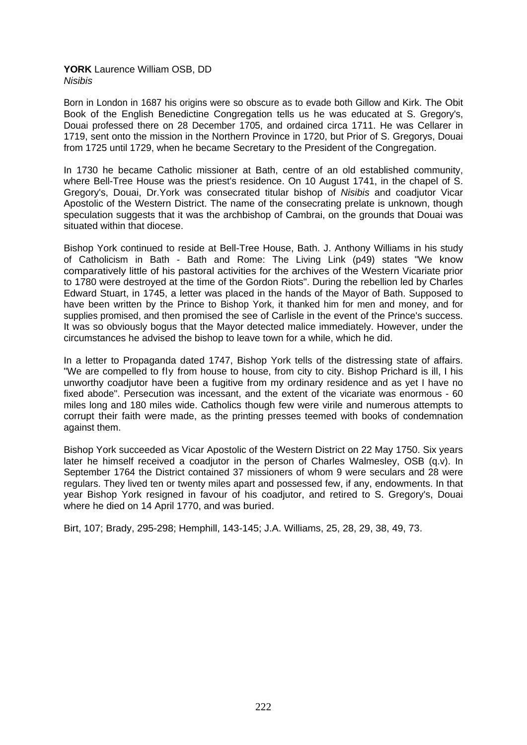**YORK** Laurence William OSB, DD
*Nisibis*

Born in London in 1687 his origins were so obscure as to evade both Gillow and Kirk. The Obit Book of the English Benedictine Congregation tells us he was educated at S. Gregory's, Douai professed there on 28 December 1705, and ordained circa 1711. He was Cellarer in 1719, sent onto the mission in the Northern Province in 1720, but Prior of S. Gregorys, Douai from 1725 until 1729, when he became Secretary to the President of the Congregation.

In 1730 he became Catholic missioner at Bath, centre of an old established community, where Bell-Tree House was the priest's residence. On 10 August 1741, in the chapel of S. Gregory's, Douai, Dr.York was consecrated titular bishop of *Nisibis* and coadjutor Vicar Apostolic of the Western District. The name of the consecrating prelate is unknown, though speculation suggests that it was the archbishop of Cambrai, on the grounds that Douai was situated within that diocese.

Bishop York continued to reside at Bell-Tree House, Bath. J. Anthony Williams in his study of Catholicism in Bath - Bath and Rome: The Living Link (p49) states "We know comparatively little of his pastoral activities for the archives of the Western Vicariate prior to 1780 were destroyed at the time of the Gordon Riots". During the rebellion led by Charles Edward Stuart, in 1745, a letter was placed in the hands of the Mayor of Bath. Supposed to have been written by the Prince to Bishop York, it thanked him for men and money, and for supplies promised, and then promised the see of Carlisle in the event of the Prince's success. It was so obviously bogus that the Mayor detected malice immediately. However, under the circumstances he advised the bishop to leave town for a while, which he did.

In a letter to Propaganda dated 1747, Bishop York tells of the distressing state of affairs. "We are compelled to fly from house to house, from city to city. Bishop Prichard is ill, I his unworthy coadjutor have been a fugitive from my ordinary residence and as yet I have no fixed abode". Persecution was incessant, and the extent of the vicariate was enormous - 60 miles long and 180 miles wide. Catholics though few were virile and numerous attempts to corrupt their faith were made, as the printing presses teemed with books of condemnation against them.

Bishop York succeeded as Vicar Apostolic of the Western District on 22 May 1750. Six years later he himself received a coadjutor in the person of Charles Walmesley, OSB (q.v). In September 1764 the District contained 37 missioners of whom 9 were seculars and 28 were regulars. They lived ten or twenty miles apart and possessed few, if any, endowments. In that year Bishop York resigned in favour of his coadjutor, and retired to S. Gregory's, Douai where he died on 14 April 1770, and was buried.

Birt, 107; Brady, 295-298; Hemphill, 143-145; J.A. Williams, 25, 28, 29, 38, 49, 73.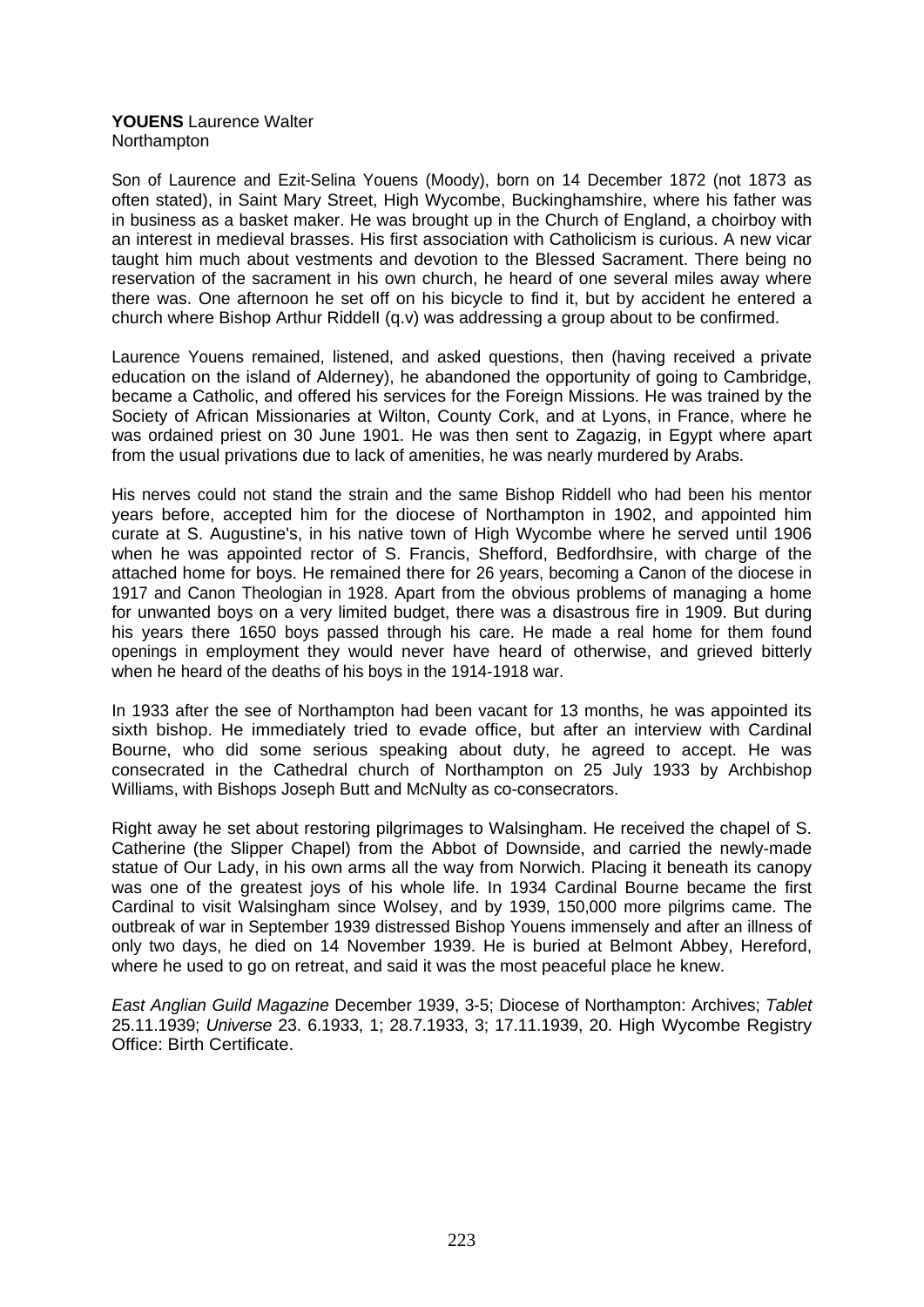**YOUENS** Laurence Walter
Northampton

Son of Laurence and Ezit-Selina Youens (Moody), born on 14 December 1872 (not 1873 as often stated), in Saint Mary Street, High Wycombe, Buckinghamshire, where his father was in business as a basket maker. He was brought up in the Church of England, a choirboy with an interest in medieval brasses. His first association with Catholicism is curious. A new vicar taught him much about vestments and devotion to the Blessed Sacrament. There being no reservation of the sacrament in his own church, he heard of one several miles away where there was. One afternoon he set off on his bicycle to find it, but by accident he entered a church where Bishop Arthur Riddell (q.v) was addressing a group about to be confirmed.

Laurence Youens remained, listened, and asked questions, then (having received a private education on the island of Alderney), he abandoned the opportunity of going to Cambridge, became a Catholic, and offered his services for the Foreign Missions. He was trained by the Society of African Missionaries at Wilton, County Cork, and at Lyons, in France, where he was ordained priest on 30 June 1901. He was then sent to Zagazig, in Egypt where apart from the usual privations due to lack of amenities, he was nearly murdered by Arabs.

His nerves could not stand the strain and the same Bishop Riddell who had been his mentor years before, accepted him for the diocese of Northampton in 1902, and appointed him curate at S. Augustine's, in his native town of High Wycombe where he served until 1906 when he was appointed rector of S. Francis, Shefford, Bedfordhsire, with charge of the attached home for boys. He remained there for 26 years, becoming a Canon of the diocese in 1917 and Canon Theologian in 1928. Apart from the obvious problems of managing a home for unwanted boys on a very limited budget, there was a disastrous fire in 1909. But during his years there 1650 boys passed through his care. He made a real home for them found openings in employment they would never have heard of otherwise, and grieved bitterly when he heard of the deaths of his boys in the 1914-1918 war.

In 1933 after the see of Northampton had been vacant for 13 months, he was appointed its sixth bishop. He immediately tried to evade office, but after an interview with Cardinal Bourne, who did some serious speaking about duty, he agreed to accept. He was consecrated in the Cathedral church of Northampton on 25 July 1933 by Archbishop Williams, with Bishops Joseph Butt and McNulty as co-consecrators.

Right away he set about restoring pilgrimages to Walsingham. He received the chapel of S. Catherine (the Slipper Chapel) from the Abbot of Downside, and carried the newly-made statue of Our Lady, in his own arms all the way from Norwich. Placing it beneath its canopy was one of the greatest joys of his whole life. In 1934 Cardinal Bourne became the first Cardinal to visit Walsingham since Wolsey, and by 1939, 150,000 more pilgrims came. The outbreak of war in September 1939 distressed Bishop Youens immensely and after an illness of only two days, he died on 14 November 1939. He is buried at Belmont Abbey, Hereford, where he used to go on retreat, and said it was the most peaceful place he knew.

*East Anglian Guild Magazine* December 1939, 3-5; Diocese of Northampton: Archives; *Tablet* 25.11.1939; *Universe* 23. 6.1933, 1; 28.7.1933, 3; 17.11.1939, 20. High Wycombe Registry Office: Birth Certificate.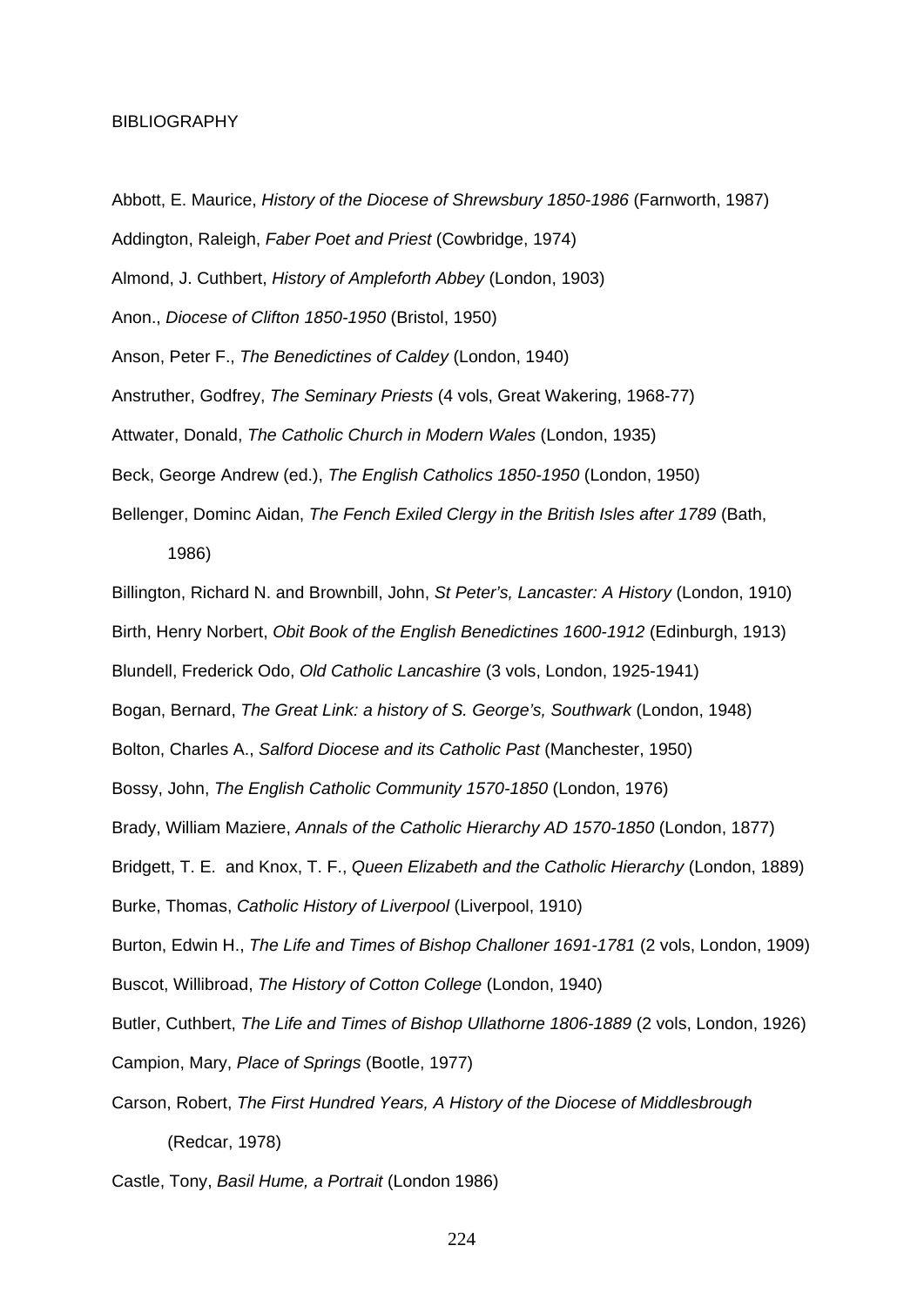BIBLIOGRAPHY

Abbott, E. Maurice, *History of the Diocese of Shrewsbury 1850-1986* (Farnworth, 1987)

Addington, Raleigh, *Faber Poet and Priest* (Cowbridge, 1974)

Almond, J. Cuthbert, *History of Ampleforth Abbey* (London, 1903)

Anon., *Diocese of Clifton 1850-1950* (Bristol, 1950)

Anson, Peter F., *The Benedictines of Caldey* (London, 1940)

Anstruther, Godfrey, *The Seminary Priests* (4 vols, Great Wakering, 1968-77)

Attwater, Donald, *The Catholic Church in Modern Wales* (London, 1935)

Beck, George Andrew (ed.), *The English Catholics 1850-1950* (London, 1950)

Bellenger, Dominc Aidan, *The Fench Exiled Clergy in the British Isles after 1789* (Bath, 1986)

Billington, Richard N. and Brownbill, John, *St Peter's, Lancaster: A History* (London, 1910)

Birth, Henry Norbert, *Obit Book of the English Benedictines 1600-1912* (Edinburgh, 1913)

Blundell, Frederick Odo, *Old Catholic Lancashire* (3 vols, London, 1925-1941)

Bogan, Bernard, *The Great Link: a history of S. George's, Southwark* (London, 1948)

Bolton, Charles A., *Salford Diocese and its Catholic Past* (Manchester, 1950)

Bossy, John, *The English Catholic Community 1570-1850* (London, 1976)

Brady, William Maziere, *Annals of the Catholic Hierarchy AD 1570-1850* (London, 1877)

Bridgett, T. E. and Knox, T. F., *Queen Elizabeth and the Catholic Hierarchy* (London, 1889)

Burke, Thomas, *Catholic History of Liverpool* (Liverpool, 1910)

Burton, Edwin H., *The Life and Times of Bishop Challoner 1691-1781* (2 vols, London, 1909)

Buscot, Willibroad, *The History of Cotton College* (London, 1940)

Butler, Cuthbert, *The Life and Times of Bishop Ullathorne 1806-1889* (2 vols, London, 1926)

Campion, Mary, *Place of Springs* (Bootle, 1977)

Carson, Robert, *The First Hundred Years, A History of the Diocese of Middlesbrough* (Redcar, 1978)

Castle, Tony, *Basil Hume, a Portrait* (London 1986)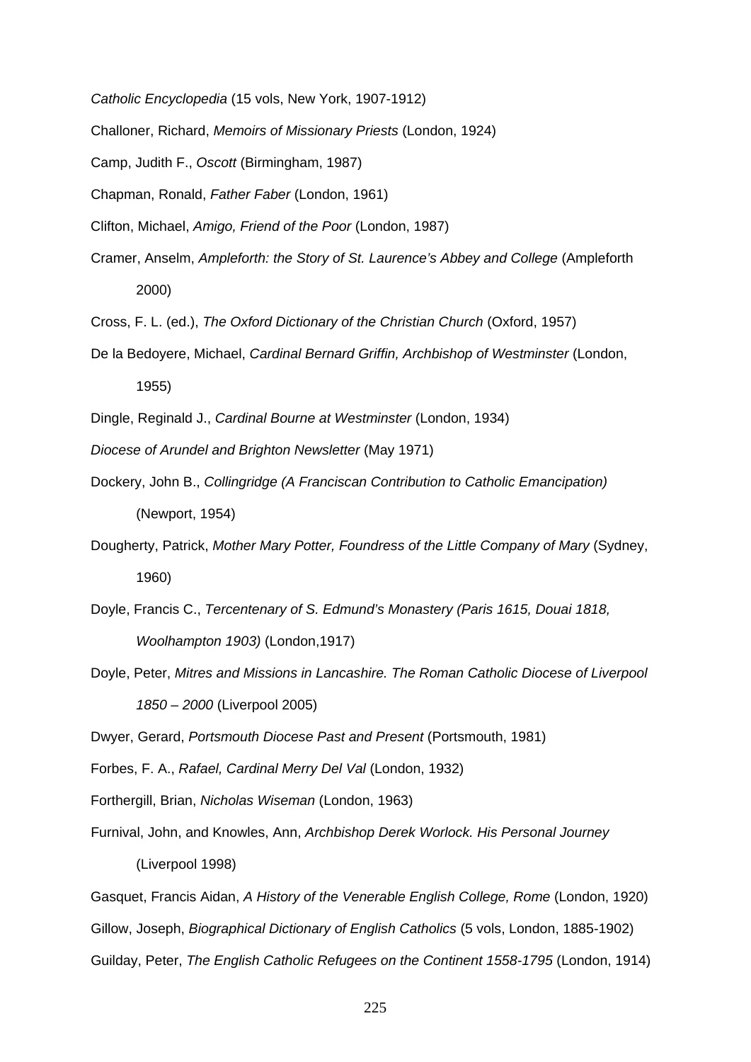*Catholic Encyclopedia* (15 vols, New York, 1907-1912)

Challoner, Richard, *Memoirs of Missionary Priests* (London, 1924)

Camp, Judith F., *Oscott* (Birmingham, 1987)

Chapman, Ronald, *Father Faber* (London, 1961)

Clifton, Michael, *Amigo, Friend of the Poor* (London, 1987)

Cramer, Anselm, *Ampleforth: the Story of St. Laurence's Abbey and College* (Ampleforth 2000)

Cross, F. L. (ed.), *The Oxford Dictionary of the Christian Church* (Oxford, 1957)

De la Bedoyere, Michael, *Cardinal Bernard Griffin, Archbishop of Westminster* (London, 1955)

Dingle, Reginald J., *Cardinal Bourne at Westminster* (London, 1934)

*Diocese of Arundel and Brighton Newsletter* (May 1971)

Dockery, John B., *Collingridge (A Franciscan Contribution to Catholic Emancipation)* (Newport, 1954)

Dougherty, Patrick, *Mother Mary Potter, Foundress of the Little Company of Mary* (Sydney, 1960)

Doyle, Francis C., *Tercentenary of S. Edmund's Monastery (Paris 1615, Douai 1818, Woolhampton 1903)* (London,1917)

Doyle, Peter, *Mitres and Missions in Lancashire. The Roman Catholic Diocese of Liverpool 1850 – 2000* (Liverpool 2005)

Dwyer, Gerard, *Portsmouth Diocese Past and Present* (Portsmouth, 1981)

Forbes, F. A., *Rafael, Cardinal Merry Del Val* (London, 1932)

Forthergill, Brian, *Nicholas Wiseman* (London, 1963)

Furnival, John, and Knowles, Ann, *Archbishop Derek Worlock. His Personal Journey* (Liverpool 1998)

Gasquet, Francis Aidan, *A History of the Venerable English College, Rome* (London, 1920)

Gillow, Joseph, *Biographical Dictionary of English Catholics* (5 vols, London, 1885-1902)

Guilday, Peter, *The English Catholic Refugees on the Continent 1558-1795* (London, 1914)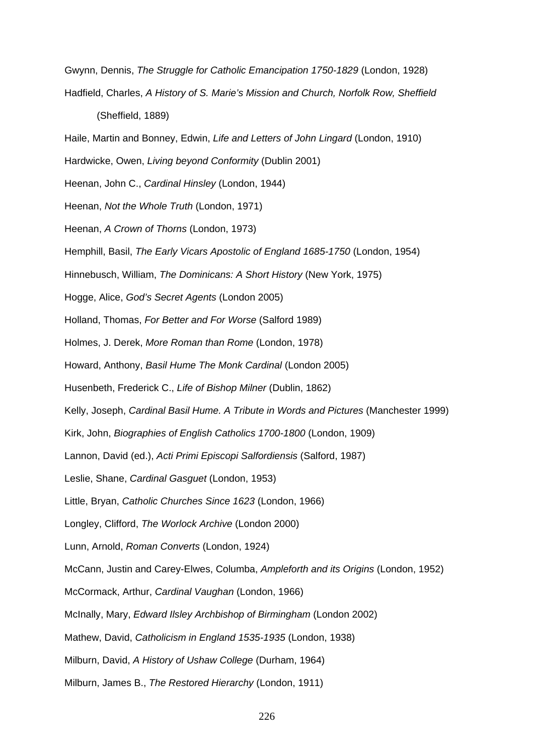Gwynn, Dennis, *The Struggle for Catholic Emancipation 1750-1829* (London, 1928)

Hadfield, Charles, *A History of S. Marie's Mission and Church, Norfolk Row, Sheffield* (Sheffield, 1889)

Haile, Martin and Bonney, Edwin, *Life and Letters of John Lingard* (London, 1910)

Hardwicke, Owen, *Living beyond Conformity* (Dublin 2001)

Heenan, John C., *Cardinal Hinsley* (London, 1944)

Heenan, *Not the Whole Truth* (London, 1971)

Heenan, *A Crown of Thorns* (London, 1973)

Hemphill, Basil, *The Early Vicars Apostolic of England 1685-1750* (London, 1954)

Hinnebusch, William, *The Dominicans: A Short History* (New York, 1975)

Hogge, Alice, *God's Secret Agents* (London 2005)

Holland, Thomas, *For Better and For Worse* (Salford 1989)

Holmes, J. Derek, *More Roman than Rome* (London, 1978)

Howard, Anthony, *Basil Hume The Monk Cardinal* (London 2005)

Husenbeth, Frederick C., *Life of Bishop Milner* (Dublin, 1862)

Kelly, Joseph, *Cardinal Basil Hume. A Tribute in Words and Pictures* (Manchester 1999)

Kirk, John, *Biographies of English Catholics 1700-1800* (London, 1909)

Lannon, David (ed.), *Acti Primi Episcopi Salfordiensis* (Salford, 1987)

Leslie, Shane, *Cardinal Gasguet* (London, 1953)

Little, Bryan, *Catholic Churches Since 1623* (London, 1966)

Longley, Clifford, *The Worlock Archive* (London 2000)

Lunn, Arnold, *Roman Converts* (London, 1924)

McCann, Justin and Carey-Elwes, Columba, *Ampleforth and its Origins* (London, 1952)

McCormack, Arthur, *Cardinal Vaughan* (London, 1966)

McInally, Mary, *Edward Ilsley Archbishop of Birmingham* (London 2002)

Mathew, David, *Catholicism in England 1535-1935* (London, 1938)

Milburn, David, *A History of Ushaw College* (Durham, 1964)

Milburn, James B., *The Restored Hierarchy* (London, 1911)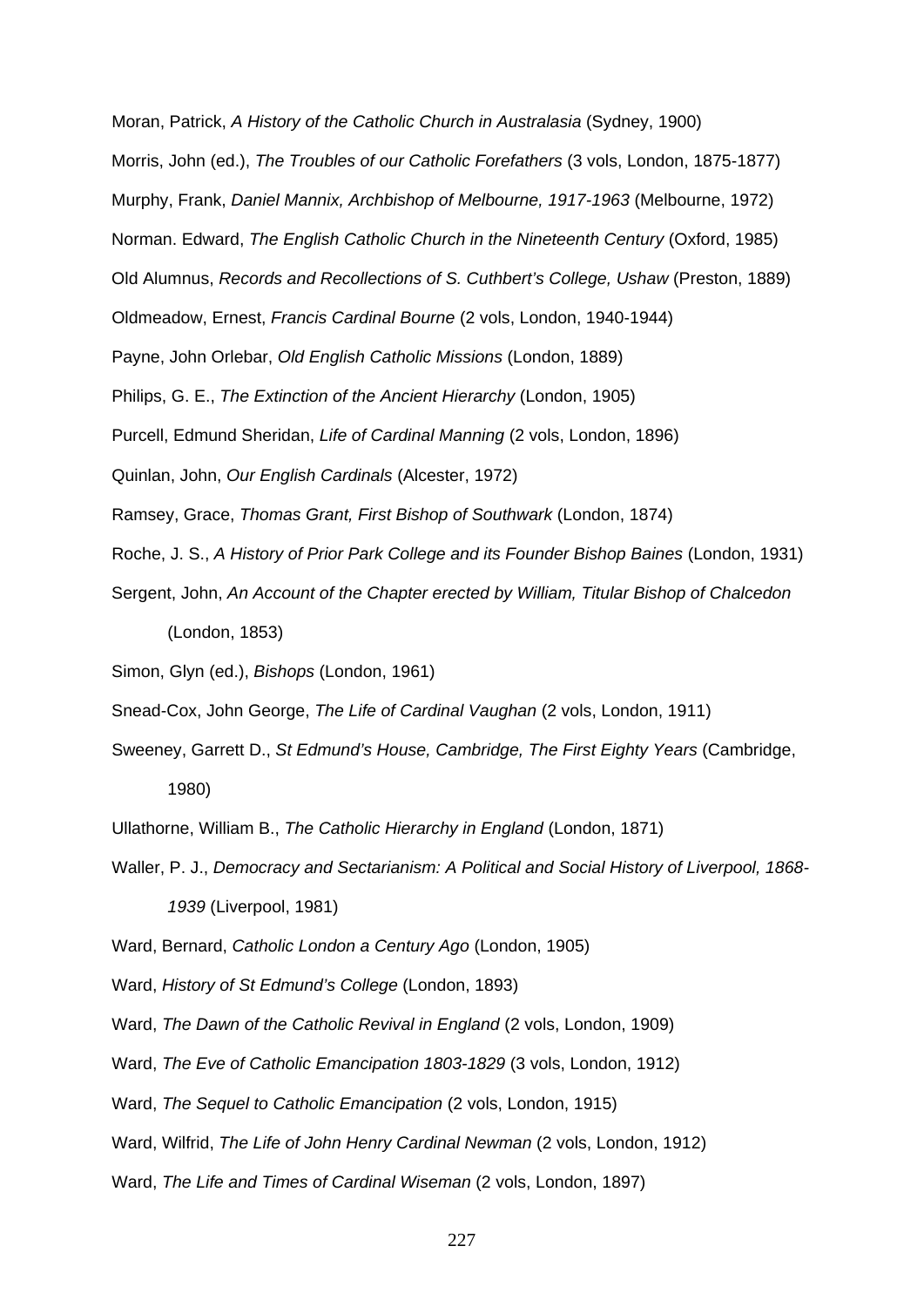Moran, Patrick, *A History of the Catholic Church in Australasia* (Sydney, 1900)

Morris, John (ed.), *The Troubles of our Catholic Forefathers* (3 vols, London, 1875-1877)

Murphy, Frank, *Daniel Mannix, Archbishop of Melbourne, 1917-1963* (Melbourne, 1972)

Norman. Edward, *The English Catholic Church in the Nineteenth Century* (Oxford, 1985)

Old Alumnus, *Records and Recollections of S. Cuthbert's College, Ushaw* (Preston, 1889)

Oldmeadow, Ernest, *Francis Cardinal Bourne* (2 vols, London, 1940-1944)

Payne, John Orlebar, *Old English Catholic Missions* (London, 1889)

Philips, G. E., *The Extinction of the Ancient Hierarchy* (London, 1905)

Purcell, Edmund Sheridan, *Life of Cardinal Manning* (2 vols, London, 1896)

Quinlan, John, *Our English Cardinals* (Alcester, 1972)

Ramsey, Grace, *Thomas Grant, First Bishop of Southwark* (London, 1874)

Roche, J. S., *A History of Prior Park College and its Founder Bishop Baines* (London, 1931)

Sergent, John, *An Account of the Chapter erected by William, Titular Bishop of Chalcedon* (London, 1853)

Simon, Glyn (ed.), *Bishops* (London, 1961)

Snead-Cox, John George, *The Life of Cardinal Vaughan* (2 vols, London, 1911)

Sweeney, Garrett D., *St Edmund's House, Cambridge, The First Eighty Years* (Cambridge, 1980)

Ullathorne, William B., *The Catholic Hierarchy in England* (London, 1871)

Waller, P. J., *Democracy and Sectarianism: A Political and Social History of Liverpool, 1868-1939* (Liverpool, 1981)

Ward, Bernard, *Catholic London a Century Ago* (London, 1905)

Ward, *History of St Edmund's College* (London, 1893)

Ward, *The Dawn of the Catholic Revival in England* (2 vols, London, 1909)

Ward, *The Eve of Catholic Emancipation 1803-1829* (3 vols, London, 1912)

Ward, *The Sequel to Catholic Emancipation* (2 vols, London, 1915)

Ward, Wilfrid, *The Life of John Henry Cardinal Newman* (2 vols, London, 1912)

Ward, *The Life and Times of Cardinal Wiseman* (2 vols, London, 1897)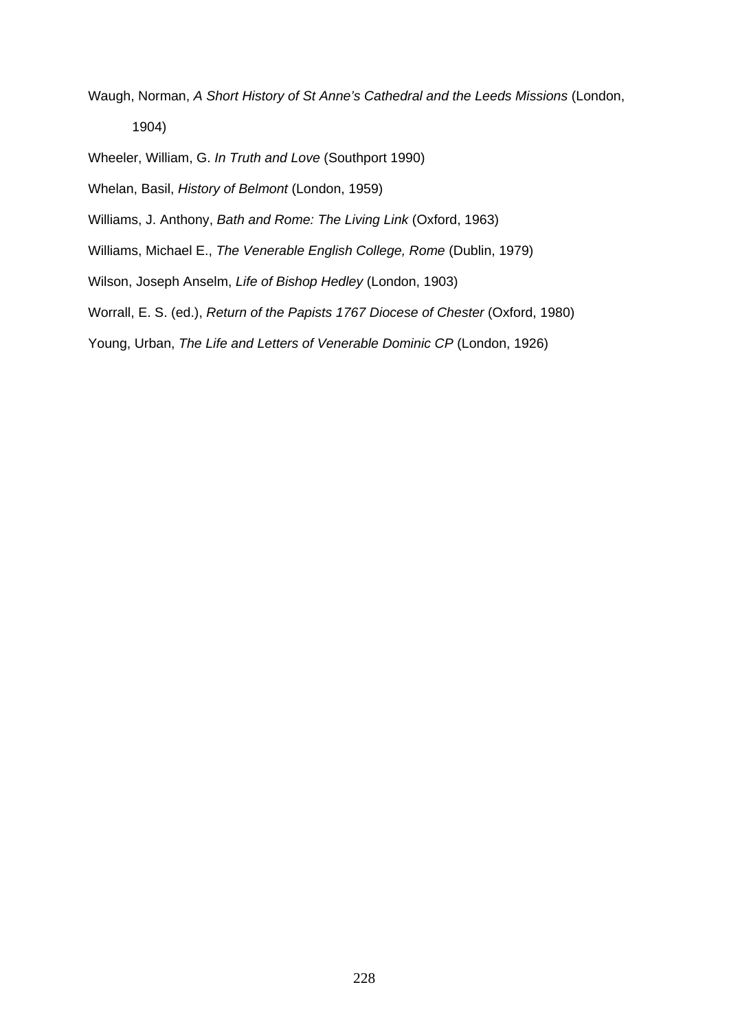Waugh, Norman, *A Short History of St Anne's Cathedral and the Leeds Missions* (London, 1904)

Wheeler, William, G. *In Truth and Love* (Southport 1990)

Whelan, Basil, *History of Belmont* (London, 1959)

Williams, J. Anthony, *Bath and Rome: The Living Link* (Oxford, 1963)

Williams, Michael E., *The Venerable English College, Rome* (Dublin, 1979)

Wilson, Joseph Anselm, *Life of Bishop Hedley* (London, 1903)

Worrall, E. S. (ed.), *Return of the Papists 1767 Diocese of Chester* (Oxford, 1980)

Young, Urban, *The Life and Letters of Venerable Dominic CP* (London, 1926)